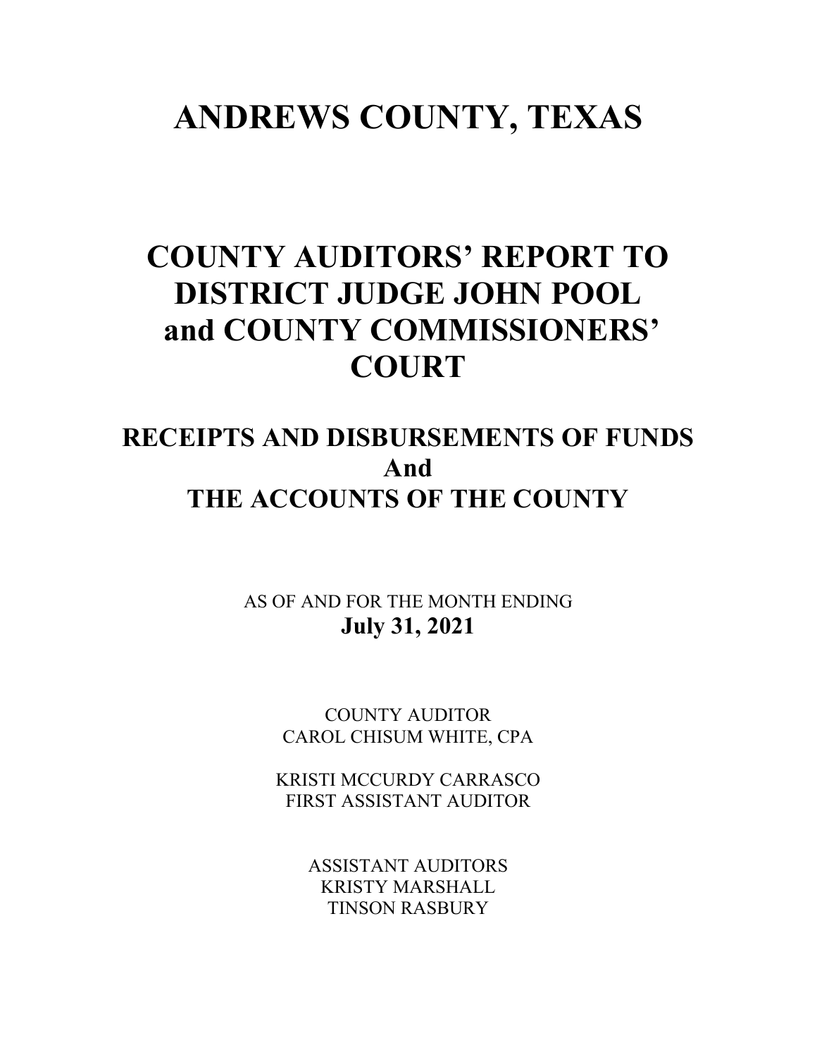# ANDREWS COUNTY, TEXAS

# COUNTY AUDITORS' REPORT TO DISTRICT JUDGE JOHN POOL and COUNTY COMMISSIONERS' COURT

## RECEIPTS AND DISBURSEMENTS OF FUNDS And THE ACCOUNTS OF THE COUNTY

AS OF AND FOR THE MONTH ENDING

**July 31, 2021**

COUNTY AUDITOR
CAROL CHISUM WHITE, CPA

KRISTI MCCURDY CARRASCO
FIRST ASSISTANT AUDITOR

ASSISTANT AUDITORS
KRISTY MARSHALL
TINSON RASBURY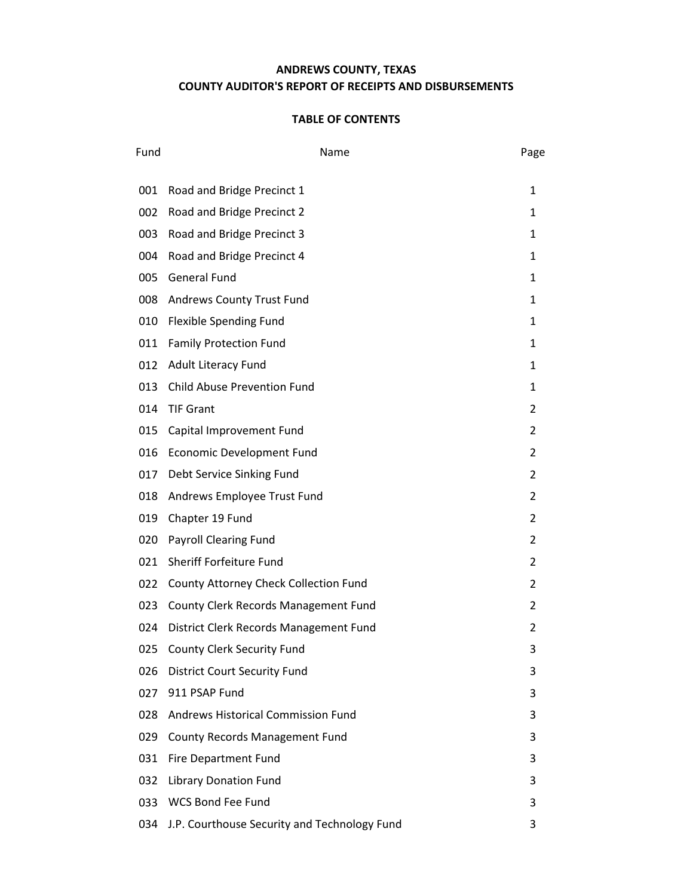# ANDREWS COUNTY, TEXAS
## COUNTY AUDITOR'S REPORT OF RECEIPTS AND DISBURSEMENTS

### TABLE OF CONTENTS

| Fund | Name | Page |
|---|---|---|
| 001 | Road and Bridge Precinct 1 | 1 |
| 002 | Road and Bridge Precinct 2 | 1 |
| 003 | Road and Bridge Precinct 3 | 1 |
| 004 | Road and Bridge Precinct 4 | 1 |
| 005 | General Fund | 1 |
| 008 | Andrews County Trust Fund | 1 |
| 010 | Flexible Spending Fund | 1 |
| 011 | Family Protection Fund | 1 |
| 012 | Adult Literacy Fund | 1 |
| 013 | Child Abuse Prevention Fund | 1 |
| 014 | TIF Grant | 2 |
| 015 | Capital Improvement Fund | 2 |
| 016 | Economic Development Fund | 2 |
| 017 | Debt Service Sinking Fund | 2 |
| 018 | Andrews Employee Trust Fund | 2 |
| 019 | Chapter 19 Fund | 2 |
| 020 | Payroll Clearing Fund | 2 |
| 021 | Sheriff Forfeiture Fund | 2 |
| 022 | County Attorney Check Collection Fund | 2 |
| 023 | County Clerk Records Management Fund | 2 |
| 024 | District Clerk Records Management Fund | 2 |
| 025 | County Clerk Security Fund | 3 |
| 026 | District Court Security Fund | 3 |
| 027 | 911 PSAP Fund | 3 |
| 028 | Andrews Historical Commission Fund | 3 |
| 029 | County Records Management Fund | 3 |
| 031 | Fire Department Fund | 3 |
| 032 | Library Donation Fund | 3 |
| 033 | WCS Bond Fee Fund | 3 |
| 034 | J.P. Courthouse Security and Technology Fund | 3 |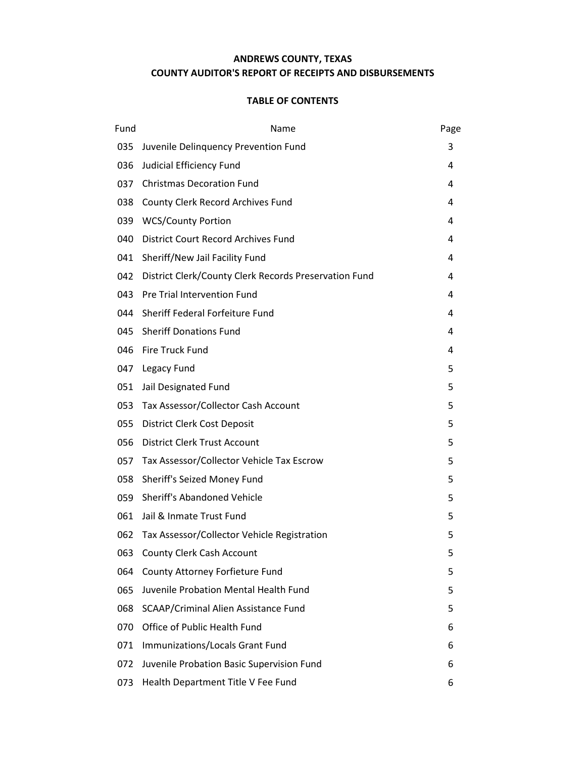# ANDREWS COUNTY, TEXAS

## COUNTY AUDITOR'S REPORT OF RECEIPTS AND DISBURSEMENTS

### TABLE OF CONTENTS

| Fund | Name | Page |
|---|---|---|
| 035 | Juvenile Delinquency Prevention Fund | 3 |
| 036 | Judicial Efficiency Fund | 4 |
| 037 | Christmas Decoration Fund | 4 |
| 038 | County Clerk Record Archives Fund | 4 |
| 039 | WCS/County Portion | 4 |
| 040 | District Court Record Archives Fund | 4 |
| 041 | Sheriff/New Jail Facility Fund | 4 |
| 042 | District Clerk/County Clerk Records Preservation Fund | 4 |
| 043 | Pre Trial Intervention Fund | 4 |
| 044 | Sheriff Federal Forfeiture Fund | 4 |
| 045 | Sheriff Donations Fund | 4 |
| 046 | Fire Truck Fund | 4 |
| 047 | Legacy Fund | 5 |
| 051 | Jail Designated Fund | 5 |
| 053 | Tax Assessor/Collector Cash Account | 5 |
| 055 | District Clerk Cost Deposit | 5 |
| 056 | District Clerk Trust Account | 5 |
| 057 | Tax Assessor/Collector Vehicle Tax Escrow | 5 |
| 058 | Sheriff's Seized Money Fund | 5 |
| 059 | Sheriff's Abandoned Vehicle | 5 |
| 061 | Jail & Inmate Trust Fund | 5 |
| 062 | Tax Assessor/Collector Vehicle Registration | 5 |
| 063 | County Clerk Cash Account | 5 |
| 064 | County Attorney Forfieture Fund | 5 |
| 065 | Juvenile Probation Mental Health Fund | 5 |
| 068 | SCAAP/Criminal Alien Assistance Fund | 5 |
| 070 | Office of Public Health Fund | 6 |
| 071 | Immunizations/Locals Grant Fund | 6 |
| 072 | Juvenile Probation Basic Supervision Fund | 6 |
| 073 | Health Department Title V Fee Fund | 6 |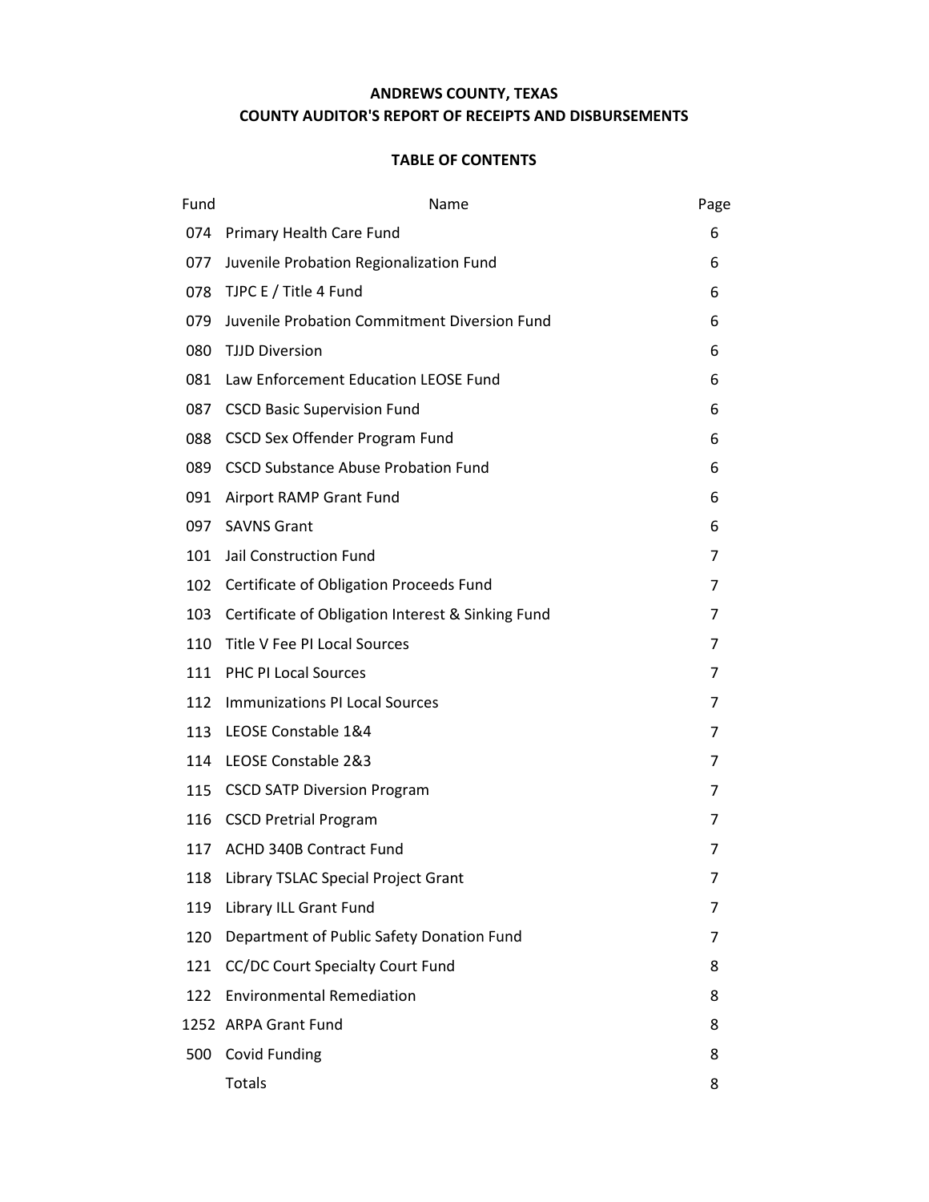**ANDREWS COUNTY, TEXAS**

**COUNTY AUDITOR'S REPORT OF RECEIPTS AND DISBURSEMENTS**

**TABLE OF CONTENTS**

| Fund | Name | Page |
|---|---|---|
| 074 | Primary Health Care Fund | 6 |
| 077 | Juvenile Probation Regionalization Fund | 6 |
| 078 | TJPC E / Title 4 Fund | 6 |
| 079 | Juvenile Probation Commitment Diversion Fund | 6 |
| 080 | TJJD Diversion | 6 |
| 081 | Law Enforcement Education LEOSE Fund | 6 |
| 087 | CSCD Basic Supervision Fund | 6 |
| 088 | CSCD Sex Offender Program Fund | 6 |
| 089 | CSCD Substance Abuse Probation Fund | 6 |
| 091 | Airport RAMP Grant Fund | 6 |
| 097 | SAVNS Grant | 6 |
| 101 | Jail Construction Fund | 7 |
| 102 | Certificate of Obligation Proceeds Fund | 7 |
| 103 | Certificate of Obligation Interest & Sinking Fund | 7 |
| 110 | Title V Fee PI Local Sources | 7 |
| 111 | PHC PI Local Sources | 7 |
| 112 | Immunizations PI Local Sources | 7 |
| 113 | LEOSE Constable 1&4 | 7 |
| 114 | LEOSE Constable 2&3 | 7 |
| 115 | CSCD SATP Diversion Program | 7 |
| 116 | CSCD Pretrial Program | 7 |
| 117 | ACHD 340B Contract Fund | 7 |
| 118 | Library TSLAC Special Project Grant | 7 |
| 119 | Library ILL Grant Fund | 7 |
| 120 | Department of Public Safety Donation Fund | 7 |
| 121 | CC/DC Court Specialty Court Fund | 8 |
| 122 | Environmental Remediation | 8 |
| 1252 | ARPA Grant Fund | 8 |
| 500 | Covid Funding | 8 |
| | Totals | 8 |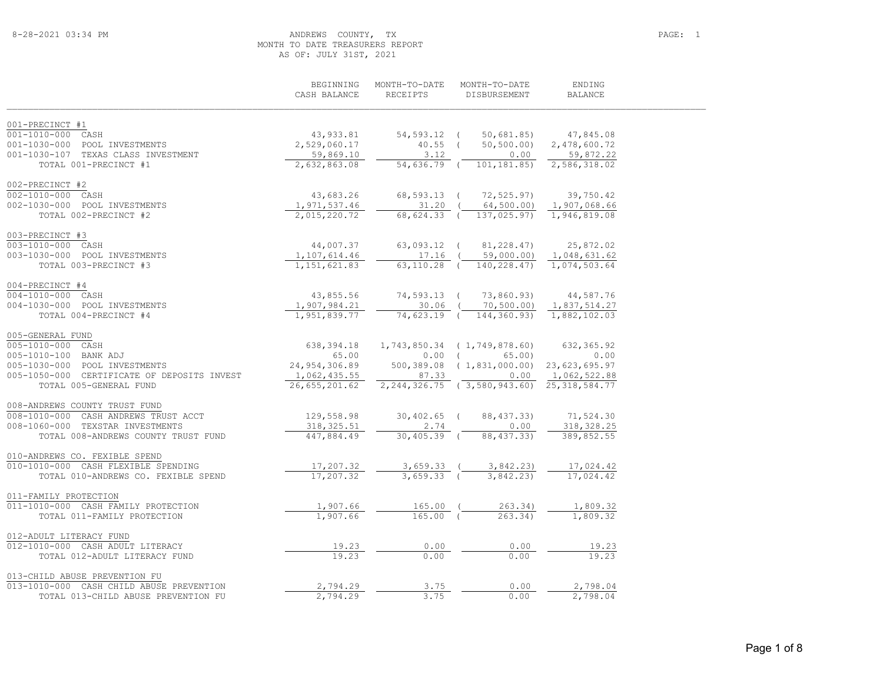ANDREWS COUNTY, TX
MONTH TO DATE TREASURERS REPORT
AS OF: JULY 31ST, 2021

8-28-2021 03:34 PM

| | BEGINNING CASH BALANCE | MONTH-TO-DATE RECEIPTS | MONTH-TO-DATE DISBURSEMENT | ENDING BALANCE |
|---|---|---|---|---|
| **001-PRECINCT #1** | | | | |
| 001-1010-000 CASH | 43,933.81 | 54,593.12 | ( 50,681.85) | 47,845.08 |
| 001-1030-000 POOL INVESTMENTS | 2,529,060.17 | 40.55 | ( 50,500.00) | 2,478,600.72 |
| 001-1030-107 TEXAS CLASS INVESTMENT | 59,869.10 | 3.12 | 0.00 | 59,872.22 |
| TOTAL 001-PRECINCT #1 | 2,632,863.08 | 54,636.79 | ( 101,181.85) | 2,586,318.02 |
| **002-PRECINCT #2** | | | | |
| 002-1010-000 CASH | 43,683.26 | 68,593.13 | ( 72,525.97) | 39,750.42 |
| 002-1030-000 POOL INVESTMENTS | 1,971,537.46 | 31.20 | ( 64,500.00) | 1,907,068.66 |
| TOTAL 002-PRECINCT #2 | 2,015,220.72 | 68,624.33 | ( 137,025.97) | 1,946,819.08 |
| **003-PRECINCT #3** | | | | |
| 003-1010-000 CASH | 44,007.37 | 63,093.12 | ( 81,228.47) | 25,872.02 |
| 003-1030-000 POOL INVESTMENTS | 1,107,614.46 | 17.16 | ( 59,000.00) | 1,048,631.62 |
| TOTAL 003-PRECINCT #3 | 1,151,621.83 | 63,110.28 | ( 140,228.47) | 1,074,503.64 |
| **004-PRECINCT #4** | | | | |
| 004-1010-000 CASH | 43,855.56 | 74,593.13 | ( 73,860.93) | 44,587.76 |
| 004-1030-000 POOL INVESTMENTS | 1,907,984.21 | 30.06 | ( 70,500.00) | 1,837,514.27 |
| TOTAL 004-PRECINCT #4 | 1,951,839.77 | 74,623.19 | ( 144,360.93) | 1,882,102.03 |
| **005-GENERAL FUND** | | | | |
| 005-1010-000 CASH | 638,394.18 | 1,743,850.34 | ( 1,749,878.60) | 632,365.92 |
| 005-1010-100 BANK ADJ | 65.00 | 0.00 | ( 65.00) | 0.00 |
| 005-1030-000 POOL INVESTMENTS | 24,954,306.89 | 500,389.08 | ( 1,831,000.00) | 23,623,695.97 |
| 005-1050-000 CERTIFICATE OF DEPOSITS INVEST | 1,062,435.55 | 87.33 | 0.00 | 1,062,522.88 |
| TOTAL 005-GENERAL FUND | 26,655,201.62 | 2,244,326.75 | ( 3,580,943.60) | 25,318,584.77 |
| **008-ANDREWS COUNTY TRUST FUND** | | | | |
| 008-1010-000 CASH ANDREWS TRUST ACCT | 129,558.98 | 30,402.65 | ( 88,437.33) | 71,524.30 |
| 008-1060-000 TEXSTAR INVESTMENTS | 318,325.51 | 2.74 | 0.00 | 318,328.25 |
| TOTAL 008-ANDREWS COUNTY TRUST FUND | 447,884.49 | 30,405.39 | ( 88,437.33) | 389,852.55 |
| **010-ANDREWS CO. FEXIBLE SPEND** | | | | |
| 010-1010-000 CASH FLEXIBLE SPENDING | 17,207.32 | 3,659.33 | ( 3,842.23) | 17,024.42 |
| TOTAL 010-ANDREWS CO. FEXIBLE SPEND | 17,207.32 | 3,659.33 | ( 3,842.23) | 17,024.42 |
| **011-FAMILY PROTECTION** | | | | |
| 011-1010-000 CASH FAMILY PROTECTION | 1,907.66 | 165.00 | ( 263.34) | 1,809.32 |
| TOTAL 011-FAMILY PROTECTION | 1,907.66 | 165.00 | ( 263.34) | 1,809.32 |
| **012-ADULT LITERACY FUND** | | | | |
| 012-1010-000 CASH ADULT LITERACY | 19.23 | 0.00 | 0.00 | 19.23 |
| TOTAL 012-ADULT LITERACY FUND | 19.23 | 0.00 | 0.00 | 19.23 |
| **013-CHILD ABUSE PREVENTION FU** | | | | |
| 013-1010-000 CASH CHILD ABUSE PREVENTION | 2,794.29 | 3.75 | 0.00 | 2,798.04 |
| TOTAL 013-CHILD ABUSE PREVENTION FU | 2,794.29 | 3.75 | 0.00 | 2,798.04 |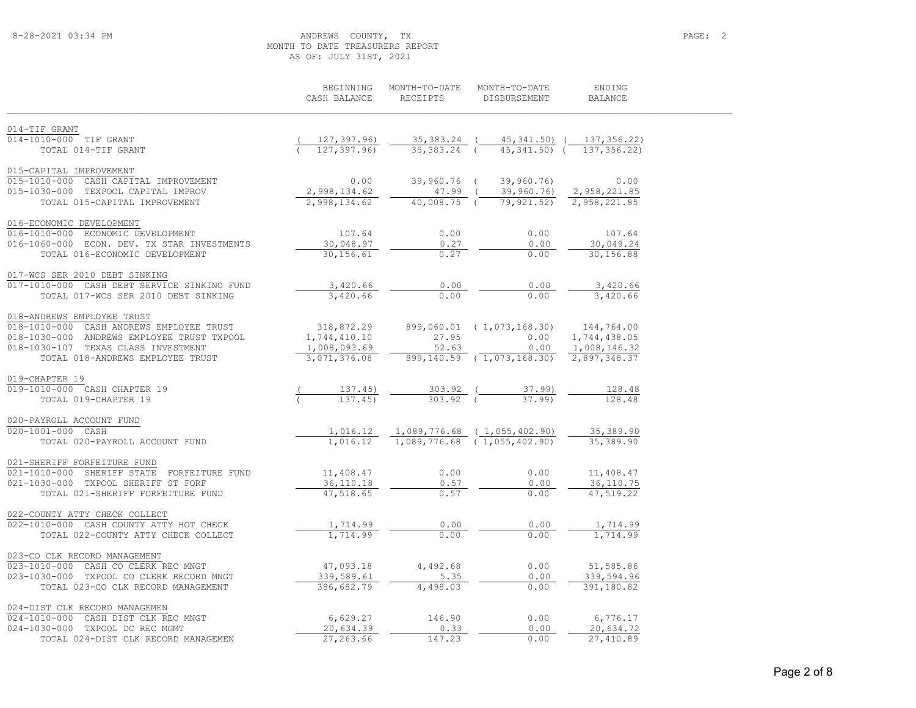ANDREWS COUNTY, TX
MONTH TO DATE TREASURERS REPORT
AS OF: JULY 31ST, 2021

8-28-2021 03:34 PM

| | BEGINNING CASH BALANCE | MONTH-TO-DATE RECEIPTS | MONTH-TO-DATE DISBURSEMENT | ENDING BALANCE |
|---|---|---|---|---|
| **014-TIF GRANT** | | | | |
| 014-1010-000 TIF GRANT | ( 127,397.96) | 35,383.24 | ( 45,341.50) | ( 137,356.22) |
| TOTAL 014-TIF GRANT | ( 127,397.96) | 35,383.24 | ( 45,341.50) | ( 137,356.22) |
| **015-CAPITAL IMPROVEMENT** | | | | |
| 015-1010-000 CASH CAPITAL IMPROVEMENT | 0.00 | 39,960.76 | ( 39,960.76) | 0.00 |
| 015-1030-000 TEXPOOL CAPITAL IMPROV | 2,998,134.62 | 47.99 | ( 39,960.76) | 2,958,221.85 |
| TOTAL 015-CAPITAL IMPROVEMENT | 2,998,134.62 | 40,008.75 | ( 79,921.52) | 2,958,221.85 |
| **016-ECONOMIC DEVELOPMENT** | | | | |
| 016-1010-000 ECONOMIC DEVELOPMENT | 107.64 | 0.00 | 0.00 | 107.64 |
| 016-1060-000 ECON. DEV. TX STAR INVESTMENTS | 30,048.97 | 0.27 | 0.00 | 30,049.24 |
| TOTAL 016-ECONOMIC DEVELOPMENT | 30,156.61 | 0.27 | 0.00 | 30,156.88 |
| **017-WCS SER 2010 DEBT SINKING** | | | | |
| 017-1010-000 CASH DEBT SERVICE SINKING FUND | 3,420.66 | 0.00 | 0.00 | 3,420.66 |
| TOTAL 017-WCS SER 2010 DEBT SINKING | 3,420.66 | 0.00 | 0.00 | 3,420.66 |
| **018-ANDREWS EMPLOYEE TRUST** | | | | |
| 018-1010-000 CASH ANDREWS EMPLOYEE TRUST | 318,872.29 | 899,060.01 | ( 1,073,168.30) | 144,764.00 |
| 018-1030-000 ANDREWS EMPLOYEE TRUST TXPOOL | 1,744,410.10 | 27.95 | 0.00 | 1,744,438.05 |
| 018-1030-107 TEXAS CLASS INVESTMENT | 1,008,093.69 | 52.63 | 0.00 | 1,008,146.32 |
| TOTAL 018-ANDREWS EMPLOYEE TRUST | 3,071,376.08 | 899,140.59 | ( 1,073,168.30) | 2,897,348.37 |
| **019-CHAPTER 19** | | | | |
| 019-1010-000 CASH CHAPTER 19 | ( 137.45) | 303.92 | ( 37.99) | 128.48 |
| TOTAL 019-CHAPTER 19 | ( 137.45) | 303.92 | ( 37.99) | 128.48 |
| **020-PAYROLL ACCOUNT FUND** | | | | |
| 020-1001-000 CASH | 1,016.12 | 1,089,776.68 | ( 1,055,402.90) | 35,389.90 |
| TOTAL 020-PAYROLL ACCOUNT FUND | 1,016.12 | 1,089,776.68 | ( 1,055,402.90) | 35,389.90 |
| **021-SHERIFF FORFEITURE FUND** | | | | |
| 021-1010-000 SHERIFF STATE FORFEITURE FUND | 11,408.47 | 0.00 | 0.00 | 11,408.47 |
| 021-1030-000 TXPOOL SHERIFF ST FORF | 36,110.18 | 0.57 | 0.00 | 36,110.75 |
| TOTAL 021-SHERIFF FORFEITURE FUND | 47,518.65 | 0.57 | 0.00 | 47,519.22 |
| **022-COUNTY ATTY CHECK COLLECT** | | | | |
| 022-1010-000 CASH COUNTY ATTY HOT CHECK | 1,714.99 | 0.00 | 0.00 | 1,714.99 |
| TOTAL 022-COUNTY ATTY CHECK COLLECT | 1,714.99 | 0.00 | 0.00 | 1,714.99 |
| **023-CO CLK RECORD MANAGEMENT** | | | | |
| 023-1010-000 CASH CO CLERK REC MNGT | 47,093.18 | 4,492.68 | 0.00 | 51,585.86 |
| 023-1030-000 TXPOOL CO CLERK RECORD MNGT | 339,589.61 | 5.35 | 0.00 | 339,594.96 |
| TOTAL 023-CO CLK RECORD MANAGEMENT | 386,682.79 | 4,498.03 | 0.00 | 391,180.82 |
| **024-DIST CLK RECORD MANAGEMEN** | | | | |
| 024-1010-000 CASH DIST CLK REC MNGT | 6,629.27 | 146.90 | 0.00 | 6,776.17 |
| 024-1030-000 TXPOOL DC REC MGMT | 20,634.39 | 0.33 | 0.00 | 20,634.72 |
| TOTAL 024-DIST CLK RECORD MANAGEMEN | 27,263.66 | 147.23 | 0.00 | 27,410.89 |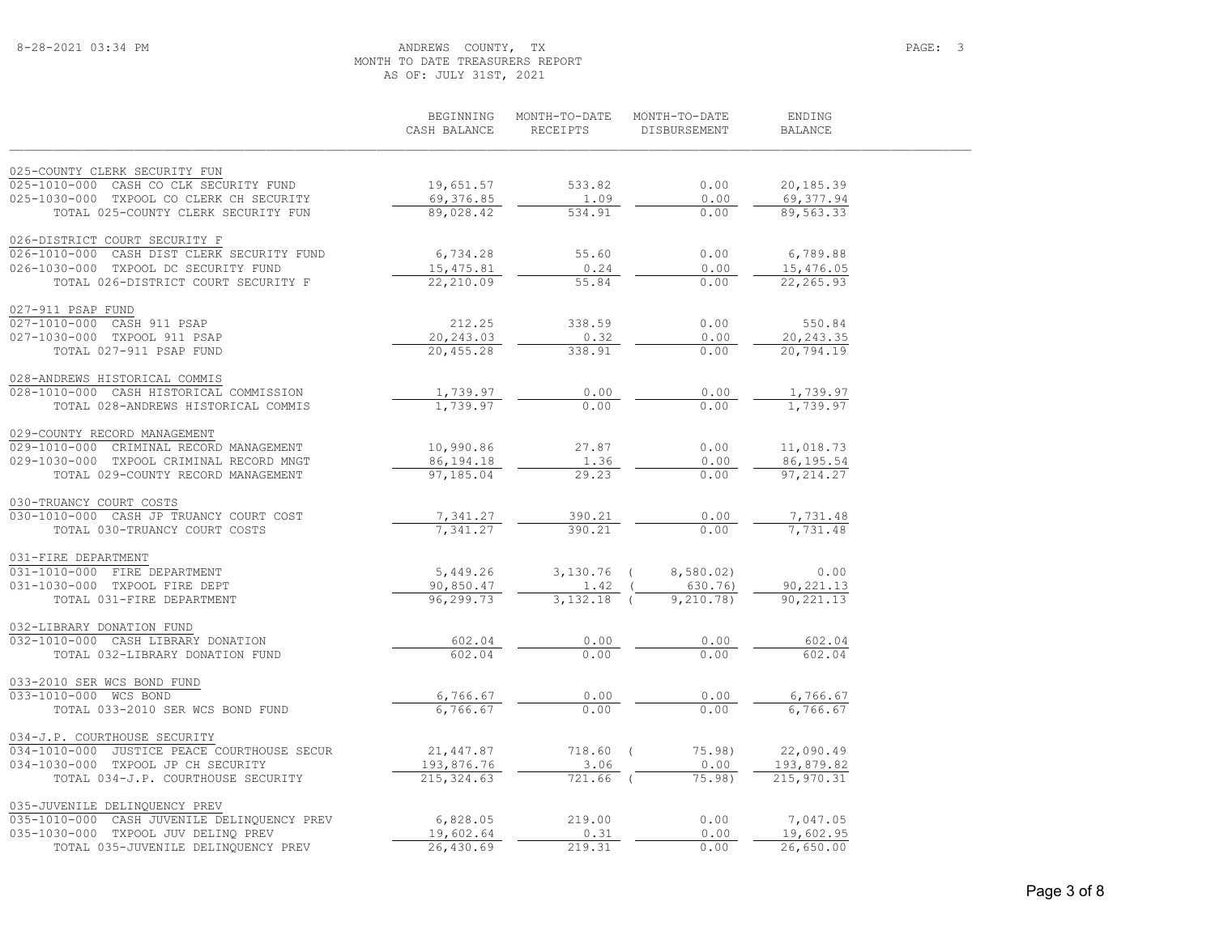8-28-2021 03:34 PM

ANDREWS COUNTY, TX
MONTH TO DATE TREASURERS REPORT
AS OF: JULY 31ST, 2021

PAGE: 3

| | BEGINNING CASH BALANCE | MONTH-TO-DATE RECEIPTS | MONTH-TO-DATE DISBURSEMENT | ENDING BALANCE |
|---|---|---|---|---|
| **025-COUNTY CLERK SECURITY FUN** | | | | |
| 025-1010-000 CASH CO CLK SECURITY FUND | 19,651.57 | 533.82 | 0.00 | 20,185.39 |
| 025-1030-000 TXPOOL CO CLERK CH SECURITY | 69,376.85 | 1.09 | 0.00 | 69,377.94 |
| TOTAL 025-COUNTY CLERK SECURITY FUN | 89,028.42 | 534.91 | 0.00 | 89,563.33 |
| **026-DISTRICT COURT SECURITY F** | | | | |
| 026-1010-000 CASH DIST CLERK SECURITY FUND | 6,734.28 | 55.60 | 0.00 | 6,789.88 |
| 026-1030-000 TXPOOL DC SECURITY FUND | 15,475.81 | 0.24 | 0.00 | 15,476.05 |
| TOTAL 026-DISTRICT COURT SECURITY F | 22,210.09 | 55.84 | 0.00 | 22,265.93 |
| **027-911 PSAP FUND** | | | | |
| 027-1010-000 CASH 911 PSAP | 212.25 | 338.59 | 0.00 | 550.84 |
| 027-1030-000 TXPOOL 911 PSAP | 20,243.03 | 0.32 | 0.00 | 20,243.35 |
| TOTAL 027-911 PSAP FUND | 20,455.28 | 338.91 | 0.00 | 20,794.19 |
| **028-ANDREWS HISTORICAL COMMIS** | | | | |
| 028-1010-000 CASH HISTORICAL COMMISSION | 1,739.97 | 0.00 | 0.00 | 1,739.97 |
| TOTAL 028-ANDREWS HISTORICAL COMMIS | 1,739.97 | 0.00 | 0.00 | 1,739.97 |
| **029-COUNTY RECORD MANAGEMENT** | | | | |
| 029-1010-000 CRIMINAL RECORD MANAGEMENT | 10,990.86 | 27.87 | 0.00 | 11,018.73 |
| 029-1030-000 TXPOOL CRIMINAL RECORD MNGT | 86,194.18 | 1.36 | 0.00 | 86,195.54 |
| TOTAL 029-COUNTY RECORD MANAGEMENT | 97,185.04 | 29.23 | 0.00 | 97,214.27 |
| **030-TRUANCY COURT COSTS** | | | | |
| 030-1010-000 CASH JP TRUANCY COURT COST | 7,341.27 | 390.21 | 0.00 | 7,731.48 |
| TOTAL 030-TRUANCY COURT COSTS | 7,341.27 | 390.21 | 0.00 | 7,731.48 |
| **031-FIRE DEPARTMENT** | | | | |
| 031-1010-000 FIRE DEPARTMENT | 5,449.26 | 3,130.76 | ( 8,580.02) | 0.00 |
| 031-1030-000 TXPOOL FIRE DEPT | 90,850.47 | 1.42 | ( 630.76) | 90,221.13 |
| TOTAL 031-FIRE DEPARTMENT | 96,299.73 | 3,132.18 | ( 9,210.78) | 90,221.13 |
| **032-LIBRARY DONATION FUND** | | | | |
| 032-1010-000 CASH LIBRARY DONATION | 602.04 | 0.00 | 0.00 | 602.04 |
| TOTAL 032-LIBRARY DONATION FUND | 602.04 | 0.00 | 0.00 | 602.04 |
| **033-2010 SER WCS BOND FUND** | | | | |
| 033-1010-000 WCS BOND | 6,766.67 | 0.00 | 0.00 | 6,766.67 |
| TOTAL 033-2010 SER WCS BOND FUND | 6,766.67 | 0.00 | 0.00 | 6,766.67 |
| **034-J.P. COURTHOUSE SECURITY** | | | | |
| 034-1010-000 JUSTICE PEACE COURTHOUSE SECUR | 21,447.87 | 718.60 | ( 75.98) | 22,090.49 |
| 034-1030-000 TXPOOL JP CH SECURITY | 193,876.76 | 3.06 | 0.00 | 193,879.82 |
| TOTAL 034-J.P. COURTHOUSE SECURITY | 215,324.63 | 721.66 | ( 75.98) | 215,970.31 |
| **035-JUVENILE DELINQUENCY PREV** | | | | |
| 035-1010-000 CASH JUVENILE DELINQUENCY PREV | 6,828.05 | 219.00 | 0.00 | 7,047.05 |
| 035-1030-000 TXPOOL JUV DELINQ PREV | 19,602.64 | 0.31 | 0.00 | 19,602.95 |
| TOTAL 035-JUVENILE DELINQUENCY PREV | 26,430.69 | 219.31 | 0.00 | 26,650.00 |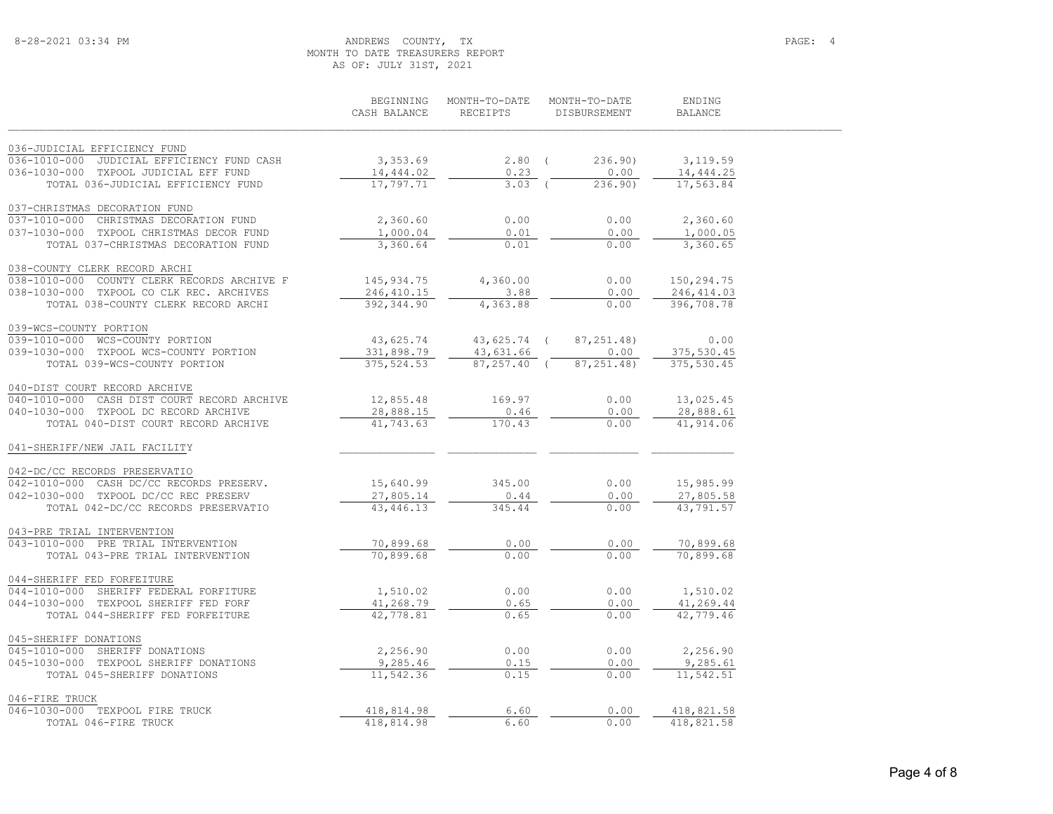8-28-2021 03:34 PM

ANDREWS COUNTY, TX
MONTH TO DATE TREASURERS REPORT
AS OF: JULY 31ST, 2021

| | BEGINNING CASH BALANCE | MONTH-TO-DATE RECEIPTS | MONTH-TO-DATE DISBURSEMENT | ENDING BALANCE |
|---|---|---|---|---|
| 036-JUDICIAL EFFICIENCY FUND | | | | |
| 036-1010-000 JUDICIAL EFFICIENCY FUND CASH | 3,353.69 | 2.80 | ( 236.90) | 3,119.59 |
| 036-1030-000 TXPOOL JUDICIAL EFF FUND | 14,444.02 | 0.23 | 0.00 | 14,444.25 |
| TOTAL 036-JUDICIAL EFFICIENCY FUND | 17,797.71 | 3.03 | ( 236.90) | 17,563.84 |
| 037-CHRISTMAS DECORATION FUND | | | | |
| 037-1010-000 CHRISTMAS DECORATION FUND | 2,360.60 | 0.00 | 0.00 | 2,360.60 |
| 037-1030-000 TXPOOL CHRISTMAS DECOR FUND | 1,000.04 | 0.01 | 0.00 | 1,000.05 |
| TOTAL 037-CHRISTMAS DECORATION FUND | 3,360.64 | 0.01 | 0.00 | 3,360.65 |
| 038-COUNTY CLERK RECORD ARCHI | | | | |
| 038-1010-000 COUNTY CLERK RECORDS ARCHIVE F | 145,934.75 | 4,360.00 | 0.00 | 150,294.75 |
| 038-1030-000 TXPOOL CO CLK REC. ARCHIVES | 246,410.15 | 3.88 | 0.00 | 246,414.03 |
| TOTAL 038-COUNTY CLERK RECORD ARCHI | 392,344.90 | 4,363.88 | 0.00 | 396,708.78 |
| 039-WCS-COUNTY PORTION | | | | |
| 039-1010-000 WCS-COUNTY PORTION | 43,625.74 | 43,625.74 | ( 87,251.48) | 0.00 |
| 039-1030-000 TXPOOL WCS-COUNTY PORTION | 331,898.79 | 43,631.66 | 0.00 | 375,530.45 |
| TOTAL 039-WCS-COUNTY PORTION | 375,524.53 | 87,257.40 | ( 87,251.48) | 375,530.45 |
| 040-DIST COURT RECORD ARCHIVE | | | | |
| 040-1010-000 CASH DIST COURT RECORD ARCHIVE | 12,855.48 | 169.97 | 0.00 | 13,025.45 |
| 040-1030-000 TXPOOL DC RECORD ARCHIVE | 28,888.15 | 0.46 | 0.00 | 28,888.61 |
| TOTAL 040-DIST COURT RECORD ARCHIVE | 41,743.63 | 170.43 | 0.00 | 41,914.06 |
| 041-SHERIFF/NEW JAIL FACILITY | | | | |
| 042-DC/CC RECORDS PRESERVATIO | | | | |
| 042-1010-000 CASH DC/CC RECORDS PRESERV. | 15,640.99 | 345.00 | 0.00 | 15,985.99 |
| 042-1030-000 TXPOOL DC/CC REC PRESERV | 27,805.14 | 0.44 | 0.00 | 27,805.58 |
| TOTAL 042-DC/CC RECORDS PRESERVATIO | 43,446.13 | 345.44 | 0.00 | 43,791.57 |
| 043-PRE TRIAL INTERVENTION | | | | |
| 043-1010-000 PRE TRIAL INTERVENTION | 70,899.68 | 0.00 | 0.00 | 70,899.68 |
| TOTAL 043-PRE TRIAL INTERVENTION | 70,899.68 | 0.00 | 0.00 | 70,899.68 |
| 044-SHERIFF FED FORFEITURE | | | | |
| 044-1010-000 SHERIFF FEDERAL FORFITURE | 1,510.02 | 0.00 | 0.00 | 1,510.02 |
| 044-1030-000 TEXPOOL SHERIFF FED FORF | 41,268.79 | 0.65 | 0.00 | 41,269.44 |
| TOTAL 044-SHERIFF FED FORFEITURE | 42,778.81 | 0.65 | 0.00 | 42,779.46 |
| 045-SHERIFF DONATIONS | | | | |
| 045-1010-000 SHERIFF DONATIONS | 2,256.90 | 0.00 | 0.00 | 2,256.90 |
| 045-1030-000 TEXPOOL SHERIFF DONATIONS | 9,285.46 | 0.15 | 0.00 | 9,285.61 |
| TOTAL 045-SHERIFF DONATIONS | 11,542.36 | 0.15 | 0.00 | 11,542.51 |
| 046-FIRE TRUCK | | | | |
| 046-1030-000 TEXPOOL FIRE TRUCK | 418,814.98 | 6.60 | 0.00 | 418,821.58 |
| TOTAL 046-FIRE TRUCK | 418,814.98 | 6.60 | 0.00 | 418,821.58 |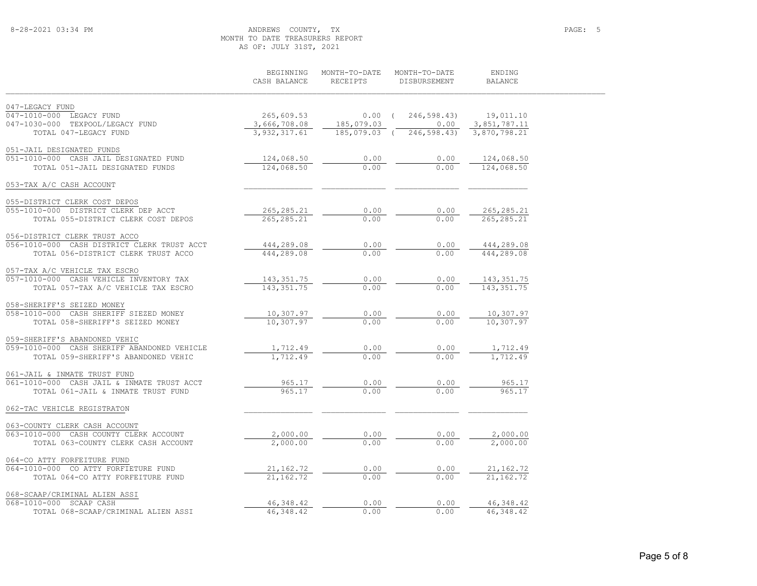ANDREWS COUNTY, TX
MONTH TO DATE TREASURERS REPORT
AS OF: JULY 31ST, 2021

| | BEGINNING CASH BALANCE | MONTH-TO-DATE RECEIPTS | MONTH-TO-DATE DISBURSEMENT | ENDING BALANCE |
|---|---|---|---|---|
| **047-LEGACY FUND** | | | | |
| 047-1010-000 LEGACY FUND | 265,609.53 | 0.00 | ( 246,598.43) | 19,011.10 |
| 047-1030-000 TEXPOOL/LEGACY FUND | 3,666,708.08 | 185,079.03 | 0.00 | 3,851,787.11 |
| TOTAL 047-LEGACY FUND | 3,932,317.61 | 185,079.03 | ( 246,598.43) | 3,870,798.21 |
| **051-JAIL DESIGNATED FUNDS** | | | | |
| 051-1010-000 CASH JAIL DESIGNATED FUND | 124,068.50 | 0.00 | 0.00 | 124,068.50 |
| TOTAL 051-JAIL DESIGNATED FUNDS | 124,068.50 | 0.00 | 0.00 | 124,068.50 |
| **053-TAX A/C CASH ACCOUNT** | | | | |
| **055-DISTRICT CLERK COST DEPOS** | | | | |
| 055-1010-000 DISTRICT CLERK DEP ACCT | 265,285.21 | 0.00 | 0.00 | 265,285.21 |
| TOTAL 055-DISTRICT CLERK COST DEPOS | 265,285.21 | 0.00 | 0.00 | 265,285.21 |
| **056-DISTRICT CLERK TRUST ACCO** | | | | |
| 056-1010-000 CASH DISTRICT CLERK TRUST ACCT | 444,289.08 | 0.00 | 0.00 | 444,289.08 |
| TOTAL 056-DISTRICT CLERK TRUST ACCO | 444,289.08 | 0.00 | 0.00 | 444,289.08 |
| **057-TAX A/C VEHICLE TAX ESCRO** | | | | |
| 057-1010-000 CASH VEHICLE INVENTORY TAX | 143,351.75 | 0.00 | 0.00 | 143,351.75 |
| TOTAL 057-TAX A/C VEHICLE TAX ESCRO | 143,351.75 | 0.00 | 0.00 | 143,351.75 |
| **058-SHERIFF'S SEIZED MONEY** | | | | |
| 058-1010-000 CASH SHERIFF SIEZED MONEY | 10,307.97 | 0.00 | 0.00 | 10,307.97 |
| TOTAL 058-SHERIFF'S SEIZED MONEY | 10,307.97 | 0.00 | 0.00 | 10,307.97 |
| **059-SHERIFF'S ABANDONED VEHIC** | | | | |
| 059-1010-000 CASH SHERIFF ABANDONED VEHICLE | 1,712.49 | 0.00 | 0.00 | 1,712.49 |
| TOTAL 059-SHERIFF'S ABANDONED VEHIC | 1,712.49 | 0.00 | 0.00 | 1,712.49 |
| **061-JAIL & INMATE TRUST FUND** | | | | |
| 061-1010-000 CASH JAIL & INMATE TRUST ACCT | 965.17 | 0.00 | 0.00 | 965.17 |
| TOTAL 061-JAIL & INMATE TRUST FUND | 965.17 | 0.00 | 0.00 | 965.17 |
| **062-TAC VEHICLE REGISTRATON** | | | | |
| **063-COUNTY CLERK CASH ACCOUNT** | | | | |
| 063-1010-000 CASH COUNTY CLERK ACCOUNT | 2,000.00 | 0.00 | 0.00 | 2,000.00 |
| TOTAL 063-COUNTY CLERK CASH ACCOUNT | 2,000.00 | 0.00 | 0.00 | 2,000.00 |
| **064-CO ATTY FORFEITURE FUND** | | | | |
| 064-1010-000 CO ATTY FORFIETURE FUND | 21,162.72 | 0.00 | 0.00 | 21,162.72 |
| TOTAL 064-CO ATTY FORFEITURE FUND | 21,162.72 | 0.00 | 0.00 | 21,162.72 |
| **068-SCAAP/CRIMINAL ALIEN ASSI** | | | | |
| 068-1010-000 SCAAP CASH | 46,348.42 | 0.00 | 0.00 | 46,348.42 |
| TOTAL 068-SCAAP/CRIMINAL ALIEN ASSI | 46,348.42 | 0.00 | 0.00 | 46,348.42 |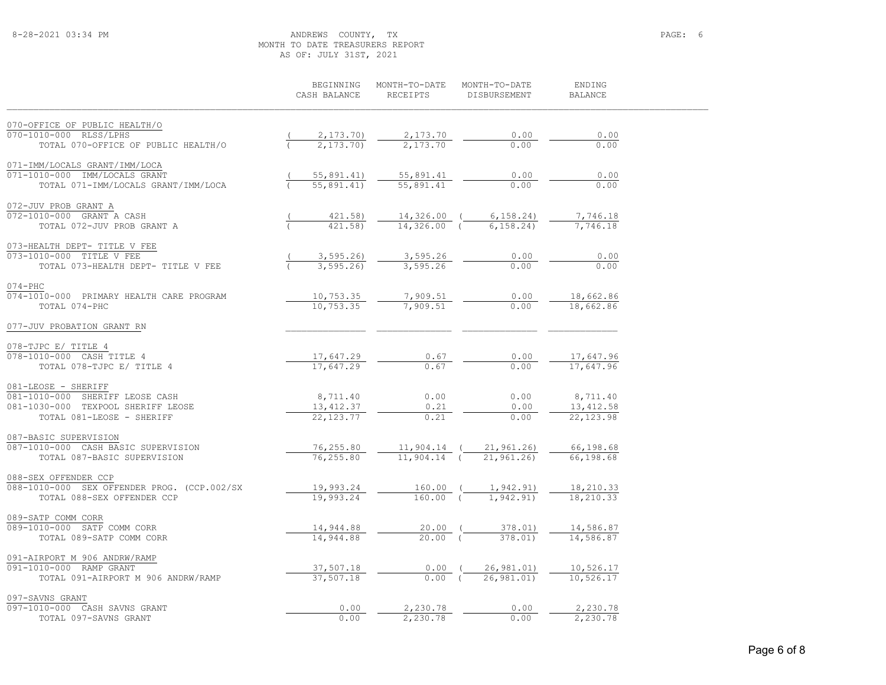ANDREWS COUNTY, TX
MONTH TO DATE TREASURERS REPORT
AS OF: JULY 31ST, 2021

| | BEGINNING CASH BALANCE | MONTH-TO-DATE RECEIPTS | MONTH-TO-DATE DISBURSEMENT | ENDING BALANCE |
|---|---|---|---|---|
| **070-OFFICE OF PUBLIC HEALTH/O** | | | | |
| 070-1010-000 RLSS/LPHS | ( 2,173.70) | 2,173.70 | 0.00 | 0.00 |
| TOTAL 070-OFFICE OF PUBLIC HEALTH/O | ( 2,173.70) | 2,173.70 | 0.00 | 0.00 |
| **071-IMM/LOCALS GRANT/IMM/LOCA** | | | | |
| 071-1010-000 IMM/LOCALS GRANT | ( 55,891.41) | 55,891.41 | 0.00 | 0.00 |
| TOTAL 071-IMM/LOCALS GRANT/IMM/LOCA | ( 55,891.41) | 55,891.41 | 0.00 | 0.00 |
| **072-JUV PROB GRANT A** | | | | |
| 072-1010-000 GRANT A CASH | ( 421.58) | 14,326.00 | ( 6,158.24) | 7,746.18 |
| TOTAL 072-JUV PROB GRANT A | ( 421.58) | 14,326.00 | ( 6,158.24) | 7,746.18 |
| **073-HEALTH DEPT- TITLE V FEE** | | | | |
| 073-1010-000 TITLE V FEE | ( 3,595.26) | 3,595.26 | 0.00 | 0.00 |
| TOTAL 073-HEALTH DEPT- TITLE V FEE | ( 3,595.26) | 3,595.26 | 0.00 | 0.00 |
| **074-PHC** | | | | |
| 074-1010-000 PRIMARY HEALTH CARE PROGRAM | 10,753.35 | 7,909.51 | 0.00 | 18,662.86 |
| TOTAL 074-PHC | 10,753.35 | 7,909.51 | 0.00 | 18,662.86 |
| **077-JUV PROBATION GRANT RN** | | | | |
| **078-TJPC E/ TITLE 4** | | | | |
| 078-1010-000 CASH TITLE 4 | 17,647.29 | 0.67 | 0.00 | 17,647.96 |
| TOTAL 078-TJPC E/ TITLE 4 | 17,647.29 | 0.67 | 0.00 | 17,647.96 |
| **081-LEOSE - SHERIFF** | | | | |
| 081-1010-000 SHERIFF LEOSE CASH | 8,711.40 | 0.00 | 0.00 | 8,711.40 |
| 081-1030-000 TEXPOOL SHERIFF LEOSE | 13,412.37 | 0.21 | 0.00 | 13,412.58 |
| TOTAL 081-LEOSE - SHERIFF | 22,123.77 | 0.21 | 0.00 | 22,123.98 |
| **087-BASIC SUPERVISION** | | | | |
| 087-1010-000 CASH BASIC SUPERVISION | 76,255.80 | 11,904.14 | ( 21,961.26) | 66,198.68 |
| TOTAL 087-BASIC SUPERVISION | 76,255.80 | 11,904.14 | ( 21,961.26) | 66,198.68 |
| **088-SEX OFFENDER CCP** | | | | |
| 088-1010-000 SEX OFFENDER PROG. (CCP.002/SX | 19,993.24 | 160.00 | ( 1,942.91) | 18,210.33 |
| TOTAL 088-SEX OFFENDER CCP | 19,993.24 | 160.00 | ( 1,942.91) | 18,210.33 |
| **089-SATP COMM CORR** | | | | |
| 089-1010-000 SATP COMM CORR | 14,944.88 | 20.00 | ( 378.01) | 14,586.87 |
| TOTAL 089-SATP COMM CORR | 14,944.88 | 20.00 | ( 378.01) | 14,586.87 |
| **091-AIRPORT M 906 ANDRW/RAMP** | | | | |
| 091-1010-000 RAMP GRANT | 37,507.18 | 0.00 | ( 26,981.01) | 10,526.17 |
| TOTAL 091-AIRPORT M 906 ANDRW/RAMP | 37,507.18 | 0.00 | ( 26,981.01) | 10,526.17 |
| **097-SAVNS GRANT** | | | | |
| 097-1010-000 CASH SAVNS GRANT | 0.00 | 2,230.78 | 0.00 | 2,230.78 |
| TOTAL 097-SAVNS GRANT | 0.00 | 2,230.78 | 0.00 | 2,230.78 |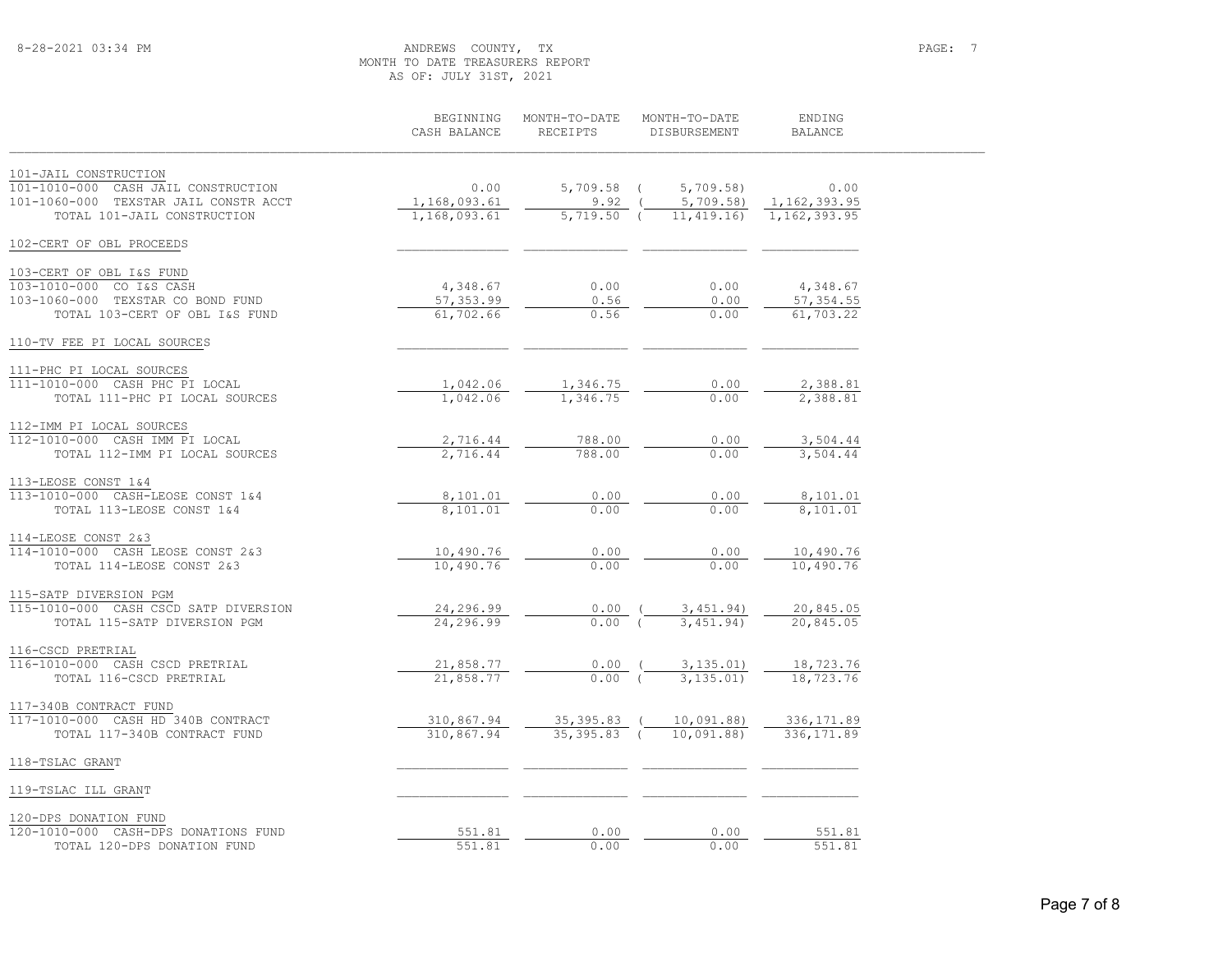ANDREWS COUNTY, TX
MONTH TO DATE TREASURERS REPORT
AS OF: JULY 31ST, 2021

| | BEGINNING CASH BALANCE | MONTH-TO-DATE RECEIPTS | MONTH-TO-DATE DISBURSEMENT | ENDING BALANCE |
|---|---|---|---|---|
| **101-JAIL CONSTRUCTION** | | | | |
| 101-1010-000 CASH JAIL CONSTRUCTION | 0.00 | 5,709.58 | ( 5,709.58) | 0.00 |
| 101-1060-000 TEXSTAR JAIL CONSTR ACCT | 1,168,093.61 | 9.92 | ( 5,709.58) | 1,162,393.95 |
| TOTAL 101-JAIL CONSTRUCTION | 1,168,093.61 | 5,719.50 | ( 11,419.16) | 1,162,393.95 |
| **102-CERT OF OBL PROCEEDS** | | | | |
| **103-CERT OF OBL I&S FUND** | | | | |
| 103-1010-000 CO I&S CASH | 4,348.67 | 0.00 | 0.00 | 4,348.67 |
| 103-1060-000 TEXSTAR CO BOND FUND | 57,353.99 | 0.56 | 0.00 | 57,354.55 |
| TOTAL 103-CERT OF OBL I&S FUND | 61,702.66 | 0.56 | 0.00 | 61,703.22 |
| **110-TV FEE PI LOCAL SOURCES** | | | | |
| **111-PHC PI LOCAL SOURCES** | | | | |
| 111-1010-000 CASH PHC PI LOCAL | 1,042.06 | 1,346.75 | 0.00 | 2,388.81 |
| TOTAL 111-PHC PI LOCAL SOURCES | 1,042.06 | 1,346.75 | 0.00 | 2,388.81 |
| **112-IMM PI LOCAL SOURCES** | | | | |
| 112-1010-000 CASH IMM PI LOCAL | 2,716.44 | 788.00 | 0.00 | 3,504.44 |
| TOTAL 112-IMM PI LOCAL SOURCES | 2,716.44 | 788.00 | 0.00 | 3,504.44 |
| **113-LEOSE CONST 1&4** | | | | |
| 113-1010-000 CASH-LEOSE CONST 1&4 | 8,101.01 | 0.00 | 0.00 | 8,101.01 |
| TOTAL 113-LEOSE CONST 1&4 | 8,101.01 | 0.00 | 0.00 | 8,101.01 |
| **114-LEOSE CONST 2&3** | | | | |
| 114-1010-000 CASH LEOSE CONST 2&3 | 10,490.76 | 0.00 | 0.00 | 10,490.76 |
| TOTAL 114-LEOSE CONST 2&3 | 10,490.76 | 0.00 | 0.00 | 10,490.76 |
| **115-SATP DIVERSION PGM** | | | | |
| 115-1010-000 CASH CSCD SATP DIVERSION | 24,296.99 | 0.00 | ( 3,451.94) | 20,845.05 |
| TOTAL 115-SATP DIVERSION PGM | 24,296.99 | 0.00 | ( 3,451.94) | 20,845.05 |
| **116-CSCD PRETRIAL** | | | | |
| 116-1010-000 CASH CSCD PRETRIAL | 21,858.77 | 0.00 | ( 3,135.01) | 18,723.76 |
| TOTAL 116-CSCD PRETRIAL | 21,858.77 | 0.00 | ( 3,135.01) | 18,723.76 |
| **117-340B CONTRACT FUND** | | | | |
| 117-1010-000 CASH HD 340B CONTRACT | 310,867.94 | 35,395.83 | ( 10,091.88) | 336,171.89 |
| TOTAL 117-340B CONTRACT FUND | 310,867.94 | 35,395.83 | ( 10,091.88) | 336,171.89 |
| **118-TSLAC GRANT** | | | | |
| **119-TSLAC ILL GRANT** | | | | |
| **120-DPS DONATION FUND** | | | | |
| 120-1010-000 CASH-DPS DONATIONS FUND | 551.81 | 0.00 | 0.00 | 551.81 |
| TOTAL 120-DPS DONATION FUND | 551.81 | 0.00 | 0.00 | 551.81 |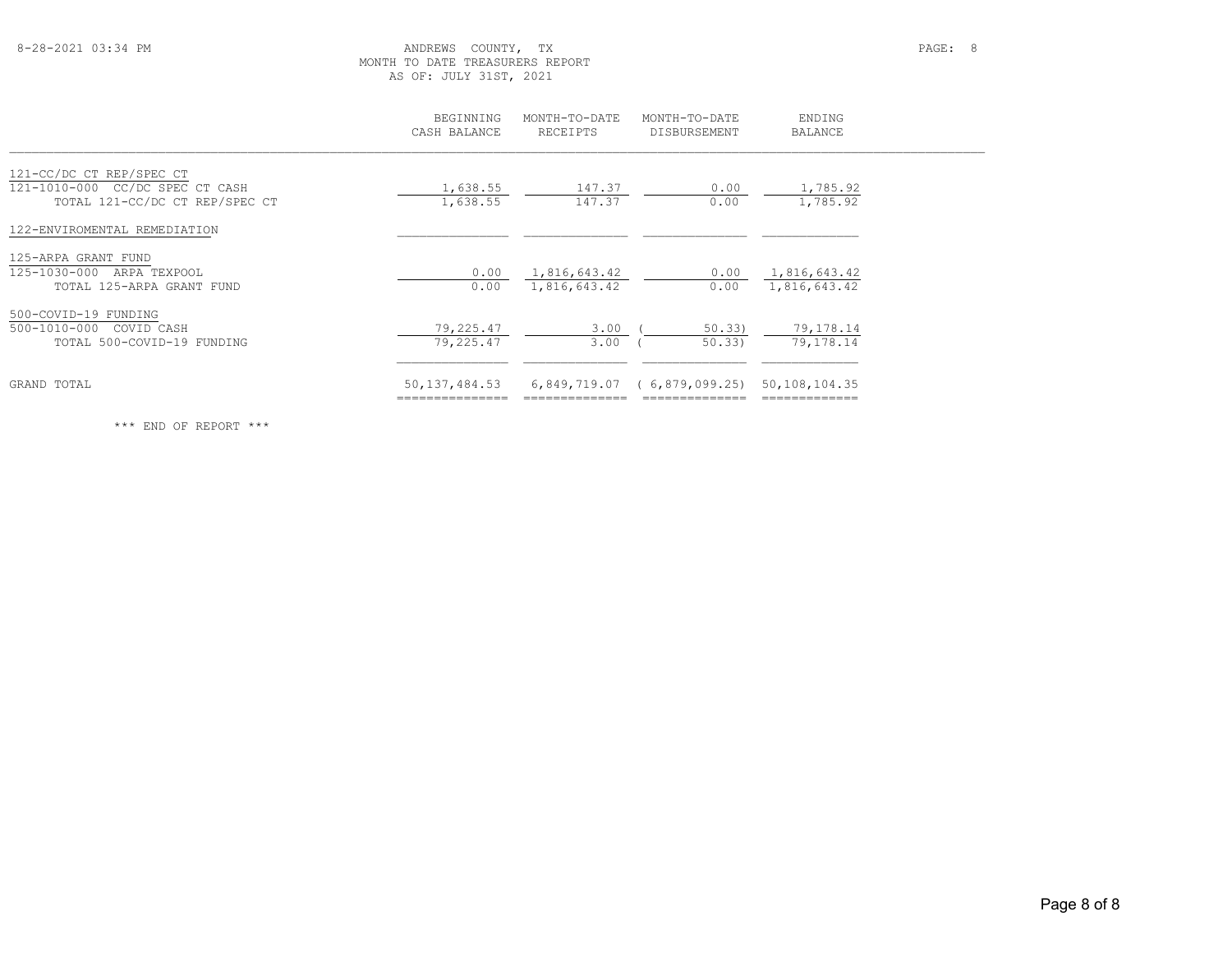# ANDREWS COUNTY, TX
## MONTH TO DATE TREASURERS REPORT
### AS OF: JULY 31ST, 2021

8-28-2021 03:34 PM

| | BEGINNING CASH BALANCE | MONTH-TO-DATE RECEIPTS | MONTH-TO-DATE DISBURSEMENT | ENDING BALANCE |
|---|---|---|---|---|
| **121-CC/DC CT REP/SPEC CT** | | | | |
| 121-1010-000 CC/DC SPEC CT CASH | 1,638.55 | 147.37 | 0.00 | 1,785.92 |
| TOTAL 121-CC/DC CT REP/SPEC CT | 1,638.55 | 147.37 | 0.00 | 1,785.92 |
| **122-ENVIROMENTAL REMEDIATION** | | | | |
| **125-ARPA GRANT FUND** | | | | |
| 125-1030-000 ARPA TEXPOOL | 0.00 | 1,816,643.42 | 0.00 | 1,816,643.42 |
| TOTAL 125-ARPA GRANT FUND | 0.00 | 1,816,643.42 | 0.00 | 1,816,643.42 |
| **500-COVID-19 FUNDING** | | | | |
| 500-1010-000 COVID CASH | 79,225.47 | 3.00 | ( 50.33) | 79,178.14 |
| TOTAL 500-COVID-19 FUNDING | 79,225.47 | 3.00 | ( 50.33) | 79,178.14 |
| GRAND TOTAL | 50,137,484.53 | 6,849,719.07 | ( 6,879,099.25) | 50,108,104.35 |

\*\*\* END OF REPORT \*\*\*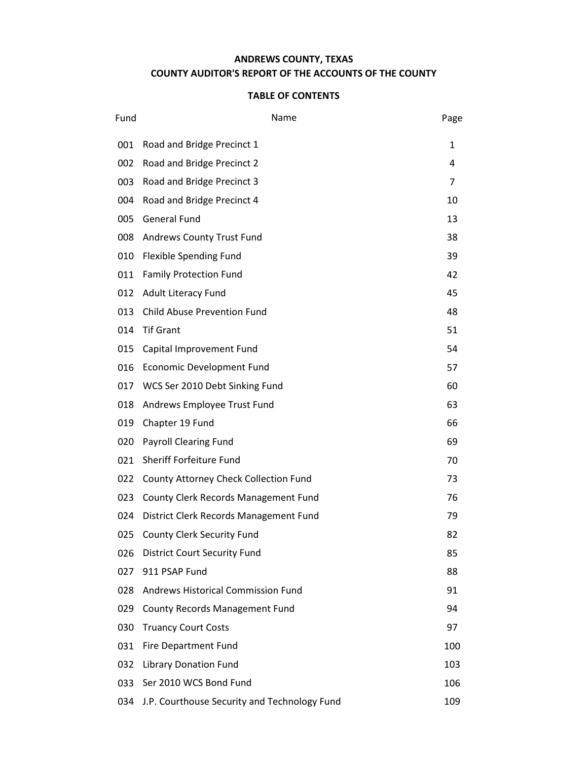# ANDREWS COUNTY, TEXAS
## COUNTY AUDITOR'S REPORT OF THE ACCOUNTS OF THE COUNTY

### TABLE OF CONTENTS

| Fund | Name | Page |
|---|---|---|
| 001 | Road and Bridge Precinct 1 | 1 |
| 002 | Road and Bridge Precinct 2 | 4 |
| 003 | Road and Bridge Precinct 3 | 7 |
| 004 | Road and Bridge Precinct 4 | 10 |
| 005 | General Fund | 13 |
| 008 | Andrews County Trust Fund | 38 |
| 010 | Flexible Spending Fund | 39 |
| 011 | Family Protection Fund | 42 |
| 012 | Adult Literacy Fund | 45 |
| 013 | Child Abuse Prevention Fund | 48 |
| 014 | Tif Grant | 51 |
| 015 | Capital Improvement Fund | 54 |
| 016 | Economic Development Fund | 57 |
| 017 | WCS Ser 2010 Debt Sinking Fund | 60 |
| 018 | Andrews Employee Trust Fund | 63 |
| 019 | Chapter 19 Fund | 66 |
| 020 | Payroll Clearing Fund | 69 |
| 021 | Sheriff Forfeiture Fund | 70 |
| 022 | County Attorney Check Collection Fund | 73 |
| 023 | County Clerk Records Management Fund | 76 |
| 024 | District Clerk Records Management Fund | 79 |
| 025 | County Clerk Security Fund | 82 |
| 026 | District Court Security Fund | 85 |
| 027 | 911 PSAP Fund | 88 |
| 028 | Andrews Historical Commission Fund | 91 |
| 029 | County Records Management Fund | 94 |
| 030 | Truancy Court Costs | 97 |
| 031 | Fire Department Fund | 100 |
| 032 | Library Donation Fund | 103 |
| 033 | Ser 2010 WCS Bond Fund | 106 |
| 034 | J.P. Courthouse Security and Technology Fund | 109 |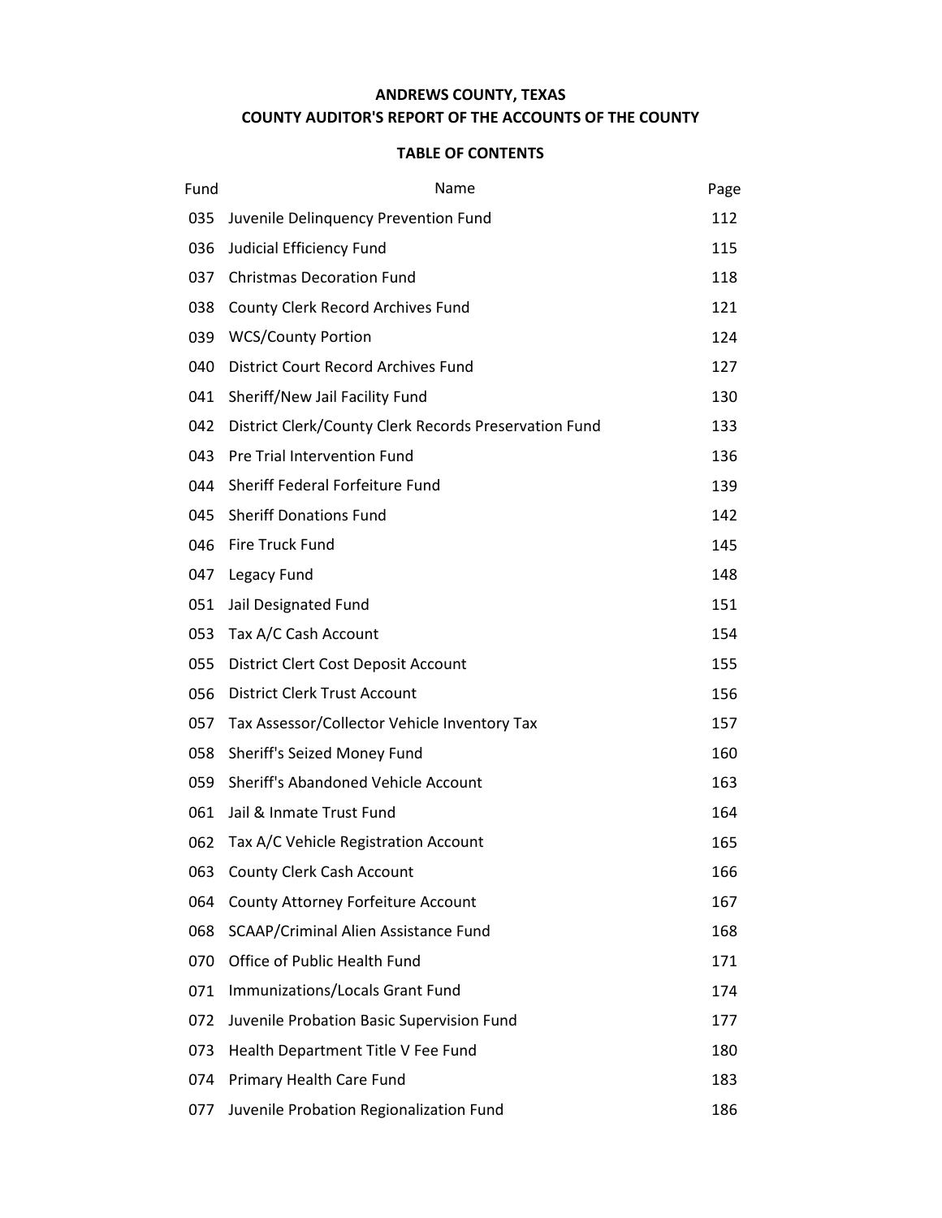**ANDREWS COUNTY, TEXAS**

**COUNTY AUDITOR'S REPORT OF THE ACCOUNTS OF THE COUNTY**

**TABLE OF CONTENTS**

| Fund | Name | Page |
|---|---|---|
| 035 | Juvenile Delinquency Prevention Fund | 112 |
| 036 | Judicial Efficiency Fund | 115 |
| 037 | Christmas Decoration Fund | 118 |
| 038 | County Clerk Record Archives Fund | 121 |
| 039 | WCS/County Portion | 124 |
| 040 | District Court Record Archives Fund | 127 |
| 041 | Sheriff/New Jail Facility Fund | 130 |
| 042 | District Clerk/County Clerk Records Preservation Fund | 133 |
| 043 | Pre Trial Intervention Fund | 136 |
| 044 | Sheriff Federal Forfeiture Fund | 139 |
| 045 | Sheriff Donations Fund | 142 |
| 046 | Fire Truck Fund | 145 |
| 047 | Legacy Fund | 148 |
| 051 | Jail Designated Fund | 151 |
| 053 | Tax A/C Cash Account | 154 |
| 055 | District Clert Cost Deposit Account | 155 |
| 056 | District Clerk Trust Account | 156 |
| 057 | Tax Assessor/Collector Vehicle Inventory Tax | 157 |
| 058 | Sheriff's Seized Money Fund | 160 |
| 059 | Sheriff's Abandoned Vehicle Account | 163 |
| 061 | Jail & Inmate Trust Fund | 164 |
| 062 | Tax A/C Vehicle Registration Account | 165 |
| 063 | County Clerk Cash Account | 166 |
| 064 | County Attorney Forfeiture Account | 167 |
| 068 | SCAAP/Criminal Alien Assistance Fund | 168 |
| 070 | Office of Public Health Fund | 171 |
| 071 | Immunizations/Locals Grant Fund | 174 |
| 072 | Juvenile Probation Basic Supervision Fund | 177 |
| 073 | Health Department Title V Fee Fund | 180 |
| 074 | Primary Health Care Fund | 183 |
| 077 | Juvenile Probation Regionalization Fund | 186 |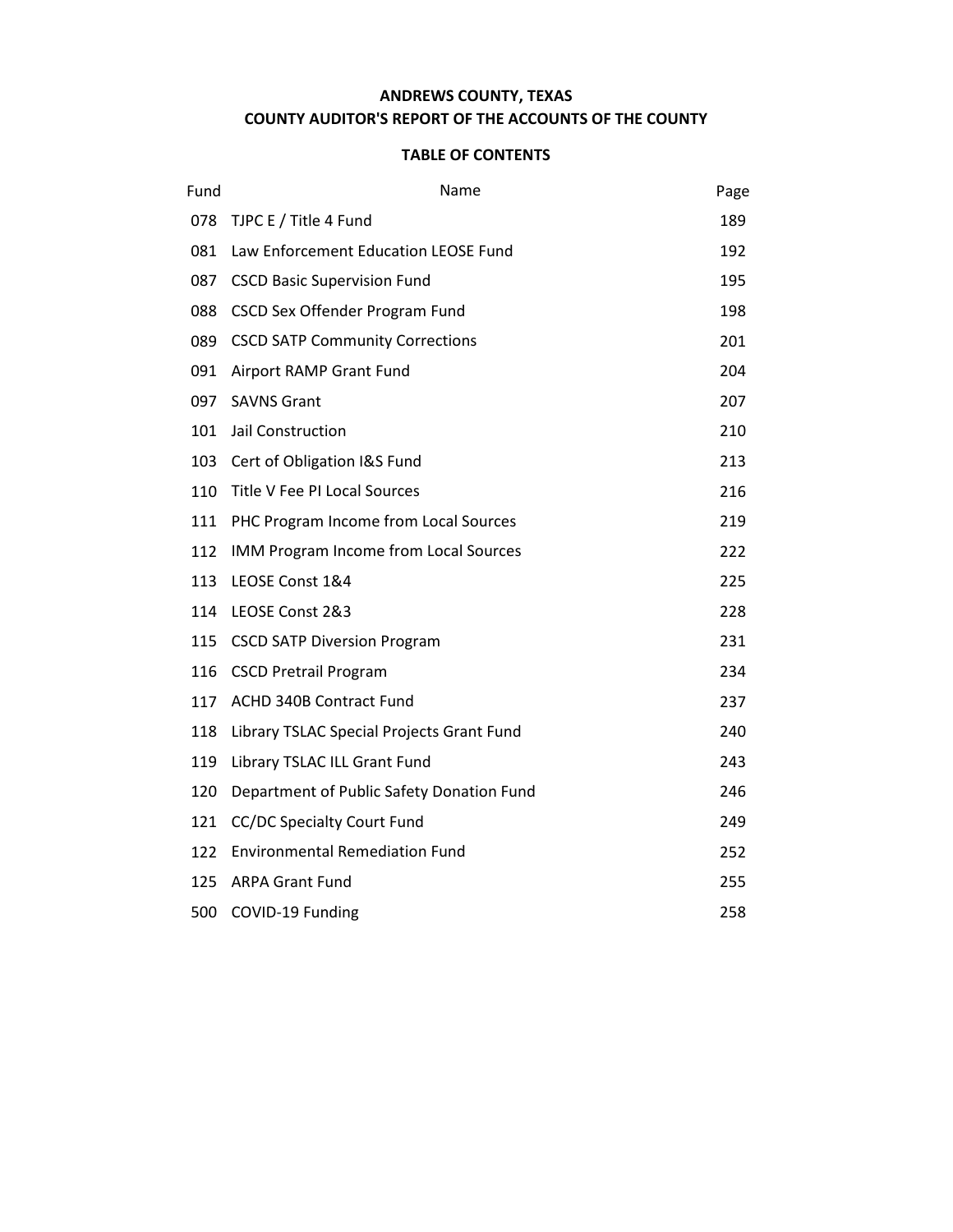**ANDREWS COUNTY, TEXAS**

**COUNTY AUDITOR'S REPORT OF THE ACCOUNTS OF THE COUNTY**

**TABLE OF CONTENTS**

| Fund | Name | Page |
|---|---|---|
| 078 | TJPC E / Title 4 Fund | 189 |
| 081 | Law Enforcement Education LEOSE Fund | 192 |
| 087 | CSCD Basic Supervision Fund | 195 |
| 088 | CSCD Sex Offender Program Fund | 198 |
| 089 | CSCD SATP Community Corrections | 201 |
| 091 | Airport RAMP Grant Fund | 204 |
| 097 | SAVNS Grant | 207 |
| 101 | Jail Construction | 210 |
| 103 | Cert of Obligation I&S Fund | 213 |
| 110 | Title V Fee PI Local Sources | 216 |
| 111 | PHC Program Income from Local Sources | 219 |
| 112 | IMM Program Income from Local Sources | 222 |
| 113 | LEOSE Const 1&4 | 225 |
| 114 | LEOSE Const 2&3 | 228 |
| 115 | CSCD SATP Diversion Program | 231 |
| 116 | CSCD Pretrail Program | 234 |
| 117 | ACHD 340B Contract Fund | 237 |
| 118 | Library TSLAC Special Projects Grant Fund | 240 |
| 119 | Library TSLAC ILL Grant Fund | 243 |
| 120 | Department of Public Safety Donation Fund | 246 |
| 121 | CC/DC Specialty Court Fund | 249 |
| 122 | Environmental Remediation Fund | 252 |
| 125 | ARPA Grant Fund | 255 |
| 500 | COVID-19 Funding | 258 |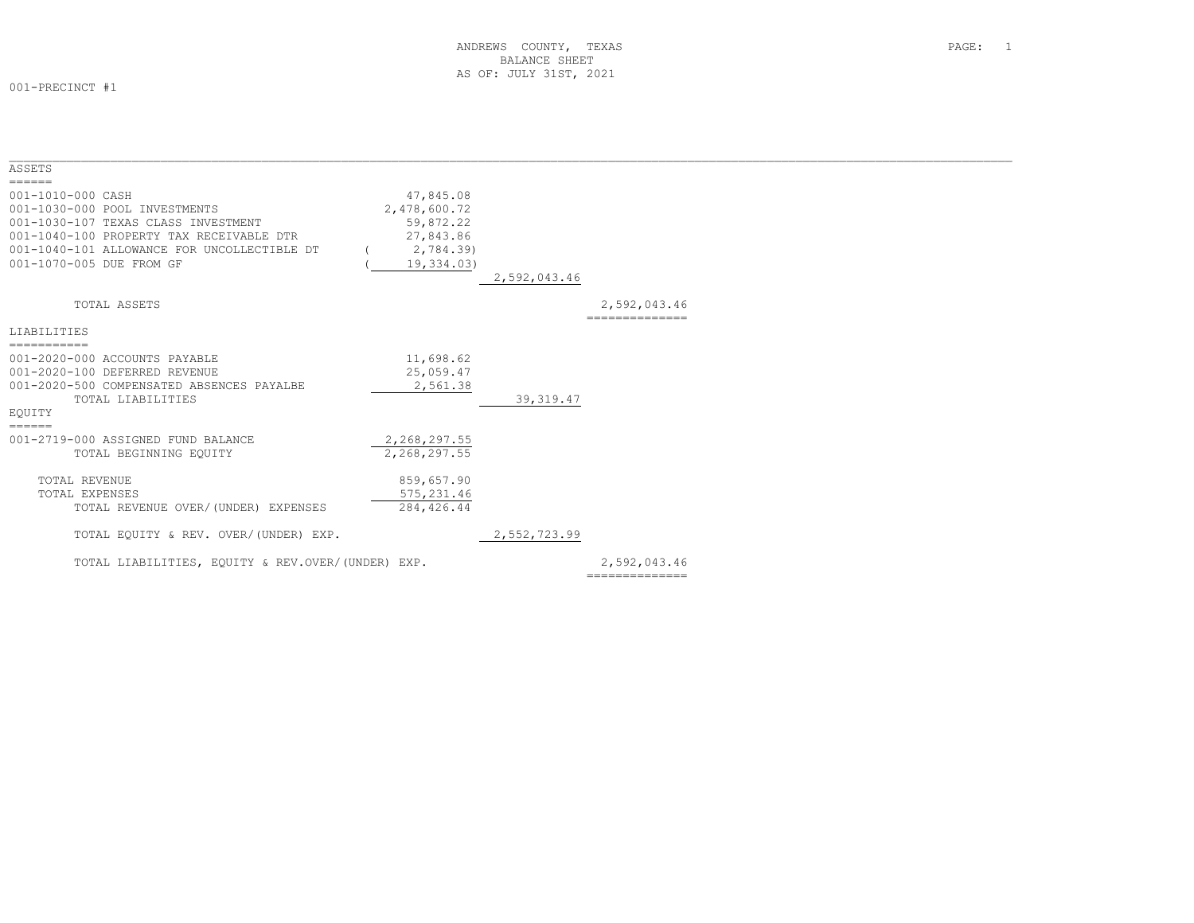ANDREWS COUNTY, TEXAS
BALANCE SHEET
AS OF: JULY 31ST, 2021

001-PRECINCT #1

| | | | |
|---|---|---|---|
| **ASSETS** | | | |
| 001-1010-000 CASH | 47,845.08 | | |
| 001-1030-000 POOL INVESTMENTS | 2,478,600.72 | | |
| 001-1030-107 TEXAS CLASS INVESTMENT | 59,872.22 | | |
| 001-1040-100 PROPERTY TAX RECEIVABLE DTR | 27,843.86 | | |
| 001-1040-101 ALLOWANCE FOR UNCOLLECTIBLE DT | ( 2,784.39) | | |
| 001-1070-005 DUE FROM GF | ( 19,334.03) | | |
| | | 2,592,043.46 | |
| TOTAL ASSETS | | | 2,592,043.46 |
| **LIABILITIES** | | | |
| 001-2020-000 ACCOUNTS PAYABLE | 11,698.62 | | |
| 001-2020-100 DEFERRED REVENUE | 25,059.47 | | |
| 001-2020-500 COMPENSATED ABSENCES PAYALBE | 2,561.38 | | |
| TOTAL LIABILITIES | | 39,319.47 | |
| **EQUITY** | | | |
| 001-2719-000 ASSIGNED FUND BALANCE | 2,268,297.55 | | |
| TOTAL BEGINNING EQUITY | 2,268,297.55 | | |
| TOTAL REVENUE | 859,657.90 | | |
| TOTAL EXPENSES | 575,231.46 | | |
| TOTAL REVENUE OVER/(UNDER) EXPENSES | 284,426.44 | | |
| TOTAL EQUITY & REV. OVER/(UNDER) EXP. | | 2,552,723.99 | |
| TOTAL LIABILITIES, EQUITY & REV.OVER/(UNDER) EXP. | | | 2,592,043.46 |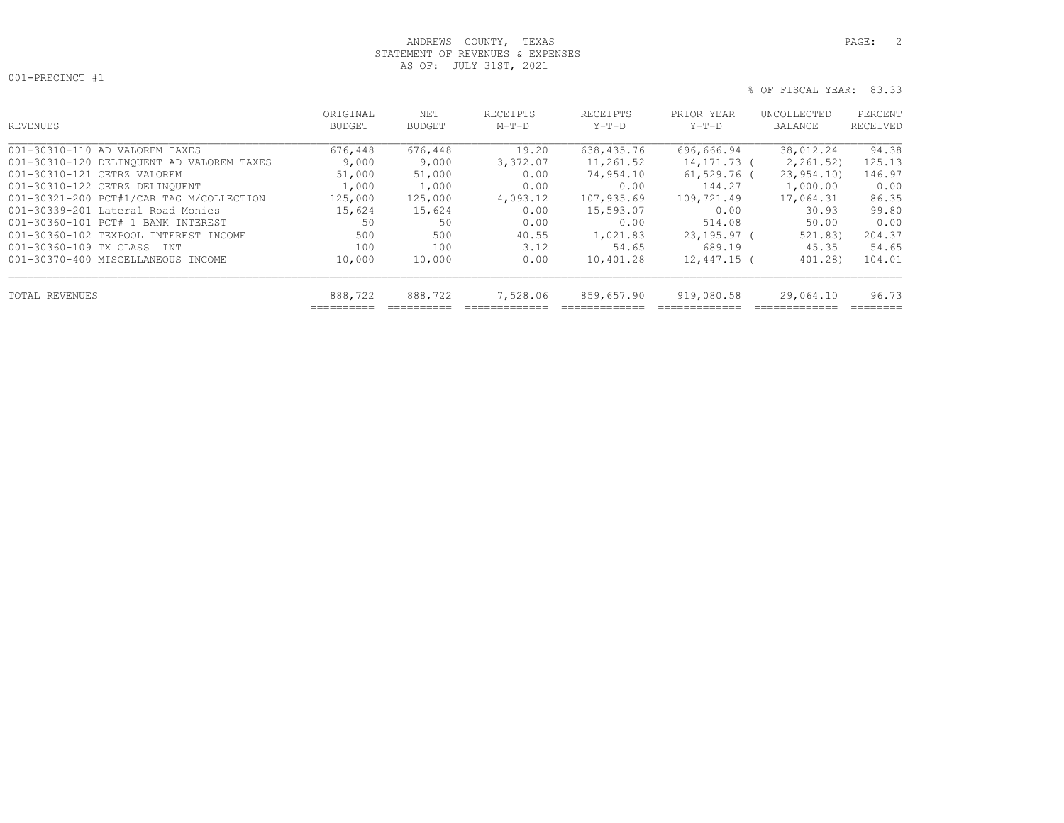ANDREWS COUNTY, TEXAS
STATEMENT OF REVENUES & EXPENSES
AS OF: JULY 31ST, 2021

001-PRECINCT #1

% OF FISCAL YEAR: 83.33

| REVENUES | ORIGINAL BUDGET | NET BUDGET | RECEIPTS M-T-D | RECEIPTS Y-T-D | PRIOR YEAR Y-T-D | UNCOLLECTED BALANCE | PERCENT RECEIVED |
|---|---|---|---|---|---|---|---|
| 001-30310-110 AD VALOREM TAXES | 676,448 | 676,448 | 19.20 | 638,435.76 | 696,666.94 | 38,012.24 | 94.38 |
| 001-30310-120 DELINQUENT AD VALOREM TAXES | 9,000 | 9,000 | 3,372.07 | 11,261.52 | 14,171.73 | ( 2,261.52) | 125.13 |
| 001-30310-121 CETRZ VALOREM | 51,000 | 51,000 | 0.00 | 74,954.10 | 61,529.76 | ( 23,954.10) | 146.97 |
| 001-30310-122 CETRZ DELINQUENT | 1,000 | 1,000 | 0.00 | 0.00 | 144.27 | 1,000.00 | 0.00 |
| 001-30321-200 PCT#1/CAR TAG M/COLLECTION | 125,000 | 125,000 | 4,093.12 | 107,935.69 | 109,721.49 | 17,064.31 | 86.35 |
| 001-30339-201 Lateral Road Monies | 15,624 | 15,624 | 0.00 | 15,593.07 | 0.00 | 30.93 | 99.80 |
| 001-30360-101 PCT# 1 BANK INTEREST | 50 | 50 | 0.00 | 0.00 | 514.08 | 50.00 | 0.00 |
| 001-30360-102 TEXPOOL INTEREST INCOME | 500 | 500 | 40.55 | 1,021.83 | 23,195.97 | ( 521.83) | 204.37 |
| 001-30360-109 TX CLASS INT | 100 | 100 | 3.12 | 54.65 | 689.19 | 45.35 | 54.65 |
| 001-30370-400 MISCELLANEOUS INCOME | 10,000 | 10,000 | 0.00 | 10,401.28 | 12,447.15 | ( 401.28) | 104.01 |
| TOTAL REVENUES | 888,722 | 888,722 | 7,528.06 | 859,657.90 | 919,080.58 | 29,064.10 | 96.73 |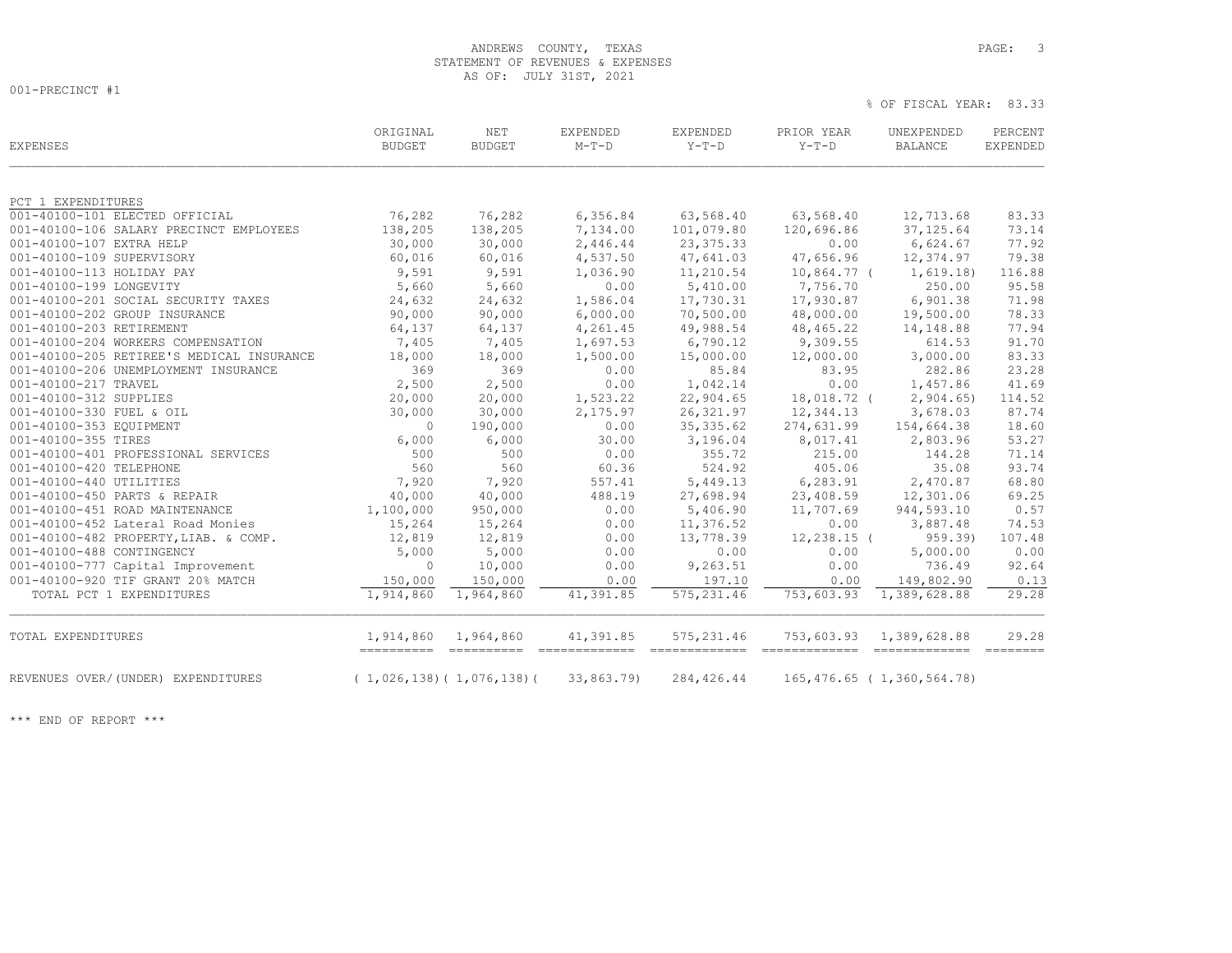ANDREWS COUNTY, TEXAS
STATEMENT OF REVENUES & EXPENSES
AS OF: JULY 31ST, 2021

001-PRECINCT #1

% OF FISCAL YEAR: 83.33

| EXPENSES | ORIGINAL BUDGET | NET BUDGET | EXPENDED M-T-D | EXPENDED Y-T-D | PRIOR YEAR Y-T-D | UNEXPENDED BALANCE | PERCENT EXPENDED |
|---|---|---|---|---|---|---|---|
| PCT 1 EXPENDITURES | | | | | | | |
| 001-40100-101 ELECTED OFFICIAL | 76,282 | 76,282 | 6,356.84 | 63,568.40 | 63,568.40 | 12,713.68 | 83.33 |
| 001-40100-106 SALARY PRECINCT EMPLOYEES | 138,205 | 138,205 | 7,134.00 | 101,079.80 | 120,696.86 | 37,125.64 | 73.14 |
| 001-40100-107 EXTRA HELP | 30,000 | 30,000 | 2,446.44 | 23,375.33 | 0.00 | 6,624.67 | 77.92 |
| 001-40100-109 SUPERVISORY | 60,016 | 60,016 | 4,537.50 | 47,641.03 | 47,656.96 | 12,374.97 | 79.38 |
| 001-40100-113 HOLIDAY PAY | 9,591 | 9,591 | 1,036.90 | 11,210.54 | 10,864.77 | ( 1,619.18) | 116.88 |
| 001-40100-199 LONGEVITY | 5,660 | 5,660 | 0.00 | 5,410.00 | 7,756.70 | 250.00 | 95.58 |
| 001-40100-201 SOCIAL SECURITY TAXES | 24,632 | 24,632 | 1,586.04 | 17,730.31 | 17,930.87 | 6,901.38 | 71.98 |
| 001-40100-202 GROUP INSURANCE | 90,000 | 90,000 | 6,000.00 | 70,500.00 | 48,000.00 | 19,500.00 | 78.33 |
| 001-40100-203 RETIREMENT | 64,137 | 64,137 | 4,261.45 | 49,988.54 | 48,465.22 | 14,148.88 | 77.94 |
| 001-40100-204 WORKERS COMPENSATION | 7,405 | 7,405 | 1,697.53 | 6,790.12 | 9,309.55 | 614.53 | 91.70 |
| 001-40100-205 RETIREE'S MEDICAL INSURANCE | 18,000 | 18,000 | 1,500.00 | 15,000.00 | 12,000.00 | 3,000.00 | 83.33 |
| 001-40100-206 UNEMPLOYMENT INSURANCE | 369 | 369 | 0.00 | 85.84 | 83.95 | 282.86 | 23.28 |
| 001-40100-217 TRAVEL | 2,500 | 2,500 | 0.00 | 1,042.14 | 0.00 | 1,457.86 | 41.69 |
| 001-40100-312 SUPPLIES | 20,000 | 20,000 | 1,523.22 | 22,904.65 | 18,018.72 | ( 2,904.65) | 114.52 |
| 001-40100-330 FUEL & OIL | 30,000 | 30,000 | 2,175.97 | 26,321.97 | 12,344.13 | 3,678.03 | 87.74 |
| 001-40100-353 EQUIPMENT | 0 | 190,000 | 0.00 | 35,335.62 | 274,631.99 | 154,664.38 | 18.60 |
| 001-40100-355 TIRES | 6,000 | 6,000 | 30.00 | 3,196.04 | 8,017.41 | 2,803.96 | 53.27 |
| 001-40100-401 PROFESSIONAL SERVICES | 500 | 500 | 0.00 | 355.72 | 215.00 | 144.28 | 71.14 |
| 001-40100-420 TELEPHONE | 560 | 560 | 60.36 | 524.92 | 405.06 | 35.08 | 93.74 |
| 001-40100-440 UTILITIES | 7,920 | 7,920 | 557.41 | 5,449.13 | 6,283.91 | 2,470.87 | 68.80 |
| 001-40100-450 PARTS & REPAIR | 40,000 | 40,000 | 488.19 | 27,698.94 | 23,408.59 | 12,301.06 | 69.25 |
| 001-40100-451 ROAD MAINTENANCE | 1,100,000 | 950,000 | 0.00 | 5,406.90 | 11,707.69 | 944,593.10 | 0.57 |
| 001-40100-452 Lateral Road Monies | 15,264 | 15,264 | 0.00 | 11,376.52 | 0.00 | 3,887.48 | 74.53 |
| 001-40100-482 PROPERTY,LIAB. & COMP. | 12,819 | 12,819 | 0.00 | 13,778.39 | 12,238.15 | ( 959.39) | 107.48 |
| 001-40100-488 CONTINGENCY | 5,000 | 5,000 | 0.00 | 0.00 | 0.00 | 5,000.00 | 0.00 |
| 001-40100-777 Capital Improvement | 0 | 10,000 | 0.00 | 9,263.51 | 0.00 | 736.49 | 92.64 |
| 001-40100-920 TIF GRANT 20% MATCH | 150,000 | 150,000 | 0.00 | 197.10 | 0.00 | 149,802.90 | 0.13 |
| TOTAL PCT 1 EXPENDITURES | 1,914,860 | 1,964,860 | 41,391.85 | 575,231.46 | 753,603.93 | 1,389,628.88 | 29.28 |
| TOTAL EXPENDITURES | 1,914,860 | 1,964,860 | 41,391.85 | 575,231.46 | 753,603.93 | 1,389,628.88 | 29.28 |
| REVENUES OVER/(UNDER) EXPENDITURES | ( 1,026,138) | ( 1,076,138) | ( 33,863.79) | 284,426.44 | 165,476.65 | ( 1,360,564.78) | |

\*\*\* END OF REPORT \*\*\*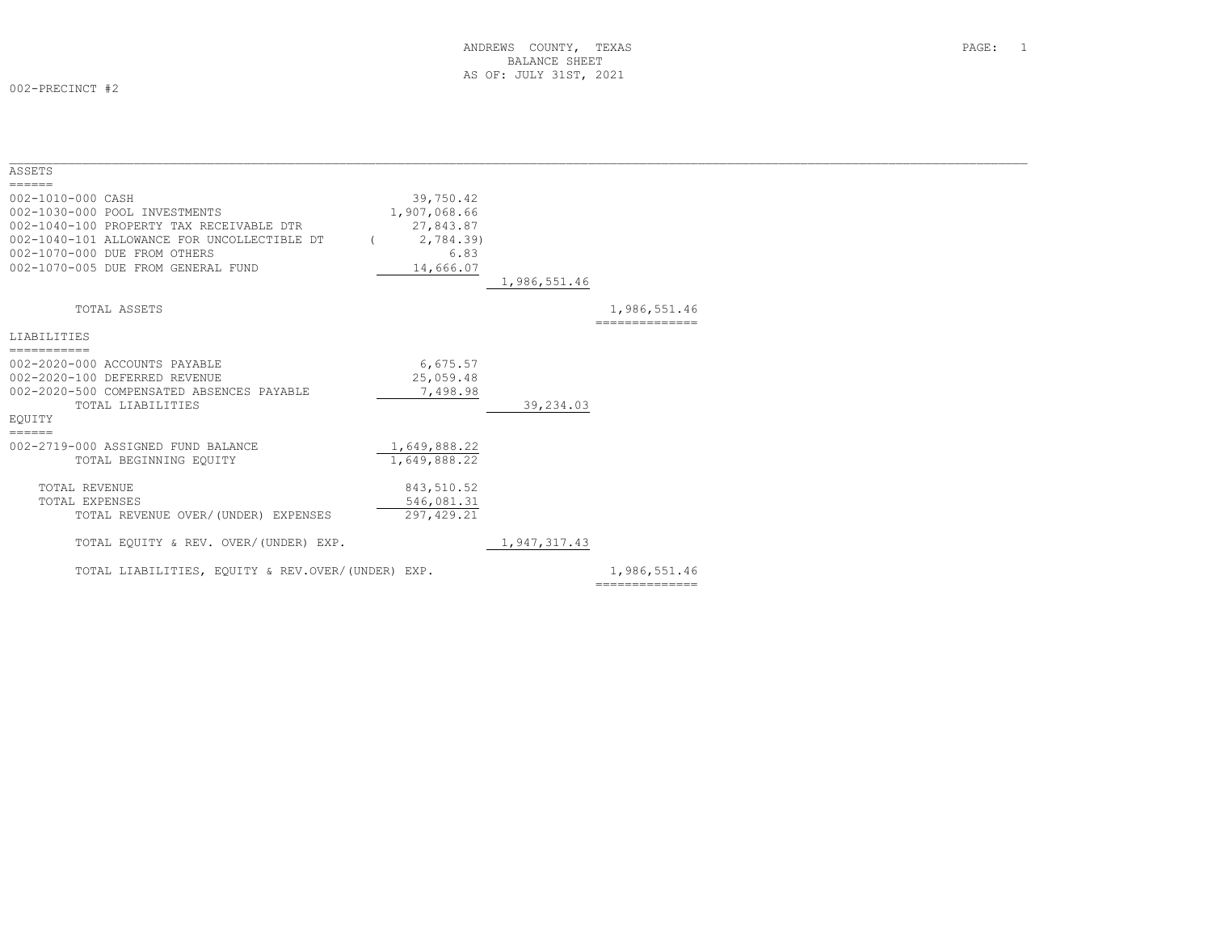ANDREWS COUNTY, TEXAS
BALANCE SHEET
AS OF: JULY 31ST, 2021

002-PRECINCT #2

| | | | |
|---|---|---|---|
| **ASSETS** | | | |
| 002-1010-000 CASH | 39,750.42 | | |
| 002-1030-000 POOL INVESTMENTS | 1,907,068.66 | | |
| 002-1040-100 PROPERTY TAX RECEIVABLE DTR | 27,843.87 | | |
| 002-1040-101 ALLOWANCE FOR UNCOLLECTIBLE DT | ( 2,784.39) | | |
| 002-1070-000 DUE FROM OTHERS | 6.83 | | |
| 002-1070-005 DUE FROM GENERAL FUND | 14,666.07 | | |
| | | 1,986,551.46 | |
| TOTAL ASSETS | | | 1,986,551.46 |
| **LIABILITIES** | | | |
| 002-2020-000 ACCOUNTS PAYABLE | 6,675.57 | | |
| 002-2020-100 DEFERRED REVENUE | 25,059.48 | | |
| 002-2020-500 COMPENSATED ABSENCES PAYABLE | 7,498.98 | | |
| TOTAL LIABILITIES | | 39,234.03 | |
| **EQUITY** | | | |
| 002-2719-000 ASSIGNED FUND BALANCE | 1,649,888.22 | | |
| TOTAL BEGINNING EQUITY | 1,649,888.22 | | |
| TOTAL REVENUE | 843,510.52 | | |
| TOTAL EXPENSES | 546,081.31 | | |
| TOTAL REVENUE OVER/(UNDER) EXPENSES | 297,429.21 | | |
| TOTAL EQUITY & REV. OVER/(UNDER) EXP. | | 1,947,317.43 | |
| TOTAL LIABILITIES, EQUITY & REV.OVER/(UNDER) EXP. | | | 1,986,551.46 |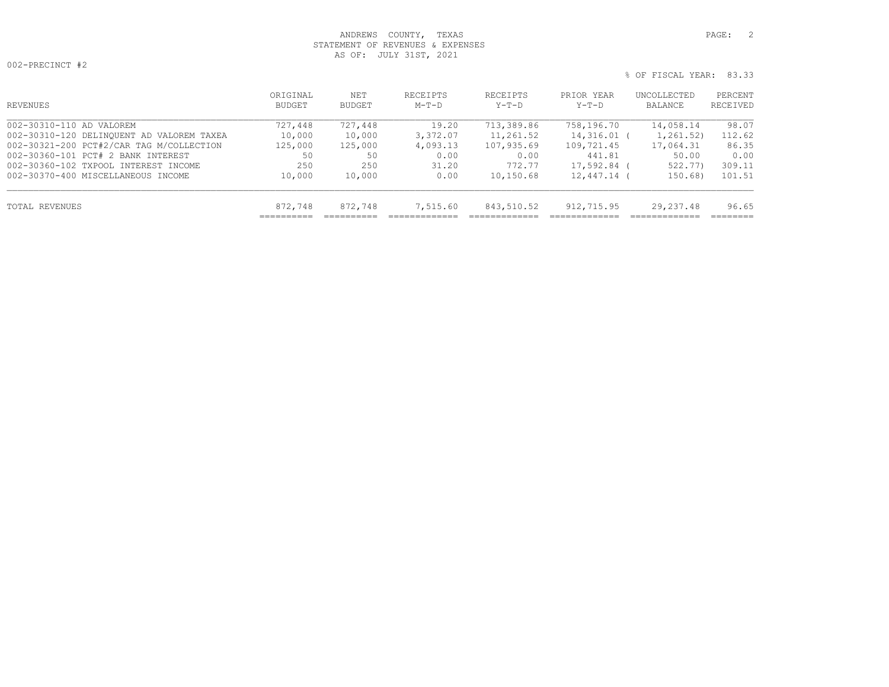ANDREWS COUNTY, TEXAS
STATEMENT OF REVENUES & EXPENSES
AS OF: JULY 31ST, 2021

002-PRECINCT #2

% OF FISCAL YEAR: 83.33

| REVENUES | ORIGINAL BUDGET | NET BUDGET | RECEIPTS M-T-D | RECEIPTS Y-T-D | PRIOR YEAR Y-T-D | UNCOLLECTED BALANCE | PERCENT RECEIVED |
|---|---|---|---|---|---|---|---|
| 002-30310-110 AD VALOREM | 727,448 | 727,448 | 19.20 | 713,389.86 | 758,196.70 | 14,058.14 | 98.07 |
| 002-30310-120 DELINQUENT AD VALOREM TAXEA | 10,000 | 10,000 | 3,372.07 | 11,261.52 | 14,316.01 | ( 1,261.52) | 112.62 |
| 002-30321-200 PCT#2/CAR TAG M/COLLECTION | 125,000 | 125,000 | 4,093.13 | 107,935.69 | 109,721.45 | 17,064.31 | 86.35 |
| 002-30360-101 PCT# 2 BANK INTEREST | 50 | 50 | 0.00 | 0.00 | 441.81 | 50.00 | 0.00 |
| 002-30360-102 TXPOOL INTEREST INCOME | 250 | 250 | 31.20 | 772.77 | 17,592.84 | ( 522.77) | 309.11 |
| 002-30370-400 MISCELLANEOUS INCOME | 10,000 | 10,000 | 0.00 | 10,150.68 | 12,447.14 | ( 150.68) | 101.51 |
| TOTAL REVENUES | 872,748 | 872,748 | 7,515.60 | 843,510.52 | 912,715.95 | 29,237.48 | 96.65 |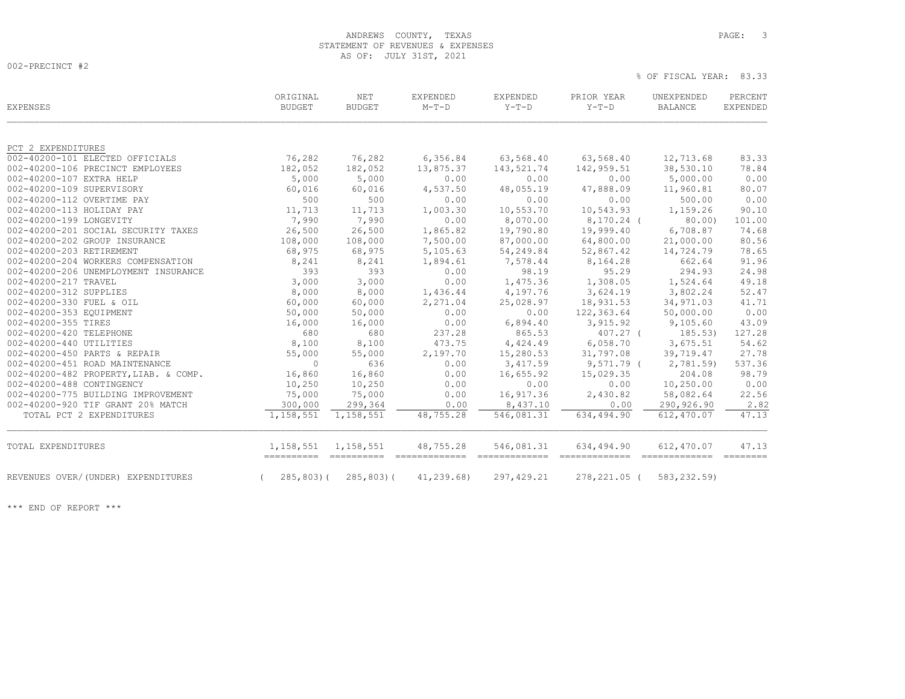ANDREWS COUNTY, TEXAS
STATEMENT OF REVENUES & EXPENSES
AS OF: JULY 31ST, 2021

002-PRECINCT #2

% OF FISCAL YEAR: 83.33

| EXPENSES | ORIGINAL BUDGET | NET BUDGET | EXPENDED M-T-D | EXPENDED Y-T-D | PRIOR YEAR Y-T-D | UNEXPENDED BALANCE | PERCENT EXPENDED |
|---|---|---|---|---|---|---|---|
| PCT 2 EXPENDITURES | | | | | | | |
| 002-40200-101 ELECTED OFFICIALS | 76,282 | 76,282 | 6,356.84 | 63,568.40 | 63,568.40 | 12,713.68 | 83.33 |
| 002-40200-106 PRECINCT EMPLOYEES | 182,052 | 182,052 | 13,875.37 | 143,521.74 | 142,959.51 | 38,530.10 | 78.84 |
| 002-40200-107 EXTRA HELP | 5,000 | 5,000 | 0.00 | 0.00 | 0.00 | 5,000.00 | 0.00 |
| 002-40200-109 SUPERVISORY | 60,016 | 60,016 | 4,537.50 | 48,055.19 | 47,888.09 | 11,960.81 | 80.07 |
| 002-40200-112 OVERTIME PAY | 500 | 500 | 0.00 | 0.00 | 0.00 | 500.00 | 0.00 |
| 002-40200-113 HOLIDAY PAY | 11,713 | 11,713 | 1,003.30 | 10,553.70 | 10,543.93 | 1,159.26 | 90.10 |
| 002-40200-199 LONGEVITY | 7,990 | 7,990 | 0.00 | 8,070.00 | 8,170.24 | ( 80.00) | 101.00 |
| 002-40200-201 SOCIAL SECURITY TAXES | 26,500 | 26,500 | 1,865.82 | 19,790.80 | 19,999.40 | 6,708.87 | 74.68 |
| 002-40200-202 GROUP INSURANCE | 108,000 | 108,000 | 7,500.00 | 87,000.00 | 64,800.00 | 21,000.00 | 80.56 |
| 002-40200-203 RETIREMENT | 68,975 | 68,975 | 5,105.63 | 54,249.84 | 52,867.42 | 14,724.79 | 78.65 |
| 002-40200-204 WORKERS COMPENSATION | 8,241 | 8,241 | 1,894.61 | 7,578.44 | 8,164.28 | 662.64 | 91.96 |
| 002-40200-206 UNEMPLOYMENT INSURANCE | 393 | 393 | 0.00 | 98.19 | 95.29 | 294.93 | 24.98 |
| 002-40200-217 TRAVEL | 3,000 | 3,000 | 0.00 | 1,475.36 | 1,308.05 | 1,524.64 | 49.18 |
| 002-40200-312 SUPPLIES | 8,000 | 8,000 | 1,436.44 | 4,197.76 | 3,624.19 | 3,802.24 | 52.47 |
| 002-40200-330 FUEL & OIL | 60,000 | 60,000 | 2,271.04 | 25,028.97 | 18,931.53 | 34,971.03 | 41.71 |
| 002-40200-353 EQUIPMENT | 50,000 | 50,000 | 0.00 | 0.00 | 122,363.64 | 50,000.00 | 0.00 |
| 002-40200-355 TIRES | 16,000 | 16,000 | 0.00 | 6,894.40 | 3,915.92 | 9,105.60 | 43.09 |
| 002-40200-420 TELEPHONE | 680 | 680 | 237.28 | 865.53 | 407.27 | ( 185.53) | 127.28 |
| 002-40200-440 UTILITIES | 8,100 | 8,100 | 473.75 | 4,424.49 | 6,058.70 | 3,675.51 | 54.62 |
| 002-40200-450 PARTS & REPAIR | 55,000 | 55,000 | 2,197.70 | 15,280.53 | 31,797.08 | 39,719.47 | 27.78 |
| 002-40200-451 ROAD MAINTENANCE | 0 | 636 | 0.00 | 3,417.59 | 9,571.79 | ( 2,781.59) | 537.36 |
| 002-40200-482 PROPERTY,LIAB. & COMP. | 16,860 | 16,860 | 0.00 | 16,655.92 | 15,029.35 | 204.08 | 98.79 |
| 002-40200-488 CONTINGENCY | 10,250 | 10,250 | 0.00 | 0.00 | 0.00 | 10,250.00 | 0.00 |
| 002-40200-775 BUILDING IMPROVEMENT | 75,000 | 75,000 | 0.00 | 16,917.36 | 2,430.82 | 58,082.64 | 22.56 |
| 002-40200-920 TIF GRANT 20% MATCH | 300,000 | 299,364 | 0.00 | 8,437.10 | 0.00 | 290,926.90 | 2.82 |
| TOTAL PCT 2 EXPENDITURES | 1,158,551 | 1,158,551 | 48,755.28 | 546,081.31 | 634,494.90 | 612,470.07 | 47.13 |
| TOTAL EXPENDITURES | 1,158,551 | 1,158,551 | 48,755.28 | 546,081.31 | 634,494.90 | 612,470.07 | 47.13 |
| REVENUES OVER/(UNDER) EXPENDITURES | ( 285,803) | ( 285,803) | ( 41,239.68) | 297,429.21 | 278,221.05 | ( 583,232.59) | |

\*\*\* END OF REPORT \*\*\*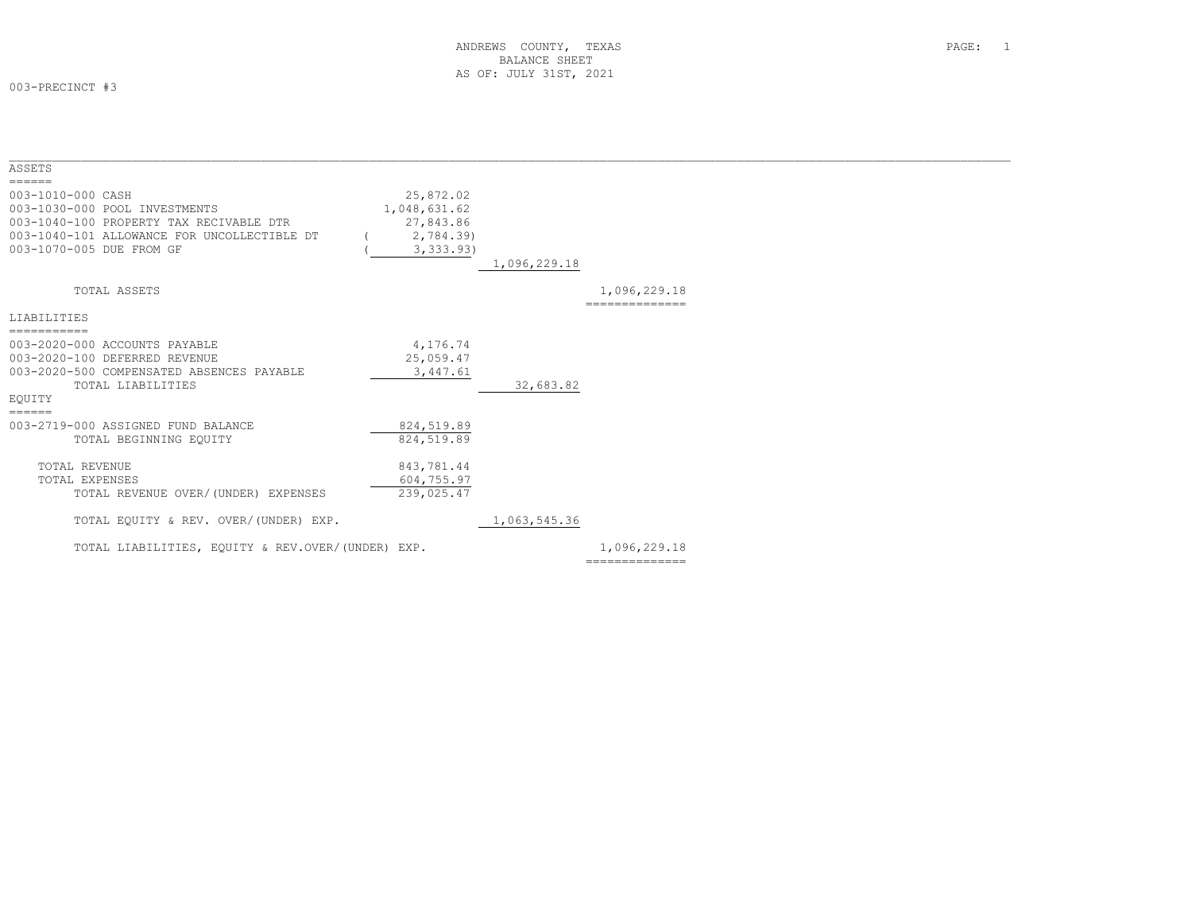ANDREWS COUNTY, TEXAS
BALANCE SHEET
AS OF: JULY 31ST, 2021

003-PRECINCT #3

## ASSETS

| Account | | | |
|---|---|---|---|
| 003-1010-000 CASH | 25,872.02 | | |
| 003-1030-000 POOL INVESTMENTS | 1,048,631.62 | | |
| 003-1040-100 PROPERTY TAX RECIVABLE DTR | 27,843.86 | | |
| 003-1040-101 ALLOWANCE FOR UNCOLLECTIBLE DT | ( 2,784.39) | | |
| 003-1070-005 DUE FROM GF | ( 3,333.93) | | |
| | | 1,096,229.18 | |
| TOTAL ASSETS | | | 1,096,229.18 |

## LIABILITIES

| Account | | | |
|---|---|---|---|
| 003-2020-000 ACCOUNTS PAYABLE | 4,176.74 | | |
| 003-2020-100 DEFERRED REVENUE | 25,059.47 | | |
| 003-2020-500 COMPENSATED ABSENCES PAYABLE | 3,447.61 | | |
| TOTAL LIABILITIES | | 32,683.82 | |

## EQUITY

| Account | | | |
|---|---|---|---|
| 003-2719-000 ASSIGNED FUND BALANCE | 824,519.89 | | |
| TOTAL BEGINNING EQUITY | 824,519.89 | | |
| TOTAL REVENUE | 843,781.44 | | |
| TOTAL EXPENSES | 604,755.97 | | |
| TOTAL REVENUE OVER/(UNDER) EXPENSES | 239,025.47 | | |
| TOTAL EQUITY & REV. OVER/(UNDER) EXP. | | 1,063,545.36 | |
| TOTAL LIABILITIES, EQUITY & REV.OVER/(UNDER) EXP. | | | 1,096,229.18 |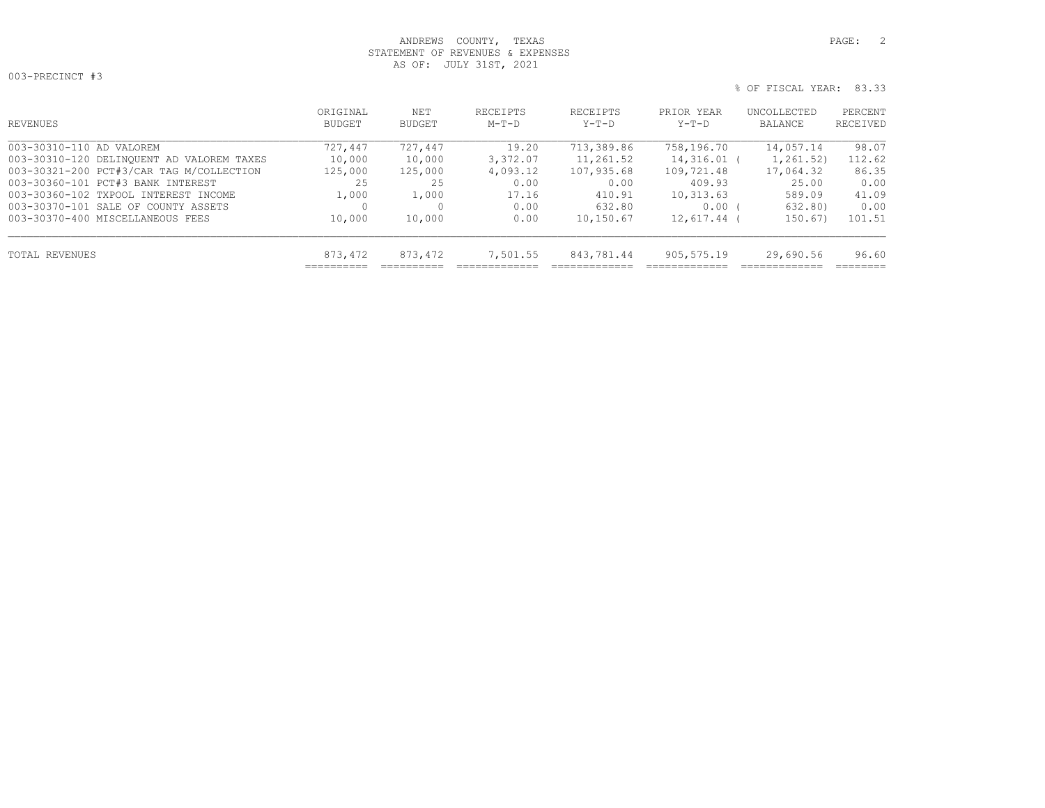ANDREWS COUNTY, TEXAS
STATEMENT OF REVENUES & EXPENSES
AS OF: JULY 31ST, 2021

003-PRECINCT #3

% OF FISCAL YEAR: 83.33

| REVENUES | ORIGINAL BUDGET | NET BUDGET | RECEIPTS M-T-D | RECEIPTS Y-T-D | PRIOR YEAR Y-T-D | UNCOLLECTED BALANCE | PERCENT RECEIVED |
|---|---|---|---|---|---|---|---|
| 003-30310-110 AD VALOREM | 727,447 | 727,447 | 19.20 | 713,389.86 | 758,196.70 | 14,057.14 | 98.07 |
| 003-30310-120 DELINQUENT AD VALOREM TAXES | 10,000 | 10,000 | 3,372.07 | 11,261.52 | 14,316.01 | ( 1,261.52) | 112.62 |
| 003-30321-200 PCT#3/CAR TAG M/COLLECTION | 125,000 | 125,000 | 4,093.12 | 107,935.68 | 109,721.48 | 17,064.32 | 86.35 |
| 003-30360-101 PCT#3 BANK INTEREST | 25 | 25 | 0.00 | 0.00 | 409.93 | 25.00 | 0.00 |
| 003-30360-102 TXPOOL INTEREST INCOME | 1,000 | 1,000 | 17.16 | 410.91 | 10,313.63 | 589.09 | 41.09 |
| 003-30370-101 SALE OF COUNTY ASSETS | 0 | 0 | 0.00 | 632.80 | 0.00 | ( 632.80) | 0.00 |
| 003-30370-400 MISCELLANEOUS FEES | 10,000 | 10,000 | 0.00 | 10,150.67 | 12,617.44 | ( 150.67) | 101.51 |
| TOTAL REVENUES | 873,472 | 873,472 | 7,501.55 | 843,781.44 | 905,575.19 | 29,690.56 | 96.60 |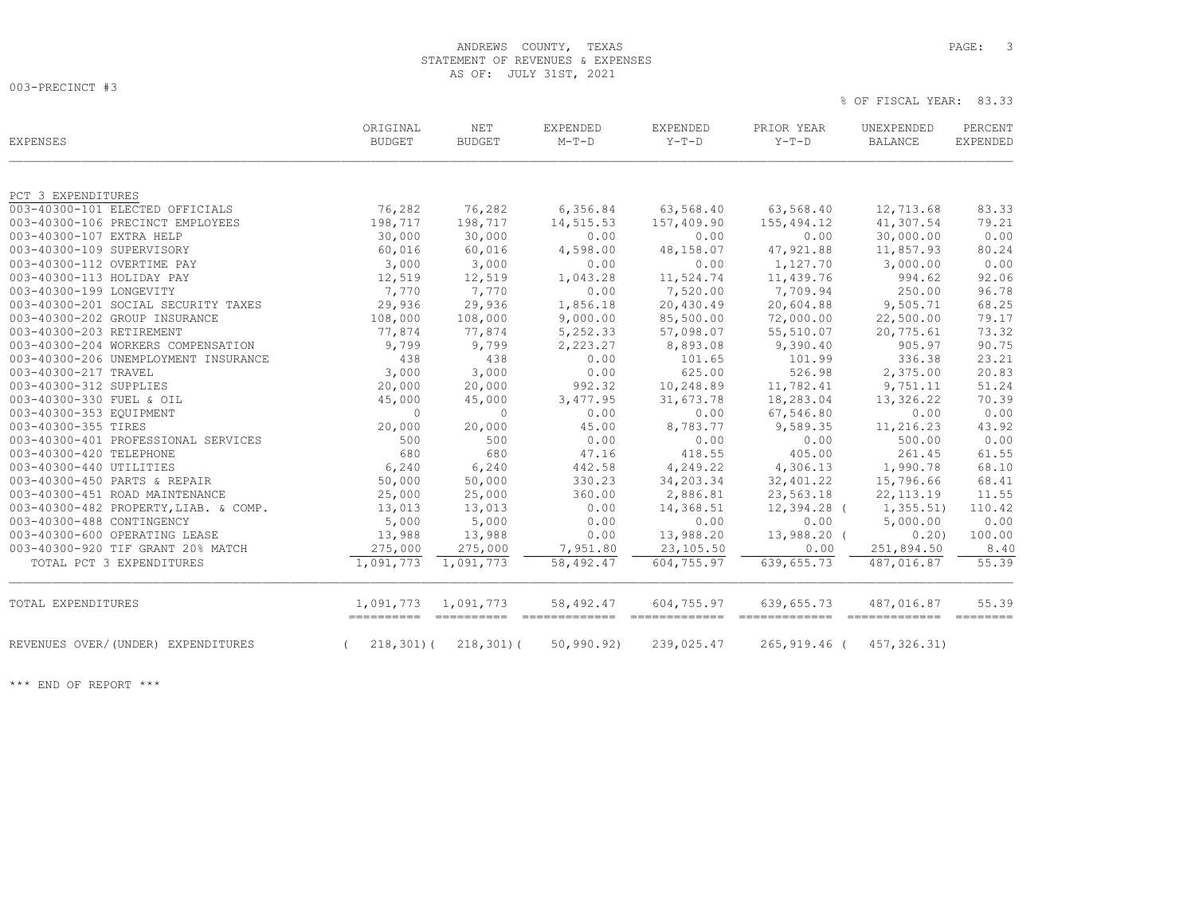ANDREWS COUNTY, TEXAS
STATEMENT OF REVENUES & EXPENSES
AS OF: JULY 31ST, 2021

003-PRECINCT #3

% OF FISCAL YEAR: 83.33

| EXPENSES | ORIGINAL BUDGET | NET BUDGET | EXPENDED M-T-D | EXPENDED Y-T-D | PRIOR YEAR Y-T-D | UNEXPENDED BALANCE | PERCENT EXPENDED |
|---|---|---|---|---|---|---|---|
| PCT 3 EXPENDITURES | | | | | | | |
| 003-40300-101 ELECTED OFFICIALS | 76,282 | 76,282 | 6,356.84 | 63,568.40 | 63,568.40 | 12,713.68 | 83.33 |
| 003-40300-106 PRECINCT EMPLOYEES | 198,717 | 198,717 | 14,515.53 | 157,409.90 | 155,494.12 | 41,307.54 | 79.21 |
| 003-40300-107 EXTRA HELP | 30,000 | 30,000 | 0.00 | 0.00 | 0.00 | 30,000.00 | 0.00 |
| 003-40300-109 SUPERVISORY | 60,016 | 60,016 | 4,598.00 | 48,158.07 | 47,921.88 | 11,857.93 | 80.24 |
| 003-40300-112 OVERTIME PAY | 3,000 | 3,000 | 0.00 | 0.00 | 1,127.70 | 3,000.00 | 0.00 |
| 003-40300-113 HOLIDAY PAY | 12,519 | 12,519 | 1,043.28 | 11,524.74 | 11,439.76 | 994.62 | 92.06 |
| 003-40300-199 LONGEVITY | 7,770 | 7,770 | 0.00 | 7,520.00 | 7,709.94 | 250.00 | 96.78 |
| 003-40300-201 SOCIAL SECURITY TAXES | 29,936 | 29,936 | 1,856.18 | 20,430.49 | 20,604.88 | 9,505.71 | 68.25 |
| 003-40300-202 GROUP INSURANCE | 108,000 | 108,000 | 9,000.00 | 85,500.00 | 72,000.00 | 22,500.00 | 79.17 |
| 003-40300-203 RETIREMENT | 77,874 | 77,874 | 5,252.33 | 57,098.07 | 55,510.07 | 20,775.61 | 73.32 |
| 003-40300-204 WORKERS COMPENSATION | 9,799 | 9,799 | 2,223.27 | 8,893.08 | 9,390.40 | 905.97 | 90.75 |
| 003-40300-206 UNEMPLOYMENT INSURANCE | 438 | 438 | 0.00 | 101.65 | 101.99 | 336.38 | 23.21 |
| 003-40300-217 TRAVEL | 3,000 | 3,000 | 0.00 | 625.00 | 526.98 | 2,375.00 | 20.83 |
| 003-40300-312 SUPPLIES | 20,000 | 20,000 | 992.32 | 10,248.89 | 11,782.41 | 9,751.11 | 51.24 |
| 003-40300-330 FUEL & OIL | 45,000 | 45,000 | 3,477.95 | 31,673.78 | 18,283.04 | 13,326.22 | 70.39 |
| 003-40300-353 EQUIPMENT | 0 | 0 | 0.00 | 0.00 | 67,546.80 | 0.00 | 0.00 |
| 003-40300-355 TIRES | 20,000 | 20,000 | 45.00 | 8,783.77 | 9,589.35 | 11,216.23 | 43.92 |
| 003-40300-401 PROFESSIONAL SERVICES | 500 | 500 | 0.00 | 0.00 | 0.00 | 500.00 | 0.00 |
| 003-40300-420 TELEPHONE | 680 | 680 | 47.16 | 418.55 | 405.00 | 261.45 | 61.55 |
| 003-40300-440 UTILITIES | 6,240 | 6,240 | 442.58 | 4,249.22 | 4,306.13 | 1,990.78 | 68.10 |
| 003-40300-450 PARTS & REPAIR | 50,000 | 50,000 | 330.23 | 34,203.34 | 32,401.22 | 15,796.66 | 68.41 |
| 003-40300-451 ROAD MAINTENANCE | 25,000 | 25,000 | 360.00 | 2,886.81 | 23,563.18 | 22,113.19 | 11.55 |
| 003-40300-482 PROPERTY,LIAB. & COMP. | 13,013 | 13,013 | 0.00 | 14,368.51 | 12,394.28 | ( 1,355.51) | 110.42 |
| 003-40300-488 CONTINGENCY | 5,000 | 5,000 | 0.00 | 0.00 | 0.00 | 5,000.00 | 0.00 |
| 003-40300-600 OPERATING LEASE | 13,988 | 13,988 | 0.00 | 13,988.20 | 13,988.20 | ( 0.20) | 100.00 |
| 003-40300-920 TIF GRANT 20% MATCH | 275,000 | 275,000 | 7,951.80 | 23,105.50 | 0.00 | 251,894.50 | 8.40 |
| TOTAL PCT 3 EXPENDITURES | 1,091,773 | 1,091,773 | 58,492.47 | 604,755.97 | 639,655.73 | 487,016.87 | 55.39 |
| TOTAL EXPENDITURES | 1,091,773 | 1,091,773 | 58,492.47 | 604,755.97 | 639,655.73 | 487,016.87 | 55.39 |
| REVENUES OVER/(UNDER) EXPENDITURES | ( 218,301) | ( 218,301) | ( 50,990.92) | 239,025.47 | 265,919.46 | ( 457,326.31) | |

*** END OF REPORT ***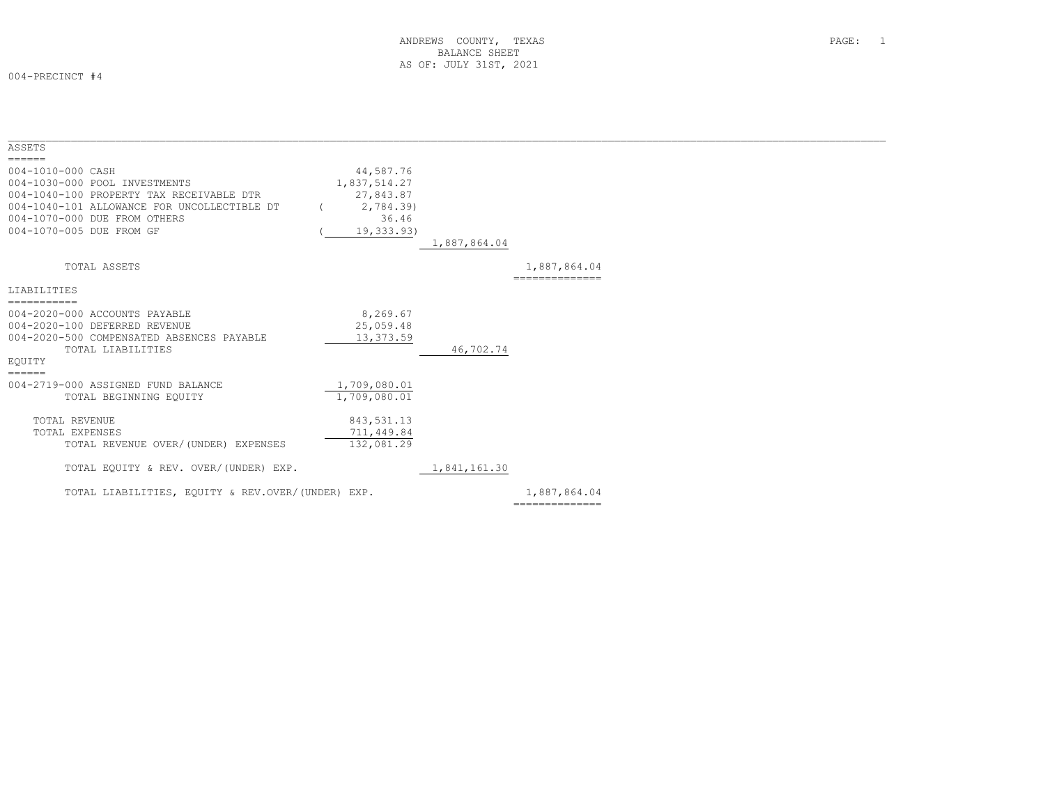ANDREWS COUNTY, TEXAS
BALANCE SHEET
AS OF: JULY 31ST, 2021

004-PRECINCT #4

## ASSETS

| Account | Amount | Subtotal | Total |
|---|---|---|---|
| 004-1010-000 CASH | 44,587.76 | | |
| 004-1030-000 POOL INVESTMENTS | 1,837,514.27 | | |
| 004-1040-100 PROPERTY TAX RECEIVABLE DTR | 27,843.87 | | |
| 004-1040-101 ALLOWANCE FOR UNCOLLECTIBLE DT | ( 2,784.39) | | |
| 004-1070-000 DUE FROM OTHERS | 36.46 | | |
| 004-1070-005 DUE FROM GF | ( 19,333.93) | | |
| | | 1,887,864.04 | |
| TOTAL ASSETS | | | 1,887,864.04 |

## LIABILITIES

| Account | Amount | Subtotal | Total |
|---|---|---|---|
| 004-2020-000 ACCOUNTS PAYABLE | 8,269.67 | | |
| 004-2020-100 DEFERRED REVENUE | 25,059.48 | | |
| 004-2020-500 COMPENSATED ABSENCES PAYABLE | 13,373.59 | | |
| TOTAL LIABILITIES | | 46,702.74 | |

## EQUITY

| Account | Amount | Subtotal | Total |
|---|---|---|---|
| 004-2719-000 ASSIGNED FUND BALANCE | 1,709,080.01 | | |
| TOTAL BEGINNING EQUITY | 1,709,080.01 | | |
| TOTAL REVENUE | 843,531.13 | | |
| TOTAL EXPENSES | 711,449.84 | | |
| TOTAL REVENUE OVER/(UNDER) EXPENSES | 132,081.29 | | |
| TOTAL EQUITY & REV. OVER/(UNDER) EXP. | | 1,841,161.30 | |
| TOTAL LIABILITIES, EQUITY & REV.OVER/(UNDER) EXP. | | | 1,887,864.04 |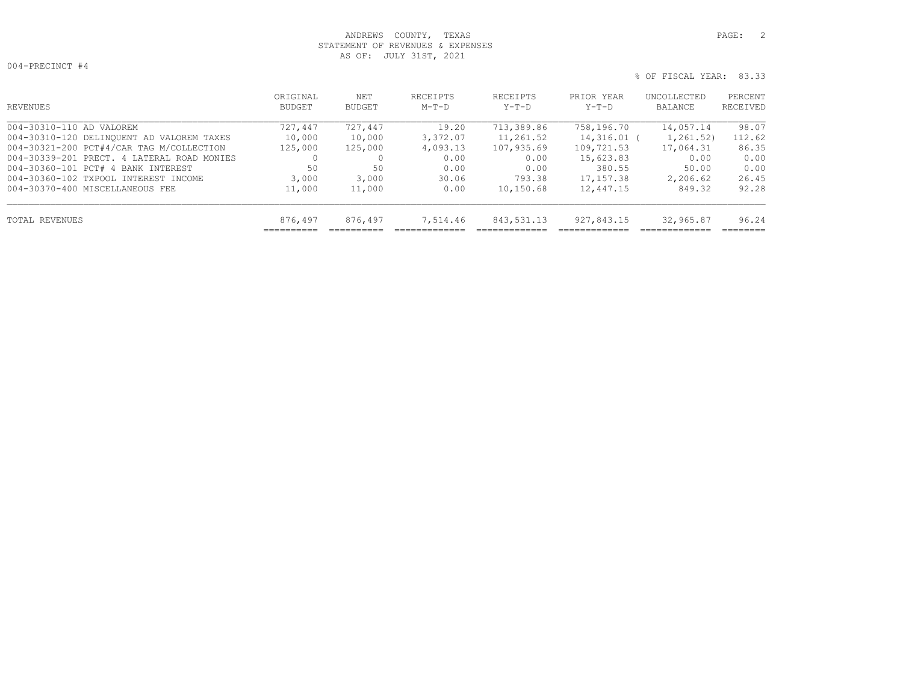ANDREWS COUNTY, TEXAS
STATEMENT OF REVENUES & EXPENSES
AS OF: JULY 31ST, 2021

004-PRECINCT #4

% OF FISCAL YEAR: 83.33

| REVENUES | ORIGINAL BUDGET | NET BUDGET | RECEIPTS M-T-D | RECEIPTS Y-T-D | PRIOR YEAR Y-T-D | UNCOLLECTED BALANCE | PERCENT RECEIVED |
|---|---|---|---|---|---|---|---|
| 004-30310-110 AD VALOREM | 727,447 | 727,447 | 19.20 | 713,389.86 | 758,196.70 | 14,057.14 | 98.07 |
| 004-30310-120 DELINQUENT AD VALOREM TAXES | 10,000 | 10,000 | 3,372.07 | 11,261.52 | 14,316.01 | ( 1,261.52) | 112.62 |
| 004-30321-200 PCT#4/CAR TAG M/COLLECTION | 125,000 | 125,000 | 4,093.13 | 107,935.69 | 109,721.53 | 17,064.31 | 86.35 |
| 004-30339-201 PRECT. 4 LATERAL ROAD MONIES | 0 | 0 | 0.00 | 0.00 | 15,623.83 | 0.00 | 0.00 |
| 004-30360-101 PCT# 4 BANK INTEREST | 50 | 50 | 0.00 | 0.00 | 380.55 | 50.00 | 0.00 |
| 004-30360-102 TXPOOL INTEREST INCOME | 3,000 | 3,000 | 30.06 | 793.38 | 17,157.38 | 2,206.62 | 26.45 |
| 004-30370-400 MISCELLANEOUS FEE | 11,000 | 11,000 | 0.00 | 10,150.68 | 12,447.15 | 849.32 | 92.28 |
| TOTAL REVENUES | 876,497 | 876,497 | 7,514.46 | 843,531.13 | 927,843.15 | 32,965.87 | 96.24 |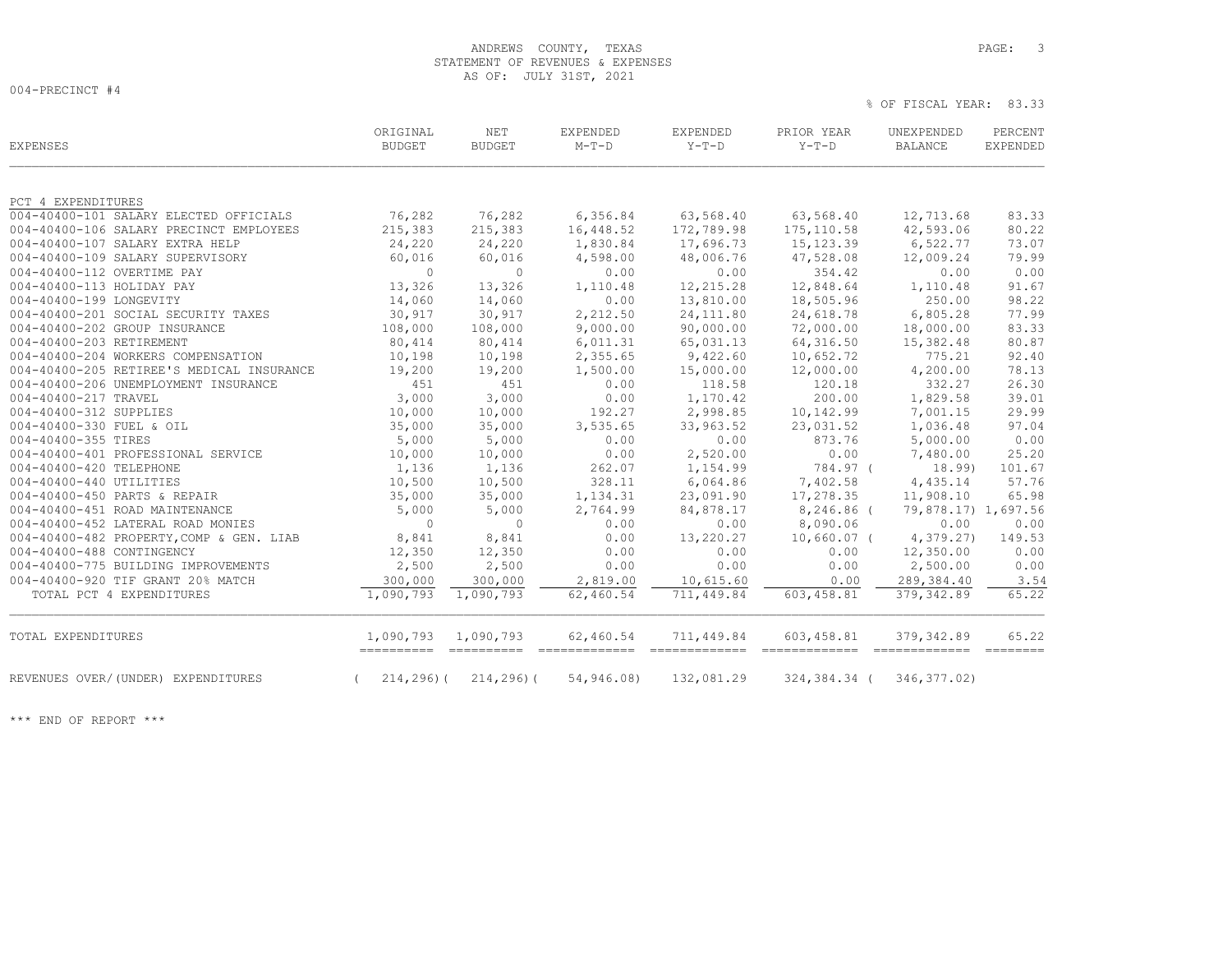ANDREWS COUNTY, TEXAS
STATEMENT OF REVENUES & EXPENSES
AS OF: JULY 31ST, 2021

004-PRECINCT #4

% OF FISCAL YEAR: 83.33

| EXPENSES | ORIGINAL BUDGET | NET BUDGET | EXPENDED M-T-D | EXPENDED Y-T-D | PRIOR YEAR Y-T-D | UNEXPENDED BALANCE | PERCENT EXPENDED |
|---|---|---|---|---|---|---|---|
| PCT 4 EXPENDITURES | | | | | | | |
| 004-40400-101 SALARY ELECTED OFFICIALS | 76,282 | 76,282 | 6,356.84 | 63,568.40 | 63,568.40 | 12,713.68 | 83.33 |
| 004-40400-106 SALARY PRECINCT EMPLOYEES | 215,383 | 215,383 | 16,448.52 | 172,789.98 | 175,110.58 | 42,593.06 | 80.22 |
| 004-40400-107 SALARY EXTRA HELP | 24,220 | 24,220 | 1,830.84 | 17,696.73 | 15,123.39 | 6,522.77 | 73.07 |
| 004-40400-109 SALARY SUPERVISORY | 60,016 | 60,016 | 4,598.00 | 48,006.76 | 47,528.08 | 12,009.24 | 79.99 |
| 004-40400-112 OVERTIME PAY | 0 | 0 | 0.00 | 0.00 | 354.42 | 0.00 | 0.00 |
| 004-40400-113 HOLIDAY PAY | 13,326 | 13,326 | 1,110.48 | 12,215.28 | 12,848.64 | 1,110.48 | 91.67 |
| 004-40400-199 LONGEVITY | 14,060 | 14,060 | 0.00 | 13,810.00 | 18,505.96 | 250.00 | 98.22 |
| 004-40400-201 SOCIAL SECURITY TAXES | 30,917 | 30,917 | 2,212.50 | 24,111.80 | 24,618.78 | 6,805.28 | 77.99 |
| 004-40400-202 GROUP INSURANCE | 108,000 | 108,000 | 9,000.00 | 90,000.00 | 72,000.00 | 18,000.00 | 83.33 |
| 004-40400-203 RETIREMENT | 80,414 | 80,414 | 6,011.31 | 65,031.13 | 64,316.50 | 15,382.48 | 80.87 |
| 004-40400-204 WORKERS COMPENSATION | 10,198 | 10,198 | 2,355.65 | 9,422.60 | 10,652.72 | 775.21 | 92.40 |
| 004-40400-205 RETIREE'S MEDICAL INSURANCE | 19,200 | 19,200 | 1,500.00 | 15,000.00 | 12,000.00 | 4,200.00 | 78.13 |
| 004-40400-206 UNEMPLOYMENT INSURANCE | 451 | 451 | 0.00 | 118.58 | 120.18 | 332.27 | 26.30 |
| 004-40400-217 TRAVEL | 3,000 | 3,000 | 0.00 | 1,170.42 | 200.00 | 1,829.58 | 39.01 |
| 004-40400-312 SUPPLIES | 10,000 | 10,000 | 192.27 | 2,998.85 | 10,142.99 | 7,001.15 | 29.99 |
| 004-40400-330 FUEL & OIL | 35,000 | 35,000 | 3,535.65 | 33,963.52 | 23,031.52 | 1,036.48 | 97.04 |
| 004-40400-355 TIRES | 5,000 | 5,000 | 0.00 | 0.00 | 873.76 | 5,000.00 | 0.00 |
| 004-40400-401 PROFESSIONAL SERVICE | 10,000 | 10,000 | 0.00 | 2,520.00 | 0.00 | 7,480.00 | 25.20 |
| 004-40400-420 TELEPHONE | 1,136 | 1,136 | 262.07 | 1,154.99 | 784.97 | ( 18.99) | 101.67 |
| 004-40400-440 UTILITIES | 10,500 | 10,500 | 328.11 | 6,064.86 | 7,402.58 | 4,435.14 | 57.76 |
| 004-40400-450 PARTS & REPAIR | 35,000 | 35,000 | 1,134.31 | 23,091.90 | 17,278.35 | 11,908.10 | 65.98 |
| 004-40400-451 ROAD MAINTENANCE | 5,000 | 5,000 | 2,764.99 | 84,878.17 | 8,246.86 | ( 79,878.17) | 1,697.56 |
| 004-40400-452 LATERAL ROAD MONIES | 0 | 0 | 0.00 | 0.00 | 8,090.06 | 0.00 | 0.00 |
| 004-40400-482 PROPERTY,COMP & GEN. LIAB | 8,841 | 8,841 | 0.00 | 13,220.27 | 10,660.07 | ( 4,379.27) | 149.53 |
| 004-40400-488 CONTINGENCY | 12,350 | 12,350 | 0.00 | 0.00 | 0.00 | 12,350.00 | 0.00 |
| 004-40400-775 BUILDING IMPROVEMENTS | 2,500 | 2,500 | 0.00 | 0.00 | 0.00 | 2,500.00 | 0.00 |
| 004-40400-920 TIF GRANT 20% MATCH | 300,000 | 300,000 | 2,819.00 | 10,615.60 | 0.00 | 289,384.40 | 3.54 |
| TOTAL PCT 4 EXPENDITURES | 1,090,793 | 1,090,793 | 62,460.54 | 711,449.84 | 603,458.81 | 379,342.89 | 65.22 |
| TOTAL EXPENDITURES | 1,090,793 | 1,090,793 | 62,460.54 | 711,449.84 | 603,458.81 | 379,342.89 | 65.22 |
| REVENUES OVER/(UNDER) EXPENDITURES | ( 214,296) | ( 214,296) | ( 54,946.08) | 132,081.29 | 324,384.34 | ( 346,377.02) | |

*** END OF REPORT ***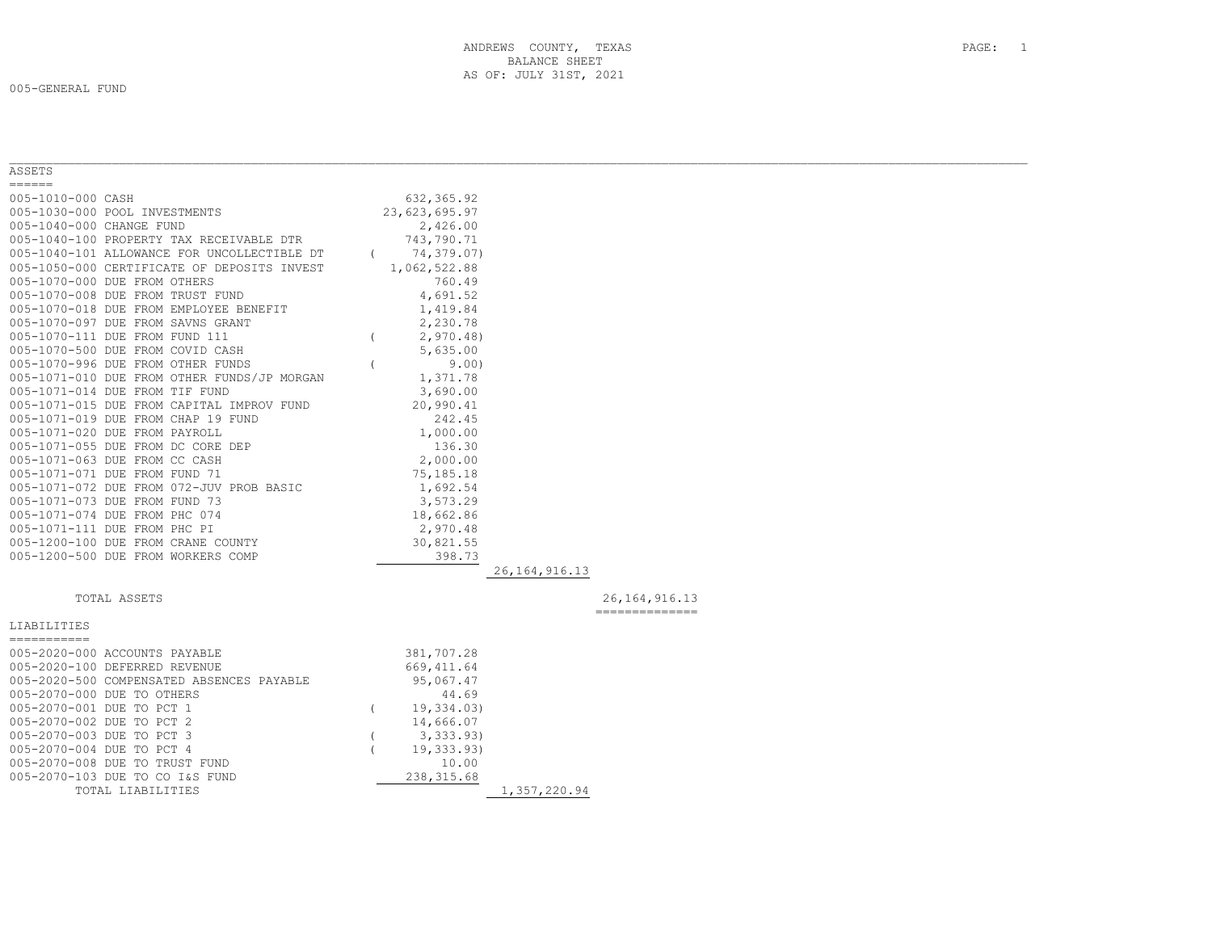ANDREWS COUNTY, TEXAS
BALANCE SHEET
AS OF: JULY 31ST, 2021

005-GENERAL FUND

## ASSETS

| Account | Description | Amount | Subtotal | Total |
|---|---|---|---|---|
| 005-1010-000 | CASH | 632,365.92 | | |
| 005-1030-000 | POOL INVESTMENTS | 23,623,695.97 | | |
| 005-1040-000 | CHANGE FUND | 2,426.00 | | |
| 005-1040-100 | PROPERTY TAX RECEIVABLE DTR | 743,790.71 | | |
| 005-1040-101 | ALLOWANCE FOR UNCOLLECTIBLE DT | ( 74,379.07) | | |
| 005-1050-000 | CERTIFICATE OF DEPOSITS INVEST | 1,062,522.88 | | |
| 005-1070-000 | DUE FROM OTHERS | 760.49 | | |
| 005-1070-008 | DUE FROM TRUST FUND | 4,691.52 | | |
| 005-1070-018 | DUE FROM EMPLOYEE BENEFIT | 1,419.84 | | |
| 005-1070-097 | DUE FROM SAVNS GRANT | 2,230.78 | | |
| 005-1070-111 | DUE FROM FUND 111 | ( 2,970.48) | | |
| 005-1070-500 | DUE FROM COVID CASH | 5,635.00 | | |
| 005-1070-996 | DUE FROM OTHER FUNDS | ( 9.00) | | |
| 005-1071-010 | DUE FROM OTHER FUNDS/JP MORGAN | 1,371.78 | | |
| 005-1071-014 | DUE FROM TIF FUND | 3,690.00 | | |
| 005-1071-015 | DUE FROM CAPITAL IMPROV FUND | 20,990.41 | | |
| 005-1071-019 | DUE FROM CHAP 19 FUND | 242.45 | | |
| 005-1071-020 | DUE FROM PAYROLL | 1,000.00 | | |
| 005-1071-055 | DUE FROM DC CORE DEP | 136.30 | | |
| 005-1071-063 | DUE FROM CC CASH | 2,000.00 | | |
| 005-1071-071 | DUE FROM FUND 71 | 75,185.18 | | |
| 005-1071-072 | DUE FROM 072-JUV PROB BASIC | 1,692.54 | | |
| 005-1071-073 | DUE FROM FUND 73 | 3,573.29 | | |
| 005-1071-074 | DUE FROM PHC 074 | 18,662.86 | | |
| 005-1071-111 | DUE FROM PHC PI | 2,970.48 | | |
| 005-1200-100 | DUE FROM CRANE COUNTY | 30,821.55 | | |
| 005-1200-500 | DUE FROM WORKERS COMP | 398.73 | | |
| | | | 26,164,916.13 | |
| | TOTAL ASSETS | | | 26,164,916.13 |

## LIABILITIES

| Account | Description | Amount | Subtotal |
|---|---|---|---|
| 005-2020-000 | ACCOUNTS PAYABLE | 381,707.28 | |
| 005-2020-100 | DEFERRED REVENUE | 669,411.64 | |
| 005-2020-500 | COMPENSATED ABSENCES PAYABLE | 95,067.47 | |
| 005-2070-000 | DUE TO OTHERS | 44.69 | |
| 005-2070-001 | DUE TO PCT 1 | ( 19,334.03) | |
| 005-2070-002 | DUE TO PCT 2 | 14,666.07 | |
| 005-2070-003 | DUE TO PCT 3 | ( 3,333.93) | |
| 005-2070-004 | DUE TO PCT 4 | ( 19,333.93) | |
| 005-2070-008 | DUE TO TRUST FUND | 10.00 | |
| 005-2070-103 | DUE TO CO I&S FUND | 238,315.68 | |
| | TOTAL LIABILITIES | | 1,357,220.94 |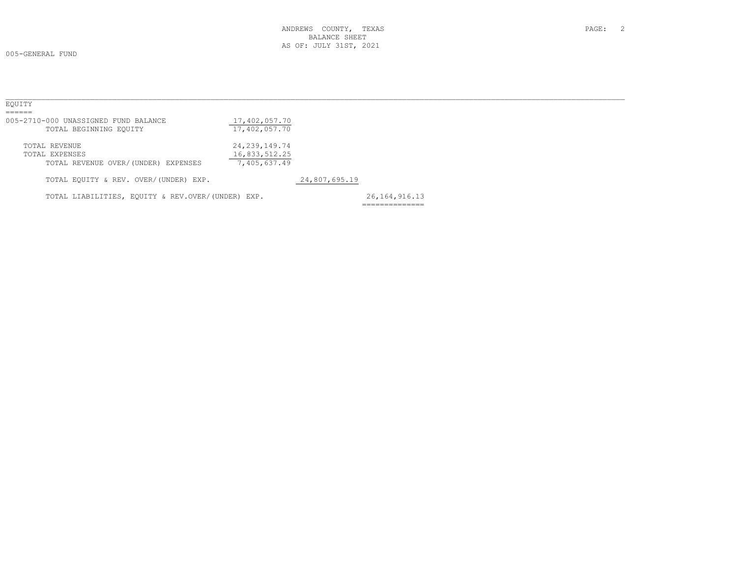ANDREWS COUNTY, TEXAS
BALANCE SHEET
AS OF: JULY 31ST, 2021

005-GENERAL FUND

## EQUITY

| | | | |
|---|---|---|---|
| 005-2710-000 UNASSIGNED FUND BALANCE | 17,402,057.70 | | |
| TOTAL BEGINNING EQUITY | 17,402,057.70 | | |
| TOTAL REVENUE | 24,239,149.74 | | |
| TOTAL EXPENSES | 16,833,512.25 | | |
| TOTAL REVENUE OVER/(UNDER) EXPENSES | 7,405,637.49 | | |
| TOTAL EQUITY & REV. OVER/(UNDER) EXP. | | 24,807,695.19 | |
| TOTAL LIABILITIES, EQUITY & REV.OVER/(UNDER) EXP. | | | 26,164,916.13 |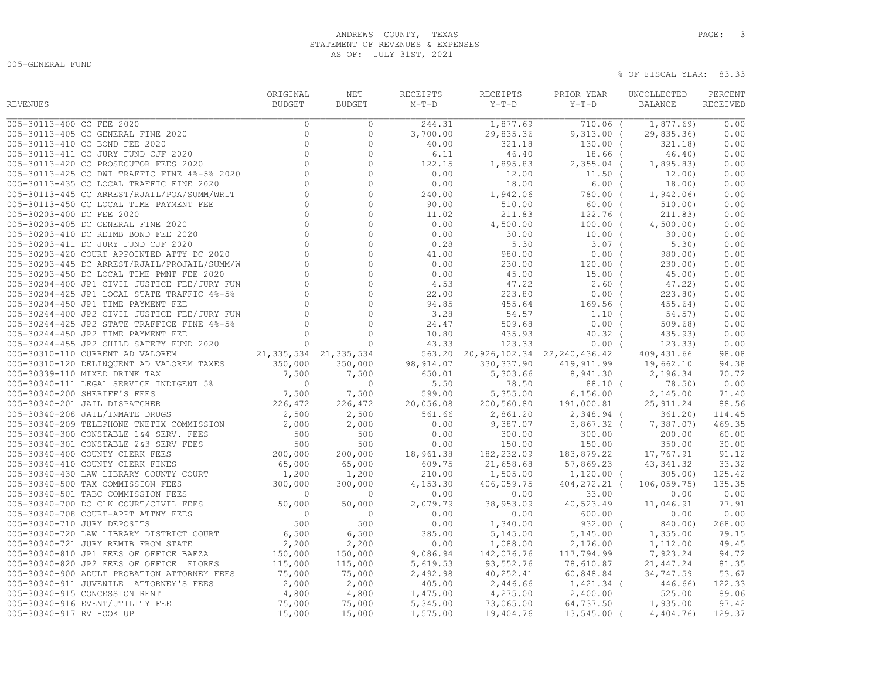# ANDREWS COUNTY, TEXAS
## STATEMENT OF REVENUES & EXPENSES
### AS OF: JULY 31ST, 2021

005-GENERAL FUND

% OF FISCAL YEAR: 83.33

| REVENUES | ORIGINAL BUDGET | NET BUDGET | RECEIPTS M-T-D | RECEIPTS Y-T-D | PRIOR YEAR Y-T-D | UNCOLLECTED BALANCE | PERCENT RECEIVED |
|---|---|---|---|---|---|---|---|
| 005-30113-400 CC FEE 2020 | 0 | 0 | 244.31 | 1,877.69 | 710.06 | ( 1,877.69) | 0.00 |
| 005-30113-405 CC GENERAL FINE 2020 | 0 | 0 | 3,700.00 | 29,835.36 | 9,313.00 | ( 29,835.36) | 0.00 |
| 005-30113-410 CC BOND FEE 2020 | 0 | 0 | 40.00 | 321.18 | 130.00 | ( 321.18) | 0.00 |
| 005-30113-411 CC JURY FUND CJF 2020 | 0 | 0 | 6.11 | 46.40 | 18.66 | ( 46.40) | 0.00 |
| 005-30113-420 CC PROSECUTOR FEES 2020 | 0 | 0 | 122.15 | 1,895.83 | 2,355.04 | ( 1,895.83) | 0.00 |
| 005-30113-425 CC DWI TRAFFIC FINE 4%-5% 2020 | 0 | 0 | 0.00 | 12.00 | 11.50 | ( 12.00) | 0.00 |
| 005-30113-435 CC LOCAL TRAFFIC FINE 2020 | 0 | 0 | 0.00 | 18.00 | 6.00 | ( 18.00) | 0.00 |
| 005-30113-445 CC ARREST/RJAIL/POA/SUMM/WRIT | 0 | 0 | 240.00 | 1,942.06 | 780.00 | ( 1,942.06) | 0.00 |
| 005-30113-450 CC LOCAL TIME PAYMENT FEE | 0 | 0 | 90.00 | 510.00 | 60.00 | ( 510.00) | 0.00 |
| 005-30203-400 DC FEE 2020 | 0 | 0 | 11.02 | 211.83 | 122.76 | ( 211.83) | 0.00 |
| 005-30203-405 DC GENERAL FINE 2020 | 0 | 0 | 0.00 | 4,500.00 | 100.00 | ( 4,500.00) | 0.00 |
| 005-30203-410 DC REIMB BOND FEE 2020 | 0 | 0 | 0.00 | 30.00 | 10.00 | ( 30.00) | 0.00 |
| 005-30203-411 DC JURY FUND CJF 2020 | 0 | 0 | 0.28 | 5.30 | 3.07 | ( 5.30) | 0.00 |
| 005-30203-420 COURT APPOINTED ATTY DC 2020 | 0 | 0 | 41.00 | 980.00 | 0.00 | ( 980.00) | 0.00 |
| 005-30203-445 DC ARREST/RJAIL/PROJAIL/SUMM/W | 0 | 0 | 0.00 | 230.00 | 120.00 | ( 230.00) | 0.00 |
| 005-30203-450 DC LOCAL TIME PMNT FEE 2020 | 0 | 0 | 0.00 | 45.00 | 15.00 | ( 45.00) | 0.00 |
| 005-30204-400 JP1 CIVIL JUSTICE FEE/JURY FUN | 0 | 0 | 4.53 | 47.22 | 2.60 | ( 47.22) | 0.00 |
| 005-30204-425 JP1 LOCAL STATE TRAFFIC 4%-5% | 0 | 0 | 22.00 | 223.80 | 0.00 | ( 223.80) | 0.00 |
| 005-30204-450 JP1 TIME PAYMENT FEE | 0 | 0 | 94.85 | 455.64 | 169.56 | ( 455.64) | 0.00 |
| 005-30244-400 JP2 CIVIL JUSTICE FEE/JURY FUN | 0 | 0 | 3.28 | 54.57 | 1.10 | ( 54.57) | 0.00 |
| 005-30244-425 JP2 STATE TRAFFICE FINE 4%-5% | 0 | 0 | 24.47 | 509.68 | 0.00 | ( 509.68) | 0.00 |
| 005-30244-450 JP2 TIME PAYMENT FEE | 0 | 0 | 10.80 | 435.93 | 40.32 | ( 435.93) | 0.00 |
| 005-30244-455 JP2 CHILD SAFETY FUND 2020 | 0 | 0 | 43.33 | 123.33 | 0.00 | ( 123.33) | 0.00 |
| 005-30310-110 CURRENT AD VALOREM | 21,335,534 | 21,335,534 | 563.20 | 20,926,102.34 | 22,240,436.42 | 409,431.66 | 98.08 |
| 005-30310-120 DELINQUENT AD VALOREM TAXES | 350,000 | 350,000 | 98,914.07 | 330,337.90 | 419,911.99 | 19,662.10 | 94.38 |
| 005-30339-110 MIXED DRINK TAX | 7,500 | 7,500 | 650.01 | 5,303.66 | 8,941.30 | 2,196.34 | 70.72 |
| 005-30340-111 LEGAL SERVICE INDIGENT 5% | 0 | 0 | 5.50 | 78.50 | 88.10 | ( 78.50) | 0.00 |
| 005-30340-200 SHERIFF'S FEES | 7,500 | 7,500 | 599.00 | 5,355.00 | 6,156.00 | 2,145.00 | 71.40 |
| 005-30340-201 JAIL DISPATCHER | 226,472 | 226,472 | 20,056.08 | 200,560.80 | 191,000.81 | 25,911.24 | 88.56 |
| 005-30340-208 JAIL/INMATE DRUGS | 2,500 | 2,500 | 561.66 | 2,861.20 | 2,348.94 | ( 361.20) | 114.45 |
| 005-30340-209 TELEPHONE TNETIX COMMISSION | 2,000 | 2,000 | 0.00 | 9,387.07 | 3,867.32 | ( 7,387.07) | 469.35 |
| 005-30340-300 CONSTABLE 1&4 SERV. FEES | 500 | 500 | 0.00 | 300.00 | 300.00 | 200.00 | 60.00 |
| 005-30340-301 CONSTABLE 2&3 SERV FEES | 500 | 500 | 0.00 | 150.00 | 150.00 | 350.00 | 30.00 |
| 005-30340-400 COUNTY CLERK FEES | 200,000 | 200,000 | 18,961.38 | 182,232.09 | 183,879.22 | 17,767.91 | 91.12 |
| 005-30340-410 COUNTY CLERK FINES | 65,000 | 65,000 | 609.75 | 21,658.68 | 57,869.23 | 43,341.32 | 33.32 |
| 005-30340-430 LAW LIBRARY COUNTY COURT | 1,200 | 1,200 | 210.00 | 1,505.00 | 1,120.00 | ( 305.00) | 125.42 |
| 005-30340-500 TAX COMMISSION FEES | 300,000 | 300,000 | 4,153.30 | 406,059.75 | 404,272.21 | ( 106,059.75) | 135.35 |
| 005-30340-501 TABC COMMISSION FEES | 0 | 0 | 0.00 | 0.00 | 33.00 | 0.00 | 0.00 |
| 005-30340-700 DC CLK COURT/CIVIL FEES | 50,000 | 50,000 | 2,079.79 | 38,953.09 | 40,523.49 | 11,046.91 | 77.91 |
| 005-30340-708 COURT-APPT ATTNY FEES | 0 | 0 | 0.00 | 0.00 | 600.00 | 0.00 | 0.00 |
| 005-30340-710 JURY DEPOSITS | 500 | 500 | 0.00 | 1,340.00 | 932.00 | ( 840.00) | 268.00 |
| 005-30340-720 LAW LIBRARY DISTRICT COURT | 6,500 | 6,500 | 385.00 | 5,145.00 | 5,145.00 | 1,355.00 | 79.15 |
| 005-30340-721 JURY REMIB FROM STATE | 2,200 | 2,200 | 0.00 | 1,088.00 | 2,176.00 | 1,112.00 | 49.45 |
| 005-30340-810 JP1 FEES OF OFFICE BAEZA | 150,000 | 150,000 | 9,086.94 | 142,076.76 | 117,794.99 | 7,923.24 | 94.72 |
| 005-30340-820 JP2 FEES OF OFFICE FLORES | 115,000 | 115,000 | 5,619.53 | 93,552.76 | 78,610.87 | 21,447.24 | 81.35 |
| 005-30340-900 ADULT PROBATION ATTORNEY FEES | 75,000 | 75,000 | 2,492.98 | 40,252.41 | 60,848.84 | 34,747.59 | 53.67 |
| 005-30340-911 JUVENILE ATTORNEY'S FEES | 2,000 | 2,000 | 405.00 | 2,446.66 | 1,421.34 | ( 446.66) | 122.33 |
| 005-30340-915 CONCESSION RENT | 4,800 | 4,800 | 1,475.00 | 4,275.00 | 2,400.00 | 525.00 | 89.06 |
| 005-30340-916 EVENT/UTILITY FEE | 75,000 | 75,000 | 5,345.00 | 73,065.00 | 64,737.50 | 1,935.00 | 97.42 |
| 005-30340-917 RV HOOK UP | 15,000 | 15,000 | 1,575.00 | 19,404.76 | 13,545.00 | ( 4,404.76) | 129.37 |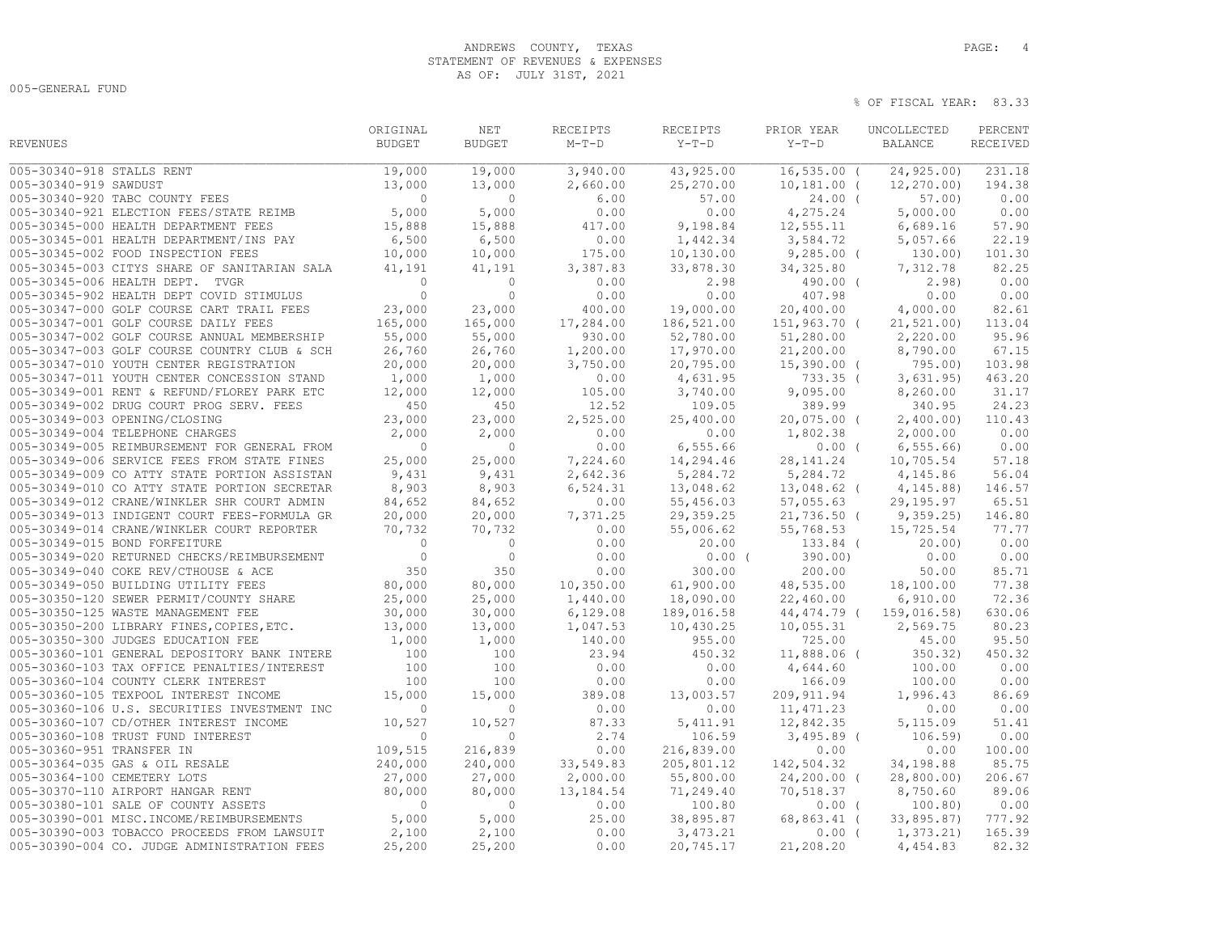ANDREWS COUNTY, TEXAS
STATEMENT OF REVENUES & EXPENSES
AS OF: JULY 31ST, 2021

005-GENERAL FUND

% OF FISCAL YEAR: 83.33

| REVENUES | ORIGINAL BUDGET | NET BUDGET | RECEIPTS M-T-D | RECEIPTS Y-T-D | PRIOR YEAR Y-T-D | UNCOLLECTED BALANCE | PERCENT RECEIVED |
|---|---|---|---|---|---|---|---|
| 005-30340-918 STALLS RENT | 19,000 | 19,000 | 3,940.00 | 43,925.00 | 16,535.00 | ( 24,925.00) | 231.18 |
| 005-30340-919 SAWDUST | 13,000 | 13,000 | 2,660.00 | 25,270.00 | 10,181.00 | ( 12,270.00) | 194.38 |
| 005-30340-920 TABC COUNTY FEES | 0 | 0 | 6.00 | 57.00 | 24.00 | ( 57.00) | 0.00 |
| 005-30340-921 ELECTION FEES/STATE REIMB | 5,000 | 5,000 | 0.00 | 0.00 | 4,275.24 | 5,000.00 | 0.00 |
| 005-30345-000 HEALTH DEPARTMENT FEES | 15,888 | 15,888 | 417.00 | 9,198.84 | 12,555.11 | 6,689.16 | 57.90 |
| 005-30345-001 HEALTH DEPARTMENT/INS PAY | 6,500 | 6,500 | 0.00 | 1,442.34 | 3,584.72 | 5,057.66 | 22.19 |
| 005-30345-002 FOOD INSPECTION FEES | 10,000 | 10,000 | 175.00 | 10,130.00 | 9,285.00 | ( 130.00) | 101.30 |
| 005-30345-003 CITYS SHARE OF SANITARIAN SALA | 41,191 | 41,191 | 3,387.83 | 33,878.30 | 34,325.80 | 7,312.78 | 82.25 |
| 005-30345-006 HEALTH DEPT. TVGR | 0 | 0 | 0.00 | 2.98 | 490.00 | ( 2.98) | 0.00 |
| 005-30345-902 HEALTH DEPT COVID STIMULUS | 0 | 0 | 0.00 | 0.00 | 407.98 | 0.00 | 0.00 |
| 005-30347-000 GOLF COURSE CART TRAIL FEES | 23,000 | 23,000 | 400.00 | 19,000.00 | 20,400.00 | 4,000.00 | 82.61 |
| 005-30347-001 GOLF COURSE DAILY FEES | 165,000 | 165,000 | 17,284.00 | 186,521.00 | 151,963.70 | ( 21,521.00) | 113.04 |
| 005-30347-002 GOLF COURSE ANNUAL MEMBERSHIP | 55,000 | 55,000 | 930.00 | 52,780.00 | 51,280.00 | 2,220.00 | 95.96 |
| 005-30347-003 GOLF COURSE COUNTRY CLUB & SCH | 26,760 | 26,760 | 1,200.00 | 17,970.00 | 21,200.00 | 8,790.00 | 67.15 |
| 005-30347-010 YOUTH CENTER REGISTRATION | 20,000 | 20,000 | 3,750.00 | 20,795.00 | 15,390.00 | ( 795.00) | 103.98 |
| 005-30347-011 YOUTH CENTER CONCESSION STAND | 1,000 | 1,000 | 0.00 | 4,631.95 | 733.35 | ( 3,631.95) | 463.20 |
| 005-30349-001 RENT & REFUND/FLOREY PARK ETC | 12,000 | 12,000 | 105.00 | 3,740.00 | 9,095.00 | 8,260.00 | 31.17 |
| 005-30349-002 DRUG COURT PROG SERV. FEES | 450 | 450 | 12.52 | 109.05 | 389.99 | 340.95 | 24.23 |
| 005-30349-003 OPENING/CLOSING | 23,000 | 23,000 | 2,525.00 | 25,400.00 | 20,075.00 | ( 2,400.00) | 110.43 |
| 005-30349-004 TELEPHONE CHARGES | 2,000 | 2,000 | 0.00 | 0.00 | 1,802.38 | 2,000.00 | 0.00 |
| 005-30349-005 REIMBURSEMENT FOR GENERAL FROM | 0 | 0 | 0.00 | 6,555.66 | 0.00 | ( 6,555.66) | 0.00 |
| 005-30349-006 SERVICE FEES FROM STATE FINES | 25,000 | 25,000 | 7,224.60 | 14,294.46 | 28,141.24 | 10,705.54 | 57.18 |
| 005-30349-009 CO ATTY STATE PORTION ASSISTAN | 9,431 | 9,431 | 2,642.36 | 5,284.72 | 5,284.72 | 4,145.86 | 56.04 |
| 005-30349-010 CO ATTY STATE PORTION SECRETAR | 8,903 | 8,903 | 6,524.31 | 13,048.62 | 13,048.62 | ( 4,145.88) | 146.57 |
| 005-30349-012 CRANE/WINKLER SHR COURT ADMIN | 84,652 | 84,652 | 0.00 | 55,456.03 | 57,055.63 | 29,195.97 | 65.51 |
| 005-30349-013 INDIGENT COURT FEES-FORMULA GR | 20,000 | 20,000 | 7,371.25 | 29,359.25 | 21,736.50 | ( 9,359.25) | 146.80 |
| 005-30349-014 CRANE/WINKLER COURT REPORTER | 70,732 | 70,732 | 0.00 | 55,006.62 | 55,768.53 | 15,725.54 | 77.77 |
| 005-30349-015 BOND FORFEITURE | 0 | 0 | 0.00 | 20.00 | 133.84 | ( 20.00) | 0.00 |
| 005-30349-020 RETURNED CHECKS/REIMBURSEMENT | 0 | 0 | 0.00 | 0.00 | ( 390.00) | 0.00 | 0.00 |
| 005-30349-040 COKE REV/CTHOUSE & ACE | 350 | 350 | 0.00 | 300.00 | 200.00 | 50.00 | 85.71 |
| 005-30349-050 BUILDING UTILITY FEES | 80,000 | 80,000 | 10,350.00 | 61,900.00 | 48,535.00 | 18,100.00 | 77.38 |
| 005-30350-120 SEWER PERMIT/COUNTY SHARE | 25,000 | 25,000 | 1,440.00 | 18,090.00 | 22,460.00 | 6,910.00 | 72.36 |
| 005-30350-125 WASTE MANAGEMENT FEE | 30,000 | 30,000 | 6,129.08 | 189,016.58 | 44,474.79 | ( 159,016.58) | 630.06 |
| 005-30350-200 LIBRARY FINES,COPIES,ETC. | 13,000 | 13,000 | 1,047.53 | 10,430.25 | 10,055.31 | 2,569.75 | 80.23 |
| 005-30350-300 JUDGES EDUCATION FEE | 1,000 | 1,000 | 140.00 | 955.00 | 725.00 | 45.00 | 95.50 |
| 005-30360-101 GENERAL DEPOSITORY BANK INTERE | 100 | 100 | 23.94 | 450.32 | 11,888.06 | ( 350.32) | 450.32 |
| 005-30360-103 TAX OFFICE PENALTIES/INTEREST | 100 | 100 | 0.00 | 0.00 | 4,644.60 | 100.00 | 0.00 |
| 005-30360-104 COUNTY CLERK INTEREST | 100 | 100 | 0.00 | 0.00 | 166.09 | 100.00 | 0.00 |
| 005-30360-105 TEXPOOL INTEREST INCOME | 15,000 | 15,000 | 389.08 | 13,003.57 | 209,911.94 | 1,996.43 | 86.69 |
| 005-30360-106 U.S. SECURITIES INVESTMENT INC | 0 | 0 | 0.00 | 0.00 | 11,471.23 | 0.00 | 0.00 |
| 005-30360-107 CD/OTHER INTEREST INCOME | 10,527 | 10,527 | 87.33 | 5,411.91 | 12,842.35 | 5,115.09 | 51.41 |
| 005-30360-108 TRUST FUND INTEREST | 0 | 0 | 2.74 | 106.59 | 3,495.89 | ( 106.59) | 0.00 |
| 005-30360-951 TRANSFER IN | 109,515 | 216,839 | 0.00 | 216,839.00 | 0.00 | 0.00 | 100.00 |
| 005-30364-035 GAS & OIL RESALE | 240,000 | 240,000 | 33,549.83 | 205,801.12 | 142,504.32 | 34,198.88 | 85.75 |
| 005-30364-100 CEMETERY LOTS | 27,000 | 27,000 | 2,000.00 | 55,800.00 | 24,200.00 | ( 28,800.00) | 206.67 |
| 005-30370-110 AIRPORT HANGAR RENT | 80,000 | 80,000 | 13,184.54 | 71,249.40 | 70,518.37 | 8,750.60 | 89.06 |
| 005-30380-101 SALE OF COUNTY ASSETS | 0 | 0 | 0.00 | 100.80 | 0.00 | ( 100.80) | 0.00 |
| 005-30390-001 MISC.INCOME/REIMBURSEMENTS | 5,000 | 5,000 | 25.00 | 38,895.87 | 68,863.41 | ( 33,895.87) | 777.92 |
| 005-30390-003 TOBACCO PROCEEDS FROM LAWSUIT | 2,100 | 2,100 | 0.00 | 3,473.21 | 0.00 | ( 1,373.21) | 165.39 |
| 005-30390-004 CO. JUDGE ADMINISTRATION FEES | 25,200 | 25,200 | 0.00 | 20,745.17 | 21,208.20 | 4,454.83 | 82.32 |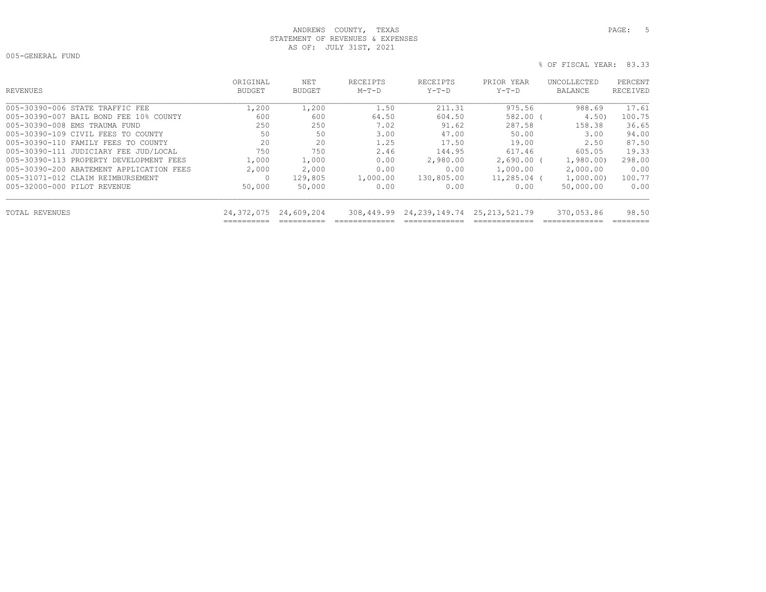ANDREWS COUNTY, TEXAS
STATEMENT OF REVENUES & EXPENSES
AS OF: JULY 31ST, 2021

005-GENERAL FUND

% OF FISCAL YEAR: 83.33

| REVENUES | ORIGINAL BUDGET | NET BUDGET | RECEIPTS M-T-D | RECEIPTS Y-T-D | PRIOR YEAR Y-T-D | UNCOLLECTED BALANCE | PERCENT RECEIVED |
|---|---|---|---|---|---|---|---|
| 005-30390-006 STATE TRAFFIC FEE | 1,200 | 1,200 | 1.50 | 211.31 | 975.56 | 988.69 | 17.61 |
| 005-30390-007 BAIL BOND FEE 10% COUNTY | 600 | 600 | 64.50 | 604.50 | 582.00 | ( 4.50) | 100.75 |
| 005-30390-008 EMS TRAUMA FUND | 250 | 250 | 7.02 | 91.62 | 287.58 | 158.38 | 36.65 |
| 005-30390-109 CIVIL FEES TO COUNTY | 50 | 50 | 3.00 | 47.00 | 50.00 | 3.00 | 94.00 |
| 005-30390-110 FAMILY FEES TO COUNTY | 20 | 20 | 1.25 | 17.50 | 19.00 | 2.50 | 87.50 |
| 005-30390-111 JUDICIARY FEE JUD/LOCAL | 750 | 750 | 2.46 | 144.95 | 617.46 | 605.05 | 19.33 |
| 005-30390-113 PROPERTY DEVELOPMENT FEES | 1,000 | 1,000 | 0.00 | 2,980.00 | 2,690.00 | ( 1,980.00) | 298.00 |
| 005-30390-200 ABATEMENT APPLICATION FEES | 2,000 | 2,000 | 0.00 | 0.00 | 1,000.00 | 2,000.00 | 0.00 |
| 005-31071-012 CLAIM REIMBURSEMENT | 0 | 129,805 | 1,000.00 | 130,805.00 | 11,285.04 | ( 1,000.00) | 100.77 |
| 005-32000-000 PILOT REVENUE | 50,000 | 50,000 | 0.00 | 0.00 | 0.00 | 50,000.00 | 0.00 |
| TOTAL REVENUES | 24,372,075 | 24,609,204 | 308,449.99 | 24,239,149.74 | 25,213,521.79 | 370,053.86 | 98.50 |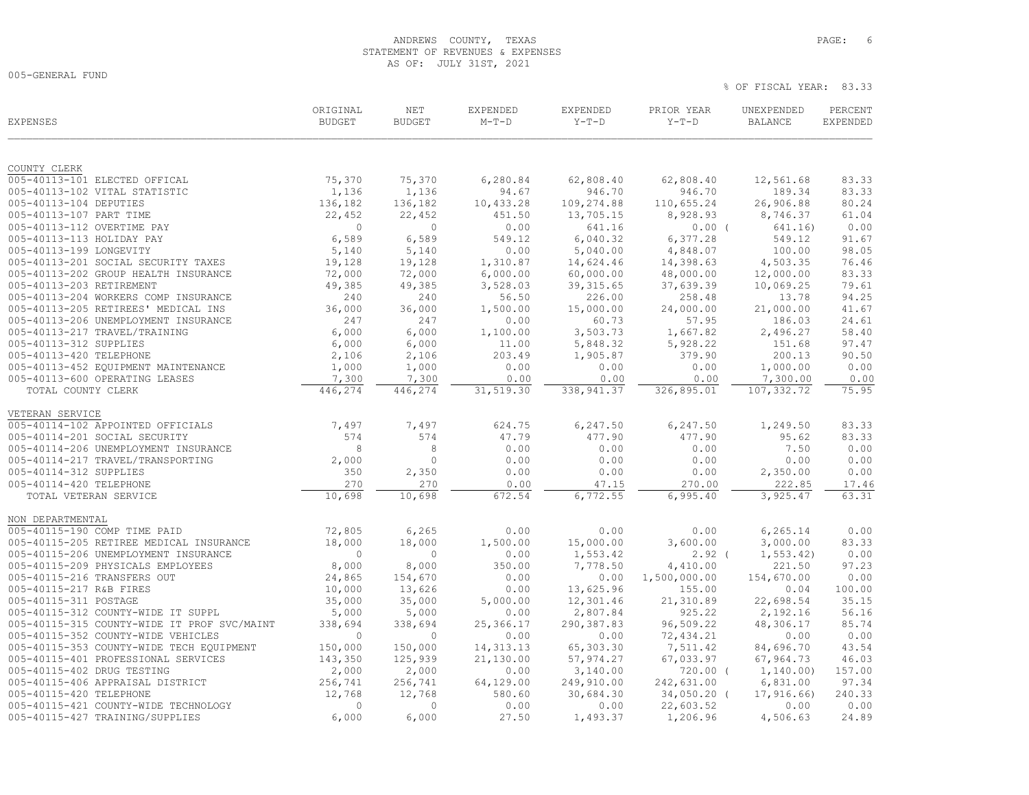ANDREWS COUNTY, TEXAS
STATEMENT OF REVENUES & EXPENSES
AS OF: JULY 31ST, 2021

005-GENERAL FUND

% OF FISCAL YEAR: 83.33

| EXPENSES | ORIGINAL BUDGET | NET BUDGET | EXPENDED M-T-D | EXPENDED Y-T-D | PRIOR YEAR Y-T-D | UNEXPENDED BALANCE | PERCENT EXPENDED |
|---|---|---|---|---|---|---|---|
| **COUNTY CLERK** | | | | | | | |
| 005-40113-101 ELECTED OFFICAL | 75,370 | 75,370 | 6,280.84 | 62,808.40 | 62,808.40 | 12,561.68 | 83.33 |
| 005-40113-102 VITAL STATISTIC | 1,136 | 1,136 | 94.67 | 946.70 | 946.70 | 189.34 | 83.33 |
| 005-40113-104 DEPUTIES | 136,182 | 136,182 | 10,433.28 | 109,274.88 | 110,655.24 | 26,906.88 | 80.24 |
| 005-40113-107 PART TIME | 22,452 | 22,452 | 451.50 | 13,705.15 | 8,928.93 | 8,746.37 | 61.04 |
| 005-40113-112 OVERTIME PAY | 0 | 0 | 0.00 | 641.16 | 0.00 | ( 641.16) | 0.00 |
| 005-40113-113 HOLIDAY PAY | 6,589 | 6,589 | 549.12 | 6,040.32 | 6,377.28 | 549.12 | 91.67 |
| 005-40113-199 LONGEVITY | 5,140 | 5,140 | 0.00 | 5,040.00 | 4,848.07 | 100.00 | 98.05 |
| 005-40113-201 SOCIAL SECURITY TAXES | 19,128 | 19,128 | 1,310.87 | 14,624.46 | 14,398.63 | 4,503.35 | 76.46 |
| 005-40113-202 GROUP HEALTH INSURANCE | 72,000 | 72,000 | 6,000.00 | 60,000.00 | 48,000.00 | 12,000.00 | 83.33 |
| 005-40113-203 RETIREMENT | 49,385 | 49,385 | 3,528.03 | 39,315.65 | 37,639.39 | 10,069.25 | 79.61 |
| 005-40113-204 WORKERS COMP INSURANCE | 240 | 240 | 56.50 | 226.00 | 258.48 | 13.78 | 94.25 |
| 005-40113-205 RETIREES' MEDICAL INS | 36,000 | 36,000 | 1,500.00 | 15,000.00 | 24,000.00 | 21,000.00 | 41.67 |
| 005-40113-206 UNEMPLOYMENT INSURANCE | 247 | 247 | 0.00 | 60.73 | 57.95 | 186.03 | 24.61 |
| 005-40113-217 TRAVEL/TRAINING | 6,000 | 6,000 | 1,100.00 | 3,503.73 | 1,667.82 | 2,496.27 | 58.40 |
| 005-40113-312 SUPPLIES | 6,000 | 6,000 | 11.00 | 5,848.32 | 5,928.22 | 151.68 | 97.47 |
| 005-40113-420 TELEPHONE | 2,106 | 2,106 | 203.49 | 1,905.87 | 379.90 | 200.13 | 90.50 |
| 005-40113-452 EQUIPMENT MAINTENANCE | 1,000 | 1,000 | 0.00 | 0.00 | 0.00 | 1,000.00 | 0.00 |
| 005-40113-600 OPERATING LEASES | 7,300 | 7,300 | 0.00 | 0.00 | 0.00 | 7,300.00 | 0.00 |
| TOTAL COUNTY CLERK | 446,274 | 446,274 | 31,519.30 | 338,941.37 | 326,895.01 | 107,332.72 | 75.95 |
| **VETERAN SERVICE** | | | | | | | |
| 005-40114-102 APPOINTED OFFICIALS | 7,497 | 7,497 | 624.75 | 6,247.50 | 6,247.50 | 1,249.50 | 83.33 |
| 005-40114-201 SOCIAL SECURITY | 574 | 574 | 47.79 | 477.90 | 477.90 | 95.62 | 83.33 |
| 005-40114-206 UNEMPLOYMENT INSURANCE | 8 | 8 | 0.00 | 0.00 | 0.00 | 7.50 | 0.00 |
| 005-40114-217 TRAVEL/TRANSPORTING | 2,000 | 0 | 0.00 | 0.00 | 0.00 | 0.00 | 0.00 |
| 005-40114-312 SUPPLIES | 350 | 2,350 | 0.00 | 0.00 | 0.00 | 2,350.00 | 0.00 |
| 005-40114-420 TELEPHONE | 270 | 270 | 0.00 | 47.15 | 270.00 | 222.85 | 17.46 |
| TOTAL VETERAN SERVICE | 10,698 | 10,698 | 672.54 | 6,772.55 | 6,995.40 | 3,925.47 | 63.31 |
| **NON DEPARTMENTAL** | | | | | | | |
| 005-40115-190 COMP TIME PAID | 72,805 | 6,265 | 0.00 | 0.00 | 0.00 | 6,265.14 | 0.00 |
| 005-40115-205 RETIREE MEDICAL INSURANCE | 18,000 | 18,000 | 1,500.00 | 15,000.00 | 3,600.00 | 3,000.00 | 83.33 |
| 005-40115-206 UNEMPLOYMENT INSURANCE | 0 | 0 | 0.00 | 1,553.42 | 2.92 | ( 1,553.42) | 0.00 |
| 005-40115-209 PHYSICALS EMPLOYEES | 8,000 | 8,000 | 350.00 | 7,778.50 | 4,410.00 | 221.50 | 97.23 |
| 005-40115-216 TRANSFERS OUT | 24,865 | 154,670 | 0.00 | 0.00 | 1,500,000.00 | 154,670.00 | 0.00 |
| 005-40115-217 R&B FIRES | 10,000 | 13,626 | 0.00 | 13,625.96 | 155.00 | 0.04 | 100.00 |
| 005-40115-311 POSTAGE | 35,000 | 35,000 | 5,000.00 | 12,301.46 | 21,310.89 | 22,698.54 | 35.15 |
| 005-40115-312 COUNTY-WIDE IT SUPPL | 5,000 | 5,000 | 0.00 | 2,807.84 | 925.22 | 2,192.16 | 56.16 |
| 005-40115-315 COUNTY-WIDE IT PROF SVC/MAINT | 338,694 | 338,694 | 25,366.17 | 290,387.83 | 96,509.22 | 48,306.17 | 85.74 |
| 005-40115-352 COUNTY-WIDE VEHICLES | 0 | 0 | 0.00 | 0.00 | 72,434.21 | 0.00 | 0.00 |
| 005-40115-353 COUNTY-WIDE TECH EQUIPMENT | 150,000 | 150,000 | 14,313.13 | 65,303.30 | 7,511.42 | 84,696.70 | 43.54 |
| 005-40115-401 PROFESSIONAL SERVICES | 143,350 | 125,939 | 21,130.00 | 57,974.27 | 67,033.97 | 67,964.73 | 46.03 |
| 005-40115-402 DRUG TESTING | 2,000 | 2,000 | 0.00 | 3,140.00 | 720.00 | ( 1,140.00) | 157.00 |
| 005-40115-406 APPRAISAL DISTRICT | 256,741 | 256,741 | 64,129.00 | 249,910.00 | 242,631.00 | 6,831.00 | 97.34 |
| 005-40115-420 TELEPHONE | 12,768 | 12,768 | 580.60 | 30,684.30 | 34,050.20 | ( 17,916.66) | 240.33 |
| 005-40115-421 COUNTY-WIDE TECHNOLOGY | 0 | 0 | 0.00 | 0.00 | 22,603.52 | 0.00 | 0.00 |
| 005-40115-427 TRAINING/SUPPLIES | 6,000 | 6,000 | 27.50 | 1,493.37 | 1,206.96 | 4,506.63 | 24.89 |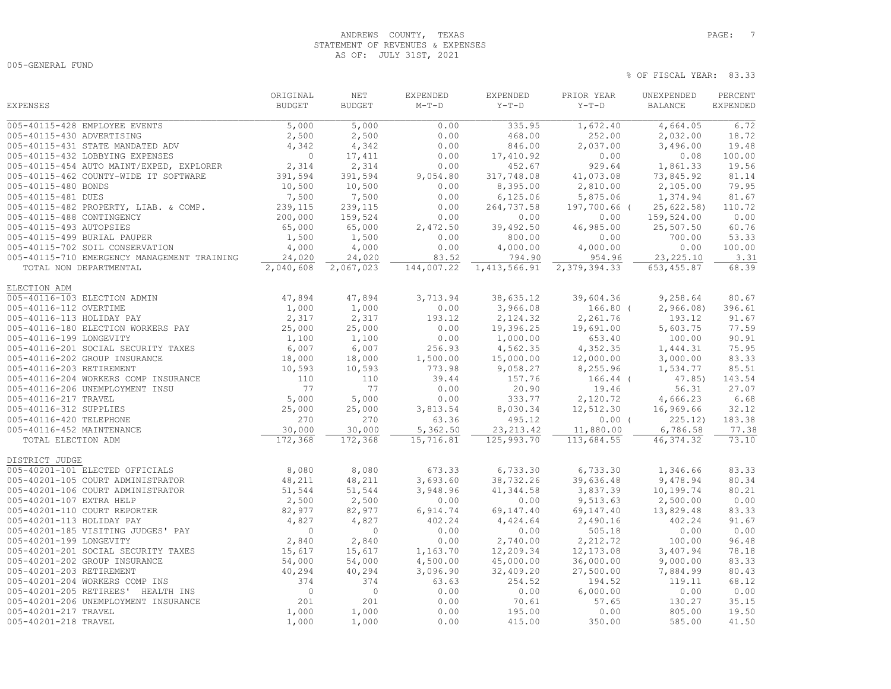ANDREWS COUNTY, TEXAS
STATEMENT OF REVENUES & EXPENSES
AS OF: JULY 31ST, 2021

005-GENERAL FUND

% OF FISCAL YEAR: 83.33

| EXPENSES | ORIGINAL BUDGET | NET BUDGET | EXPENDED M-T-D | EXPENDED Y-T-D | PRIOR YEAR Y-T-D | UNEXPENDED BALANCE | PERCENT EXPENDED |
|---|---|---|---|---|---|---|---|
| 005-40115-428 EMPLOYEE EVENTS | 5,000 | 5,000 | 0.00 | 335.95 | 1,672.40 | 4,664.05 | 6.72 |
| 005-40115-430 ADVERTISING | 2,500 | 2,500 | 0.00 | 468.00 | 252.00 | 2,032.00 | 18.72 |
| 005-40115-431 STATE MANDATED ADV | 4,342 | 4,342 | 0.00 | 846.00 | 2,037.00 | 3,496.00 | 19.48 |
| 005-40115-432 LOBBYING EXPENSES | 0 | 17,411 | 0.00 | 17,410.92 | 0.00 | 0.08 | 100.00 |
| 005-40115-454 AUTO MAINT/EXPED, EXPLORER | 2,314 | 2,314 | 0.00 | 452.67 | 929.64 | 1,861.33 | 19.56 |
| 005-40115-462 COUNTY-WIDE IT SOFTWARE | 391,594 | 391,594 | 9,054.80 | 317,748.08 | 41,073.08 | 73,845.92 | 81.14 |
| 005-40115-480 BONDS | 10,500 | 10,500 | 0.00 | 8,395.00 | 2,810.00 | 2,105.00 | 79.95 |
| 005-40115-481 DUES | 7,500 | 7,500 | 0.00 | 6,125.06 | 5,875.06 | 1,374.94 | 81.67 |
| 005-40115-482 PROPERTY, LIAB. & COMP. | 239,115 | 239,115 | 0.00 | 264,737.58 | 197,700.66 | ( 25,622.58) | 110.72 |
| 005-40115-488 CONTINGENCY | 200,000 | 159,524 | 0.00 | 0.00 | 0.00 | 159,524.00 | 0.00 |
| 005-40115-493 AUTOPSIES | 65,000 | 65,000 | 2,472.50 | 39,492.50 | 46,985.00 | 25,507.50 | 60.76 |
| 005-40115-499 BURIAL PAUPER | 1,500 | 1,500 | 0.00 | 800.00 | 0.00 | 700.00 | 53.33 |
| 005-40115-702 SOIL CONSERVATION | 4,000 | 4,000 | 0.00 | 4,000.00 | 4,000.00 | 0.00 | 100.00 |
| 005-40115-710 EMERGENCY MANAGEMENT TRAINING | 24,020 | 24,020 | 83.52 | 794.90 | 954.96 | 23,225.10 | 3.31 |
| TOTAL NON DEPARTMENTAL | 2,040,608 | 2,067,023 | 144,007.22 | 1,413,566.91 | 2,379,394.33 | 653,455.87 | 68.39 |
| **ELECTION ADM** | | | | | | | |
| 005-40116-103 ELECTION ADMIN | 47,894 | 47,894 | 3,713.94 | 38,635.12 | 39,604.36 | 9,258.64 | 80.67 |
| 005-40116-112 OVERTIME | 1,000 | 1,000 | 0.00 | 3,966.08 | 166.80 | ( 2,966.08) | 396.61 |
| 005-40116-113 HOLIDAY PAY | 2,317 | 2,317 | 193.12 | 2,124.32 | 2,261.76 | 193.12 | 91.67 |
| 005-40116-180 ELECTION WORKERS PAY | 25,000 | 25,000 | 0.00 | 19,396.25 | 19,691.00 | 5,603.75 | 77.59 |
| 005-40116-199 LONGEVITY | 1,100 | 1,100 | 0.00 | 1,000.00 | 653.40 | 100.00 | 90.91 |
| 005-40116-201 SOCIAL SECURITY TAXES | 6,007 | 6,007 | 256.93 | 4,562.35 | 4,352.35 | 1,444.31 | 75.95 |
| 005-40116-202 GROUP INSURANCE | 18,000 | 18,000 | 1,500.00 | 15,000.00 | 12,000.00 | 3,000.00 | 83.33 |
| 005-40116-203 RETIREMENT | 10,593 | 10,593 | 773.98 | 9,058.27 | 8,255.96 | 1,534.77 | 85.51 |
| 005-40116-204 WORKERS COMP INSURANCE | 110 | 110 | 39.44 | 157.76 | 166.44 | ( 47.85) | 143.54 |
| 005-40116-206 UNEMPLOYMENT INSU | 77 | 77 | 0.00 | 20.90 | 19.46 | 56.31 | 27.07 |
| 005-40116-217 TRAVEL | 5,000 | 5,000 | 0.00 | 333.77 | 2,120.72 | 4,666.23 | 6.68 |
| 005-40116-312 SUPPLIES | 25,000 | 25,000 | 3,813.54 | 8,030.34 | 12,512.30 | 16,969.66 | 32.12 |
| 005-40116-420 TELEPHONE | 270 | 270 | 63.36 | 495.12 | 0.00 | ( 225.12) | 183.38 |
| 005-40116-452 MAINTENANCE | 30,000 | 30,000 | 5,362.50 | 23,213.42 | 11,880.00 | 6,786.58 | 77.38 |
| TOTAL ELECTION ADM | 172,368 | 172,368 | 15,716.81 | 125,993.70 | 113,684.55 | 46,374.32 | 73.10 |
| **DISTRICT JUDGE** | | | | | | | |
| 005-40201-101 ELECTED OFFICIALS | 8,080 | 8,080 | 673.33 | 6,733.30 | 6,733.30 | 1,346.66 | 83.33 |
| 005-40201-105 COURT ADMINISTRATOR | 48,211 | 48,211 | 3,693.60 | 38,732.26 | 39,636.48 | 9,478.94 | 80.34 |
| 005-40201-106 COURT ADMINISTRATOR | 51,544 | 51,544 | 3,948.96 | 41,344.58 | 3,837.39 | 10,199.74 | 80.21 |
| 005-40201-107 EXTRA HELP | 2,500 | 2,500 | 0.00 | 0.00 | 9,513.63 | 2,500.00 | 0.00 |
| 005-40201-110 COURT REPORTER | 82,977 | 82,977 | 6,914.74 | 69,147.40 | 69,147.40 | 13,829.48 | 83.33 |
| 005-40201-113 HOLIDAY PAY | 4,827 | 4,827 | 402.24 | 4,424.64 | 2,490.16 | 402.24 | 91.67 |
| 005-40201-185 VISITING JUDGES' PAY | 0 | 0 | 0.00 | 0.00 | 505.18 | 0.00 | 0.00 |
| 005-40201-199 LONGEVITY | 2,840 | 2,840 | 0.00 | 2,740.00 | 2,212.72 | 100.00 | 96.48 |
| 005-40201-201 SOCIAL SECURITY TAXES | 15,617 | 15,617 | 1,163.70 | 12,209.34 | 12,173.08 | 3,407.94 | 78.18 |
| 005-40201-202 GROUP INSURANCE | 54,000 | 54,000 | 4,500.00 | 45,000.00 | 36,000.00 | 9,000.00 | 83.33 |
| 005-40201-203 RETIREMENT | 40,294 | 40,294 | 3,096.90 | 32,409.20 | 27,500.00 | 7,884.99 | 80.43 |
| 005-40201-204 WORKERS COMP INS | 374 | 374 | 63.63 | 254.52 | 194.52 | 119.11 | 68.12 |
| 005-40201-205 RETIREES' HEALTH INS | 0 | 0 | 0.00 | 0.00 | 6,000.00 | 0.00 | 0.00 |
| 005-40201-206 UNEMPLOYMENT INSURANCE | 201 | 201 | 0.00 | 70.61 | 57.65 | 130.27 | 35.15 |
| 005-40201-217 TRAVEL | 1,000 | 1,000 | 0.00 | 195.00 | 0.00 | 805.00 | 19.50 |
| 005-40201-218 TRAVEL | 1,000 | 1,000 | 0.00 | 415.00 | 350.00 | 585.00 | 41.50 |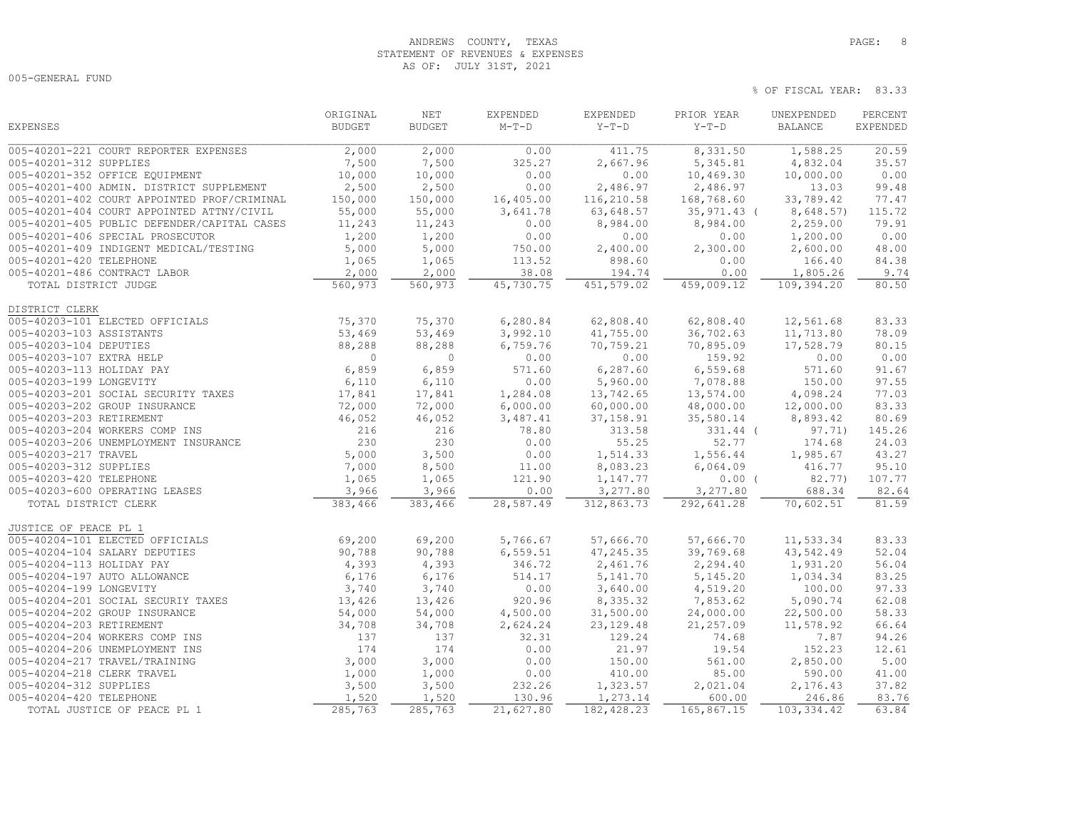ANDREWS COUNTY, TEXAS
STATEMENT OF REVENUES & EXPENSES
AS OF: JULY 31ST, 2021

005-GENERAL FUND

% OF FISCAL YEAR: 83.33

| EXPENSES | ORIGINAL BUDGET | NET BUDGET | EXPENDED M-T-D | EXPENDED Y-T-D | PRIOR YEAR Y-T-D | UNEXPENDED BALANCE | PERCENT EXPENDED |
|---|---|---|---|---|---|---|---|
| 005-40201-221 COURT REPORTER EXPENSES | 2,000 | 2,000 | 0.00 | 411.75 | 8,331.50 | 1,588.25 | 20.59 |
| 005-40201-312 SUPPLIES | 7,500 | 7,500 | 325.27 | 2,667.96 | 5,345.81 | 4,832.04 | 35.57 |
| 005-40201-352 OFFICE EQUIPMENT | 10,000 | 10,000 | 0.00 | 0.00 | 10,469.30 | 10,000.00 | 0.00 |
| 005-40201-400 ADMIN. DISTRICT SUPPLEMENT | 2,500 | 2,500 | 0.00 | 2,486.97 | 2,486.97 | 13.03 | 99.48 |
| 005-40201-402 COURT APPOINTED PROF/CRIMINAL | 150,000 | 150,000 | 16,405.00 | 116,210.58 | 168,768.60 | 33,789.42 | 77.47 |
| 005-40201-404 COURT APPOINTED ATTNY/CIVIL | 55,000 | 55,000 | 3,641.78 | 63,648.57 | 35,971.43 | ( 8,648.57) | 115.72 |
| 005-40201-405 PUBLIC DEFENDER/CAPITAL CASES | 11,243 | 11,243 | 0.00 | 8,984.00 | 8,984.00 | 2,259.00 | 79.91 |
| 005-40201-406 SPECIAL PROSECUTOR | 1,200 | 1,200 | 0.00 | 0.00 | 0.00 | 1,200.00 | 0.00 |
| 005-40201-409 INDIGENT MEDICAL/TESTING | 5,000 | 5,000 | 750.00 | 2,400.00 | 2,300.00 | 2,600.00 | 48.00 |
| 005-40201-420 TELEPHONE | 1,065 | 1,065 | 113.52 | 898.60 | 0.00 | 166.40 | 84.38 |
| 005-40201-486 CONTRACT LABOR | 2,000 | 2,000 | 38.08 | 194.74 | 0.00 | 1,805.26 | 9.74 |
| TOTAL DISTRICT JUDGE | 560,973 | 560,973 | 45,730.75 | 451,579.02 | 459,009.12 | 109,394.20 | 80.50 |
| **DISTRICT CLERK** | | | | | | | |
| 005-40203-101 ELECTED OFFICIALS | 75,370 | 75,370 | 6,280.84 | 62,808.40 | 62,808.40 | 12,561.68 | 83.33 |
| 005-40203-103 ASSISTANTS | 53,469 | 53,469 | 3,992.10 | 41,755.00 | 36,702.63 | 11,713.80 | 78.09 |
| 005-40203-104 DEPUTIES | 88,288 | 88,288 | 6,759.76 | 70,759.21 | 70,895.09 | 17,528.79 | 80.15 |
| 005-40203-107 EXTRA HELP | 0 | 0 | 0.00 | 0.00 | 159.92 | 0.00 | 0.00 |
| 005-40203-113 HOLIDAY PAY | 6,859 | 6,859 | 571.60 | 6,287.60 | 6,559.68 | 571.60 | 91.67 |
| 005-40203-199 LONGEVITY | 6,110 | 6,110 | 0.00 | 5,960.00 | 7,078.88 | 150.00 | 97.55 |
| 005-40203-201 SOCIAL SECURITY TAXES | 17,841 | 17,841 | 1,284.08 | 13,742.65 | 13,574.00 | 4,098.24 | 77.03 |
| 005-40203-202 GROUP INSURANCE | 72,000 | 72,000 | 6,000.00 | 60,000.00 | 48,000.00 | 12,000.00 | 83.33 |
| 005-40203-203 RETIREMENT | 46,052 | 46,052 | 3,487.41 | 37,158.91 | 35,580.14 | 8,893.42 | 80.69 |
| 005-40203-204 WORKERS COMP INS | 216 | 216 | 78.80 | 313.58 | 331.44 | ( 97.71) | 145.26 |
| 005-40203-206 UNEMPLOYMENT INSURANCE | 230 | 230 | 0.00 | 55.25 | 52.77 | 174.68 | 24.03 |
| 005-40203-217 TRAVEL | 5,000 | 3,500 | 0.00 | 1,514.33 | 1,556.44 | 1,985.67 | 43.27 |
| 005-40203-312 SUPPLIES | 7,000 | 8,500 | 11.00 | 8,083.23 | 6,064.09 | 416.77 | 95.10 |
| 005-40203-420 TELEPHONE | 1,065 | 1,065 | 121.90 | 1,147.77 | 0.00 | ( 82.77) | 107.77 |
| 005-40203-600 OPERATING LEASES | 3,966 | 3,966 | 0.00 | 3,277.80 | 3,277.80 | 688.34 | 82.64 |
| TOTAL DISTRICT CLERK | 383,466 | 383,466 | 28,587.49 | 312,863.73 | 292,641.28 | 70,602.51 | 81.59 |
| **JUSTICE OF PEACE PL 1** | | | | | | | |
| 005-40204-101 ELECTED OFFICIALS | 69,200 | 69,200 | 5,766.67 | 57,666.70 | 57,666.70 | 11,533.34 | 83.33 |
| 005-40204-104 SALARY DEPUTIES | 90,788 | 90,788 | 6,559.51 | 47,245.35 | 39,769.68 | 43,542.49 | 52.04 |
| 005-40204-113 HOLIDAY PAY | 4,393 | 4,393 | 346.72 | 2,461.76 | 2,294.40 | 1,931.20 | 56.04 |
| 005-40204-197 AUTO ALLOWANCE | 6,176 | 6,176 | 514.17 | 5,141.70 | 5,145.20 | 1,034.34 | 83.25 |
| 005-40204-199 LONGEVITY | 3,740 | 3,740 | 0.00 | 3,640.00 | 4,519.20 | 100.00 | 97.33 |
| 005-40204-201 SOCIAL SECURIY TAXES | 13,426 | 13,426 | 920.96 | 8,335.32 | 7,853.62 | 5,090.74 | 62.08 |
| 005-40204-202 GROUP INSURANCE | 54,000 | 54,000 | 4,500.00 | 31,500.00 | 24,000.00 | 22,500.00 | 58.33 |
| 005-40204-203 RETIREMENT | 34,708 | 34,708 | 2,624.24 | 23,129.48 | 21,257.09 | 11,578.92 | 66.64 |
| 005-40204-204 WORKERS COMP INS | 137 | 137 | 32.31 | 129.24 | 74.68 | 7.87 | 94.26 |
| 005-40204-206 UNEMPLOYMENT INS | 174 | 174 | 0.00 | 21.97 | 19.54 | 152.23 | 12.61 |
| 005-40204-217 TRAVEL/TRAINING | 3,000 | 3,000 | 0.00 | 150.00 | 561.00 | 2,850.00 | 5.00 |
| 005-40204-218 CLERK TRAVEL | 1,000 | 1,000 | 0.00 | 410.00 | 85.00 | 590.00 | 41.00 |
| 005-40204-312 SUPPLIES | 3,500 | 3,500 | 232.26 | 1,323.57 | 2,021.04 | 2,176.43 | 37.82 |
| 005-40204-420 TELEPHONE | 1,520 | 1,520 | 130.96 | 1,273.14 | 600.00 | 246.86 | 83.76 |
| TOTAL JUSTICE OF PEACE PL 1 | 285,763 | 285,763 | 21,627.80 | 182,428.23 | 165,867.15 | 103,334.42 | 63.84 |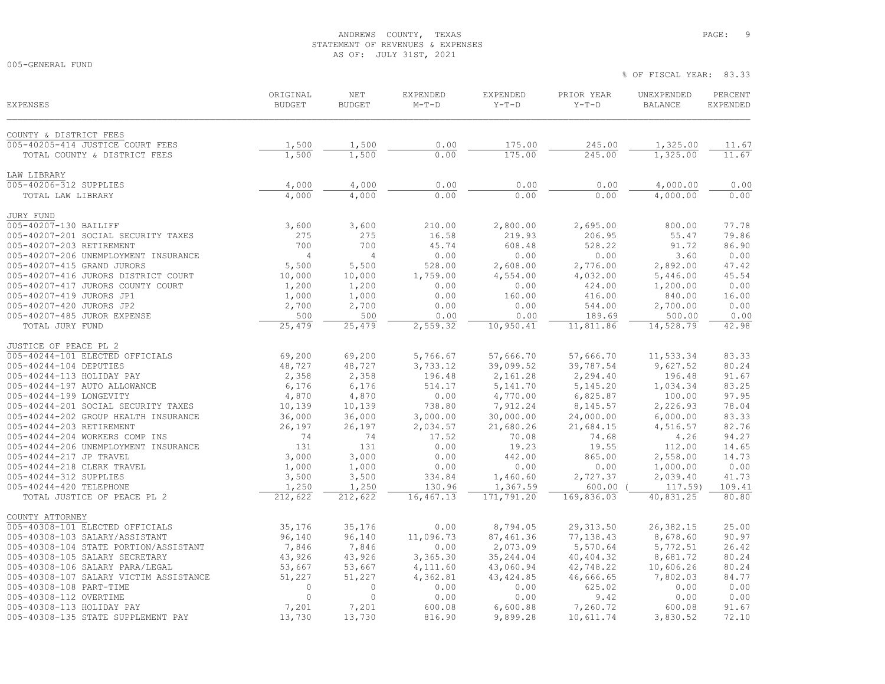ANDREWS COUNTY, TEXAS
STATEMENT OF REVENUES & EXPENSES
AS OF: JULY 31ST, 2021

005-GENERAL FUND

% OF FISCAL YEAR: 83.33

| EXPENSES | ORIGINAL BUDGET | NET BUDGET | EXPENDED M-T-D | EXPENDED Y-T-D | PRIOR YEAR Y-T-D | UNEXPENDED BALANCE | PERCENT EXPENDED |
|---|---|---|---|---|---|---|---|
| **COUNTY & DISTRICT FEES** | | | | | | | |
| 005-40205-414 JUSTICE COURT FEES | 1,500 | 1,500 | 0.00 | 175.00 | 245.00 | 1,325.00 | 11.67 |
| TOTAL COUNTY & DISTRICT FEES | 1,500 | 1,500 | 0.00 | 175.00 | 245.00 | 1,325.00 | 11.67 |
| **LAW LIBRARY** | | | | | | | |
| 005-40206-312 SUPPLIES | 4,000 | 4,000 | 0.00 | 0.00 | 0.00 | 4,000.00 | 0.00 |
| TOTAL LAW LIBRARY | 4,000 | 4,000 | 0.00 | 0.00 | 0.00 | 4,000.00 | 0.00 |
| **JURY FUND** | | | | | | | |
| 005-40207-130 BAILIFF | 3,600 | 3,600 | 210.00 | 2,800.00 | 2,695.00 | 800.00 | 77.78 |
| 005-40207-201 SOCIAL SECURITY TAXES | 275 | 275 | 16.58 | 219.93 | 206.95 | 55.47 | 79.86 |
| 005-40207-203 RETIREMENT | 700 | 700 | 45.74 | 608.48 | 528.22 | 91.72 | 86.90 |
| 005-40207-206 UNEMPLOYMENT INSURANCE | 4 | 4 | 0.00 | 0.00 | 0.00 | 3.60 | 0.00 |
| 005-40207-415 GRAND JURORS | 5,500 | 5,500 | 528.00 | 2,608.00 | 2,776.00 | 2,892.00 | 47.42 |
| 005-40207-416 JURORS DISTRICT COURT | 10,000 | 10,000 | 1,759.00 | 4,554.00 | 4,032.00 | 5,446.00 | 45.54 |
| 005-40207-417 JURORS COUNTY COURT | 1,200 | 1,200 | 0.00 | 0.00 | 424.00 | 1,200.00 | 0.00 |
| 005-40207-419 JURORS JP1 | 1,000 | 1,000 | 0.00 | 160.00 | 416.00 | 840.00 | 16.00 |
| 005-40207-420 JURORS JP2 | 2,700 | 2,700 | 0.00 | 0.00 | 544.00 | 2,700.00 | 0.00 |
| 005-40207-485 JUROR EXPENSE | 500 | 500 | 0.00 | 0.00 | 189.69 | 500.00 | 0.00 |
| TOTAL JURY FUND | 25,479 | 25,479 | 2,559.32 | 10,950.41 | 11,811.86 | 14,528.79 | 42.98 |
| **JUSTICE OF PEACE PL 2** | | | | | | | |
| 005-40244-101 ELECTED OFFICIALS | 69,200 | 69,200 | 5,766.67 | 57,666.70 | 57,666.70 | 11,533.34 | 83.33 |
| 005-40244-104 DEPUTIES | 48,727 | 48,727 | 3,733.12 | 39,099.52 | 39,787.54 | 9,627.52 | 80.24 |
| 005-40244-113 HOLIDAY PAY | 2,358 | 2,358 | 196.48 | 2,161.28 | 2,294.40 | 196.48 | 91.67 |
| 005-40244-197 AUTO ALLOWANCE | 6,176 | 6,176 | 514.17 | 5,141.70 | 5,145.20 | 1,034.34 | 83.25 |
| 005-40244-199 LONGEVITY | 4,870 | 4,870 | 0.00 | 4,770.00 | 6,825.87 | 100.00 | 97.95 |
| 005-40244-201 SOCIAL SECURITY TAXES | 10,139 | 10,139 | 738.80 | 7,912.24 | 8,145.57 | 2,226.93 | 78.04 |
| 005-40244-202 GROUP HEALTH INSURANCE | 36,000 | 36,000 | 3,000.00 | 30,000.00 | 24,000.00 | 6,000.00 | 83.33 |
| 005-40244-203 RETIREMENT | 26,197 | 26,197 | 2,034.57 | 21,680.26 | 21,684.15 | 4,516.57 | 82.76 |
| 005-40244-204 WORKERS COMP INS | 74 | 74 | 17.52 | 70.08 | 74.68 | 4.26 | 94.27 |
| 005-40244-206 UNEMPLOYMENT INSURANCE | 131 | 131 | 0.00 | 19.23 | 19.55 | 112.00 | 14.65 |
| 005-40244-217 JP TRAVEL | 3,000 | 3,000 | 0.00 | 442.00 | 865.00 | 2,558.00 | 14.73 |
| 005-40244-218 CLERK TRAVEL | 1,000 | 1,000 | 0.00 | 0.00 | 0.00 | 1,000.00 | 0.00 |
| 005-40244-312 SUPPLIES | 3,500 | 3,500 | 334.84 | 1,460.60 | 2,727.37 | 2,039.40 | 41.73 |
| 005-40244-420 TELEPHONE | 1,250 | 1,250 | 130.96 | 1,367.59 | 600.00 | ( 117.59) | 109.41 |
| TOTAL JUSTICE OF PEACE PL 2 | 212,622 | 212,622 | 16,467.13 | 171,791.20 | 169,836.03 | 40,831.25 | 80.80 |
| **COUNTY ATTORNEY** | | | | | | | |
| 005-40308-101 ELECTED OFFICIALS | 35,176 | 35,176 | 0.00 | 8,794.05 | 29,313.50 | 26,382.15 | 25.00 |
| 005-40308-103 SALARY/ASSISTANT | 96,140 | 96,140 | 11,096.73 | 87,461.36 | 77,138.43 | 8,678.60 | 90.97 |
| 005-40308-104 STATE PORTION/ASSISTANT | 7,846 | 7,846 | 0.00 | 2,073.09 | 5,570.64 | 5,772.51 | 26.42 |
| 005-40308-105 SALARY SECRETARY | 43,926 | 43,926 | 3,365.30 | 35,244.04 | 40,404.32 | 8,681.72 | 80.24 |
| 005-40308-106 SALARY PARA/LEGAL | 53,667 | 53,667 | 4,111.60 | 43,060.94 | 42,748.22 | 10,606.26 | 80.24 |
| 005-40308-107 SALARY VICTIM ASSISTANCE | 51,227 | 51,227 | 4,362.81 | 43,424.85 | 46,666.65 | 7,802.03 | 84.77 |
| 005-40308-108 PART-TIME | 0 | 0 | 0.00 | 0.00 | 625.02 | 0.00 | 0.00 |
| 005-40308-112 OVERTIME | 0 | 0 | 0.00 | 0.00 | 9.42 | 0.00 | 0.00 |
| 005-40308-113 HOLIDAY PAY | 7,201 | 7,201 | 600.08 | 6,600.88 | 7,260.72 | 600.08 | 91.67 |
| 005-40308-135 STATE SUPPLEMENT PAY | 13,730 | 13,730 | 816.90 | 9,899.28 | 10,611.74 | 3,830.52 | 72.10 |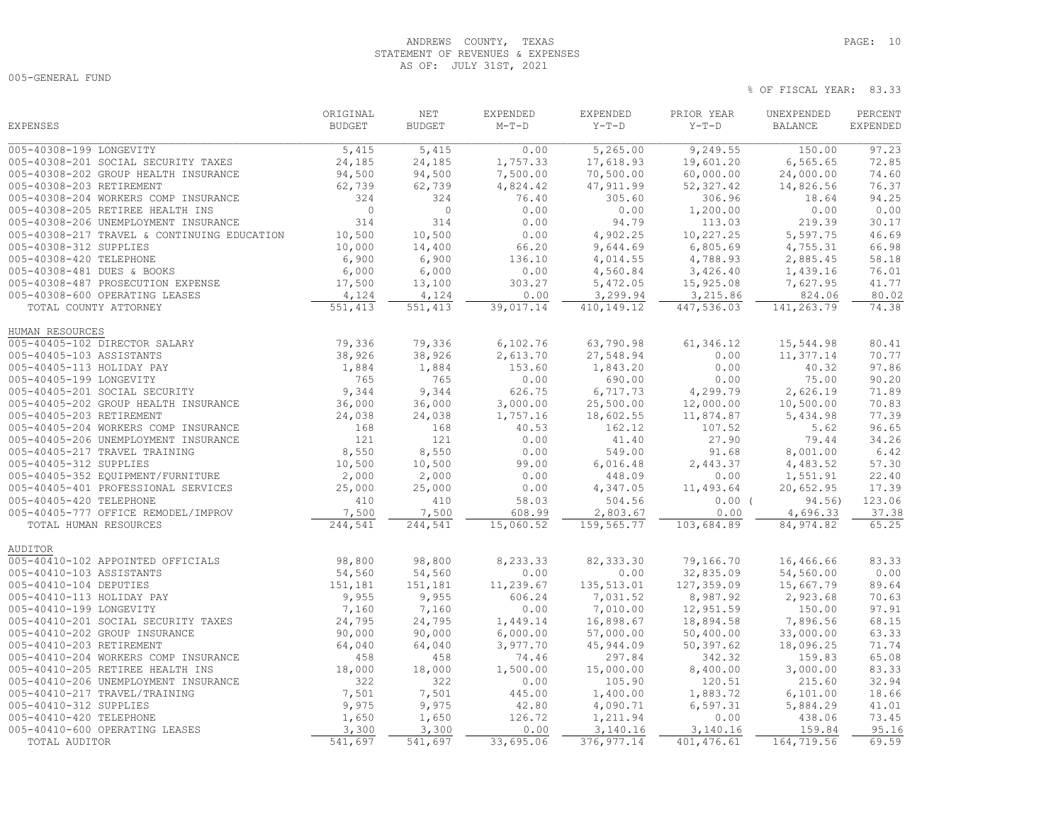ANDREWS COUNTY, TEXAS
STATEMENT OF REVENUES & EXPENSES
AS OF: JULY 31ST, 2021

005-GENERAL FUND

% OF FISCAL YEAR: 83.33

| EXPENSES | ORIGINAL BUDGET | NET BUDGET | EXPENDED M-T-D | EXPENDED Y-T-D | PRIOR YEAR Y-T-D | UNEXPENDED BALANCE | PERCENT EXPENDED |
|---|---|---|---|---|---|---|---|
| 005-40308-199 LONGEVITY | 5,415 | 5,415 | 0.00 | 5,265.00 | 9,249.55 | 150.00 | 97.23 |
| 005-40308-201 SOCIAL SECURITY TAXES | 24,185 | 24,185 | 1,757.33 | 17,618.93 | 19,601.20 | 6,565.65 | 72.85 |
| 005-40308-202 GROUP HEALTH INSURANCE | 94,500 | 94,500 | 7,500.00 | 70,500.00 | 60,000.00 | 24,000.00 | 74.60 |
| 005-40308-203 RETIREMENT | 62,739 | 62,739 | 4,824.42 | 47,911.99 | 52,327.42 | 14,826.56 | 76.37 |
| 005-40308-204 WORKERS COMP INSURANCE | 324 | 324 | 76.40 | 305.60 | 306.96 | 18.64 | 94.25 |
| 005-40308-205 RETIREE HEALTH INS | 0 | 0 | 0.00 | 0.00 | 1,200.00 | 0.00 | 0.00 |
| 005-40308-206 UNEMPLOYMENT INSURANCE | 314 | 314 | 0.00 | 94.79 | 113.03 | 219.39 | 30.17 |
| 005-40308-217 TRAVEL & CONTINUING EDUCATION | 10,500 | 10,500 | 0.00 | 4,902.25 | 10,227.25 | 5,597.75 | 46.69 |
| 005-40308-312 SUPPLIES | 10,000 | 14,400 | 66.20 | 9,644.69 | 6,805.69 | 4,755.31 | 66.98 |
| 005-40308-420 TELEPHONE | 6,900 | 6,900 | 136.10 | 4,014.55 | 4,788.93 | 2,885.45 | 58.18 |
| 005-40308-481 DUES & BOOKS | 6,000 | 6,000 | 0.00 | 4,560.84 | 3,426.40 | 1,439.16 | 76.01 |
| 005-40308-487 PROSECUTION EXPENSE | 17,500 | 13,100 | 303.27 | 5,472.05 | 15,925.08 | 7,627.95 | 41.77 |
| 005-40308-600 OPERATING LEASES | 4,124 | 4,124 | 0.00 | 3,299.94 | 3,215.86 | 824.06 | 80.02 |
| TOTAL COUNTY ATTORNEY | 551,413 | 551,413 | 39,017.14 | 410,149.12 | 447,536.03 | 141,263.79 | 74.38 |
| **HUMAN RESOURCES** | | | | | | | |
| 005-40405-102 DIRECTOR SALARY | 79,336 | 79,336 | 6,102.76 | 63,790.98 | 61,346.12 | 15,544.98 | 80.41 |
| 005-40405-103 ASSISTANTS | 38,926 | 38,926 | 2,613.70 | 27,548.94 | 0.00 | 11,377.14 | 70.77 |
| 005-40405-113 HOLIDAY PAY | 1,884 | 1,884 | 153.60 | 1,843.20 | 0.00 | 40.32 | 97.86 |
| 005-40405-199 LONGEVITY | 765 | 765 | 0.00 | 690.00 | 0.00 | 75.00 | 90.20 |
| 005-40405-201 SOCIAL SECURITY | 9,344 | 9,344 | 626.75 | 6,717.73 | 4,299.79 | 2,626.19 | 71.89 |
| 005-40405-202 GROUP HEALTH INSURANCE | 36,000 | 36,000 | 3,000.00 | 25,500.00 | 12,000.00 | 10,500.00 | 70.83 |
| 005-40405-203 RETIREMENT | 24,038 | 24,038 | 1,757.16 | 18,602.55 | 11,874.87 | 5,434.98 | 77.39 |
| 005-40405-204 WORKERS COMP INSURANCE | 168 | 168 | 40.53 | 162.12 | 107.52 | 5.62 | 96.65 |
| 005-40405-206 UNEMPLOYMENT INSURANCE | 121 | 121 | 0.00 | 41.40 | 27.90 | 79.44 | 34.26 |
| 005-40405-217 TRAVEL TRAINING | 8,550 | 8,550 | 0.00 | 549.00 | 91.68 | 8,001.00 | 6.42 |
| 005-40405-312 SUPPLIES | 10,500 | 10,500 | 99.00 | 6,016.48 | 2,443.37 | 4,483.52 | 57.30 |
| 005-40405-352 EQUIPMENT/FURNITURE | 2,000 | 2,000 | 0.00 | 448.09 | 0.00 | 1,551.91 | 22.40 |
| 005-40405-401 PROFESSIONAL SERVICES | 25,000 | 25,000 | 0.00 | 4,347.05 | 11,493.64 | 20,652.95 | 17.39 |
| 005-40405-420 TELEPHONE | 410 | 410 | 58.03 | 504.56 | 0.00 | ( 94.56) | 123.06 |
| 005-40405-777 OFFICE REMODEL/IMPROV | 7,500 | 7,500 | 608.99 | 2,803.67 | 0.00 | 4,696.33 | 37.38 |
| TOTAL HUMAN RESOURCES | 244,541 | 244,541 | 15,060.52 | 159,565.77 | 103,684.89 | 84,974.82 | 65.25 |
| **AUDITOR** | | | | | | | |
| 005-40410-102 APPOINTED OFFICIALS | 98,800 | 98,800 | 8,233.33 | 82,333.30 | 79,166.70 | 16,466.66 | 83.33 |
| 005-40410-103 ASSISTANTS | 54,560 | 54,560 | 0.00 | 0.00 | 32,835.09 | 54,560.00 | 0.00 |
| 005-40410-104 DEPUTIES | 151,181 | 151,181 | 11,239.67 | 135,513.01 | 127,359.09 | 15,667.79 | 89.64 |
| 005-40410-113 HOLIDAY PAY | 9,955 | 9,955 | 606.24 | 7,031.52 | 8,987.92 | 2,923.68 | 70.63 |
| 005-40410-199 LONGEVITY | 7,160 | 7,160 | 0.00 | 7,010.00 | 12,951.59 | 150.00 | 97.91 |
| 005-40410-201 SOCIAL SECURITY TAXES | 24,795 | 24,795 | 1,449.14 | 16,898.67 | 18,894.58 | 7,896.56 | 68.15 |
| 005-40410-202 GROUP INSURANCE | 90,000 | 90,000 | 6,000.00 | 57,000.00 | 50,400.00 | 33,000.00 | 63.33 |
| 005-40410-203 RETIREMENT | 64,040 | 64,040 | 3,977.70 | 45,944.09 | 50,397.62 | 18,096.25 | 71.74 |
| 005-40410-204 WORKERS COMP INSURANCE | 458 | 458 | 74.46 | 297.84 | 342.32 | 159.83 | 65.08 |
| 005-40410-205 RETIREE HEALTH INS | 18,000 | 18,000 | 1,500.00 | 15,000.00 | 8,400.00 | 3,000.00 | 83.33 |
| 005-40410-206 UNEMPLOYMENT INSURANCE | 322 | 322 | 0.00 | 105.90 | 120.51 | 215.60 | 32.94 |
| 005-40410-217 TRAVEL/TRAINING | 7,501 | 7,501 | 445.00 | 1,400.00 | 1,883.72 | 6,101.00 | 18.66 |
| 005-40410-312 SUPPLIES | 9,975 | 9,975 | 42.80 | 4,090.71 | 6,597.31 | 5,884.29 | 41.01 |
| 005-40410-420 TELEPHONE | 1,650 | 1,650 | 126.72 | 1,211.94 | 0.00 | 438.06 | 73.45 |
| 005-40410-600 OPERATING LEASES | 3,300 | 3,300 | 0.00 | 3,140.16 | 3,140.16 | 159.84 | 95.16 |
| TOTAL AUDITOR | 541,697 | 541,697 | 33,695.06 | 376,977.14 | 401,476.61 | 164,719.56 | 69.59 |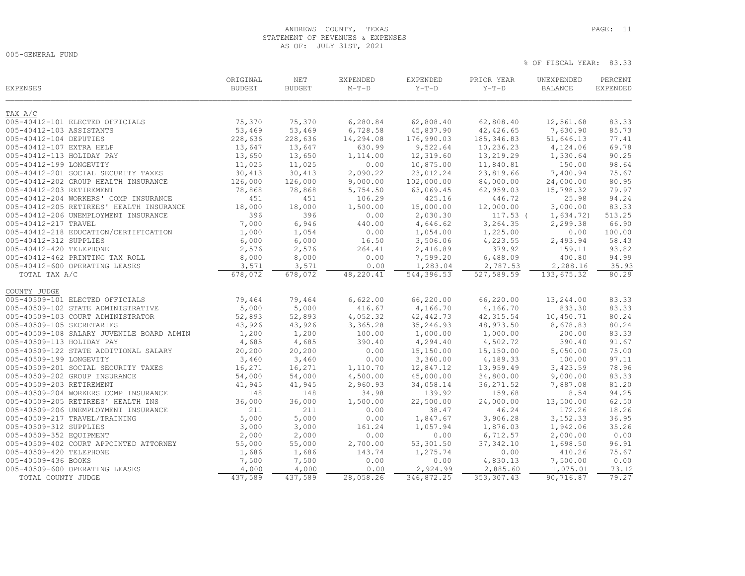ANDREWS COUNTY, TEXAS
STATEMENT OF REVENUES & EXPENSES
AS OF: JULY 31ST, 2021

005-GENERAL FUND

% OF FISCAL YEAR: 83.33

| EXPENSES | ORIGINAL BUDGET | NET BUDGET | EXPENDED M-T-D | EXPENDED Y-T-D | PRIOR YEAR Y-T-D | UNEXPENDED BALANCE | PERCENT EXPENDED |
|---|---|---|---|---|---|---|---|
| TAX A/C | | | | | | | |
| 005-40412-101 ELECTED OFFICIALS | 75,370 | 75,370 | 6,280.84 | 62,808.40 | 62,808.40 | 12,561.68 | 83.33 |
| 005-40412-103 ASSISTANTS | 53,469 | 53,469 | 6,728.58 | 45,837.90 | 42,426.65 | 7,630.90 | 85.73 |
| 005-40412-104 DEPUTIES | 228,636 | 228,636 | 14,294.08 | 176,990.03 | 185,346.83 | 51,646.13 | 77.41 |
| 005-40412-107 EXTRA HELP | 13,647 | 13,647 | 630.99 | 9,522.64 | 10,236.23 | 4,124.06 | 69.78 |
| 005-40412-113 HOLIDAY PAY | 13,650 | 13,650 | 1,114.00 | 12,319.60 | 13,219.29 | 1,330.64 | 90.25 |
| 005-40412-199 LONGEVITY | 11,025 | 11,025 | 0.00 | 10,875.00 | 11,840.81 | 150.00 | 98.64 |
| 005-40412-201 SOCIAL SECURITY TAXES | 30,413 | 30,413 | 2,090.22 | 23,012.24 | 23,819.66 | 7,400.94 | 75.67 |
| 005-40412-202 GROUP HEALTH INSURANCE | 126,000 | 126,000 | 9,000.00 | 102,000.00 | 84,000.00 | 24,000.00 | 80.95 |
| 005-40412-203 RETIREMENT | 78,868 | 78,868 | 5,754.50 | 63,069.45 | 62,959.03 | 15,798.32 | 79.97 |
| 005-40412-204 WORKERS' COMP INSURANCE | 451 | 451 | 106.29 | 425.16 | 446.72 | 25.98 | 94.24 |
| 005-40412-205 RETIREES' HEALTH INSURANCE | 18,000 | 18,000 | 1,500.00 | 15,000.00 | 12,000.00 | 3,000.00 | 83.33 |
| 005-40412-206 UNEMPLOYMENT INSURANCE | 396 | 396 | 0.00 | 2,030.30 | 117.53 | ( 1,634.72) | 513.25 |
| 005-40412-217 TRAVEL | 7,000 | 6,946 | 440.00 | 4,646.62 | 3,264.35 | 2,299.38 | 66.90 |
| 005-40412-218 EDUCATION/CERTIFICATION | 1,000 | 1,054 | 0.00 | 1,054.00 | 1,225.00 | 0.00 | 100.00 |
| 005-40412-312 SUPPLIES | 6,000 | 6,000 | 16.50 | 3,506.06 | 4,223.55 | 2,493.94 | 58.43 |
| 005-40412-420 TELEPHONE | 2,576 | 2,576 | 264.41 | 2,416.89 | 379.92 | 159.11 | 93.82 |
| 005-40412-462 PRINTING TAX ROLL | 8,000 | 8,000 | 0.00 | 7,599.20 | 6,488.09 | 400.80 | 94.99 |
| 005-40412-600 OPERATING LEASES | 3,571 | 3,571 | 0.00 | 1,283.04 | 2,787.53 | 2,288.16 | 35.93 |
| TOTAL TAX A/C | 678,072 | 678,072 | 48,220.41 | 544,396.53 | 527,589.59 | 133,675.32 | 80.29 |
| COUNTY JUDGE | | | | | | | |
| 005-40509-101 ELECTED OFFICIALS | 79,464 | 79,464 | 6,622.00 | 66,220.00 | 66,220.00 | 13,244.00 | 83.33 |
| 005-40509-102 STATE ADMINISTRATIVE | 5,000 | 5,000 | 416.67 | 4,166.70 | 4,166.70 | 833.30 | 83.33 |
| 005-40509-103 COURT ADMINISTRATOR | 52,893 | 52,893 | 4,052.32 | 42,442.73 | 42,315.54 | 10,450.71 | 80.24 |
| 005-40509-105 SECRETARIES | 43,926 | 43,926 | 3,365.28 | 35,246.93 | 48,973.50 | 8,678.83 | 80.24 |
| 005-40509-108 SALARY JUVENILE BOARD ADMIN | 1,200 | 1,200 | 100.00 | 1,000.00 | 1,000.00 | 200.00 | 83.33 |
| 005-40509-113 HOLIDAY PAY | 4,685 | 4,685 | 390.40 | 4,294.40 | 4,502.72 | 390.40 | 91.67 |
| 005-40509-122 STATE ADDITIONAL SALARY | 20,200 | 20,200 | 0.00 | 15,150.00 | 15,150.00 | 5,050.00 | 75.00 |
| 005-40509-199 LONGEVITY | 3,460 | 3,460 | 0.00 | 3,360.00 | 4,189.33 | 100.00 | 97.11 |
| 005-40509-201 SOCIAL SECURITY TAXES | 16,271 | 16,271 | 1,110.70 | 12,847.12 | 13,959.49 | 3,423.59 | 78.96 |
| 005-40509-202 GROUP INSURANCE | 54,000 | 54,000 | 4,500.00 | 45,000.00 | 34,800.00 | 9,000.00 | 83.33 |
| 005-40509-203 RETIREMENT | 41,945 | 41,945 | 2,960.93 | 34,058.14 | 36,271.52 | 7,887.08 | 81.20 |
| 005-40509-204 WORKERS COMP INSURANCE | 148 | 148 | 34.98 | 139.92 | 159.68 | 8.54 | 94.25 |
| 005-40509-205 RETIREES' HEALTH INS | 36,000 | 36,000 | 1,500.00 | 22,500.00 | 24,000.00 | 13,500.00 | 62.50 |
| 005-40509-206 UNEMPLOYMENT INSURANCE | 211 | 211 | 0.00 | 38.47 | 46.24 | 172.26 | 18.26 |
| 005-40509-217 TRAVEL/TRAINING | 5,000 | 5,000 | 0.00 | 1,847.67 | 3,906.28 | 3,152.33 | 36.95 |
| 005-40509-312 SUPPLIES | 3,000 | 3,000 | 161.24 | 1,057.94 | 1,876.03 | 1,942.06 | 35.26 |
| 005-40509-352 EQUIPMENT | 2,000 | 2,000 | 0.00 | 0.00 | 6,712.57 | 2,000.00 | 0.00 |
| 005-40509-402 COURT APPOINTED ATTORNEY | 55,000 | 55,000 | 2,700.00 | 53,301.50 | 37,342.10 | 1,698.50 | 96.91 |
| 005-40509-420 TELEPHONE | 1,686 | 1,686 | 143.74 | 1,275.74 | 0.00 | 410.26 | 75.67 |
| 005-40509-436 BOOKS | 7,500 | 7,500 | 0.00 | 0.00 | 4,830.13 | 7,500.00 | 0.00 |
| 005-40509-600 OPERATING LEASES | 4,000 | 4,000 | 0.00 | 2,924.99 | 2,885.60 | 1,075.01 | 73.12 |
| TOTAL COUNTY JUDGE | 437,589 | 437,589 | 28,058.26 | 346,872.25 | 353,307.43 | 90,716.87 | 79.27 |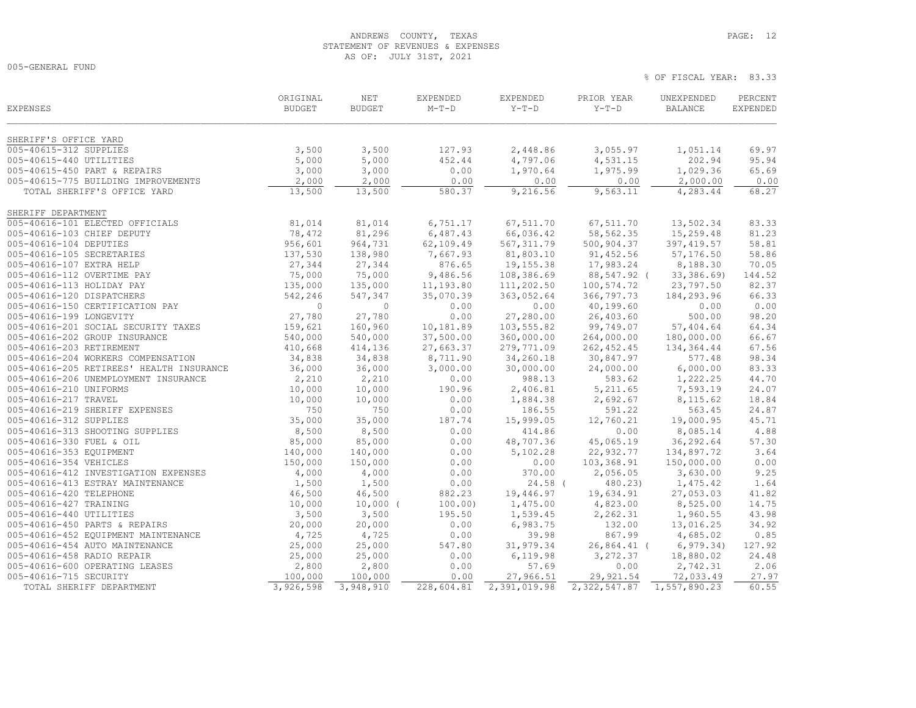ANDREWS COUNTY, TEXAS
STATEMENT OF REVENUES & EXPENSES
AS OF: JULY 31ST, 2021

005-GENERAL FUND

% OF FISCAL YEAR: 83.33

| EXPENSES | ORIGINAL BUDGET | NET BUDGET | EXPENDED M-T-D | EXPENDED Y-T-D | PRIOR YEAR Y-T-D | UNEXPENDED BALANCE | PERCENT EXPENDED |
|---|---|---|---|---|---|---|---|
| SHERIFF'S OFFICE YARD | | | | | | | |
| 005-40615-312 SUPPLIES | 3,500 | 3,500 | 127.93 | 2,448.86 | 3,055.97 | 1,051.14 | 69.97 |
| 005-40615-440 UTILITIES | 5,000 | 5,000 | 452.44 | 4,797.06 | 4,531.15 | 202.94 | 95.94 |
| 005-40615-450 PART & REPAIRS | 3,000 | 3,000 | 0.00 | 1,970.64 | 1,975.99 | 1,029.36 | 65.69 |
| 005-40615-775 BUILDING IMPROVEMENTS | 2,000 | 2,000 | 0.00 | 0.00 | 0.00 | 2,000.00 | 0.00 |
| TOTAL SHERIFF'S OFFICE YARD | 13,500 | 13,500 | 580.37 | 9,216.56 | 9,563.11 | 4,283.44 | 68.27 |
| SHERIFF DEPARTMENT | | | | | | | |
| 005-40616-101 ELECTED OFFICIALS | 81,014 | 81,014 | 6,751.17 | 67,511.70 | 67,511.70 | 13,502.34 | 83.33 |
| 005-40616-103 CHIEF DEPUTY | 78,472 | 81,296 | 6,487.43 | 66,036.42 | 58,562.35 | 15,259.48 | 81.23 |
| 005-40616-104 DEPUTIES | 956,601 | 964,731 | 62,109.49 | 567,311.79 | 500,904.37 | 397,419.57 | 58.81 |
| 005-40616-105 SECRETARIES | 137,530 | 138,980 | 7,667.93 | 81,803.10 | 91,452.56 | 57,176.50 | 58.86 |
| 005-40616-107 EXTRA HELP | 27,344 | 27,344 | 876.65 | 19,155.38 | 17,983.24 | 8,188.30 | 70.05 |
| 005-40616-112 OVERTIME PAY | 75,000 | 75,000 | 9,486.56 | 108,386.69 | 88,547.92 | ( 33,386.69) | 144.52 |
| 005-40616-113 HOLIDAY PAY | 135,000 | 135,000 | 11,193.80 | 111,202.50 | 100,574.72 | 23,797.50 | 82.37 |
| 005-40616-120 DISPATCHERS | 542,246 | 547,347 | 35,070.39 | 363,052.64 | 366,797.73 | 184,293.96 | 66.33 |
| 005-40616-150 CERTIFICATION PAY | 0 | 0 | 0.00 | 0.00 | 40,199.60 | 0.00 | 0.00 |
| 005-40616-199 LONGEVITY | 27,780 | 27,780 | 0.00 | 27,280.00 | 26,403.60 | 500.00 | 98.20 |
| 005-40616-201 SOCIAL SECURITY TAXES | 159,621 | 160,960 | 10,181.89 | 103,555.82 | 99,749.07 | 57,404.64 | 64.34 |
| 005-40616-202 GROUP INSURANCE | 540,000 | 540,000 | 37,500.00 | 360,000.00 | 264,000.00 | 180,000.00 | 66.67 |
| 005-40616-203 RETIREMENT | 410,668 | 414,136 | 27,663.37 | 279,771.09 | 262,452.45 | 134,364.44 | 67.56 |
| 005-40616-204 WORKERS COMPENSATION | 34,838 | 34,838 | 8,711.90 | 34,260.18 | 30,847.97 | 577.48 | 98.34 |
| 005-40616-205 RETIREES' HEALTH INSURANCE | 36,000 | 36,000 | 3,000.00 | 30,000.00 | 24,000.00 | 6,000.00 | 83.33 |
| 005-40616-206 UNEMPLOYMENT INSURANCE | 2,210 | 2,210 | 0.00 | 988.13 | 583.62 | 1,222.25 | 44.70 |
| 005-40616-210 UNIFORMS | 10,000 | 10,000 | 190.96 | 2,406.81 | 5,211.65 | 7,593.19 | 24.07 |
| 005-40616-217 TRAVEL | 10,000 | 10,000 | 0.00 | 1,884.38 | 2,692.67 | 8,115.62 | 18.84 |
| 005-40616-219 SHERIFF EXPENSES | 750 | 750 | 0.00 | 186.55 | 591.22 | 563.45 | 24.87 |
| 005-40616-312 SUPPLIES | 35,000 | 35,000 | 187.74 | 15,999.05 | 12,760.21 | 19,000.95 | 45.71 |
| 005-40616-313 SHOOTING SUPPLIES | 8,500 | 8,500 | 0.00 | 414.86 | 0.00 | 8,085.14 | 4.88 |
| 005-40616-330 FUEL & OIL | 85,000 | 85,000 | 0.00 | 48,707.36 | 45,065.19 | 36,292.64 | 57.30 |
| 005-40616-353 EQUIPMENT | 140,000 | 140,000 | 0.00 | 5,102.28 | 22,932.77 | 134,897.72 | 3.64 |
| 005-40616-354 VEHICLES | 150,000 | 150,000 | 0.00 | 0.00 | 103,368.91 | 150,000.00 | 0.00 |
| 005-40616-412 INVESTIGATION EXPENSES | 4,000 | 4,000 | 0.00 | 370.00 | 2,056.05 | 3,630.00 | 9.25 |
| 005-40616-413 ESTRAY MAINTENANCE | 1,500 | 1,500 | 0.00 | 24.58 | ( 480.23) | 1,475.42 | 1.64 |
| 005-40616-420 TELEPHONE | 46,500 | 46,500 | 882.23 | 19,446.97 | 19,634.91 | 27,053.03 | 41.82 |
| 005-40616-427 TRAINING | 10,000 | 10,000 | ( 100.00) | 1,475.00 | 4,823.00 | 8,525.00 | 14.75 |
| 005-40616-440 UTILITIES | 3,500 | 3,500 | 195.50 | 1,539.45 | 2,262.31 | 1,960.55 | 43.98 |
| 005-40616-450 PARTS & REPAIRS | 20,000 | 20,000 | 0.00 | 6,983.75 | 132.00 | 13,016.25 | 34.92 |
| 005-40616-452 EQUIPMENT MAINTENANCE | 4,725 | 4,725 | 0.00 | 39.98 | 867.99 | 4,685.02 | 0.85 |
| 005-40616-454 AUTO MAINTENANCE | 25,000 | 25,000 | 547.80 | 31,979.34 | 26,864.41 | ( 6,979.34) | 127.92 |
| 005-40616-458 RADIO REPAIR | 25,000 | 25,000 | 0.00 | 6,119.98 | 3,272.37 | 18,880.02 | 24.48 |
| 005-40616-600 OPERATING LEASES | 2,800 | 2,800 | 0.00 | 57.69 | 0.00 | 2,742.31 | 2.06 |
| 005-40616-715 SECURITY | 100,000 | 100,000 | 0.00 | 27,966.51 | 29,921.54 | 72,033.49 | 27.97 |
| TOTAL SHERIFF DEPARTMENT | 3,926,598 | 3,948,910 | 228,604.81 | 2,391,019.98 | 2,322,547.87 | 1,557,890.23 | 60.55 |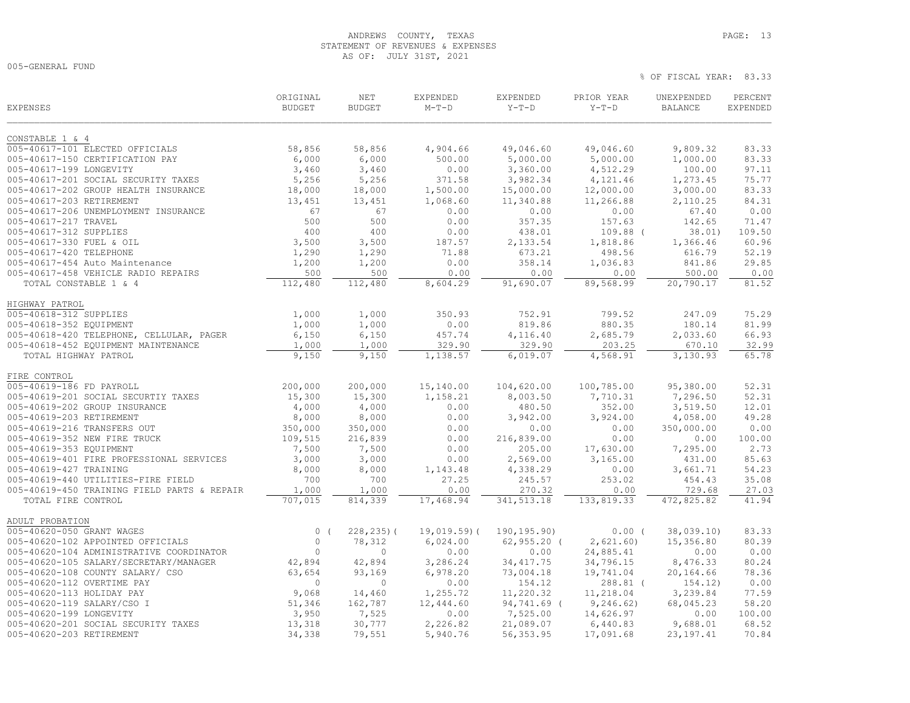# ANDREWS COUNTY, TEXAS
## STATEMENT OF REVENUES & EXPENSES
### AS OF: JULY 31ST, 2021

005-GENERAL FUND

% OF FISCAL YEAR: 83.33

| EXPENSES | ORIGINAL BUDGET | NET BUDGET | EXPENDED M-T-D | EXPENDED Y-T-D | PRIOR YEAR Y-T-D | UNEXPENDED BALANCE | PERCENT EXPENDED |
|---|---|---|---|---|---|---|---|
| **CONSTABLE 1 & 4** | | | | | | | |
| 005-40617-101 ELECTED OFFICIALS | 58,856 | 58,856 | 4,904.66 | 49,046.60 | 49,046.60 | 9,809.32 | 83.33 |
| 005-40617-150 CERTIFICATION PAY | 6,000 | 6,000 | 500.00 | 5,000.00 | 5,000.00 | 1,000.00 | 83.33 |
| 005-40617-199 LONGEVITY | 3,460 | 3,460 | 0.00 | 3,360.00 | 4,512.29 | 100.00 | 97.11 |
| 005-40617-201 SOCIAL SECURITY TAXES | 5,256 | 5,256 | 371.58 | 3,982.34 | 4,121.46 | 1,273.45 | 75.77 |
| 005-40617-202 GROUP HEALTH INSURANCE | 18,000 | 18,000 | 1,500.00 | 15,000.00 | 12,000.00 | 3,000.00 | 83.33 |
| 005-40617-203 RETIREMENT | 13,451 | 13,451 | 1,068.60 | 11,340.88 | 11,266.88 | 2,110.25 | 84.31 |
| 005-40617-206 UNEMPLOYMENT INSURANCE | 67 | 67 | 0.00 | 0.00 | 0.00 | 67.40 | 0.00 |
| 005-40617-217 TRAVEL | 500 | 500 | 0.00 | 357.35 | 157.63 | 142.65 | 71.47 |
| 005-40617-312 SUPPLIES | 400 | 400 | 0.00 | 438.01 | 109.88 | (38.01) | 109.50 |
| 005-40617-330 FUEL & OIL | 3,500 | 3,500 | 187.57 | 2,133.54 | 1,818.86 | 1,366.46 | 60.96 |
| 005-40617-420 TELEPHONE | 1,290 | 1,290 | 71.88 | 673.21 | 498.56 | 616.79 | 52.19 |
| 005-40617-454 Auto Maintenance | 1,200 | 1,200 | 0.00 | 358.14 | 1,036.83 | 841.86 | 29.85 |
| 005-40617-458 VEHICLE RADIO REPAIRS | 500 | 500 | 0.00 | 0.00 | 0.00 | 500.00 | 0.00 |
| TOTAL CONSTABLE 1 & 4 | 112,480 | 112,480 | 8,604.29 | 91,690.07 | 89,568.99 | 20,790.17 | 81.52 |
| **HIGHWAY PATROL** | | | | | | | |
| 005-40618-312 SUPPLIES | 1,000 | 1,000 | 350.93 | 752.91 | 799.52 | 247.09 | 75.29 |
| 005-40618-352 EQUIPMENT | 1,000 | 1,000 | 0.00 | 819.86 | 880.35 | 180.14 | 81.99 |
| 005-40618-420 TELEPHONE, CELLULAR, PAGER | 6,150 | 6,150 | 457.74 | 4,116.40 | 2,685.79 | 2,033.60 | 66.93 |
| 005-40618-452 EQUIPMENT MAINTENANCE | 1,000 | 1,000 | 329.90 | 329.90 | 203.25 | 670.10 | 32.99 |
| TOTAL HIGHWAY PATROL | 9,150 | 9,150 | 1,138.57 | 6,019.07 | 4,568.91 | 3,130.93 | 65.78 |
| **FIRE CONTROL** | | | | | | | |
| 005-40619-186 FD PAYROLL | 200,000 | 200,000 | 15,140.00 | 104,620.00 | 100,785.00 | 95,380.00 | 52.31 |
| 005-40619-201 SOCIAL SECURTIY TAXES | 15,300 | 15,300 | 1,158.21 | 8,003.50 | 7,710.31 | 7,296.50 | 52.31 |
| 005-40619-202 GROUP INSURANCE | 4,000 | 4,000 | 0.00 | 480.50 | 352.00 | 3,519.50 | 12.01 |
| 005-40619-203 RETIREMENT | 8,000 | 8,000 | 0.00 | 3,942.00 | 3,924.00 | 4,058.00 | 49.28 |
| 005-40619-216 TRANSFERS OUT | 350,000 | 350,000 | 0.00 | 0.00 | 0.00 | 350,000.00 | 0.00 |
| 005-40619-352 NEW FIRE TRUCK | 109,515 | 216,839 | 0.00 | 216,839.00 | 0.00 | 0.00 | 100.00 |
| 005-40619-353 EQUIPMENT | 7,500 | 7,500 | 0.00 | 205.00 | 17,630.00 | 7,295.00 | 2.73 |
| 005-40619-401 FIRE PROFESSIONAL SERVICES | 3,000 | 3,000 | 0.00 | 2,569.00 | 3,165.00 | 431.00 | 85.63 |
| 005-40619-427 TRAINING | 8,000 | 8,000 | 1,143.48 | 4,338.29 | 0.00 | 3,661.71 | 54.23 |
| 005-40619-440 UTILITIES-FIRE FIELD | 700 | 700 | 27.25 | 245.57 | 253.02 | 454.43 | 35.08 |
| 005-40619-450 TRAINING FIELD PARTS & REPAIR | 1,000 | 1,000 | 0.00 | 270.32 | 0.00 | 729.68 | 27.03 |
| TOTAL FIRE CONTROL | 707,015 | 814,339 | 17,468.94 | 341,513.18 | 133,819.33 | 472,825.82 | 41.94 |
| **ADULT PROBATION** | | | | | | | |
| 005-40620-050 GRANT WAGES | 0 | (228,235) | (19,019.59) | (190,195.90) | 0.00 | (38,039.10) | 83.33 |
| 005-40620-102 APPOINTED OFFICIALS | 0 | 78,312 | 6,024.00 | 62,955.20 | (2,621.60) | 15,356.80 | 80.39 |
| 005-40620-104 ADMINISTRATIVE COORDINATOR | 0 | 0 | 0.00 | 0.00 | 24,885.41 | 0.00 | 0.00 |
| 005-40620-105 SALARY/SECRETARY/MANAGER | 42,894 | 42,894 | 3,286.24 | 34,417.75 | 34,796.15 | 8,476.33 | 80.24 |
| 005-40620-108 COUNTY SALARY/ CSO | 63,654 | 93,169 | 6,978.20 | 73,004.18 | 19,741.04 | 20,164.66 | 78.36 |
| 005-40620-112 OVERTIME PAY | 0 | 0 | 0.00 | 154.12 | 288.81 | (154.12) | 0.00 |
| 005-40620-113 HOLIDAY PAY | 9,068 | 14,460 | 1,255.72 | 11,220.32 | 11,218.04 | 3,239.84 | 77.59 |
| 005-40620-119 SALARY/CSO I | 51,346 | 162,787 | 12,444.60 | 94,741.69 | (9,246.62) | 68,045.23 | 58.20 |
| 005-40620-199 LONGEVITY | 3,950 | 7,525 | 0.00 | 7,525.00 | 14,626.97 | 0.00 | 100.00 |
| 005-40620-201 SOCIAL SECURITY TAXES | 13,318 | 30,777 | 2,226.82 | 21,089.07 | 6,440.83 | 9,688.01 | 68.52 |
| 005-40620-203 RETIREMENT | 34,338 | 79,551 | 5,940.76 | 56,353.95 | 17,091.68 | 23,197.41 | 70.84 |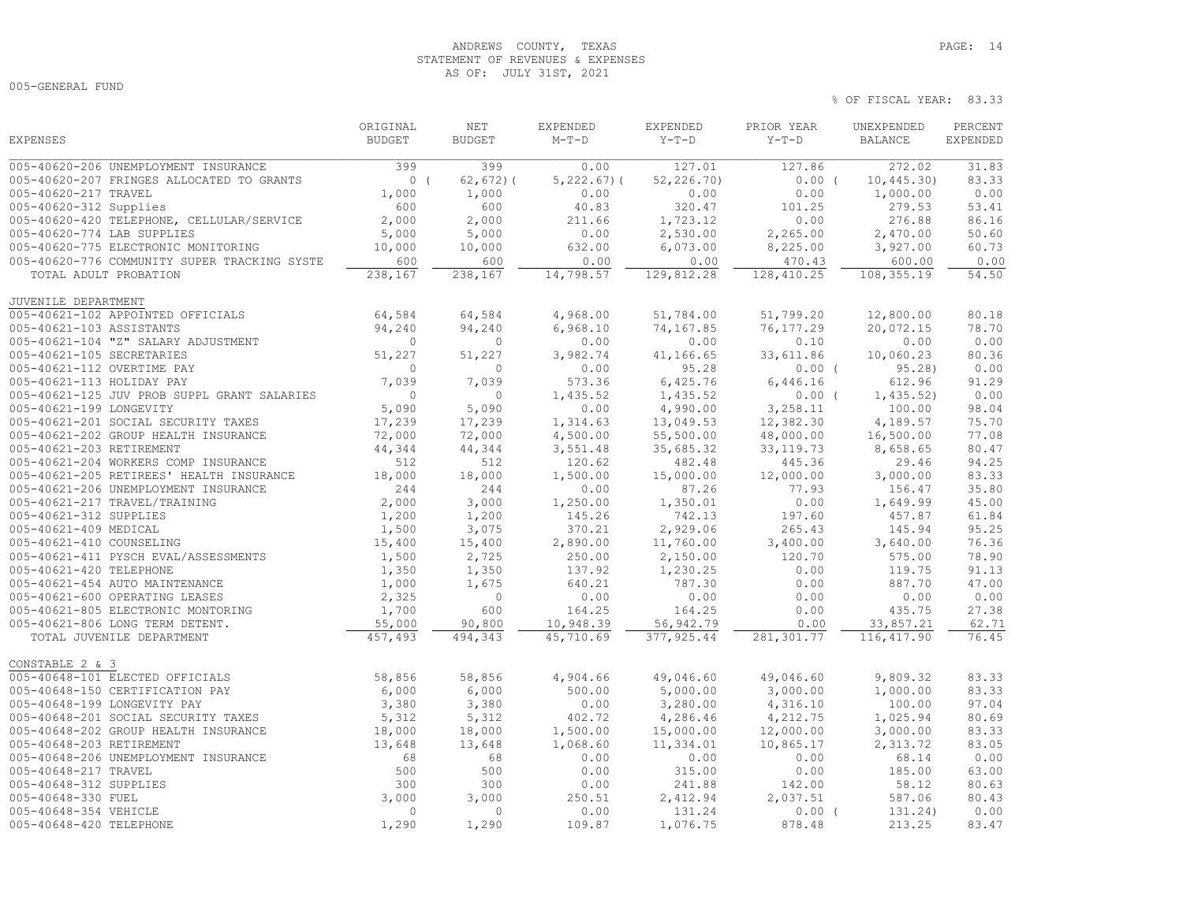# ANDREWS COUNTY, TEXAS
## STATEMENT OF REVENUES & EXPENSES
### AS OF: JULY 31ST, 2021

005-GENERAL FUND

% OF FISCAL YEAR: 83.33

| EXPENSES | ORIGINAL BUDGET | NET BUDGET | EXPENDED M-T-D | EXPENDED Y-T-D | PRIOR YEAR Y-T-D | UNEXPENDED BALANCE | PERCENT EXPENDED |
|---|---|---|---|---|---|---|---|
| 005-40620-206 UNEMPLOYMENT INSURANCE | 399 | 399 | 0.00 | 127.01 | 127.86 | 272.02 | 31.83 |
| 005-40620-207 FRINGES ALLOCATED TO GRANTS | 0 | ( 62,672) | ( 5,222.67) | ( 52,226.70) | 0.00 | ( 10,445.30) | 83.33 |
| 005-40620-217 TRAVEL | 1,000 | 1,000 | 0.00 | 0.00 | 0.00 | 1,000.00 | 0.00 |
| 005-40620-312 Supplies | 600 | 600 | 40.83 | 320.47 | 101.25 | 279.53 | 53.41 |
| 005-40620-420 TELEPHONE, CELLULAR/SERVICE | 2,000 | 2,000 | 211.66 | 1,723.12 | 0.00 | 276.88 | 86.16 |
| 005-40620-774 LAB SUPPLIES | 5,000 | 5,000 | 0.00 | 2,530.00 | 2,265.00 | 2,470.00 | 50.60 |
| 005-40620-775 ELECTRONIC MONITORING | 10,000 | 10,000 | 632.00 | 6,073.00 | 8,225.00 | 3,927.00 | 60.73 |
| 005-40620-776 COMMUNITY SUPER TRACKING SYSTE | 600 | 600 | 0.00 | 0.00 | 470.43 | 600.00 | 0.00 |
| TOTAL ADULT PROBATION | 238,167 | 238,167 | 14,798.57 | 129,812.28 | 128,410.25 | 108,355.19 | 54.50 |
| **JUVENILE DEPARTMENT** | | | | | | | |
| 005-40621-102 APPOINTED OFFICIALS | 64,584 | 64,584 | 4,968.00 | 51,784.00 | 51,799.20 | 12,800.00 | 80.18 |
| 005-40621-103 ASSISTANTS | 94,240 | 94,240 | 6,968.10 | 74,167.85 | 76,177.29 | 20,072.15 | 78.70 |
| 005-40621-104 "Z" SALARY ADJUSTMENT | 0 | 0 | 0.00 | 0.00 | 0.10 | 0.00 | 0.00 |
| 005-40621-105 SECRETARIES | 51,227 | 51,227 | 3,982.74 | 41,166.65 | 33,611.86 | 10,060.23 | 80.36 |
| 005-40621-112 OVERTIME PAY | 0 | 0 | 0.00 | 95.28 | 0.00 | ( 95.28) | 0.00 |
| 005-40621-113 HOLIDAY PAY | 7,039 | 7,039 | 573.36 | 6,425.76 | 6,446.16 | 612.96 | 91.29 |
| 005-40621-125 JUV PROB SUPPL GRANT SALARIES | 0 | 0 | 1,435.52 | 1,435.52 | 0.00 | ( 1,435.52) | 0.00 |
| 005-40621-199 LONGEVITY | 5,090 | 5,090 | 0.00 | 4,990.00 | 3,258.11 | 100.00 | 98.04 |
| 005-40621-201 SOCIAL SECURITY TAXES | 17,239 | 17,239 | 1,314.63 | 13,049.53 | 12,382.30 | 4,189.57 | 75.70 |
| 005-40621-202 GROUP HEALTH INSURANCE | 72,000 | 72,000 | 4,500.00 | 55,500.00 | 48,000.00 | 16,500.00 | 77.08 |
| 005-40621-203 RETIREMENT | 44,344 | 44,344 | 3,551.48 | 35,685.32 | 33,119.73 | 8,658.65 | 80.47 |
| 005-40621-204 WORKERS COMP INSURANCE | 512 | 512 | 120.62 | 482.48 | 445.36 | 29.46 | 94.25 |
| 005-40621-205 RETIREES' HEALTH INSURANCE | 18,000 | 18,000 | 1,500.00 | 15,000.00 | 12,000.00 | 3,000.00 | 83.33 |
| 005-40621-206 UNEMPLOYMENT INSURANCE | 244 | 244 | 0.00 | 87.26 | 77.93 | 156.47 | 35.80 |
| 005-40621-217 TRAVEL/TRAINING | 2,000 | 3,000 | 1,250.00 | 1,350.01 | 0.00 | 1,649.99 | 45.00 |
| 005-40621-312 SUPPLIES | 1,200 | 1,200 | 145.26 | 742.13 | 197.60 | 457.87 | 61.84 |
| 005-40621-409 MEDICAL | 1,500 | 3,075 | 370.21 | 2,929.06 | 265.43 | 145.94 | 95.25 |
| 005-40621-410 COUNSELING | 15,400 | 15,400 | 2,890.00 | 11,760.00 | 3,400.00 | 3,640.00 | 76.36 |
| 005-40621-411 PYSCH EVAL/ASSESSMENTS | 1,500 | 2,725 | 250.00 | 2,150.00 | 120.70 | 575.00 | 78.90 |
| 005-40621-420 TELEPHONE | 1,350 | 1,350 | 137.92 | 1,230.25 | 0.00 | 119.75 | 91.13 |
| 005-40621-454 AUTO MAINTENANCE | 1,000 | 1,675 | 640.21 | 787.30 | 0.00 | 887.70 | 47.00 |
| 005-40621-600 OPERATING LEASES | 2,325 | 0 | 0.00 | 0.00 | 0.00 | 0.00 | 0.00 |
| 005-40621-805 ELECTRONIC MONTORING | 1,700 | 600 | 164.25 | 164.25 | 0.00 | 435.75 | 27.38 |
| 005-40621-806 LONG TERM DETENT. | 55,000 | 90,800 | 10,948.39 | 56,942.79 | 0.00 | 33,857.21 | 62.71 |
| TOTAL JUVENILE DEPARTMENT | 457,493 | 494,343 | 45,710.69 | 377,925.44 | 281,301.77 | 116,417.90 | 76.45 |
| **CONSTABLE 2 & 3** | | | | | | | |
| 005-40648-101 ELECTED OFFICIALS | 58,856 | 58,856 | 4,904.66 | 49,046.60 | 49,046.60 | 9,809.32 | 83.33 |
| 005-40648-150 CERTIFICATION PAY | 6,000 | 6,000 | 500.00 | 5,000.00 | 3,000.00 | 1,000.00 | 83.33 |
| 005-40648-199 LONGEVITY PAY | 3,380 | 3,380 | 0.00 | 3,280.00 | 4,316.10 | 100.00 | 97.04 |
| 005-40648-201 SOCIAL SECURITY TAXES | 5,312 | 5,312 | 402.72 | 4,286.46 | 4,212.75 | 1,025.94 | 80.69 |
| 005-40648-202 GROUP HEALTH INSURANCE | 18,000 | 18,000 | 1,500.00 | 15,000.00 | 12,000.00 | 3,000.00 | 83.33 |
| 005-40648-203 RETIREMENT | 13,648 | 13,648 | 1,068.60 | 11,334.01 | 10,865.17 | 2,313.72 | 83.05 |
| 005-40648-206 UNEMPLOYMENT INSURANCE | 68 | 68 | 0.00 | 0.00 | 0.00 | 68.14 | 0.00 |
| 005-40648-217 TRAVEL | 500 | 500 | 0.00 | 315.00 | 0.00 | 185.00 | 63.00 |
| 005-40648-312 SUPPLIES | 300 | 300 | 0.00 | 241.88 | 142.00 | 58.12 | 80.63 |
| 005-40648-330 FUEL | 3,000 | 3,000 | 250.51 | 2,412.94 | 2,037.51 | 587.06 | 80.43 |
| 005-40648-354 VEHICLE | 0 | 0 | 0.00 | 131.24 | 0.00 | ( 131.24) | 0.00 |
| 005-40648-420 TELEPHONE | 1,290 | 1,290 | 109.87 | 1,076.75 | 878.48 | 213.25 | 83.47 |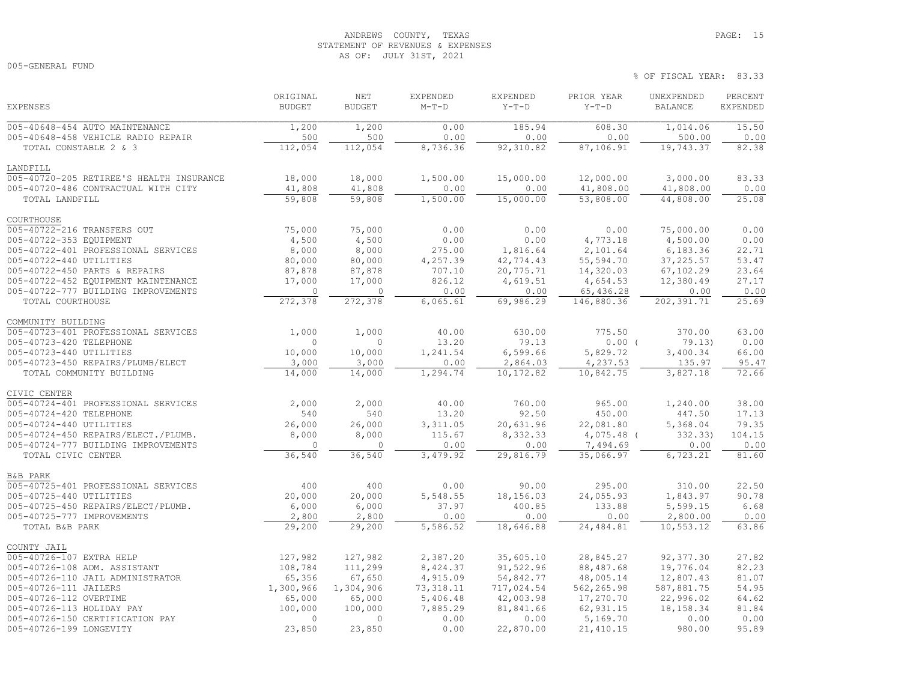ANDREWS COUNTY, TEXAS
STATEMENT OF REVENUES & EXPENSES
AS OF: JULY 31ST, 2021

005-GENERAL FUND

% OF FISCAL YEAR: 83.33

| EXPENSES | ORIGINAL BUDGET | NET BUDGET | EXPENDED M-T-D | EXPENDED Y-T-D | PRIOR YEAR Y-T-D | UNEXPENDED BALANCE | PERCENT EXPENDED |
|---|---|---|---|---|---|---|---|
| 005-40648-454 AUTO MAINTENANCE | 1,200 | 1,200 | 0.00 | 185.94 | 608.30 | 1,014.06 | 15.50 |
| 005-40648-458 VEHICLE RADIO REPAIR | 500 | 500 | 0.00 | 0.00 | 0.00 | 500.00 | 0.00 |
| TOTAL CONSTABLE 2 & 3 | 112,054 | 112,054 | 8,736.36 | 92,310.82 | 87,106.91 | 19,743.37 | 82.38 |
| **LANDFILL** | | | | | | | |
| 005-40720-205 RETIREE'S HEALTH INSURANCE | 18,000 | 18,000 | 1,500.00 | 15,000.00 | 12,000.00 | 3,000.00 | 83.33 |
| 005-40720-486 CONTRACTUAL WITH CITY | 41,808 | 41,808 | 0.00 | 0.00 | 41,808.00 | 41,808.00 | 0.00 |
| TOTAL LANDFILL | 59,808 | 59,808 | 1,500.00 | 15,000.00 | 53,808.00 | 44,808.00 | 25.08 |
| **COURTHOUSE** | | | | | | | |
| 005-40722-216 TRANSFERS OUT | 75,000 | 75,000 | 0.00 | 0.00 | 0.00 | 75,000.00 | 0.00 |
| 005-40722-353 EQUIPMENT | 4,500 | 4,500 | 0.00 | 0.00 | 4,773.18 | 4,500.00 | 0.00 |
| 005-40722-401 PROFESSIONAL SERVICES | 8,000 | 8,000 | 275.00 | 1,816.64 | 2,101.64 | 6,183.36 | 22.71 |
| 005-40722-440 UTILITIES | 80,000 | 80,000 | 4,257.39 | 42,774.43 | 55,594.70 | 37,225.57 | 53.47 |
| 005-40722-450 PARTS & REPAIRS | 87,878 | 87,878 | 707.10 | 20,775.71 | 14,320.03 | 67,102.29 | 23.64 |
| 005-40722-452 EQUIPMENT MAINTENANCE | 17,000 | 17,000 | 826.12 | 4,619.51 | 4,654.53 | 12,380.49 | 27.17 |
| 005-40722-777 BUILDING IMPROVEMENTS | 0 | 0 | 0.00 | 0.00 | 65,436.28 | 0.00 | 0.00 |
| TOTAL COURTHOUSE | 272,378 | 272,378 | 6,065.61 | 69,986.29 | 146,880.36 | 202,391.71 | 25.69 |
| **COMMUNITY BUILDING** | | | | | | | |
| 005-40723-401 PROFESSIONAL SERVICES | 1,000 | 1,000 | 40.00 | 630.00 | 775.50 | 370.00 | 63.00 |
| 005-40723-420 TELEPHONE | 0 | 0 | 13.20 | 79.13 | 0.00 | ( 79.13) | 0.00 |
| 005-40723-440 UTILITIES | 10,000 | 10,000 | 1,241.54 | 6,599.66 | 5,829.72 | 3,400.34 | 66.00 |
| 005-40723-450 REPAIRS/PLUMB/ELECT | 3,000 | 3,000 | 0.00 | 2,864.03 | 4,237.53 | 135.97 | 95.47 |
| TOTAL COMMUNITY BUILDING | 14,000 | 14,000 | 1,294.74 | 10,172.82 | 10,842.75 | 3,827.18 | 72.66 |
| **CIVIC CENTER** | | | | | | | |
| 005-40724-401 PROFESSIONAL SERVICES | 2,000 | 2,000 | 40.00 | 760.00 | 965.00 | 1,240.00 | 38.00 |
| 005-40724-420 TELEPHONE | 540 | 540 | 13.20 | 92.50 | 450.00 | 447.50 | 17.13 |
| 005-40724-440 UTILITIES | 26,000 | 26,000 | 3,311.05 | 20,631.96 | 22,081.80 | 5,368.04 | 79.35 |
| 005-40724-450 REPAIRS/ELECT./PLUMB. | 8,000 | 8,000 | 115.67 | 8,332.33 | 4,075.48 | ( 332.33) | 104.15 |
| 005-40724-777 BUILDING IMPROVEMENTS | 0 | 0 | 0.00 | 0.00 | 7,494.69 | 0.00 | 0.00 |
| TOTAL CIVIC CENTER | 36,540 | 36,540 | 3,479.92 | 29,816.79 | 35,066.97 | 6,723.21 | 81.60 |
| **B&B PARK** | | | | | | | |
| 005-40725-401 PROFESSIONAL SERVICES | 400 | 400 | 0.00 | 90.00 | 295.00 | 310.00 | 22.50 |
| 005-40725-440 UTILITIES | 20,000 | 20,000 | 5,548.55 | 18,156.03 | 24,055.93 | 1,843.97 | 90.78 |
| 005-40725-450 REPAIRS/ELECT/PLUMB. | 6,000 | 6,000 | 37.97 | 400.85 | 133.88 | 5,599.15 | 6.68 |
| 005-40725-777 IMPROVEMENTS | 2,800 | 2,800 | 0.00 | 0.00 | 0.00 | 2,800.00 | 0.00 |
| TOTAL B&B PARK | 29,200 | 29,200 | 5,586.52 | 18,646.88 | 24,484.81 | 10,553.12 | 63.86 |
| **COUNTY JAIL** | | | | | | | |
| 005-40726-107 EXTRA HELP | 127,982 | 127,982 | 2,387.20 | 35,605.10 | 28,845.27 | 92,377.30 | 27.82 |
| 005-40726-108 ADM. ASSISTANT | 108,784 | 111,299 | 8,424.37 | 91,522.96 | 88,487.68 | 19,776.04 | 82.23 |
| 005-40726-110 JAIL ADMINISTRATOR | 65,356 | 67,650 | 4,915.09 | 54,842.77 | 48,005.14 | 12,807.43 | 81.07 |
| 005-40726-111 JAILERS | 1,300,966 | 1,304,906 | 73,318.11 | 717,024.54 | 562,265.98 | 587,881.75 | 54.95 |
| 005-40726-112 OVERTIME | 65,000 | 65,000 | 5,406.48 | 42,003.98 | 17,270.70 | 22,996.02 | 64.62 |
| 005-40726-113 HOLIDAY PAY | 100,000 | 100,000 | 7,885.29 | 81,841.66 | 62,931.15 | 18,158.34 | 81.84 |
| 005-40726-150 CERTIFICATION PAY | 0 | 0 | 0.00 | 0.00 | 5,169.70 | 0.00 | 0.00 |
| 005-40726-199 LONGEVITY | 23,850 | 23,850 | 0.00 | 22,870.00 | 21,410.15 | 980.00 | 95.89 |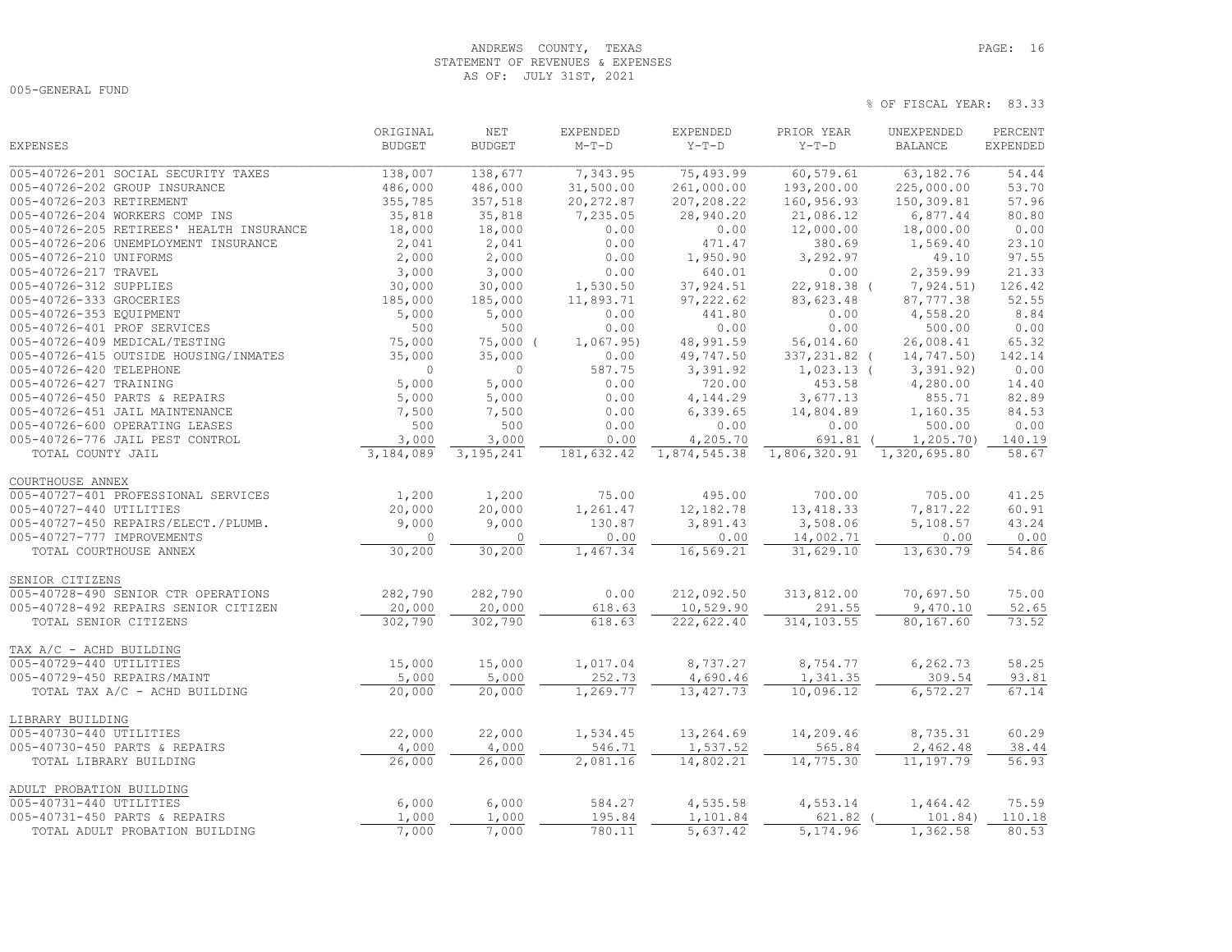ANDREWS COUNTY, TEXAS
STATEMENT OF REVENUES & EXPENSES
AS OF: JULY 31ST, 2021

005-GENERAL FUND

% OF FISCAL YEAR: 83.33

| EXPENSES | ORIGINAL BUDGET | NET BUDGET | EXPENDED M-T-D | EXPENDED Y-T-D | PRIOR YEAR Y-T-D | UNEXPENDED BALANCE | PERCENT EXPENDED |
|---|---|---|---|---|---|---|---|
| 005-40726-201 SOCIAL SECURITY TAXES | 138,007 | 138,677 | 7,343.95 | 75,493.99 | 60,579.61 | 63,182.76 | 54.44 |
| 005-40726-202 GROUP INSURANCE | 486,000 | 486,000 | 31,500.00 | 261,000.00 | 193,200.00 | 225,000.00 | 53.70 |
| 005-40726-203 RETIREMENT | 355,785 | 357,518 | 20,272.87 | 207,208.22 | 160,956.93 | 150,309.81 | 57.96 |
| 005-40726-204 WORKERS COMP INS | 35,818 | 35,818 | 7,235.05 | 28,940.20 | 21,086.12 | 6,877.44 | 80.80 |
| 005-40726-205 RETIREES' HEALTH INSURANCE | 18,000 | 18,000 | 0.00 | 0.00 | 12,000.00 | 18,000.00 | 0.00 |
| 005-40726-206 UNEMPLOYMENT INSURANCE | 2,041 | 2,041 | 0.00 | 471.47 | 380.69 | 1,569.40 | 23.10 |
| 005-40726-210 UNIFORMS | 2,000 | 2,000 | 0.00 | 1,950.90 | 3,292.97 | 49.10 | 97.55 |
| 005-40726-217 TRAVEL | 3,000 | 3,000 | 0.00 | 640.01 | 0.00 | 2,359.99 | 21.33 |
| 005-40726-312 SUPPLIES | 30,000 | 30,000 | 1,530.50 | 37,924.51 | 22,918.38 | ( 7,924.51) | 126.42 |
| 005-40726-333 GROCERIES | 185,000 | 185,000 | 11,893.71 | 97,222.62 | 83,623.48 | 87,777.38 | 52.55 |
| 005-40726-353 EQUIPMENT | 5,000 | 5,000 | 0.00 | 441.80 | 0.00 | 4,558.20 | 8.84 |
| 005-40726-401 PROF SERVICES | 500 | 500 | 0.00 | 0.00 | 0.00 | 500.00 | 0.00 |
| 005-40726-409 MEDICAL/TESTING | 75,000 | 75,000 | ( 1,067.95) | 48,991.59 | 56,014.60 | 26,008.41 | 65.32 |
| 005-40726-415 OUTSIDE HOUSING/INMATES | 35,000 | 35,000 | 0.00 | 49,747.50 | 337,231.82 | ( 14,747.50) | 142.14 |
| 005-40726-420 TELEPHONE | 0 | 0 | 587.75 | 3,391.92 | 1,023.13 | ( 3,391.92) | 0.00 |
| 005-40726-427 TRAINING | 5,000 | 5,000 | 0.00 | 720.00 | 453.58 | 4,280.00 | 14.40 |
| 005-40726-450 PARTS & REPAIRS | 5,000 | 5,000 | 0.00 | 4,144.29 | 3,677.13 | 855.71 | 82.89 |
| 005-40726-451 JAIL MAINTENANCE | 7,500 | 7,500 | 0.00 | 6,339.65 | 14,804.89 | 1,160.35 | 84.53 |
| 005-40726-600 OPERATING LEASES | 500 | 500 | 0.00 | 0.00 | 0.00 | 500.00 | 0.00 |
| 005-40726-776 JAIL PEST CONTROL | 3,000 | 3,000 | 0.00 | 4,205.70 | 691.81 | ( 1,205.70) | 140.19 |
| TOTAL COUNTY JAIL | 3,184,089 | 3,195,241 | 181,632.42 | 1,874,545.38 | 1,806,320.91 | 1,320,695.80 | 58.67 |
| **COURTHOUSE ANNEX** | | | | | | | |
| 005-40727-401 PROFESSIONAL SERVICES | 1,200 | 1,200 | 75.00 | 495.00 | 700.00 | 705.00 | 41.25 |
| 005-40727-440 UTILITIES | 20,000 | 20,000 | 1,261.47 | 12,182.78 | 13,418.33 | 7,817.22 | 60.91 |
| 005-40727-450 REPAIRS/ELECT./PLUMB. | 9,000 | 9,000 | 130.87 | 3,891.43 | 3,508.06 | 5,108.57 | 43.24 |
| 005-40727-777 IMPROVEMENTS | 0 | 0 | 0.00 | 0.00 | 14,002.71 | 0.00 | 0.00 |
| TOTAL COURTHOUSE ANNEX | 30,200 | 30,200 | 1,467.34 | 16,569.21 | 31,629.10 | 13,630.79 | 54.86 |
| **SENIOR CITIZENS** | | | | | | | |
| 005-40728-490 SENIOR CTR OPERATIONS | 282,790 | 282,790 | 0.00 | 212,092.50 | 313,812.00 | 70,697.50 | 75.00 |
| 005-40728-492 REPAIRS SENIOR CITIZEN | 20,000 | 20,000 | 618.63 | 10,529.90 | 291.55 | 9,470.10 | 52.65 |
| TOTAL SENIOR CITIZENS | 302,790 | 302,790 | 618.63 | 222,622.40 | 314,103.55 | 80,167.60 | 73.52 |
| **TAX A/C - ACHD BUILDING** | | | | | | | |
| 005-40729-440 UTILITIES | 15,000 | 15,000 | 1,017.04 | 8,737.27 | 8,754.77 | 6,262.73 | 58.25 |
| 005-40729-450 REPAIRS/MAINT | 5,000 | 5,000 | 252.73 | 4,690.46 | 1,341.35 | 309.54 | 93.81 |
| TOTAL TAX A/C - ACHD BUILDING | 20,000 | 20,000 | 1,269.77 | 13,427.73 | 10,096.12 | 6,572.27 | 67.14 |
| **LIBRARY BUILDING** | | | | | | | |
| 005-40730-440 UTILITIES | 22,000 | 22,000 | 1,534.45 | 13,264.69 | 14,209.46 | 8,735.31 | 60.29 |
| 005-40730-450 PARTS & REPAIRS | 4,000 | 4,000 | 546.71 | 1,537.52 | 565.84 | 2,462.48 | 38.44 |
| TOTAL LIBRARY BUILDING | 26,000 | 26,000 | 2,081.16 | 14,802.21 | 14,775.30 | 11,197.79 | 56.93 |
| **ADULT PROBATION BUILDING** | | | | | | | |
| 005-40731-440 UTILITIES | 6,000 | 6,000 | 584.27 | 4,535.58 | 4,553.14 | 1,464.42 | 75.59 |
| 005-40731-450 PARTS & REPAIRS | 1,000 | 1,000 | 195.84 | 1,101.84 | 621.82 | ( 101.84) | 110.18 |
| TOTAL ADULT PROBATION BUILDING | 7,000 | 7,000 | 780.11 | 5,637.42 | 5,174.96 | 1,362.58 | 80.53 |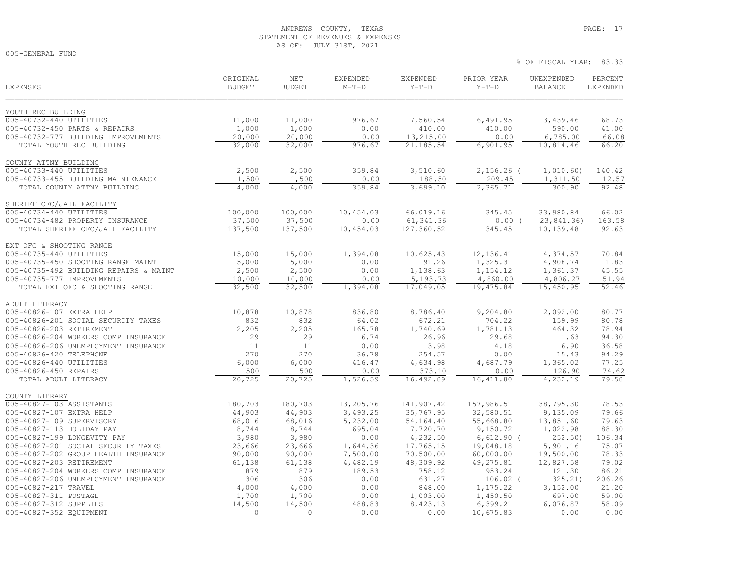ANDREWS COUNTY, TEXAS
STATEMENT OF REVENUES & EXPENSES
AS OF: JULY 31ST, 2021

005-GENERAL FUND

% OF FISCAL YEAR: 83.33

| EXPENSES | ORIGINAL BUDGET | NET BUDGET | EXPENDED M-T-D | EXPENDED Y-T-D | PRIOR YEAR Y-T-D | UNEXPENDED BALANCE | PERCENT EXPENDED |
|---|---|---|---|---|---|---|---|
| **YOUTH REC BUILDING** | | | | | | | |
| 005-40732-440 UTILITIES | 11,000 | 11,000 | 976.67 | 7,560.54 | 6,491.95 | 3,439.46 | 68.73 |
| 005-40732-450 PARTS & REPAIRS | 1,000 | 1,000 | 0.00 | 410.00 | 410.00 | 590.00 | 41.00 |
| 005-40732-777 BUILDING IMPROVEMENTS | 20,000 | 20,000 | 0.00 | 13,215.00 | 0.00 | 6,785.00 | 66.08 |
| TOTAL YOUTH REC BUILDING | 32,000 | 32,000 | 976.67 | 21,185.54 | 6,901.95 | 10,814.46 | 66.20 |
| **COUNTY ATTNY BUILDING** | | | | | | | |
| 005-40733-440 UTILITIES | 2,500 | 2,500 | 359.84 | 3,510.60 | 2,156.26 | ( 1,010.60) | 140.42 |
| 005-40733-455 BUILDING MAINTENANCE | 1,500 | 1,500 | 0.00 | 188.50 | 209.45 | 1,311.50 | 12.57 |
| TOTAL COUNTY ATTNY BUILDING | 4,000 | 4,000 | 359.84 | 3,699.10 | 2,365.71 | 300.90 | 92.48 |
| **SHERIFF OFC/JAIL FACILITY** | | | | | | | |
| 005-40734-440 UTILITIES | 100,000 | 100,000 | 10,454.03 | 66,019.16 | 345.45 | 33,980.84 | 66.02 |
| 005-40734-482 PROPERTY INSURANCE | 37,500 | 37,500 | 0.00 | 61,341.36 | 0.00 | ( 23,841.36) | 163.58 |
| TOTAL SHERIFF OFC/JAIL FACILITY | 137,500 | 137,500 | 10,454.03 | 127,360.52 | 345.45 | 10,139.48 | 92.63 |
| **EXT OFC & SHOOTING RANGE** | | | | | | | |
| 005-40735-440 UTILITIES | 15,000 | 15,000 | 1,394.08 | 10,625.43 | 12,136.41 | 4,374.57 | 70.84 |
| 005-40735-450 SHOOTING RANGE MAINT | 5,000 | 5,000 | 0.00 | 91.26 | 1,325.31 | 4,908.74 | 1.83 |
| 005-40735-492 BUILDING REPAIRS & MAINT | 2,500 | 2,500 | 0.00 | 1,138.63 | 1,154.12 | 1,361.37 | 45.55 |
| 005-40735-777 IMPROVEMENTS | 10,000 | 10,000 | 0.00 | 5,193.73 | 4,860.00 | 4,806.27 | 51.94 |
| TOTAL EXT OFC & SHOOTING RANGE | 32,500 | 32,500 | 1,394.08 | 17,049.05 | 19,475.84 | 15,450.95 | 52.46 |
| **ADULT LITERACY** | | | | | | | |
| 005-40826-107 EXTRA HELP | 10,878 | 10,878 | 836.80 | 8,786.40 | 9,204.80 | 2,092.00 | 80.77 |
| 005-40826-201 SOCIAL SECURITY TAXES | 832 | 832 | 64.02 | 672.21 | 704.22 | 159.99 | 80.78 |
| 005-40826-203 RETIREMENT | 2,205 | 2,205 | 165.78 | 1,740.69 | 1,781.13 | 464.32 | 78.94 |
| 005-40826-204 WORKERS COMP INSURANCE | 29 | 29 | 6.74 | 26.96 | 29.68 | 1.63 | 94.30 |
| 005-40826-206 UNEMPLOYMENT INSURANCE | 11 | 11 | 0.00 | 3.98 | 4.18 | 6.90 | 36.58 |
| 005-40826-420 TELEPHONE | 270 | 270 | 36.78 | 254.57 | 0.00 | 15.43 | 94.29 |
| 005-40826-440 UTILITIES | 6,000 | 6,000 | 416.47 | 4,634.98 | 4,687.79 | 1,365.02 | 77.25 |
| 005-40826-450 REPAIRS | 500 | 500 | 0.00 | 373.10 | 0.00 | 126.90 | 74.62 |
| TOTAL ADULT LITERACY | 20,725 | 20,725 | 1,526.59 | 16,492.89 | 16,411.80 | 4,232.19 | 79.58 |
| **COUNTY LIBRARY** | | | | | | | |
| 005-40827-103 ASSISTANTS | 180,703 | 180,703 | 13,205.76 | 141,907.42 | 157,986.51 | 38,795.30 | 78.53 |
| 005-40827-107 EXTRA HELP | 44,903 | 44,903 | 3,493.25 | 35,767.95 | 32,580.51 | 9,135.09 | 79.66 |
| 005-40827-109 SUPERVISORY | 68,016 | 68,016 | 5,232.00 | 54,164.40 | 55,668.80 | 13,851.60 | 79.63 |
| 005-40827-113 HOLIDAY PAY | 8,744 | 8,744 | 695.04 | 7,720.70 | 9,150.72 | 1,022.98 | 88.30 |
| 005-40827-199 LONGEVITY PAY | 3,980 | 3,980 | 0.00 | 4,232.50 | 6,612.90 | ( 252.50) | 106.34 |
| 005-40827-201 SOCIAL SECURITY TAXES | 23,666 | 23,666 | 1,644.36 | 17,765.15 | 19,048.18 | 5,901.16 | 75.07 |
| 005-40827-202 GROUP HEALTH INSURANCE | 90,000 | 90,000 | 7,500.00 | 70,500.00 | 60,000.00 | 19,500.00 | 78.33 |
| 005-40827-203 RETIREMENT | 61,138 | 61,138 | 4,482.19 | 48,309.92 | 49,275.81 | 12,827.58 | 79.02 |
| 005-40827-204 WORKERS COMP INSURANCE | 879 | 879 | 189.53 | 758.12 | 953.24 | 121.30 | 86.21 |
| 005-40827-206 UNEMPLOYMENT INSURANCE | 306 | 306 | 0.00 | 631.27 | 106.02 | ( 325.21) | 206.26 |
| 005-40827-217 TRAVEL | 4,000 | 4,000 | 0.00 | 848.00 | 1,175.22 | 3,152.00 | 21.20 |
| 005-40827-311 POSTAGE | 1,700 | 1,700 | 0.00 | 1,003.00 | 1,450.50 | 697.00 | 59.00 |
| 005-40827-312 SUPPLIES | 14,500 | 14,500 | 488.83 | 8,423.13 | 6,399.21 | 6,076.87 | 58.09 |
| 005-40827-352 EQUIPMENT | 0 | 0 | 0.00 | 0.00 | 10,675.83 | 0.00 | 0.00 |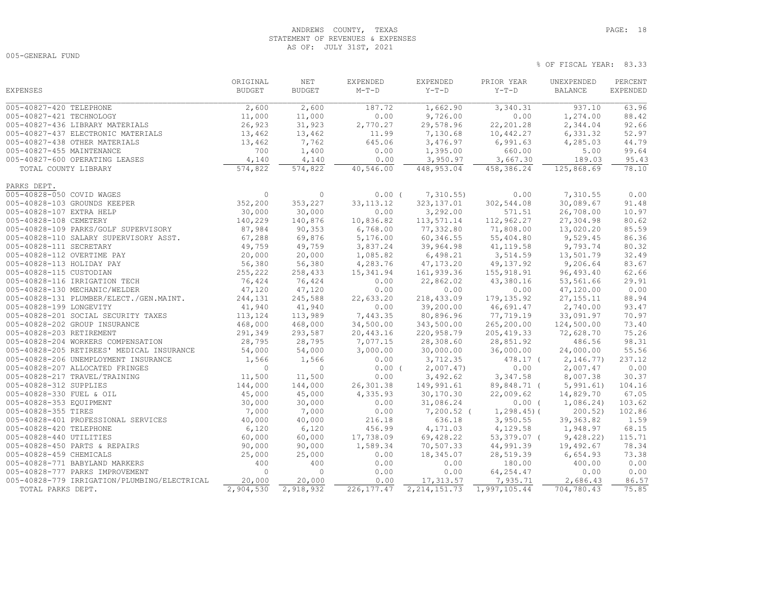ANDREWS COUNTY, TEXAS
STATEMENT OF REVENUES & EXPENSES
AS OF: JULY 31ST, 2021

005-GENERAL FUND

% OF FISCAL YEAR: 83.33

| EXPENSES | ORIGINAL BUDGET | NET BUDGET | EXPENDED M-T-D | EXPENDED Y-T-D | PRIOR YEAR Y-T-D | UNEXPENDED BALANCE | PERCENT EXPENDED |
|---|---|---|---|---|---|---|---|
| 005-40827-420 TELEPHONE | 2,600 | 2,600 | 187.72 | 1,662.90 | 3,340.31 | 937.10 | 63.96 |
| 005-40827-421 TECHNOLOGY | 11,000 | 11,000 | 0.00 | 9,726.00 | 0.00 | 1,274.00 | 88.42 |
| 005-40827-436 LIBRARY MATERIALS | 26,923 | 31,923 | 2,770.27 | 29,578.96 | 22,201.28 | 2,344.04 | 92.66 |
| 005-40827-437 ELECTRONIC MATERIALS | 13,462 | 13,462 | 11.99 | 7,130.68 | 10,442.27 | 6,331.32 | 52.97 |
| 005-40827-438 OTHER MATERIALS | 13,462 | 7,762 | 645.06 | 3,476.97 | 6,991.63 | 4,285.03 | 44.79 |
| 005-40827-455 MAINTENANCE | 700 | 1,400 | 0.00 | 1,395.00 | 660.00 | 5.00 | 99.64 |
| 005-40827-600 OPERATING LEASES | 4,140 | 4,140 | 0.00 | 3,950.97 | 3,667.30 | 189.03 | 95.43 |
| TOTAL COUNTY LIBRARY | 574,822 | 574,822 | 40,546.00 | 448,953.04 | 458,386.24 | 125,868.69 | 78.10 |
| PARKS DEPT. | | | | | | | |
| 005-40828-050 COVID WAGES | 0 | 0 | 0.00 | ( 7,310.55) | 0.00 | 7,310.55 | 0.00 |
| 005-40828-103 GROUNDS KEEPER | 352,200 | 353,227 | 33,113.12 | 323,137.01 | 302,544.08 | 30,089.67 | 91.48 |
| 005-40828-107 EXTRA HELP | 30,000 | 30,000 | 0.00 | 3,292.00 | 571.51 | 26,708.00 | 10.97 |
| 005-40828-108 CEMETERY | 140,229 | 140,876 | 10,836.82 | 113,571.14 | 112,962.27 | 27,304.98 | 80.62 |
| 005-40828-109 PARKS/GOLF SUPERVISORY | 87,984 | 90,353 | 6,768.00 | 77,332.80 | 71,808.00 | 13,020.20 | 85.59 |
| 005-40828-110 SALARY SUPERVISORY ASST. | 67,288 | 69,876 | 5,176.00 | 60,346.55 | 55,404.80 | 9,529.45 | 86.36 |
| 005-40828-111 SECRETARY | 49,759 | 49,759 | 3,837.24 | 39,964.98 | 41,119.58 | 9,793.74 | 80.32 |
| 005-40828-112 OVERTIME PAY | 20,000 | 20,000 | 1,085.82 | 6,498.21 | 3,514.59 | 13,501.79 | 32.49 |
| 005-40828-113 HOLIDAY PAY | 56,380 | 56,380 | 4,283.76 | 47,173.20 | 49,137.92 | 9,206.64 | 83.67 |
| 005-40828-115 CUSTODIAN | 255,222 | 258,433 | 15,341.94 | 161,939.36 | 155,918.91 | 96,493.40 | 62.66 |
| 005-40828-116 IRRIGATION TECH | 76,424 | 76,424 | 0.00 | 22,862.02 | 43,380.16 | 53,561.66 | 29.91 |
| 005-40828-130 MECHANIC/WELDER | 47,120 | 47,120 | 0.00 | 0.00 | 0.00 | 47,120.00 | 0.00 |
| 005-40828-131 PLUMBER/ELECT./GEN.MAINT. | 244,131 | 245,588 | 22,633.20 | 218,433.09 | 179,135.92 | 27,155.11 | 88.94 |
| 005-40828-199 LONGEVITY | 41,940 | 41,940 | 0.00 | 39,200.00 | 46,691.47 | 2,740.00 | 93.47 |
| 005-40828-201 SOCIAL SECURITY TAXES | 113,124 | 113,989 | 7,443.35 | 80,896.96 | 77,719.19 | 33,091.97 | 70.97 |
| 005-40828-202 GROUP INSURANCE | 468,000 | 468,000 | 34,500.00 | 343,500.00 | 265,200.00 | 124,500.00 | 73.40 |
| 005-40828-203 RETIREMENT | 291,349 | 293,587 | 20,443.16 | 220,958.79 | 205,419.33 | 72,628.70 | 75.26 |
| 005-40828-204 WORKERS COMPENSATION | 28,795 | 28,795 | 7,077.15 | 28,308.60 | 28,851.92 | 486.56 | 98.31 |
| 005-40828-205 RETIREES' MEDICAL INSURANCE | 54,000 | 54,000 | 3,000.00 | 30,000.00 | 36,000.00 | 24,000.00 | 55.56 |
| 005-40828-206 UNEMPLOYMENT INSURANCE | 1,566 | 1,566 | 0.00 | 3,712.35 | 478.17 | ( 2,146.77) | 237.12 |
| 005-40828-207 ALLOCATED FRINGES | 0 | 0 | 0.00 | ( 2,007.47) | 0.00 | 2,007.47 | 0.00 |
| 005-40828-217 TRAVEL/TRAINING | 11,500 | 11,500 | 0.00 | 3,492.62 | 3,347.58 | 8,007.38 | 30.37 |
| 005-40828-312 SUPPLIES | 144,000 | 144,000 | 26,301.38 | 149,991.61 | 89,848.71 | ( 5,991.61) | 104.16 |
| 005-40828-330 FUEL & OIL | 45,000 | 45,000 | 4,335.93 | 30,170.30 | 22,009.62 | 14,829.70 | 67.05 |
| 005-40828-353 EQUIPMENT | 30,000 | 30,000 | 0.00 | 31,086.24 | 0.00 | ( 1,086.24) | 103.62 |
| 005-40828-355 TIRES | 7,000 | 7,000 | 0.00 | 7,200.52 | ( 1,298.45) | ( 200.52) | 102.86 |
| 005-40828-401 PROFESSIONAL SERVICES | 40,000 | 40,000 | 216.18 | 636.18 | 3,950.55 | 39,363.82 | 1.59 |
| 005-40828-420 TELEPHONE | 6,120 | 6,120 | 456.99 | 4,171.03 | 4,129.58 | 1,948.97 | 68.15 |
| 005-40828-440 UTILITIES | 60,000 | 60,000 | 17,738.09 | 69,428.22 | 53,379.07 | ( 9,428.22) | 115.71 |
| 005-40828-450 PARTS & REPAIRS | 90,000 | 90,000 | 1,589.34 | 70,507.33 | 44,991.39 | 19,492.67 | 78.34 |
| 005-40828-459 CHEMICALS | 25,000 | 25,000 | 0.00 | 18,345.07 | 28,519.39 | 6,654.93 | 73.38 |
| 005-40828-771 BABYLAND MARKERS | 400 | 400 | 0.00 | 0.00 | 180.00 | 400.00 | 0.00 |
| 005-40828-777 PARKS IMPROVEMENT | 0 | 0 | 0.00 | 0.00 | 64,254.47 | 0.00 | 0.00 |
| 005-40828-779 IRRIGATION/PLUMBING/ELECTRICAL | 20,000 | 20,000 | 0.00 | 17,313.57 | 7,935.71 | 2,686.43 | 86.57 |
| TOTAL PARKS DEPT. | 2,904,530 | 2,918,932 | 226,177.47 | 2,214,151.73 | 1,997,105.44 | 704,780.43 | 75.85 |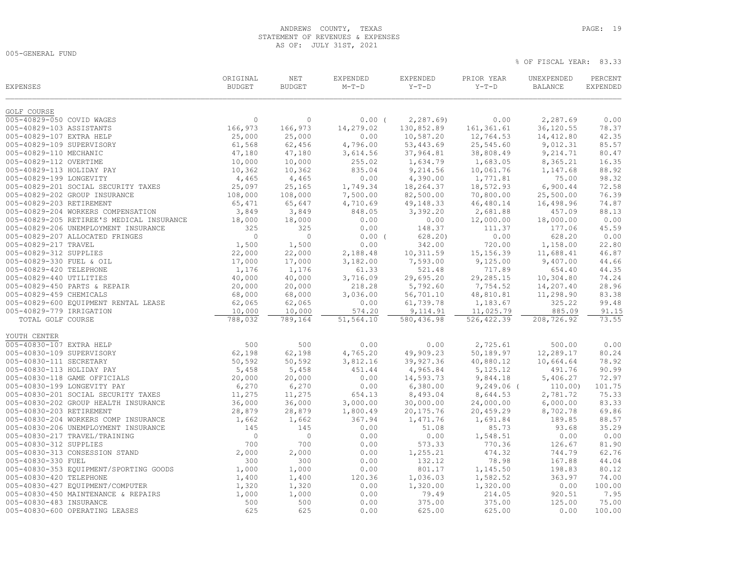ANDREWS COUNTY, TEXAS
STATEMENT OF REVENUES & EXPENSES
AS OF: JULY 31ST, 2021

005-GENERAL FUND

% OF FISCAL YEAR: 83.33

| EXPENSES | ORIGINAL BUDGET | NET BUDGET | EXPENDED M-T-D | EXPENDED Y-T-D | PRIOR YEAR Y-T-D | UNEXPENDED BALANCE | PERCENT EXPENDED |
|---|---|---|---|---|---|---|---|
| **GOLF COURSE** | | | | | | | |
| 005-40829-050 COVID WAGES | 0 | 0 | 0.00 | ( 2,287.69) | 0.00 | 2,287.69 | 0.00 |
| 005-40829-103 ASSISTANTS | 166,973 | 166,973 | 14,279.02 | 130,852.89 | 161,361.61 | 36,120.55 | 78.37 |
| 005-40829-107 EXTRA HELP | 25,000 | 25,000 | 0.00 | 10,587.20 | 12,764.53 | 14,412.80 | 42.35 |
| 005-40829-109 SUPERVISORY | 61,568 | 62,456 | 4,796.00 | 53,443.69 | 25,545.60 | 9,012.31 | 85.57 |
| 005-40829-110 MECHANIC | 47,180 | 47,180 | 3,614.56 | 37,964.81 | 38,808.49 | 9,214.71 | 80.47 |
| 005-40829-112 OVERTIME | 10,000 | 10,000 | 255.02 | 1,634.79 | 1,683.05 | 8,365.21 | 16.35 |
| 005-40829-113 HOLIDAY PAY | 10,362 | 10,362 | 835.04 | 9,214.56 | 10,061.76 | 1,147.68 | 88.92 |
| 005-40829-199 LONGEVITY | 4,465 | 4,465 | 0.00 | 4,390.00 | 1,771.81 | 75.00 | 98.32 |
| 005-40829-201 SOCIAL SECURITY TAXES | 25,097 | 25,165 | 1,749.34 | 18,264.37 | 18,572.93 | 6,900.44 | 72.58 |
| 005-40829-202 GROUP INSURANCE | 108,000 | 108,000 | 7,500.00 | 82,500.00 | 70,800.00 | 25,500.00 | 76.39 |
| 005-40829-203 RETIREMENT | 65,471 | 65,647 | 4,710.69 | 49,148.33 | 46,480.14 | 16,498.96 | 74.87 |
| 005-40829-204 WORKERS COMPENSATION | 3,849 | 3,849 | 848.05 | 3,392.20 | 2,681.88 | 457.09 | 88.13 |
| 005-40829-205 RETIREE'S MEDICAL INSURANCE | 18,000 | 18,000 | 0.00 | 0.00 | 12,000.00 | 18,000.00 | 0.00 |
| 005-40829-206 UNEMPLOYMENT INSURANCE | 325 | 325 | 0.00 | 148.37 | 111.37 | 177.06 | 45.59 |
| 005-40829-207 ALLOCATED FRINGES | 0 | 0 | 0.00 | ( 628.20) | 0.00 | 628.20 | 0.00 |
| 005-40829-217 TRAVEL | 1,500 | 1,500 | 0.00 | 342.00 | 720.00 | 1,158.00 | 22.80 |
| 005-40829-312 SUPPLIES | 22,000 | 22,000 | 2,188.48 | 10,311.59 | 15,156.39 | 11,688.41 | 46.87 |
| 005-40829-330 FUEL & OIL | 17,000 | 17,000 | 3,182.00 | 7,593.00 | 9,125.00 | 9,407.00 | 44.66 |
| 005-40829-420 TELEPHONE | 1,176 | 1,176 | 61.33 | 521.48 | 717.89 | 654.40 | 44.35 |
| 005-40829-440 UTILITIES | 40,000 | 40,000 | 3,716.09 | 29,695.20 | 29,285.15 | 10,304.80 | 74.24 |
| 005-40829-450 PARTS & REPAIR | 20,000 | 20,000 | 218.28 | 5,792.60 | 7,754.52 | 14,207.40 | 28.96 |
| 005-40829-459 CHEMICALS | 68,000 | 68,000 | 3,036.00 | 56,701.10 | 48,810.81 | 11,298.90 | 83.38 |
| 005-40829-600 EQUIPMENT RENTAL LEASE | 62,065 | 62,065 | 0.00 | 61,739.78 | 1,183.67 | 325.22 | 99.48 |
| 005-40829-779 IRRIGATION | 10,000 | 10,000 | 574.20 | 9,114.91 | 11,025.79 | 885.09 | 91.15 |
| TOTAL GOLF COURSE | 788,032 | 789,164 | 51,564.10 | 580,436.98 | 526,422.39 | 208,726.92 | 73.55 |
| **YOUTH CENTER** | | | | | | | |
| 005-40830-107 EXTRA HELP | 500 | 500 | 0.00 | 0.00 | 2,725.61 | 500.00 | 0.00 |
| 005-40830-109 SUPERVISORY | 62,198 | 62,198 | 4,765.20 | 49,909.23 | 50,189.97 | 12,289.17 | 80.24 |
| 005-40830-111 SECRETARY | 50,592 | 50,592 | 3,812.16 | 39,927.36 | 40,880.12 | 10,664.64 | 78.92 |
| 005-40830-113 HOLIDAY PAY | 5,458 | 5,458 | 451.44 | 4,965.84 | 5,125.12 | 491.76 | 90.99 |
| 005-40830-118 GAME OFFICIALS | 20,000 | 20,000 | 0.00 | 14,593.73 | 9,844.18 | 5,406.27 | 72.97 |
| 005-40830-199 LONGEVITY PAY | 6,270 | 6,270 | 0.00 | 6,380.00 | 9,249.06 | ( 110.00) | 101.75 |
| 005-40830-201 SOCIAL SECURITY TAXES | 11,275 | 11,275 | 654.13 | 8,493.04 | 8,644.53 | 2,781.72 | 75.33 |
| 005-40830-202 GROUP HEALTH INSURANCE | 36,000 | 36,000 | 3,000.00 | 30,000.00 | 24,000.00 | 6,000.00 | 83.33 |
| 005-40830-203 RETIREMENT | 28,879 | 28,879 | 1,800.49 | 20,175.76 | 20,459.29 | 8,702.78 | 69.86 |
| 005-40830-204 WORKERS COMP INSURANCE | 1,662 | 1,662 | 367.94 | 1,471.76 | 1,691.84 | 189.85 | 88.57 |
| 005-40830-206 UNEMPLOYMENT INSURANCE | 145 | 145 | 0.00 | 51.08 | 85.73 | 93.68 | 35.29 |
| 005-40830-217 TRAVEL/TRAINING | 0 | 0 | 0.00 | 0.00 | 1,548.51 | 0.00 | 0.00 |
| 005-40830-312 SUPPLIES | 700 | 700 | 0.00 | 573.33 | 770.36 | 126.67 | 81.90 |
| 005-40830-313 CONCESSION STAND | 2,000 | 2,000 | 0.00 | 1,255.21 | 474.32 | 744.79 | 62.76 |
| 005-40830-330 FUEL | 300 | 300 | 0.00 | 132.12 | 78.98 | 167.88 | 44.04 |
| 005-40830-353 EQUIPMENT/SPORTING GOODS | 1,000 | 1,000 | 0.00 | 801.17 | 1,145.50 | 198.83 | 80.12 |
| 005-40830-420 TELEPHONE | 1,400 | 1,400 | 120.36 | 1,036.03 | 1,582.52 | 363.97 | 74.00 |
| 005-40830-427 EQUIPMENT/COMPUTER | 1,320 | 1,320 | 0.00 | 1,320.00 | 1,320.00 | 0.00 | 100.00 |
| 005-40830-450 MAINTENANCE & REPAIRS | 1,000 | 1,000 | 0.00 | 79.49 | 214.05 | 920.51 | 7.95 |
| 005-40830-483 INSURANCE | 500 | 500 | 0.00 | 375.00 | 375.00 | 125.00 | 75.00 |
| 005-40830-600 OPERATING LEASES | 625 | 625 | 0.00 | 625.00 | 625.00 | 0.00 | 100.00 |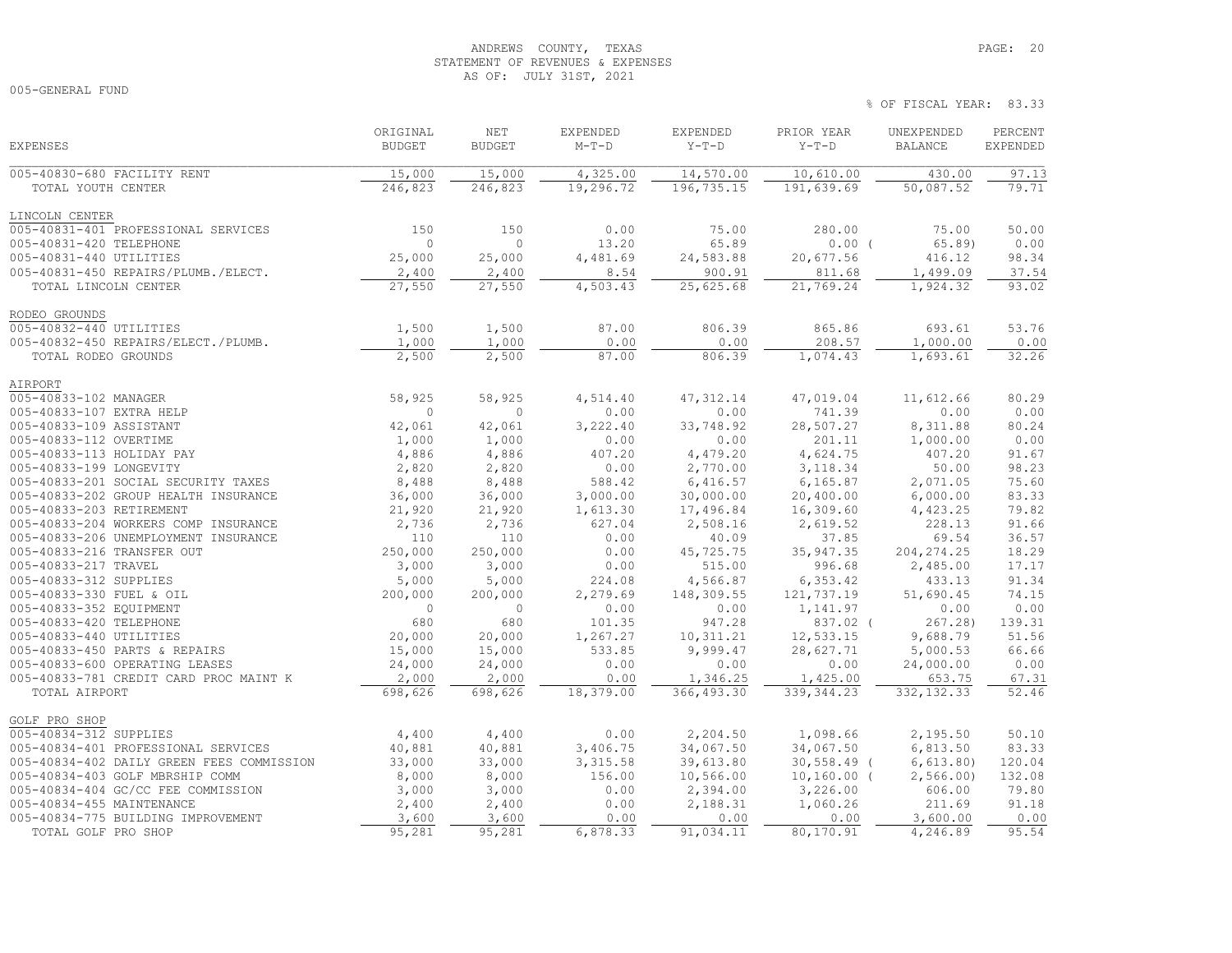ANDREWS COUNTY, TEXAS
STATEMENT OF REVENUES & EXPENSES
AS OF: JULY 31ST, 2021

005-GENERAL FUND

% OF FISCAL YEAR: 83.33

| EXPENSES | ORIGINAL BUDGET | NET BUDGET | EXPENDED M-T-D | EXPENDED Y-T-D | PRIOR YEAR Y-T-D | UNEXPENDED BALANCE | PERCENT EXPENDED |
|---|---|---|---|---|---|---|---|
| 005-40830-680 FACILITY RENT | 15,000 | 15,000 | 4,325.00 | 14,570.00 | 10,610.00 | 430.00 | 97.13 |
| TOTAL YOUTH CENTER | 246,823 | 246,823 | 19,296.72 | 196,735.15 | 191,639.69 | 50,087.52 | 79.71 |
| **LINCOLN CENTER** | | | | | | | |
| 005-40831-401 PROFESSIONAL SERVICES | 150 | 150 | 0.00 | 75.00 | 280.00 | 75.00 | 50.00 |
| 005-40831-420 TELEPHONE | 0 | 0 | 13.20 | 65.89 | 0.00 | ( 65.89) | 0.00 |
| 005-40831-440 UTILITIES | 25,000 | 25,000 | 4,481.69 | 24,583.88 | 20,677.56 | 416.12 | 98.34 |
| 005-40831-450 REPAIRS/PLUMB./ELECT. | 2,400 | 2,400 | 8.54 | 900.91 | 811.68 | 1,499.09 | 37.54 |
| TOTAL LINCOLN CENTER | 27,550 | 27,550 | 4,503.43 | 25,625.68 | 21,769.24 | 1,924.32 | 93.02 |
| **RODEO GROUNDS** | | | | | | | |
| 005-40832-440 UTILITIES | 1,500 | 1,500 | 87.00 | 806.39 | 865.86 | 693.61 | 53.76 |
| 005-40832-450 REPAIRS/ELECT./PLUMB. | 1,000 | 1,000 | 0.00 | 0.00 | 208.57 | 1,000.00 | 0.00 |
| TOTAL RODEO GROUNDS | 2,500 | 2,500 | 87.00 | 806.39 | 1,074.43 | 1,693.61 | 32.26 |
| **AIRPORT** | | | | | | | |
| 005-40833-102 MANAGER | 58,925 | 58,925 | 4,514.40 | 47,312.14 | 47,019.04 | 11,612.66 | 80.29 |
| 005-40833-107 EXTRA HELP | 0 | 0 | 0.00 | 0.00 | 741.39 | 0.00 | 0.00 |
| 005-40833-109 ASSISTANT | 42,061 | 42,061 | 3,222.40 | 33,748.92 | 28,507.27 | 8,311.88 | 80.24 |
| 005-40833-112 OVERTIME | 1,000 | 1,000 | 0.00 | 0.00 | 201.11 | 1,000.00 | 0.00 |
| 005-40833-113 HOLIDAY PAY | 4,886 | 4,886 | 407.20 | 4,479.20 | 4,624.75 | 407.20 | 91.67 |
| 005-40833-199 LONGEVITY | 2,820 | 2,820 | 0.00 | 2,770.00 | 3,118.34 | 50.00 | 98.23 |
| 005-40833-201 SOCIAL SECURITY TAXES | 8,488 | 8,488 | 588.42 | 6,416.57 | 6,165.87 | 2,071.05 | 75.60 |
| 005-40833-202 GROUP HEALTH INSURANCE | 36,000 | 36,000 | 3,000.00 | 30,000.00 | 20,400.00 | 6,000.00 | 83.33 |
| 005-40833-203 RETIREMENT | 21,920 | 21,920 | 1,613.30 | 17,496.84 | 16,309.60 | 4,423.25 | 79.82 |
| 005-40833-204 WORKERS COMP INSURANCE | 2,736 | 2,736 | 627.04 | 2,508.16 | 2,619.52 | 228.13 | 91.66 |
| 005-40833-206 UNEMPLOYMENT INSURANCE | 110 | 110 | 0.00 | 40.09 | 37.85 | 69.54 | 36.57 |
| 005-40833-216 TRANSFER OUT | 250,000 | 250,000 | 0.00 | 45,725.75 | 35,947.35 | 204,274.25 | 18.29 |
| 005-40833-217 TRAVEL | 3,000 | 3,000 | 0.00 | 515.00 | 996.68 | 2,485.00 | 17.17 |
| 005-40833-312 SUPPLIES | 5,000 | 5,000 | 224.08 | 4,566.87 | 6,353.42 | 433.13 | 91.34 |
| 005-40833-330 FUEL & OIL | 200,000 | 200,000 | 2,279.69 | 148,309.55 | 121,737.19 | 51,690.45 | 74.15 |
| 005-40833-352 EQUIPMENT | 0 | 0 | 0.00 | 0.00 | 1,141.97 | 0.00 | 0.00 |
| 005-40833-420 TELEPHONE | 680 | 680 | 101.35 | 947.28 | 837.02 | ( 267.28) | 139.31 |
| 005-40833-440 UTILITIES | 20,000 | 20,000 | 1,267.27 | 10,311.21 | 12,533.15 | 9,688.79 | 51.56 |
| 005-40833-450 PARTS & REPAIRS | 15,000 | 15,000 | 533.85 | 9,999.47 | 28,627.71 | 5,000.53 | 66.66 |
| 005-40833-600 OPERATING LEASES | 24,000 | 24,000 | 0.00 | 0.00 | 0.00 | 24,000.00 | 0.00 |
| 005-40833-781 CREDIT CARD PROC MAINT K | 2,000 | 2,000 | 0.00 | 1,346.25 | 1,425.00 | 653.75 | 67.31 |
| TOTAL AIRPORT | 698,626 | 698,626 | 18,379.00 | 366,493.30 | 339,344.23 | 332,132.33 | 52.46 |
| **GOLF PRO SHOP** | | | | | | | |
| 005-40834-312 SUPPLIES | 4,400 | 4,400 | 0.00 | 2,204.50 | 1,098.66 | 2,195.50 | 50.10 |
| 005-40834-401 PROFESSIONAL SERVICES | 40,881 | 40,881 | 3,406.75 | 34,067.50 | 34,067.50 | 6,813.50 | 83.33 |
| 005-40834-402 DAILY GREEN FEES COMMISSION | 33,000 | 33,000 | 3,315.58 | 39,613.80 | 30,558.49 | ( 6,613.80) | 120.04 |
| 005-40834-403 GOLF MBRSHIP COMM | 8,000 | 8,000 | 156.00 | 10,566.00 | 10,160.00 | ( 2,566.00) | 132.08 |
| 005-40834-404 GC/CC FEE COMMISSION | 3,000 | 3,000 | 0.00 | 2,394.00 | 3,226.00 | 606.00 | 79.80 |
| 005-40834-455 MAINTENANCE | 2,400 | 2,400 | 0.00 | 2,188.31 | 1,060.26 | 211.69 | 91.18 |
| 005-40834-775 BUILDING IMPROVEMENT | 3,600 | 3,600 | 0.00 | 0.00 | 0.00 | 3,600.00 | 0.00 |
| TOTAL GOLF PRO SHOP | 95,281 | 95,281 | 6,878.33 | 91,034.11 | 80,170.91 | 4,246.89 | 95.54 |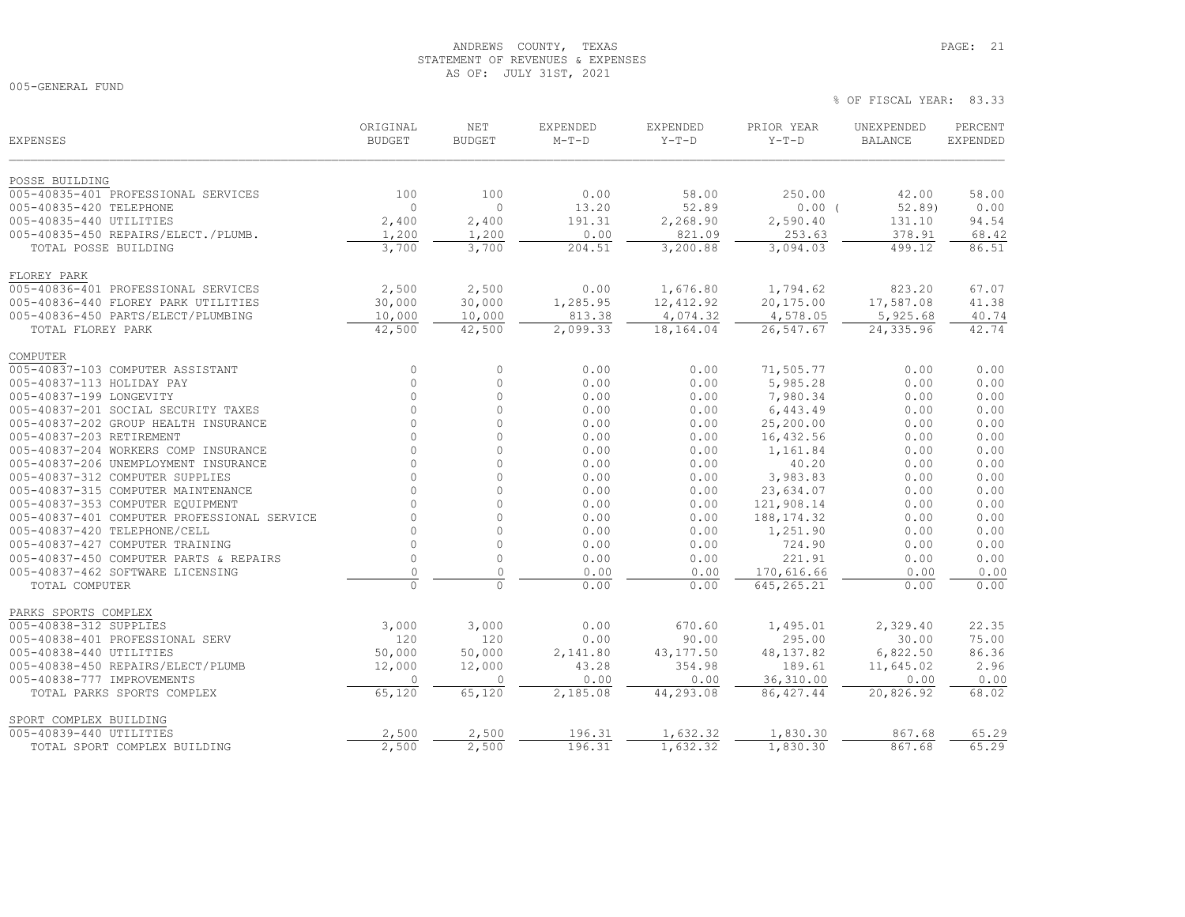ANDREWS COUNTY, TEXAS
STATEMENT OF REVENUES & EXPENSES
AS OF: JULY 31ST, 2021

005-GENERAL FUND

% OF FISCAL YEAR: 83.33

| EXPENSES | ORIGINAL BUDGET | NET BUDGET | EXPENDED M-T-D | EXPENDED Y-T-D | PRIOR YEAR Y-T-D | UNEXPENDED BALANCE | PERCENT EXPENDED |
|---|---|---|---|---|---|---|---|
| **POSSE BUILDING** | | | | | | | |
| 005-40835-401 PROFESSIONAL SERVICES | 100 | 100 | 0.00 | 58.00 | 250.00 | 42.00 | 58.00 |
| 005-40835-420 TELEPHONE | 0 | 0 | 13.20 | 52.89 | 0.00 | ( 52.89) | 0.00 |
| 005-40835-440 UTILITIES | 2,400 | 2,400 | 191.31 | 2,268.90 | 2,590.40 | 131.10 | 94.54 |
| 005-40835-450 REPAIRS/ELECT./PLUMB. | 1,200 | 1,200 | 0.00 | 821.09 | 253.63 | 378.91 | 68.42 |
| TOTAL POSSE BUILDING | 3,700 | 3,700 | 204.51 | 3,200.88 | 3,094.03 | 499.12 | 86.51 |
| **FLOREY PARK** | | | | | | | |
| 005-40836-401 PROFESSIONAL SERVICES | 2,500 | 2,500 | 0.00 | 1,676.80 | 1,794.62 | 823.20 | 67.07 |
| 005-40836-440 FLOREY PARK UTILITIES | 30,000 | 30,000 | 1,285.95 | 12,412.92 | 20,175.00 | 17,587.08 | 41.38 |
| 005-40836-450 PARTS/ELECT/PLUMBING | 10,000 | 10,000 | 813.38 | 4,074.32 | 4,578.05 | 5,925.68 | 40.74 |
| TOTAL FLOREY PARK | 42,500 | 42,500 | 2,099.33 | 18,164.04 | 26,547.67 | 24,335.96 | 42.74 |
| **COMPUTER** | | | | | | | |
| 005-40837-103 COMPUTER ASSISTANT | 0 | 0 | 0.00 | 0.00 | 71,505.77 | 0.00 | 0.00 |
| 005-40837-113 HOLIDAY PAY | 0 | 0 | 0.00 | 0.00 | 5,985.28 | 0.00 | 0.00 |
| 005-40837-199 LONGEVITY | 0 | 0 | 0.00 | 0.00 | 7,980.34 | 0.00 | 0.00 |
| 005-40837-201 SOCIAL SECURITY TAXES | 0 | 0 | 0.00 | 0.00 | 6,443.49 | 0.00 | 0.00 |
| 005-40837-202 GROUP HEALTH INSURANCE | 0 | 0 | 0.00 | 0.00 | 25,200.00 | 0.00 | 0.00 |
| 005-40837-203 RETIREMENT | 0 | 0 | 0.00 | 0.00 | 16,432.56 | 0.00 | 0.00 |
| 005-40837-204 WORKERS COMP INSURANCE | 0 | 0 | 0.00 | 0.00 | 1,161.84 | 0.00 | 0.00 |
| 005-40837-206 UNEMPLOYMENT INSURANCE | 0 | 0 | 0.00 | 0.00 | 40.20 | 0.00 | 0.00 |
| 005-40837-312 COMPUTER SUPPLIES | 0 | 0 | 0.00 | 0.00 | 3,983.83 | 0.00 | 0.00 |
| 005-40837-315 COMPUTER MAINTENANCE | 0 | 0 | 0.00 | 0.00 | 23,634.07 | 0.00 | 0.00 |
| 005-40837-353 COMPUTER EQUIPMENT | 0 | 0 | 0.00 | 0.00 | 121,908.14 | 0.00 | 0.00 |
| 005-40837-401 COMPUTER PROFESSIONAL SERVICE | 0 | 0 | 0.00 | 0.00 | 188,174.32 | 0.00 | 0.00 |
| 005-40837-420 TELEPHONE/CELL | 0 | 0 | 0.00 | 0.00 | 1,251.90 | 0.00 | 0.00 |
| 005-40837-427 COMPUTER TRAINING | 0 | 0 | 0.00 | 0.00 | 724.90 | 0.00 | 0.00 |
| 005-40837-450 COMPUTER PARTS & REPAIRS | 0 | 0 | 0.00 | 0.00 | 221.91 | 0.00 | 0.00 |
| 005-40837-462 SOFTWARE LICENSING | 0 | 0 | 0.00 | 0.00 | 170,616.66 | 0.00 | 0.00 |
| TOTAL COMPUTER | 0 | 0 | 0.00 | 0.00 | 645,265.21 | 0.00 | 0.00 |
| **PARKS SPORTS COMPLEX** | | | | | | | |
| 005-40838-312 SUPPLIES | 3,000 | 3,000 | 0.00 | 670.60 | 1,495.01 | 2,329.40 | 22.35 |
| 005-40838-401 PROFESSIONAL SERV | 120 | 120 | 0.00 | 90.00 | 295.00 | 30.00 | 75.00 |
| 005-40838-440 UTILITIES | 50,000 | 50,000 | 2,141.80 | 43,177.50 | 48,137.82 | 6,822.50 | 86.36 |
| 005-40838-450 REPAIRS/ELECT/PLUMB | 12,000 | 12,000 | 43.28 | 354.98 | 189.61 | 11,645.02 | 2.96 |
| 005-40838-777 IMPROVEMENTS | 0 | 0 | 0.00 | 0.00 | 36,310.00 | 0.00 | 0.00 |
| TOTAL PARKS SPORTS COMPLEX | 65,120 | 65,120 | 2,185.08 | 44,293.08 | 86,427.44 | 20,826.92 | 68.02 |
| **SPORT COMPLEX BUILDING** | | | | | | | |
| 005-40839-440 UTILITIES | 2,500 | 2,500 | 196.31 | 1,632.32 | 1,830.30 | 867.68 | 65.29 |
| TOTAL SPORT COMPLEX BUILDING | 2,500 | 2,500 | 196.31 | 1,632.32 | 1,830.30 | 867.68 | 65.29 |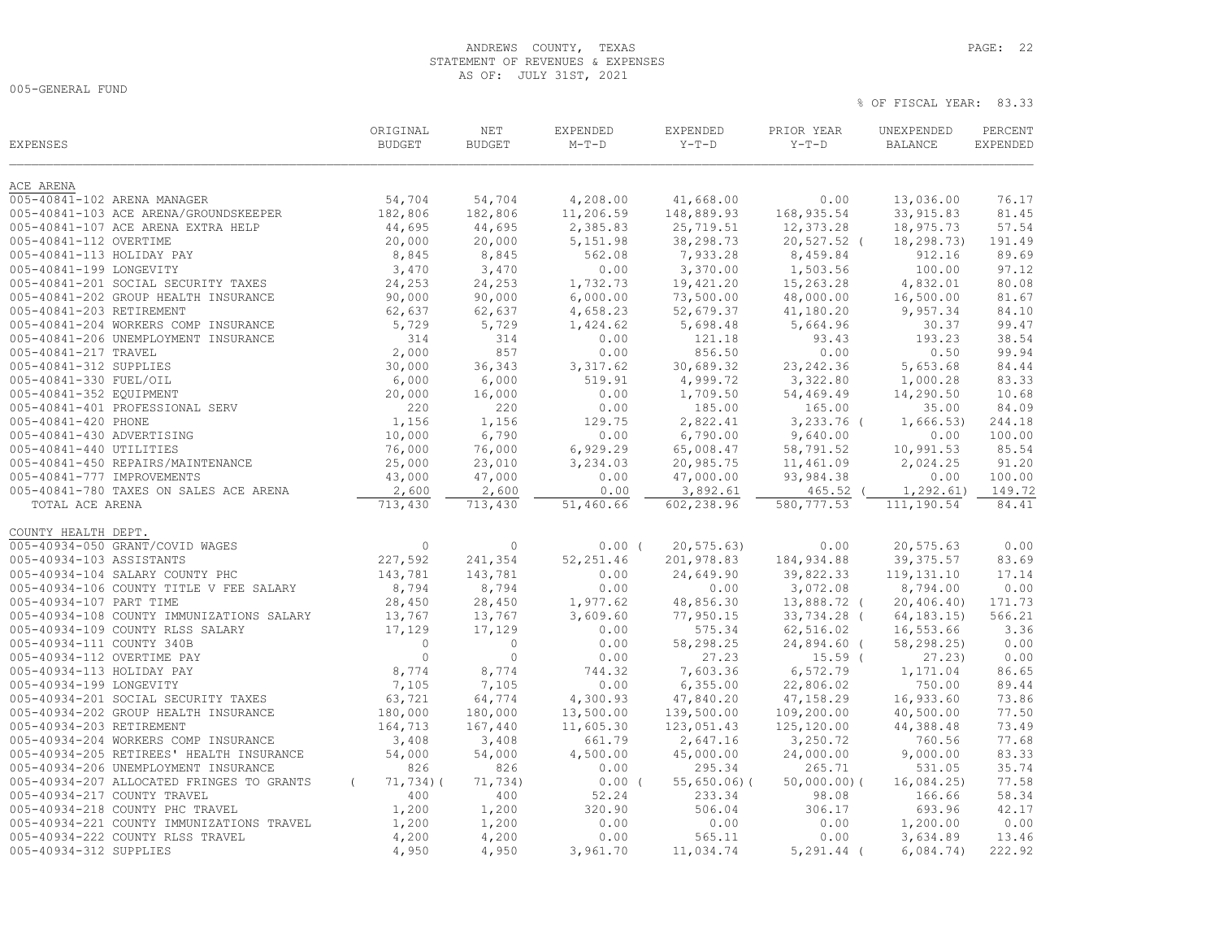ANDREWS COUNTY, TEXAS
STATEMENT OF REVENUES & EXPENSES
AS OF: JULY 31ST, 2021

005-GENERAL FUND

% OF FISCAL YEAR: 83.33

| EXPENSES | ORIGINAL BUDGET | NET BUDGET | EXPENDED M-T-D | EXPENDED Y-T-D | PRIOR YEAR Y-T-D | UNEXPENDED BALANCE | PERCENT EXPENDED |
|---|---|---|---|---|---|---|---|
| **ACE ARENA** | | | | | | | |
| 005-40841-102 ARENA MANAGER | 54,704 | 54,704 | 4,208.00 | 41,668.00 | 0.00 | 13,036.00 | 76.17 |
| 005-40841-103 ACE ARENA/GROUNDSKEEPER | 182,806 | 182,806 | 11,206.59 | 148,889.93 | 168,935.54 | 33,915.83 | 81.45 |
| 005-40841-107 ACE ARENA EXTRA HELP | 44,695 | 44,695 | 2,385.83 | 25,719.51 | 12,373.28 | 18,975.73 | 57.54 |
| 005-40841-112 OVERTIME | 20,000 | 20,000 | 5,151.98 | 38,298.73 | 20,527.52 | ( 18,298.73) | 191.49 |
| 005-40841-113 HOLIDAY PAY | 8,845 | 8,845 | 562.08 | 7,933.28 | 8,459.84 | 912.16 | 89.69 |
| 005-40841-199 LONGEVITY | 3,470 | 3,470 | 0.00 | 3,370.00 | 1,503.56 | 100.00 | 97.12 |
| 005-40841-201 SOCIAL SECURITY TAXES | 24,253 | 24,253 | 1,732.73 | 19,421.20 | 15,263.28 | 4,832.01 | 80.08 |
| 005-40841-202 GROUP HEALTH INSURANCE | 90,000 | 90,000 | 6,000.00 | 73,500.00 | 48,000.00 | 16,500.00 | 81.67 |
| 005-40841-203 RETIREMENT | 62,637 | 62,637 | 4,658.23 | 52,679.37 | 41,180.20 | 9,957.34 | 84.10 |
| 005-40841-204 WORKERS COMP INSURANCE | 5,729 | 5,729 | 1,424.62 | 5,698.48 | 5,664.96 | 30.37 | 99.47 |
| 005-40841-206 UNEMPLOYMENT INSURANCE | 314 | 314 | 0.00 | 121.18 | 93.43 | 193.23 | 38.54 |
| 005-40841-217 TRAVEL | 2,000 | 857 | 0.00 | 856.50 | 0.00 | 0.50 | 99.94 |
| 005-40841-312 SUPPLIES | 30,000 | 36,343 | 3,317.62 | 30,689.32 | 23,242.36 | 5,653.68 | 84.44 |
| 005-40841-330 FUEL/OIL | 6,000 | 6,000 | 519.91 | 4,999.72 | 3,322.80 | 1,000.28 | 83.33 |
| 005-40841-352 EQUIPMENT | 20,000 | 16,000 | 0.00 | 1,709.50 | 54,469.49 | 14,290.50 | 10.68 |
| 005-40841-401 PROFESSIONAL SERV | 220 | 220 | 0.00 | 185.00 | 165.00 | 35.00 | 84.09 |
| 005-40841-420 PHONE | 1,156 | 1,156 | 129.75 | 2,822.41 | 3,233.76 | ( 1,666.53) | 244.18 |
| 005-40841-430 ADVERTISING | 10,000 | 6,790 | 0.00 | 6,790.00 | 9,640.00 | 0.00 | 100.00 |
| 005-40841-440 UTILITIES | 76,000 | 76,000 | 6,929.29 | 65,008.47 | 58,791.52 | 10,991.53 | 85.54 |
| 005-40841-450 REPAIRS/MAINTENANCE | 25,000 | 23,010 | 3,234.03 | 20,985.75 | 11,461.09 | 2,024.25 | 91.20 |
| 005-40841-777 IMPROVEMENTS | 43,000 | 47,000 | 0.00 | 47,000.00 | 93,984.38 | 0.00 | 100.00 |
| 005-40841-780 TAXES ON SALES ACE ARENA | 2,600 | 2,600 | 0.00 | 3,892.61 | 465.52 | ( 1,292.61) | 149.72 |
| TOTAL ACE ARENA | 713,430 | 713,430 | 51,460.66 | 602,238.96 | 580,777.53 | 111,190.54 | 84.41 |
| **COUNTY HEALTH DEPT.** | | | | | | | |
| 005-40934-050 GRANT/COVID WAGES | 0 | 0 | 0.00 | ( 20,575.63) | 0.00 | 20,575.63 | 0.00 |
| 005-40934-103 ASSISTANTS | 227,592 | 241,354 | 52,251.46 | 201,978.83 | 184,934.88 | 39,375.57 | 83.69 |
| 005-40934-104 SALARY COUNTY PHC | 143,781 | 143,781 | 0.00 | 24,649.90 | 39,822.33 | 119,131.10 | 17.14 |
| 005-40934-106 COUNTY TITLE V FEE SALARY | 8,794 | 8,794 | 0.00 | 0.00 | 3,072.08 | 8,794.00 | 0.00 |
| 005-40934-107 PART TIME | 28,450 | 28,450 | 1,977.62 | 48,856.30 | 13,888.72 | ( 20,406.40) | 171.73 |
| 005-40934-108 COUNTY IMMUNIZATIONS SALARY | 13,767 | 13,767 | 3,609.60 | 77,950.15 | 33,734.28 | ( 64,183.15) | 566.21 |
| 005-40934-109 COUNTY RLSS SALARY | 17,129 | 17,129 | 0.00 | 575.34 | 62,516.02 | 16,553.66 | 3.36 |
| 005-40934-111 COUNTY 340B | 0 | 0 | 0.00 | 58,298.25 | 24,894.60 | ( 58,298.25) | 0.00 |
| 005-40934-112 OVERTIME PAY | 0 | 0 | 0.00 | 27.23 | 15.59 | ( 27.23) | 0.00 |
| 005-40934-113 HOLIDAY PAY | 8,774 | 8,774 | 744.32 | 7,603.36 | 6,572.79 | 1,171.04 | 86.65 |
| 005-40934-199 LONGEVITY | 7,105 | 7,105 | 0.00 | 6,355.00 | 22,806.02 | 750.00 | 89.44 |
| 005-40934-201 SOCIAL SECURITY TAXES | 63,721 | 64,774 | 4,300.93 | 47,840.20 | 47,158.29 | 16,933.60 | 73.86 |
| 005-40934-202 GROUP HEALTH INSURANCE | 180,000 | 180,000 | 13,500.00 | 139,500.00 | 109,200.00 | 40,500.00 | 77.50 |
| 005-40934-203 RETIREMENT | 164,713 | 167,440 | 11,605.30 | 123,051.43 | 125,120.00 | 44,388.48 | 73.49 |
| 005-40934-204 WORKERS COMP INSURANCE | 3,408 | 3,408 | 661.79 | 2,647.16 | 3,250.72 | 760.56 | 77.68 |
| 005-40934-205 RETIREES' HEALTH INSURANCE | 54,000 | 54,000 | 4,500.00 | 45,000.00 | 24,000.00 | 9,000.00 | 83.33 |
| 005-40934-206 UNEMPLOYMENT INSURANCE | 826 | 826 | 0.00 | 295.34 | 265.71 | 531.05 | 35.74 |
| 005-40934-207 ALLOCATED FRINGES TO GRANTS | ( 71,734) | ( 71,734) | 0.00 | ( 55,650.06) | ( 50,000.00) | ( 16,084.25) | 77.58 |
| 005-40934-217 COUNTY TRAVEL | 400 | 400 | 52.24 | 233.34 | 98.08 | 166.66 | 58.34 |
| 005-40934-218 COUNTY PHC TRAVEL | 1,200 | 1,200 | 320.90 | 506.04 | 306.17 | 693.96 | 42.17 |
| 005-40934-221 COUNTY IMMUNIZATIONS TRAVEL | 1,200 | 1,200 | 0.00 | 0.00 | 0.00 | 1,200.00 | 0.00 |
| 005-40934-222 COUNTY RLSS TRAVEL | 4,200 | 4,200 | 0.00 | 565.11 | 0.00 | 3,634.89 | 13.46 |
| 005-40934-312 SUPPLIES | 4,950 | 4,950 | 3,961.70 | 11,034.74 | 5,291.44 | ( 6,084.74) | 222.92 |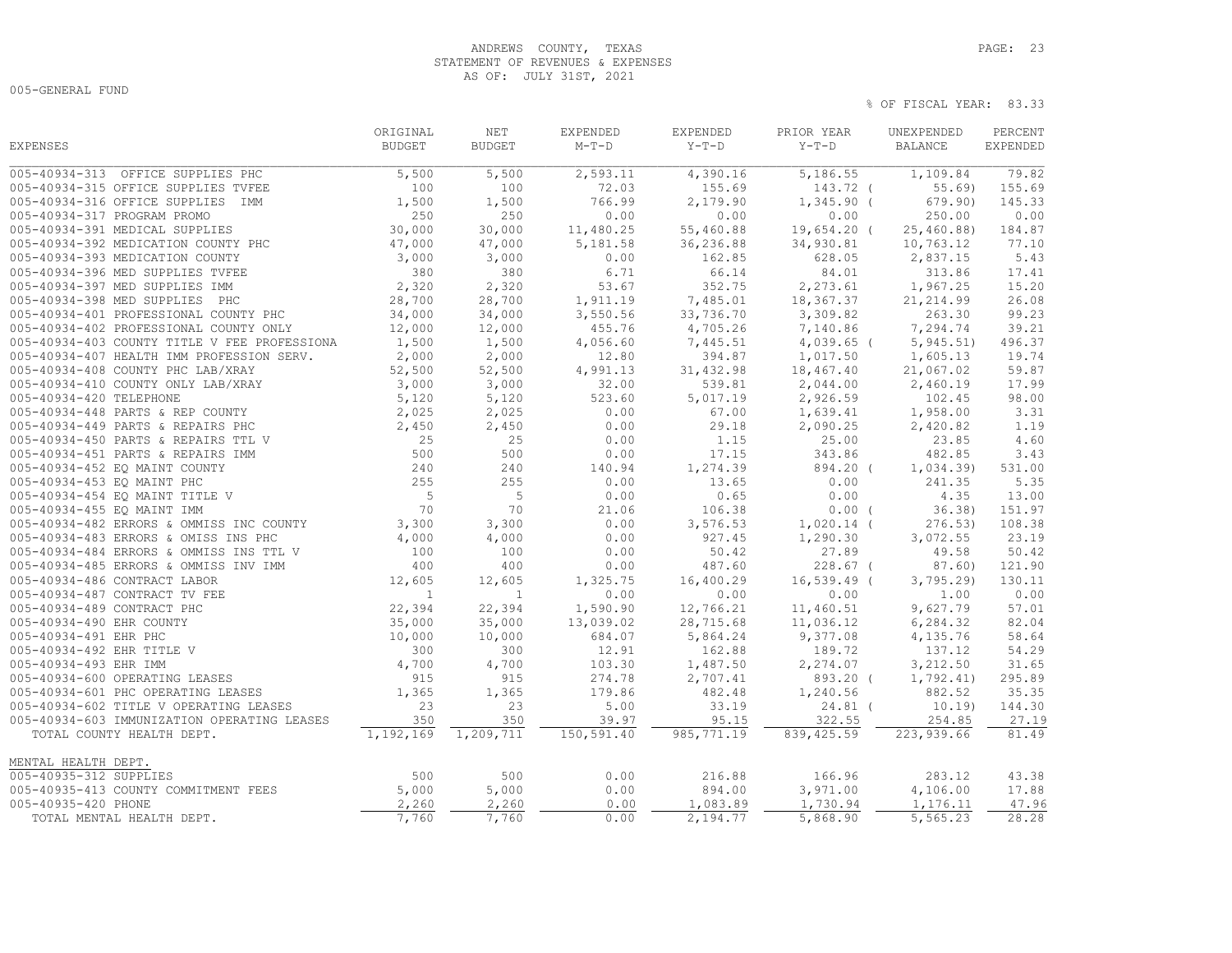ANDREWS COUNTY, TEXAS
STATEMENT OF REVENUES & EXPENSES
AS OF: JULY 31ST, 2021

005-GENERAL FUND

% OF FISCAL YEAR: 83.33

| EXPENSES | ORIGINAL BUDGET | NET BUDGET | EXPENDED M-T-D | EXPENDED Y-T-D | PRIOR YEAR Y-T-D | UNEXPENDED BALANCE | PERCENT EXPENDED |
|---|---|---|---|---|---|---|---|
| 005-40934-313 OFFICE SUPPLIES PHC | 5,500 | 5,500 | 2,593.11 | 4,390.16 | 5,186.55 | 1,109.84 | 79.82 |
| 005-40934-315 OFFICE SUPPLIES TVFEE | 100 | 100 | 72.03 | 155.69 | 143.72 | ( 55.69) | 155.69 |
| 005-40934-316 OFFICE SUPPLIES IMM | 1,500 | 1,500 | 766.99 | 2,179.90 | 1,345.90 | ( 679.90) | 145.33 |
| 005-40934-317 PROGRAM PROMO | 250 | 250 | 0.00 | 0.00 | 0.00 | 250.00 | 0.00 |
| 005-40934-391 MEDICAL SUPPLIES | 30,000 | 30,000 | 11,480.25 | 55,460.88 | 19,654.20 | ( 25,460.88) | 184.87 |
| 005-40934-392 MEDICATION COUNTY PHC | 47,000 | 47,000 | 5,181.58 | 36,236.88 | 34,930.81 | 10,763.12 | 77.10 |
| 005-40934-393 MEDICATION COUNTY | 3,000 | 3,000 | 0.00 | 162.85 | 628.05 | 2,837.15 | 5.43 |
| 005-40934-396 MED SUPPLIES TVFEE | 380 | 380 | 6.71 | 66.14 | 84.01 | 313.86 | 17.41 |
| 005-40934-397 MED SUPPLIES IMM | 2,320 | 2,320 | 53.67 | 352.75 | 2,273.61 | 1,967.25 | 15.20 |
| 005-40934-398 MED SUPPLIES PHC | 28,700 | 28,700 | 1,911.19 | 7,485.01 | 18,367.37 | 21,214.99 | 26.08 |
| 005-40934-401 PROFESSIONAL COUNTY PHC | 34,000 | 34,000 | 3,550.56 | 33,736.70 | 3,309.82 | 263.30 | 99.23 |
| 005-40934-402 PROFESSIONAL COUNTY ONLY | 12,000 | 12,000 | 455.76 | 4,705.26 | 7,140.86 | 7,294.74 | 39.21 |
| 005-40934-403 COUNTY TITLE V FEE PROFESSIONA | 1,500 | 1,500 | 4,056.60 | 7,445.51 | 4,039.65 | ( 5,945.51) | 496.37 |
| 005-40934-407 HEALTH IMM PROFESSION SERV. | 2,000 | 2,000 | 12.80 | 394.87 | 1,017.50 | 1,605.13 | 19.74 |
| 005-40934-408 COUNTY PHC LAB/XRAY | 52,500 | 52,500 | 4,991.13 | 31,432.98 | 18,467.40 | 21,067.02 | 59.87 |
| 005-40934-410 COUNTY ONLY LAB/XRAY | 3,000 | 3,000 | 32.00 | 539.81 | 2,044.00 | 2,460.19 | 17.99 |
| 005-40934-420 TELEPHONE | 5,120 | 5,120 | 523.60 | 5,017.19 | 2,926.59 | 102.45 | 98.00 |
| 005-40934-448 PARTS & REP COUNTY | 2,025 | 2,025 | 0.00 | 67.00 | 1,639.41 | 1,958.00 | 3.31 |
| 005-40934-449 PARTS & REPAIRS PHC | 2,450 | 2,450 | 0.00 | 29.18 | 2,090.25 | 2,420.82 | 1.19 |
| 005-40934-450 PARTS & REPAIRS TTL V | 25 | 25 | 0.00 | 1.15 | 25.00 | 23.85 | 4.60 |
| 005-40934-451 PARTS & REPAIRS IMM | 500 | 500 | 0.00 | 17.15 | 343.86 | 482.85 | 3.43 |
| 005-40934-452 EQ MAINT COUNTY | 240 | 240 | 140.94 | 1,274.39 | 894.20 | ( 1,034.39) | 531.00 |
| 005-40934-453 EQ MAINT PHC | 255 | 255 | 0.00 | 13.65 | 0.00 | 241.35 | 5.35 |
| 005-40934-454 EQ MAINT TITLE V | 5 | 5 | 0.00 | 0.65 | 0.00 | 4.35 | 13.00 |
| 005-40934-455 EQ MAINT IMM | 70 | 70 | 21.06 | 106.38 | 0.00 | ( 36.38) | 151.97 |
| 005-40934-482 ERRORS & OMMISS INC COUNTY | 3,300 | 3,300 | 0.00 | 3,576.53 | 1,020.14 | ( 276.53) | 108.38 |
| 005-40934-483 ERRORS & OMISS INS PHC | 4,000 | 4,000 | 0.00 | 927.45 | 1,290.30 | 3,072.55 | 23.19 |
| 005-40934-484 ERRORS & OMMISS INS TTL V | 100 | 100 | 0.00 | 50.42 | 27.89 | 49.58 | 50.42 |
| 005-40934-485 ERRORS & OMMISS INV IMM | 400 | 400 | 0.00 | 487.60 | 228.67 | ( 87.60) | 121.90 |
| 005-40934-486 CONTRACT LABOR | 12,605 | 12,605 | 1,325.75 | 16,400.29 | 16,539.49 | ( 3,795.29) | 130.11 |
| 005-40934-487 CONTRACT TV FEE | 1 | 1 | 0.00 | 0.00 | 0.00 | 1.00 | 0.00 |
| 005-40934-489 CONTRACT PHC | 22,394 | 22,394 | 1,590.90 | 12,766.21 | 11,460.51 | 9,627.79 | 57.01 |
| 005-40934-490 EHR COUNTY | 35,000 | 35,000 | 13,039.02 | 28,715.68 | 11,036.12 | 6,284.32 | 82.04 |
| 005-40934-491 EHR PHC | 10,000 | 10,000 | 684.07 | 5,864.24 | 9,377.08 | 4,135.76 | 58.64 |
| 005-40934-492 EHR TITLE V | 300 | 300 | 12.91 | 162.88 | 189.72 | 137.12 | 54.29 |
| 005-40934-493 EHR IMM | 4,700 | 4,700 | 103.30 | 1,487.50 | 2,274.07 | 3,212.50 | 31.65 |
| 005-40934-600 OPERATING LEASES | 915 | 915 | 274.78 | 2,707.41 | 893.20 | ( 1,792.41) | 295.89 |
| 005-40934-601 PHC OPERATING LEASES | 1,365 | 1,365 | 179.86 | 482.48 | 1,240.56 | 882.52 | 35.35 |
| 005-40934-602 TITLE V OPERATING LEASES | 23 | 23 | 5.00 | 33.19 | 24.81 | ( 10.19) | 144.30 |
| 005-40934-603 IMMUNIZATION OPERATING LEASES | 350 | 350 | 39.97 | 95.15 | 322.55 | 254.85 | 27.19 |
| TOTAL COUNTY HEALTH DEPT. | 1,192,169 | 1,209,711 | 150,591.40 | 985,771.19 | 839,425.59 | 223,939.66 | 81.49 |
| **MENTAL HEALTH DEPT.** | | | | | | | |
| 005-40935-312 SUPPLIES | 500 | 500 | 0.00 | 216.88 | 166.96 | 283.12 | 43.38 |
| 005-40935-413 COUNTY COMMITMENT FEES | 5,000 | 5,000 | 0.00 | 894.00 | 3,971.00 | 4,106.00 | 17.88 |
| 005-40935-420 PHONE | 2,260 | 2,260 | 0.00 | 1,083.89 | 1,730.94 | 1,176.11 | 47.96 |
| TOTAL MENTAL HEALTH DEPT. | 7,760 | 7,760 | 0.00 | 2,194.77 | 5,868.90 | 5,565.23 | 28.28 |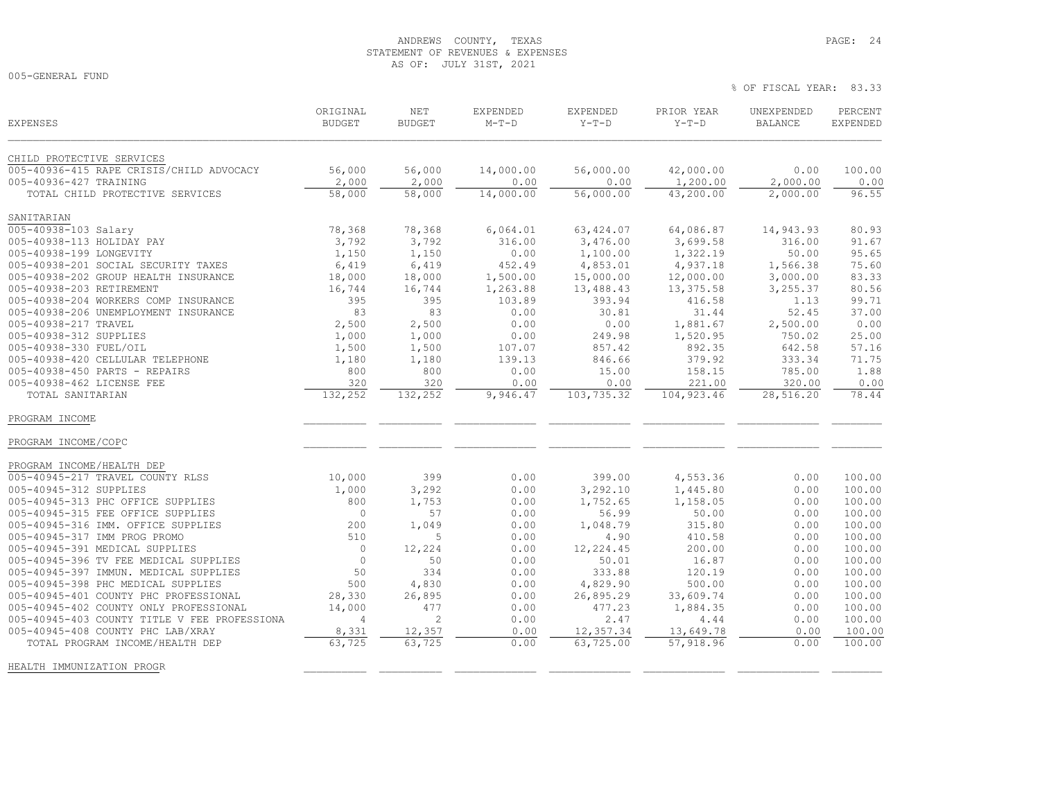ANDREWS COUNTY, TEXAS
STATEMENT OF REVENUES & EXPENSES
AS OF: JULY 31ST, 2021

005-GENERAL FUND

% OF FISCAL YEAR: 83.33

| EXPENSES | ORIGINAL BUDGET | NET BUDGET | EXPENDED M-T-D | EXPENDED Y-T-D | PRIOR YEAR Y-T-D | UNEXPENDED BALANCE | PERCENT EXPENDED |
|---|---|---|---|---|---|---|---|
| **CHILD PROTECTIVE SERVICES** | | | | | | | |
| 005-40936-415 RAPE CRISIS/CHILD ADVOCACY | 56,000 | 56,000 | 14,000.00 | 56,000.00 | 42,000.00 | 0.00 | 100.00 |
| 005-40936-427 TRAINING | 2,000 | 2,000 | 0.00 | 0.00 | 1,200.00 | 2,000.00 | 0.00 |
| TOTAL CHILD PROTECTIVE SERVICES | 58,000 | 58,000 | 14,000.00 | 56,000.00 | 43,200.00 | 2,000.00 | 96.55 |
| **SANITARIAN** | | | | | | | |
| 005-40938-103 Salary | 78,368 | 78,368 | 6,064.01 | 63,424.07 | 64,086.87 | 14,943.93 | 80.93 |
| 005-40938-113 HOLIDAY PAY | 3,792 | 3,792 | 316.00 | 3,476.00 | 3,699.58 | 316.00 | 91.67 |
| 005-40938-199 LONGEVITY | 1,150 | 1,150 | 0.00 | 1,100.00 | 1,322.19 | 50.00 | 95.65 |
| 005-40938-201 SOCIAL SECURITY TAXES | 6,419 | 6,419 | 452.49 | 4,853.01 | 4,937.18 | 1,566.38 | 75.60 |
| 005-40938-202 GROUP HEALTH INSURANCE | 18,000 | 18,000 | 1,500.00 | 15,000.00 | 12,000.00 | 3,000.00 | 83.33 |
| 005-40938-203 RETIREMENT | 16,744 | 16,744 | 1,263.88 | 13,488.43 | 13,375.58 | 3,255.37 | 80.56 |
| 005-40938-204 WORKERS COMP INSURANCE | 395 | 395 | 103.89 | 393.94 | 416.58 | 1.13 | 99.71 |
| 005-40938-206 UNEMPLOYMENT INSURANCE | 83 | 83 | 0.00 | 30.81 | 31.44 | 52.45 | 37.00 |
| 005-40938-217 TRAVEL | 2,500 | 2,500 | 0.00 | 0.00 | 1,881.67 | 2,500.00 | 0.00 |
| 005-40938-312 SUPPLIES | 1,000 | 1,000 | 0.00 | 249.98 | 1,520.95 | 750.02 | 25.00 |
| 005-40938-330 FUEL/OIL | 1,500 | 1,500 | 107.07 | 857.42 | 892.35 | 642.58 | 57.16 |
| 005-40938-420 CELLULAR TELEPHONE | 1,180 | 1,180 | 139.13 | 846.66 | 379.92 | 333.34 | 71.75 |
| 005-40938-450 PARTS - REPAIRS | 800 | 800 | 0.00 | 15.00 | 158.15 | 785.00 | 1.88 |
| 005-40938-462 LICENSE FEE | 320 | 320 | 0.00 | 0.00 | 221.00 | 320.00 | 0.00 |
| TOTAL SANITARIAN | 132,252 | 132,252 | 9,946.47 | 103,735.32 | 104,923.46 | 28,516.20 | 78.44 |
| **PROGRAM INCOME** | | | | | | | |
| **PROGRAM INCOME/COPC** | | | | | | | |
| **PROGRAM INCOME/HEALTH DEP** | | | | | | | |
| 005-40945-217 TRAVEL COUNTY RLSS | 10,000 | 399 | 0.00 | 399.00 | 4,553.36 | 0.00 | 100.00 |
| 005-40945-312 SUPPLIES | 1,000 | 3,292 | 0.00 | 3,292.10 | 1,445.80 | 0.00 | 100.00 |
| 005-40945-313 PHC OFFICE SUPPLIES | 800 | 1,753 | 0.00 | 1,752.65 | 1,158.05 | 0.00 | 100.00 |
| 005-40945-315 FEE OFFICE SUPPLIES | 0 | 57 | 0.00 | 56.99 | 50.00 | 0.00 | 100.00 |
| 005-40945-316 IMM. OFFICE SUPPLIES | 200 | 1,049 | 0.00 | 1,048.79 | 315.80 | 0.00 | 100.00 |
| 005-40945-317 IMM PROG PROMO | 510 | 5 | 0.00 | 4.90 | 410.58 | 0.00 | 100.00 |
| 005-40945-391 MEDICAL SUPPLIES | 0 | 12,224 | 0.00 | 12,224.45 | 200.00 | 0.00 | 100.00 |
| 005-40945-396 TV FEE MEDICAL SUPPLIES | 0 | 50 | 0.00 | 50.01 | 16.87 | 0.00 | 100.00 |
| 005-40945-397 IMMUN. MEDICAL SUPPLIES | 50 | 334 | 0.00 | 333.88 | 120.19 | 0.00 | 100.00 |
| 005-40945-398 PHC MEDICAL SUPPLIES | 500 | 4,830 | 0.00 | 4,829.90 | 500.00 | 0.00 | 100.00 |
| 005-40945-401 COUNTY PHC PROFESSIONAL | 28,330 | 26,895 | 0.00 | 26,895.29 | 33,609.74 | 0.00 | 100.00 |
| 005-40945-402 COUNTY ONLY PROFESSIONAL | 14,000 | 477 | 0.00 | 477.23 | 1,884.35 | 0.00 | 100.00 |
| 005-40945-403 COUNTY TITLE V FEE PROFESSIONA | 4 | 2 | 0.00 | 2.47 | 4.44 | 0.00 | 100.00 |
| 005-40945-408 COUNTY PHC LAB/XRAY | 8,331 | 12,357 | 0.00 | 12,357.34 | 13,649.78 | 0.00 | 100.00 |
| TOTAL PROGRAM INCOME/HEALTH DEP | 63,725 | 63,725 | 0.00 | 63,725.00 | 57,918.96 | 0.00 | 100.00 |
| **HEALTH IMMUNIZATION PROGR** | | | | | | | |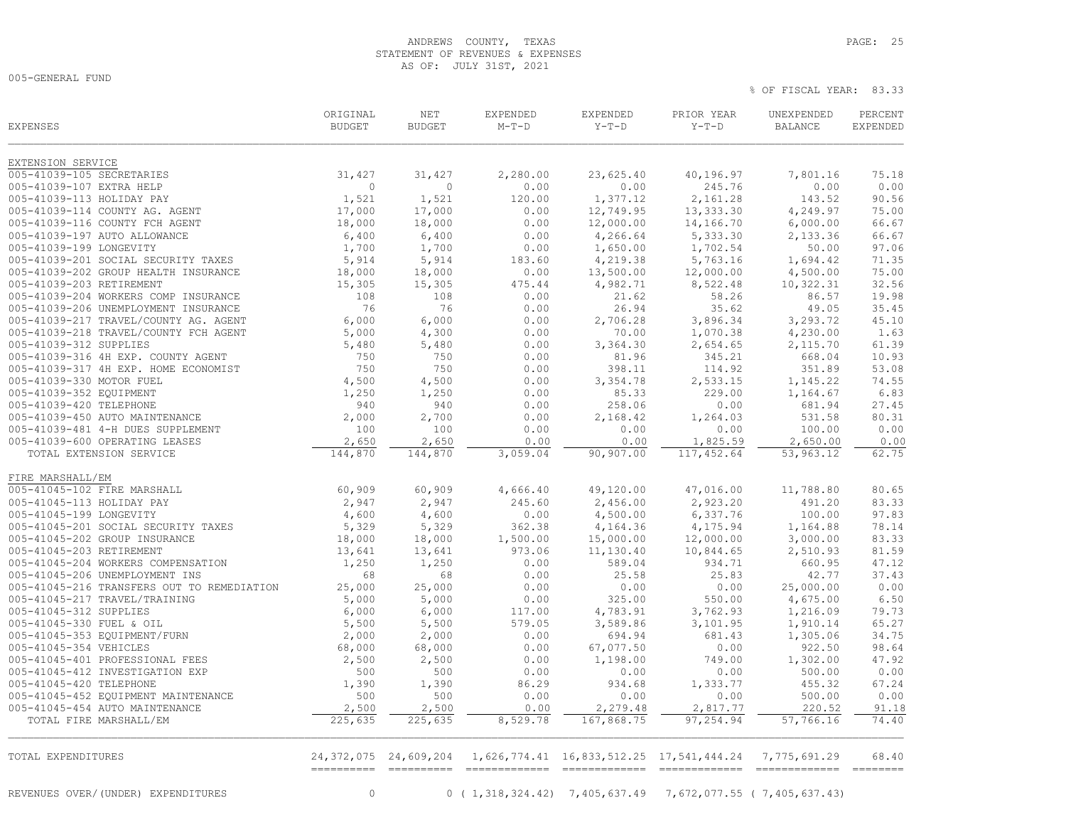ANDREWS COUNTY, TEXAS
STATEMENT OF REVENUES & EXPENSES
AS OF: JULY 31ST, 2021

005-GENERAL FUND

% OF FISCAL YEAR: 83.33

| EXPENSES | ORIGINAL BUDGET | NET BUDGET | EXPENDED M-T-D | EXPENDED Y-T-D | PRIOR YEAR Y-T-D | UNEXPENDED BALANCE | PERCENT EXPENDED |
|---|---|---|---|---|---|---|---|
| **EXTENSION SERVICE** | | | | | | | |
| 005-41039-105 SECRETARIES | 31,427 | 31,427 | 2,280.00 | 23,625.40 | 40,196.97 | 7,801.16 | 75.18 |
| 005-41039-107 EXTRA HELP | 0 | 0 | 0.00 | 0.00 | 245.76 | 0.00 | 0.00 |
| 005-41039-113 HOLIDAY PAY | 1,521 | 1,521 | 120.00 | 1,377.12 | 2,161.28 | 143.52 | 90.56 |
| 005-41039-114 COUNTY AG. AGENT | 17,000 | 17,000 | 0.00 | 12,749.95 | 13,333.30 | 4,249.97 | 75.00 |
| 005-41039-116 COUNTY FCH AGENT | 18,000 | 18,000 | 0.00 | 12,000.00 | 14,166.70 | 6,000.00 | 66.67 |
| 005-41039-197 AUTO ALLOWANCE | 6,400 | 6,400 | 0.00 | 4,266.64 | 5,333.30 | 2,133.36 | 66.67 |
| 005-41039-199 LONGEVITY | 1,700 | 1,700 | 0.00 | 1,650.00 | 1,702.54 | 50.00 | 97.06 |
| 005-41039-201 SOCIAL SECURITY TAXES | 5,914 | 5,914 | 183.60 | 4,219.38 | 5,763.16 | 1,694.42 | 71.35 |
| 005-41039-202 GROUP HEALTH INSURANCE | 18,000 | 18,000 | 0.00 | 13,500.00 | 12,000.00 | 4,500.00 | 75.00 |
| 005-41039-203 RETIREMENT | 15,305 | 15,305 | 475.44 | 4,982.71 | 8,522.48 | 10,322.31 | 32.56 |
| 005-41039-204 WORKERS COMP INSURANCE | 108 | 108 | 0.00 | 21.62 | 58.26 | 86.57 | 19.98 |
| 005-41039-206 UNEMPLOYMENT INSURANCE | 76 | 76 | 0.00 | 26.94 | 35.62 | 49.05 | 35.45 |
| 005-41039-217 TRAVEL/COUNTY AG. AGENT | 6,000 | 6,000 | 0.00 | 2,706.28 | 3,896.34 | 3,293.72 | 45.10 |
| 005-41039-218 TRAVEL/COUNTY FCH AGENT | 5,000 | 4,300 | 0.00 | 70.00 | 1,070.38 | 4,230.00 | 1.63 |
| 005-41039-312 SUPPLIES | 5,480 | 5,480 | 0.00 | 3,364.30 | 2,654.65 | 2,115.70 | 61.39 |
| 005-41039-316 4H EXP. COUNTY AGENT | 750 | 750 | 0.00 | 81.96 | 345.21 | 668.04 | 10.93 |
| 005-41039-317 4H EXP. HOME ECONOMIST | 750 | 750 | 0.00 | 398.11 | 114.92 | 351.89 | 53.08 |
| 005-41039-330 MOTOR FUEL | 4,500 | 4,500 | 0.00 | 3,354.78 | 2,533.15 | 1,145.22 | 74.55 |
| 005-41039-352 EQUIPMENT | 1,250 | 1,250 | 0.00 | 85.33 | 229.00 | 1,164.67 | 6.83 |
| 005-41039-420 TELEPHONE | 940 | 940 | 0.00 | 258.06 | 0.00 | 681.94 | 27.45 |
| 005-41039-450 AUTO MAINTENANCE | 2,000 | 2,700 | 0.00 | 2,168.42 | 1,264.03 | 531.58 | 80.31 |
| 005-41039-481 4-H DUES SUPPLEMENT | 100 | 100 | 0.00 | 0.00 | 0.00 | 100.00 | 0.00 |
| 005-41039-600 OPERATING LEASES | 2,650 | 2,650 | 0.00 | 0.00 | 1,825.59 | 2,650.00 | 0.00 |
| TOTAL EXTENSION SERVICE | 144,870 | 144,870 | 3,059.04 | 90,907.00 | 117,452.64 | 53,963.12 | 62.75 |
| **FIRE MARSHALL/EM** | | | | | | | |
| 005-41045-102 FIRE MARSHALL | 60,909 | 60,909 | 4,666.40 | 49,120.00 | 47,016.00 | 11,788.80 | 80.65 |
| 005-41045-113 HOLIDAY PAY | 2,947 | 2,947 | 245.60 | 2,456.00 | 2,923.20 | 491.20 | 83.33 |
| 005-41045-199 LONGEVITY | 4,600 | 4,600 | 0.00 | 4,500.00 | 6,337.76 | 100.00 | 97.83 |
| 005-41045-201 SOCIAL SECURITY TAXES | 5,329 | 5,329 | 362.38 | 4,164.36 | 4,175.94 | 1,164.88 | 78.14 |
| 005-41045-202 GROUP INSURANCE | 18,000 | 18,000 | 1,500.00 | 15,000.00 | 12,000.00 | 3,000.00 | 83.33 |
| 005-41045-203 RETIREMENT | 13,641 | 13,641 | 973.06 | 11,130.40 | 10,844.65 | 2,510.93 | 81.59 |
| 005-41045-204 WORKERS COMPENSATION | 1,250 | 1,250 | 0.00 | 589.04 | 934.71 | 660.95 | 47.12 |
| 005-41045-206 UNEMPLOYMENT INS | 68 | 68 | 0.00 | 25.58 | 25.83 | 42.77 | 37.43 |
| 005-41045-216 TRANSFERS OUT TO REMEDIATION | 25,000 | 25,000 | 0.00 | 0.00 | 0.00 | 25,000.00 | 0.00 |
| 005-41045-217 TRAVEL/TRAINING | 5,000 | 5,000 | 0.00 | 325.00 | 550.00 | 4,675.00 | 6.50 |
| 005-41045-312 SUPPLIES | 6,000 | 6,000 | 117.00 | 4,783.91 | 3,762.93 | 1,216.09 | 79.73 |
| 005-41045-330 FUEL & OIL | 5,500 | 5,500 | 579.05 | 3,589.86 | 3,101.95 | 1,910.14 | 65.27 |
| 005-41045-353 EQUIPMENT/FURN | 2,000 | 2,000 | 0.00 | 694.94 | 681.43 | 1,305.06 | 34.75 |
| 005-41045-354 VEHICLES | 68,000 | 68,000 | 0.00 | 67,077.50 | 0.00 | 922.50 | 98.64 |
| 005-41045-401 PROFESSIONAL FEES | 2,500 | 2,500 | 0.00 | 1,198.00 | 749.00 | 1,302.00 | 47.92 |
| 005-41045-412 INVESTIGATION EXP | 500 | 500 | 0.00 | 0.00 | 0.00 | 500.00 | 0.00 |
| 005-41045-420 TELEPHONE | 1,390 | 1,390 | 86.29 | 934.68 | 1,333.77 | 455.32 | 67.24 |
| 005-41045-452 EQUIPMENT MAINTENANCE | 500 | 500 | 0.00 | 0.00 | 0.00 | 500.00 | 0.00 |
| 005-41045-454 AUTO MAINTENANCE | 2,500 | 2,500 | 0.00 | 2,279.48 | 2,817.77 | 220.52 | 91.18 |
| TOTAL FIRE MARSHALL/EM | 225,635 | 225,635 | 8,529.78 | 167,868.75 | 97,254.94 | 57,766.16 | 74.40 |
| TOTAL EXPENDITURES | 24,372,075 | 24,609,204 | 1,626,774.41 | 16,833,512.25 | 17,541,444.24 | 7,775,691.29 | 68.40 |
| REVENUES OVER/(UNDER) EXPENDITURES | 0 | 0 | ( 1,318,324.42) | 7,405,637.49 | 7,672,077.55 | ( 7,405,637.43) | |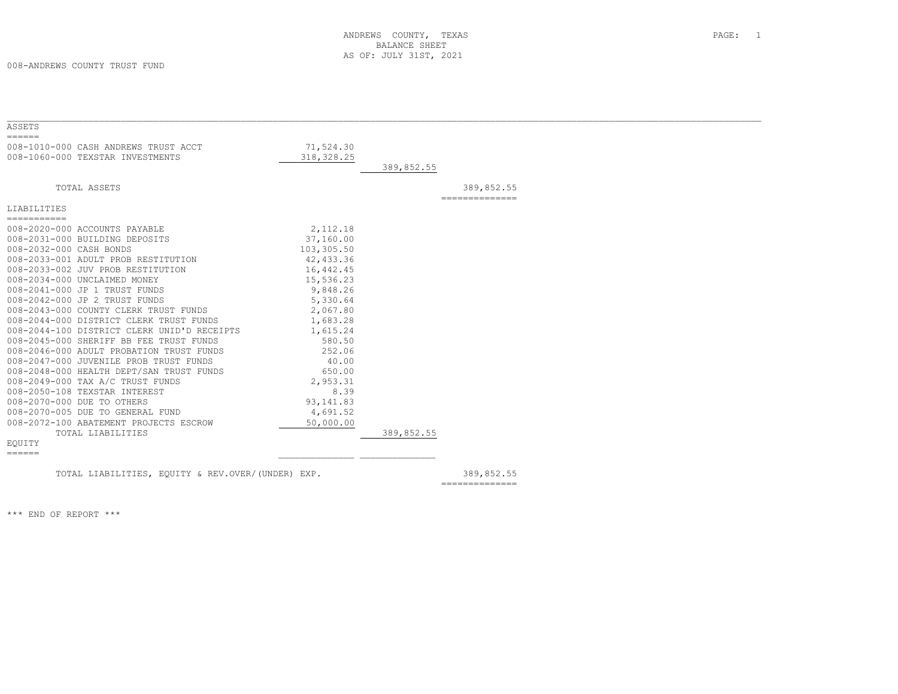ANDREWS COUNTY, TEXAS
BALANCE SHEET
AS OF: JULY 31ST, 2021

008-ANDREWS COUNTY TRUST FUND

| Account | | | |
|---|---|---|---|
| **ASSETS** | | | |
| 008-1010-000 CASH ANDREWS TRUST ACCT | 71,524.30 | | |
| 008-1060-000 TEXSTAR INVESTMENTS | 318,328.25 | | |
| | | 389,852.55 | |
| TOTAL ASSETS | | | 389,852.55 |
| **LIABILITIES** | | | |
| 008-2020-000 ACCOUNTS PAYABLE | 2,112.18 | | |
| 008-2031-000 BUILDING DEPOSITS | 37,160.00 | | |
| 008-2032-000 CASH BONDS | 103,305.50 | | |
| 008-2033-001 ADULT PROB RESTITUTION | 42,433.36 | | |
| 008-2033-002 JUV PROB RESTITUTION | 16,442.45 | | |
| 008-2034-000 UNCLAIMED MONEY | 15,536.23 | | |
| 008-2041-000 JP 1 TRUST FUNDS | 9,848.26 | | |
| 008-2042-000 JP 2 TRUST FUNDS | 5,330.64 | | |
| 008-2043-000 COUNTY CLERK TRUST FUNDS | 2,067.80 | | |
| 008-2044-000 DISTRICT CLERK TRUST FUNDS | 1,683.28 | | |
| 008-2044-100 DISTRICT CLERK UNID'D RECEIPTS | 1,615.24 | | |
| 008-2045-000 SHERIFF BB FEE TRUST FUNDS | 580.50 | | |
| 008-2046-000 ADULT PROBATION TRUST FUNDS | 252.06 | | |
| 008-2047-000 JUVENILE PROB TRUST FUNDS | 40.00 | | |
| 008-2048-000 HEALTH DEPT/SAN TRUST FUNDS | 650.00 | | |
| 008-2049-000 TAX A/C TRUST FUNDS | 2,953.31 | | |
| 008-2050-108 TEXSTAR INTEREST | 8.39 | | |
| 008-2070-000 DUE TO OTHERS | 93,141.83 | | |
| 008-2070-005 DUE TO GENERAL FUND | 4,691.52 | | |
| 008-2072-100 ABATEMENT PROJECTS ESCROW | 50,000.00 | | |
| TOTAL LIABILITIES | | 389,852.55 | |
| **EQUITY** | | | |
| TOTAL LIABILITIES, EQUITY & REV.OVER/(UNDER) EXP. | | | 389,852.55 |

*** END OF REPORT ***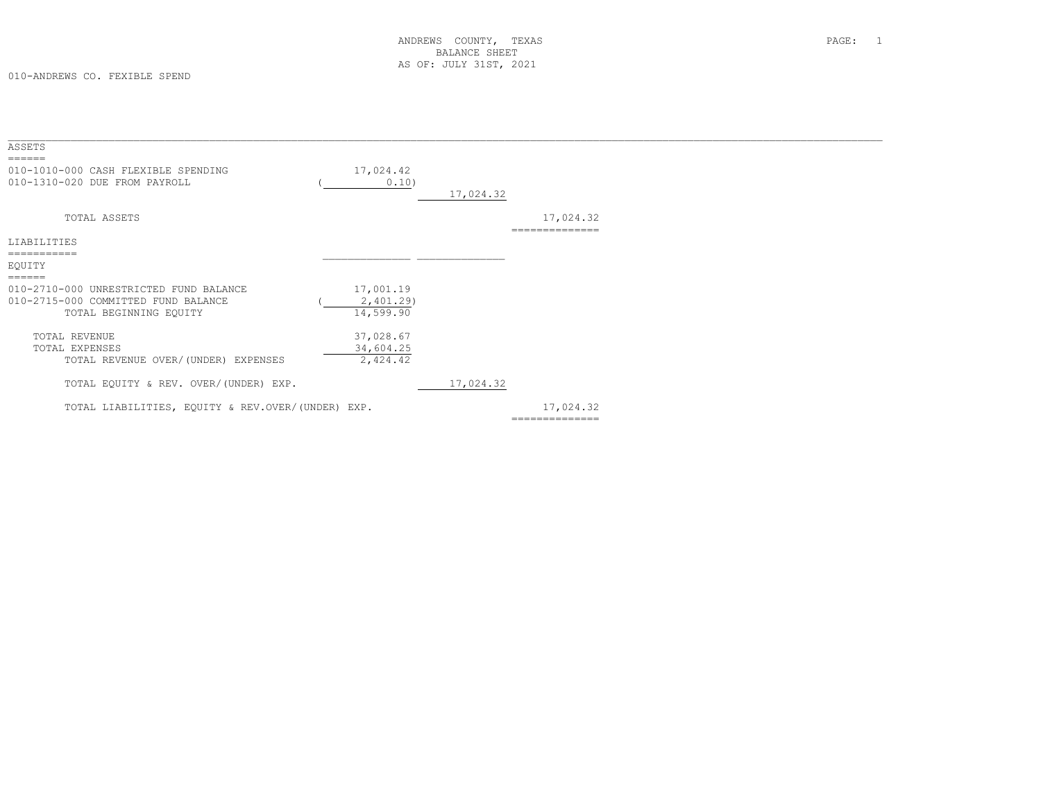ANDREWS COUNTY, TEXAS
BALANCE SHEET
AS OF: JULY 31ST, 2021

010-ANDREWS CO. FEXIBLE SPEND

| | | | |
|---|---|---|---|
| **ASSETS** | | | |
| 010-1010-000 CASH FLEXIBLE SPENDING | 17,024.42 | | |
| 010-1310-020 DUE FROM PAYROLL | ( 0.10) | | |
| | | 17,024.32 | |
| TOTAL ASSETS | | | 17,024.32 |
| **LIABILITIES** | | | |
| **EQUITY** | | | |
| 010-2710-000 UNRESTRICTED FUND BALANCE | 17,001.19 | | |
| 010-2715-000 COMMITTED FUND BALANCE | ( 2,401.29) | | |
| TOTAL BEGINNING EQUITY | 14,599.90 | | |
| TOTAL REVENUE | 37,028.67 | | |
| TOTAL EXPENSES | 34,604.25 | | |
| TOTAL REVENUE OVER/(UNDER) EXPENSES | 2,424.42 | | |
| TOTAL EQUITY & REV. OVER/(UNDER) EXP. | | 17,024.32 | |
| TOTAL LIABILITIES, EQUITY & REV.OVER/(UNDER) EXP. | | | 17,024.32 |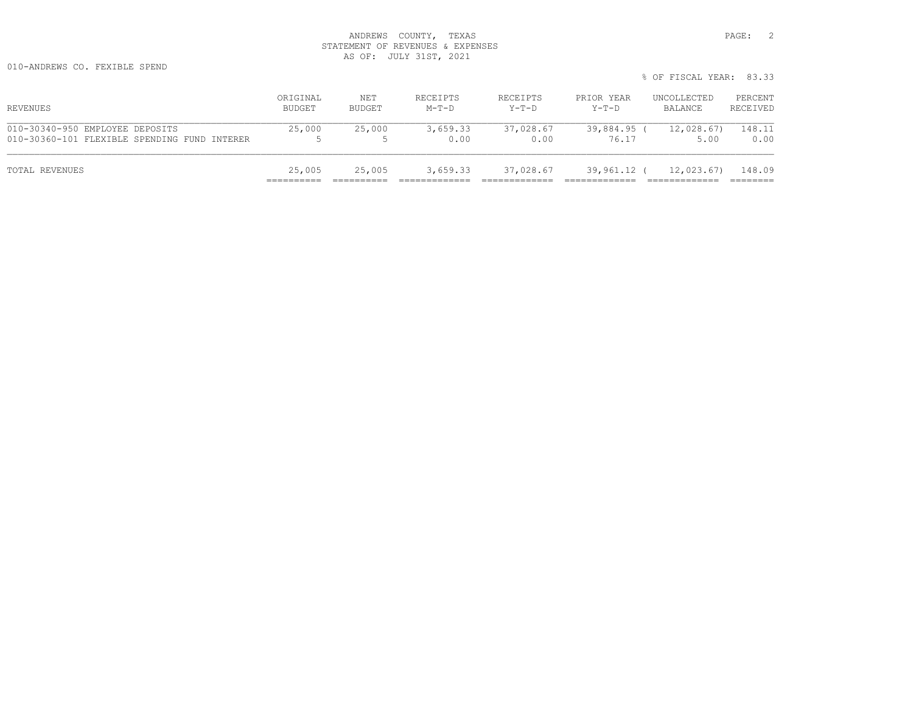ANDREWS COUNTY, TEXAS
STATEMENT OF REVENUES & EXPENSES
AS OF: JULY 31ST, 2021

010-ANDREWS CO. FEXIBLE SPEND

% OF FISCAL YEAR: 83.33

| REVENUES | ORIGINAL BUDGET | NET BUDGET | RECEIPTS M-T-D | RECEIPTS Y-T-D | PRIOR YEAR Y-T-D | UNCOLLECTED BALANCE | PERCENT RECEIVED |
|---|---|---|---|---|---|---|---|
| 010-30340-950 EMPLOYEE DEPOSITS | 25,000 | 25,000 | 3,659.33 | 37,028.67 | 39,884.95 | ( 12,028.67) | 148.11 |
| 010-30360-101 FLEXIBLE SPENDING FUND INTERER | 5 | 5 | 0.00 | 0.00 | 76.17 | 5.00 | 0.00 |
| TOTAL REVENUES | 25,005 | 25,005 | 3,659.33 | 37,028.67 | 39,961.12 | ( 12,023.67) | 148.09 |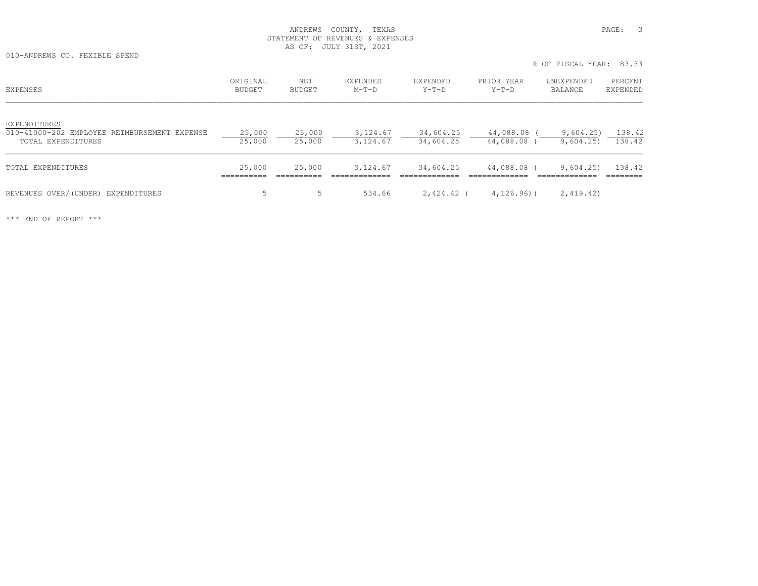ANDREWS COUNTY, TEXAS
STATEMENT OF REVENUES & EXPENSES
AS OF: JULY 31ST, 2021

010-ANDREWS CO. FEXIBLE SPEND

% OF FISCAL YEAR: 83.33

| EXPENSES | ORIGINAL BUDGET | NET BUDGET | EXPENDED M-T-D | EXPENDED Y-T-D | PRIOR YEAR Y-T-D | UNEXPENDED BALANCE | PERCENT EXPENDED |
|---|---|---|---|---|---|---|---|
| EXPENDITURES | | | | | | | |
| 010-41000-202 EMPLOYEE REIMBURSEMENT EXPENSE | 25,000 | 25,000 | 3,124.67 | 34,604.25 | 44,088.08 | ( 9,604.25) | 138.42 |
| TOTAL EXPENDITURES | 25,000 | 25,000 | 3,124.67 | 34,604.25 | 44,088.08 | ( 9,604.25) | 138.42 |
| TOTAL EXPENDITURES | 25,000 | 25,000 | 3,124.67 | 34,604.25 | 44,088.08 | ( 9,604.25) | 138.42 |
| REVENUES OVER/(UNDER) EXPENDITURES | 5 | 5 | 534.66 | 2,424.42 | ( 4,126.96) | ( 2,419.42) | |

*** END OF REPORT ***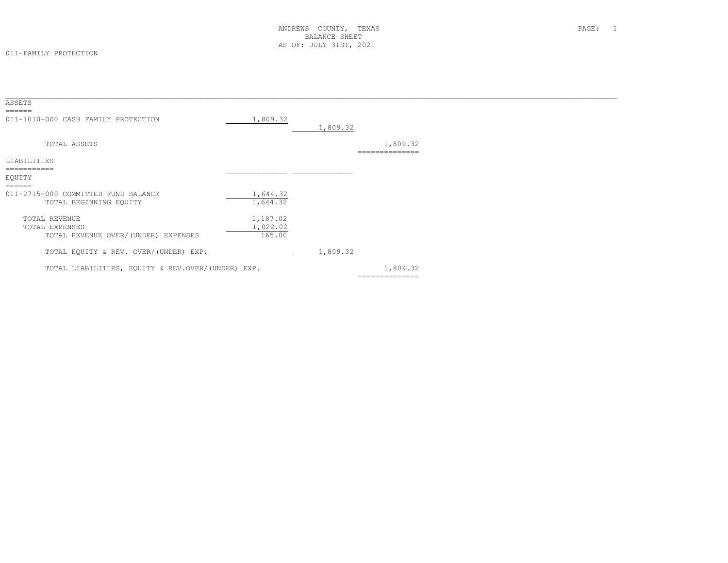ANDREWS COUNTY, TEXAS
BALANCE SHEET
AS OF: JULY 31ST, 2021

011-FAMILY PROTECTION

| | | | |
|---|---|---|---|
| **ASSETS** | | | |
| 011-1010-000 CASH FAMILY PROTECTION | 1,809.32 | | |
| | | 1,809.32 | |
| TOTAL ASSETS | | | 1,809.32 |
| **LIABILITIES** | | | |
| **EQUITY** | | | |
| 011-2715-000 COMMITTED FUND BALANCE | 1,644.32 | | |
| TOTAL BEGINNING EQUITY | 1,644.32 | | |
| TOTAL REVENUE | 1,187.02 | | |
| TOTAL EXPENSES | 1,022.02 | | |
| TOTAL REVENUE OVER/(UNDER) EXPENSES | 165.00 | | |
| TOTAL EQUITY & REV. OVER/(UNDER) EXP. | | 1,809.32 | |
| TOTAL LIABILITIES, EQUITY & REV.OVER/(UNDER) EXP. | | | 1,809.32 |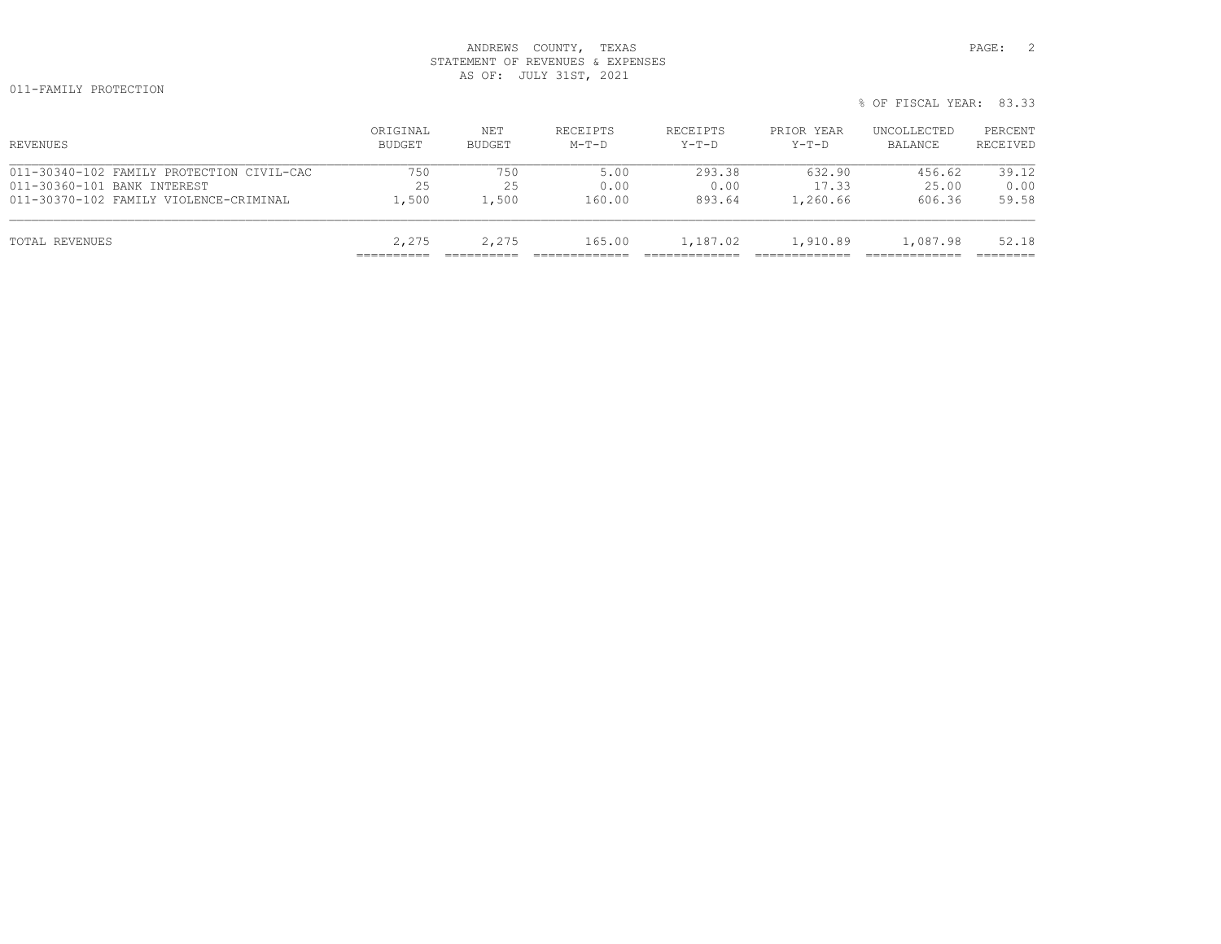ANDREWS COUNTY, TEXAS
STATEMENT OF REVENUES & EXPENSES
AS OF: JULY 31ST, 2021

011-FAMILY PROTECTION

% OF FISCAL YEAR: 83.33

| REVENUES | ORIGINAL BUDGET | NET BUDGET | RECEIPTS M-T-D | RECEIPTS Y-T-D | PRIOR YEAR Y-T-D | UNCOLLECTED BALANCE | PERCENT RECEIVED |
|---|---|---|---|---|---|---|---|
| 011-30340-102 FAMILY PROTECTION CIVIL-CAC | 750 | 750 | 5.00 | 293.38 | 632.90 | 456.62 | 39.12 |
| 011-30360-101 BANK INTEREST | 25 | 25 | 0.00 | 0.00 | 17.33 | 25.00 | 0.00 |
| 011-30370-102 FAMILY VIOLENCE-CRIMINAL | 1,500 | 1,500 | 160.00 | 893.64 | 1,260.66 | 606.36 | 59.58 |
| TOTAL REVENUES | 2,275 | 2,275 | 165.00 | 1,187.02 | 1,910.89 | 1,087.98 | 52.18 |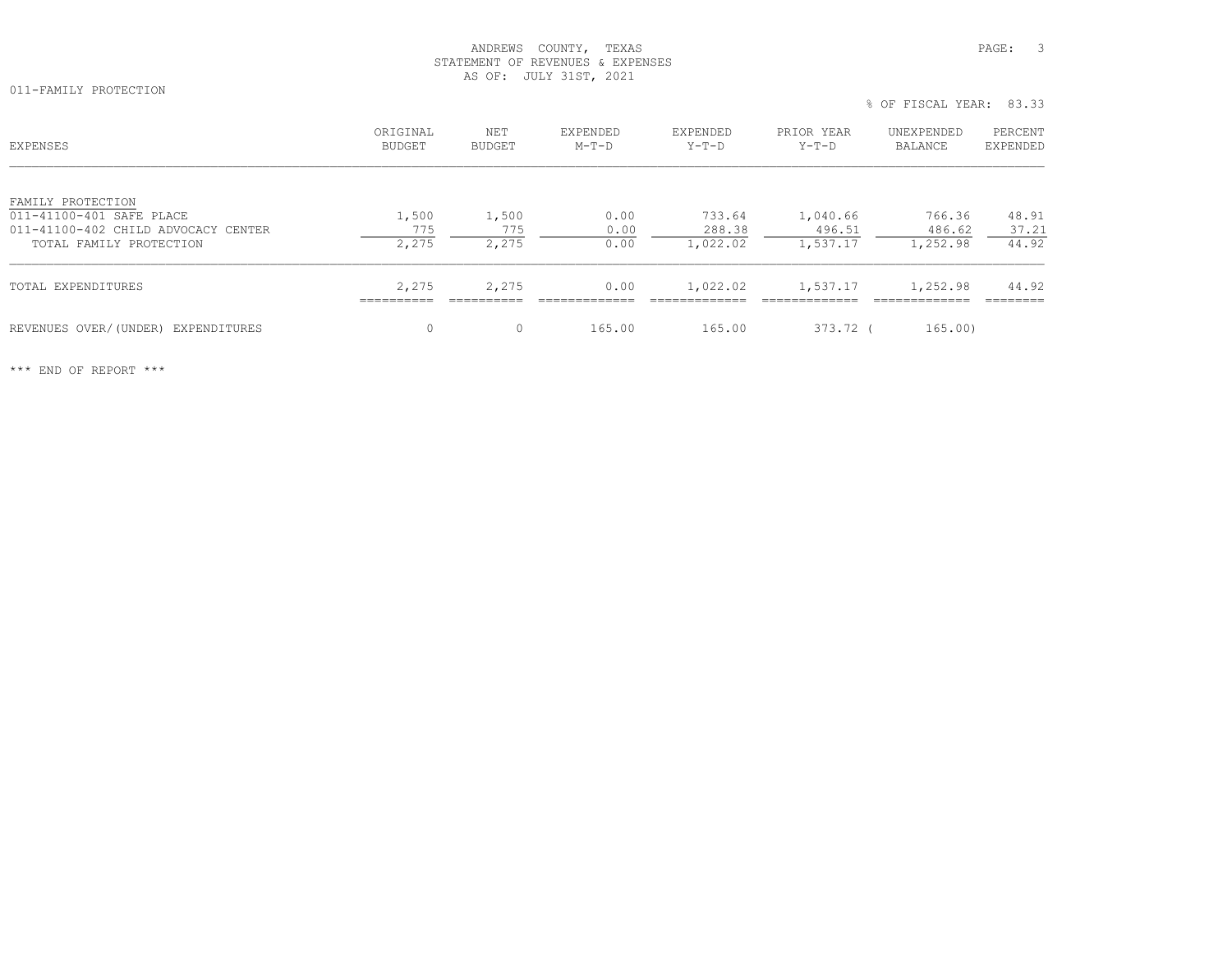ANDREWS COUNTY, TEXAS
STATEMENT OF REVENUES & EXPENSES
AS OF: JULY 31ST, 2021

011-FAMILY PROTECTION

% OF FISCAL YEAR: 83.33

| EXPENSES | ORIGINAL BUDGET | NET BUDGET | EXPENDED M-T-D | EXPENDED Y-T-D | PRIOR YEAR Y-T-D | UNEXPENDED BALANCE | PERCENT EXPENDED |
|---|---|---|---|---|---|---|---|
| FAMILY PROTECTION | | | | | | | |
| 011-41100-401 SAFE PLACE | 1,500 | 1,500 | 0.00 | 733.64 | 1,040.66 | 766.36 | 48.91 |
| 011-41100-402 CHILD ADVOCACY CENTER | 775 | 775 | 0.00 | 288.38 | 496.51 | 486.62 | 37.21 |
| TOTAL FAMILY PROTECTION | 2,275 | 2,275 | 0.00 | 1,022.02 | 1,537.17 | 1,252.98 | 44.92 |
| TOTAL EXPENDITURES | 2,275 | 2,275 | 0.00 | 1,022.02 | 1,537.17 | 1,252.98 | 44.92 |
| REVENUES OVER/(UNDER) EXPENDITURES | 0 | 0 | 165.00 | 165.00 | 373.72 | ( 165.00) | |

*** END OF REPORT ***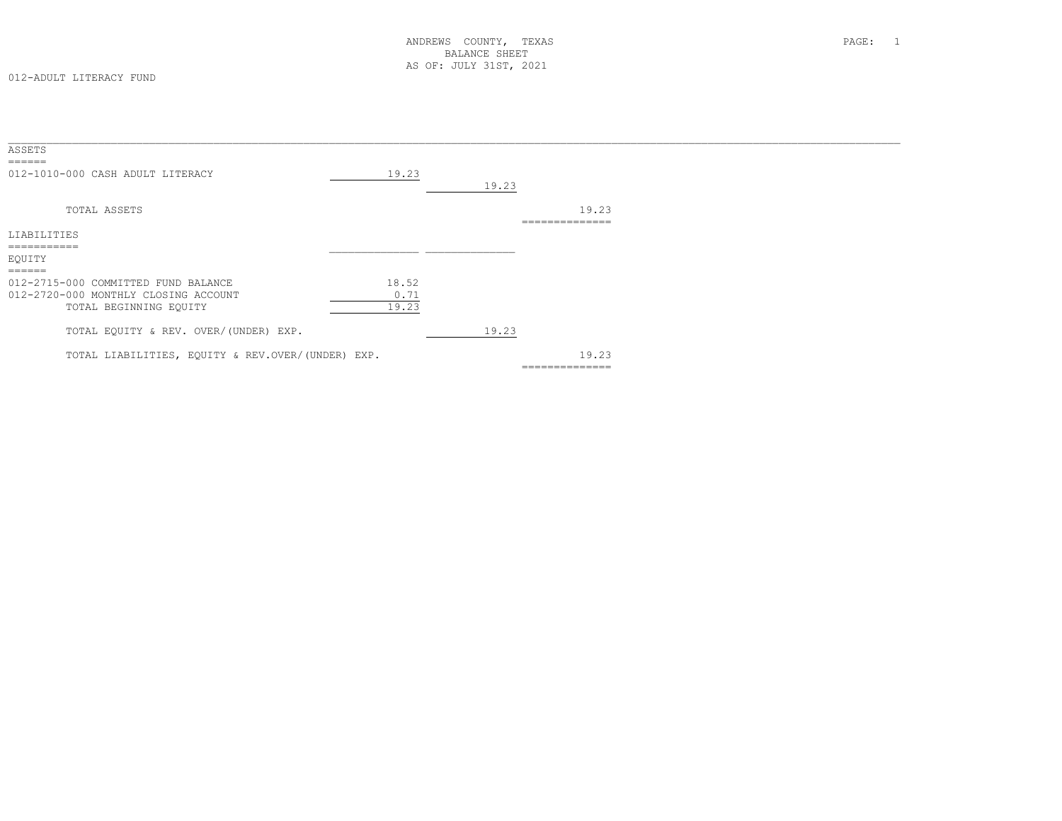ANDREWS COUNTY, TEXAS
BALANCE SHEET
AS OF: JULY 31ST, 2021

012-ADULT LITERACY FUND

## ASSETS

| Account | | | |
|---|---|---|---|
| 012-1010-000 CASH ADULT LITERACY | 19.23 | | |
| | | 19.23 | |
| TOTAL ASSETS | | | 19.23 |

## LIABILITIES

## EQUITY

| Account | | | |
|---|---|---|---|
| 012-2715-000 COMMITTED FUND BALANCE | 18.52 | | |
| 012-2720-000 MONTHLY CLOSING ACCOUNT | 0.71 | | |
| TOTAL BEGINNING EQUITY | 19.23 | | |
| TOTAL EQUITY & REV. OVER/(UNDER) EXP. | | 19.23 | |
| TOTAL LIABILITIES, EQUITY & REV.OVER/(UNDER) EXP. | | | 19.23 |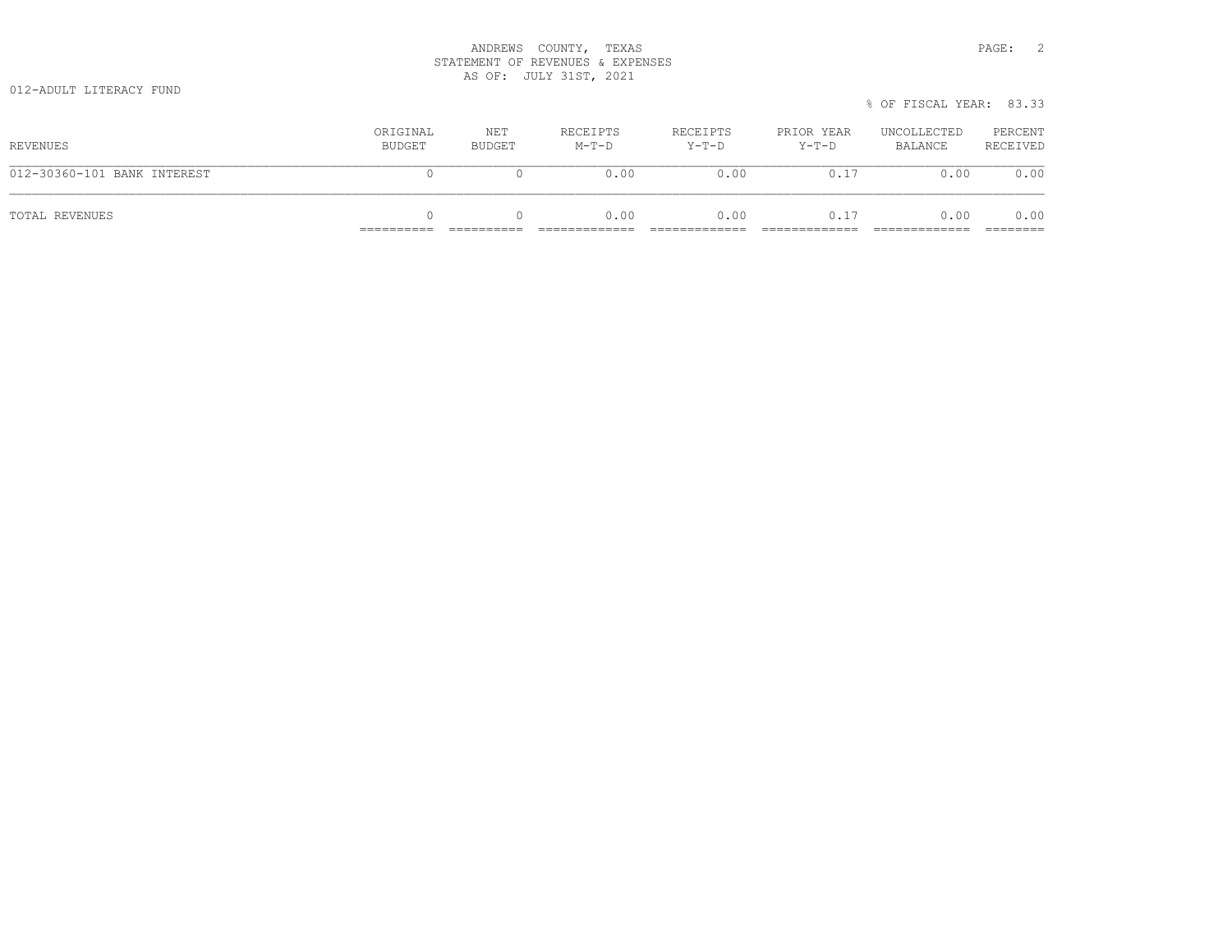ANDREWS COUNTY, TEXAS
STATEMENT OF REVENUES & EXPENSES
AS OF: JULY 31ST, 2021

012-ADULT LITERACY FUND

% OF FISCAL YEAR: 83.33

| REVENUES | ORIGINAL BUDGET | NET BUDGET | RECEIPTS M-T-D | RECEIPTS Y-T-D | PRIOR YEAR Y-T-D | UNCOLLECTED BALANCE | PERCENT RECEIVED |
|---|---|---|---|---|---|---|---|
| 012-30360-101 BANK INTEREST | 0 | 0 | 0.00 | 0.00 | 0.17 | 0.00 | 0.00 |
| TOTAL REVENUES | 0 | 0 | 0.00 | 0.00 | 0.17 | 0.00 | 0.00 |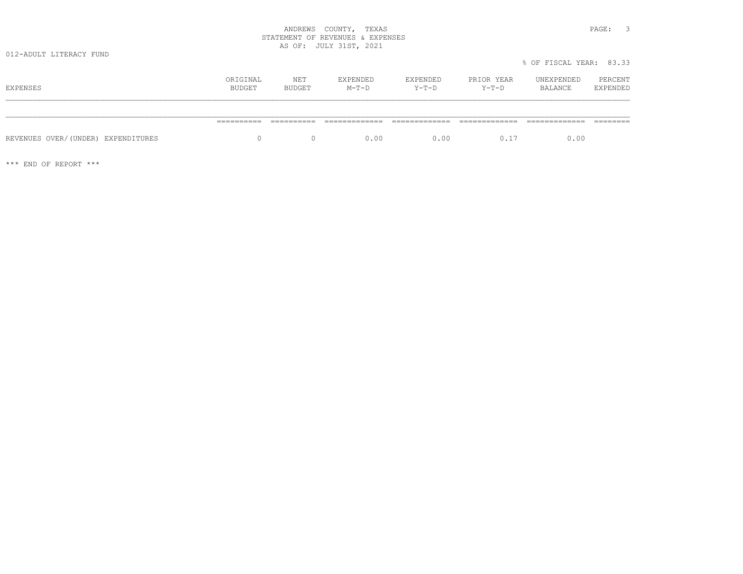ANDREWS COUNTY, TEXAS
STATEMENT OF REVENUES & EXPENSES
AS OF: JULY 31ST, 2021

012-ADULT LITERACY FUND

% OF FISCAL YEAR: 83.33

| EXPENSES | ORIGINAL BUDGET | NET BUDGET | EXPENDED M-T-D | EXPENDED Y-T-D | PRIOR YEAR Y-T-D | UNEXPENDED BALANCE | PERCENT EXPENDED |
|---|---|---|---|---|---|---|---|
| REVENUES OVER/(UNDER) EXPENDITURES | 0 | 0 | 0.00 | 0.00 | 0.17 | 0.00 | |

*** END OF REPORT ***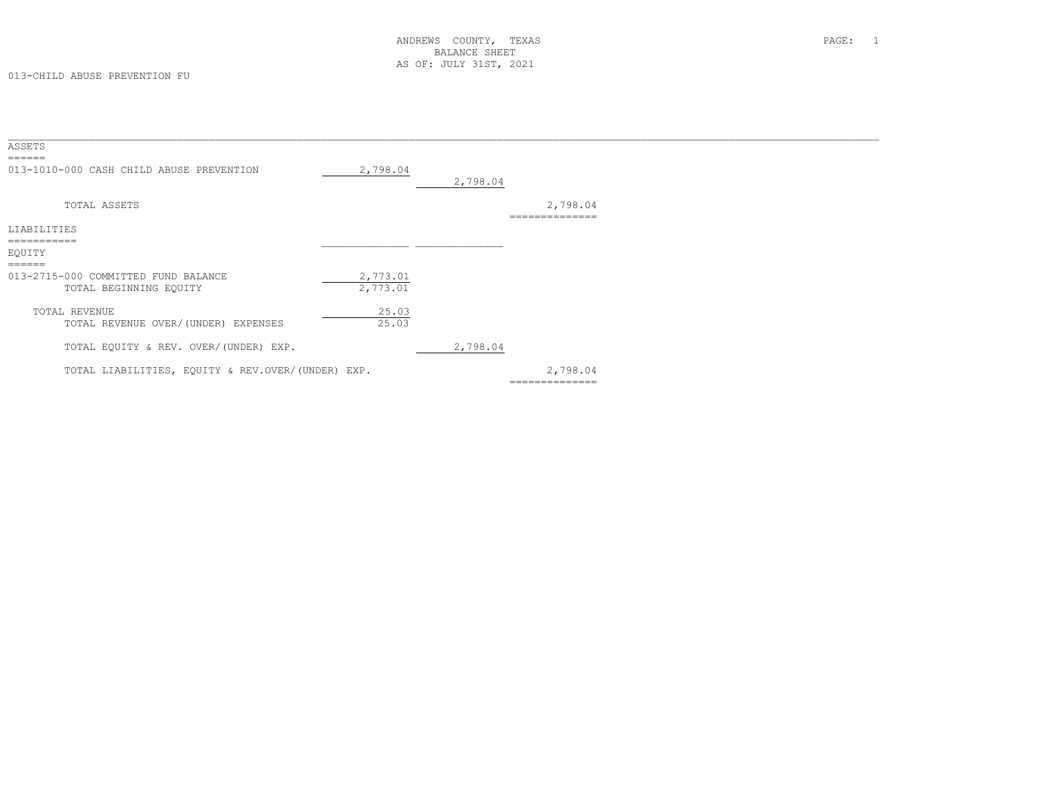ANDREWS COUNTY, TEXAS
BALANCE SHEET
AS OF: JULY 31ST, 2021

013-CHILD ABUSE PREVENTION FU

| | | | |
|---|---|---|---|
| **ASSETS** | | | |
| 013-1010-000 CASH CHILD ABUSE PREVENTION | 2,798.04 | | |
| | | 2,798.04 | |
| TOTAL ASSETS | | | 2,798.04 |
| **LIABILITIES** | | | |
| **EQUITY** | | | |
| 013-2715-000 COMMITTED FUND BALANCE | 2,773.01 | | |
| TOTAL BEGINNING EQUITY | 2,773.01 | | |
| TOTAL REVENUE | 25.03 | | |
| TOTAL REVENUE OVER/(UNDER) EXPENSES | 25.03 | | |
| TOTAL EQUITY & REV. OVER/(UNDER) EXP. | | 2,798.04 | |
| TOTAL LIABILITIES, EQUITY & REV.OVER/(UNDER) EXP. | | | 2,798.04 |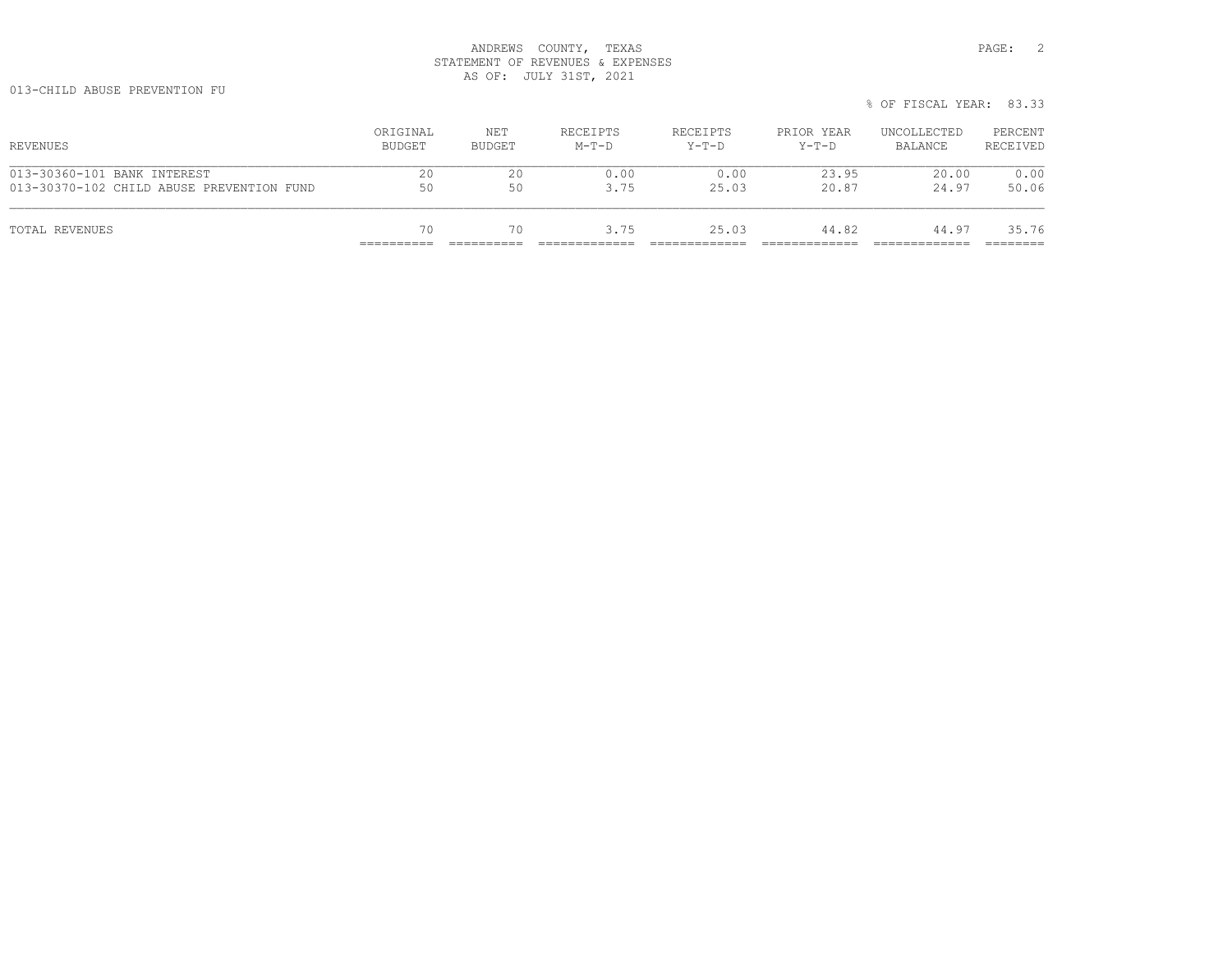ANDREWS COUNTY, TEXAS
STATEMENT OF REVENUES & EXPENSES
AS OF: JULY 31ST, 2021

013-CHILD ABUSE PREVENTION FU

% OF FISCAL YEAR: 83.33

| REVENUES | ORIGINAL BUDGET | NET BUDGET | RECEIPTS M-T-D | RECEIPTS Y-T-D | PRIOR YEAR Y-T-D | UNCOLLECTED BALANCE | PERCENT RECEIVED |
|---|---|---|---|---|---|---|---|
| 013-30360-101 BANK INTEREST | 20 | 20 | 0.00 | 0.00 | 23.95 | 20.00 | 0.00 |
| 013-30370-102 CHILD ABUSE PREVENTION FUND | 50 | 50 | 3.75 | 25.03 | 20.87 | 24.97 | 50.06 |
| TOTAL REVENUES | 70 | 70 | 3.75 | 25.03 | 44.82 | 44.97 | 35.76 |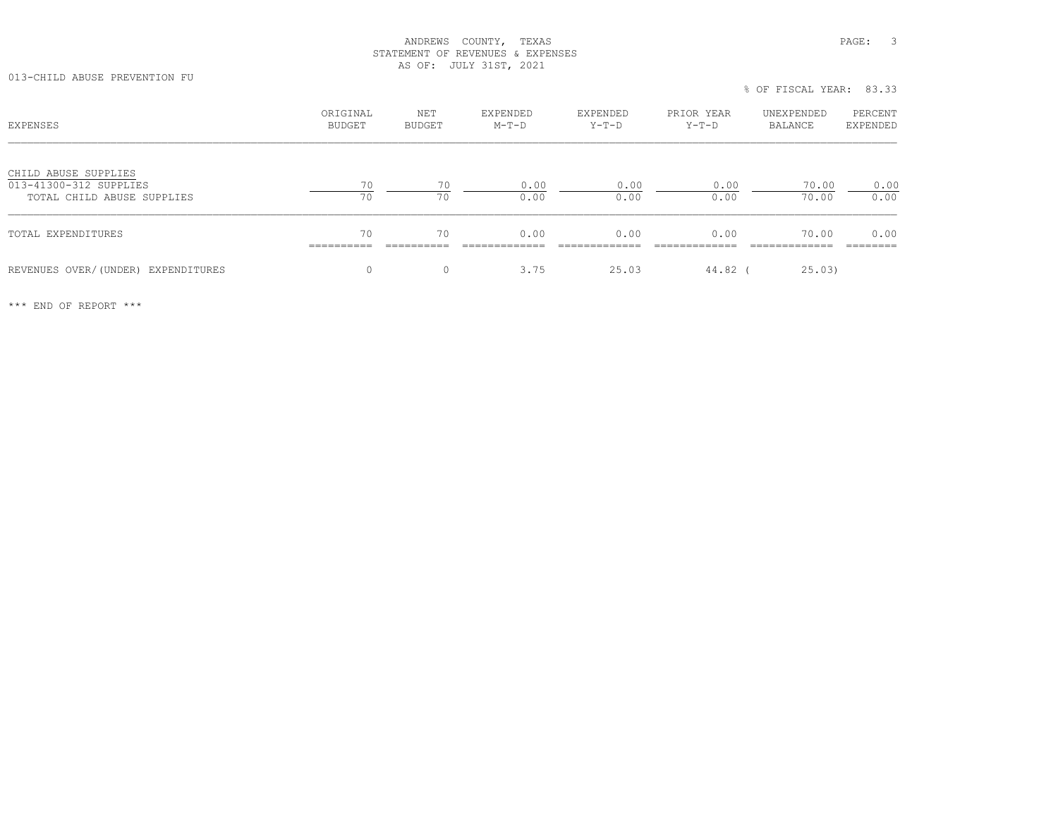ANDREWS COUNTY, TEXAS
STATEMENT OF REVENUES & EXPENSES
AS OF: JULY 31ST, 2021

013-CHILD ABUSE PREVENTION FU

% OF FISCAL YEAR: 83.33

| EXPENSES | ORIGINAL BUDGET | NET BUDGET | EXPENDED M-T-D | EXPENDED Y-T-D | PRIOR YEAR Y-T-D | UNEXPENDED BALANCE | PERCENT EXPENDED |
|---|---|---|---|---|---|---|---|
| CHILD ABUSE SUPPLIES | | | | | | | |
| 013-41300-312 SUPPLIES | 70 | 70 | 0.00 | 0.00 | 0.00 | 70.00 | 0.00 |
| TOTAL CHILD ABUSE SUPPLIES | 70 | 70 | 0.00 | 0.00 | 0.00 | 70.00 | 0.00 |
| TOTAL EXPENDITURES | 70 | 70 | 0.00 | 0.00 | 0.00 | 70.00 | 0.00 |
| REVENUES OVER/(UNDER) EXPENDITURES | 0 | 0 | 3.75 | 25.03 | 44.82 | ( 25.03) | |

*** END OF REPORT ***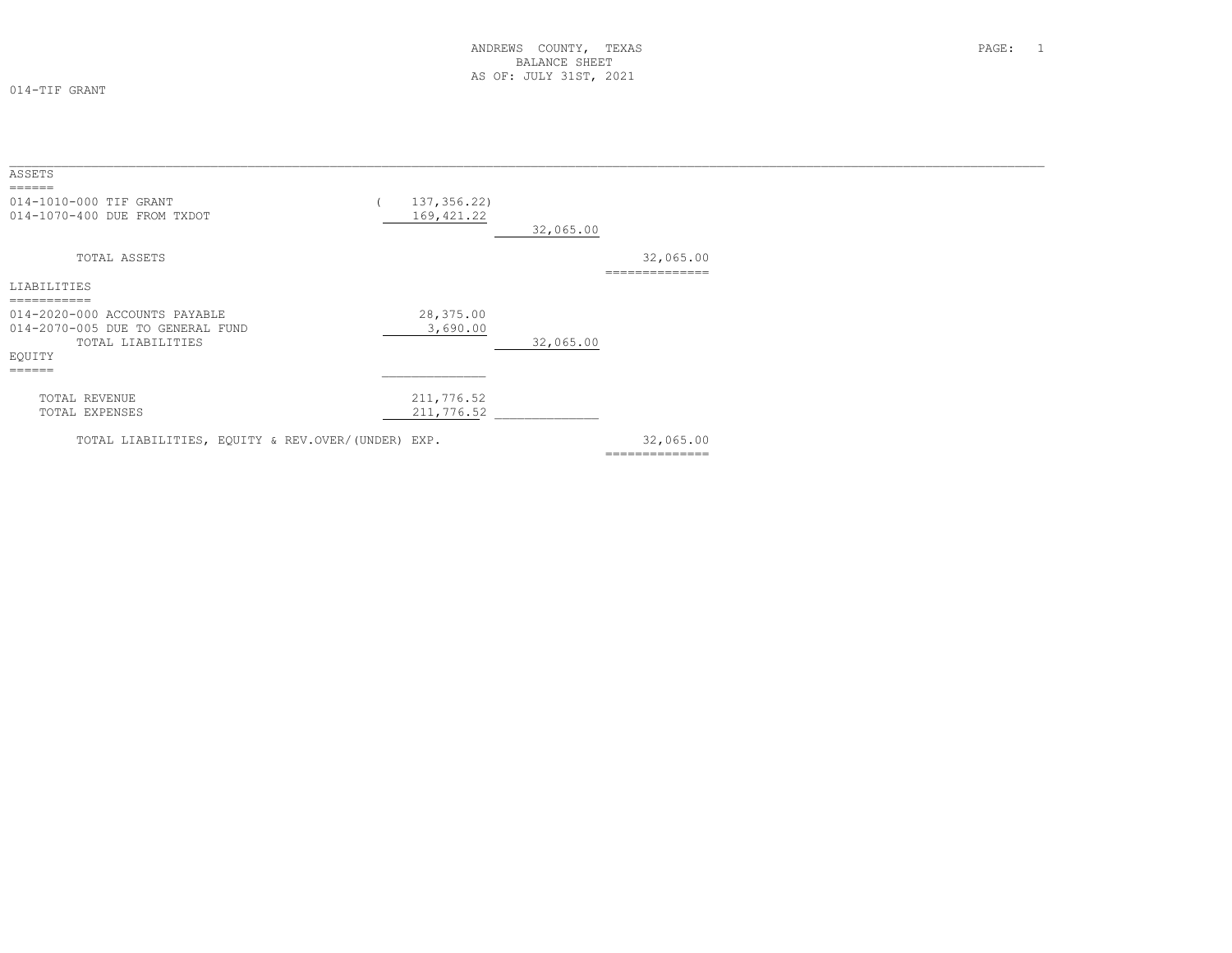ANDREWS COUNTY, TEXAS
BALANCE SHEET
AS OF: JULY 31ST, 2021

014-TIF GRANT

## ASSETS

| | | | |
|---|---|---|---|
| 014-1010-000 TIF GRANT | ( 137,356.22) | | |
| 014-1070-400 DUE FROM TXDOT | 169,421.22 | | |
| | | 32,065.00 | |
| TOTAL ASSETS | | | 32,065.00 |

## LIABILITIES

| | | | |
|---|---|---|---|
| 014-2020-000 ACCOUNTS PAYABLE | 28,375.00 | | |
| 014-2070-005 DUE TO GENERAL FUND | 3,690.00 | | |
| TOTAL LIABILITIES | | 32,065.00 | |

## EQUITY

| | | | |
|---|---|---|---|
| TOTAL REVENUE | 211,776.52 | | |
| TOTAL EXPENSES | 211,776.52 | | |
| TOTAL LIABILITIES, EQUITY & REV.OVER/(UNDER) EXP. | | | 32,065.00 |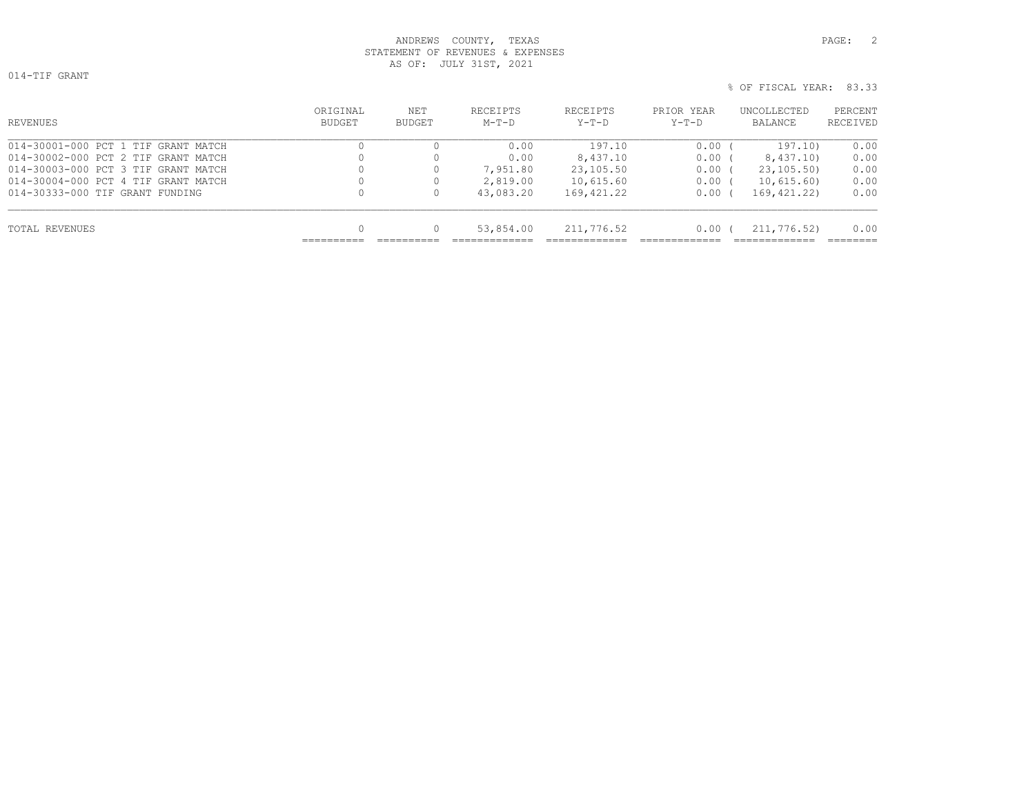ANDREWS COUNTY, TEXAS
STATEMENT OF REVENUES & EXPENSES
AS OF: JULY 31ST, 2021

014-TIF GRANT

% OF FISCAL YEAR: 83.33

| REVENUES | ORIGINAL BUDGET | NET BUDGET | RECEIPTS M-T-D | RECEIPTS Y-T-D | PRIOR YEAR Y-T-D | UNCOLLECTED BALANCE | PERCENT RECEIVED |
|---|---|---|---|---|---|---|---|
| 014-30001-000 PCT 1 TIF GRANT MATCH | 0 | 0 | 0.00 | 197.10 | 0.00 | ( 197.10) | 0.00 |
| 014-30002-000 PCT 2 TIF GRANT MATCH | 0 | 0 | 0.00 | 8,437.10 | 0.00 | ( 8,437.10) | 0.00 |
| 014-30003-000 PCT 3 TIF GRANT MATCH | 0 | 0 | 7,951.80 | 23,105.50 | 0.00 | ( 23,105.50) | 0.00 |
| 014-30004-000 PCT 4 TIF GRANT MATCH | 0 | 0 | 2,819.00 | 10,615.60 | 0.00 | ( 10,615.60) | 0.00 |
| 014-30333-000 TIF GRANT FUNDING | 0 | 0 | 43,083.20 | 169,421.22 | 0.00 | ( 169,421.22) | 0.00 |
| TOTAL REVENUES | 0 | 0 | 53,854.00 | 211,776.52 | 0.00 | ( 211,776.52) | 0.00 |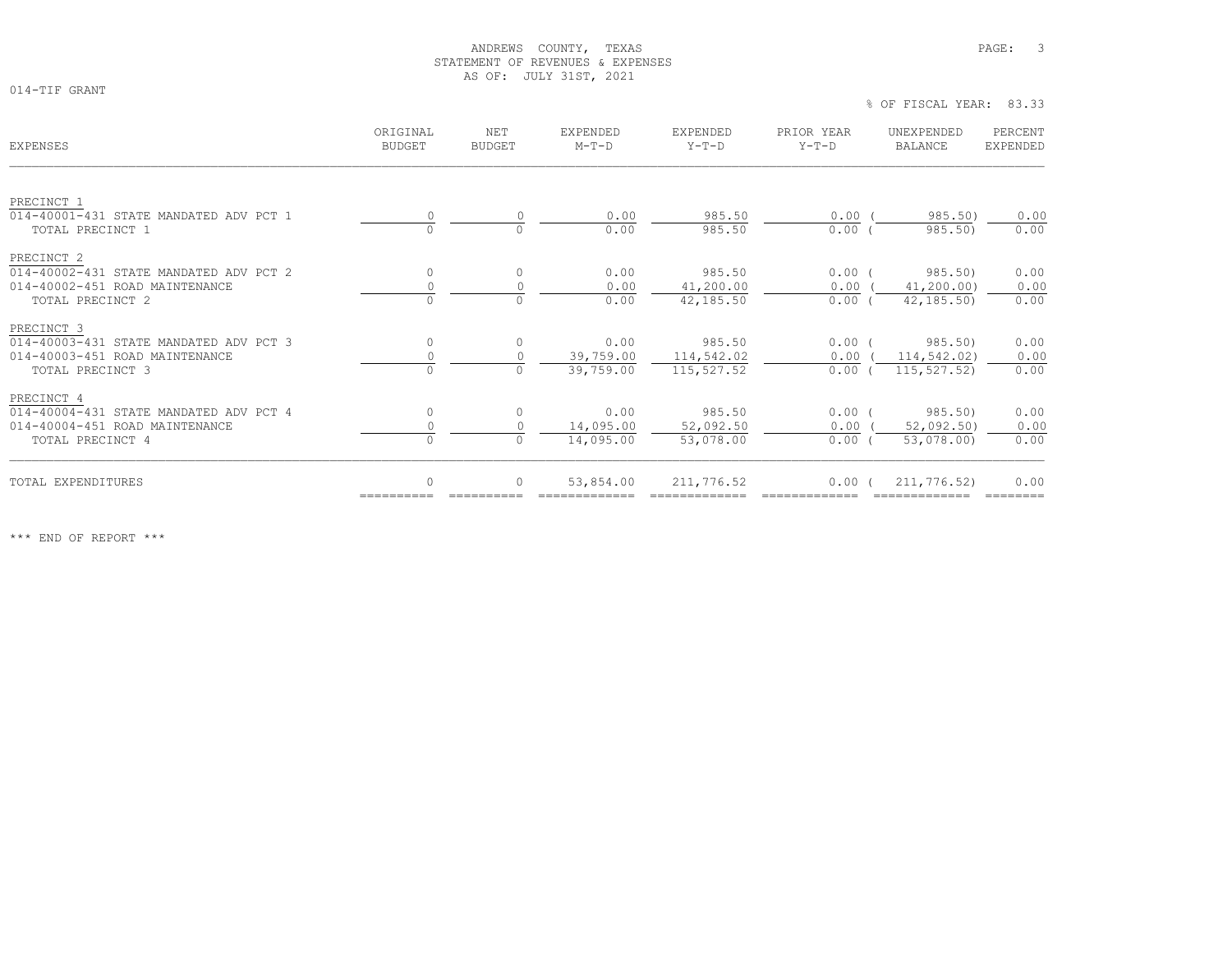ANDREWS COUNTY, TEXAS
STATEMENT OF REVENUES & EXPENSES
AS OF: JULY 31ST, 2021

014-TIF GRANT

% OF FISCAL YEAR: 83.33

| EXPENSES | ORIGINAL BUDGET | NET BUDGET | EXPENDED M-T-D | EXPENDED Y-T-D | PRIOR YEAR Y-T-D | UNEXPENDED BALANCE | PERCENT EXPENDED |
|---|---|---|---|---|---|---|---|
| PRECINCT 1 | | | | | | | |
| 014-40001-431 STATE MANDATED ADV PCT 1 | 0 | 0 | 0.00 | 985.50 | 0.00 | ( 985.50) | 0.00 |
| TOTAL PRECINCT 1 | 0 | 0 | 0.00 | 985.50 | 0.00 | ( 985.50) | 0.00 |
| PRECINCT 2 | | | | | | | |
| 014-40002-431 STATE MANDATED ADV PCT 2 | 0 | 0 | 0.00 | 985.50 | 0.00 | ( 985.50) | 0.00 |
| 014-40002-451 ROAD MAINTENANCE | 0 | 0 | 0.00 | 41,200.00 | 0.00 | ( 41,200.00) | 0.00 |
| TOTAL PRECINCT 2 | 0 | 0 | 0.00 | 42,185.50 | 0.00 | ( 42,185.50) | 0.00 |
| PRECINCT 3 | | | | | | | |
| 014-40003-431 STATE MANDATED ADV PCT 3 | 0 | 0 | 0.00 | 985.50 | 0.00 | ( 985.50) | 0.00 |
| 014-40003-451 ROAD MAINTENANCE | 0 | 0 | 39,759.00 | 114,542.02 | 0.00 | ( 114,542.02) | 0.00 |
| TOTAL PRECINCT 3 | 0 | 0 | 39,759.00 | 115,527.52 | 0.00 | ( 115,527.52) | 0.00 |
| PRECINCT 4 | | | | | | | |
| 014-40004-431 STATE MANDATED ADV PCT 4 | 0 | 0 | 0.00 | 985.50 | 0.00 | ( 985.50) | 0.00 |
| 014-40004-451 ROAD MAINTENANCE | 0 | 0 | 14,095.00 | 52,092.50 | 0.00 | ( 52,092.50) | 0.00 |
| TOTAL PRECINCT 4 | 0 | 0 | 14,095.00 | 53,078.00 | 0.00 | ( 53,078.00) | 0.00 |
| TOTAL EXPENDITURES | 0 | 0 | 53,854.00 | 211,776.52 | 0.00 | ( 211,776.52) | 0.00 |

*** END OF REPORT ***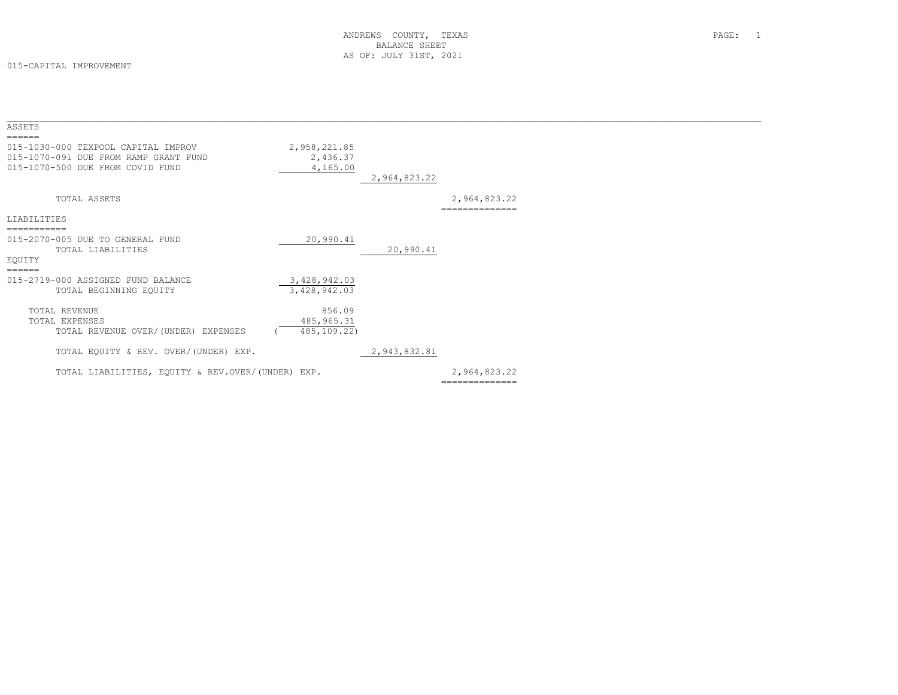ANDREWS COUNTY, TEXAS
BALANCE SHEET
AS OF: JULY 31ST, 2021

015-CAPITAL IMPROVEMENT

| | | | |
|---|---|---|---|
| **ASSETS** | | | |
| 015-1030-000 TEXPOOL CAPITAL IMPROV | 2,958,221.85 | | |
| 015-1070-091 DUE FROM RAMP GRANT FUND | 2,436.37 | | |
| 015-1070-500 DUE FROM COVID FUND | 4,165.00 | | |
| | | 2,964,823.22 | |
| TOTAL ASSETS | | | 2,964,823.22 |
| **LIABILITIES** | | | |
| 015-2070-005 DUE TO GENERAL FUND | 20,990.41 | | |
| TOTAL LIABILITIES | | 20,990.41 | |
| **EQUITY** | | | |
| 015-2719-000 ASSIGNED FUND BALANCE | 3,428,942.03 | | |
| TOTAL BEGINNING EQUITY | 3,428,942.03 | | |
| TOTAL REVENUE | 856.09 | | |
| TOTAL EXPENSES | 485,965.31 | | |
| TOTAL REVENUE OVER/(UNDER) EXPENSES | ( 485,109.22) | | |
| TOTAL EQUITY & REV. OVER/(UNDER) EXP. | | 2,943,832.81 | |
| TOTAL LIABILITIES, EQUITY & REV.OVER/(UNDER) EXP. | | | 2,964,823.22 |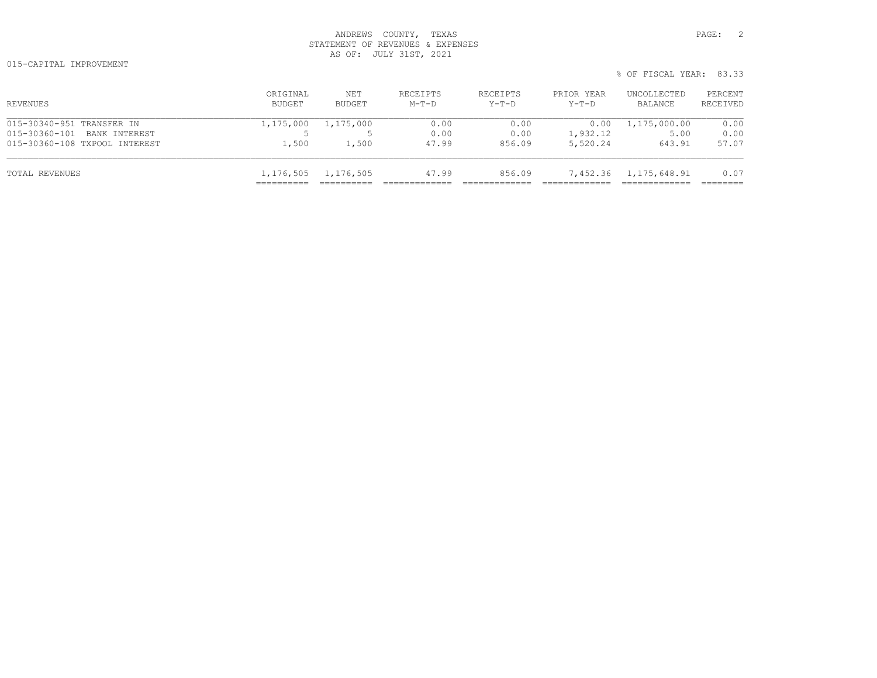ANDREWS COUNTY, TEXAS
STATEMENT OF REVENUES & EXPENSES
AS OF: JULY 31ST, 2021

015-CAPITAL IMPROVEMENT

% OF FISCAL YEAR: 83.33

| REVENUES | ORIGINAL BUDGET | NET BUDGET | RECEIPTS M-T-D | RECEIPTS Y-T-D | PRIOR YEAR Y-T-D | UNCOLLECTED BALANCE | PERCENT RECEIVED |
|---|---|---|---|---|---|---|---|
| 015-30340-951 TRANSFER IN | 1,175,000 | 1,175,000 | 0.00 | 0.00 | 0.00 | 1,175,000.00 | 0.00 |
| 015-30360-101 BANK INTEREST | 5 | 5 | 0.00 | 0.00 | 1,932.12 | 5.00 | 0.00 |
| 015-30360-108 TXPOOL INTEREST | 1,500 | 1,500 | 47.99 | 856.09 | 5,520.24 | 643.91 | 57.07 |
| TOTAL REVENUES | 1,176,505 | 1,176,505 | 47.99 | 856.09 | 7,452.36 | 1,175,648.91 | 0.07 |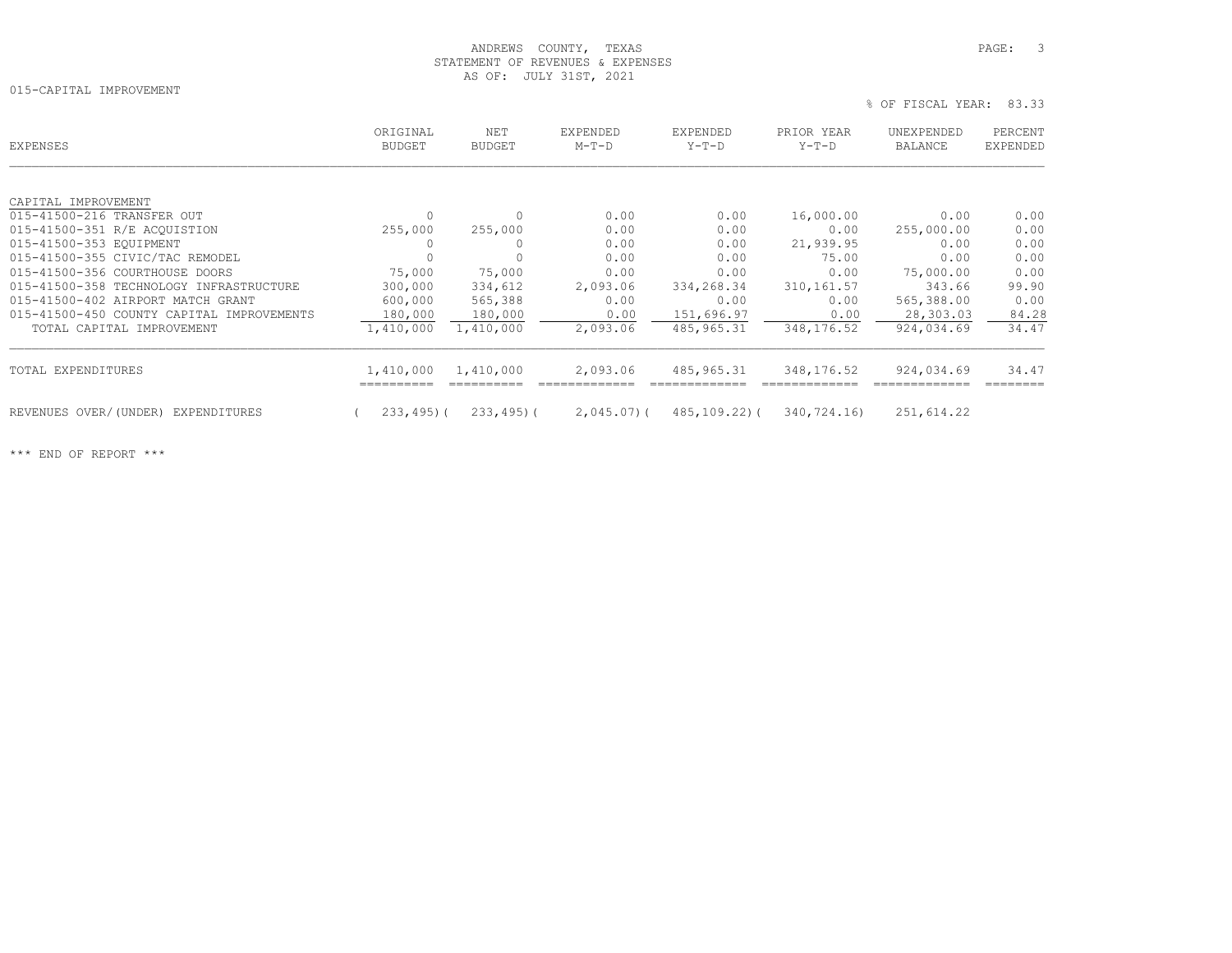ANDREWS COUNTY, TEXAS
STATEMENT OF REVENUES & EXPENSES
AS OF: JULY 31ST, 2021

015-CAPITAL IMPROVEMENT

% OF FISCAL YEAR: 83.33

| EXPENSES | ORIGINAL BUDGET | NET BUDGET | EXPENDED M-T-D | EXPENDED Y-T-D | PRIOR YEAR Y-T-D | UNEXPENDED BALANCE | PERCENT EXPENDED |
|---|---|---|---|---|---|---|---|
| CAPITAL IMPROVEMENT | | | | | | | |
| 015-41500-216 TRANSFER OUT | 0 | 0 | 0.00 | 0.00 | 16,000.00 | 0.00 | 0.00 |
| 015-41500-351 R/E ACQUISTION | 255,000 | 255,000 | 0.00 | 0.00 | 0.00 | 255,000.00 | 0.00 |
| 015-41500-353 EQUIPMENT | 0 | 0 | 0.00 | 0.00 | 21,939.95 | 0.00 | 0.00 |
| 015-41500-355 CIVIC/TAC REMODEL | 0 | 0 | 0.00 | 0.00 | 75.00 | 0.00 | 0.00 |
| 015-41500-356 COURTHOUSE DOORS | 75,000 | 75,000 | 0.00 | 0.00 | 0.00 | 75,000.00 | 0.00 |
| 015-41500-358 TECHNOLOGY INFRASTRUCTURE | 300,000 | 334,612 | 2,093.06 | 334,268.34 | 310,161.57 | 343.66 | 99.90 |
| 015-41500-402 AIRPORT MATCH GRANT | 600,000 | 565,388 | 0.00 | 0.00 | 0.00 | 565,388.00 | 0.00 |
| 015-41500-450 COUNTY CAPITAL IMPROVEMENTS | 180,000 | 180,000 | 0.00 | 151,696.97 | 0.00 | 28,303.03 | 84.28 |
| TOTAL CAPITAL IMPROVEMENT | 1,410,000 | 1,410,000 | 2,093.06 | 485,965.31 | 348,176.52 | 924,034.69 | 34.47 |
| TOTAL EXPENDITURES | 1,410,000 | 1,410,000 | 2,093.06 | 485,965.31 | 348,176.52 | 924,034.69 | 34.47 |
| REVENUES OVER/(UNDER) EXPENDITURES | ( 233,495) | ( 233,495) | ( 2,045.07) | ( 485,109.22) | ( 340,724.16) | 251,614.22 | |

*** END OF REPORT ***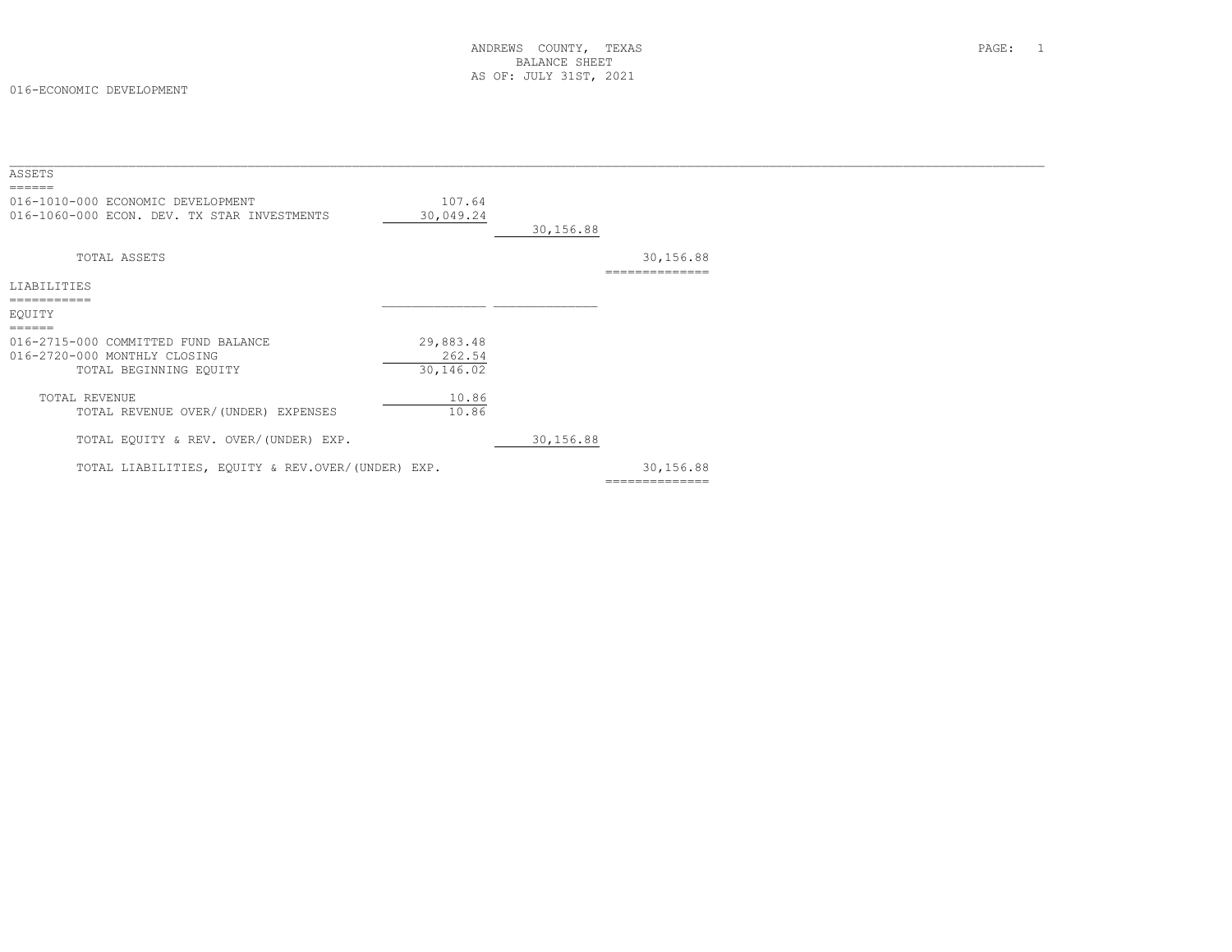ANDREWS COUNTY, TEXAS
BALANCE SHEET
AS OF: JULY 31ST, 2021

016-ECONOMIC DEVELOPMENT

| | | | |
|---|---|---|---|
| **ASSETS** | | | |
| 016-1010-000 ECONOMIC DEVELOPMENT | 107.64 | | |
| 016-1060-000 ECON. DEV. TX STAR INVESTMENTS | 30,049.24 | | |
| | | 30,156.88 | |
| TOTAL ASSETS | | | 30,156.88 |
| **LIABILITIES** | | | |
| **EQUITY** | | | |
| 016-2715-000 COMMITTED FUND BALANCE | 29,883.48 | | |
| 016-2720-000 MONTHLY CLOSING | 262.54 | | |
| TOTAL BEGINNING EQUITY | 30,146.02 | | |
| TOTAL REVENUE | 10.86 | | |
| TOTAL REVENUE OVER/(UNDER) EXPENSES | 10.86 | | |
| TOTAL EQUITY & REV. OVER/(UNDER) EXP. | | 30,156.88 | |
| TOTAL LIABILITIES, EQUITY & REV.OVER/(UNDER) EXP. | | | 30,156.88 |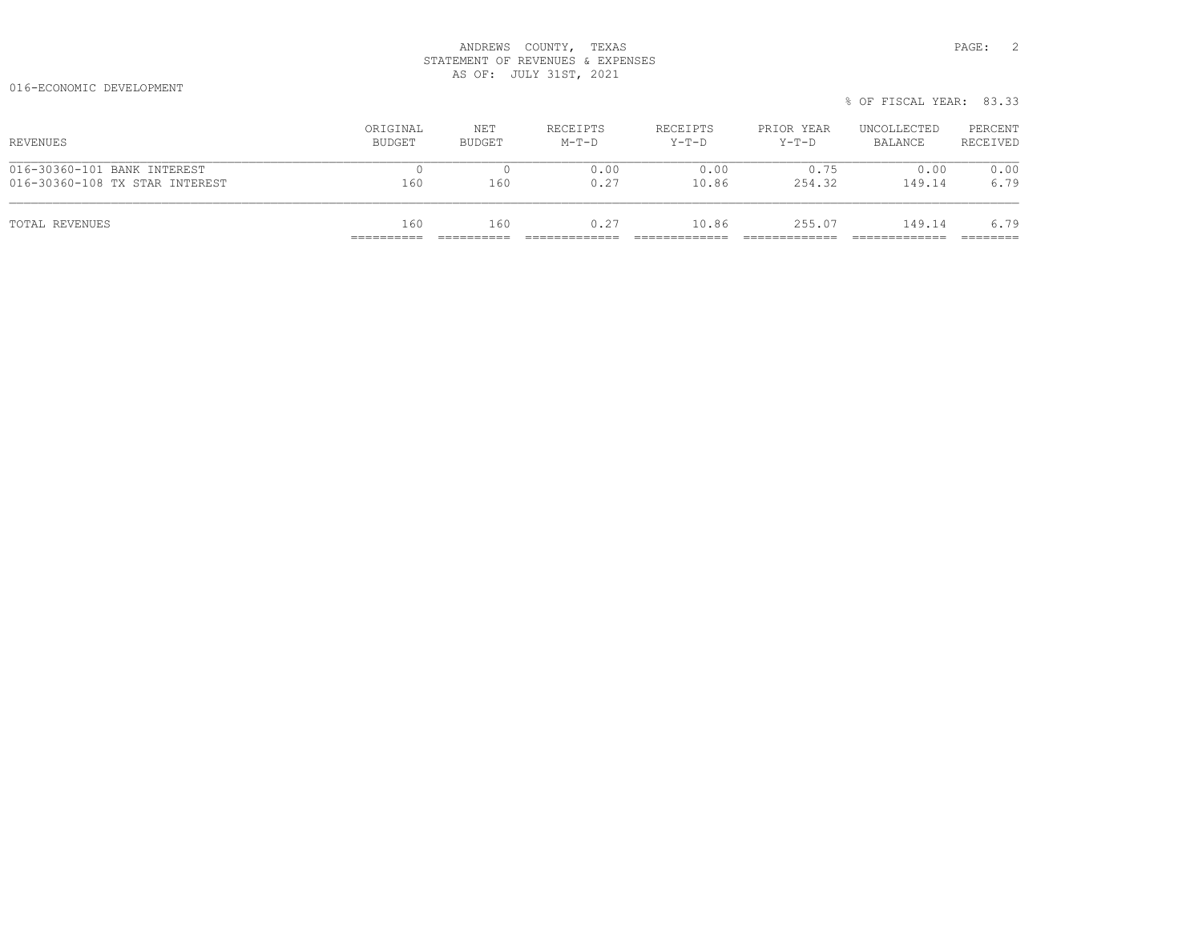ANDREWS COUNTY, TEXAS
STATEMENT OF REVENUES & EXPENSES
AS OF: JULY 31ST, 2021

016-ECONOMIC DEVELOPMENT

% OF FISCAL YEAR: 83.33

| REVENUES | ORIGINAL BUDGET | NET BUDGET | RECEIPTS M-T-D | RECEIPTS Y-T-D | PRIOR YEAR Y-T-D | UNCOLLECTED BALANCE | PERCENT RECEIVED |
|---|---|---|---|---|---|---|---|
| 016-30360-101 BANK INTEREST | 0 | 0 | 0.00 | 0.00 | 0.75 | 0.00 | 0.00 |
| 016-30360-108 TX STAR INTEREST | 160 | 160 | 0.27 | 10.86 | 254.32 | 149.14 | 6.79 |
| TOTAL REVENUES | 160 | 160 | 0.27 | 10.86 | 255.07 | 149.14 | 6.79 |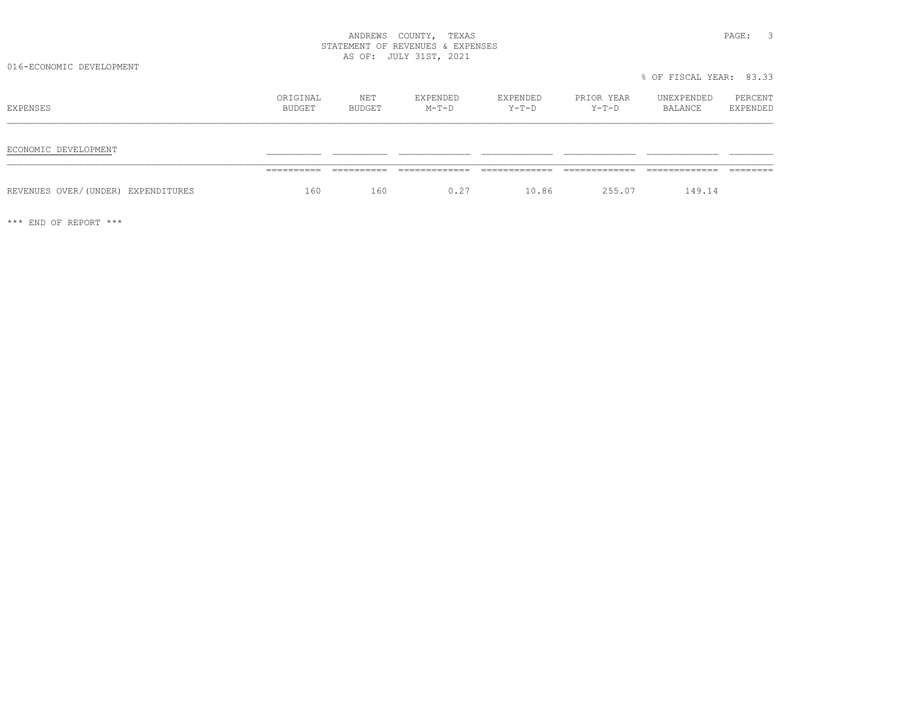ANDREWS COUNTY, TEXAS
STATEMENT OF REVENUES & EXPENSES
AS OF: JULY 31ST, 2021

016-ECONOMIC DEVELOPMENT

% OF FISCAL YEAR: 83.33

| EXPENSES | ORIGINAL BUDGET | NET BUDGET | EXPENDED M-T-D | EXPENDED Y-T-D | PRIOR YEAR Y-T-D | UNEXPENDED BALANCE | PERCENT EXPENDED |
|---|---|---|---|---|---|---|---|
| ECONOMIC DEVELOPMENT | | | | | | | |
| REVENUES OVER/(UNDER) EXPENDITURES | 160 | 160 | 0.27 | 10.86 | 255.07 | 149.14 | |

*** END OF REPORT ***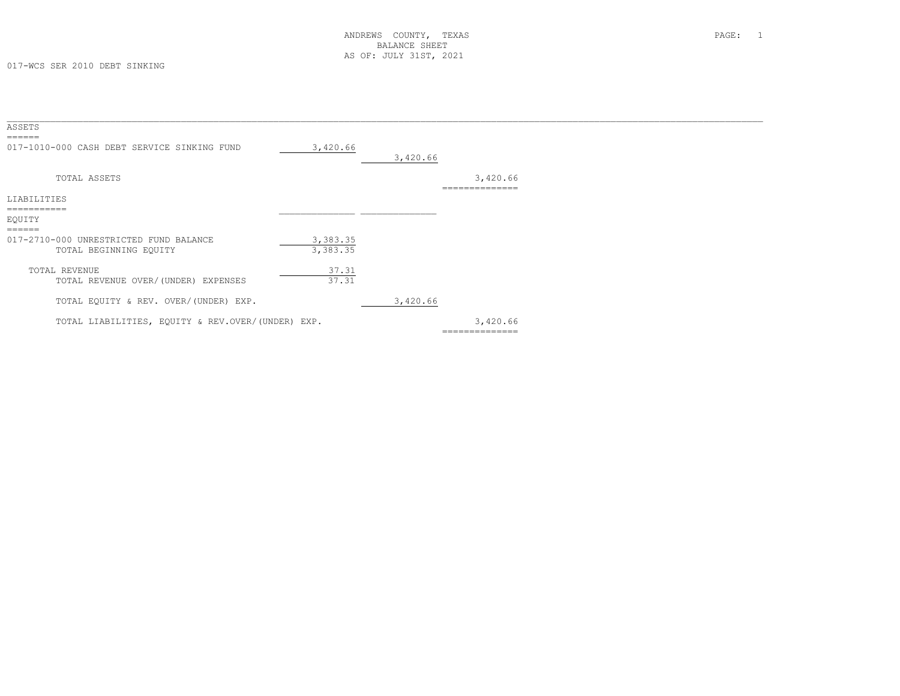ANDREWS COUNTY, TEXAS
BALANCE SHEET
AS OF: JULY 31ST, 2021

017-WCS SER 2010 DEBT SINKING

| | | | |
|---|---|---|---|
| **ASSETS** | | | |
| 017-1010-000 CASH DEBT SERVICE SINKING FUND | 3,420.66 | | |
| | | 3,420.66 | |
| TOTAL ASSETS | | | 3,420.66 |
| **LIABILITIES** | | | |
| **EQUITY** | | | |
| 017-2710-000 UNRESTRICTED FUND BALANCE | 3,383.35 | | |
| TOTAL BEGINNING EQUITY | 3,383.35 | | |
| TOTAL REVENUE | 37.31 | | |
| TOTAL REVENUE OVER/(UNDER) EXPENSES | 37.31 | | |
| TOTAL EQUITY & REV. OVER/(UNDER) EXP. | | 3,420.66 | |
| TOTAL LIABILITIES, EQUITY & REV.OVER/(UNDER) EXP. | | | 3,420.66 |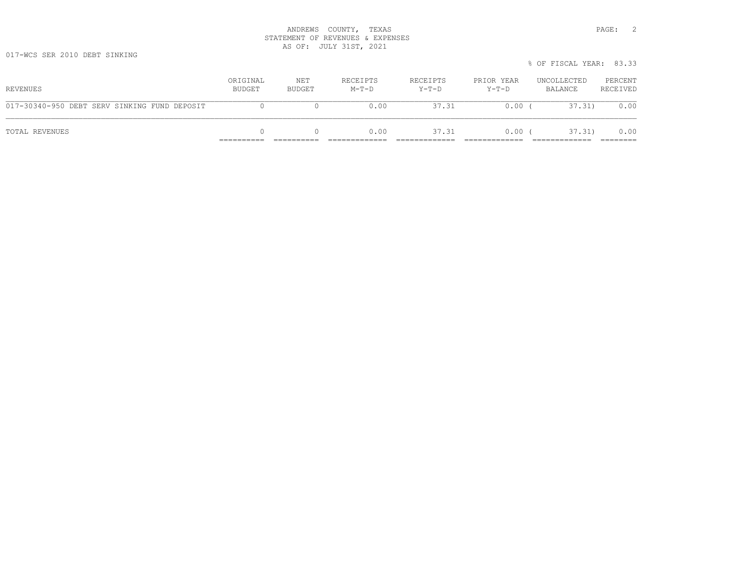ANDREWS COUNTY, TEXAS
STATEMENT OF REVENUES & EXPENSES
AS OF: JULY 31ST, 2021

017-WCS SER 2010 DEBT SINKING

% OF FISCAL YEAR: 83.33

| REVENUES | ORIGINAL BUDGET | NET BUDGET | RECEIPTS M-T-D | RECEIPTS Y-T-D | PRIOR YEAR Y-T-D | UNCOLLECTED BALANCE | PERCENT RECEIVED |
|---|---|---|---|---|---|---|---|
| 017-30340-950 DEBT SERV SINKING FUND DEPOSIT | 0 | 0 | 0.00 | 37.31 | 0.00 | ( 37.31) | 0.00 |
| TOTAL REVENUES | 0 | 0 | 0.00 | 37.31 | 0.00 | ( 37.31) | 0.00 |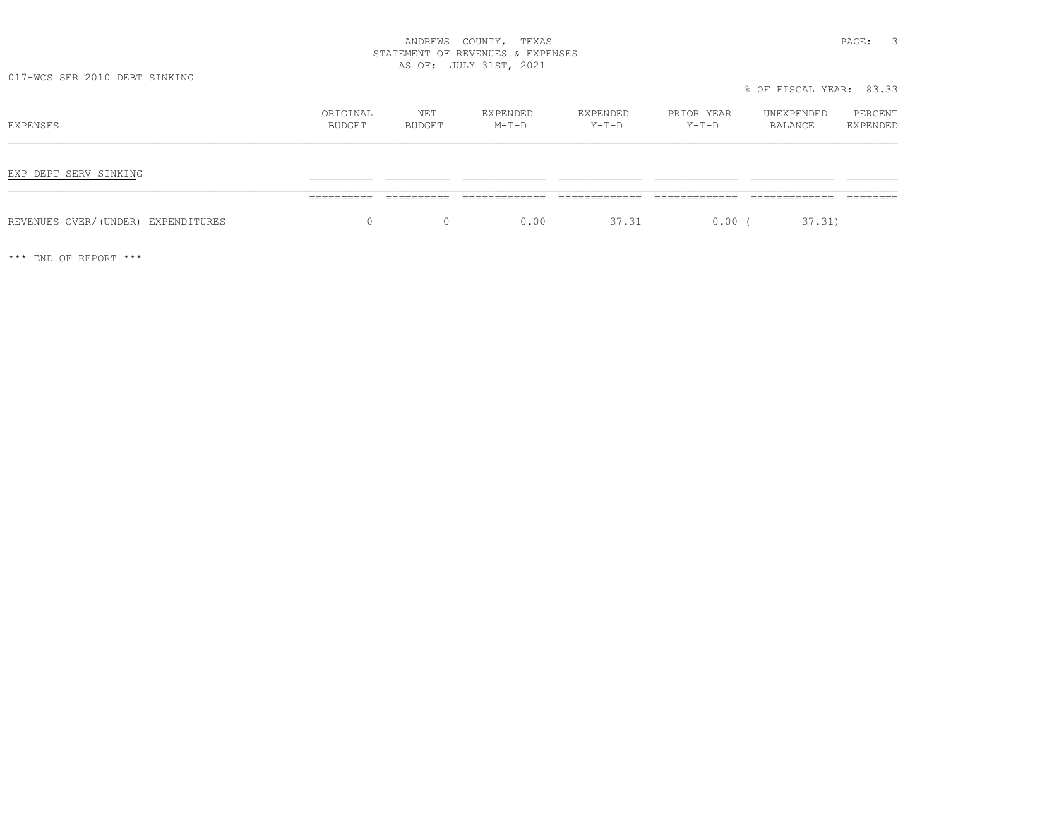ANDREWS COUNTY, TEXAS
STATEMENT OF REVENUES & EXPENSES
AS OF: JULY 31ST, 2021

017-WCS SER 2010 DEBT SINKING

% OF FISCAL YEAR: 83.33

| EXPENSES | ORIGINAL BUDGET | NET BUDGET | EXPENDED M-T-D | EXPENDED Y-T-D | PRIOR YEAR Y-T-D | UNEXPENDED BALANCE | PERCENT EXPENDED |
|---|---|---|---|---|---|---|---|
| EXP DEPT SERV SINKING | | | | | | | |
| REVENUES OVER/(UNDER) EXPENDITURES | 0 | 0 | 0.00 | 37.31 | 0.00 | ( 37.31) | |

*** END OF REPORT ***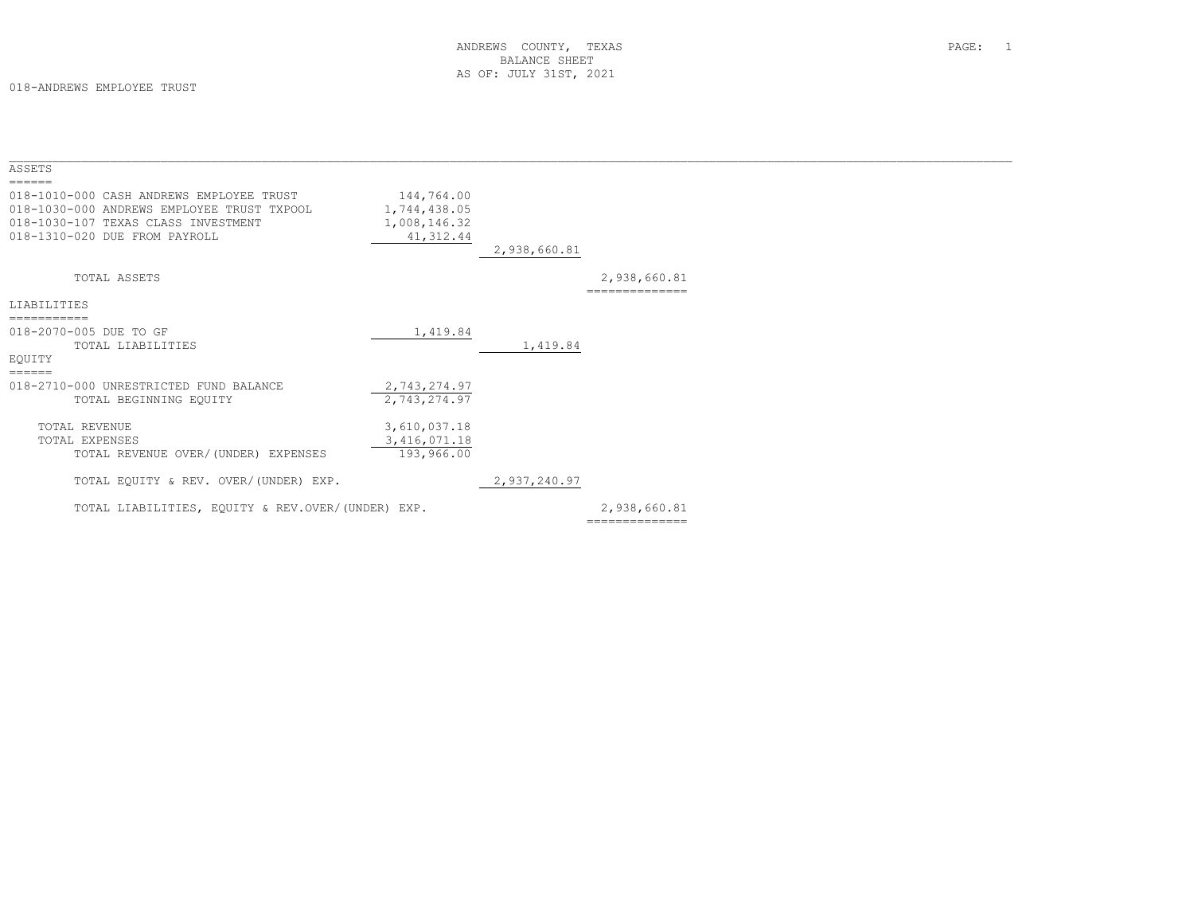ANDREWS COUNTY, TEXAS
BALANCE SHEET
AS OF: JULY 31ST, 2021

018-ANDREWS EMPLOYEE TRUST

| | | | |
|---|---|---|---|
| **ASSETS** | | | |
| 018-1010-000 CASH ANDREWS EMPLOYEE TRUST | 144,764.00 | | |
| 018-1030-000 ANDREWS EMPLOYEE TRUST TXPOOL | 1,744,438.05 | | |
| 018-1030-107 TEXAS CLASS INVESTMENT | 1,008,146.32 | | |
| 018-1310-020 DUE FROM PAYROLL | 41,312.44 | | |
| | | 2,938,660.81 | |
| TOTAL ASSETS | | | 2,938,660.81 |
| **LIABILITIES** | | | |
| 018-2070-005 DUE TO GF | 1,419.84 | | |
| TOTAL LIABILITIES | | 1,419.84 | |
| **EQUITY** | | | |
| 018-2710-000 UNRESTRICTED FUND BALANCE | 2,743,274.97 | | |
| TOTAL BEGINNING EQUITY | 2,743,274.97 | | |
| TOTAL REVENUE | 3,610,037.18 | | |
| TOTAL EXPENSES | 3,416,071.18 | | |
| TOTAL REVENUE OVER/(UNDER) EXPENSES | 193,966.00 | | |
| TOTAL EQUITY & REV. OVER/(UNDER) EXP. | | 2,937,240.97 | |
| TOTAL LIABILITIES, EQUITY & REV.OVER/(UNDER) EXP. | | | 2,938,660.81 |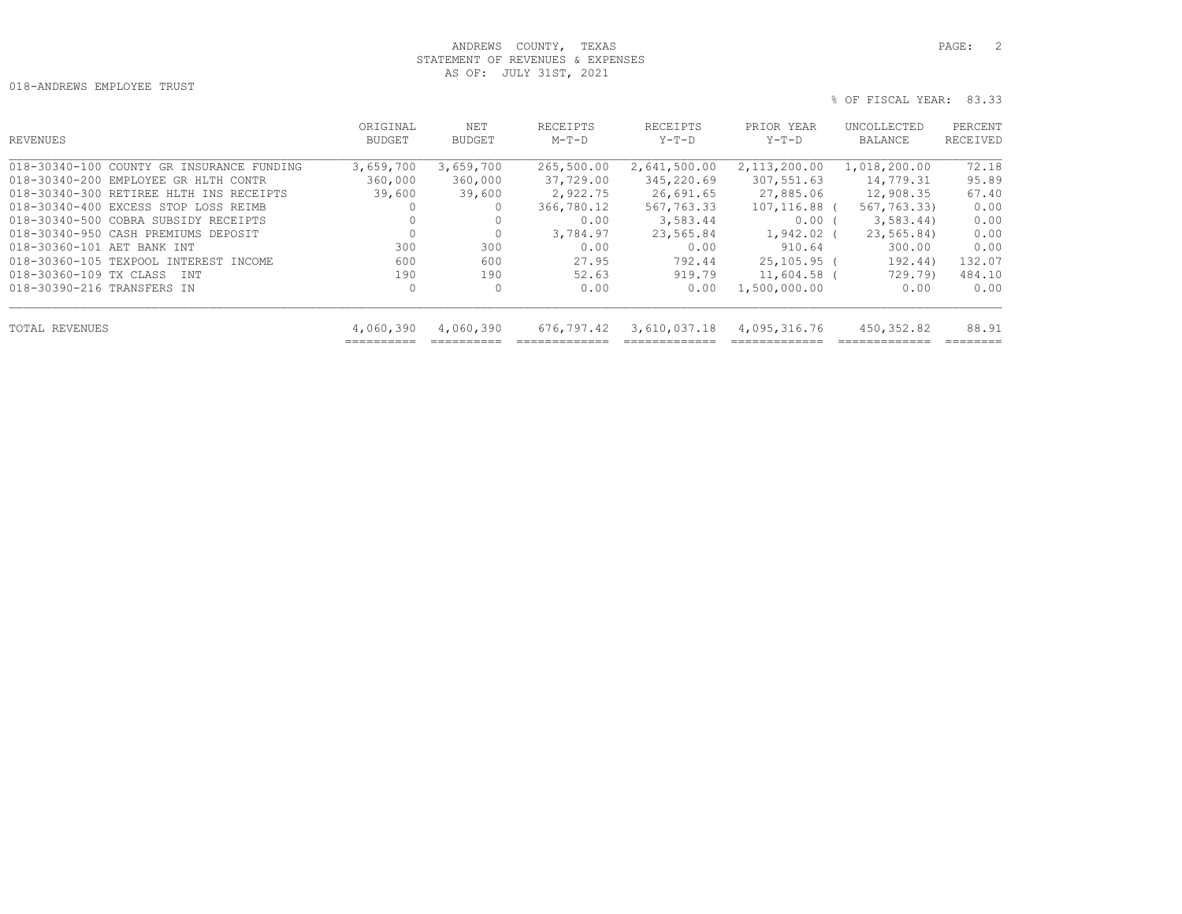ANDREWS COUNTY, TEXAS
STATEMENT OF REVENUES & EXPENSES
AS OF: JULY 31ST, 2021

018-ANDREWS EMPLOYEE TRUST

% OF FISCAL YEAR: 83.33

| REVENUES | ORIGINAL BUDGET | NET BUDGET | RECEIPTS M-T-D | RECEIPTS Y-T-D | PRIOR YEAR Y-T-D | UNCOLLECTED BALANCE | PERCENT RECEIVED |
|---|---|---|---|---|---|---|---|
| 018-30340-100 COUNTY GR INSURANCE FUNDING | 3,659,700 | 3,659,700 | 265,500.00 | 2,641,500.00 | 2,113,200.00 | 1,018,200.00 | 72.18 |
| 018-30340-200 EMPLOYEE GR HLTH CONTR | 360,000 | 360,000 | 37,729.00 | 345,220.69 | 307,551.63 | 14,779.31 | 95.89 |
| 018-30340-300 RETIREE HLTH INS RECEIPTS | 39,600 | 39,600 | 2,922.75 | 26,691.65 | 27,885.06 | 12,908.35 | 67.40 |
| 018-30340-400 EXCESS STOP LOSS REIMB | 0 | 0 | 366,780.12 | 567,763.33 | 107,116.88 | ( 567,763.33) | 0.00 |
| 018-30340-500 COBRA SUBSIDY RECEIPTS | 0 | 0 | 0.00 | 3,583.44 | 0.00 | ( 3,583.44) | 0.00 |
| 018-30340-950 CASH PREMIUMS DEPOSIT | 0 | 0 | 3,784.97 | 23,565.84 | 1,942.02 | ( 23,565.84) | 0.00 |
| 018-30360-101 AET BANK INT | 300 | 300 | 0.00 | 0.00 | 910.64 | 300.00 | 0.00 |
| 018-30360-105 TEXPOOL INTEREST INCOME | 600 | 600 | 27.95 | 792.44 | 25,105.95 | ( 192.44) | 132.07 |
| 018-30360-109 TX CLASS INT | 190 | 190 | 52.63 | 919.79 | 11,604.58 | ( 729.79) | 484.10 |
| 018-30390-216 TRANSFERS IN | 0 | 0 | 0.00 | 0.00 | 1,500,000.00 | 0.00 | 0.00 |
| TOTAL REVENUES | 4,060,390 | 4,060,390 | 676,797.42 | 3,610,037.18 | 4,095,316.76 | 450,352.82 | 88.91 |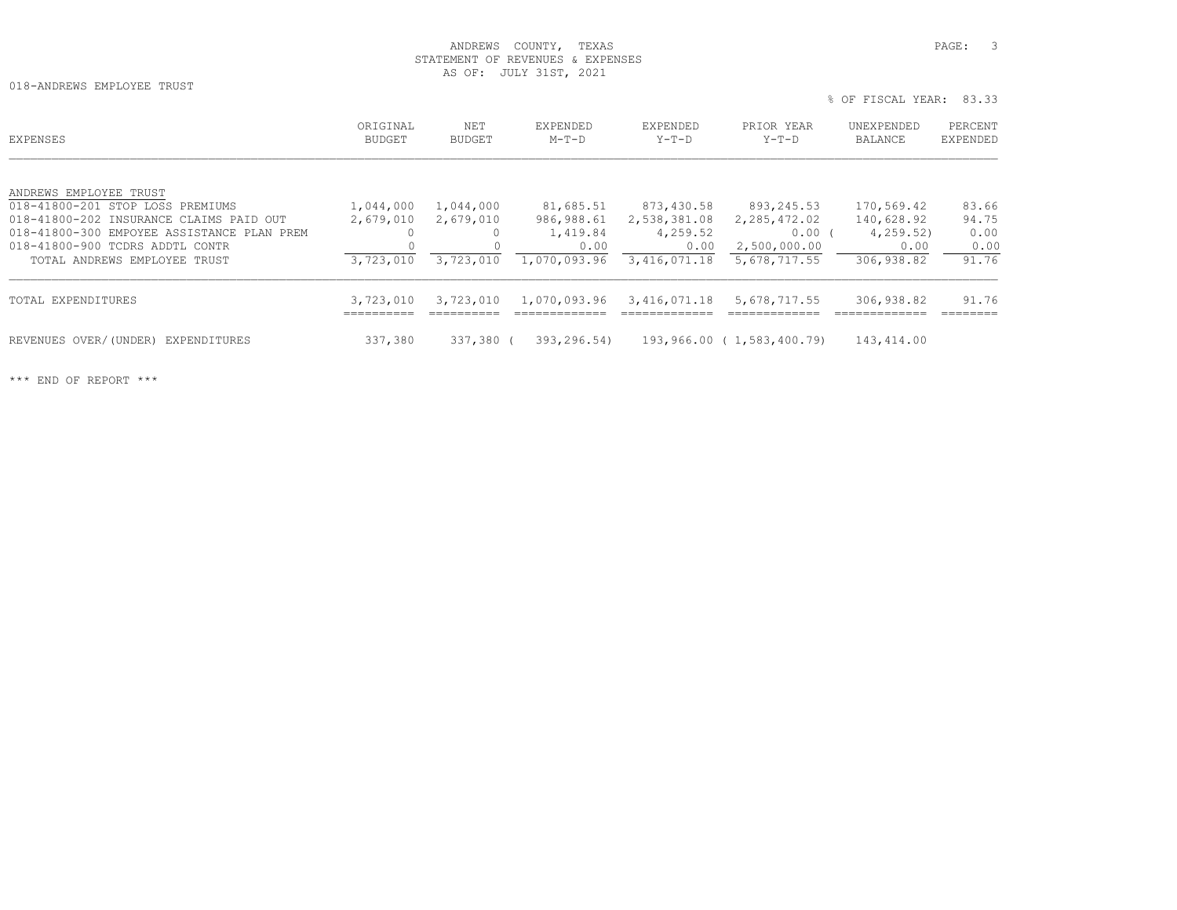ANDREWS COUNTY, TEXAS
STATEMENT OF REVENUES & EXPENSES
AS OF: JULY 31ST, 2021

018-ANDREWS EMPLOYEE TRUST

% OF FISCAL YEAR: 83.33

| EXPENSES | ORIGINAL BUDGET | NET BUDGET | EXPENDED M-T-D | EXPENDED Y-T-D | PRIOR YEAR Y-T-D | UNEXPENDED BALANCE | PERCENT EXPENDED |
|---|---|---|---|---|---|---|---|
| ANDREWS EMPLOYEE TRUST | | | | | | | |
| 018-41800-201 STOP LOSS PREMIUMS | 1,044,000 | 1,044,000 | 81,685.51 | 873,430.58 | 893,245.53 | 170,569.42 | 83.66 |
| 018-41800-202 INSURANCE CLAIMS PAID OUT | 2,679,010 | 2,679,010 | 986,988.61 | 2,538,381.08 | 2,285,472.02 | 140,628.92 | 94.75 |
| 018-41800-300 EMPOYEE ASSISTANCE PLAN PREM | 0 | 0 | 1,419.84 | 4,259.52 | 0.00 | ( 4,259.52) | 0.00 |
| 018-41800-900 TCDRS ADDTL CONTR | 0 | 0 | 0.00 | 0.00 | 2,500,000.00 | 0.00 | 0.00 |
| TOTAL ANDREWS EMPLOYEE TRUST | 3,723,010 | 3,723,010 | 1,070,093.96 | 3,416,071.18 | 5,678,717.55 | 306,938.82 | 91.76 |
| TOTAL EXPENDITURES | 3,723,010 | 3,723,010 | 1,070,093.96 | 3,416,071.18 | 5,678,717.55 | 306,938.82 | 91.76 |
| REVENUES OVER/(UNDER) EXPENDITURES | 337,380 | 337,380 | ( 393,296.54) | 193,966.00 | ( 1,583,400.79) | 143,414.00 | |

*** END OF REPORT ***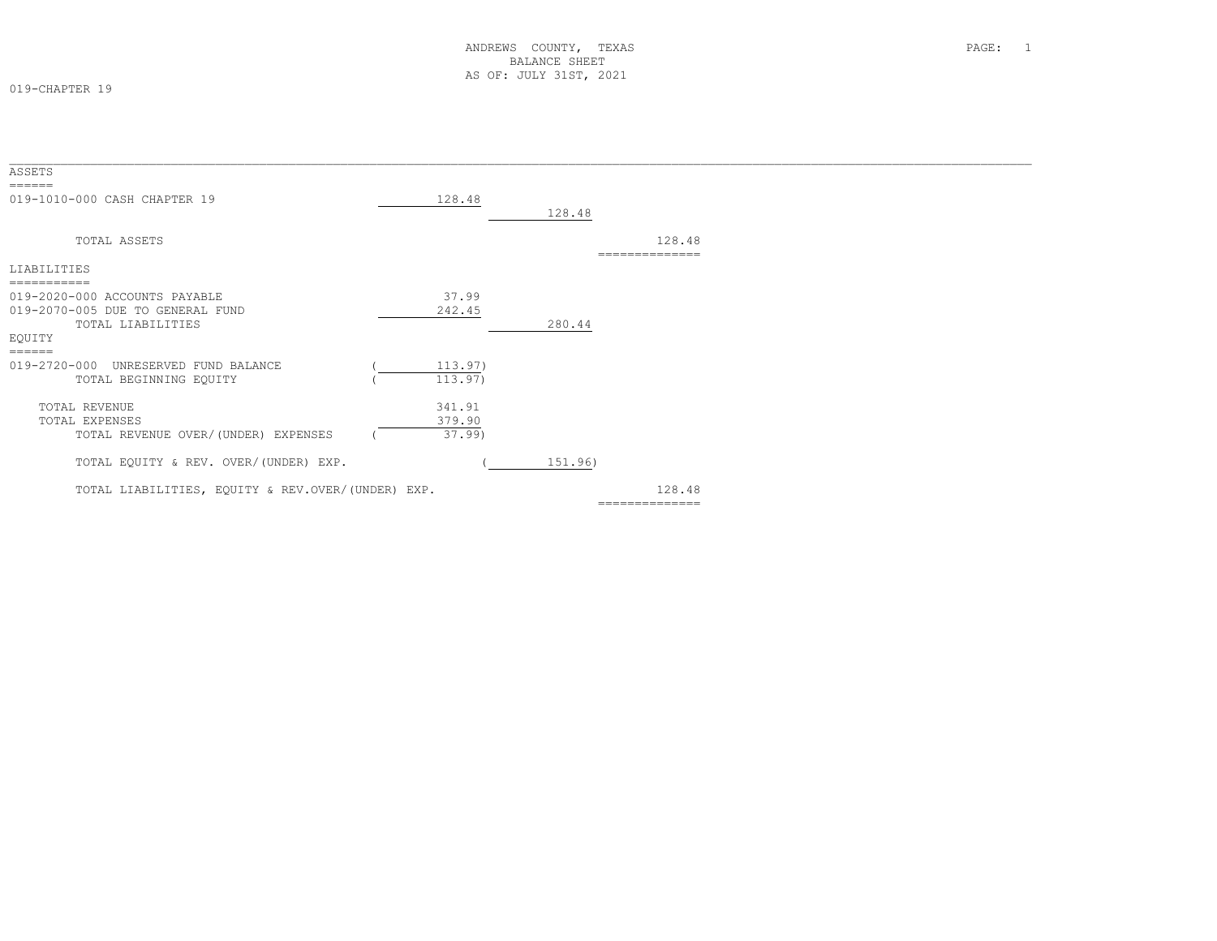ANDREWS COUNTY, TEXAS
BALANCE SHEET
AS OF: JULY 31ST, 2021

019-CHAPTER 19

| | | | |
|---|---|---|---|
| **ASSETS** | | | |
| 019-1010-000 CASH CHAPTER 19 | 128.48 | | |
| | | 128.48 | |
| TOTAL ASSETS | | | 128.48 |
| **LIABILITIES** | | | |
| 019-2020-000 ACCOUNTS PAYABLE | 37.99 | | |
| 019-2070-005 DUE TO GENERAL FUND | 242.45 | | |
| TOTAL LIABILITIES | | 280.44 | |
| **EQUITY** | | | |
| 019-2720-000 UNRESERVED FUND BALANCE | (113.97) | | |
| TOTAL BEGINNING EQUITY | (113.97) | | |
| TOTAL REVENUE | 341.91 | | |
| TOTAL EXPENSES | 379.90 | | |
| TOTAL REVENUE OVER/(UNDER) EXPENSES | (37.99) | | |
| TOTAL EQUITY & REV. OVER/(UNDER) EXP. | | (151.96) | |
| TOTAL LIABILITIES, EQUITY & REV.OVER/(UNDER) EXP. | | | 128.48 |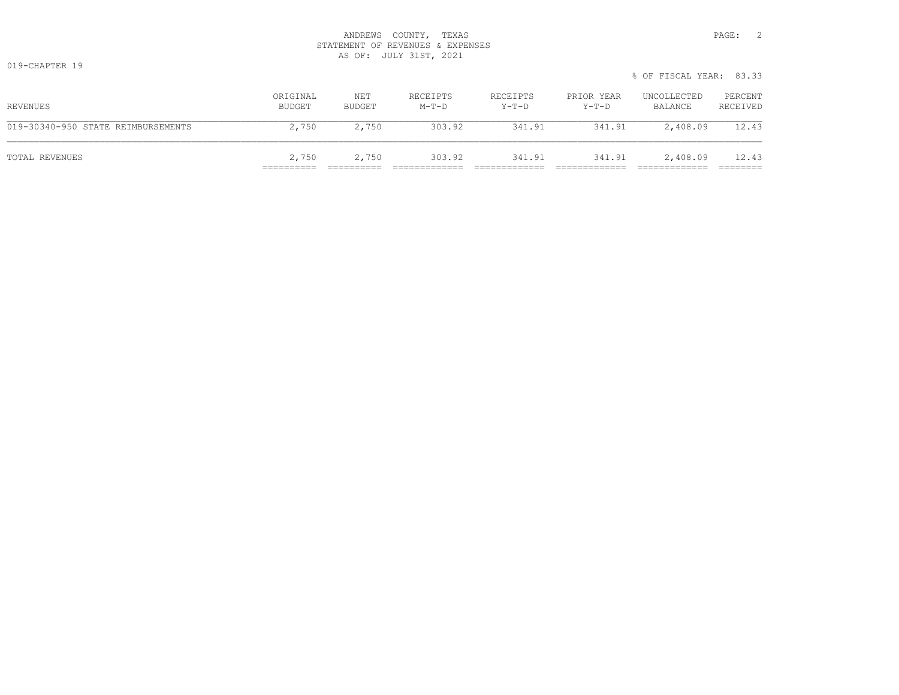ANDREWS COUNTY, TEXAS
STATEMENT OF REVENUES & EXPENSES
AS OF: JULY 31ST, 2021

019-CHAPTER 19

% OF FISCAL YEAR: 83.33

| REVENUES | ORIGINAL BUDGET | NET BUDGET | RECEIPTS M-T-D | RECEIPTS Y-T-D | PRIOR YEAR Y-T-D | UNCOLLECTED BALANCE | PERCENT RECEIVED |
|---|---|---|---|---|---|---|---|
| 019-30340-950 STATE REIMBURSEMENTS | 2,750 | 2,750 | 303.92 | 341.91 | 341.91 | 2,408.09 | 12.43 |
| TOTAL REVENUES | 2,750 | 2,750 | 303.92 | 341.91 | 341.91 | 2,408.09 | 12.43 |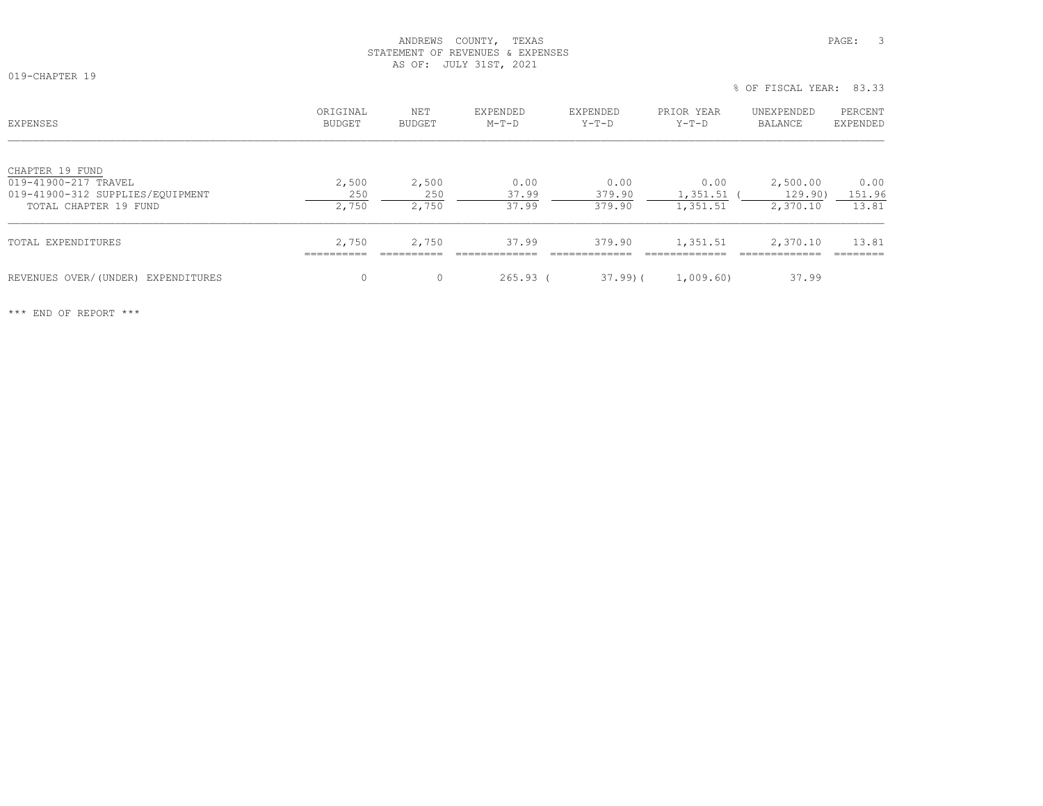ANDREWS COUNTY, TEXAS
STATEMENT OF REVENUES & EXPENSES
AS OF: JULY 31ST, 2021

019-CHAPTER 19

% OF FISCAL YEAR: 83.33

| EXPENSES | ORIGINAL BUDGET | NET BUDGET | EXPENDED M-T-D | EXPENDED Y-T-D | PRIOR YEAR Y-T-D | UNEXPENDED BALANCE | PERCENT EXPENDED |
|---|---|---|---|---|---|---|---|
| CHAPTER 19 FUND | | | | | | | |
| 019-41900-217 TRAVEL | 2,500 | 2,500 | 0.00 | 0.00 | 0.00 | 2,500.00 | 0.00 |
| 019-41900-312 SUPPLIES/EQUIPMENT | 250 | 250 | 37.99 | 379.90 | 1,351.51 | ( 129.90) | 151.96 |
| TOTAL CHAPTER 19 FUND | 2,750 | 2,750 | 37.99 | 379.90 | 1,351.51 | 2,370.10 | 13.81 |
| TOTAL EXPENDITURES | 2,750 | 2,750 | 37.99 | 379.90 | 1,351.51 | 2,370.10 | 13.81 |
| REVENUES OVER/(UNDER) EXPENDITURES | 0 | 0 | 265.93 | ( 37.99) | ( 1,009.60) | 37.99 | |

*** END OF REPORT ***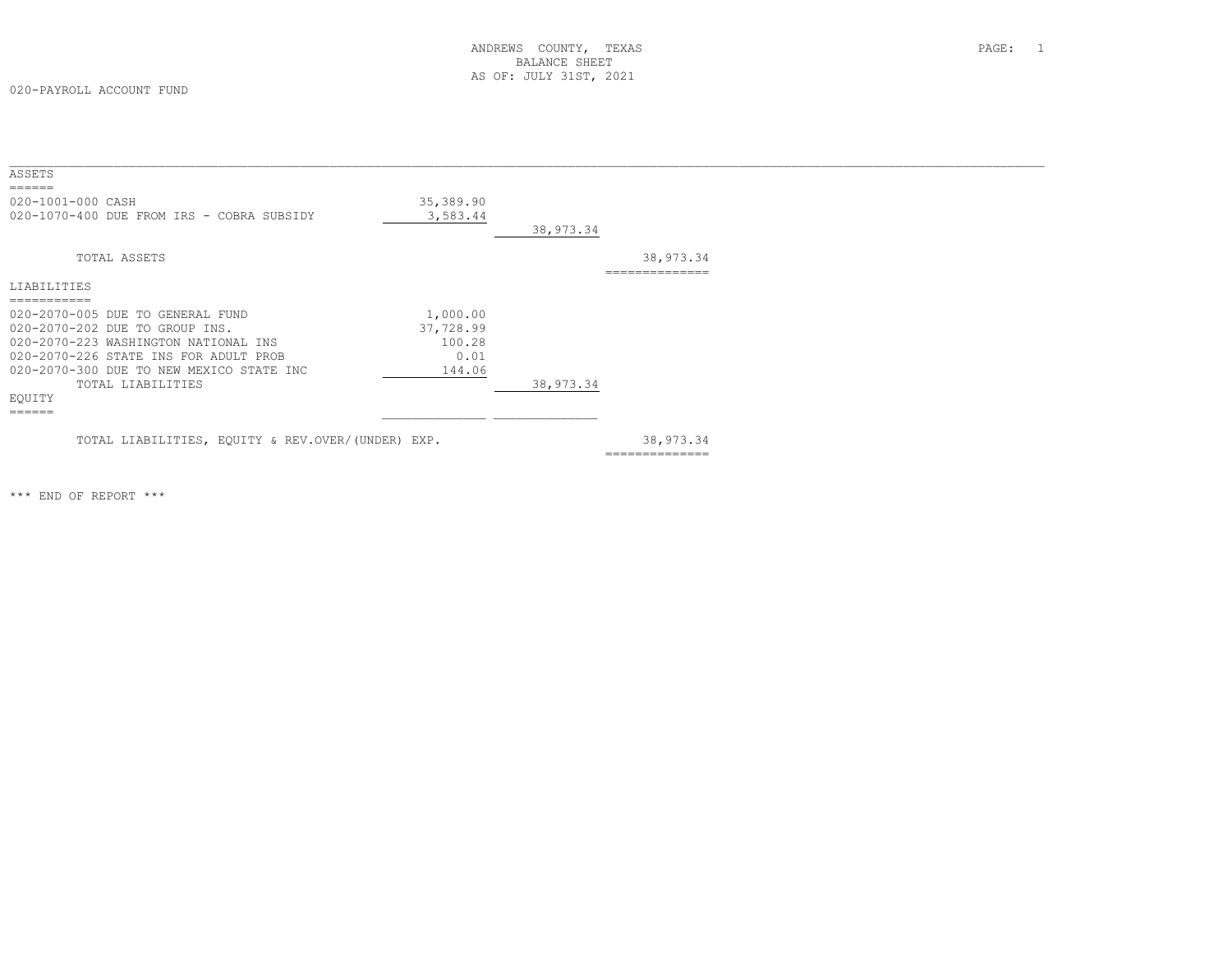ANDREWS COUNTY, TEXAS
BALANCE SHEET
AS OF: JULY 31ST, 2021

020-PAYROLL ACCOUNT FUND

| | | | |
|---|---|---|---|
| **ASSETS** | | | |
| 020-1001-000 CASH | 35,389.90 | | |
| 020-1070-400 DUE FROM IRS - COBRA SUBSIDY | 3,583.44 | | |
| | | 38,973.34 | |
| TOTAL ASSETS | | | 38,973.34 |
| **LIABILITIES** | | | |
| 020-2070-005 DUE TO GENERAL FUND | 1,000.00 | | |
| 020-2070-202 DUE TO GROUP INS. | 37,728.99 | | |
| 020-2070-223 WASHINGTON NATIONAL INS | 100.28 | | |
| 020-2070-226 STATE INS FOR ADULT PROB | 0.01 | | |
| 020-2070-300 DUE TO NEW MEXICO STATE INC | 144.06 | | |
| TOTAL LIABILITIES | | 38,973.34 | |
| **EQUITY** | | | |
| TOTAL LIABILITIES, EQUITY & REV.OVER/(UNDER) EXP. | | | 38,973.34 |

*** END OF REPORT ***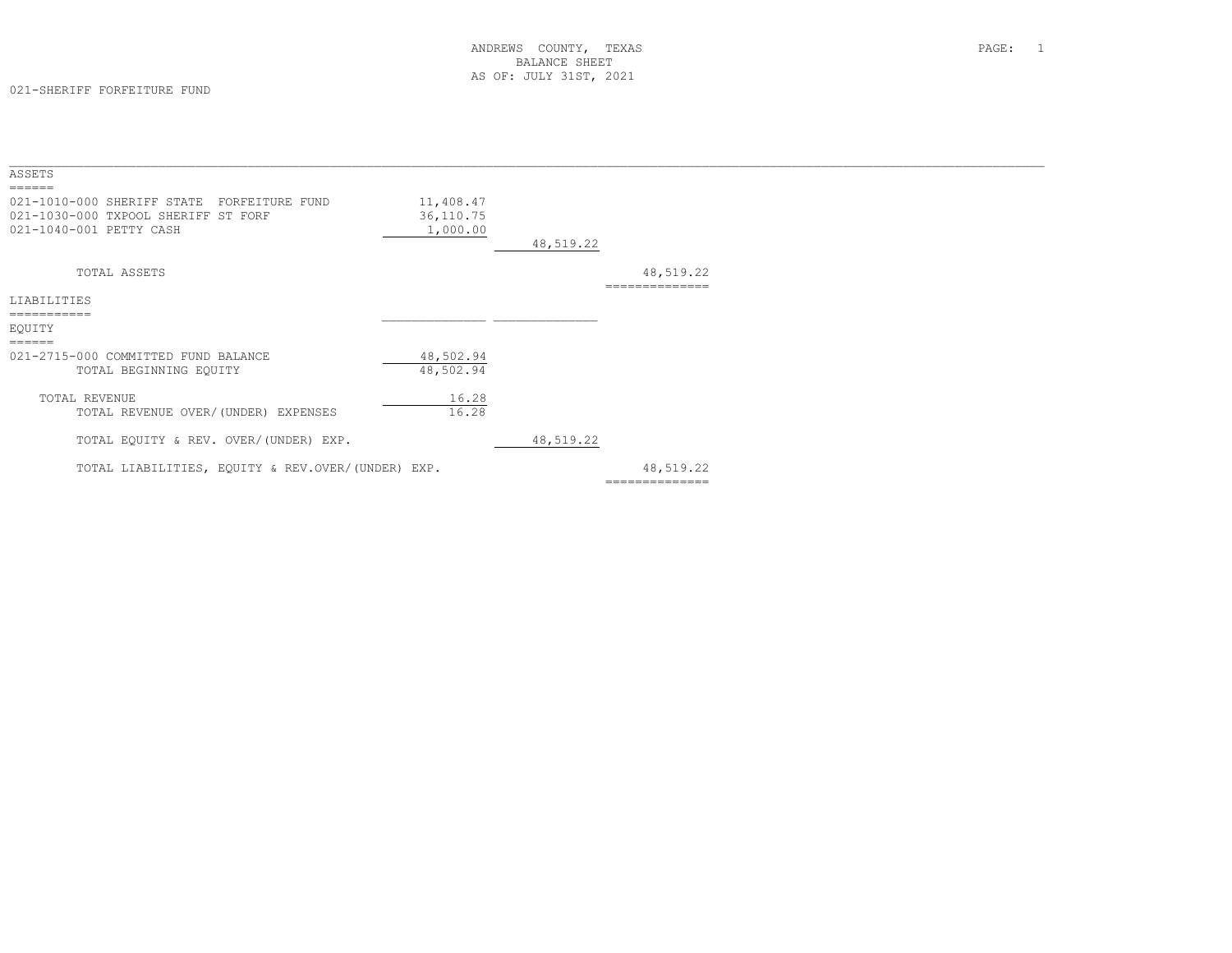ANDREWS COUNTY, TEXAS
BALANCE SHEET
AS OF: JULY 31ST, 2021

021-SHERIFF FORFEITURE FUND

| | | | |
|---|---|---|---|
| **ASSETS** | | | |
| 021-1010-000 SHERIFF STATE FORFEITURE FUND | 11,408.47 | | |
| 021-1030-000 TXPOOL SHERIFF ST FORF | 36,110.75 | | |
| 021-1040-001 PETTY CASH | 1,000.00 | | |
| | | 48,519.22 | |
| TOTAL ASSETS | | | 48,519.22 |
| **LIABILITIES** | | | |
| **EQUITY** | | | |
| 021-2715-000 COMMITTED FUND BALANCE | 48,502.94 | | |
| TOTAL BEGINNING EQUITY | 48,502.94 | | |
| TOTAL REVENUE | 16.28 | | |
| TOTAL REVENUE OVER/(UNDER) EXPENSES | 16.28 | | |
| TOTAL EQUITY & REV. OVER/(UNDER) EXP. | | 48,519.22 | |
| TOTAL LIABILITIES, EQUITY & REV.OVER/(UNDER) EXP. | | | 48,519.22 |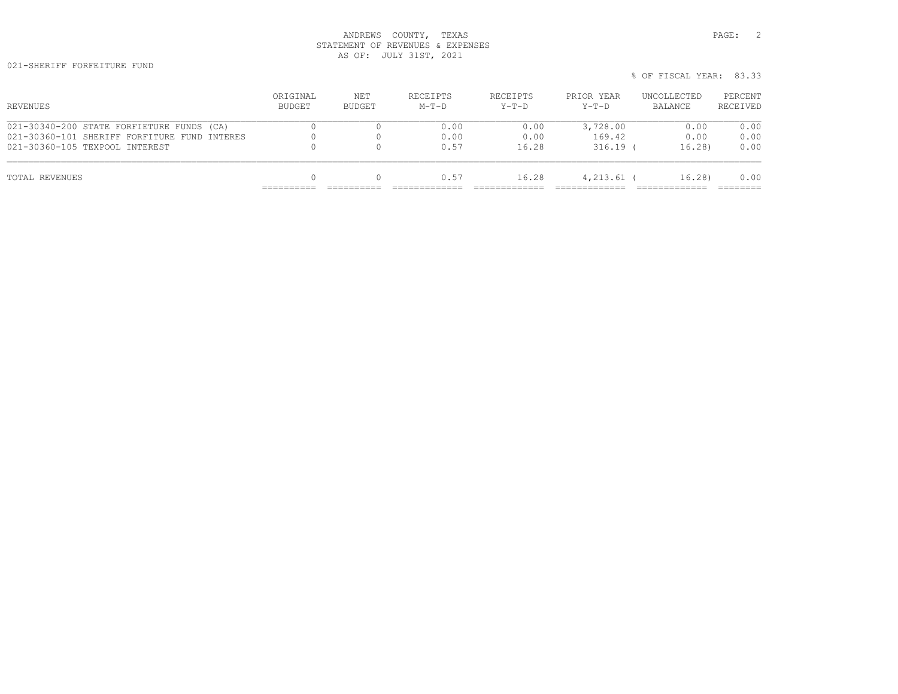ANDREWS COUNTY, TEXAS
STATEMENT OF REVENUES & EXPENSES
AS OF: JULY 31ST, 2021

021-SHERIFF FORFEITURE FUND

% OF FISCAL YEAR: 83.33

| REVENUES | ORIGINAL BUDGET | NET BUDGET | RECEIPTS M-T-D | RECEIPTS Y-T-D | PRIOR YEAR Y-T-D | UNCOLLECTED BALANCE | PERCENT RECEIVED |
|---|---|---|---|---|---|---|---|
| 021-30340-200 STATE FORFIETURE FUNDS (CA) | 0 | 0 | 0.00 | 0.00 | 3,728.00 | 0.00 | 0.00 |
| 021-30360-101 SHERIFF FORFITURE FUND INTERES | 0 | 0 | 0.00 | 0.00 | 169.42 | 0.00 | 0.00 |
| 021-30360-105 TEXPOOL INTEREST | 0 | 0 | 0.57 | 16.28 | 316.19 | ( 16.28) | 0.00 |
| TOTAL REVENUES | 0 | 0 | 0.57 | 16.28 | 4,213.61 | ( 16.28) | 0.00 |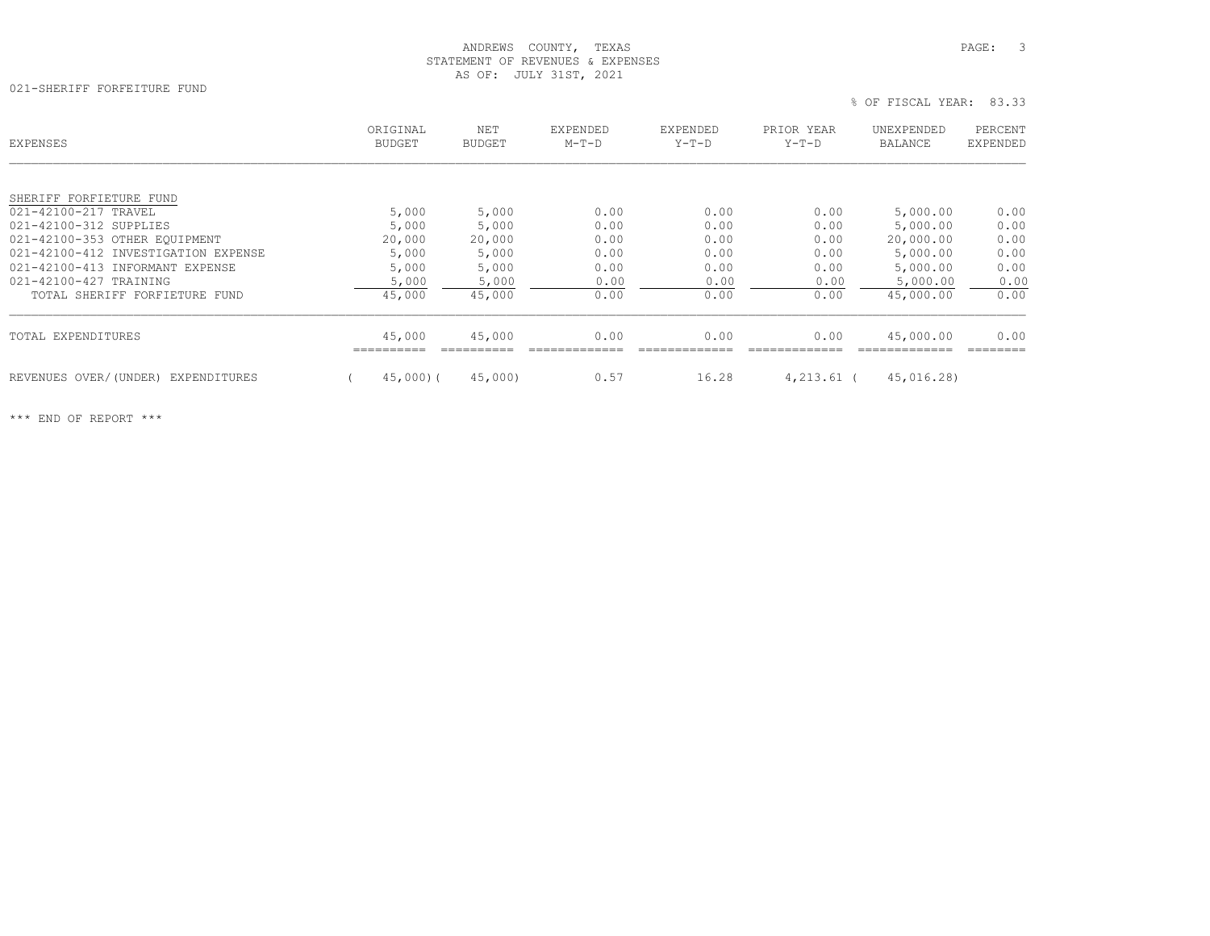ANDREWS COUNTY, TEXAS
STATEMENT OF REVENUES & EXPENSES
AS OF: JULY 31ST, 2021

021-SHERIFF FORFEITURE FUND

% OF FISCAL YEAR: 83.33

| EXPENSES | ORIGINAL BUDGET | NET BUDGET | EXPENDED M-T-D | EXPENDED Y-T-D | PRIOR YEAR Y-T-D | UNEXPENDED BALANCE | PERCENT EXPENDED |
|---|---|---|---|---|---|---|---|
| SHERIFF FORFIETURE FUND | | | | | | | |
| 021-42100-217 TRAVEL | 5,000 | 5,000 | 0.00 | 0.00 | 0.00 | 5,000.00 | 0.00 |
| 021-42100-312 SUPPLIES | 5,000 | 5,000 | 0.00 | 0.00 | 0.00 | 5,000.00 | 0.00 |
| 021-42100-353 OTHER EQUIPMENT | 20,000 | 20,000 | 0.00 | 0.00 | 0.00 | 20,000.00 | 0.00 |
| 021-42100-412 INVESTIGATION EXPENSE | 5,000 | 5,000 | 0.00 | 0.00 | 0.00 | 5,000.00 | 0.00 |
| 021-42100-413 INFORMANT EXPENSE | 5,000 | 5,000 | 0.00 | 0.00 | 0.00 | 5,000.00 | 0.00 |
| 021-42100-427 TRAINING | 5,000 | 5,000 | 0.00 | 0.00 | 0.00 | 5,000.00 | 0.00 |
| TOTAL SHERIFF FORFIETURE FUND | 45,000 | 45,000 | 0.00 | 0.00 | 0.00 | 45,000.00 | 0.00 |
| TOTAL EXPENDITURES | 45,000 | 45,000 | 0.00 | 0.00 | 0.00 | 45,000.00 | 0.00 |
| REVENUES OVER/(UNDER) EXPENDITURES | ( 45,000) | ( 45,000) | 0.57 | 16.28 | 4,213.61 | ( 45,016.28) | |

*** END OF REPORT ***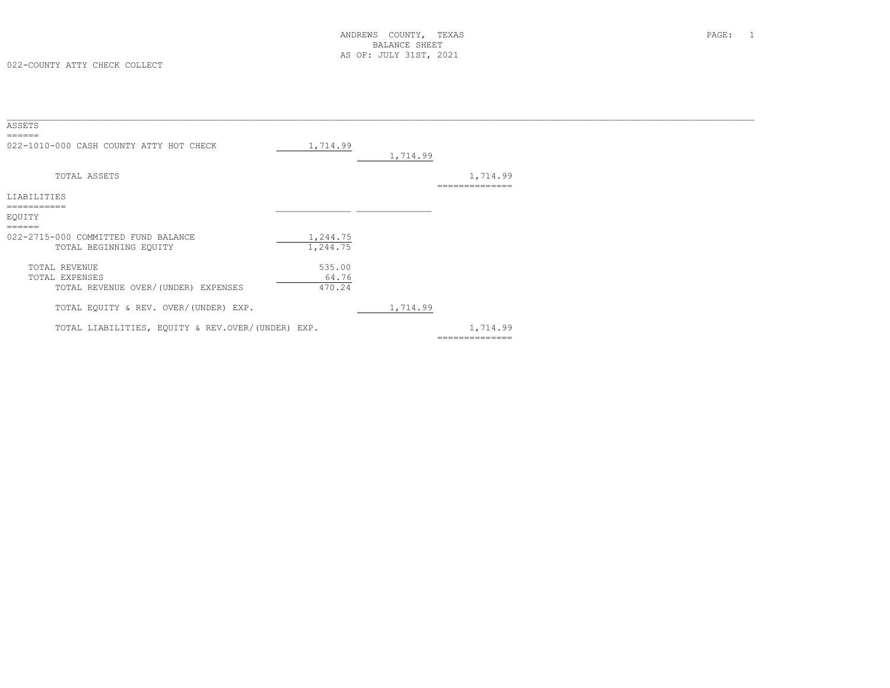ANDREWS COUNTY, TEXAS
BALANCE SHEET
AS OF: JULY 31ST, 2021

022-COUNTY ATTY CHECK COLLECT

| | | | |
|---|---|---|---|
| **ASSETS** | | | |
| 022-1010-000 CASH COUNTY ATTY HOT CHECK | 1,714.99 | | |
| | | 1,714.99 | |
| TOTAL ASSETS | | | 1,714.99 |
| **LIABILITIES** | | | |
| **EQUITY** | | | |
| 022-2715-000 COMMITTED FUND BALANCE | 1,244.75 | | |
| TOTAL BEGINNING EQUITY | 1,244.75 | | |
| TOTAL REVENUE | 535.00 | | |
| TOTAL EXPENSES | 64.76 | | |
| TOTAL REVENUE OVER/(UNDER) EXPENSES | 470.24 | | |
| TOTAL EQUITY & REV. OVER/(UNDER) EXP. | | 1,714.99 | |
| TOTAL LIABILITIES, EQUITY & REV.OVER/(UNDER) EXP. | | | 1,714.99 |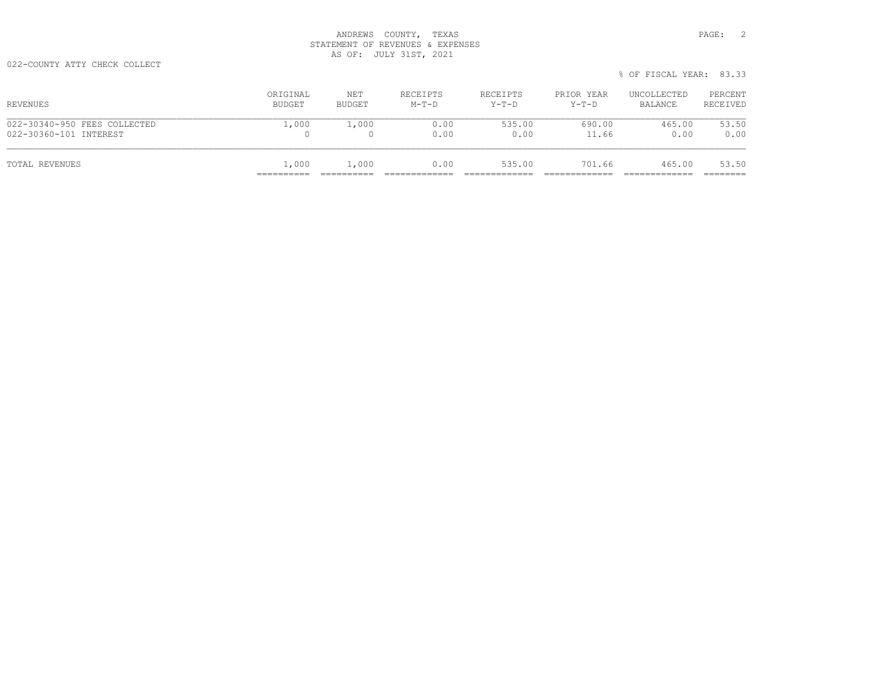ANDREWS COUNTY, TEXAS
STATEMENT OF REVENUES & EXPENSES
AS OF: JULY 31ST, 2021

022-COUNTY ATTY CHECK COLLECT

% OF FISCAL YEAR: 83.33

| REVENUES | ORIGINAL BUDGET | NET BUDGET | RECEIPTS M-T-D | RECEIPTS Y-T-D | PRIOR YEAR Y-T-D | UNCOLLECTED BALANCE | PERCENT RECEIVED |
|---|---|---|---|---|---|---|---|
| 022-30340-950 FEES COLLECTED | 1,000 | 1,000 | 0.00 | 535.00 | 690.00 | 465.00 | 53.50 |
| 022-30360-101 INTEREST | 0 | 0 | 0.00 | 0.00 | 11.66 | 0.00 | 0.00 |
| TOTAL REVENUES | 1,000 | 1,000 | 0.00 | 535.00 | 701.66 | 465.00 | 53.50 |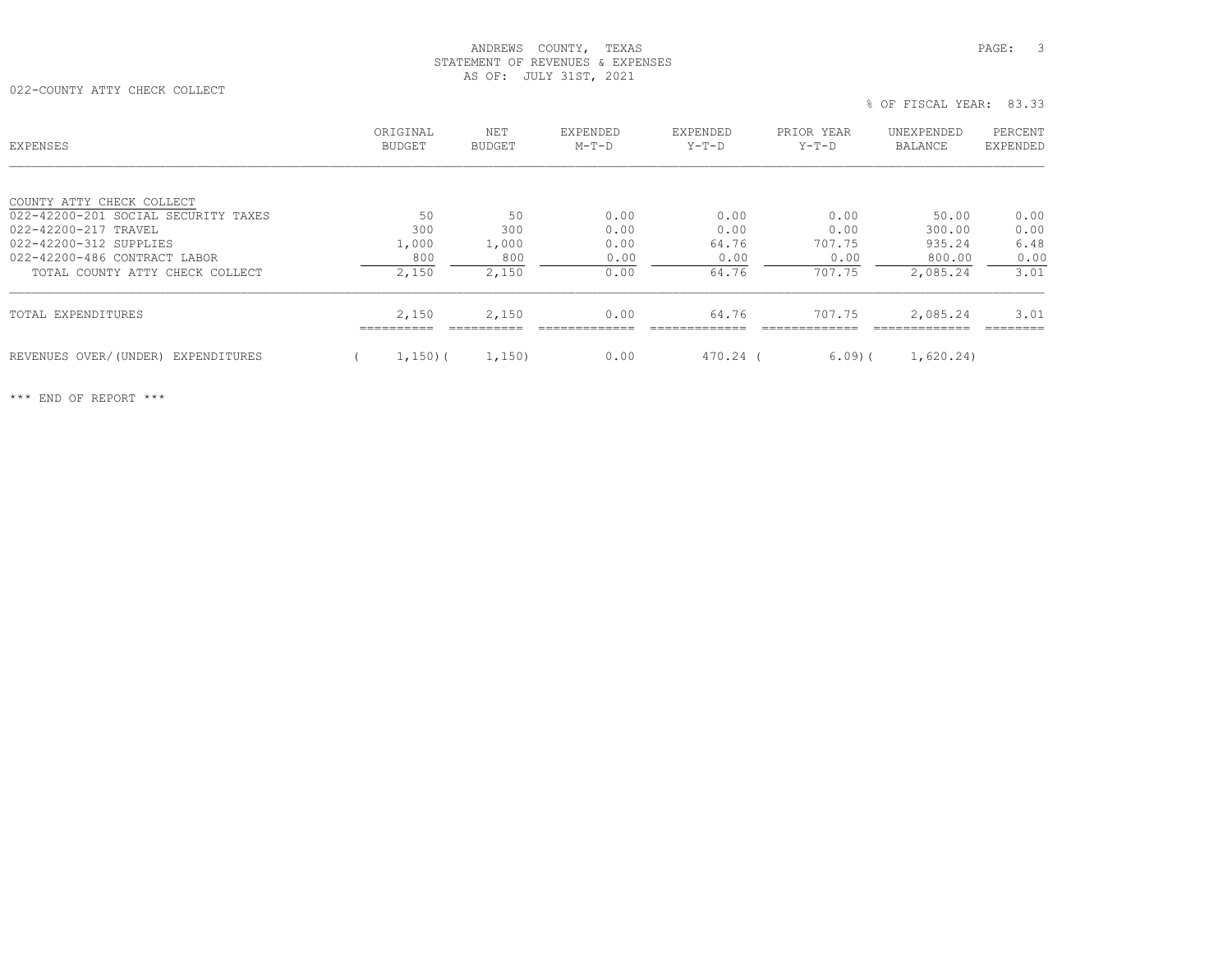ANDREWS COUNTY, TEXAS
STATEMENT OF REVENUES & EXPENSES
AS OF: JULY 31ST, 2021

022-COUNTY ATTY CHECK COLLECT

% OF FISCAL YEAR: 83.33

| EXPENSES | ORIGINAL BUDGET | NET BUDGET | EXPENDED M-T-D | EXPENDED Y-T-D | PRIOR YEAR Y-T-D | UNEXPENDED BALANCE | PERCENT EXPENDED |
|---|---|---|---|---|---|---|---|
| COUNTY ATTY CHECK COLLECT | | | | | | | |
| 022-42200-201 SOCIAL SECURITY TAXES | 50 | 50 | 0.00 | 0.00 | 0.00 | 50.00 | 0.00 |
| 022-42200-217 TRAVEL | 300 | 300 | 0.00 | 0.00 | 0.00 | 300.00 | 0.00 |
| 022-42200-312 SUPPLIES | 1,000 | 1,000 | 0.00 | 64.76 | 707.75 | 935.24 | 6.48 |
| 022-42200-486 CONTRACT LABOR | 800 | 800 | 0.00 | 0.00 | 0.00 | 800.00 | 0.00 |
| TOTAL COUNTY ATTY CHECK COLLECT | 2,150 | 2,150 | 0.00 | 64.76 | 707.75 | 2,085.24 | 3.01 |
| TOTAL EXPENDITURES | 2,150 | 2,150 | 0.00 | 64.76 | 707.75 | 2,085.24 | 3.01 |
| REVENUES OVER/(UNDER) EXPENDITURES | ( 1,150) | ( 1,150) | 0.00 | 470.24 | ( 6.09) | ( 1,620.24) | |

*** END OF REPORT ***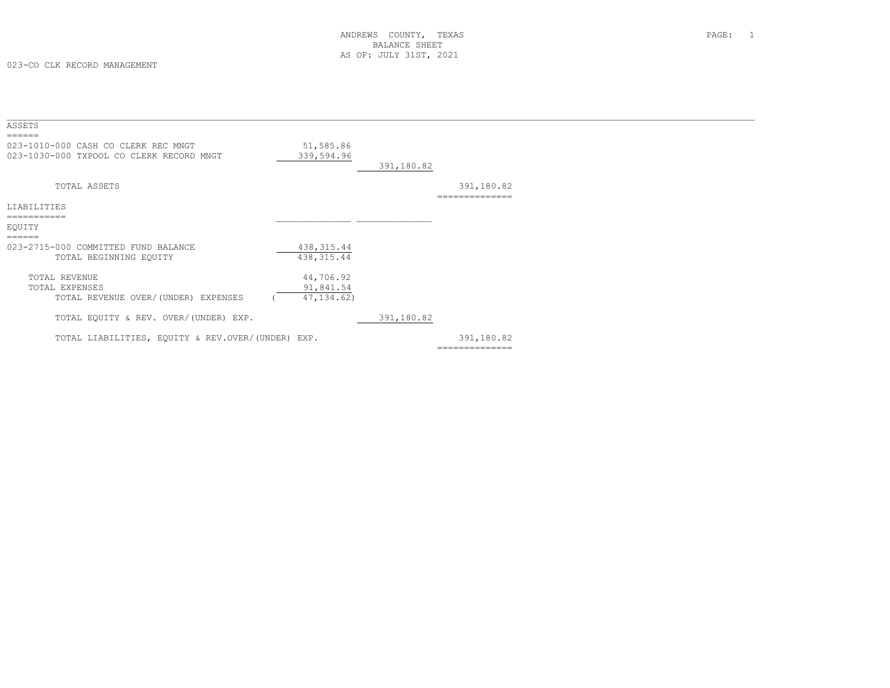ANDREWS COUNTY, TEXAS
BALANCE SHEET
AS OF: JULY 31ST, 2021

023-CO CLK RECORD MANAGEMENT

| | | | |
|---|---|---|---|
| **ASSETS** | | | |
| 023-1010-000 CASH CO CLERK REC MNGT | 51,585.86 | | |
| 023-1030-000 TXPOOL CO CLERK RECORD MNGT | 339,594.96 | | |
| | | 391,180.82 | |
| TOTAL ASSETS | | | 391,180.82 |
| **LIABILITIES** | | | |
| **EQUITY** | | | |
| 023-2715-000 COMMITTED FUND BALANCE | 438,315.44 | | |
| TOTAL BEGINNING EQUITY | 438,315.44 | | |
| TOTAL REVENUE | 44,706.92 | | |
| TOTAL EXPENSES | 91,841.54 | | |
| TOTAL REVENUE OVER/(UNDER) EXPENSES | ( 47,134.62) | | |
| TOTAL EQUITY & REV. OVER/(UNDER) EXP. | | 391,180.82 | |
| TOTAL LIABILITIES, EQUITY & REV.OVER/(UNDER) EXP. | | | 391,180.82 |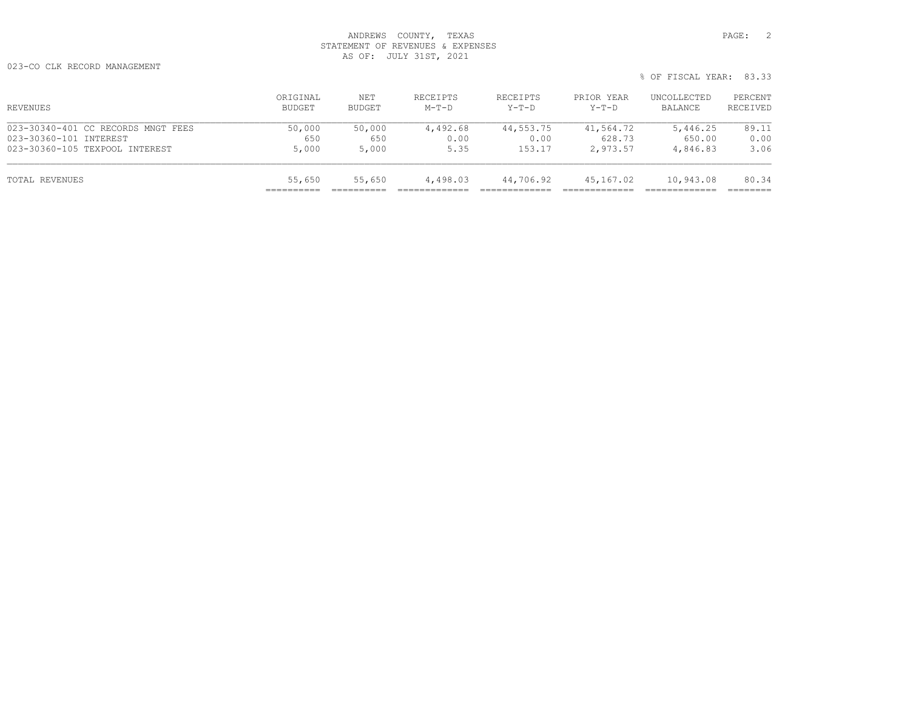ANDREWS COUNTY, TEXAS
STATEMENT OF REVENUES & EXPENSES
AS OF: JULY 31ST, 2021

023-CO CLK RECORD MANAGEMENT

% OF FISCAL YEAR: 83.33

| REVENUES | ORIGINAL BUDGET | NET BUDGET | RECEIPTS M-T-D | RECEIPTS Y-T-D | PRIOR YEAR Y-T-D | UNCOLLECTED BALANCE | PERCENT RECEIVED |
|---|---|---|---|---|---|---|---|
| 023-30340-401 CC RECORDS MNGT FEES | 50,000 | 50,000 | 4,492.68 | 44,553.75 | 41,564.72 | 5,446.25 | 89.11 |
| 023-30360-101 INTEREST | 650 | 650 | 0.00 | 0.00 | 628.73 | 650.00 | 0.00 |
| 023-30360-105 TEXPOOL INTEREST | 5,000 | 5,000 | 5.35 | 153.17 | 2,973.57 | 4,846.83 | 3.06 |
| TOTAL REVENUES | 55,650 | 55,650 | 4,498.03 | 44,706.92 | 45,167.02 | 10,943.08 | 80.34 |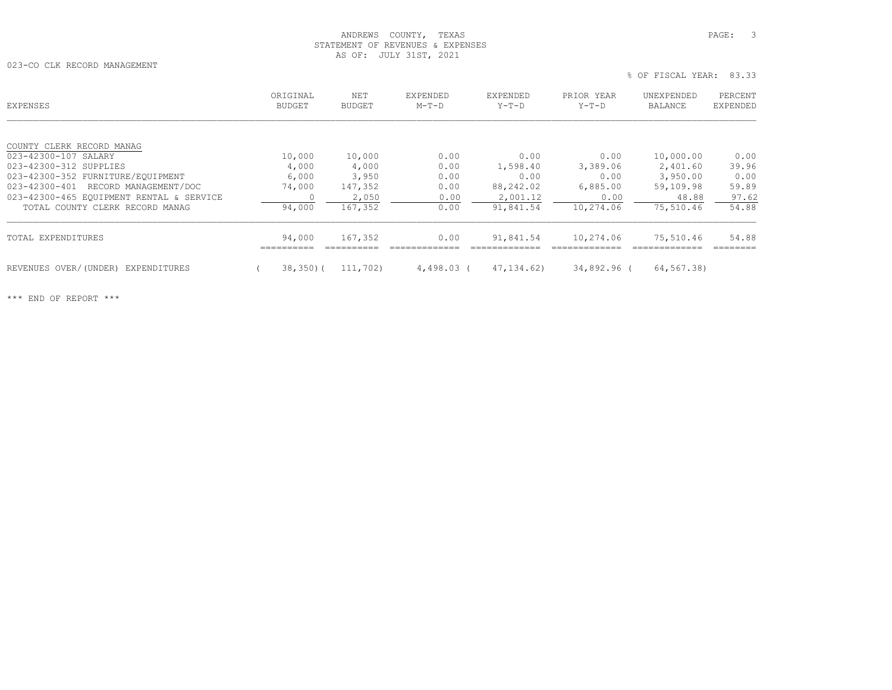ANDREWS COUNTY, TEXAS
STATEMENT OF REVENUES & EXPENSES
AS OF: JULY 31ST, 2021

023-CO CLK RECORD MANAGEMENT

% OF FISCAL YEAR: 83.33

| EXPENSES | ORIGINAL BUDGET | NET BUDGET | EXPENDED M-T-D | EXPENDED Y-T-D | PRIOR YEAR Y-T-D | UNEXPENDED BALANCE | PERCENT EXPENDED |
|---|---|---|---|---|---|---|---|
| COUNTY CLERK RECORD MANAG | | | | | | | |
| 023-42300-107 SALARY | 10,000 | 10,000 | 0.00 | 0.00 | 0.00 | 10,000.00 | 0.00 |
| 023-42300-312 SUPPLIES | 4,000 | 4,000 | 0.00 | 1,598.40 | 3,389.06 | 2,401.60 | 39.96 |
| 023-42300-352 FURNITURE/EQUIPMENT | 6,000 | 3,950 | 0.00 | 0.00 | 0.00 | 3,950.00 | 0.00 |
| 023-42300-401 RECORD MANAGEMENT/DOC | 74,000 | 147,352 | 0.00 | 88,242.02 | 6,885.00 | 59,109.98 | 59.89 |
| 023-42300-465 EQUIPMENT RENTAL & SERVICE | 0 | 2,050 | 0.00 | 2,001.12 | 0.00 | 48.88 | 97.62 |
| TOTAL COUNTY CLERK RECORD MANAG | 94,000 | 167,352 | 0.00 | 91,841.54 | 10,274.06 | 75,510.46 | 54.88 |
| TOTAL EXPENDITURES | 94,000 | 167,352 | 0.00 | 91,841.54 | 10,274.06 | 75,510.46 | 54.88 |
| REVENUES OVER/(UNDER) EXPENDITURES | ( 38,350) | ( 111,702) | 4,498.03 | ( 47,134.62) | 34,892.96 | ( 64,567.38) | |

*** END OF REPORT ***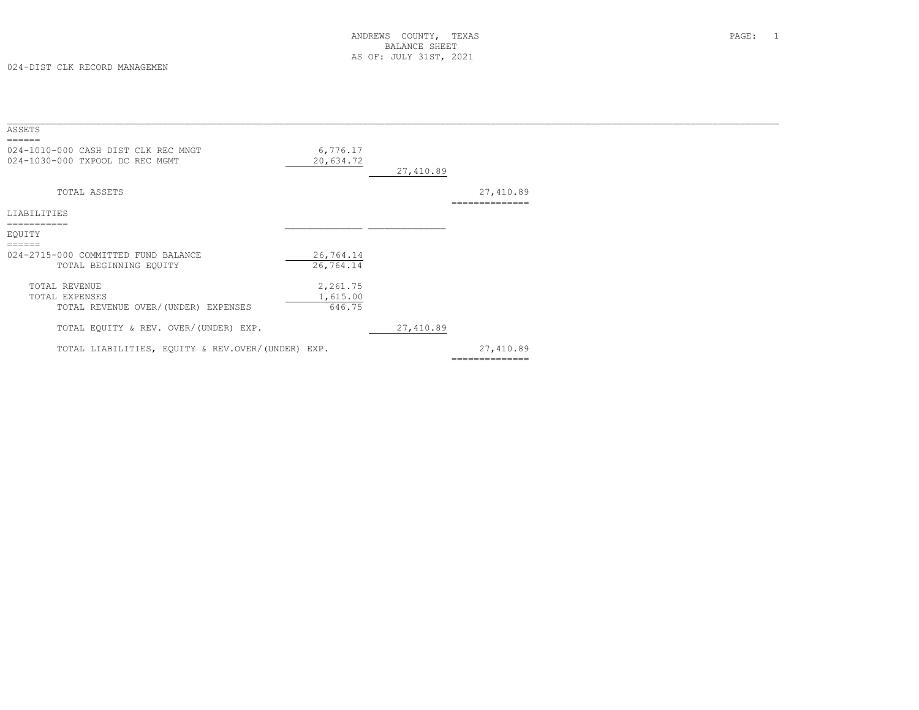ANDREWS COUNTY, TEXAS
BALANCE SHEET
AS OF: JULY 31ST, 2021

024-DIST CLK RECORD MANAGEMEN

| | | | |
|---|---|---|---|
| **ASSETS** | | | |
| 024-1010-000 CASH DIST CLK REC MNGT | 6,776.17 | | |
| 024-1030-000 TXPOOL DC REC MGMT | 20,634.72 | | |
| | | 27,410.89 | |
| TOTAL ASSETS | | | 27,410.89 |
| **LIABILITIES** | | | |
| **EQUITY** | | | |
| 024-2715-000 COMMITTED FUND BALANCE | 26,764.14 | | |
| TOTAL BEGINNING EQUITY | 26,764.14 | | |
| TOTAL REVENUE | 2,261.75 | | |
| TOTAL EXPENSES | 1,615.00 | | |
| TOTAL REVENUE OVER/(UNDER) EXPENSES | 646.75 | | |
| TOTAL EQUITY & REV. OVER/(UNDER) EXP. | | 27,410.89 | |
| TOTAL LIABILITIES, EQUITY & REV.OVER/(UNDER) EXP. | | | 27,410.89 |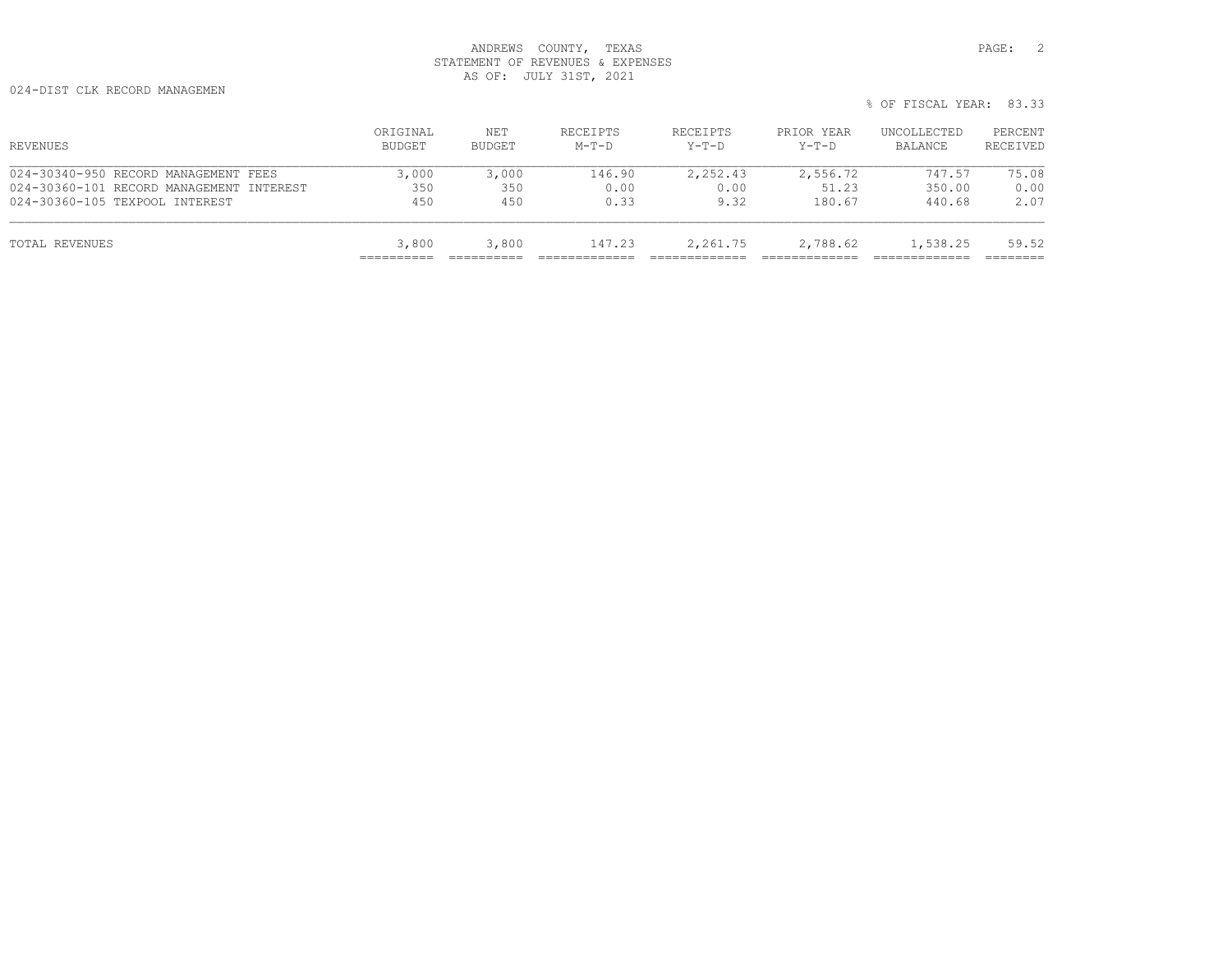ANDREWS COUNTY, TEXAS
STATEMENT OF REVENUES & EXPENSES
AS OF: JULY 31ST, 2021

024-DIST CLK RECORD MANAGEMEN

% OF FISCAL YEAR: 83.33

| REVENUES | ORIGINAL BUDGET | NET BUDGET | RECEIPTS M-T-D | RECEIPTS Y-T-D | PRIOR YEAR Y-T-D | UNCOLLECTED BALANCE | PERCENT RECEIVED |
|---|---|---|---|---|---|---|---|
| 024-30340-950 RECORD MANAGEMENT FEES | 3,000 | 3,000 | 146.90 | 2,252.43 | 2,556.72 | 747.57 | 75.08 |
| 024-30360-101 RECORD MANAGEMENT INTEREST | 350 | 350 | 0.00 | 0.00 | 51.23 | 350.00 | 0.00 |
| 024-30360-105 TEXPOOL INTEREST | 450 | 450 | 0.33 | 9.32 | 180.67 | 440.68 | 2.07 |
| TOTAL REVENUES | 3,800 | 3,800 | 147.23 | 2,261.75 | 2,788.62 | 1,538.25 | 59.52 |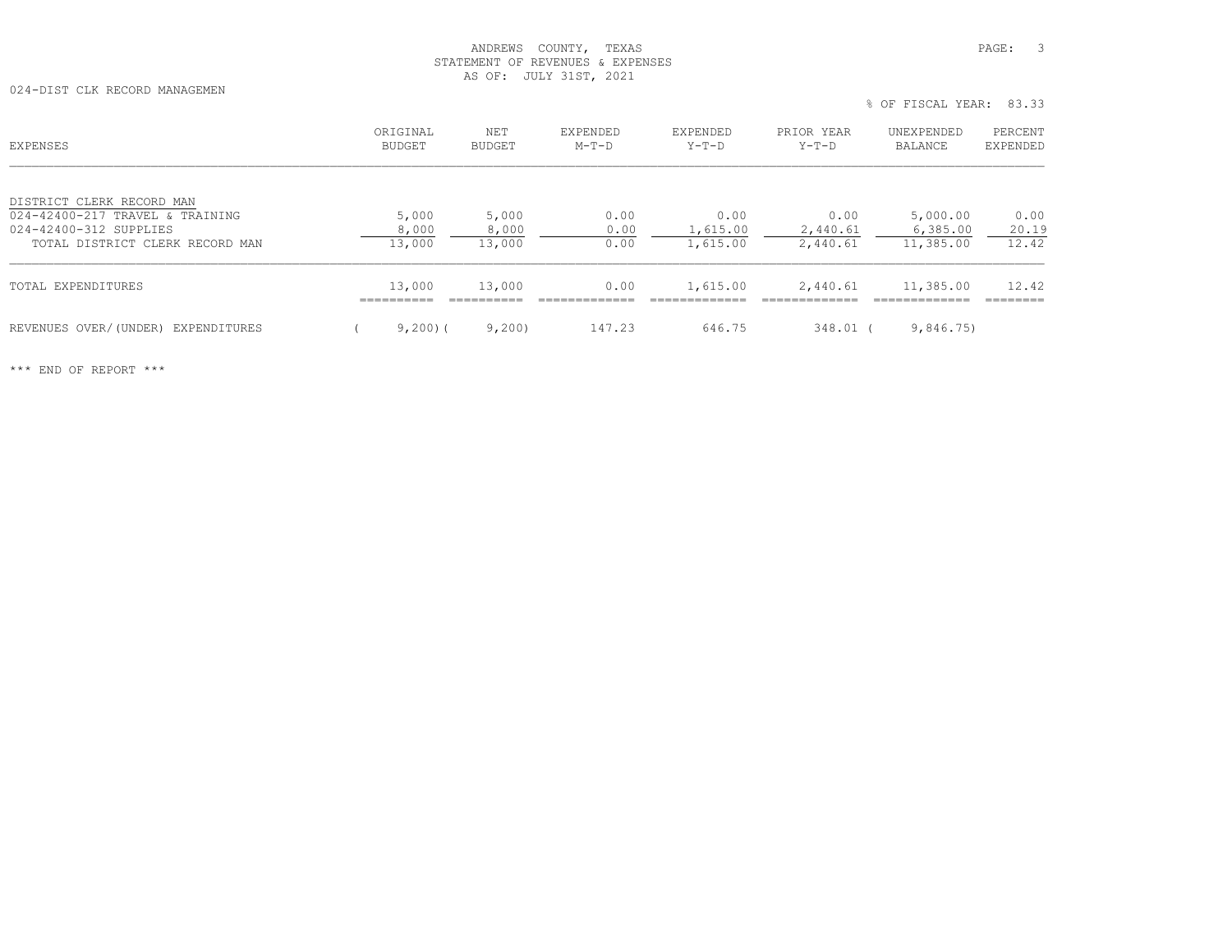ANDREWS COUNTY, TEXAS
STATEMENT OF REVENUES & EXPENSES
AS OF: JULY 31ST, 2021

024-DIST CLK RECORD MANAGEMEN

% OF FISCAL YEAR: 83.33

| EXPENSES | ORIGINAL BUDGET | NET BUDGET | EXPENDED M-T-D | EXPENDED Y-T-D | PRIOR YEAR Y-T-D | UNEXPENDED BALANCE | PERCENT EXPENDED |
|---|---|---|---|---|---|---|---|
| DISTRICT CLERK RECORD MAN | | | | | | | |
| 024-42400-217 TRAVEL & TRAINING | 5,000 | 5,000 | 0.00 | 0.00 | 0.00 | 5,000.00 | 0.00 |
| 024-42400-312 SUPPLIES | 8,000 | 8,000 | 0.00 | 1,615.00 | 2,440.61 | 6,385.00 | 20.19 |
| TOTAL DISTRICT CLERK RECORD MAN | 13,000 | 13,000 | 0.00 | 1,615.00 | 2,440.61 | 11,385.00 | 12.42 |
| TOTAL EXPENDITURES | 13,000 | 13,000 | 0.00 | 1,615.00 | 2,440.61 | 11,385.00 | 12.42 |
| REVENUES OVER/(UNDER) EXPENDITURES | ( 9,200) | ( 9,200) | 147.23 | 646.75 | 348.01 | ( 9,846.75) | |

*** END OF REPORT ***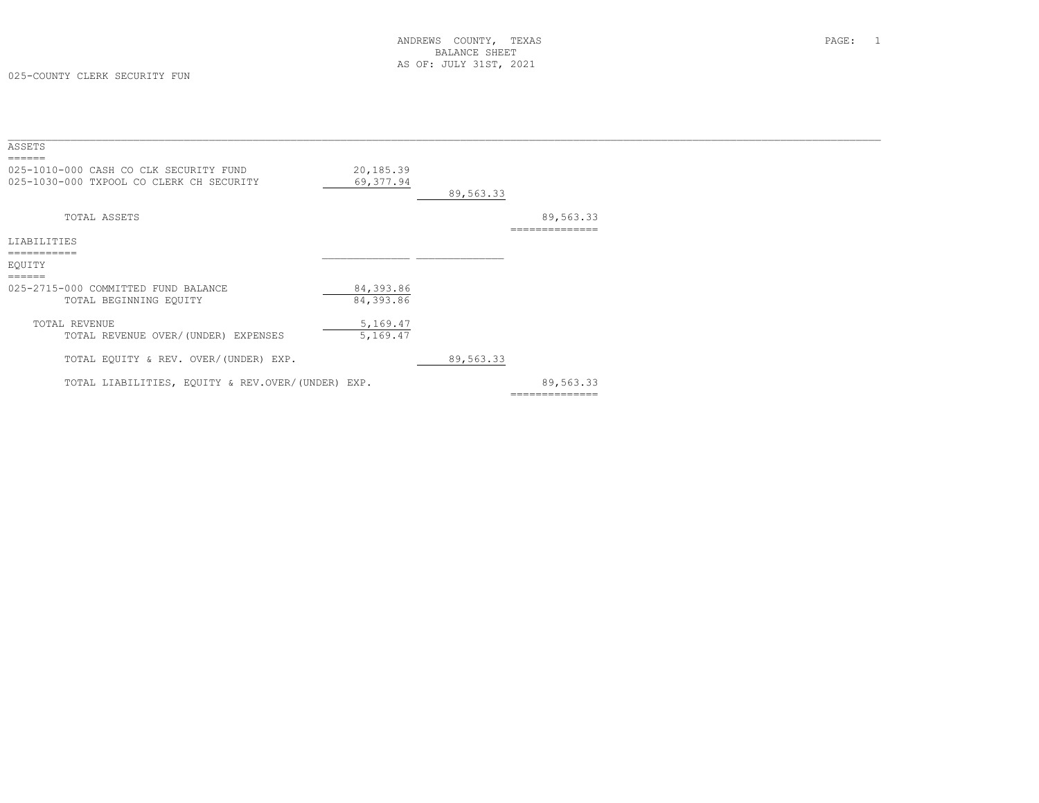ANDREWS COUNTY, TEXAS
BALANCE SHEET
AS OF: JULY 31ST, 2021

025-COUNTY CLERK SECURITY FUN

## ASSETS

| Account | | | |
|---|---|---|---|
| 025-1010-000 CASH CO CLK SECURITY FUND | 20,185.39 | | |
| 025-1030-000 TXPOOL CO CLERK CH SECURITY | 69,377.94 | | |
| | | 89,563.33 | |
| TOTAL ASSETS | | | 89,563.33 |

## LIABILITIES

## EQUITY

| Account | | | |
|---|---|---|---|
| 025-2715-000 COMMITTED FUND BALANCE | 84,393.86 | | |
| TOTAL BEGINNING EQUITY | 84,393.86 | | |
| TOTAL REVENUE | 5,169.47 | | |
| TOTAL REVENUE OVER/(UNDER) EXPENSES | 5,169.47 | | |
| TOTAL EQUITY & REV. OVER/(UNDER) EXP. | | 89,563.33 | |
| TOTAL LIABILITIES, EQUITY & REV.OVER/(UNDER) EXP. | | | 89,563.33 |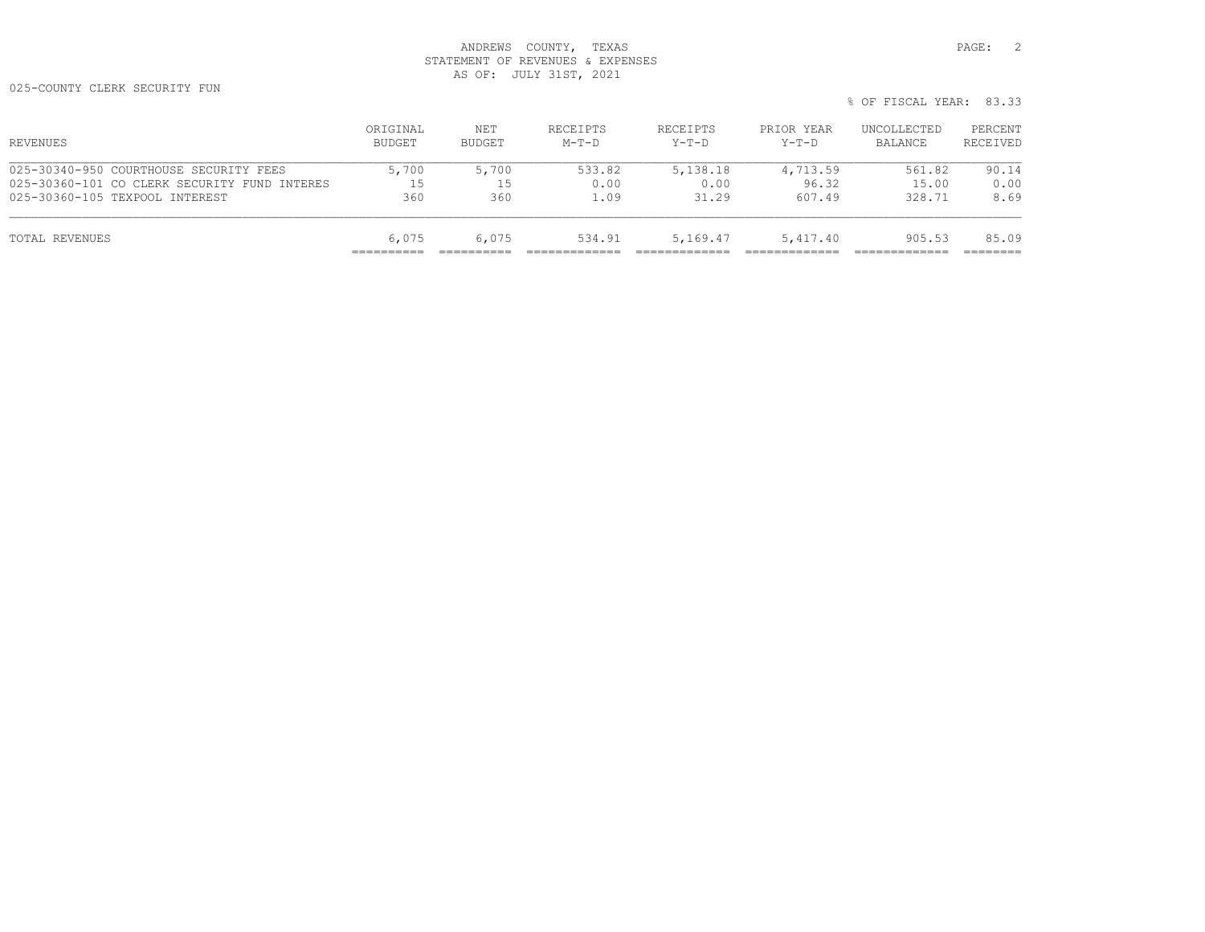ANDREWS COUNTY, TEXAS
STATEMENT OF REVENUES & EXPENSES
AS OF: JULY 31ST, 2021

025-COUNTY CLERK SECURITY FUN

% OF FISCAL YEAR: 83.33

| REVENUES | ORIGINAL BUDGET | NET BUDGET | RECEIPTS M-T-D | RECEIPTS Y-T-D | PRIOR YEAR Y-T-D | UNCOLLECTED BALANCE | PERCENT RECEIVED |
|---|---|---|---|---|---|---|---|
| 025-30340-950 COURTHOUSE SECURITY FEES | 5,700 | 5,700 | 533.82 | 5,138.18 | 4,713.59 | 561.82 | 90.14 |
| 025-30360-101 CO CLERK SECURITY FUND INTERES | 15 | 15 | 0.00 | 0.00 | 96.32 | 15.00 | 0.00 |
| 025-30360-105 TEXPOOL INTEREST | 360 | 360 | 1.09 | 31.29 | 607.49 | 328.71 | 8.69 |
| TOTAL REVENUES | 6,075 | 6,075 | 534.91 | 5,169.47 | 5,417.40 | 905.53 | 85.09 |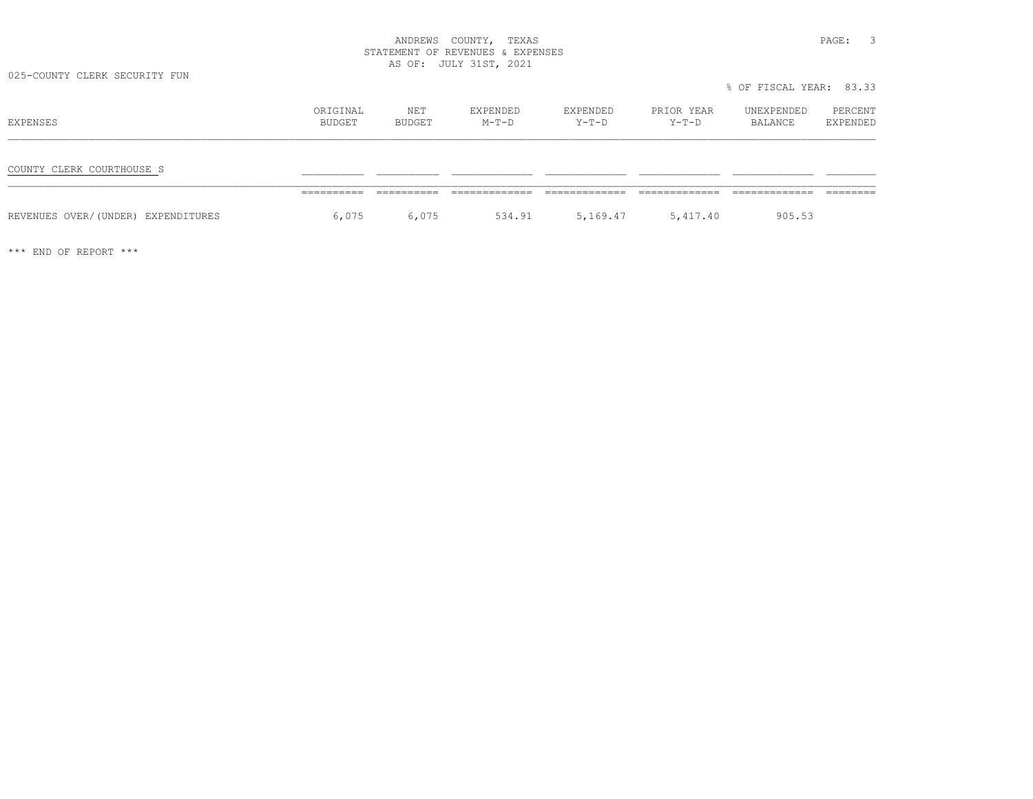ANDREWS COUNTY, TEXAS
STATEMENT OF REVENUES & EXPENSES
AS OF: JULY 31ST, 2021

025-COUNTY CLERK SECURITY FUN

% OF FISCAL YEAR: 83.33

| EXPENSES | ORIGINAL BUDGET | NET BUDGET | EXPENDED M-T-D | EXPENDED Y-T-D | PRIOR YEAR Y-T-D | UNEXPENDED BALANCE | PERCENT EXPENDED |
|---|---|---|---|---|---|---|---|
| COUNTY CLERK COURTHOUSE S | | | | | | | |
| REVENUES OVER/(UNDER) EXPENDITURES | 6,075 | 6,075 | 534.91 | 5,169.47 | 5,417.40 | 905.53 | |

*** END OF REPORT ***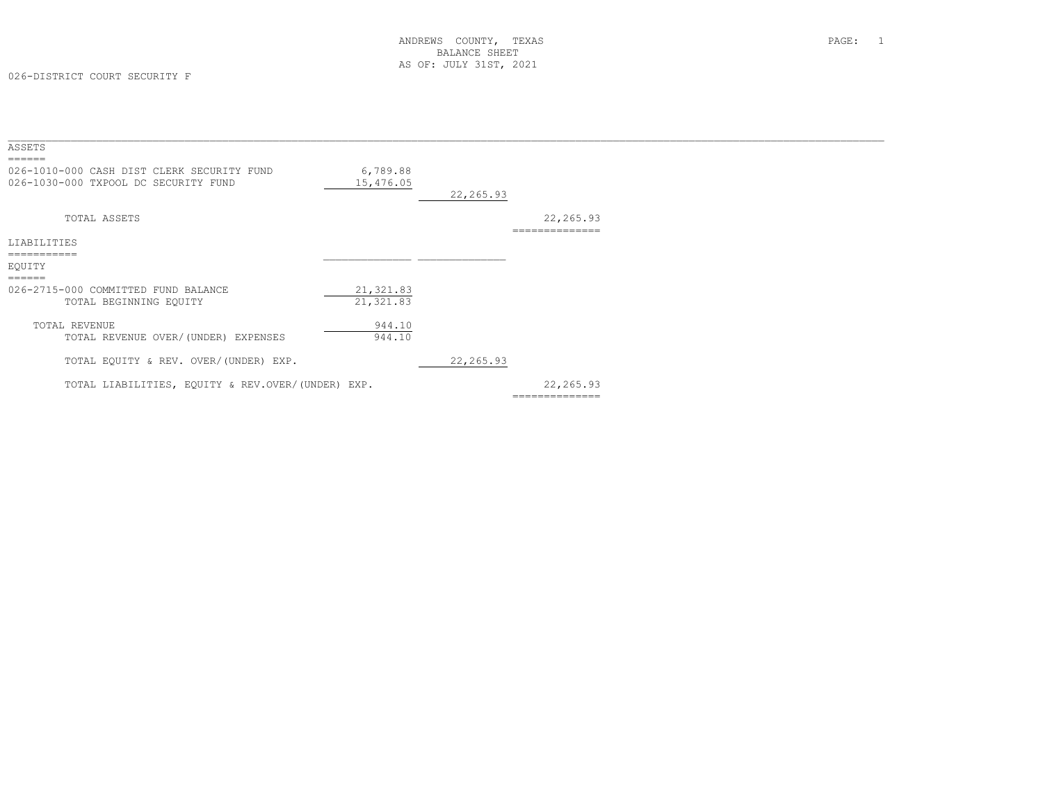# ANDREWS COUNTY, TEXAS
## BALANCE SHEET
### AS OF: JULY 31ST, 2021

026-DISTRICT COURT SECURITY F

| | | | |
|---|---|---|---|
| **ASSETS** | | | |
| 026-1010-000 CASH DIST CLERK SECURITY FUND | 6,789.88 | | |
| 026-1030-000 TXPOOL DC SECURITY FUND | 15,476.05 | | |
| | | 22,265.93 | |
| TOTAL ASSETS | | | 22,265.93 |
| **LIABILITIES** | | | |
| **EQUITY** | | | |
| 026-2715-000 COMMITTED FUND BALANCE | 21,321.83 | | |
| TOTAL BEGINNING EQUITY | 21,321.83 | | |
| TOTAL REVENUE | 944.10 | | |
| TOTAL REVENUE OVER/(UNDER) EXPENSES | 944.10 | | |
| TOTAL EQUITY & REV. OVER/(UNDER) EXP. | | 22,265.93 | |
| TOTAL LIABILITIES, EQUITY & REV.OVER/(UNDER) EXP. | | | 22,265.93 |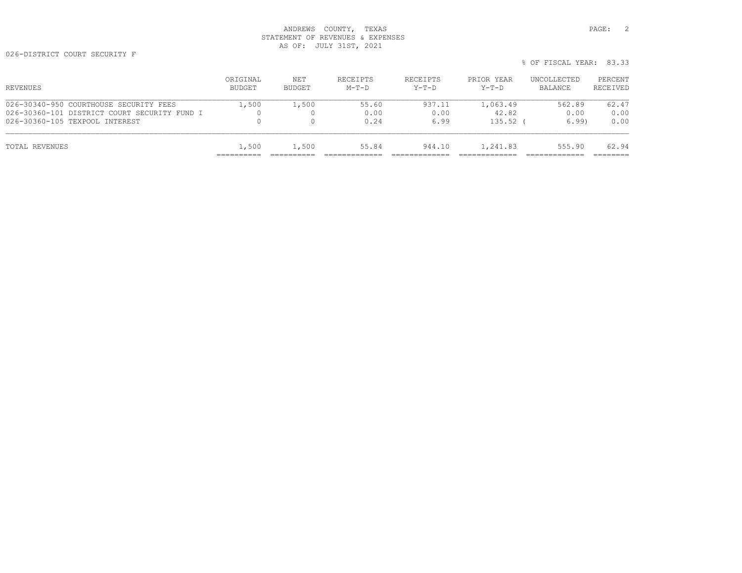ANDREWS COUNTY, TEXAS
STATEMENT OF REVENUES & EXPENSES
AS OF: JULY 31ST, 2021

026-DISTRICT COURT SECURITY F

% OF FISCAL YEAR: 83.33

| REVENUES | ORIGINAL BUDGET | NET BUDGET | RECEIPTS M-T-D | RECEIPTS Y-T-D | PRIOR YEAR Y-T-D | UNCOLLECTED BALANCE | PERCENT RECEIVED |
|---|---|---|---|---|---|---|---|
| 026-30340-950 COURTHOUSE SECURITY FEES | 1,500 | 1,500 | 55.60 | 937.11 | 1,063.49 | 562.89 | 62.47 |
| 026-30360-101 DISTRICT COURT SECURITY FUND I | 0 | 0 | 0.00 | 0.00 | 42.82 | 0.00 | 0.00 |
| 026-30360-105 TEXPOOL INTEREST | 0 | 0 | 0.24 | 6.99 | 135.52 | ( 6.99) | 0.00 |
| TOTAL REVENUES | 1,500 | 1,500 | 55.84 | 944.10 | 1,241.83 | 555.90 | 62.94 |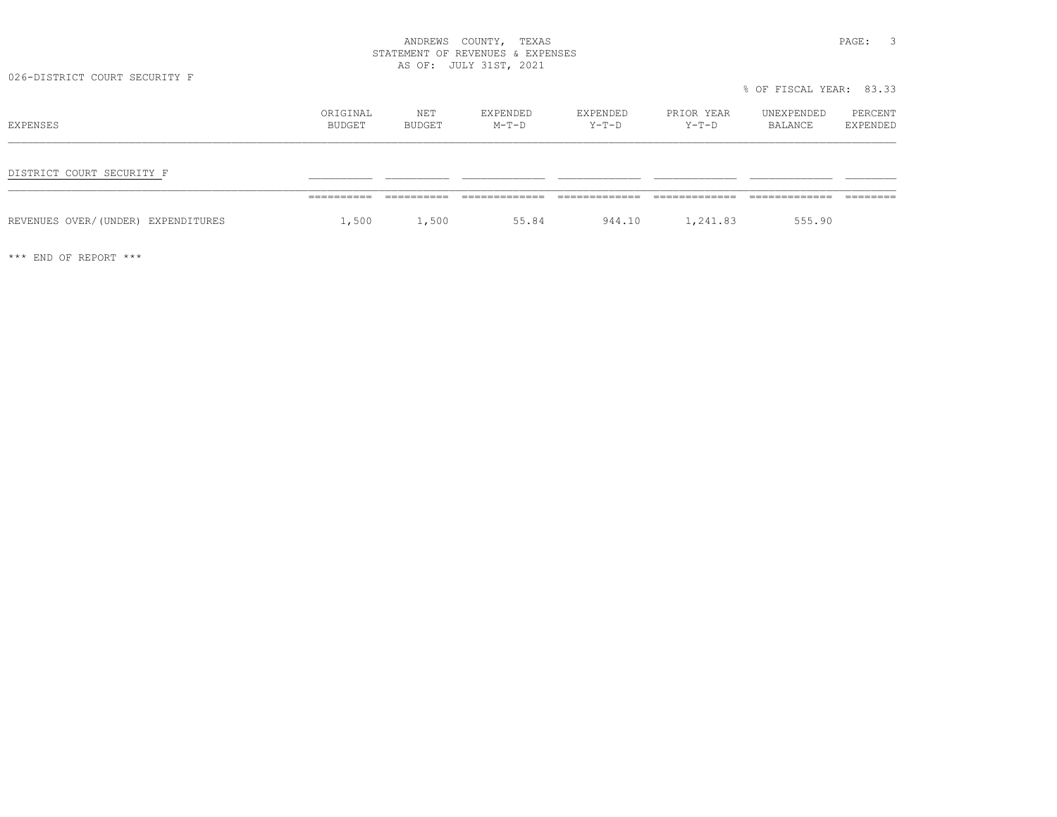ANDREWS COUNTY, TEXAS
STATEMENT OF REVENUES & EXPENSES
AS OF: JULY 31ST, 2021

026-DISTRICT COURT SECURITY F

% OF FISCAL YEAR: 83.33

| EXPENSES | ORIGINAL BUDGET | NET BUDGET | EXPENDED M-T-D | EXPENDED Y-T-D | PRIOR YEAR Y-T-D | UNEXPENDED BALANCE | PERCENT EXPENDED |
|---|---|---|---|---|---|---|---|
| DISTRICT COURT SECURITY F | | | | | | | |
| REVENUES OVER/(UNDER) EXPENDITURES | 1,500 | 1,500 | 55.84 | 944.10 | 1,241.83 | 555.90 | |

*** END OF REPORT ***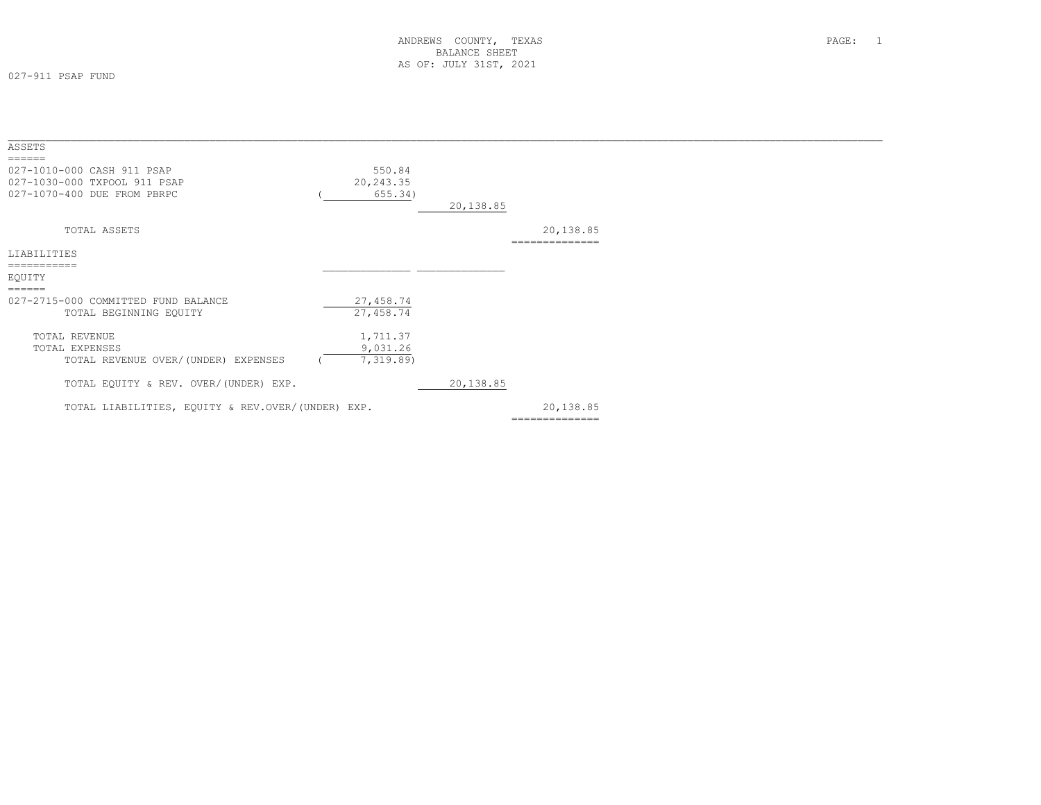ANDREWS COUNTY, TEXAS
BALANCE SHEET
AS OF: JULY 31ST, 2021

027-911 PSAP FUND

| | | | |
|---|---|---|---|
| **ASSETS** | | | |
| 027-1010-000 CASH 911 PSAP | 550.84 | | |
| 027-1030-000 TXPOOL 911 PSAP | 20,243.35 | | |
| 027-1070-400 DUE FROM PBRPC | ( 655.34) | | |
| | | 20,138.85 | |
| TOTAL ASSETS | | | 20,138.85 |
| **LIABILITIES** | | | |
| **EQUITY** | | | |
| 027-2715-000 COMMITTED FUND BALANCE | 27,458.74 | | |
| TOTAL BEGINNING EQUITY | 27,458.74 | | |
| TOTAL REVENUE | 1,711.37 | | |
| TOTAL EXPENSES | 9,031.26 | | |
| TOTAL REVENUE OVER/(UNDER) EXPENSES | ( 7,319.89) | | |
| TOTAL EQUITY & REV. OVER/(UNDER) EXP. | | 20,138.85 | |
| TOTAL LIABILITIES, EQUITY & REV.OVER/(UNDER) EXP. | | | 20,138.85 |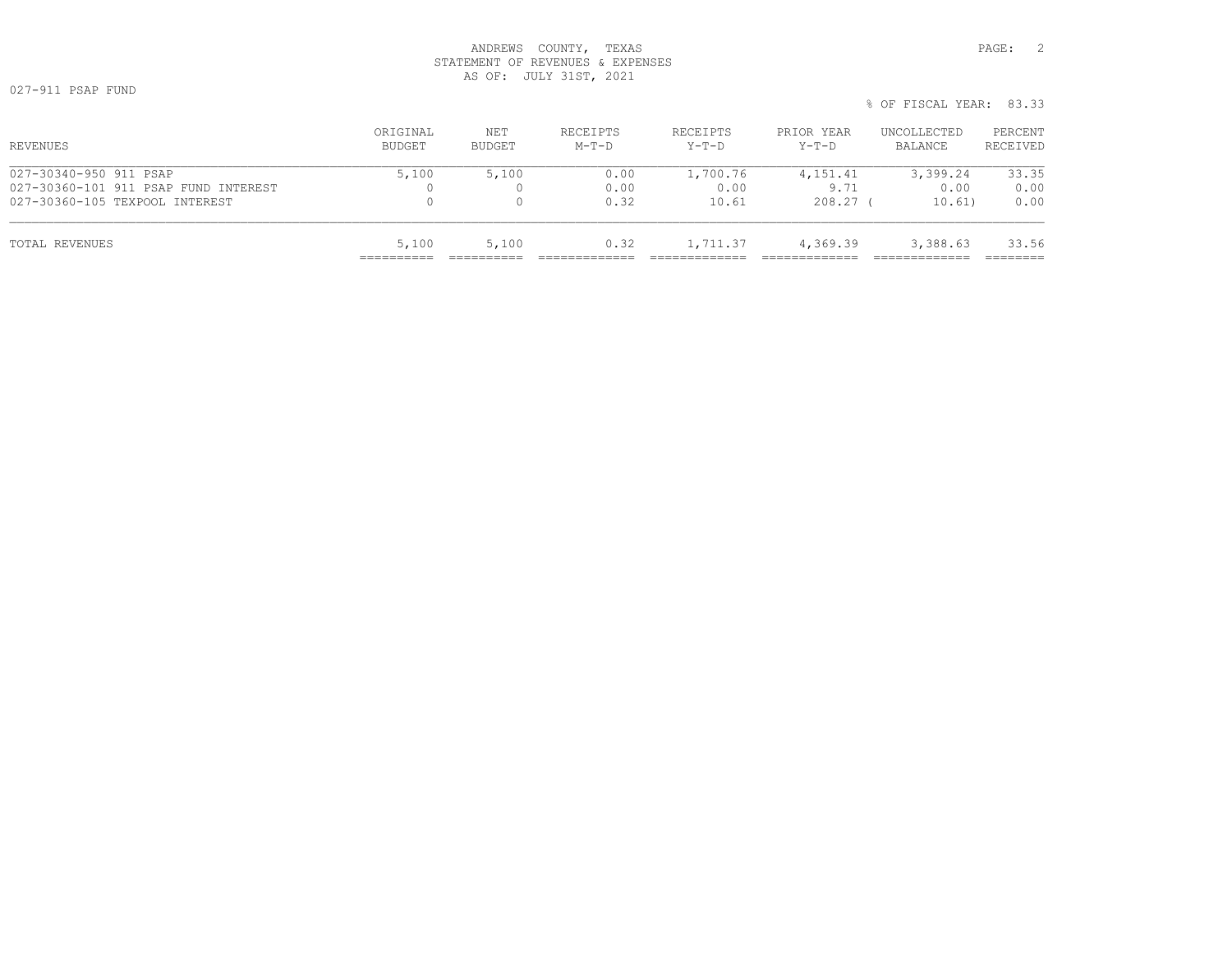ANDREWS COUNTY, TEXAS
STATEMENT OF REVENUES & EXPENSES
AS OF: JULY 31ST, 2021

027-911 PSAP FUND

% OF FISCAL YEAR: 83.33

| REVENUES | ORIGINAL BUDGET | NET BUDGET | RECEIPTS M-T-D | RECEIPTS Y-T-D | PRIOR YEAR Y-T-D | UNCOLLECTED BALANCE | PERCENT RECEIVED |
|---|---|---|---|---|---|---|---|
| 027-30340-950 911 PSAP | 5,100 | 5,100 | 0.00 | 1,700.76 | 4,151.41 | 3,399.24 | 33.35 |
| 027-30360-101 911 PSAP FUND INTEREST | 0 | 0 | 0.00 | 0.00 | 9.71 | 0.00 | 0.00 |
| 027-30360-105 TEXPOOL INTEREST | 0 | 0 | 0.32 | 10.61 | 208.27 | ( 10.61) | 0.00 |
| TOTAL REVENUES | 5,100 | 5,100 | 0.32 | 1,711.37 | 4,369.39 | 3,388.63 | 33.56 |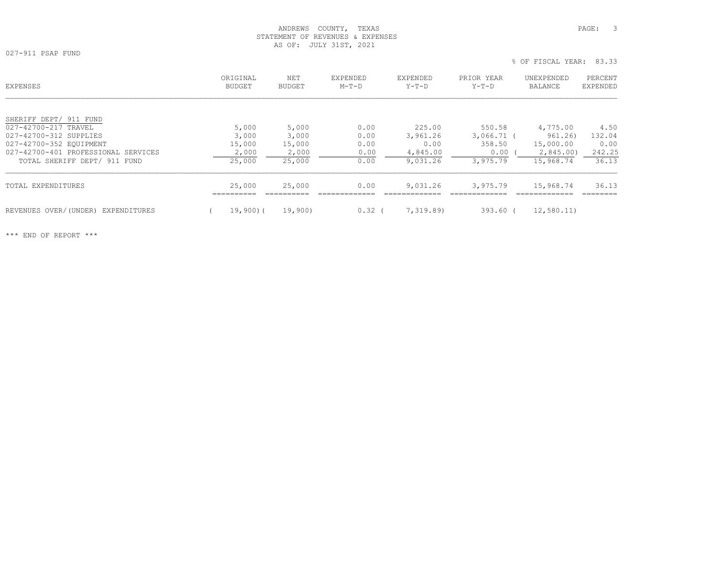ANDREWS COUNTY, TEXAS
STATEMENT OF REVENUES & EXPENSES
AS OF: JULY 31ST, 2021

027-911 PSAP FUND

% OF FISCAL YEAR: 83.33

| EXPENSES | ORIGINAL BUDGET | NET BUDGET | EXPENDED M-T-D | EXPENDED Y-T-D | PRIOR YEAR Y-T-D | UNEXPENDED BALANCE | PERCENT EXPENDED |
|---|---|---|---|---|---|---|---|
| SHERIFF DEPT/ 911 FUND | | | | | | | |
| 027-42700-217 TRAVEL | 5,000 | 5,000 | 0.00 | 225.00 | 550.58 | 4,775.00 | 4.50 |
| 027-42700-312 SUPPLIES | 3,000 | 3,000 | 0.00 | 3,961.26 | 3,066.71 | ( 961.26) | 132.04 |
| 027-42700-352 EQUIPMENT | 15,000 | 15,000 | 0.00 | 0.00 | 358.50 | 15,000.00 | 0.00 |
| 027-42700-401 PROFESSIONAL SERVICES | 2,000 | 2,000 | 0.00 | 4,845.00 | 0.00 | ( 2,845.00) | 242.25 |
| TOTAL SHERIFF DEPT/ 911 FUND | 25,000 | 25,000 | 0.00 | 9,031.26 | 3,975.79 | 15,968.74 | 36.13 |
| TOTAL EXPENDITURES | 25,000 | 25,000 | 0.00 | 9,031.26 | 3,975.79 | 15,968.74 | 36.13 |
| REVENUES OVER/(UNDER) EXPENDITURES | ( 19,900) | ( 19,900) | 0.32 | ( 7,319.89) | 393.60 | ( 12,580.11) | |

*** END OF REPORT ***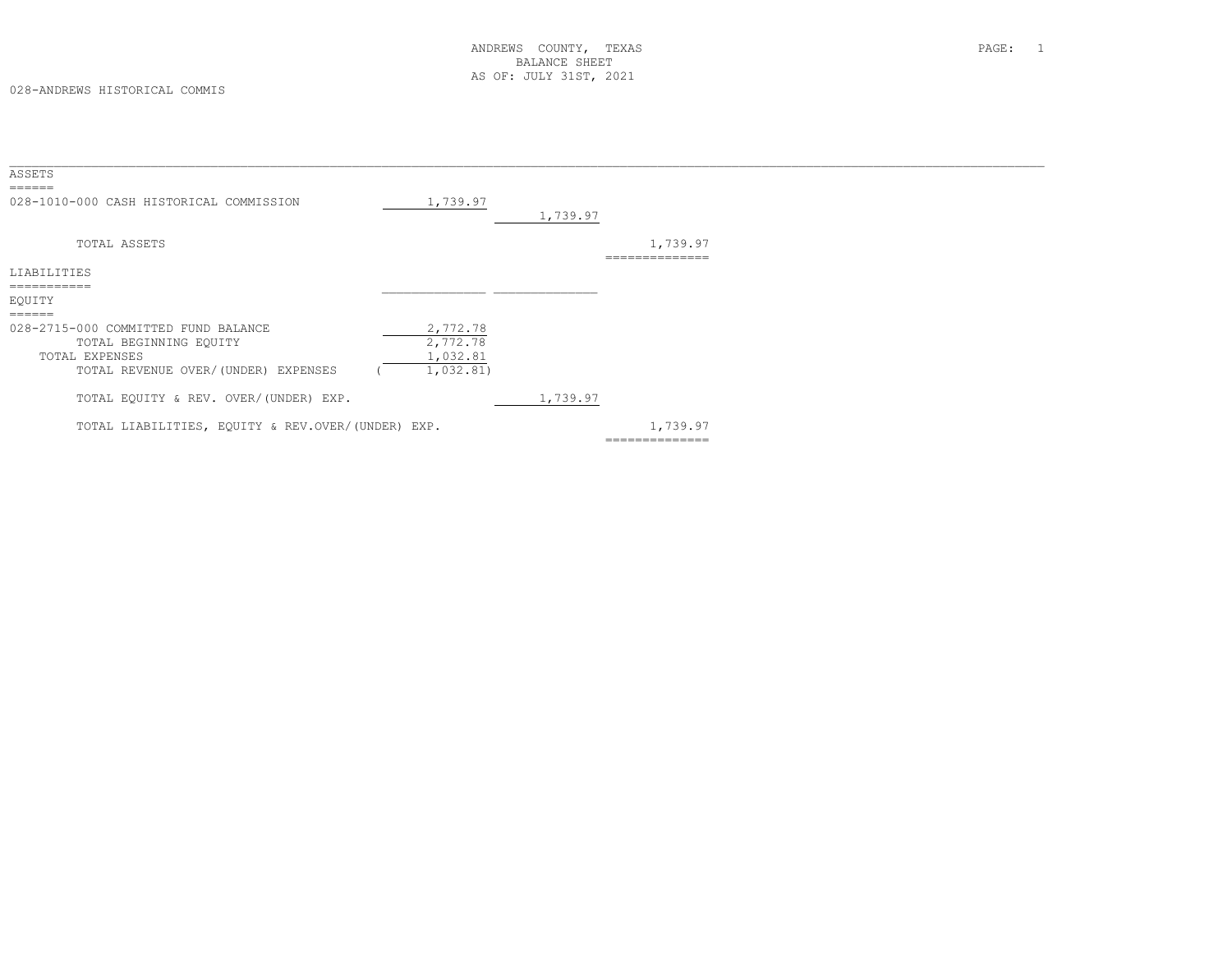ANDREWS COUNTY, TEXAS
BALANCE SHEET
AS OF: JULY 31ST, 2021

028-ANDREWS HISTORICAL COMMIS

| | | | |
|---|---|---|---|
| **ASSETS** | | | |
| 028-1010-000 CASH HISTORICAL COMMISSION | 1,739.97 | | |
| | | 1,739.97 | |
| TOTAL ASSETS | | | 1,739.97 |
| **LIABILITIES** | | | |
| **EQUITY** | | | |
| 028-2715-000 COMMITTED FUND BALANCE | 2,772.78 | | |
| TOTAL BEGINNING EQUITY | 2,772.78 | | |
| TOTAL EXPENSES | 1,032.81 | | |
| TOTAL REVENUE OVER/(UNDER) EXPENSES | ( 1,032.81) | | |
| TOTAL EQUITY & REV. OVER/(UNDER) EXP. | | 1,739.97 | |
| TOTAL LIABILITIES, EQUITY & REV.OVER/(UNDER) EXP. | | | 1,739.97 |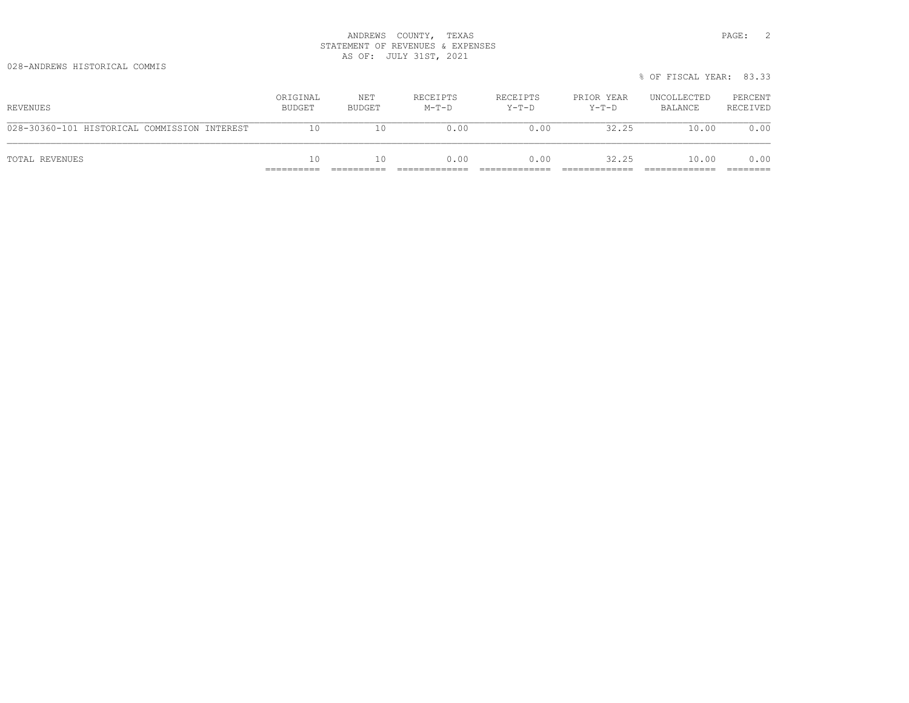ANDREWS COUNTY, TEXAS
STATEMENT OF REVENUES & EXPENSES
AS OF: JULY 31ST, 2021

028-ANDREWS HISTORICAL COMMIS

% OF FISCAL YEAR: 83.33

| REVENUES | ORIGINAL BUDGET | NET BUDGET | RECEIPTS M-T-D | RECEIPTS Y-T-D | PRIOR YEAR Y-T-D | UNCOLLECTED BALANCE | PERCENT RECEIVED |
|---|---|---|---|---|---|---|---|
| 028-30360-101 HISTORICAL COMMISSION INTEREST | 10 | 10 | 0.00 | 0.00 | 32.25 | 10.00 | 0.00 |
| TOTAL REVENUES | 10 | 10 | 0.00 | 0.00 | 32.25 | 10.00 | 0.00 |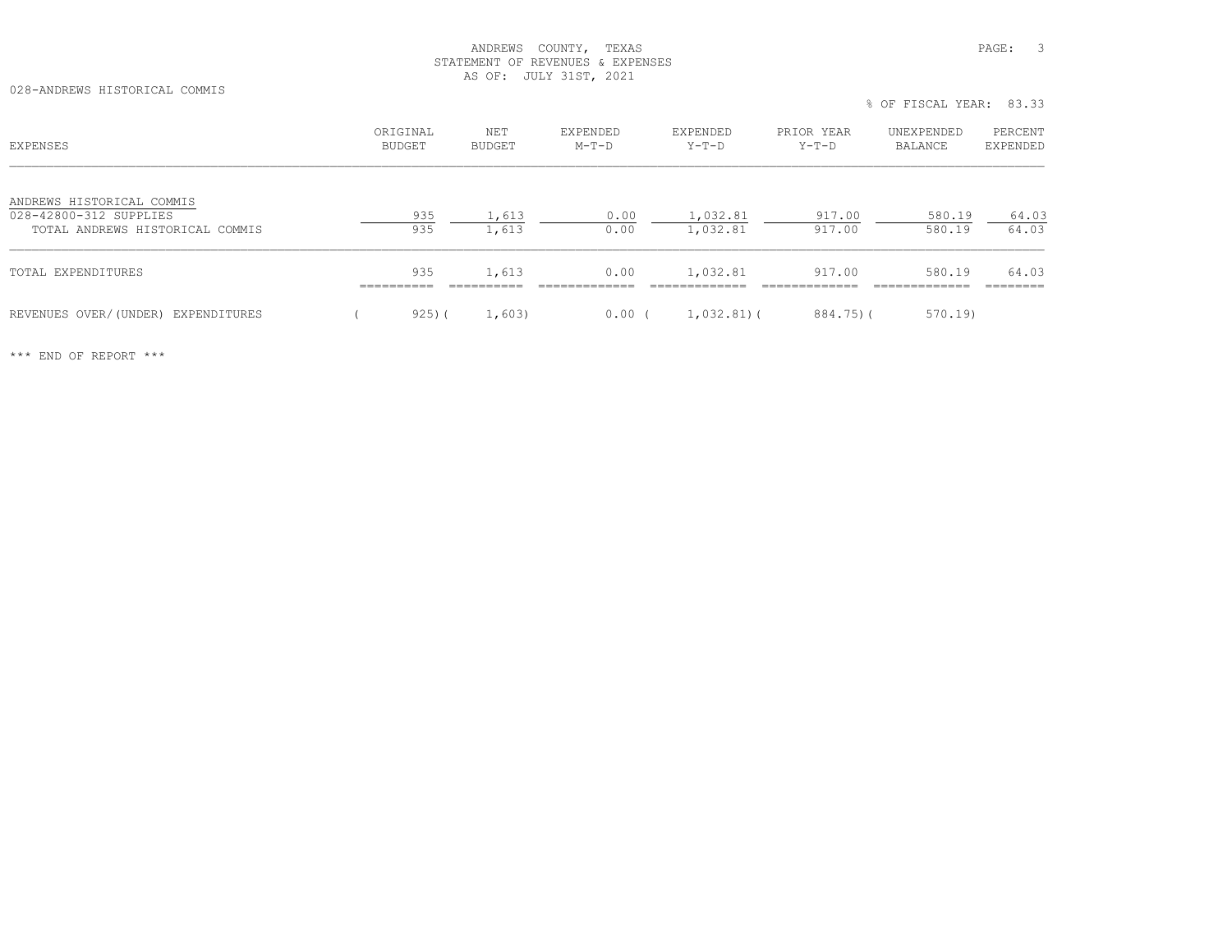ANDREWS COUNTY, TEXAS
STATEMENT OF REVENUES & EXPENSES
AS OF: JULY 31ST, 2021

028-ANDREWS HISTORICAL COMMIS

% OF FISCAL YEAR: 83.33

| EXPENSES | ORIGINAL BUDGET | NET BUDGET | EXPENDED M-T-D | EXPENDED Y-T-D | PRIOR YEAR Y-T-D | UNEXPENDED BALANCE | PERCENT EXPENDED |
|---|---|---|---|---|---|---|---|
| ANDREWS HISTORICAL COMMIS | | | | | | | |
| 028-42800-312 SUPPLIES | 935 | 1,613 | 0.00 | 1,032.81 | 917.00 | 580.19 | 64.03 |
| TOTAL ANDREWS HISTORICAL COMMIS | 935 | 1,613 | 0.00 | 1,032.81 | 917.00 | 580.19 | 64.03 |
| TOTAL EXPENDITURES | 935 | 1,613 | 0.00 | 1,032.81 | 917.00 | 580.19 | 64.03 |
| REVENUES OVER/(UNDER) EXPENDITURES | ( 925) | ( 1,603) | 0.00 | ( 1,032.81) | ( 884.75) | ( 570.19) | |

*** END OF REPORT ***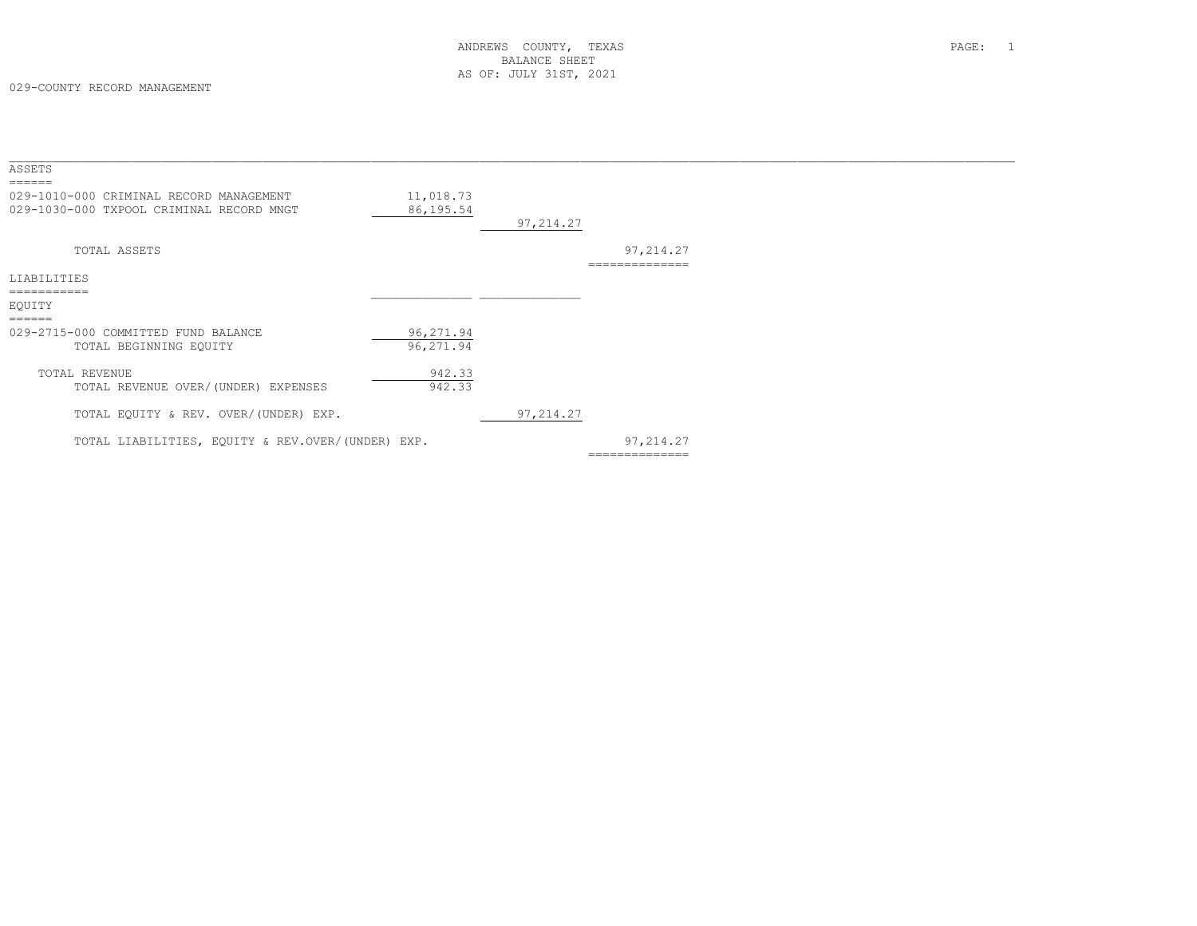ANDREWS COUNTY, TEXAS
BALANCE SHEET
AS OF: JULY 31ST, 2021

029-COUNTY RECORD MANAGEMENT

| | | | |
|---|---|---|---|
| **ASSETS** | | | |
| 029-1010-000 CRIMINAL RECORD MANAGEMENT | 11,018.73 | | |
| 029-1030-000 TXPOOL CRIMINAL RECORD MNGT | 86,195.54 | | |
| | | 97,214.27 | |
| TOTAL ASSETS | | | 97,214.27 |
| **LIABILITIES** | | | |
| **EQUITY** | | | |
| 029-2715-000 COMMITTED FUND BALANCE | 96,271.94 | | |
| TOTAL BEGINNING EQUITY | 96,271.94 | | |
| TOTAL REVENUE | 942.33 | | |
| TOTAL REVENUE OVER/(UNDER) EXPENSES | 942.33 | | |
| TOTAL EQUITY & REV. OVER/(UNDER) EXP. | | 97,214.27 | |
| TOTAL LIABILITIES, EQUITY & REV.OVER/(UNDER) EXP. | | | 97,214.27 |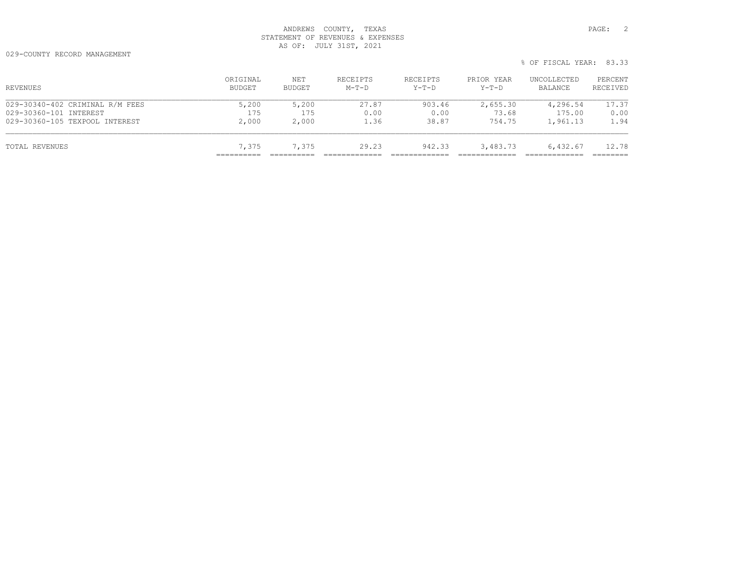ANDREWS COUNTY, TEXAS
STATEMENT OF REVENUES & EXPENSES
AS OF: JULY 31ST, 2021

029-COUNTY RECORD MANAGEMENT

% OF FISCAL YEAR: 83.33

| REVENUES | ORIGINAL BUDGET | NET BUDGET | RECEIPTS M-T-D | RECEIPTS Y-T-D | PRIOR YEAR Y-T-D | UNCOLLECTED BALANCE | PERCENT RECEIVED |
|---|---|---|---|---|---|---|---|
| 029-30340-402 CRIMINAL R/M FEES | 5,200 | 5,200 | 27.87 | 903.46 | 2,655.30 | 4,296.54 | 17.37 |
| 029-30360-101 INTEREST | 175 | 175 | 0.00 | 0.00 | 73.68 | 175.00 | 0.00 |
| 029-30360-105 TEXPOOL INTEREST | 2,000 | 2,000 | 1.36 | 38.87 | 754.75 | 1,961.13 | 1.94 |
| TOTAL REVENUES | 7,375 | 7,375 | 29.23 | 942.33 | 3,483.73 | 6,432.67 | 12.78 |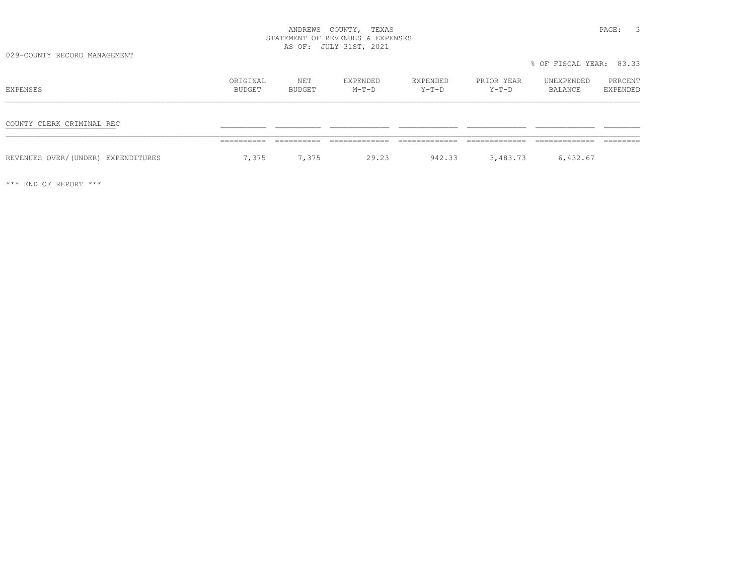ANDREWS COUNTY, TEXAS
STATEMENT OF REVENUES & EXPENSES
AS OF: JULY 31ST, 2021

029-COUNTY RECORD MANAGEMENT

% OF FISCAL YEAR: 83.33

| EXPENSES | ORIGINAL BUDGET | NET BUDGET | EXPENDED M-T-D | EXPENDED Y-T-D | PRIOR YEAR Y-T-D | UNEXPENDED BALANCE | PERCENT EXPENDED |
|---|---|---|---|---|---|---|---|
| COUNTY CLERK CRIMINAL REC | | | | | | | |
| REVENUES OVER/(UNDER) EXPENDITURES | 7,375 | 7,375 | 29.23 | 942.33 | 3,483.73 | 6,432.67 | |

*** END OF REPORT ***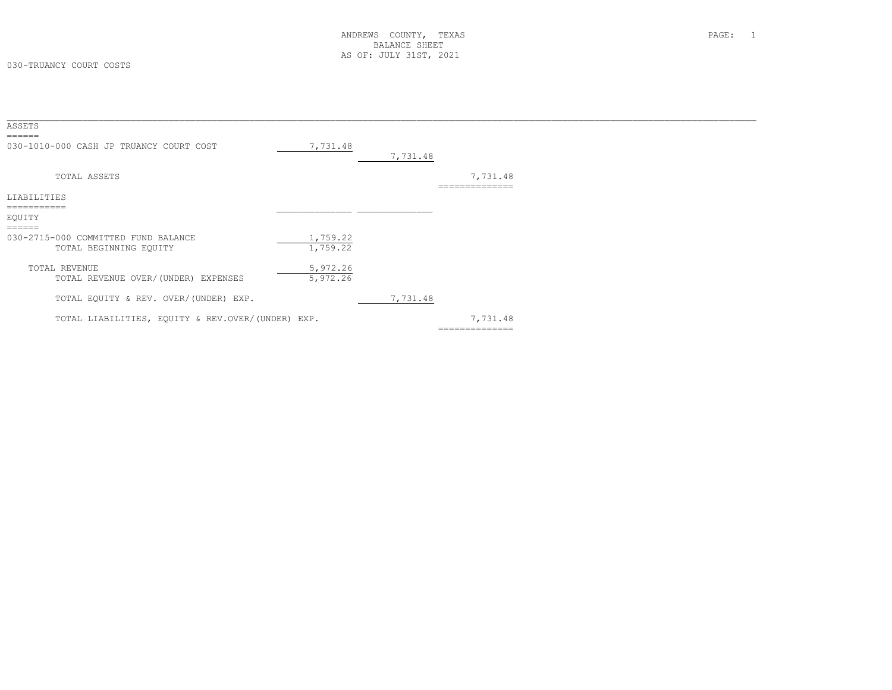ANDREWS COUNTY, TEXAS
BALANCE SHEET
AS OF: JULY 31ST, 2021

030-TRUANCY COURT COSTS

| | | | |
|---|---|---|---|
| **ASSETS** | | | |
| 030-1010-000 CASH JP TRUANCY COURT COST | 7,731.48 | | |
| | | 7,731.48 | |
| TOTAL ASSETS | | | 7,731.48 |
| **LIABILITIES** | | | |
| **EQUITY** | | | |
| 030-2715-000 COMMITTED FUND BALANCE | 1,759.22 | | |
| TOTAL BEGINNING EQUITY | 1,759.22 | | |
| TOTAL REVENUE | 5,972.26 | | |
| TOTAL REVENUE OVER/(UNDER) EXPENSES | 5,972.26 | | |
| TOTAL EQUITY & REV. OVER/(UNDER) EXP. | | 7,731.48 | |
| TOTAL LIABILITIES, EQUITY & REV.OVER/(UNDER) EXP. | | | 7,731.48 |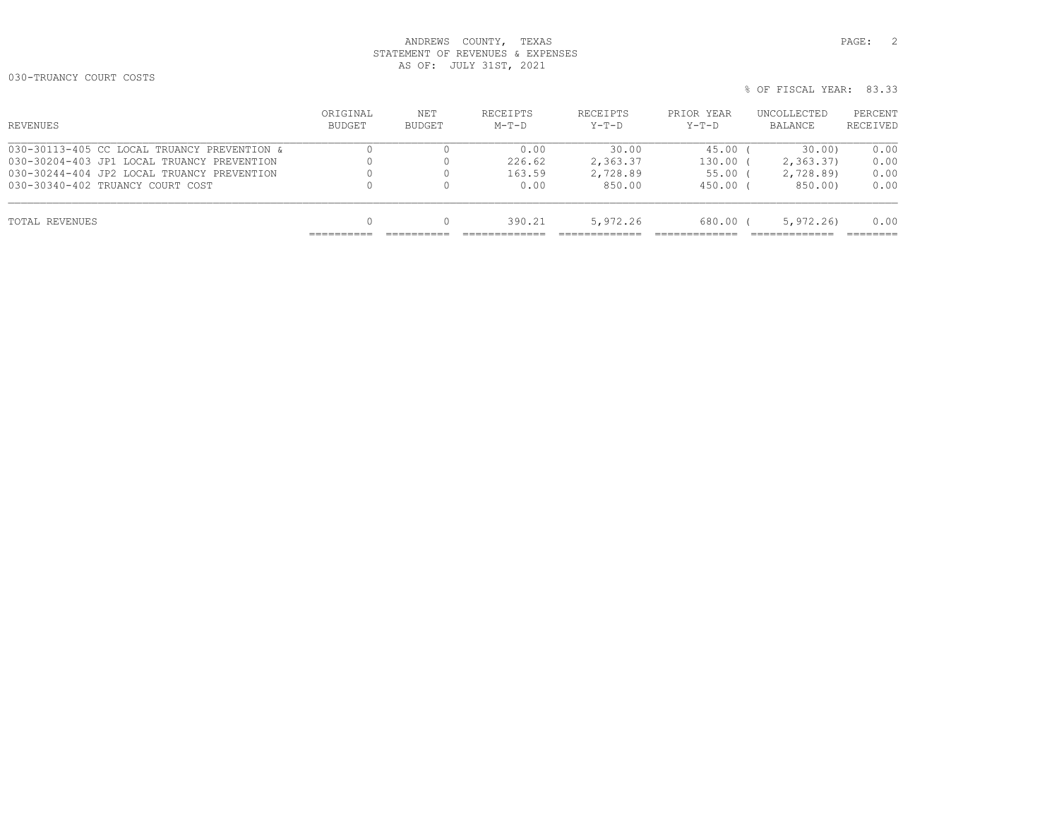ANDREWS COUNTY, TEXAS
STATEMENT OF REVENUES & EXPENSES
AS OF: JULY 31ST, 2021

030-TRUANCY COURT COSTS

% OF FISCAL YEAR: 83.33

| REVENUES | ORIGINAL BUDGET | NET BUDGET | RECEIPTS M-T-D | RECEIPTS Y-T-D | PRIOR YEAR Y-T-D | UNCOLLECTED BALANCE | PERCENT RECEIVED |
|---|---|---|---|---|---|---|---|
| 030-30113-405 CC LOCAL TRUANCY PREVENTION & | 0 | 0 | 0.00 | 30.00 | 45.00 | ( 30.00) | 0.00 |
| 030-30204-403 JP1 LOCAL TRUANCY PREVENTION | 0 | 0 | 226.62 | 2,363.37 | 130.00 | ( 2,363.37) | 0.00 |
| 030-30244-404 JP2 LOCAL TRUANCY PREVENTION | 0 | 0 | 163.59 | 2,728.89 | 55.00 | ( 2,728.89) | 0.00 |
| 030-30340-402 TRUANCY COURT COST | 0 | 0 | 0.00 | 850.00 | 450.00 | ( 850.00) | 0.00 |
| TOTAL REVENUES | 0 | 0 | 390.21 | 5,972.26 | 680.00 | ( 5,972.26) | 0.00 |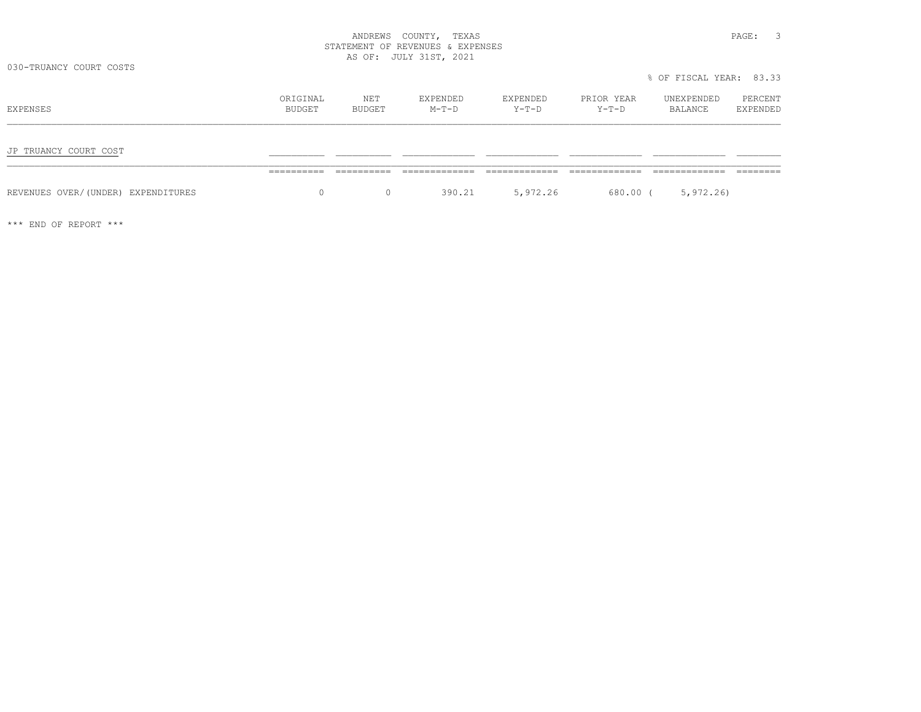ANDREWS COUNTY, TEXAS
STATEMENT OF REVENUES & EXPENSES
AS OF: JULY 31ST, 2021

030-TRUANCY COURT COSTS

% OF FISCAL YEAR: 83.33

| EXPENSES | ORIGINAL BUDGET | NET BUDGET | EXPENDED M-T-D | EXPENDED Y-T-D | PRIOR YEAR Y-T-D | UNEXPENDED BALANCE | PERCENT EXPENDED |
|---|---|---|---|---|---|---|---|
| JP TRUANCY COURT COST | | | | | | | |
| REVENUES OVER/(UNDER) EXPENDITURES | 0 | 0 | 390.21 | 5,972.26 | 680.00 | ( 5,972.26) | |

*** END OF REPORT ***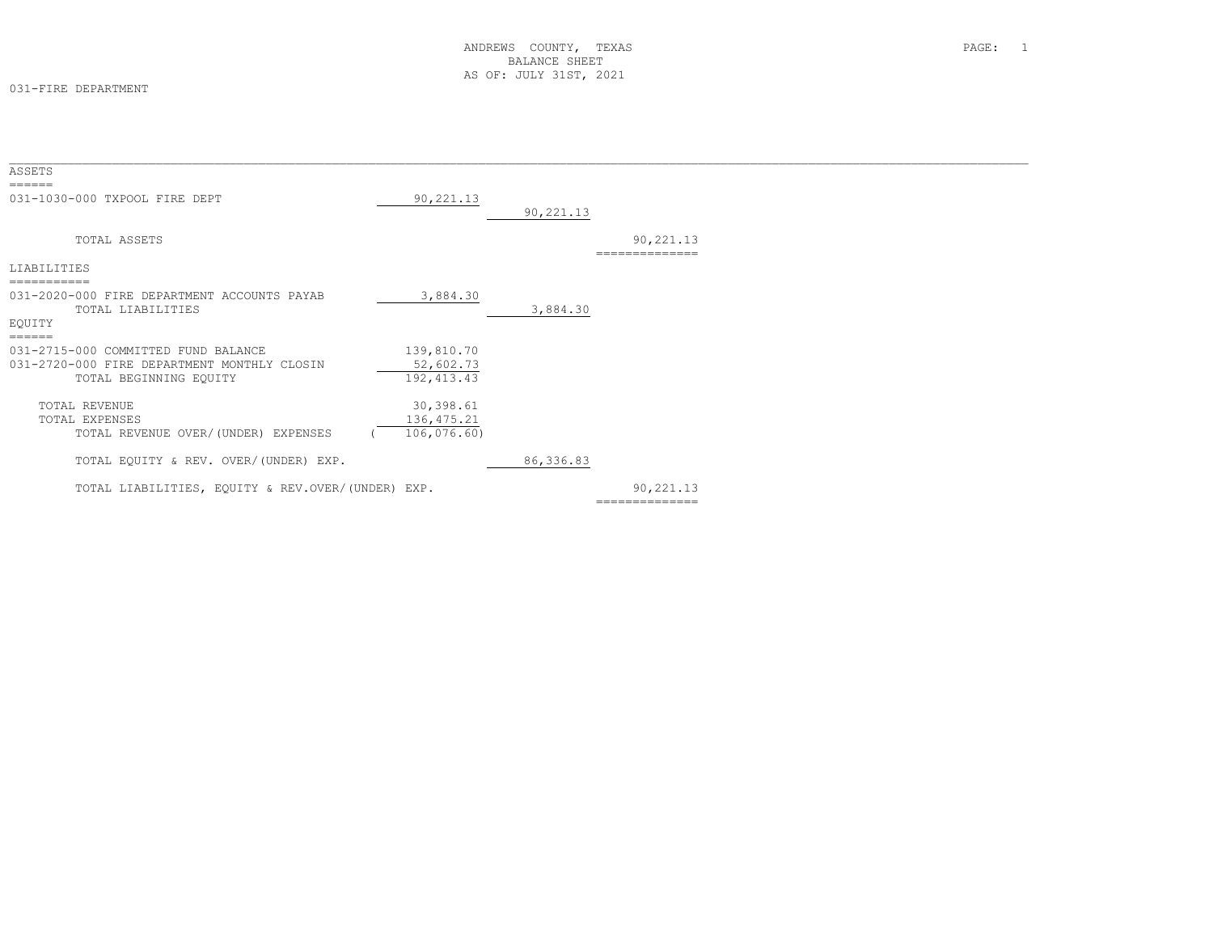ANDREWS COUNTY, TEXAS
BALANCE SHEET
AS OF: JULY 31ST, 2021

031-FIRE DEPARTMENT

| | | | |
|---|---|---|---|
| **ASSETS** | | | |
| 031-1030-000 TXPOOL FIRE DEPT | 90,221.13 | | |
| | | 90,221.13 | |
| TOTAL ASSETS | | | 90,221.13 |
| **LIABILITIES** | | | |
| 031-2020-000 FIRE DEPARTMENT ACCOUNTS PAYAB | 3,884.30 | | |
| TOTAL LIABILITIES | | 3,884.30 | |
| **EQUITY** | | | |
| 031-2715-000 COMMITTED FUND BALANCE | 139,810.70 | | |
| 031-2720-000 FIRE DEPARTMENT MONTHLY CLOSIN | 52,602.73 | | |
| TOTAL BEGINNING EQUITY | 192,413.43 | | |
| TOTAL REVENUE | 30,398.61 | | |
| TOTAL EXPENSES | 136,475.21 | | |
| TOTAL REVENUE OVER/(UNDER) EXPENSES | ( 106,076.60) | | |
| TOTAL EQUITY & REV. OVER/(UNDER) EXP. | | 86,336.83 | |
| TOTAL LIABILITIES, EQUITY & REV.OVER/(UNDER) EXP. | | | 90,221.13 |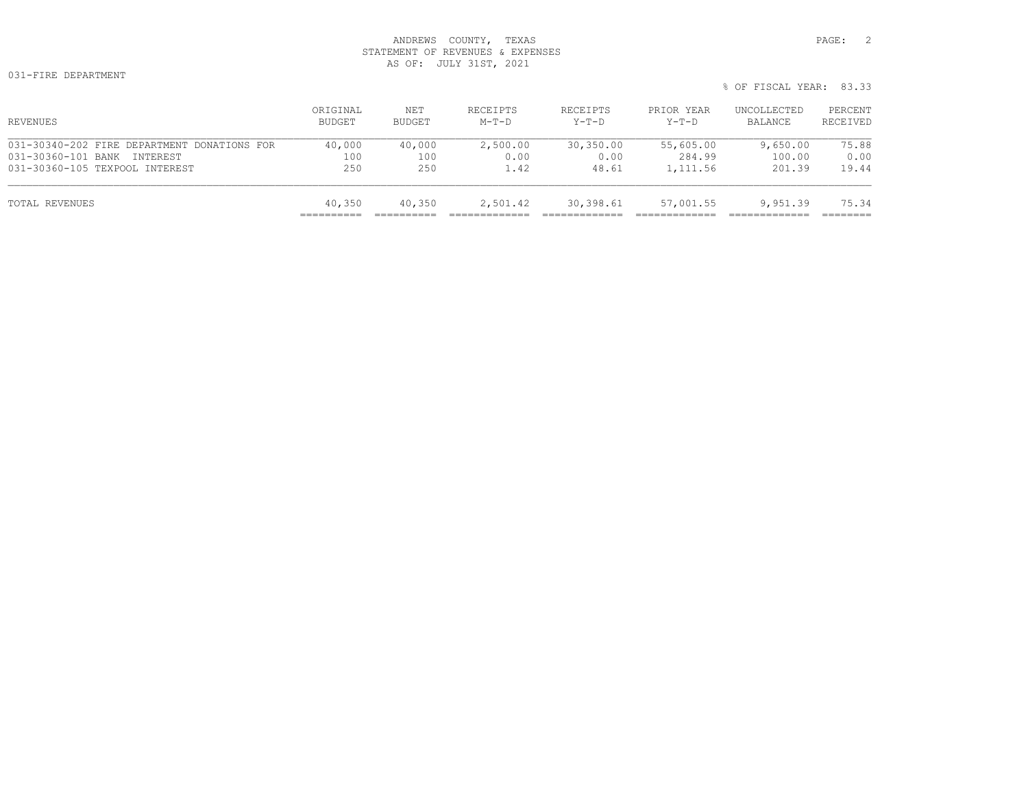ANDREWS COUNTY, TEXAS
STATEMENT OF REVENUES & EXPENSES
AS OF: JULY 31ST, 2021

031-FIRE DEPARTMENT

% OF FISCAL YEAR: 83.33

| REVENUES | ORIGINAL BUDGET | NET BUDGET | RECEIPTS M-T-D | RECEIPTS Y-T-D | PRIOR YEAR Y-T-D | UNCOLLECTED BALANCE | PERCENT RECEIVED |
|---|---|---|---|---|---|---|---|
| 031-30340-202 FIRE DEPARTMENT DONATIONS FOR | 40,000 | 40,000 | 2,500.00 | 30,350.00 | 55,605.00 | 9,650.00 | 75.88 |
| 031-30360-101 BANK INTEREST | 100 | 100 | 0.00 | 0.00 | 284.99 | 100.00 | 0.00 |
| 031-30360-105 TEXPOOL INTEREST | 250 | 250 | 1.42 | 48.61 | 1,111.56 | 201.39 | 19.44 |
| TOTAL REVENUES | 40,350 | 40,350 | 2,501.42 | 30,398.61 | 57,001.55 | 9,951.39 | 75.34 |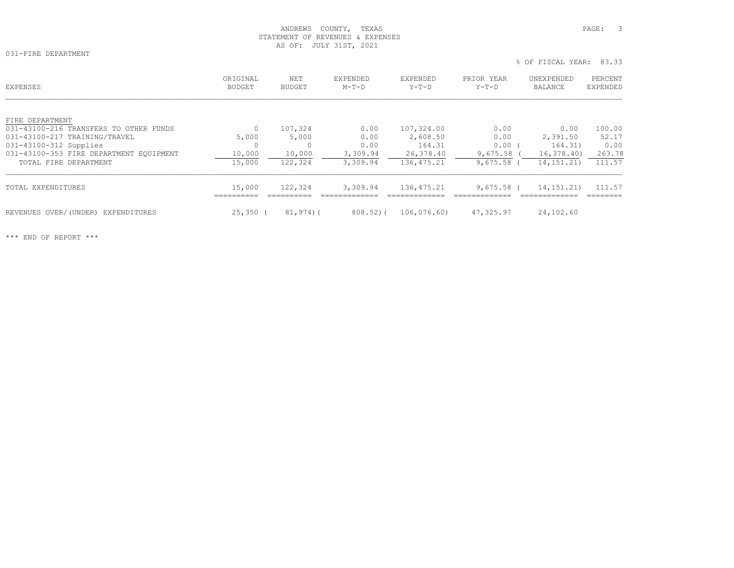ANDREWS COUNTY, TEXAS
STATEMENT OF REVENUES & EXPENSES
AS OF: JULY 31ST, 2021

031-FIRE DEPARTMENT

% OF FISCAL YEAR: 83.33

| EXPENSES | ORIGINAL BUDGET | NET BUDGET | EXPENDED M-T-D | EXPENDED Y-T-D | PRIOR YEAR Y-T-D | UNEXPENDED BALANCE | PERCENT EXPENDED |
|---|---|---|---|---|---|---|---|
| FIRE DEPARTMENT | | | | | | | |
| 031-43100-216 TRANSFERS TO OTHER FUNDS | 0 | 107,324 | 0.00 | 107,324.00 | 0.00 | 0.00 | 100.00 |
| 031-43100-217 TRAINING/TRAVEL | 5,000 | 5,000 | 0.00 | 2,608.50 | 0.00 | 2,391.50 | 52.17 |
| 031-43100-312 Supplies | 0 | 0 | 0.00 | 164.31 | 0.00 | ( 164.31) | 0.00 |
| 031-43100-353 FIRE DEPARTMENT EQUIPMENT | 10,000 | 10,000 | 3,309.94 | 26,378.40 | 9,675.58 | ( 16,378.40) | 263.78 |
| TOTAL FIRE DEPARTMENT | 15,000 | 122,324 | 3,309.94 | 136,475.21 | 9,675.58 | ( 14,151.21) | 111.57 |
| TOTAL EXPENDITURES | 15,000 | 122,324 | 3,309.94 | 136,475.21 | 9,675.58 | ( 14,151.21) | 111.57 |
| REVENUES OVER/(UNDER) EXPENDITURES | 25,350 | ( 81,974) | ( 808.52) | ( 106,076.60) | 47,325.97 | 24,102.60 | |

*** END OF REPORT ***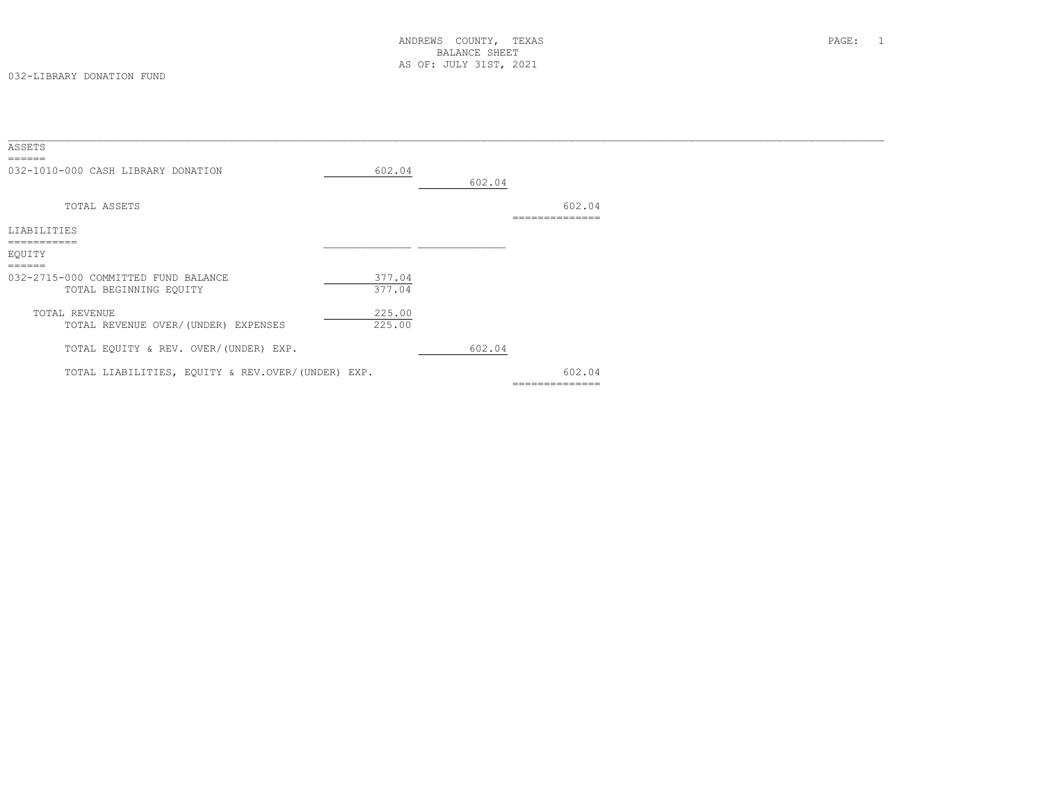ANDREWS COUNTY, TEXAS
BALANCE SHEET
AS OF: JULY 31ST, 2021

032-LIBRARY DONATION FUND

| | | | |
|---|---|---|---|
| **ASSETS** | | | |
| 032-1010-000 CASH LIBRARY DONATION | 602.04 | | |
| | | 602.04 | |
| TOTAL ASSETS | | | 602.04 |
| **LIABILITIES** | | | |
| **EQUITY** | | | |
| 032-2715-000 COMMITTED FUND BALANCE | 377.04 | | |
| TOTAL BEGINNING EQUITY | 377.04 | | |
| TOTAL REVENUE | 225.00 | | |
| TOTAL REVENUE OVER/(UNDER) EXPENSES | 225.00 | | |
| TOTAL EQUITY & REV. OVER/(UNDER) EXP. | | 602.04 | |
| TOTAL LIABILITIES, EQUITY & REV.OVER/(UNDER) EXP. | | | 602.04 |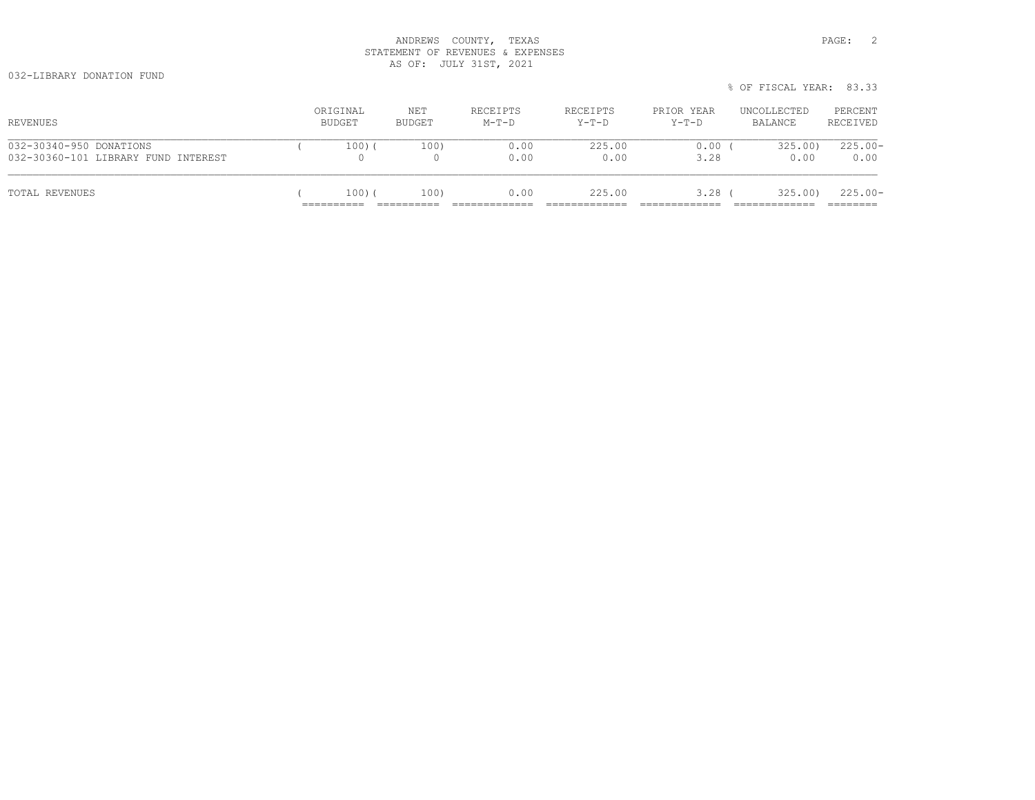ANDREWS COUNTY, TEXAS
STATEMENT OF REVENUES & EXPENSES
AS OF: JULY 31ST, 2021

032-LIBRARY DONATION FUND

% OF FISCAL YEAR: 83.33

| REVENUES | ORIGINAL BUDGET | NET BUDGET | RECEIPTS M-T-D | RECEIPTS Y-T-D | PRIOR YEAR Y-T-D | UNCOLLECTED BALANCE | PERCENT RECEIVED |
|---|---|---|---|---|---|---|---|
| 032-30340-950 DONATIONS | ( 100) | ( 100) | 0.00 | 225.00 | 0.00 | ( 325.00) | 225.00- |
| 032-30360-101 LIBRARY FUND INTEREST | 0 | 0 | 0.00 | 0.00 | 3.28 | 0.00 | 0.00 |
| TOTAL REVENUES | ( 100) | ( 100) | 0.00 | 225.00 | 3.28 | ( 325.00) | 225.00- |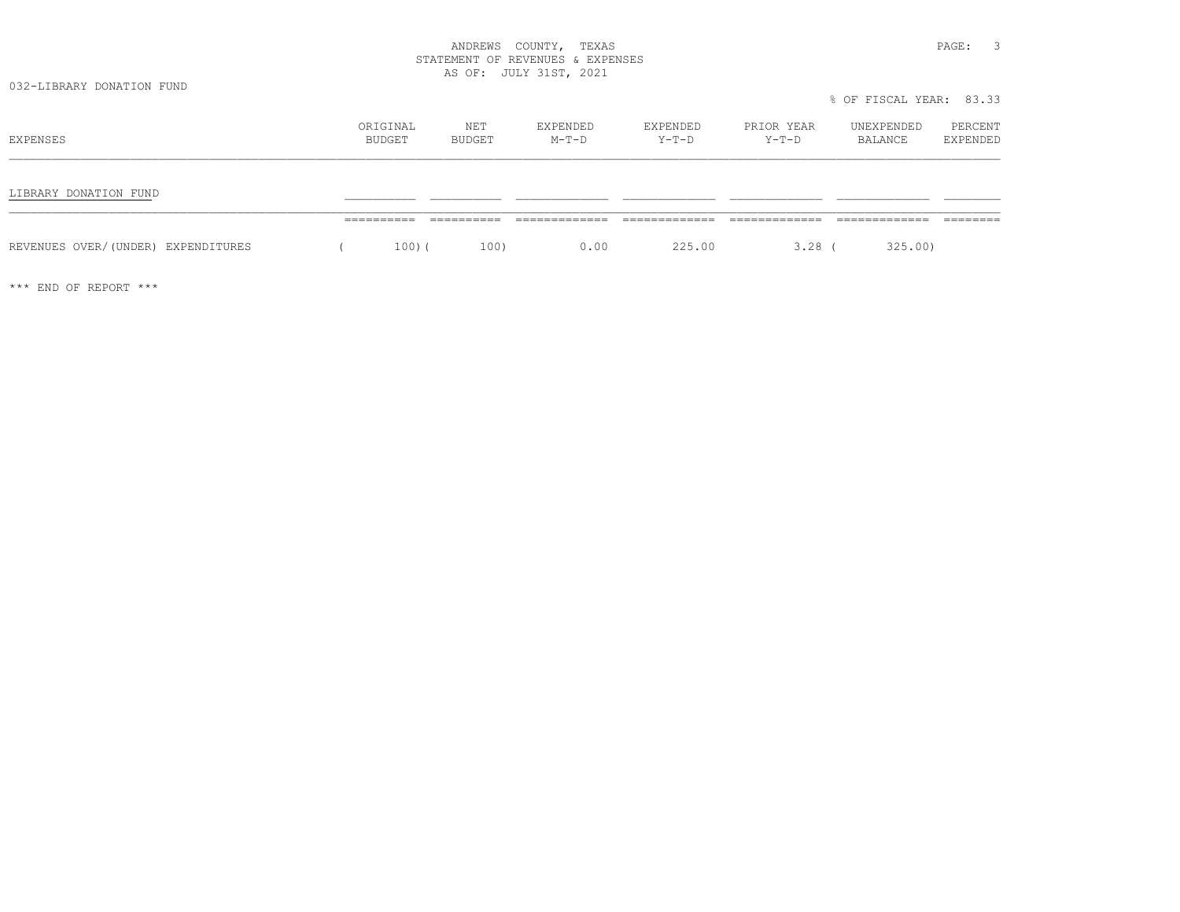ANDREWS COUNTY, TEXAS
STATEMENT OF REVENUES & EXPENSES
AS OF: JULY 31ST, 2021

032-LIBRARY DONATION FUND

% OF FISCAL YEAR: 83.33

| EXPENSES | ORIGINAL BUDGET | NET BUDGET | EXPENDED M-T-D | EXPENDED Y-T-D | PRIOR YEAR Y-T-D | UNEXPENDED BALANCE | PERCENT EXPENDED |
|---|---|---|---|---|---|---|---|
| LIBRARY DONATION FUND | | | | | | | |
| REVENUES OVER/(UNDER) EXPENDITURES | ( 100) | ( 100) | 0.00 | 225.00 | 3.28 | ( 325.00) | |

*** END OF REPORT ***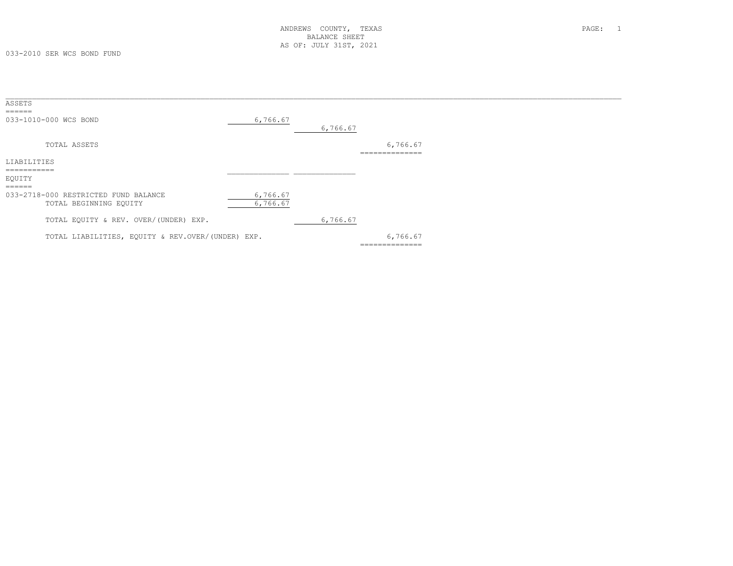ANDREWS COUNTY, TEXAS
BALANCE SHEET
AS OF: JULY 31ST, 2021

033-2010 SER WCS BOND FUND

## ASSETS

| | | | |
|---|---|---|---|
| 033-1010-000 WCS BOND | 6,766.67 | | |
| | | 6,766.67 | |
| TOTAL ASSETS | | | 6,766.67 |

## LIABILITIES

## EQUITY

| | | | |
|---|---|---|---|
| 033-2718-000 RESTRICTED FUND BALANCE | 6,766.67 | | |
| TOTAL BEGINNING EQUITY | 6,766.67 | | |
| TOTAL EQUITY & REV. OVER/(UNDER) EXP. | | 6,766.67 | |
| TOTAL LIABILITIES, EQUITY & REV.OVER/(UNDER) EXP. | | | 6,766.67 |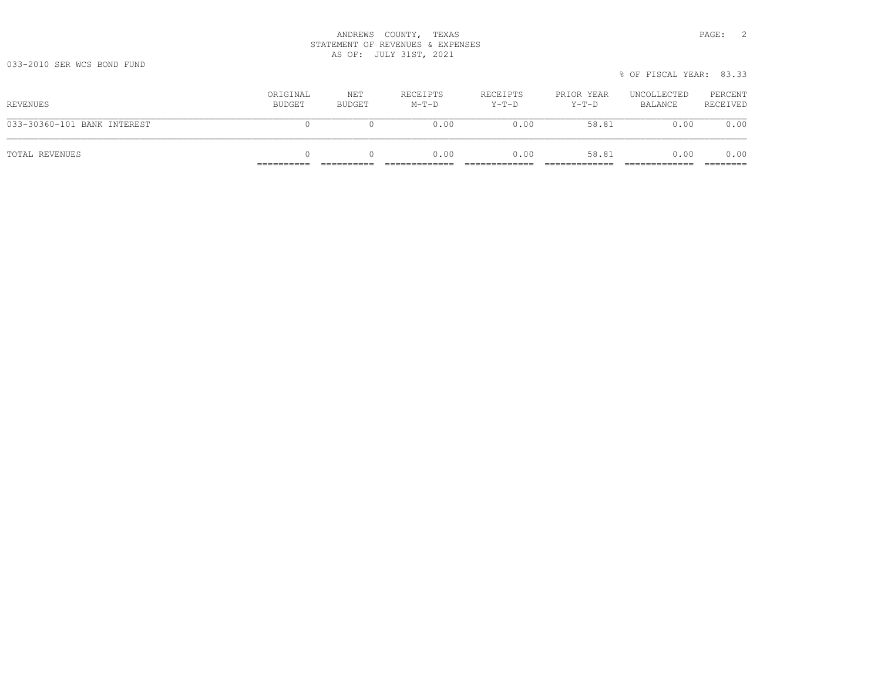ANDREWS COUNTY, TEXAS
STATEMENT OF REVENUES & EXPENSES
AS OF: JULY 31ST, 2021

033-2010 SER WCS BOND FUND

% OF FISCAL YEAR: 83.33

| REVENUES | ORIGINAL BUDGET | NET BUDGET | RECEIPTS M-T-D | RECEIPTS Y-T-D | PRIOR YEAR Y-T-D | UNCOLLECTED BALANCE | PERCENT RECEIVED |
|---|---|---|---|---|---|---|---|
| 033-30360-101 BANK INTEREST | 0 | 0 | 0.00 | 0.00 | 58.81 | 0.00 | 0.00 |
| TOTAL REVENUES | 0 | 0 | 0.00 | 0.00 | 58.81 | 0.00 | 0.00 |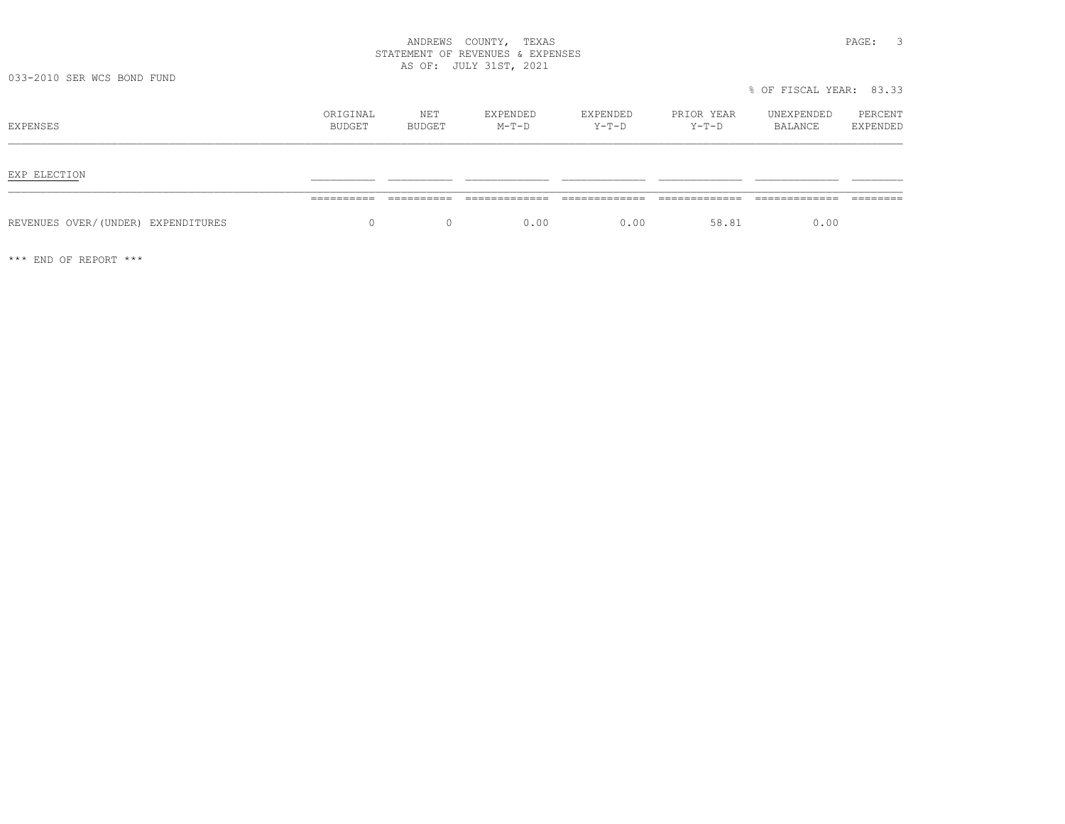ANDREWS COUNTY, TEXAS
STATEMENT OF REVENUES & EXPENSES
AS OF: JULY 31ST, 2021

033-2010 SER WCS BOND FUND

% OF FISCAL YEAR: 83.33

| EXPENSES | ORIGINAL BUDGET | NET BUDGET | EXPENDED M-T-D | EXPENDED Y-T-D | PRIOR YEAR Y-T-D | UNEXPENDED BALANCE | PERCENT EXPENDED |
|---|---|---|---|---|---|---|---|
| EXP ELECTION | | | | | | | |
| REVENUES OVER/(UNDER) EXPENDITURES | 0 | 0 | 0.00 | 0.00 | 58.81 | 0.00 | |

\*\*\* END OF REPORT \*\*\*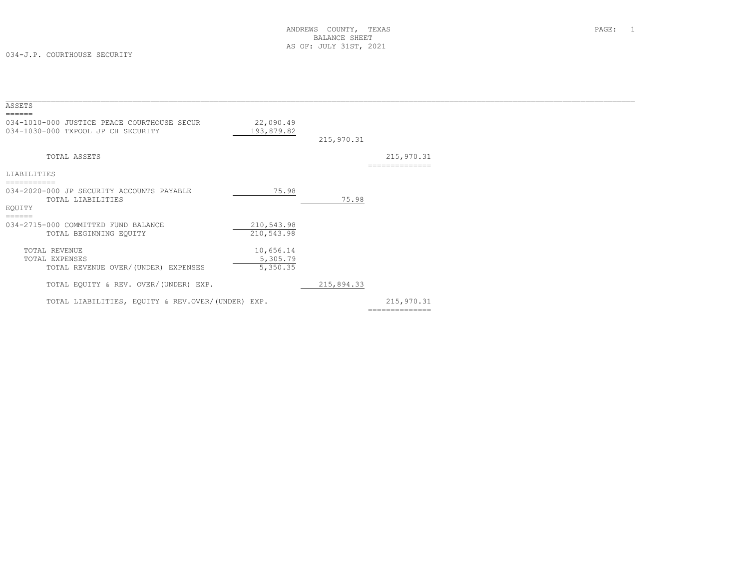# ANDREWS COUNTY, TEXAS
## BALANCE SHEET
### AS OF: JULY 31ST, 2021

034-J.P. COURTHOUSE SECURITY

| | | | |
|---|---|---|---|
| **ASSETS** | | | |
| 034-1010-000 JUSTICE PEACE COURTHOUSE SECUR | 22,090.49 | | |
| 034-1030-000 TXPOOL JP CH SECURITY | 193,879.82 | | |
| | | 215,970.31 | |
| TOTAL ASSETS | | | 215,970.31 |
| **LIABILITIES** | | | |
| 034-2020-000 JP SECURITY ACCOUNTS PAYABLE | 75.98 | | |
| TOTAL LIABILITIES | | 75.98 | |
| **EQUITY** | | | |
| 034-2715-000 COMMITTED FUND BALANCE | 210,543.98 | | |
| TOTAL BEGINNING EQUITY | 210,543.98 | | |
| TOTAL REVENUE | 10,656.14 | | |
| TOTAL EXPENSES | 5,305.79 | | |
| TOTAL REVENUE OVER/(UNDER) EXPENSES | 5,350.35 | | |
| TOTAL EQUITY & REV. OVER/(UNDER) EXP. | | 215,894.33 | |
| TOTAL LIABILITIES, EQUITY & REV.OVER/(UNDER) EXP. | | | 215,970.31 |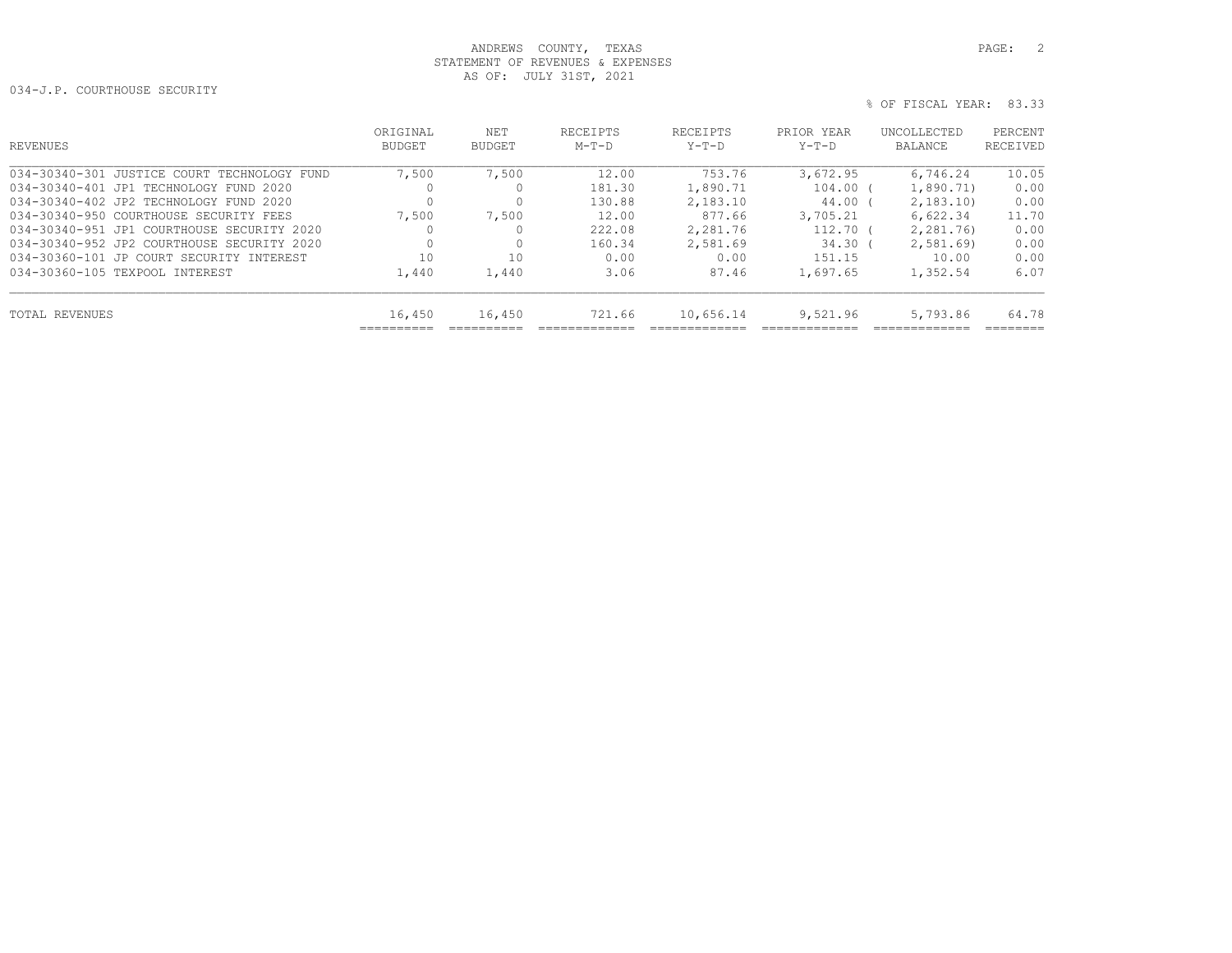ANDREWS COUNTY, TEXAS
STATEMENT OF REVENUES & EXPENSES
AS OF: JULY 31ST, 2021

034-J.P. COURTHOUSE SECURITY

% OF FISCAL YEAR: 83.33

| REVENUES | ORIGINAL BUDGET | NET BUDGET | RECEIPTS M-T-D | RECEIPTS Y-T-D | PRIOR YEAR Y-T-D | UNCOLLECTED BALANCE | PERCENT RECEIVED |
|---|---|---|---|---|---|---|---|
| 034-30340-301 JUSTICE COURT TECHNOLOGY FUND | 7,500 | 7,500 | 12.00 | 753.76 | 3,672.95 | 6,746.24 | 10.05 |
| 034-30340-401 JP1 TECHNOLOGY FUND 2020 | 0 | 0 | 181.30 | 1,890.71 | 104.00 | ( 1,890.71) | 0.00 |
| 034-30340-402 JP2 TECHNOLOGY FUND 2020 | 0 | 0 | 130.88 | 2,183.10 | 44.00 | ( 2,183.10) | 0.00 |
| 034-30340-950 COURTHOUSE SECURITY FEES | 7,500 | 7,500 | 12.00 | 877.66 | 3,705.21 | 6,622.34 | 11.70 |
| 034-30340-951 JP1 COURTHOUSE SECURITY 2020 | 0 | 0 | 222.08 | 2,281.76 | 112.70 | ( 2,281.76) | 0.00 |
| 034-30340-952 JP2 COURTHOUSE SECURITY 2020 | 0 | 0 | 160.34 | 2,581.69 | 34.30 | ( 2,581.69) | 0.00 |
| 034-30360-101 JP COURT SECURITY INTEREST | 10 | 10 | 0.00 | 0.00 | 151.15 | 10.00 | 0.00 |
| 034-30360-105 TEXPOOL INTEREST | 1,440 | 1,440 | 3.06 | 87.46 | 1,697.65 | 1,352.54 | 6.07 |
| TOTAL REVENUES | 16,450 | 16,450 | 721.66 | 10,656.14 | 9,521.96 | 5,793.86 | 64.78 |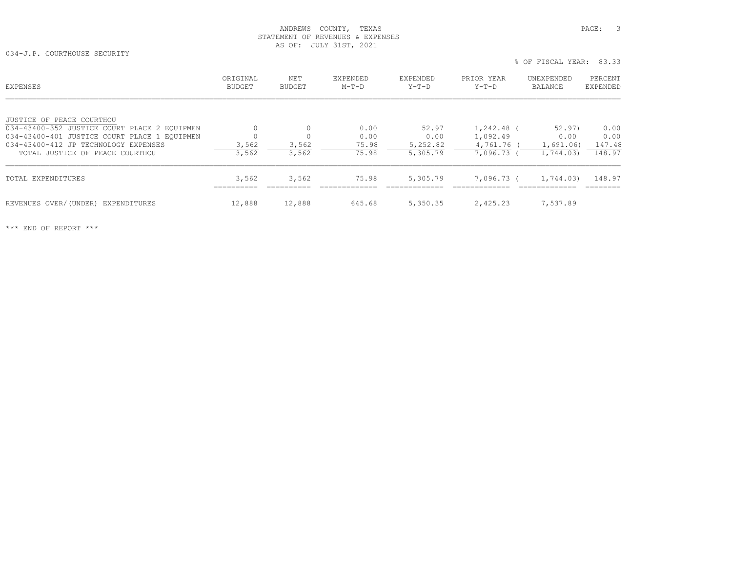ANDREWS COUNTY, TEXAS
STATEMENT OF REVENUES & EXPENSES
AS OF: JULY 31ST, 2021

034-J.P. COURTHOUSE SECURITY

% OF FISCAL YEAR: 83.33

| EXPENSES | ORIGINAL BUDGET | NET BUDGET | EXPENDED M-T-D | EXPENDED Y-T-D | PRIOR YEAR Y-T-D | UNEXPENDED BALANCE | PERCENT EXPENDED |
|---|---|---|---|---|---|---|---|
| JUSTICE OF PEACE COURTHOU | | | | | | | |
| 034-43400-352 JUSTICE COURT PLACE 2 EQUIPMEN | 0 | 0 | 0.00 | 52.97 | 1,242.48 | ( 52.97) | 0.00 |
| 034-43400-401 JUSTICE COURT PLACE 1 EQUIPMEN | 0 | 0 | 0.00 | 0.00 | 1,092.49 | 0.00 | 0.00 |
| 034-43400-412 JP TECHNOLOGY EXPENSES | 3,562 | 3,562 | 75.98 | 5,252.82 | 4,761.76 | ( 1,691.06) | 147.48 |
| TOTAL JUSTICE OF PEACE COURTHOU | 3,562 | 3,562 | 75.98 | 5,305.79 | 7,096.73 | ( 1,744.03) | 148.97 |
| TOTAL EXPENDITURES | 3,562 | 3,562 | 75.98 | 5,305.79 | 7,096.73 | ( 1,744.03) | 148.97 |
| REVENUES OVER/(UNDER) EXPENDITURES | 12,888 | 12,888 | 645.68 | 5,350.35 | 2,425.23 | 7,537.89 | |

*** END OF REPORT ***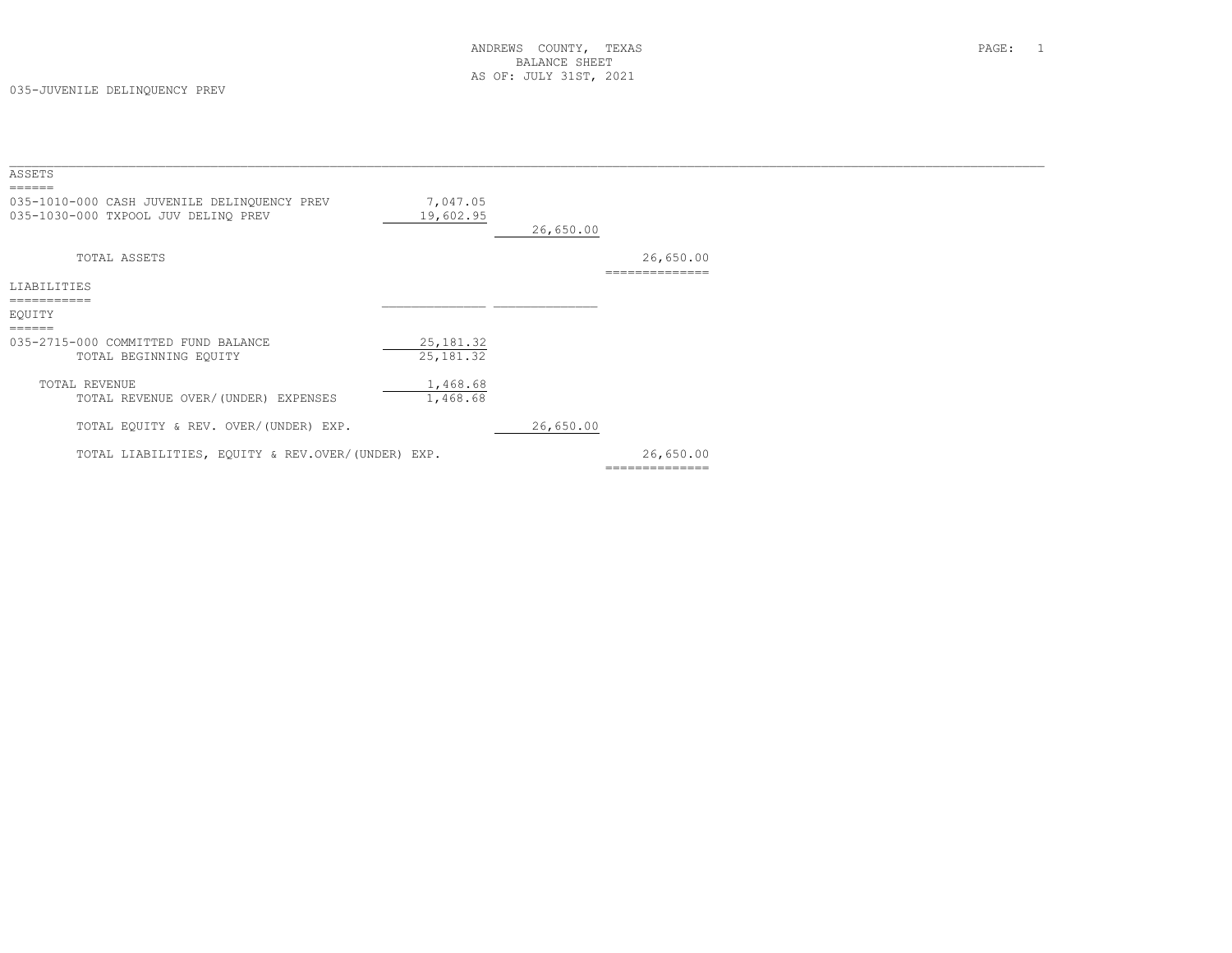ANDREWS COUNTY, TEXAS
BALANCE SHEET
AS OF: JULY 31ST, 2021

035-JUVENILE DELINQUENCY PREV

## ASSETS

| Account | | | |
|---|---|---|---|
| 035-1010-000 CASH JUVENILE DELINQUENCY PREV | 7,047.05 | | |
| 035-1030-000 TXPOOL JUV DELINQ PREV | 19,602.95 | | |
| | | 26,650.00 | |
| TOTAL ASSETS | | | 26,650.00 |

## LIABILITIES

## EQUITY

| Account | | | |
|---|---|---|---|
| 035-2715-000 COMMITTED FUND BALANCE | 25,181.32 | | |
| TOTAL BEGINNING EQUITY | 25,181.32 | | |
| TOTAL REVENUE | 1,468.68 | | |
| TOTAL REVENUE OVER/(UNDER) EXPENSES | 1,468.68 | | |
| TOTAL EQUITY & REV. OVER/(UNDER) EXP. | | 26,650.00 | |
| TOTAL LIABILITIES, EQUITY & REV.OVER/(UNDER) EXP. | | | 26,650.00 |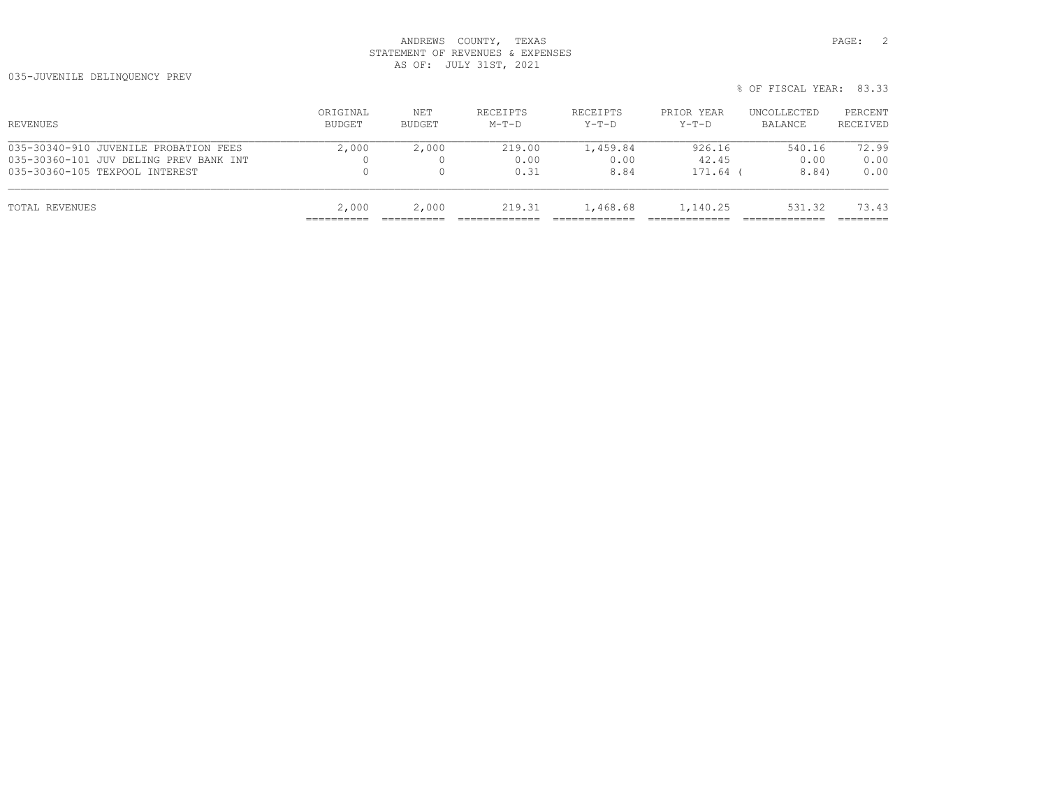ANDREWS COUNTY, TEXAS
STATEMENT OF REVENUES & EXPENSES
AS OF: JULY 31ST, 2021

035-JUVENILE DELINQUENCY PREV

% OF FISCAL YEAR: 83.33

| REVENUES | ORIGINAL BUDGET | NET BUDGET | RECEIPTS M-T-D | RECEIPTS Y-T-D | PRIOR YEAR Y-T-D | UNCOLLECTED BALANCE | PERCENT RECEIVED |
|---|---|---|---|---|---|---|---|
| 035-30340-910 JUVENILE PROBATION FEES | 2,000 | 2,000 | 219.00 | 1,459.84 | 926.16 | 540.16 | 72.99 |
| 035-30360-101 JUV DELING PREV BANK INT | 0 | 0 | 0.00 | 0.00 | 42.45 | 0.00 | 0.00 |
| 035-30360-105 TEXPOOL INTEREST | 0 | 0 | 0.31 | 8.84 | 171.64 | ( 8.84) | 0.00 |
| TOTAL REVENUES | 2,000 | 2,000 | 219.31 | 1,468.68 | 1,140.25 | 531.32 | 73.43 |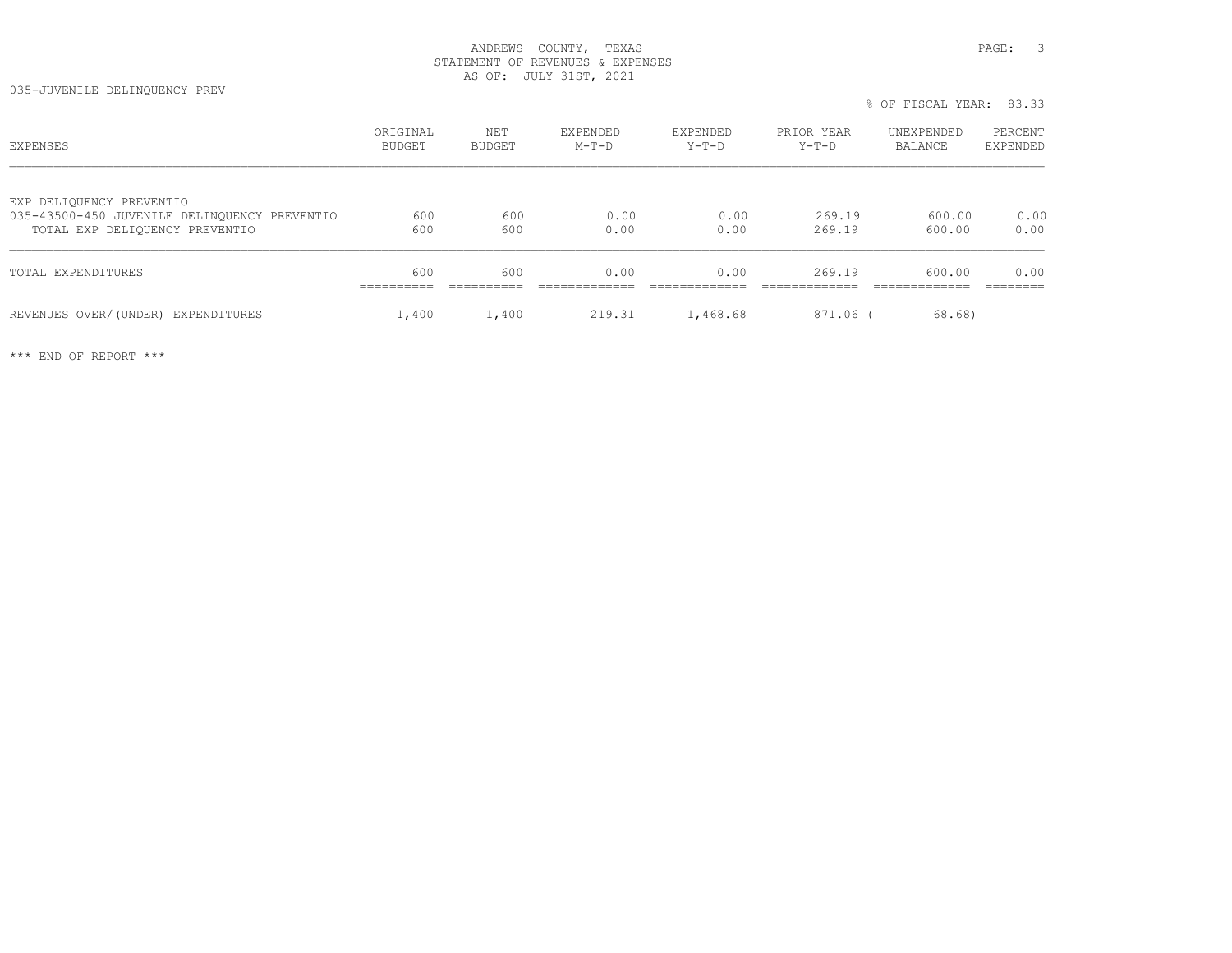ANDREWS COUNTY, TEXAS
STATEMENT OF REVENUES & EXPENSES
AS OF: JULY 31ST, 2021

035-JUVENILE DELINQUENCY PREV

% OF FISCAL YEAR: 83.33

| EXPENSES | ORIGINAL BUDGET | NET BUDGET | EXPENDED M-T-D | EXPENDED Y-T-D | PRIOR YEAR Y-T-D | UNEXPENDED BALANCE | PERCENT EXPENDED |
|---|---|---|---|---|---|---|---|
| EXP DELIQUENCY PREVENTIO | | | | | | | |
| 035-43500-450 JUVENILE DELINQUENCY PREVENTIO | 600 | 600 | 0.00 | 0.00 | 269.19 | 600.00 | 0.00 |
| TOTAL EXP DELIQUENCY PREVENTIO | 600 | 600 | 0.00 | 0.00 | 269.19 | 600.00 | 0.00 |
| TOTAL EXPENDITURES | 600 | 600 | 0.00 | 0.00 | 269.19 | 600.00 | 0.00 |
| REVENUES OVER/(UNDER) EXPENDITURES | 1,400 | 1,400 | 219.31 | 1,468.68 | 871.06 | ( 68.68) | |

*** END OF REPORT ***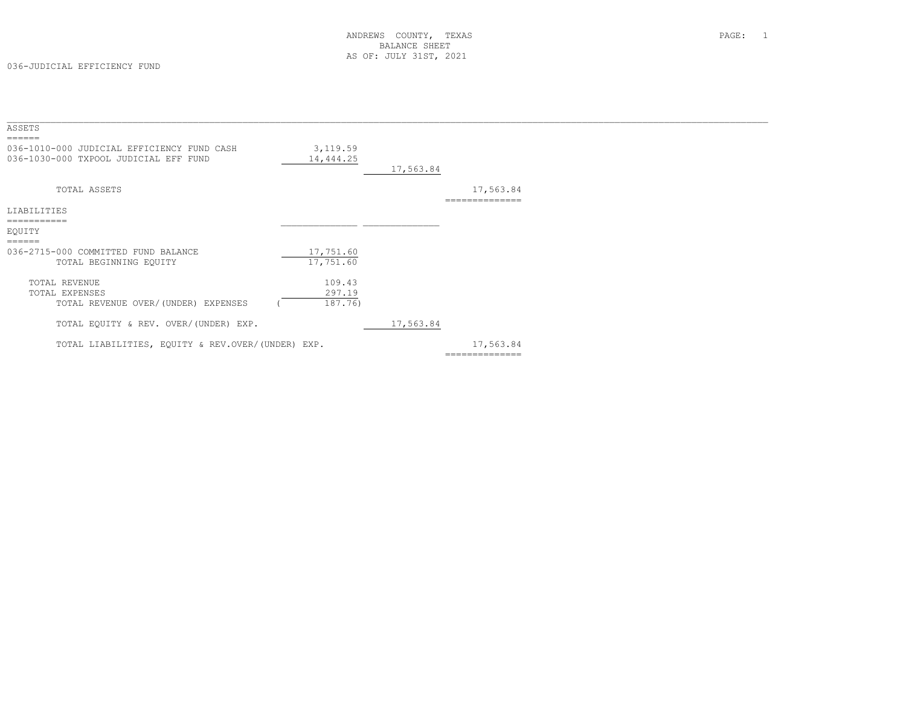# ANDREWS COUNTY, TEXAS
## BALANCE SHEET
### AS OF: JULY 31ST, 2021

036-JUDICIAL EFFICIENCY FUND

| | | | |
|---|---|---|---|
| **ASSETS** | | | |
| 036-1010-000 JUDICIAL EFFICIENCY FUND CASH | 3,119.59 | | |
| 036-1030-000 TXPOOL JUDICIAL EFF FUND | 14,444.25 | | |
| | | 17,563.84 | |
| TOTAL ASSETS | | | 17,563.84 |
| **LIABILITIES** | | | |
| **EQUITY** | | | |
| 036-2715-000 COMMITTED FUND BALANCE | 17,751.60 | | |
| TOTAL BEGINNING EQUITY | 17,751.60 | | |
| TOTAL REVENUE | 109.43 | | |
| TOTAL EXPENSES | 297.19 | | |
| TOTAL REVENUE OVER/(UNDER) EXPENSES | ( 187.76) | | |
| TOTAL EQUITY & REV. OVER/(UNDER) EXP. | | 17,563.84 | |
| TOTAL LIABILITIES, EQUITY & REV.OVER/(UNDER) EXP. | | | 17,563.84 |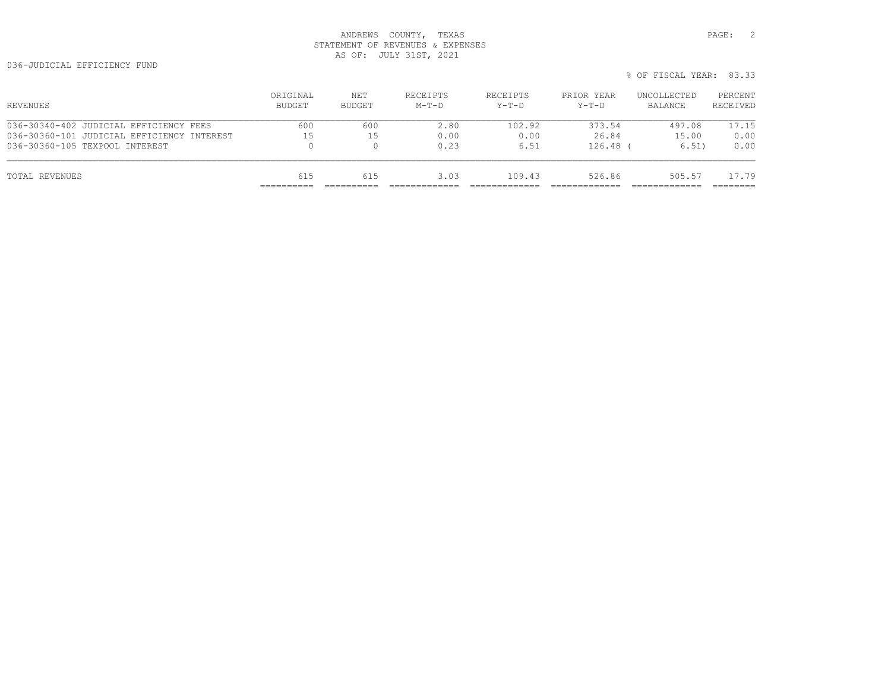ANDREWS COUNTY, TEXAS
STATEMENT OF REVENUES & EXPENSES
AS OF: JULY 31ST, 2021

036-JUDICIAL EFFICIENCY FUND

% OF FISCAL YEAR: 83.33

| REVENUES | ORIGINAL BUDGET | NET BUDGET | RECEIPTS M-T-D | RECEIPTS Y-T-D | PRIOR YEAR Y-T-D | UNCOLLECTED BALANCE | PERCENT RECEIVED |
|---|---|---|---|---|---|---|---|
| 036-30340-402 JUDICIAL EFFICIENCY FEES | 600 | 600 | 2.80 | 102.92 | 373.54 | 497.08 | 17.15 |
| 036-30360-101 JUDICIAL EFFICIENCY INTEREST | 15 | 15 | 0.00 | 0.00 | 26.84 | 15.00 | 0.00 |
| 036-30360-105 TEXPOOL INTEREST | 0 | 0 | 0.23 | 6.51 | 126.48 | ( 6.51) | 0.00 |
| TOTAL REVENUES | 615 | 615 | 3.03 | 109.43 | 526.86 | 505.57 | 17.79 |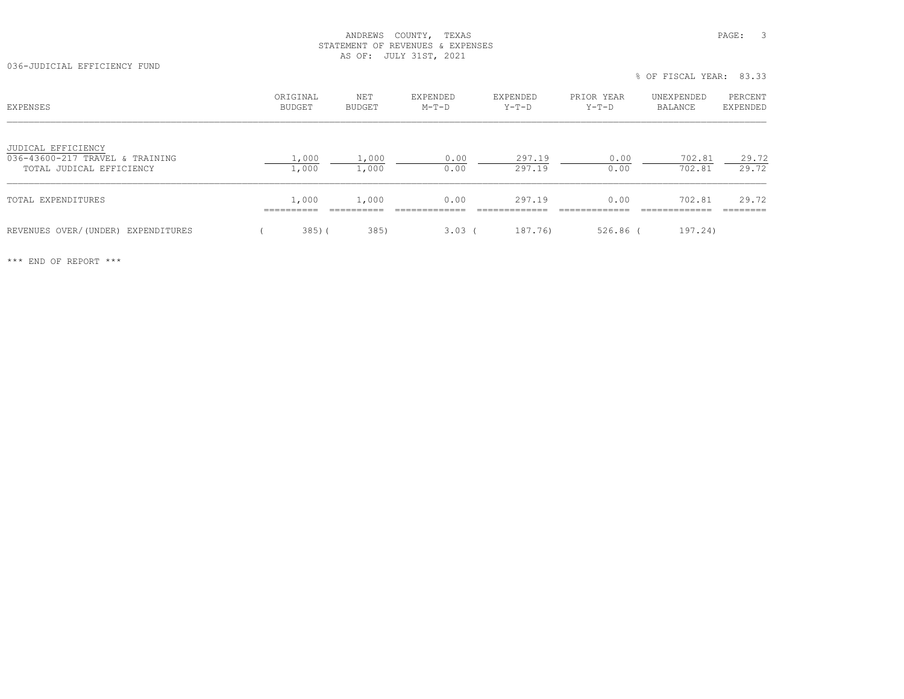ANDREWS COUNTY, TEXAS
STATEMENT OF REVENUES & EXPENSES
AS OF: JULY 31ST, 2021

036-JUDICIAL EFFICIENCY FUND

% OF FISCAL YEAR: 83.33

| EXPENSES | ORIGINAL BUDGET | NET BUDGET | EXPENDED M-T-D | EXPENDED Y-T-D | PRIOR YEAR Y-T-D | UNEXPENDED BALANCE | PERCENT EXPENDED |
|---|---|---|---|---|---|---|---|
| JUDICAL EFFICIENCY | | | | | | | |
| 036-43600-217 TRAVEL & TRAINING | 1,000 | 1,000 | 0.00 | 297.19 | 0.00 | 702.81 | 29.72 |
| TOTAL JUDICAL EFFICIENCY | 1,000 | 1,000 | 0.00 | 297.19 | 0.00 | 702.81 | 29.72 |
| TOTAL EXPENDITURES | 1,000 | 1,000 | 0.00 | 297.19 | 0.00 | 702.81 | 29.72 |
| REVENUES OVER/(UNDER) EXPENDITURES | ( 385) | ( 385) | 3.03 | ( 187.76) | 526.86 | ( 197.24) | |

*** END OF REPORT ***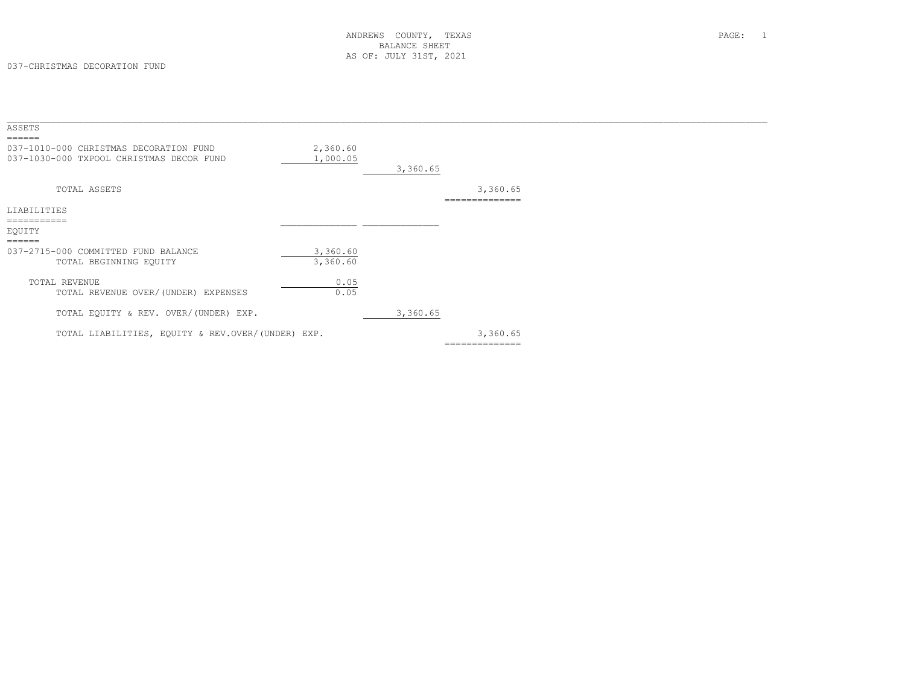ANDREWS COUNTY, TEXAS
BALANCE SHEET
AS OF: JULY 31ST, 2021

037-CHRISTMAS DECORATION FUND

| | | | |
|---|---|---|---|
| **ASSETS** | | | |
| 037-1010-000 CHRISTMAS DECORATION FUND | 2,360.60 | | |
| 037-1030-000 TXPOOL CHRISTMAS DECOR FUND | 1,000.05 | | |
| | | 3,360.65 | |
| TOTAL ASSETS | | | 3,360.65 |
| **LIABILITIES** | | | |
| **EQUITY** | | | |
| 037-2715-000 COMMITTED FUND BALANCE | 3,360.60 | | |
| TOTAL BEGINNING EQUITY | 3,360.60 | | |
| TOTAL REVENUE | 0.05 | | |
| TOTAL REVENUE OVER/(UNDER) EXPENSES | 0.05 | | |
| TOTAL EQUITY & REV. OVER/(UNDER) EXP. | | 3,360.65 | |
| TOTAL LIABILITIES, EQUITY & REV.OVER/(UNDER) EXP. | | | 3,360.65 |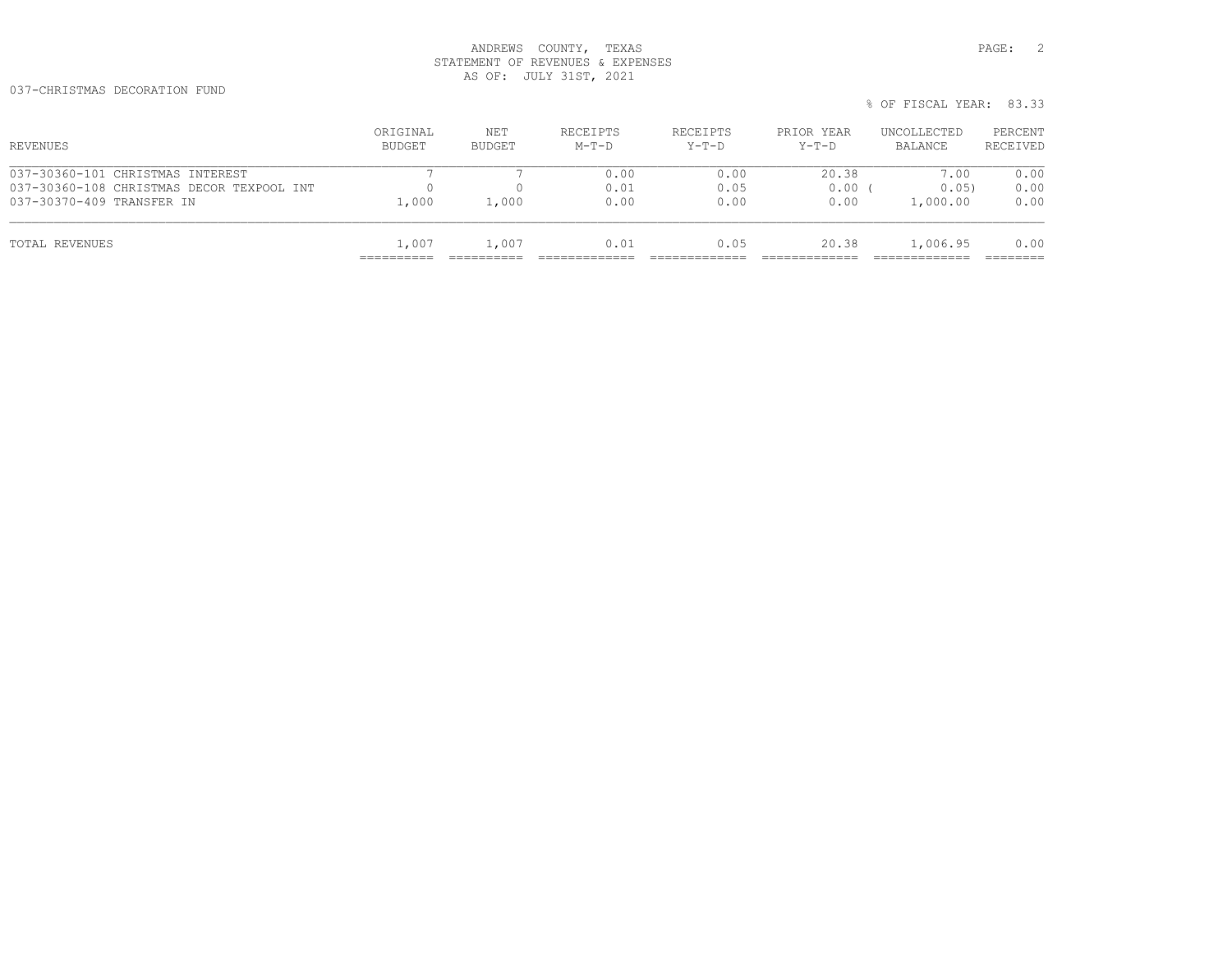ANDREWS COUNTY, TEXAS
STATEMENT OF REVENUES & EXPENSES
AS OF: JULY 31ST, 2021

037-CHRISTMAS DECORATION FUND

% OF FISCAL YEAR: 83.33

| REVENUES | ORIGINAL BUDGET | NET BUDGET | RECEIPTS M-T-D | RECEIPTS Y-T-D | PRIOR YEAR Y-T-D | UNCOLLECTED BALANCE | PERCENT RECEIVED |
|---|---|---|---|---|---|---|---|
| 037-30360-101 CHRISTMAS INTEREST | 7 | 7 | 0.00 | 0.00 | 20.38 | 7.00 | 0.00 |
| 037-30360-108 CHRISTMAS DECOR TEXPOOL INT | 0 | 0 | 0.01 | 0.05 | 0.00 | ( 0.05) | 0.00 |
| 037-30370-409 TRANSFER IN | 1,000 | 1,000 | 0.00 | 0.00 | 0.00 | 1,000.00 | 0.00 |
| TOTAL REVENUES | 1,007 | 1,007 | 0.01 | 0.05 | 20.38 | 1,006.95 | 0.00 |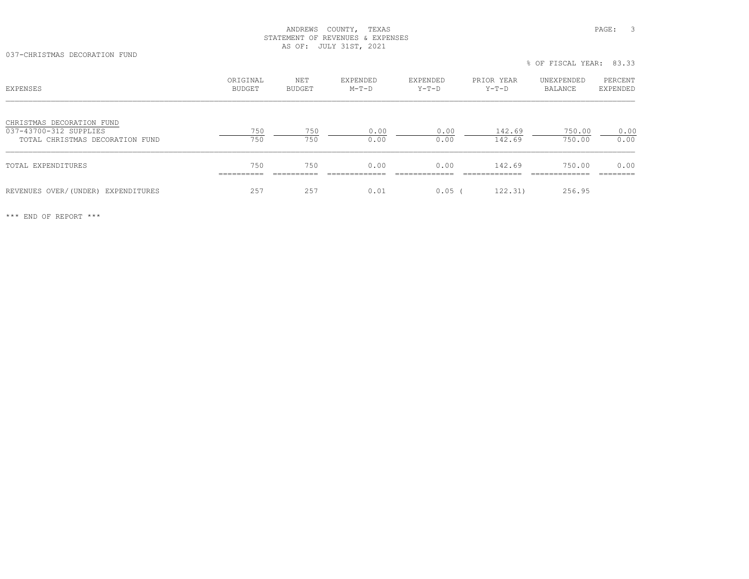ANDREWS COUNTY, TEXAS
STATEMENT OF REVENUES & EXPENSES
AS OF: JULY 31ST, 2021

037-CHRISTMAS DECORATION FUND

% OF FISCAL YEAR: 83.33

| EXPENSES | ORIGINAL BUDGET | NET BUDGET | EXPENDED M-T-D | EXPENDED Y-T-D | PRIOR YEAR Y-T-D | UNEXPENDED BALANCE | PERCENT EXPENDED |
|---|---|---|---|---|---|---|---|
| CHRISTMAS DECORATION FUND | | | | | | | |
| 037-43700-312 SUPPLIES | 750 | 750 | 0.00 | 0.00 | 142.69 | 750.00 | 0.00 |
| TOTAL CHRISTMAS DECORATION FUND | 750 | 750 | 0.00 | 0.00 | 142.69 | 750.00 | 0.00 |
| TOTAL EXPENDITURES | 750 | 750 | 0.00 | 0.00 | 142.69 | 750.00 | 0.00 |
| REVENUES OVER/(UNDER) EXPENDITURES | 257 | 257 | 0.01 | 0.05 | ( 122.31) | 256.95 | |

*** END OF REPORT ***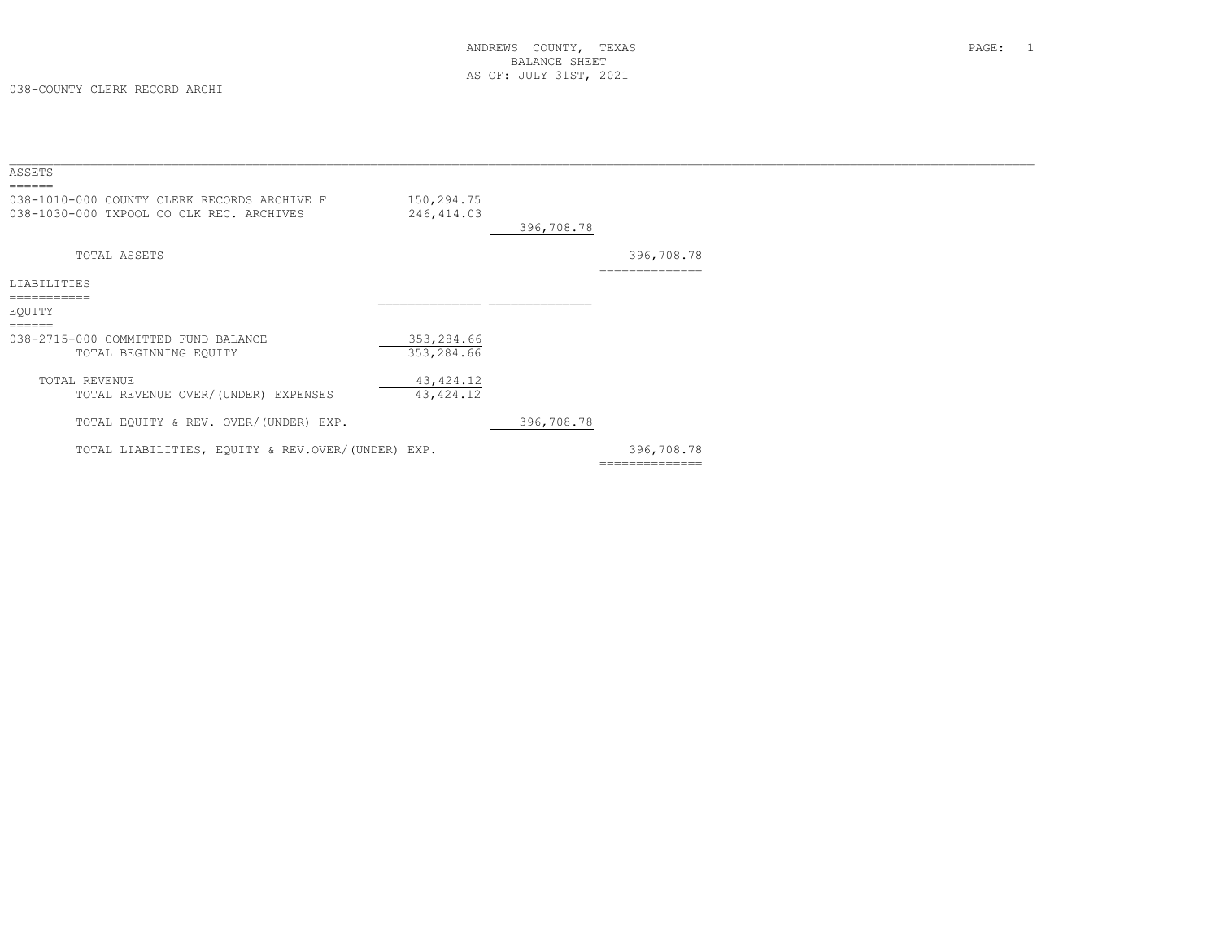ANDREWS COUNTY, TEXAS
BALANCE SHEET
AS OF: JULY 31ST, 2021

038-COUNTY CLERK RECORD ARCHI

| | | | |
|---|---|---|---|
| **ASSETS** | | | |
| 038-1010-000 COUNTY CLERK RECORDS ARCHIVE F | 150,294.75 | | |
| 038-1030-000 TXPOOL CO CLK REC. ARCHIVES | 246,414.03 | | |
| | | 396,708.78 | |
| TOTAL ASSETS | | | 396,708.78 |
| **LIABILITIES** | | | |
| **EQUITY** | | | |
| 038-2715-000 COMMITTED FUND BALANCE | 353,284.66 | | |
| TOTAL BEGINNING EQUITY | 353,284.66 | | |
| TOTAL REVENUE | 43,424.12 | | |
| TOTAL REVENUE OVER/(UNDER) EXPENSES | 43,424.12 | | |
| TOTAL EQUITY & REV. OVER/(UNDER) EXP. | | 396,708.78 | |
| TOTAL LIABILITIES, EQUITY & REV.OVER/(UNDER) EXP. | | | 396,708.78 |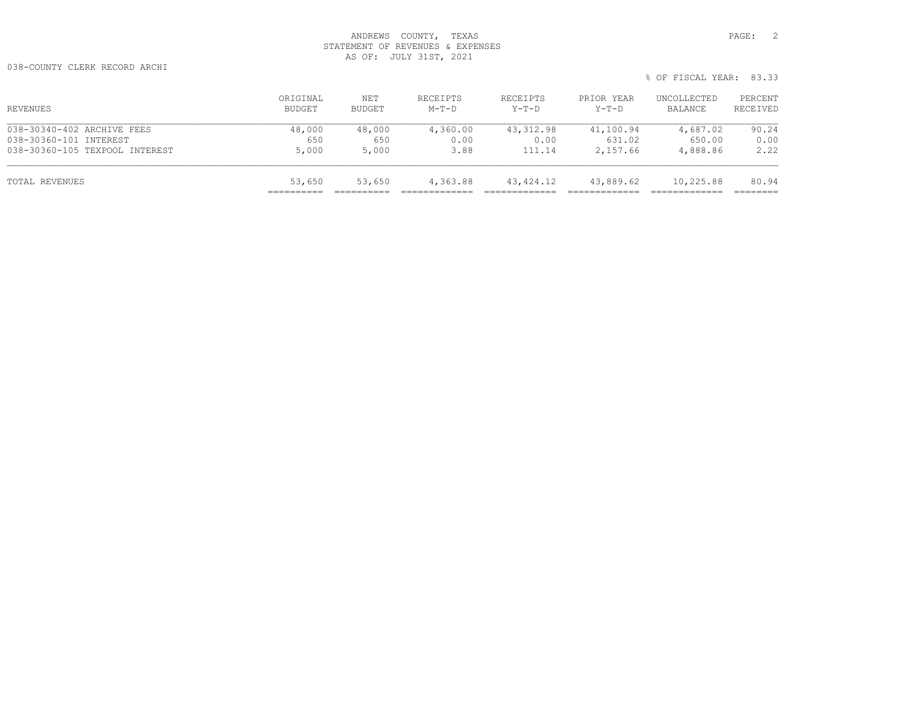ANDREWS COUNTY, TEXAS
STATEMENT OF REVENUES & EXPENSES
AS OF: JULY 31ST, 2021

038-COUNTY CLERK RECORD ARCHI

% OF FISCAL YEAR: 83.33

| REVENUES | ORIGINAL BUDGET | NET BUDGET | RECEIPTS M-T-D | RECEIPTS Y-T-D | PRIOR YEAR Y-T-D | UNCOLLECTED BALANCE | PERCENT RECEIVED |
|---|---|---|---|---|---|---|---|
| 038-30340-402 ARCHIVE FEES | 48,000 | 48,000 | 4,360.00 | 43,312.98 | 41,100.94 | 4,687.02 | 90.24 |
| 038-30360-101 INTEREST | 650 | 650 | 0.00 | 0.00 | 631.02 | 650.00 | 0.00 |
| 038-30360-105 TEXPOOL INTEREST | 5,000 | 5,000 | 3.88 | 111.14 | 2,157.66 | 4,888.86 | 2.22 |
| TOTAL REVENUES | 53,650 | 53,650 | 4,363.88 | 43,424.12 | 43,889.62 | 10,225.88 | 80.94 |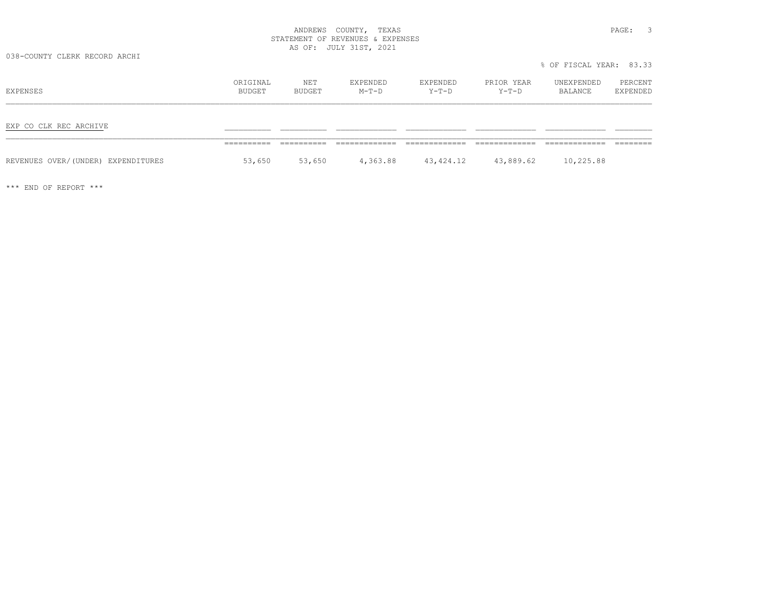ANDREWS COUNTY, TEXAS
STATEMENT OF REVENUES & EXPENSES
AS OF: JULY 31ST, 2021

038-COUNTY CLERK RECORD ARCHI

% OF FISCAL YEAR: 83.33

| EXPENSES | ORIGINAL BUDGET | NET BUDGET | EXPENDED M-T-D | EXPENDED Y-T-D | PRIOR YEAR Y-T-D | UNEXPENDED BALANCE | PERCENT EXPENDED |
|---|---|---|---|---|---|---|---|
| EXP CO CLK REC ARCHIVE | | | | | | | |
| REVENUES OVER/(UNDER) EXPENDITURES | 53,650 | 53,650 | 4,363.88 | 43,424.12 | 43,889.62 | 10,225.88 | |

*** END OF REPORT ***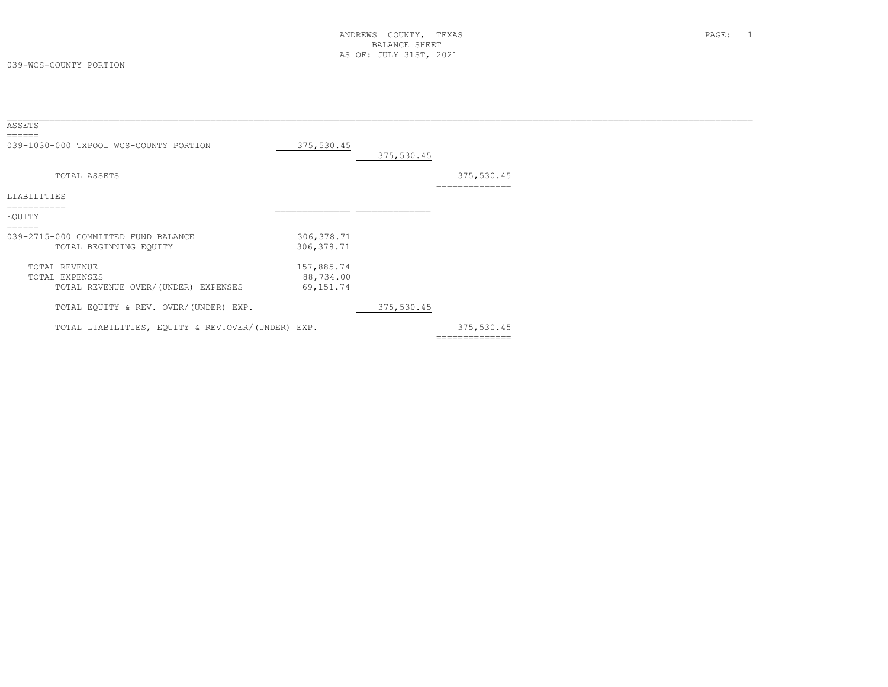ANDREWS COUNTY, TEXAS
BALANCE SHEET
AS OF: JULY 31ST, 2021

039-WCS-COUNTY PORTION

| | | | |
|---|---|---|---|
| **ASSETS** | | | |
| 039-1030-000 TXPOOL WCS-COUNTY PORTION | 375,530.45 | | |
| | | 375,530.45 | |
| TOTAL ASSETS | | | 375,530.45 |
| **LIABILITIES** | | | |
| **EQUITY** | | | |
| 039-2715-000 COMMITTED FUND BALANCE | 306,378.71 | | |
| TOTAL BEGINNING EQUITY | 306,378.71 | | |
| TOTAL REVENUE | 157,885.74 | | |
| TOTAL EXPENSES | 88,734.00 | | |
| TOTAL REVENUE OVER/(UNDER) EXPENSES | 69,151.74 | | |
| TOTAL EQUITY & REV. OVER/(UNDER) EXP. | | 375,530.45 | |
| TOTAL LIABILITIES, EQUITY & REV.OVER/(UNDER) EXP. | | | 375,530.45 |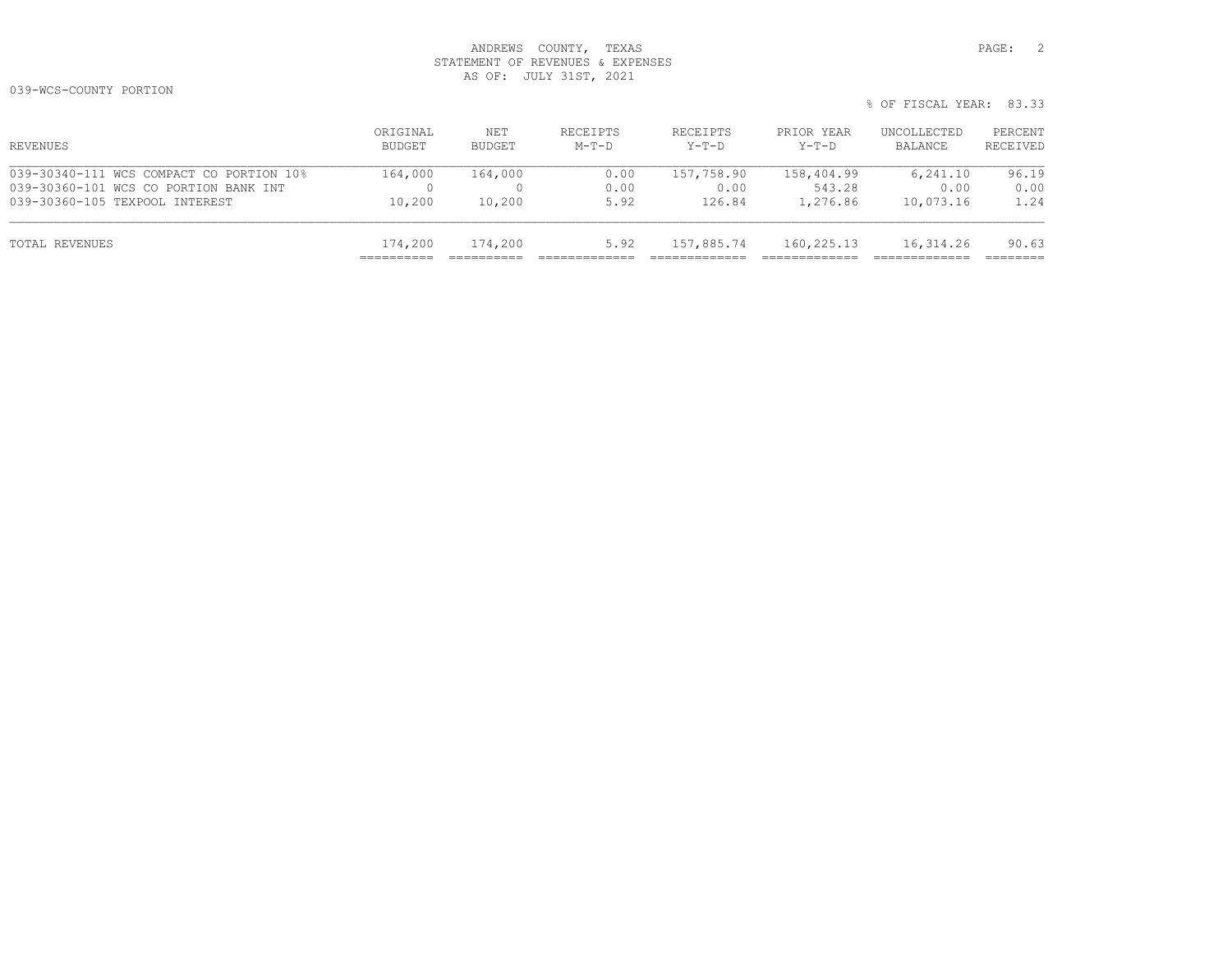ANDREWS COUNTY, TEXAS
STATEMENT OF REVENUES & EXPENSES
AS OF: JULY 31ST, 2021

039-WCS-COUNTY PORTION

% OF FISCAL YEAR: 83.33

| REVENUES | ORIGINAL BUDGET | NET BUDGET | RECEIPTS M-T-D | RECEIPTS Y-T-D | PRIOR YEAR Y-T-D | UNCOLLECTED BALANCE | PERCENT RECEIVED |
|---|---|---|---|---|---|---|---|
| 039-30340-111 WCS COMPACT CO PORTION 10% | 164,000 | 164,000 | 0.00 | 157,758.90 | 158,404.99 | 6,241.10 | 96.19 |
| 039-30360-101 WCS CO PORTION BANK INT | 0 | 0 | 0.00 | 0.00 | 543.28 | 0.00 | 0.00 |
| 039-30360-105 TEXPOOL INTEREST | 10,200 | 10,200 | 5.92 | 126.84 | 1,276.86 | 10,073.16 | 1.24 |
| TOTAL REVENUES | 174,200 | 174,200 | 5.92 | 157,885.74 | 160,225.13 | 16,314.26 | 90.63 |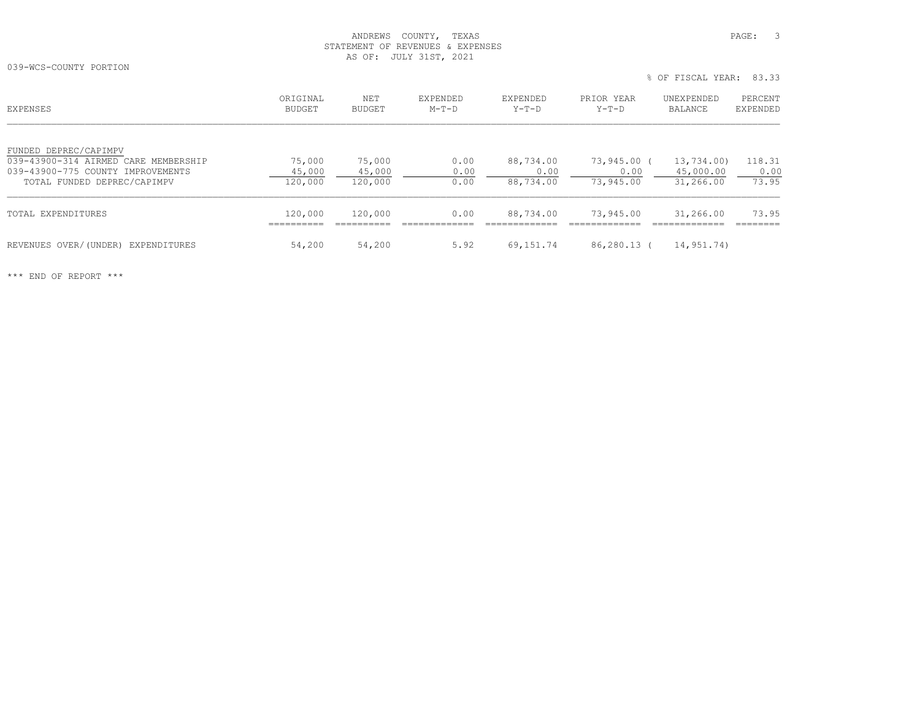ANDREWS COUNTY, TEXAS
STATEMENT OF REVENUES & EXPENSES
AS OF: JULY 31ST, 2021

039-WCS-COUNTY PORTION

% OF FISCAL YEAR: 83.33

| EXPENSES | ORIGINAL BUDGET | NET BUDGET | EXPENDED M-T-D | EXPENDED Y-T-D | PRIOR YEAR Y-T-D | UNEXPENDED BALANCE | PERCENT EXPENDED |
|---|---|---|---|---|---|---|---|
| FUNDED DEPREC/CAPIMPV | | | | | | | |
| 039-43900-314 AIRMED CARE MEMBERSHIP | 75,000 | 75,000 | 0.00 | 88,734.00 | 73,945.00 | ( 13,734.00) | 118.31 |
| 039-43900-775 COUNTY IMPROVEMENTS | 45,000 | 45,000 | 0.00 | 0.00 | 0.00 | 45,000.00 | 0.00 |
| TOTAL FUNDED DEPREC/CAPIMPV | 120,000 | 120,000 | 0.00 | 88,734.00 | 73,945.00 | 31,266.00 | 73.95 |
| TOTAL EXPENDITURES | 120,000 | 120,000 | 0.00 | 88,734.00 | 73,945.00 | 31,266.00 | 73.95 |
| REVENUES OVER/(UNDER) EXPENDITURES | 54,200 | 54,200 | 5.92 | 69,151.74 | 86,280.13 | ( 14,951.74) | |

*** END OF REPORT ***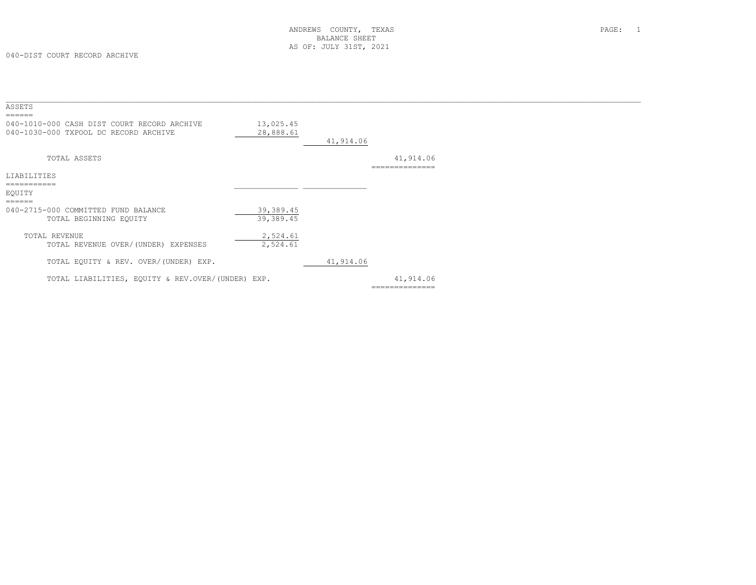ANDREWS COUNTY, TEXAS
BALANCE SHEET
AS OF: JULY 31ST, 2021

040-DIST COURT RECORD ARCHIVE

## ASSETS

| Account | | | |
|---|---|---|---|
| 040-1010-000 CASH DIST COURT RECORD ARCHIVE | 13,025.45 | | |
| 040-1030-000 TXPOOL DC RECORD ARCHIVE | 28,888.61 | | |
| | | 41,914.06 | |
| TOTAL ASSETS | | | 41,914.06 |

## LIABILITIES

## EQUITY

| Account | | | |
|---|---|---|---|
| 040-2715-000 COMMITTED FUND BALANCE | 39,389.45 | | |
| TOTAL BEGINNING EQUITY | 39,389.45 | | |
| TOTAL REVENUE | 2,524.61 | | |
| TOTAL REVENUE OVER/(UNDER) EXPENSES | 2,524.61 | | |
| TOTAL EQUITY & REV. OVER/(UNDER) EXP. | | 41,914.06 | |
| TOTAL LIABILITIES, EQUITY & REV.OVER/(UNDER) EXP. | | | 41,914.06 |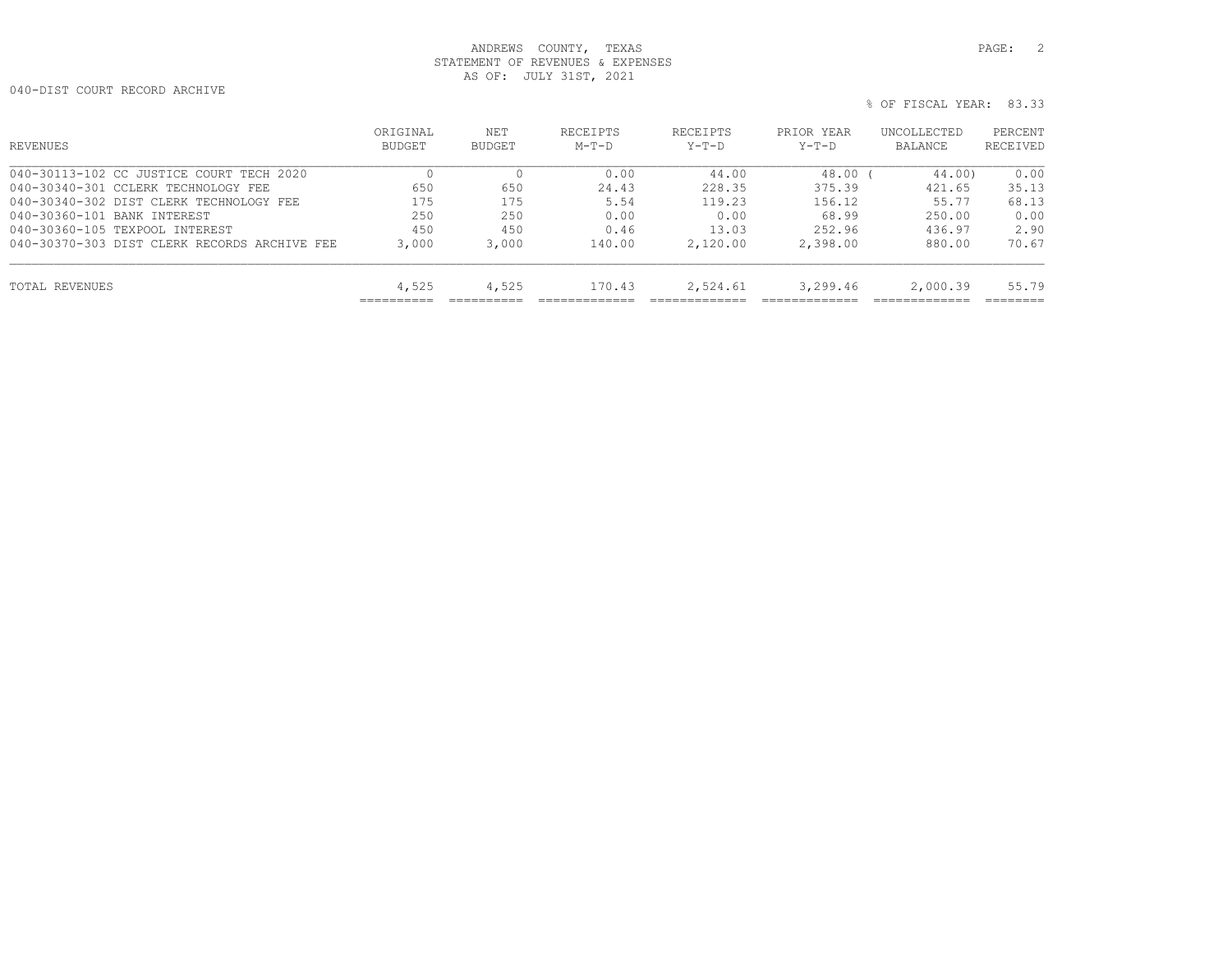ANDREWS COUNTY, TEXAS
STATEMENT OF REVENUES & EXPENSES
AS OF: JULY 31ST, 2021

040-DIST COURT RECORD ARCHIVE

% OF FISCAL YEAR: 83.33

| REVENUES | ORIGINAL BUDGET | NET BUDGET | RECEIPTS M-T-D | RECEIPTS Y-T-D | PRIOR YEAR Y-T-D | UNCOLLECTED BALANCE | PERCENT RECEIVED |
|---|---|---|---|---|---|---|---|
| 040-30113-102 CC JUSTICE COURT TECH 2020 | 0 | 0 | 0.00 | 44.00 | 48.00 | ( 44.00) | 0.00 |
| 040-30340-301 CCLERK TECHNOLOGY FEE | 650 | 650 | 24.43 | 228.35 | 375.39 | 421.65 | 35.13 |
| 040-30340-302 DIST CLERK TECHNOLOGY FEE | 175 | 175 | 5.54 | 119.23 | 156.12 | 55.77 | 68.13 |
| 040-30360-101 BANK INTEREST | 250 | 250 | 0.00 | 0.00 | 68.99 | 250.00 | 0.00 |
| 040-30360-105 TEXPOOL INTEREST | 450 | 450 | 0.46 | 13.03 | 252.96 | 436.97 | 2.90 |
| 040-30370-303 DIST CLERK RECORDS ARCHIVE FEE | 3,000 | 3,000 | 140.00 | 2,120.00 | 2,398.00 | 880.00 | 70.67 |
| TOTAL REVENUES | 4,525 | 4,525 | 170.43 | 2,524.61 | 3,299.46 | 2,000.39 | 55.79 |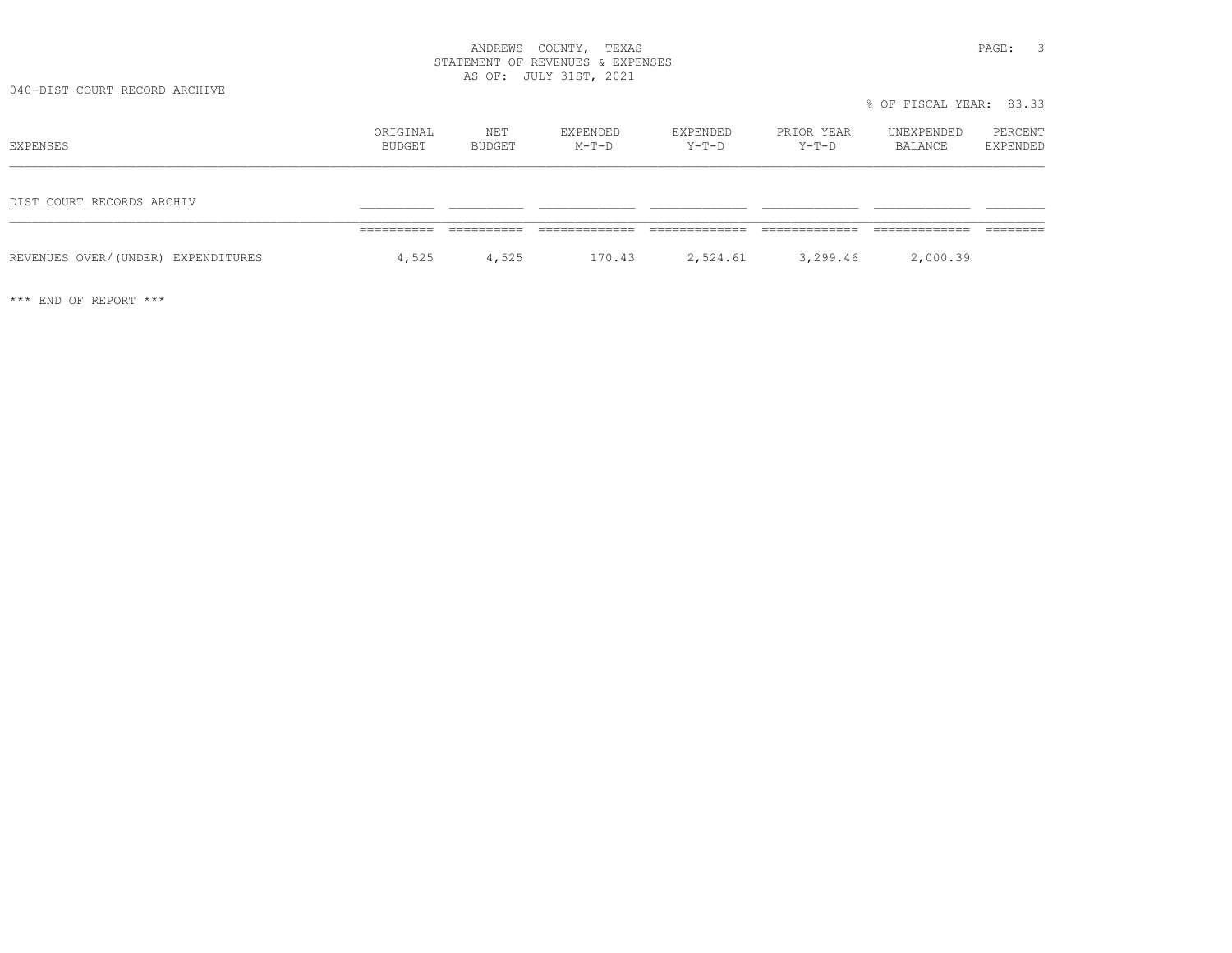ANDREWS COUNTY, TEXAS
STATEMENT OF REVENUES & EXPENSES
AS OF: JULY 31ST, 2021

040-DIST COURT RECORD ARCHIVE

% OF FISCAL YEAR: 83.33

| EXPENSES | ORIGINAL BUDGET | NET BUDGET | EXPENDED M-T-D | EXPENDED Y-T-D | PRIOR YEAR Y-T-D | UNEXPENDED BALANCE | PERCENT EXPENDED |
|---|---|---|---|---|---|---|---|
| DIST COURT RECORDS ARCHIV | | | | | | | |
| REVENUES OVER/(UNDER) EXPENDITURES | 4,525 | 4,525 | 170.43 | 2,524.61 | 3,299.46 | 2,000.39 | |

*** END OF REPORT ***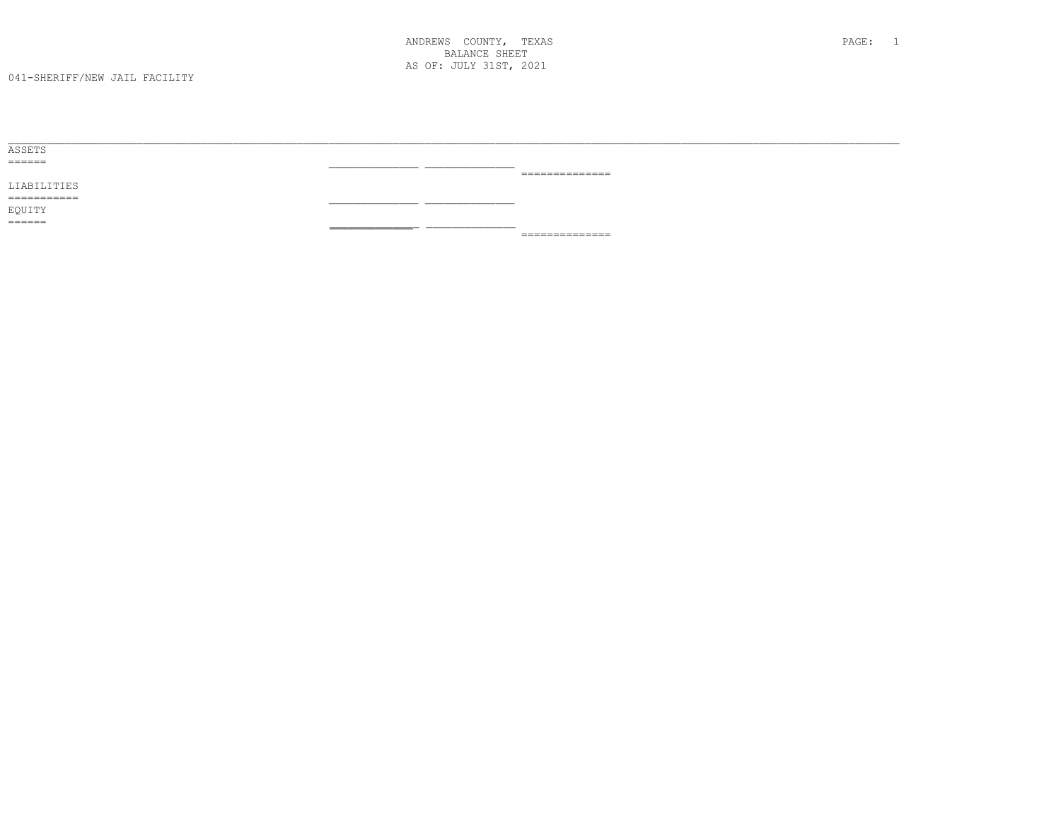ANDREWS COUNTY, TEXAS
BALANCE SHEET
AS OF: JULY 31ST, 2021

041-SHERIFF/NEW JAIL FACILITY

ASSETS

LIABILITIES

EQUITY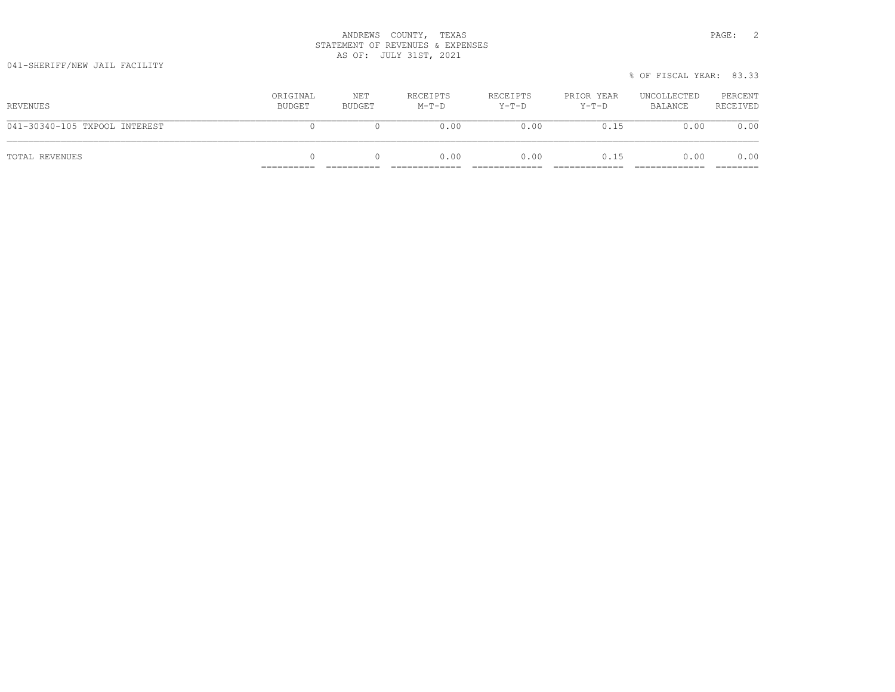ANDREWS COUNTY, TEXAS
STATEMENT OF REVENUES & EXPENSES
AS OF: JULY 31ST, 2021

041-SHERIFF/NEW JAIL FACILITY

% OF FISCAL YEAR: 83.33

| REVENUES | ORIGINAL BUDGET | NET BUDGET | RECEIPTS M-T-D | RECEIPTS Y-T-D | PRIOR YEAR Y-T-D | UNCOLLECTED BALANCE | PERCENT RECEIVED |
|---|---|---|---|---|---|---|---|
| 041-30340-105 TXPOOL INTEREST | 0 | 0 | 0.00 | 0.00 | 0.15 | 0.00 | 0.00 |
| TOTAL REVENUES | 0 | 0 | 0.00 | 0.00 | 0.15 | 0.00 | 0.00 |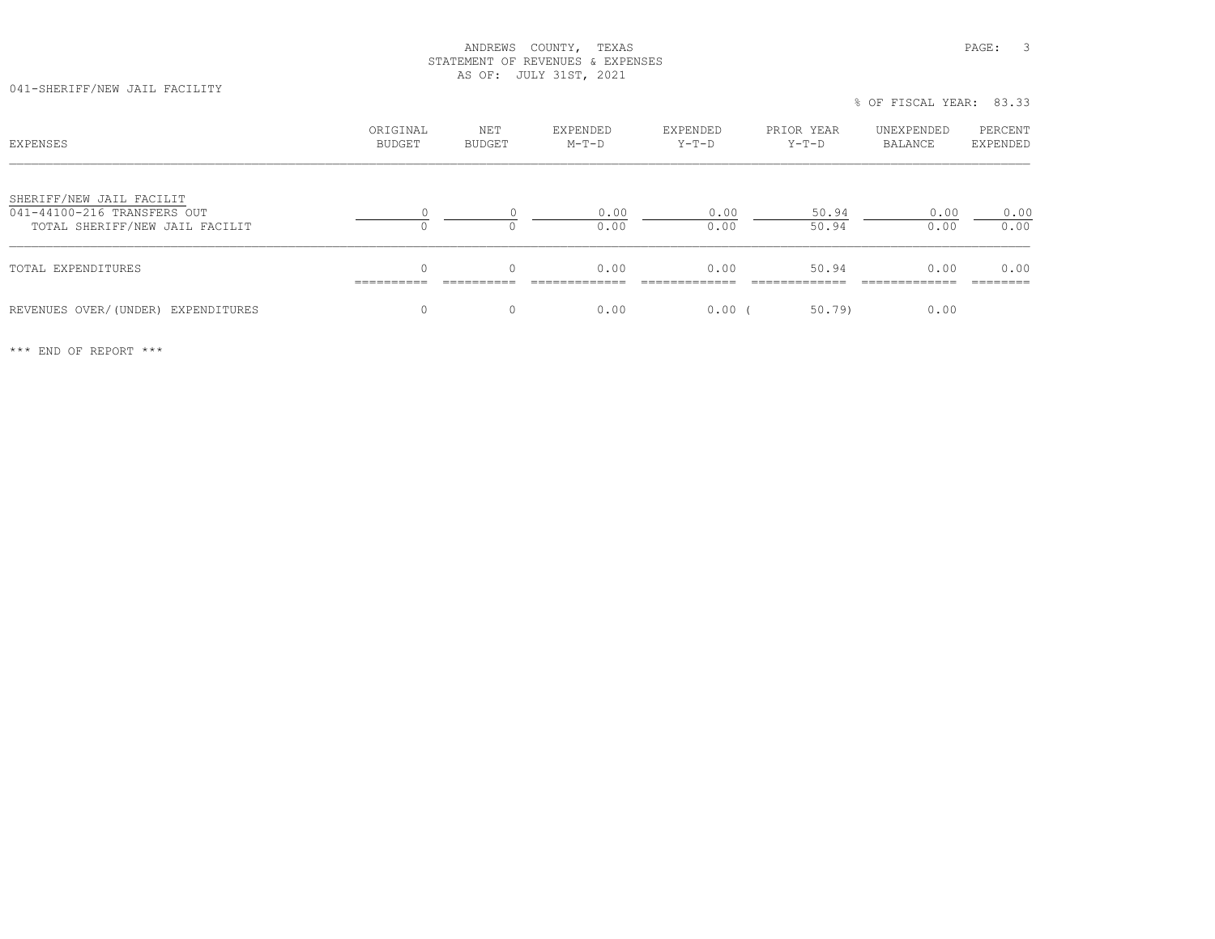ANDREWS COUNTY, TEXAS
STATEMENT OF REVENUES & EXPENSES
AS OF: JULY 31ST, 2021

041-SHERIFF/NEW JAIL FACILITY

% OF FISCAL YEAR: 83.33

| EXPENSES | ORIGINAL BUDGET | NET BUDGET | EXPENDED M-T-D | EXPENDED Y-T-D | PRIOR YEAR Y-T-D | UNEXPENDED BALANCE | PERCENT EXPENDED |
|---|---|---|---|---|---|---|---|
| SHERIFF/NEW JAIL FACILIT | | | | | | | |
| 041-44100-216 TRANSFERS OUT | 0 | 0 | 0.00 | 0.00 | 50.94 | 0.00 | 0.00 |
| TOTAL SHERIFF/NEW JAIL FACILIT | 0 | 0 | 0.00 | 0.00 | 50.94 | 0.00 | 0.00 |
| TOTAL EXPENDITURES | 0 | 0 | 0.00 | 0.00 | 50.94 | 0.00 | 0.00 |
| REVENUES OVER/(UNDER) EXPENDITURES | 0 | 0 | 0.00 | 0.00 | ( 50.79) | 0.00 | |

*** END OF REPORT ***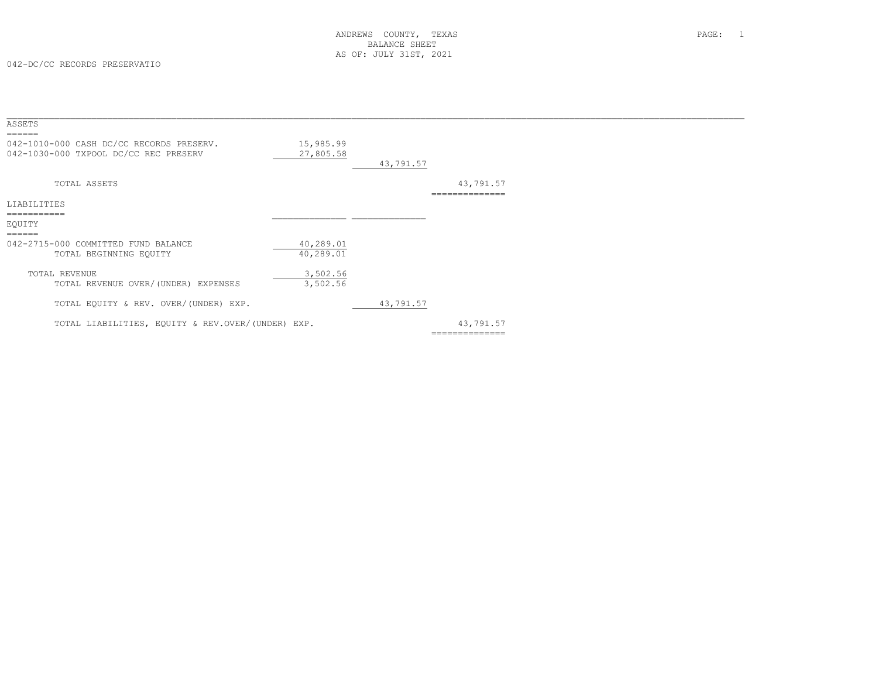ANDREWS COUNTY, TEXAS
BALANCE SHEET
AS OF: JULY 31ST, 2021

042-DC/CC RECORDS PRESERVATIO

| | | | |
|---|---|---|---|
| **ASSETS** | | | |
| 042-1010-000 CASH DC/CC RECORDS PRESERV. | 15,985.99 | | |
| 042-1030-000 TXPOOL DC/CC REC PRESERV | 27,805.58 | | |
| | | 43,791.57 | |
| TOTAL ASSETS | | | 43,791.57 |
| **LIABILITIES** | | | |
| **EQUITY** | | | |
| 042-2715-000 COMMITTED FUND BALANCE | 40,289.01 | | |
| TOTAL BEGINNING EQUITY | 40,289.01 | | |
| TOTAL REVENUE | 3,502.56 | | |
| TOTAL REVENUE OVER/(UNDER) EXPENSES | 3,502.56 | | |
| TOTAL EQUITY & REV. OVER/(UNDER) EXP. | | 43,791.57 | |
| TOTAL LIABILITIES, EQUITY & REV.OVER/(UNDER) EXP. | | | 43,791.57 |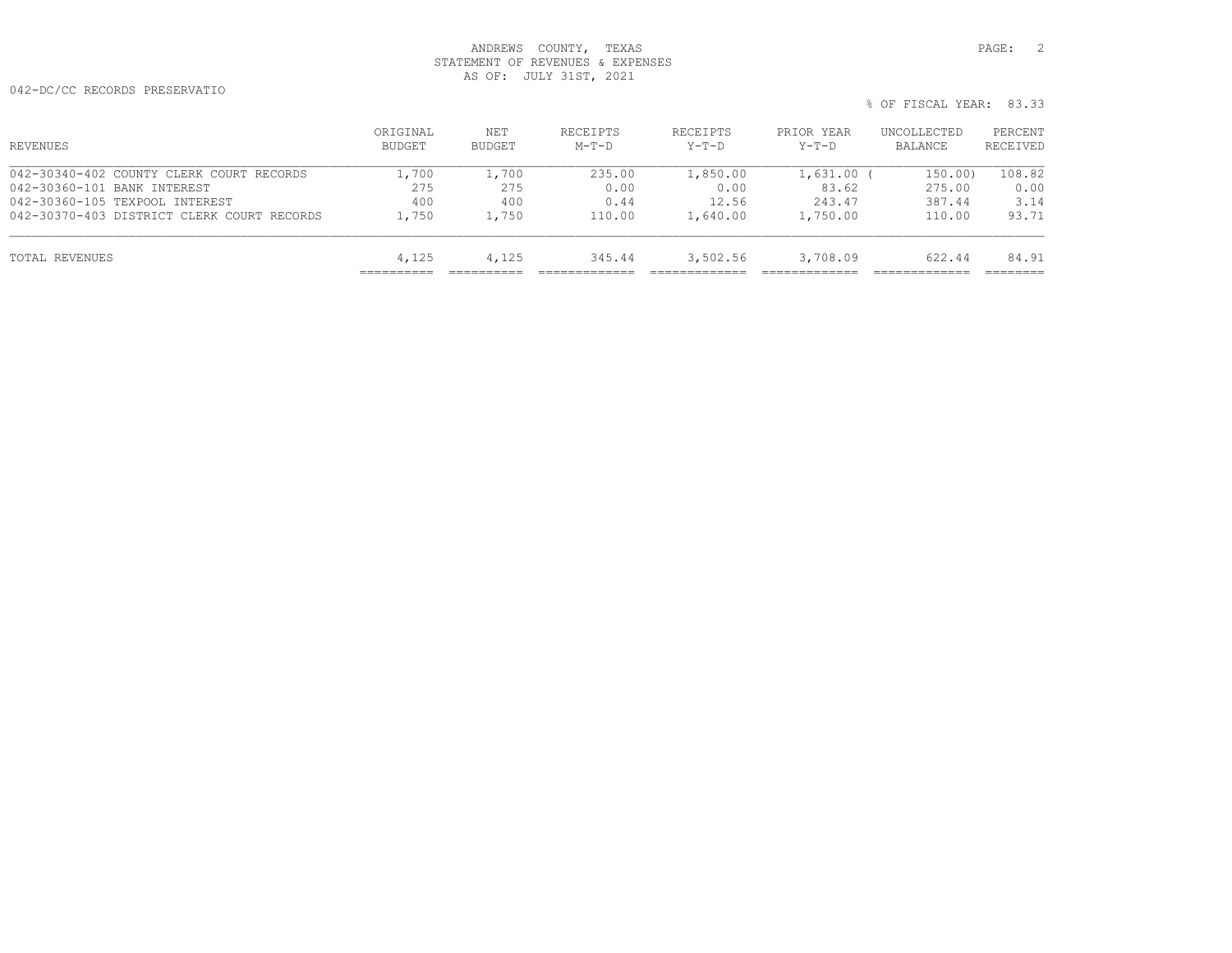ANDREWS COUNTY, TEXAS
STATEMENT OF REVENUES & EXPENSES
AS OF: JULY 31ST, 2021

042-DC/CC RECORDS PRESERVATIO

% OF FISCAL YEAR: 83.33

| REVENUES | ORIGINAL BUDGET | NET BUDGET | RECEIPTS M-T-D | RECEIPTS Y-T-D | PRIOR YEAR Y-T-D | UNCOLLECTED BALANCE | PERCENT RECEIVED |
|---|---|---|---|---|---|---|---|
| 042-30340-402 COUNTY CLERK COURT RECORDS | 1,700 | 1,700 | 235.00 | 1,850.00 | 1,631.00 | ( 150.00) | 108.82 |
| 042-30360-101 BANK INTEREST | 275 | 275 | 0.00 | 0.00 | 83.62 | 275.00 | 0.00 |
| 042-30360-105 TEXPOOL INTEREST | 400 | 400 | 0.44 | 12.56 | 243.47 | 387.44 | 3.14 |
| 042-30370-403 DISTRICT CLERK COURT RECORDS | 1,750 | 1,750 | 110.00 | 1,640.00 | 1,750.00 | 110.00 | 93.71 |
| TOTAL REVENUES | 4,125 | 4,125 | 345.44 | 3,502.56 | 3,708.09 | 622.44 | 84.91 |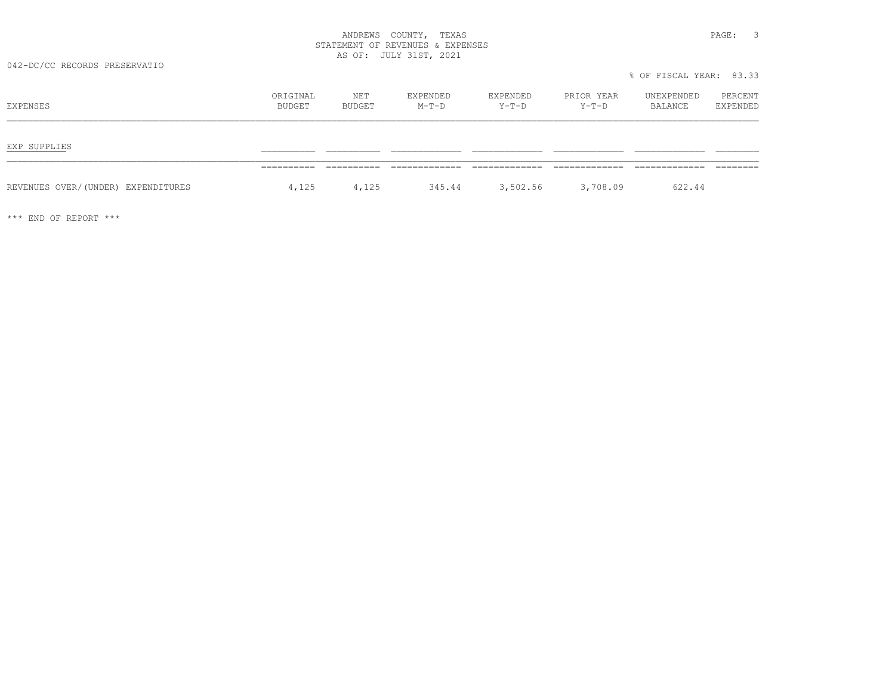ANDREWS COUNTY, TEXAS
STATEMENT OF REVENUES & EXPENSES
AS OF: JULY 31ST, 2021

042-DC/CC RECORDS PRESERVATIO

% OF FISCAL YEAR: 83.33

| EXPENSES | ORIGINAL BUDGET | NET BUDGET | EXPENDED M-T-D | EXPENDED Y-T-D | PRIOR YEAR Y-T-D | UNEXPENDED BALANCE | PERCENT EXPENDED |
|---|---|---|---|---|---|---|---|
| EXP SUPPLIES | | | | | | | |
| REVENUES OVER/(UNDER) EXPENDITURES | 4,125 | 4,125 | 345.44 | 3,502.56 | 3,708.09 | 622.44 | |

*** END OF REPORT ***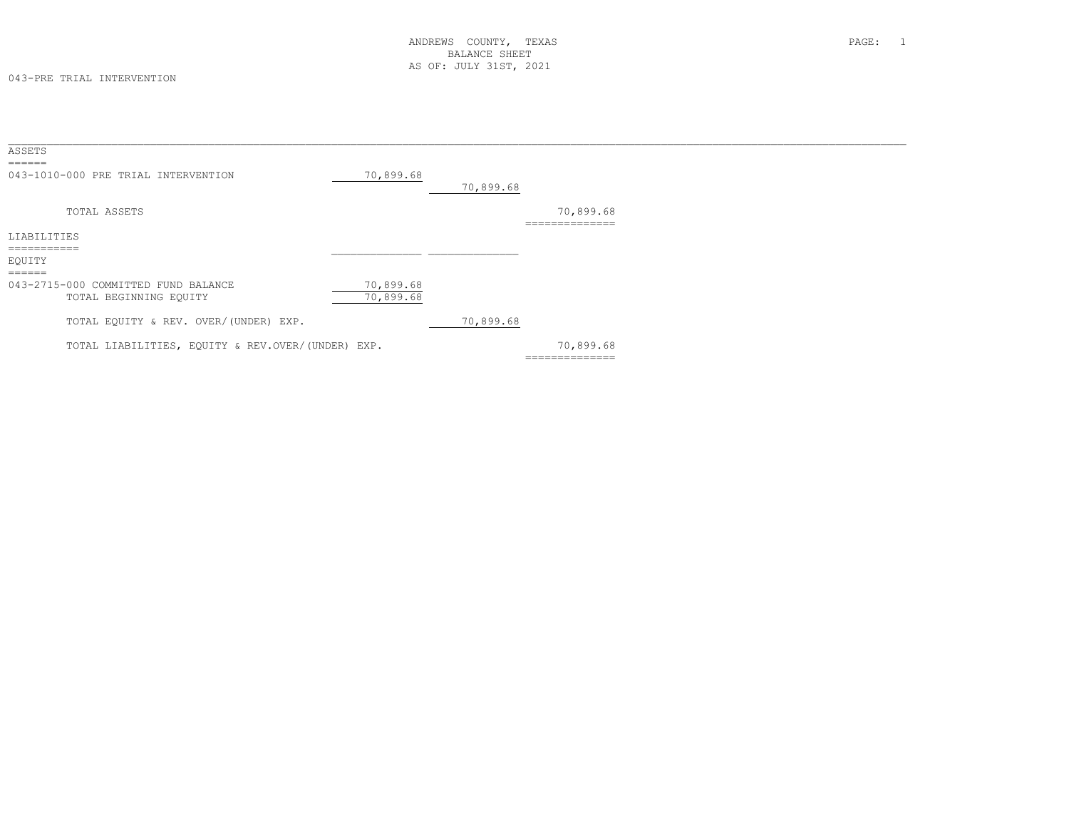ANDREWS COUNTY, TEXAS
BALANCE SHEET
AS OF: JULY 31ST, 2021

043-PRE TRIAL INTERVENTION

| | | | |
|---|---|---|---|
| **ASSETS** | | | |
| 043-1010-000 PRE TRIAL INTERVENTION | 70,899.68 | | |
| | | 70,899.68 | |
| TOTAL ASSETS | | | 70,899.68 |
| **LIABILITIES** | | | |
| **EQUITY** | | | |
| 043-2715-000 COMMITTED FUND BALANCE | 70,899.68 | | |
| TOTAL BEGINNING EQUITY | 70,899.68 | | |
| TOTAL EQUITY & REV. OVER/(UNDER) EXP. | | 70,899.68 | |
| TOTAL LIABILITIES, EQUITY & REV.OVER/(UNDER) EXP. | | | 70,899.68 |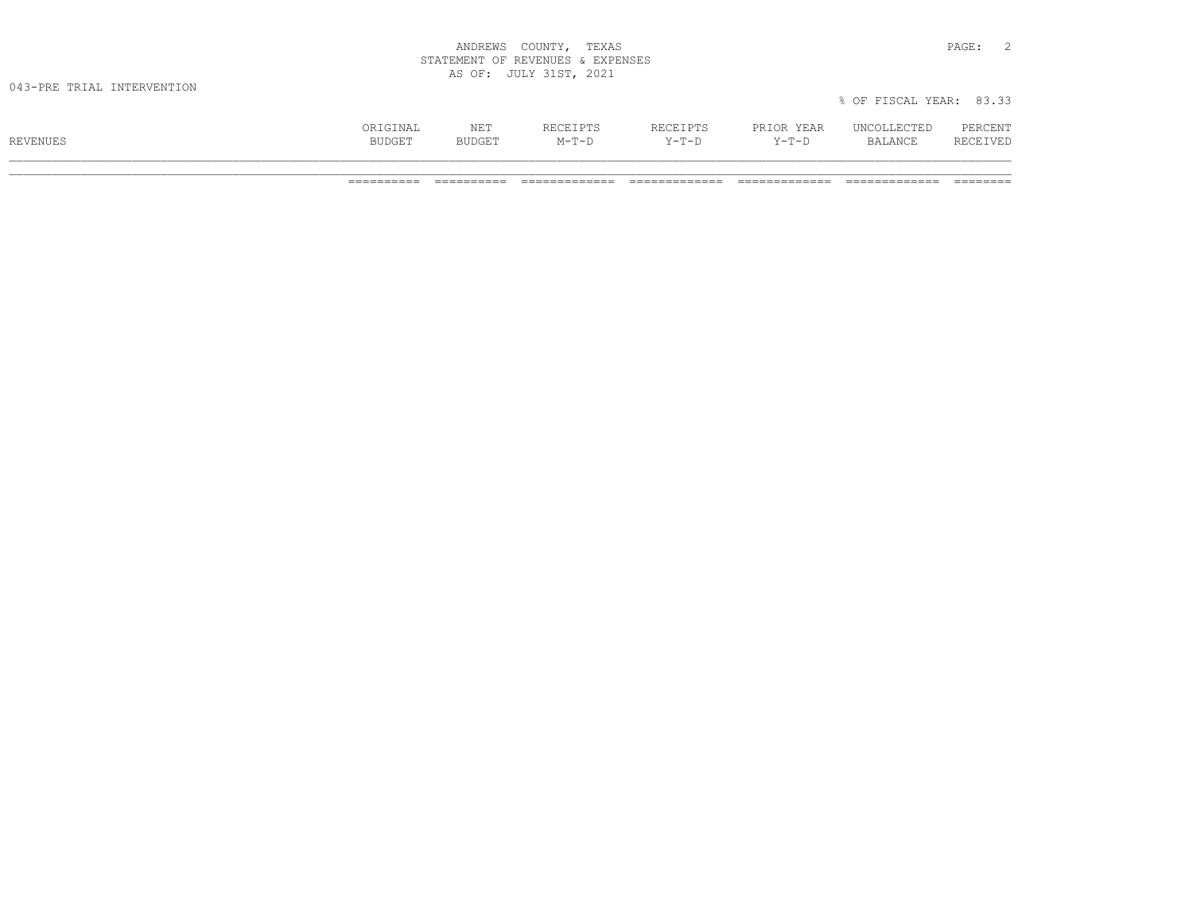ANDREWS COUNTY, TEXAS
STATEMENT OF REVENUES & EXPENSES
AS OF: JULY 31ST, 2021

043-PRE TRIAL INTERVENTION

% OF FISCAL YEAR: 83.33

| REVENUES | ORIGINAL BUDGET | NET BUDGET | RECEIPTS M-T-D | RECEIPTS Y-T-D | PRIOR YEAR Y-T-D | UNCOLLECTED BALANCE | PERCENT RECEIVED |
|---|---|---|---|---|---|---|---|
| | ========== | ========== | ============= | ============= | ============= | ============= | ======== |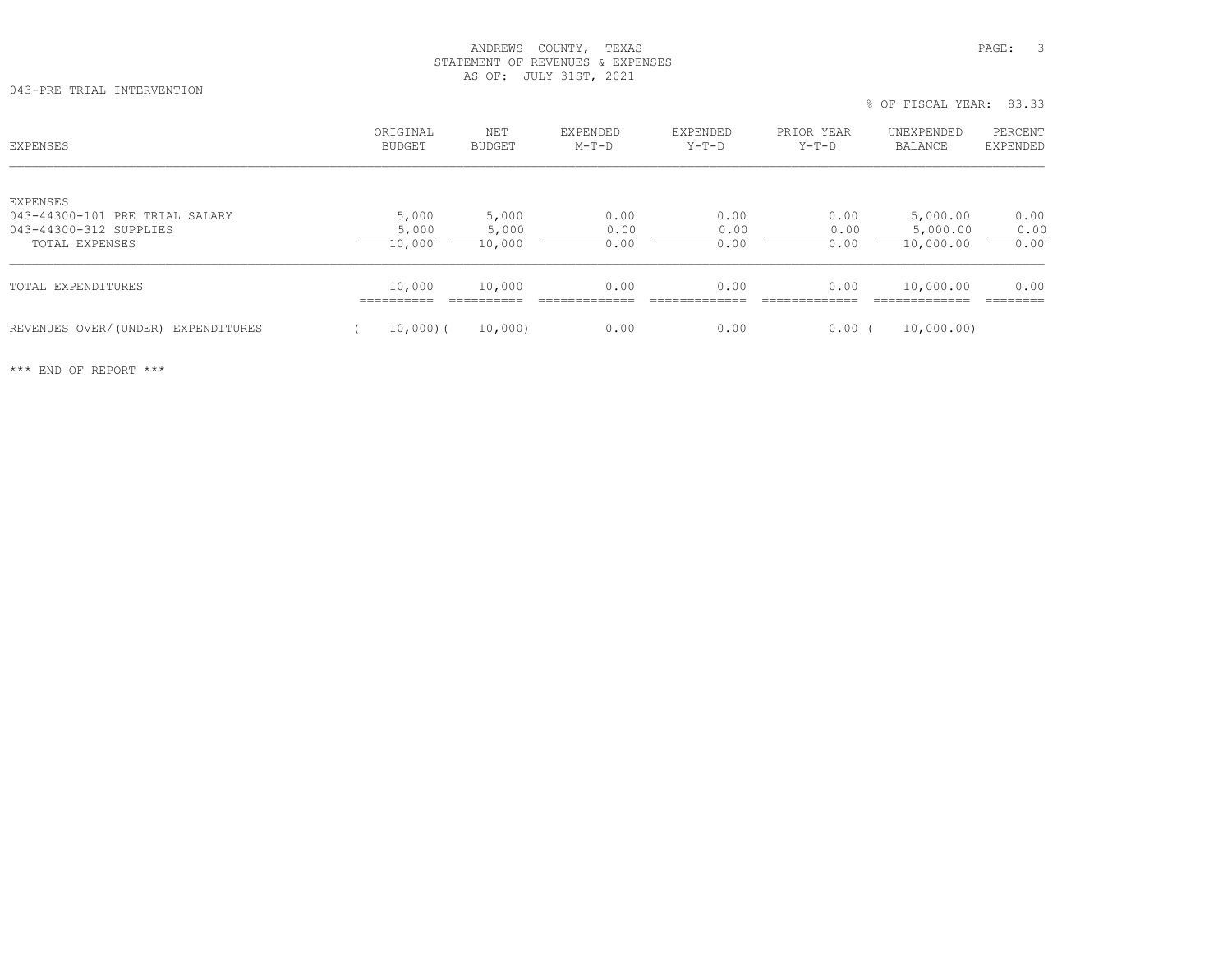ANDREWS COUNTY, TEXAS
STATEMENT OF REVENUES & EXPENSES
AS OF: JULY 31ST, 2021

043-PRE TRIAL INTERVENTION

% OF FISCAL YEAR: 83.33

| EXPENSES | ORIGINAL BUDGET | NET BUDGET | EXPENDED M-T-D | EXPENDED Y-T-D | PRIOR YEAR Y-T-D | UNEXPENDED BALANCE | PERCENT EXPENDED |
|---|---|---|---|---|---|---|---|
| EXPENSES | | | | | | | |
| 043-44300-101 PRE TRIAL SALARY | 5,000 | 5,000 | 0.00 | 0.00 | 0.00 | 5,000.00 | 0.00 |
| 043-44300-312 SUPPLIES | 5,000 | 5,000 | 0.00 | 0.00 | 0.00 | 5,000.00 | 0.00 |
| TOTAL EXPENSES | 10,000 | 10,000 | 0.00 | 0.00 | 0.00 | 10,000.00 | 0.00 |
| TOTAL EXPENDITURES | 10,000 | 10,000 | 0.00 | 0.00 | 0.00 | 10,000.00 | 0.00 |
| REVENUES OVER/(UNDER) EXPENDITURES | ( 10,000) | ( 10,000) | 0.00 | 0.00 | 0.00 | ( 10,000.00) | |

*** END OF REPORT ***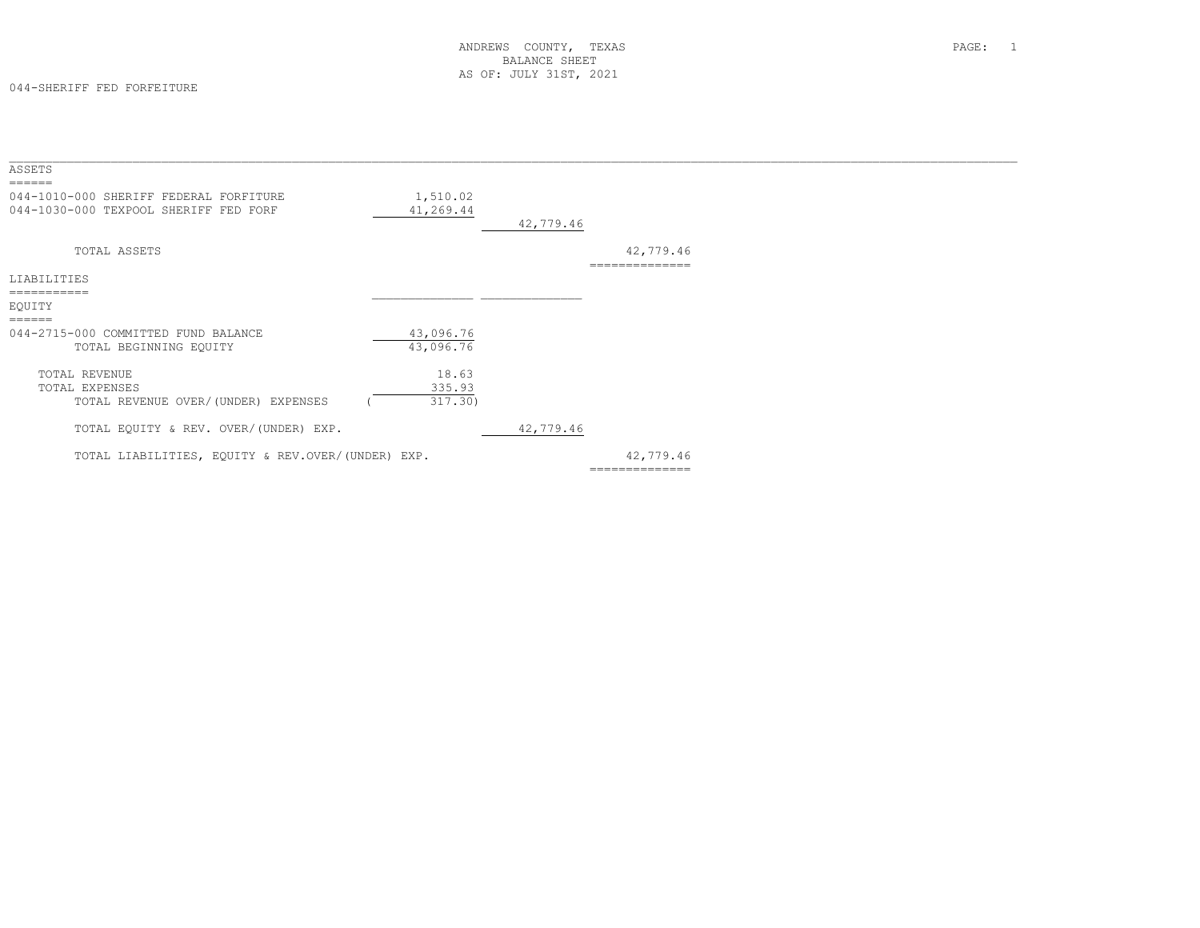ANDREWS COUNTY, TEXAS
BALANCE SHEET
AS OF: JULY 31ST, 2021

044-SHERIFF FED FORFEITURE

| | | | |
|---|---|---|---|
| **ASSETS** | | | |
| 044-1010-000 SHERIFF FEDERAL FORFITURE | 1,510.02 | | |
| 044-1030-000 TEXPOOL SHERIFF FED FORF | 41,269.44 | | |
| | | 42,779.46 | |
| TOTAL ASSETS | | | 42,779.46 |
| **LIABILITIES** | | | |
| **EQUITY** | | | |
| 044-2715-000 COMMITTED FUND BALANCE | 43,096.76 | | |
| TOTAL BEGINNING EQUITY | 43,096.76 | | |
| TOTAL REVENUE | 18.63 | | |
| TOTAL EXPENSES | 335.93 | | |
| TOTAL REVENUE OVER/(UNDER) EXPENSES | ( 317.30) | | |
| TOTAL EQUITY & REV. OVER/(UNDER) EXP. | | 42,779.46 | |
| TOTAL LIABILITIES, EQUITY & REV.OVER/(UNDER) EXP. | | | 42,779.46 |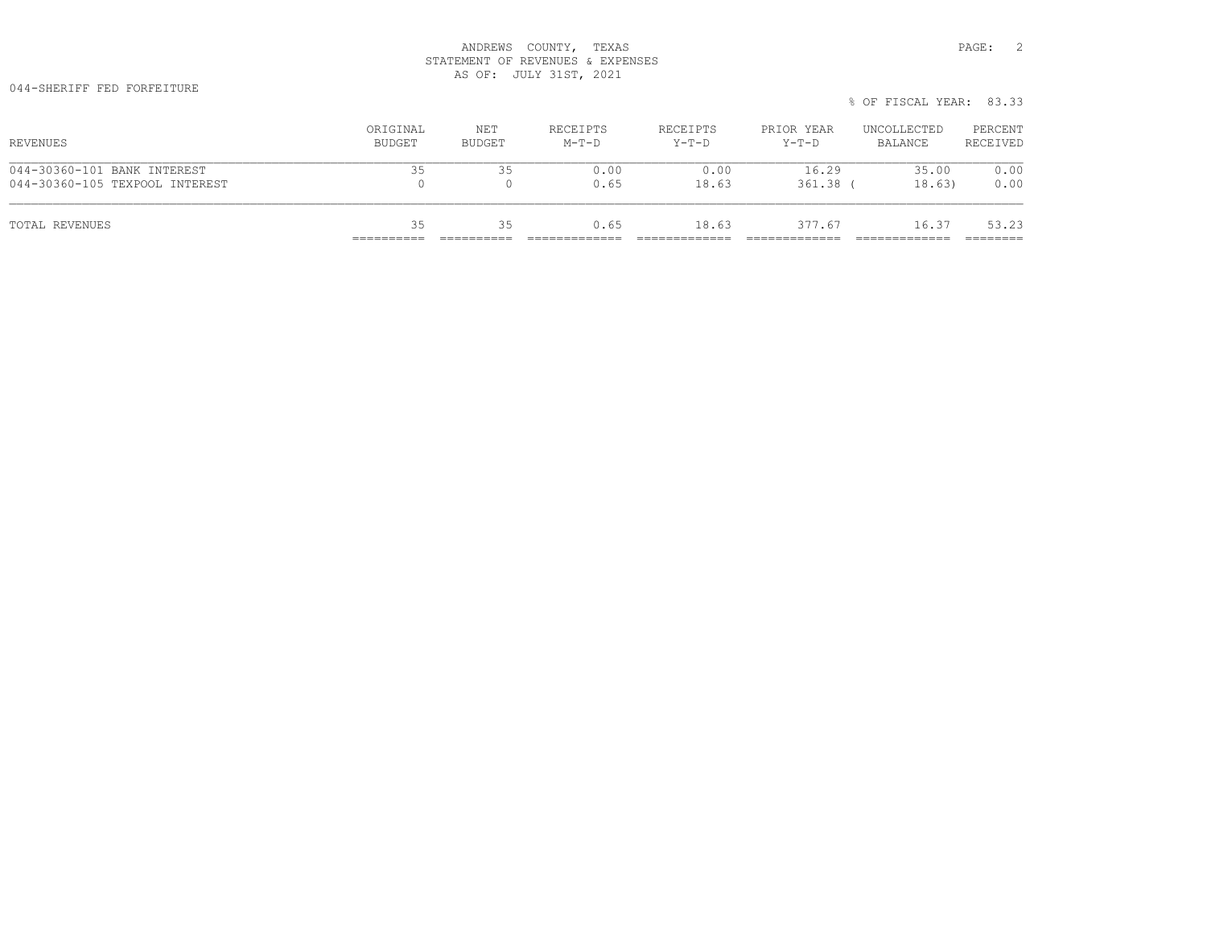ANDREWS COUNTY, TEXAS
STATEMENT OF REVENUES & EXPENSES
AS OF: JULY 31ST, 2021

044-SHERIFF FED FORFEITURE

% OF FISCAL YEAR: 83.33

| REVENUES | ORIGINAL BUDGET | NET BUDGET | RECEIPTS M-T-D | RECEIPTS Y-T-D | PRIOR YEAR Y-T-D | UNCOLLECTED BALANCE | PERCENT RECEIVED |
|---|---|---|---|---|---|---|---|
| 044-30360-101 BANK INTEREST | 35 | 35 | 0.00 | 0.00 | 16.29 | 35.00 | 0.00 |
| 044-30360-105 TEXPOOL INTEREST | 0 | 0 | 0.65 | 18.63 | 361.38 | ( 18.63) | 0.00 |
| TOTAL REVENUES | 35 | 35 | 0.65 | 18.63 | 377.67 | 16.37 | 53.23 |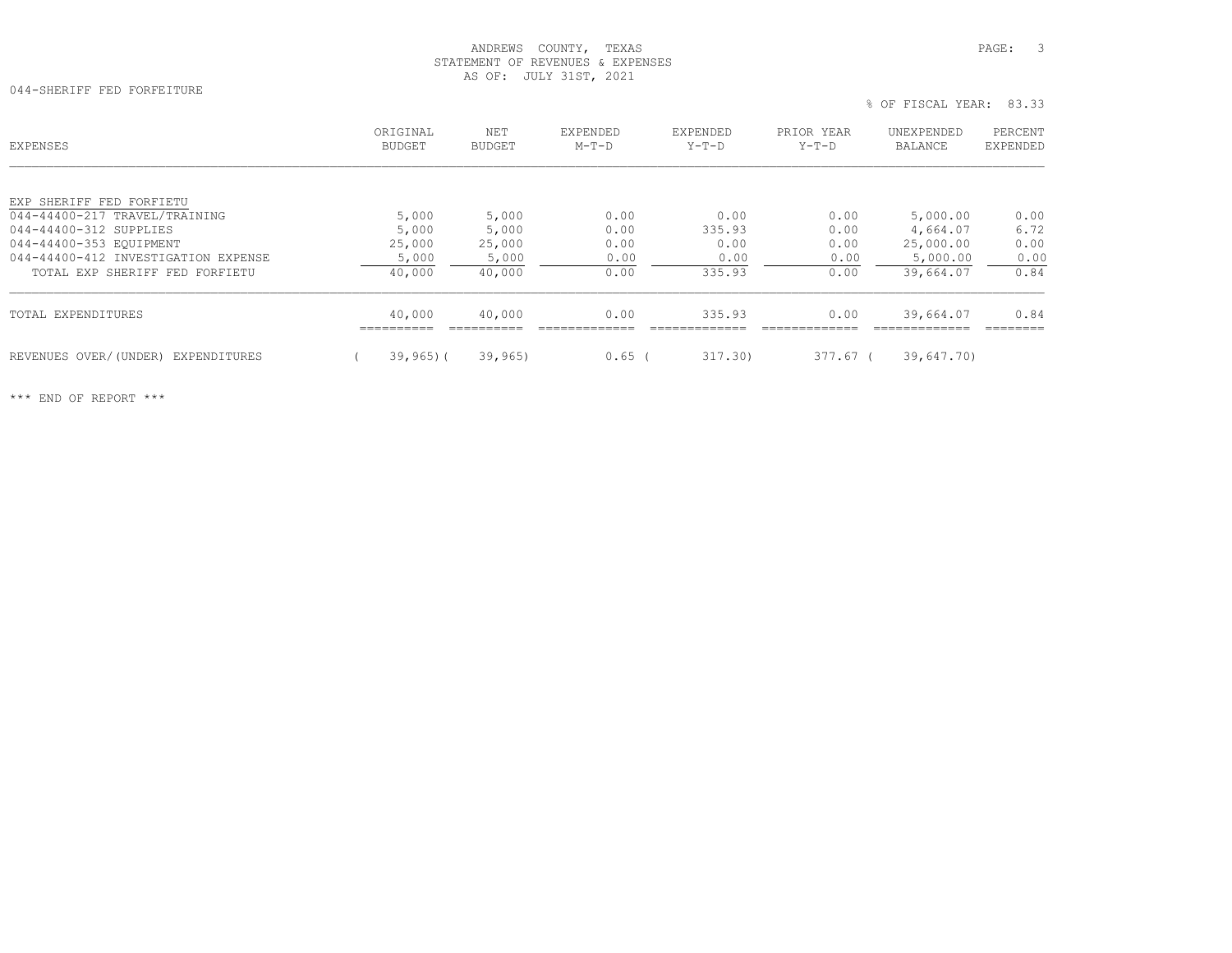ANDREWS COUNTY, TEXAS
STATEMENT OF REVENUES & EXPENSES
AS OF: JULY 31ST, 2021

044-SHERIFF FED FORFEITURE

% OF FISCAL YEAR: 83.33

| EXPENSES | ORIGINAL BUDGET | NET BUDGET | EXPENDED M-T-D | EXPENDED Y-T-D | PRIOR YEAR Y-T-D | UNEXPENDED BALANCE | PERCENT EXPENDED |
|---|---|---|---|---|---|---|---|
| EXP SHERIFF FED FORFIETU | | | | | | | |
| 044-44400-217 TRAVEL/TRAINING | 5,000 | 5,000 | 0.00 | 0.00 | 0.00 | 5,000.00 | 0.00 |
| 044-44400-312 SUPPLIES | 5,000 | 5,000 | 0.00 | 335.93 | 0.00 | 4,664.07 | 6.72 |
| 044-44400-353 EQUIPMENT | 25,000 | 25,000 | 0.00 | 0.00 | 0.00 | 25,000.00 | 0.00 |
| 044-44400-412 INVESTIGATION EXPENSE | 5,000 | 5,000 | 0.00 | 0.00 | 0.00 | 5,000.00 | 0.00 |
| TOTAL EXP SHERIFF FED FORFIETU | 40,000 | 40,000 | 0.00 | 335.93 | 0.00 | 39,664.07 | 0.84 |
| TOTAL EXPENDITURES | 40,000 | 40,000 | 0.00 | 335.93 | 0.00 | 39,664.07 | 0.84 |
| REVENUES OVER/(UNDER) EXPENDITURES | ( 39,965) | ( 39,965) | 0.65 | ( 317.30) | 377.67 | ( 39,647.70) | |

*** END OF REPORT ***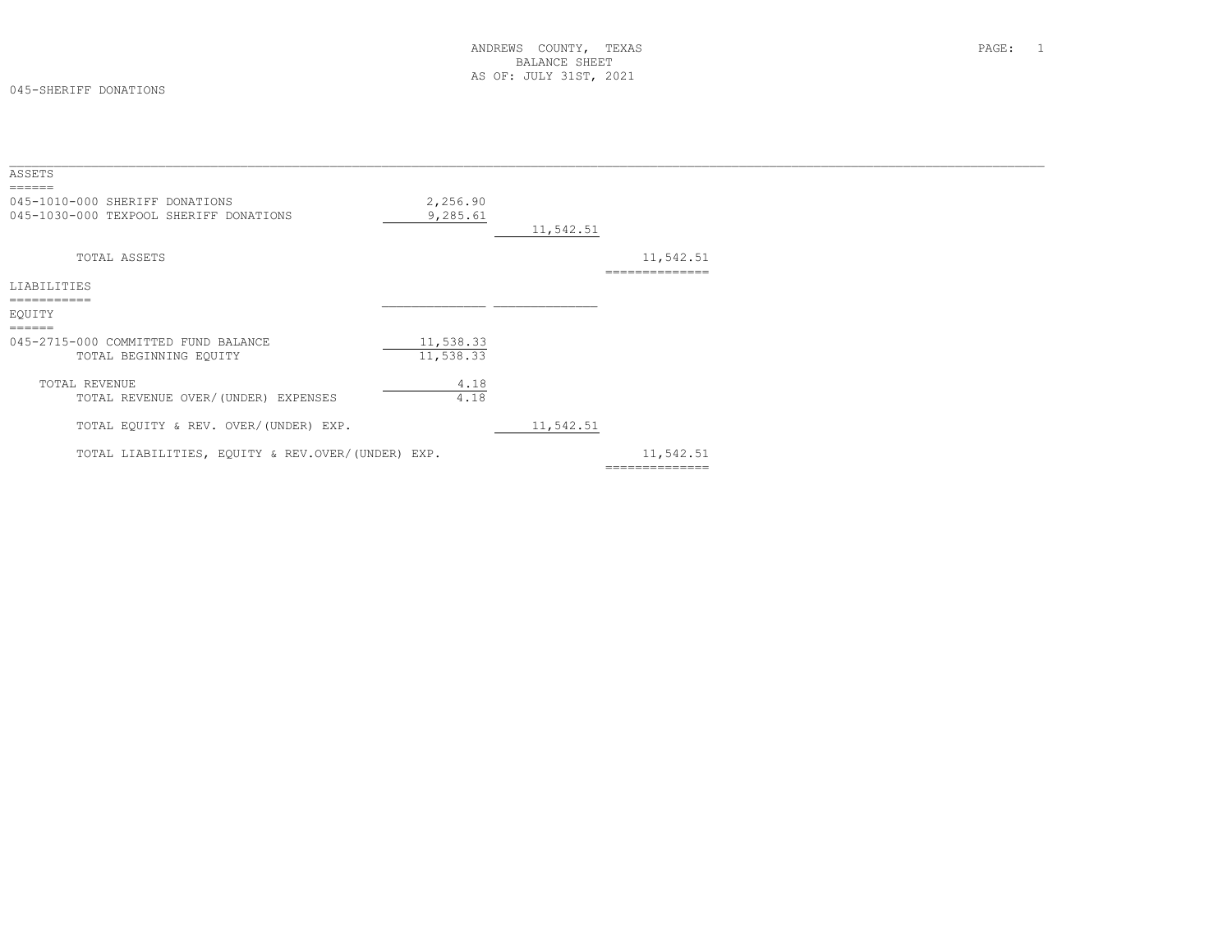ANDREWS COUNTY, TEXAS
BALANCE SHEET
AS OF: JULY 31ST, 2021

045-SHERIFF DONATIONS

## ASSETS

| | | | |
|---|---|---|---|
| 045-1010-000 SHERIFF DONATIONS | 2,256.90 | | |
| 045-1030-000 TEXPOOL SHERIFF DONATIONS | 9,285.61 | | |
| | | 11,542.51 | |
| TOTAL ASSETS | | | 11,542.51 |

## LIABILITIES

## EQUITY

| | | | |
|---|---|---|---|
| 045-2715-000 COMMITTED FUND BALANCE | 11,538.33 | | |
| TOTAL BEGINNING EQUITY | 11,538.33 | | |
| TOTAL REVENUE | 4.18 | | |
| TOTAL REVENUE OVER/(UNDER) EXPENSES | 4.18 | | |
| TOTAL EQUITY & REV. OVER/(UNDER) EXP. | | 11,542.51 | |
| TOTAL LIABILITIES, EQUITY & REV.OVER/(UNDER) EXP. | | | 11,542.51 |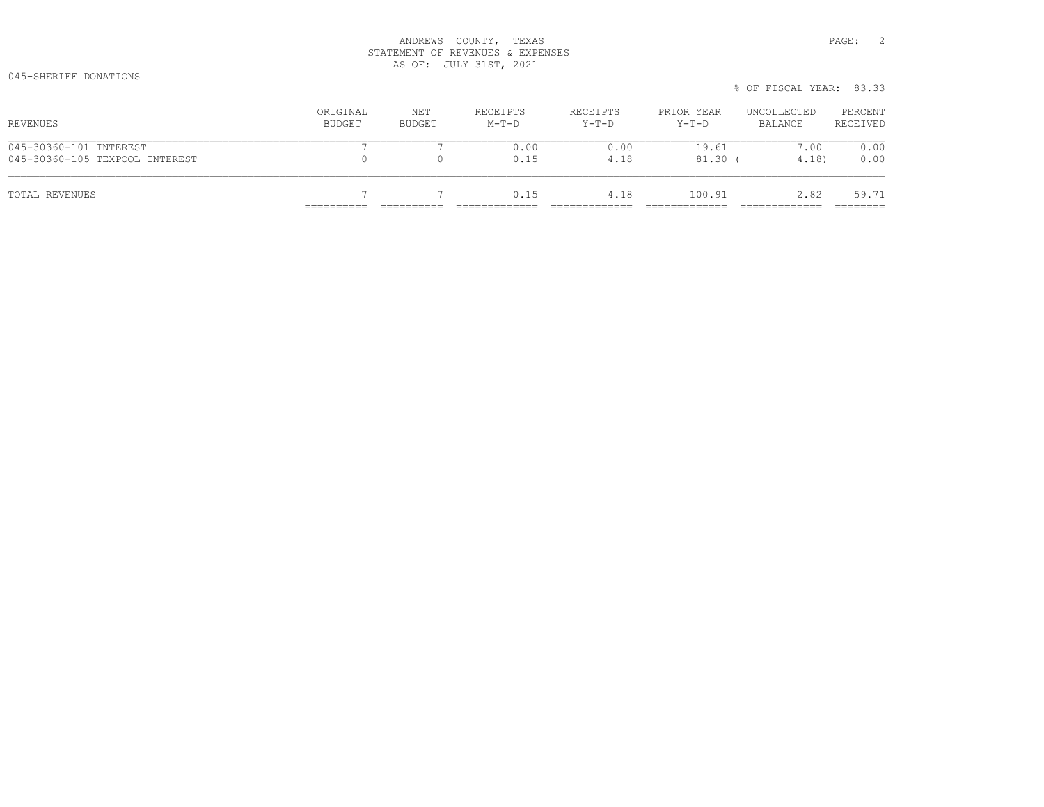ANDREWS COUNTY, TEXAS
STATEMENT OF REVENUES & EXPENSES
AS OF: JULY 31ST, 2021

045-SHERIFF DONATIONS

% OF FISCAL YEAR: 83.33

| REVENUES | ORIGINAL BUDGET | NET BUDGET | RECEIPTS M-T-D | RECEIPTS Y-T-D | PRIOR YEAR Y-T-D | UNCOLLECTED BALANCE | PERCENT RECEIVED |
|---|---|---|---|---|---|---|---|
| 045-30360-101 INTEREST | 7 | 7 | 0.00 | 0.00 | 19.61 | 7.00 | 0.00 |
| 045-30360-105 TEXPOOL INTEREST | 0 | 0 | 0.15 | 4.18 | 81.30 | ( 4.18) | 0.00 |
| TOTAL REVENUES | 7 | 7 | 0.15 | 4.18 | 100.91 | 2.82 | 59.71 |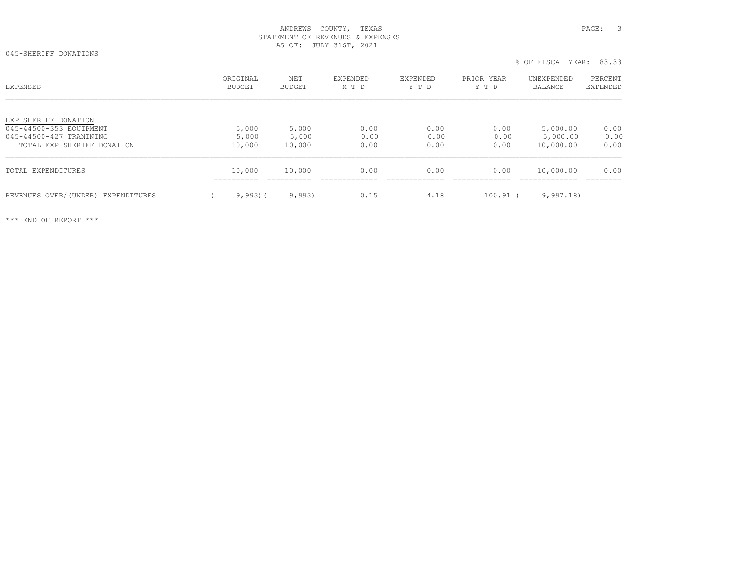ANDREWS COUNTY, TEXAS
STATEMENT OF REVENUES & EXPENSES
AS OF: JULY 31ST, 2021

045-SHERIFF DONATIONS

% OF FISCAL YEAR: 83.33

| EXPENSES | ORIGINAL BUDGET | NET BUDGET | EXPENDED M-T-D | EXPENDED Y-T-D | PRIOR YEAR Y-T-D | UNEXPENDED BALANCE | PERCENT EXPENDED |
|---|---|---|---|---|---|---|---|
| EXP SHERIFF DONATION | | | | | | | |
| 045-44500-353 EQUIPMENT | 5,000 | 5,000 | 0.00 | 0.00 | 0.00 | 5,000.00 | 0.00 |
| 045-44500-427 TRANINING | 5,000 | 5,000 | 0.00 | 0.00 | 0.00 | 5,000.00 | 0.00 |
| TOTAL EXP SHERIFF DONATION | 10,000 | 10,000 | 0.00 | 0.00 | 0.00 | 10,000.00 | 0.00 |
| TOTAL EXPENDITURES | 10,000 | 10,000 | 0.00 | 0.00 | 0.00 | 10,000.00 | 0.00 |
| REVENUES OVER/(UNDER) EXPENDITURES | ( 9,993) | ( 9,993) | 0.15 | 4.18 | 100.91 | ( 9,997.18) | |

*** END OF REPORT ***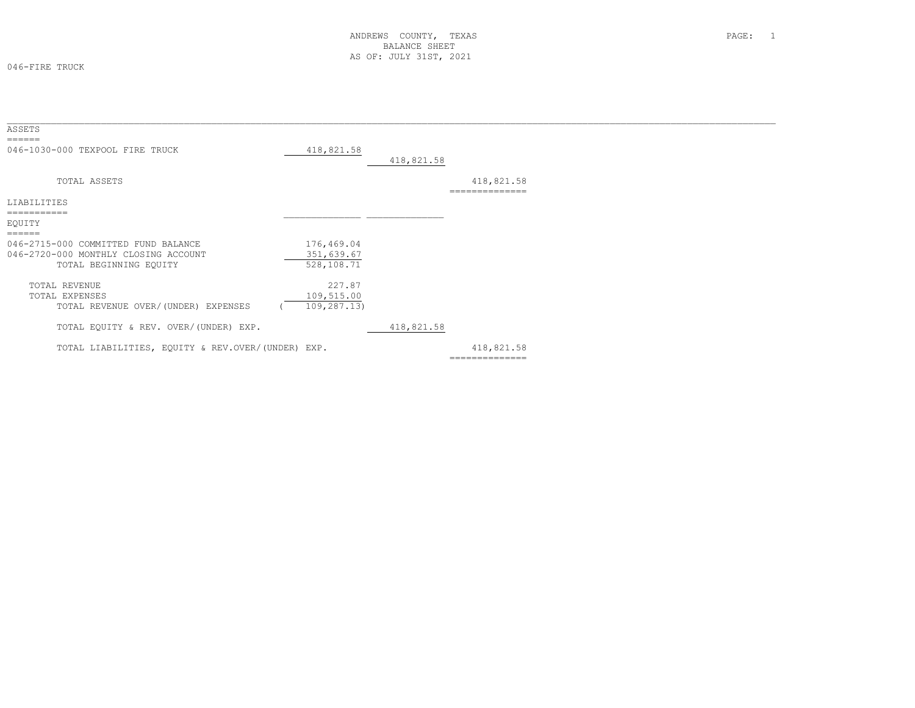# ANDREWS COUNTY, TEXAS
## BALANCE SHEET
### AS OF: JULY 31ST, 2021

046-FIRE TRUCK

## ASSETS

| Account | | | |
|---|---|---|---|
| 046-1030-000 TEXPOOL FIRE TRUCK | 418,821.58 | | |
| | | 418,821.58 | |
| TOTAL ASSETS | | | 418,821.58 |

## LIABILITIES

## EQUITY

| Account | | | |
|---|---|---|---|
| 046-2715-000 COMMITTED FUND BALANCE | 176,469.04 | | |
| 046-2720-000 MONTHLY CLOSING ACCOUNT | 351,639.67 | | |
| TOTAL BEGINNING EQUITY | 528,108.71 | | |
| TOTAL REVENUE | 227.87 | | |
| TOTAL EXPENSES | 109,515.00 | | |
| TOTAL REVENUE OVER/(UNDER) EXPENSES | ( 109,287.13) | | |
| TOTAL EQUITY & REV. OVER/(UNDER) EXP. | | 418,821.58 | |
| TOTAL LIABILITIES, EQUITY & REV.OVER/(UNDER) EXP. | | | 418,821.58 |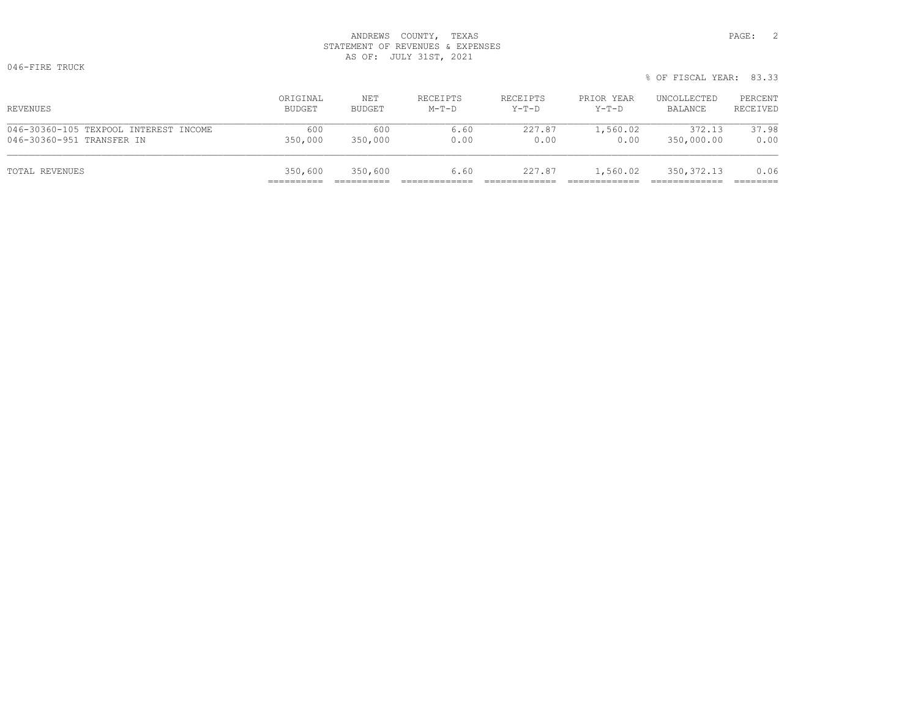ANDREWS COUNTY, TEXAS
STATEMENT OF REVENUES & EXPENSES
AS OF: JULY 31ST, 2021

046-FIRE TRUCK

% OF FISCAL YEAR: 83.33

| REVENUES | ORIGINAL BUDGET | NET BUDGET | RECEIPTS M-T-D | RECEIPTS Y-T-D | PRIOR YEAR Y-T-D | UNCOLLECTED BALANCE | PERCENT RECEIVED |
|---|---|---|---|---|---|---|---|
| 046-30360-105 TEXPOOL INTEREST INCOME | 600 | 600 | 6.60 | 227.87 | 1,560.02 | 372.13 | 37.98 |
| 046-30360-951 TRANSFER IN | 350,000 | 350,000 | 0.00 | 0.00 | 0.00 | 350,000.00 | 0.00 |
| TOTAL REVENUES | 350,600 | 350,600 | 6.60 | 227.87 | 1,560.02 | 350,372.13 | 0.06 |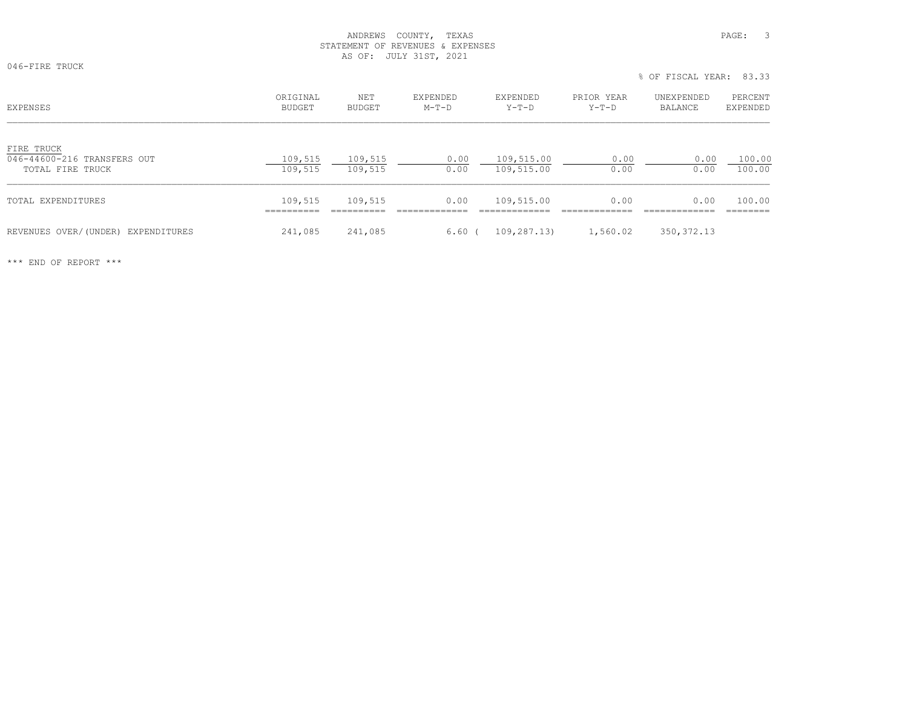ANDREWS COUNTY, TEXAS
STATEMENT OF REVENUES & EXPENSES
AS OF: JULY 31ST, 2021

046-FIRE TRUCK

% OF FISCAL YEAR: 83.33

| EXPENSES | ORIGINAL BUDGET | NET BUDGET | EXPENDED M-T-D | EXPENDED Y-T-D | PRIOR YEAR Y-T-D | UNEXPENDED BALANCE | PERCENT EXPENDED |
|---|---|---|---|---|---|---|---|
| FIRE TRUCK | | | | | | | |
| 046-44600-216 TRANSFERS OUT | 109,515 | 109,515 | 0.00 | 109,515.00 | 0.00 | 0.00 | 100.00 |
| TOTAL FIRE TRUCK | 109,515 | 109,515 | 0.00 | 109,515.00 | 0.00 | 0.00 | 100.00 |
| TOTAL EXPENDITURES | 109,515 | 109,515 | 0.00 | 109,515.00 | 0.00 | 0.00 | 100.00 |
| REVENUES OVER/(UNDER) EXPENDITURES | 241,085 | 241,085 | 6.60 | ( 109,287.13) | 1,560.02 | 350,372.13 | |

\*\*\* END OF REPORT \*\*\*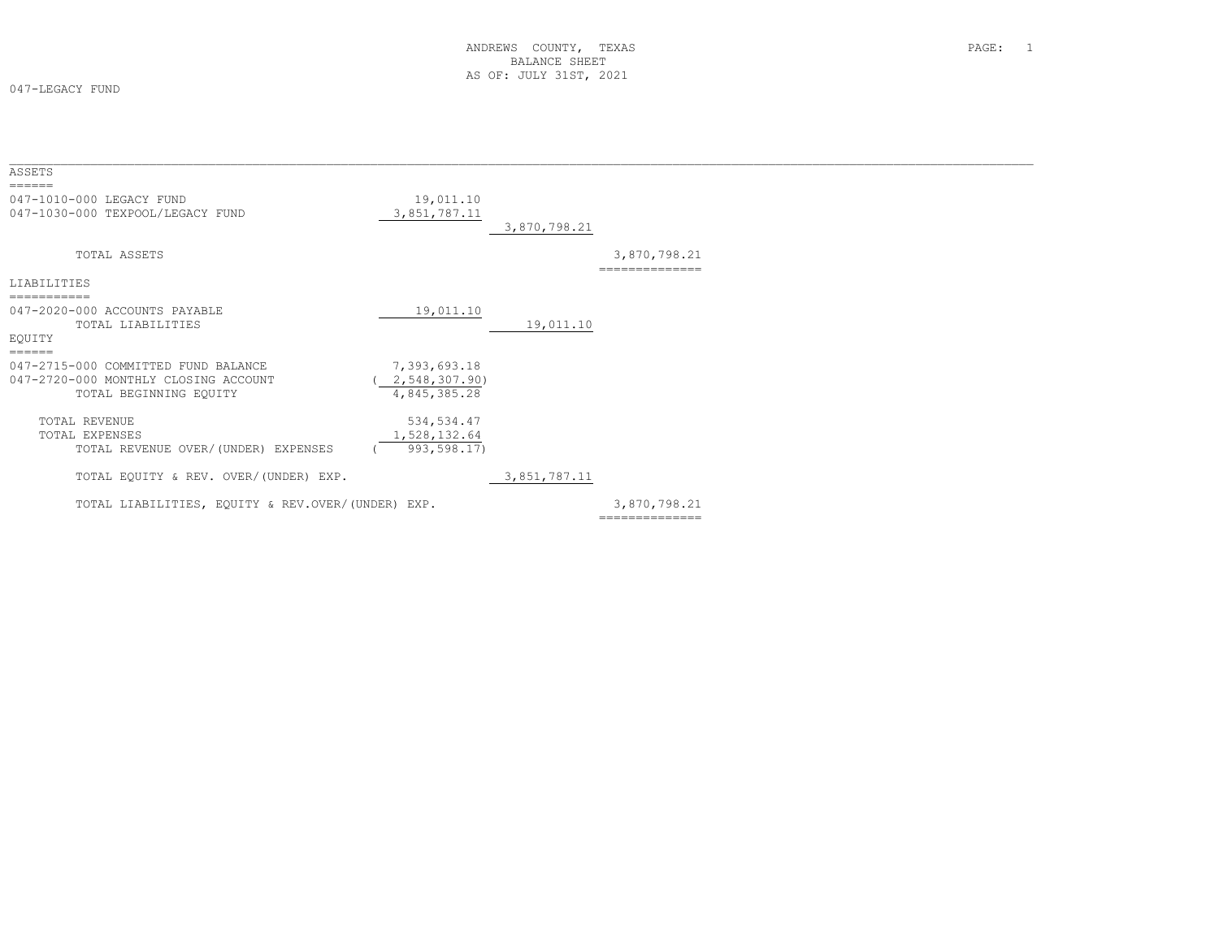ANDREWS COUNTY, TEXAS
BALANCE SHEET
AS OF: JULY 31ST, 2021

047-LEGACY FUND

| | | | |
|---|---|---|---|
| **ASSETS** | | | |
| 047-1010-000 LEGACY FUND | 19,011.10 | | |
| 047-1030-000 TEXPOOL/LEGACY FUND | 3,851,787.11 | | |
| | | 3,870,798.21 | |
| TOTAL ASSETS | | | 3,870,798.21 |
| **LIABILITIES** | | | |
| 047-2020-000 ACCOUNTS PAYABLE | 19,011.10 | | |
| TOTAL LIABILITIES | | 19,011.10 | |
| **EQUITY** | | | |
| 047-2715-000 COMMITTED FUND BALANCE | 7,393,693.18 | | |
| 047-2720-000 MONTHLY CLOSING ACCOUNT | ( 2,548,307.90) | | |
| TOTAL BEGINNING EQUITY | 4,845,385.28 | | |
| TOTAL REVENUE | 534,534.47 | | |
| TOTAL EXPENSES | 1,528,132.64 | | |
| TOTAL REVENUE OVER/(UNDER) EXPENSES | ( 993,598.17) | | |
| TOTAL EQUITY & REV. OVER/(UNDER) EXP. | | 3,851,787.11 | |
| TOTAL LIABILITIES, EQUITY & REV.OVER/(UNDER) EXP. | | | 3,870,798.21 |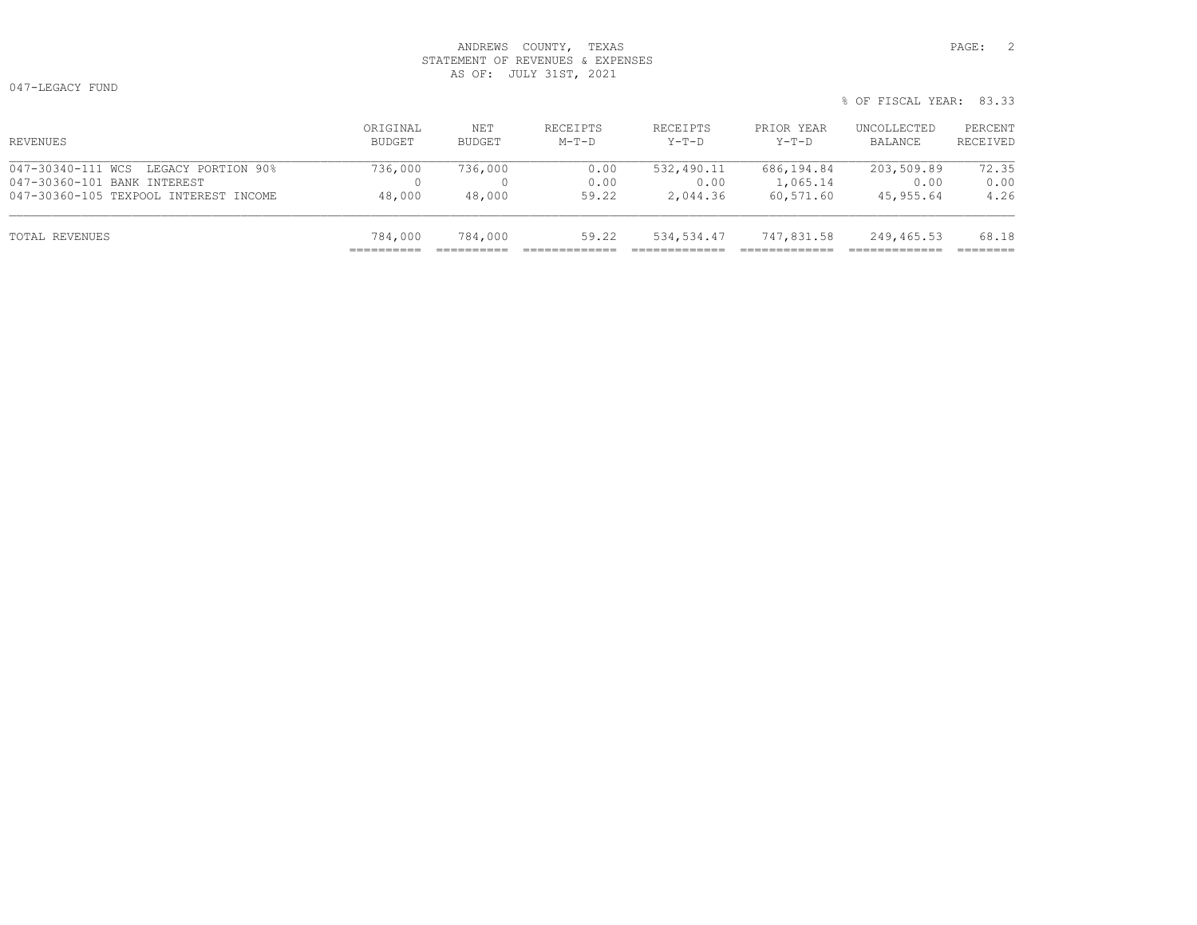ANDREWS COUNTY, TEXAS
STATEMENT OF REVENUES & EXPENSES
AS OF: JULY 31ST, 2021

047-LEGACY FUND

% OF FISCAL YEAR: 83.33

| REVENUES | ORIGINAL BUDGET | NET BUDGET | RECEIPTS M-T-D | RECEIPTS Y-T-D | PRIOR YEAR Y-T-D | UNCOLLECTED BALANCE | PERCENT RECEIVED |
|---|---|---|---|---|---|---|---|
| 047-30340-111 WCS LEGACY PORTION 90% | 736,000 | 736,000 | 0.00 | 532,490.11 | 686,194.84 | 203,509.89 | 72.35 |
| 047-30360-101 BANK INTEREST | 0 | 0 | 0.00 | 0.00 | 1,065.14 | 0.00 | 0.00 |
| 047-30360-105 TEXPOOL INTEREST INCOME | 48,000 | 48,000 | 59.22 | 2,044.36 | 60,571.60 | 45,955.64 | 4.26 |
| TOTAL REVENUES | 784,000 | 784,000 | 59.22 | 534,534.47 | 747,831.58 | 249,465.53 | 68.18 |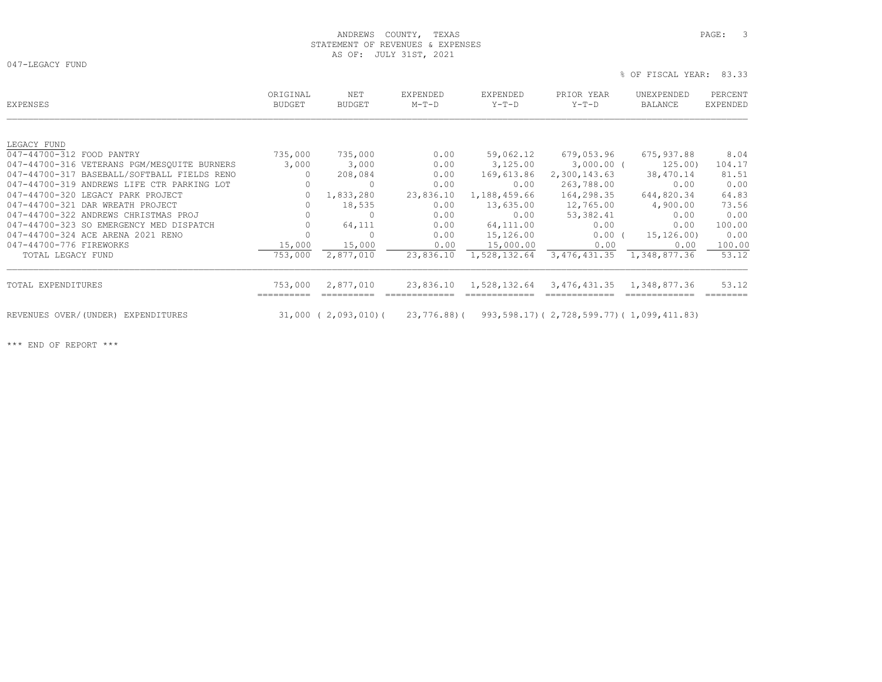ANDREWS COUNTY, TEXAS
STATEMENT OF REVENUES & EXPENSES
AS OF: JULY 31ST, 2021

047-LEGACY FUND

% OF FISCAL YEAR: 83.33

| EXPENSES | ORIGINAL BUDGET | NET BUDGET | EXPENDED M-T-D | EXPENDED Y-T-D | PRIOR YEAR Y-T-D | UNEXPENDED BALANCE | PERCENT EXPENDED |
|---|---|---|---|---|---|---|---|
| LEGACY FUND | | | | | | | |
| 047-44700-312 FOOD PANTRY | 735,000 | 735,000 | 0.00 | 59,062.12 | 679,053.96 | 675,937.88 | 8.04 |
| 047-44700-316 VETERANS PGM/MESQUITE BURNERS | 3,000 | 3,000 | 0.00 | 3,125.00 | 3,000.00 | ( 125.00) | 104.17 |
| 047-44700-317 BASEBALL/SOFTBALL FIELDS RENO | 0 | 208,084 | 0.00 | 169,613.86 | 2,300,143.63 | 38,470.14 | 81.51 |
| 047-44700-319 ANDREWS LIFE CTR PARKING LOT | 0 | 0 | 0.00 | 0.00 | 263,788.00 | 0.00 | 0.00 |
| 047-44700-320 LEGACY PARK PROJECT | 0 | 1,833,280 | 23,836.10 | 1,188,459.66 | 164,298.35 | 644,820.34 | 64.83 |
| 047-44700-321 DAR WREATH PROJECT | 0 | 18,535 | 0.00 | 13,635.00 | 12,765.00 | 4,900.00 | 73.56 |
| 047-44700-322 ANDREWS CHRISTMAS PROJ | 0 | 0 | 0.00 | 0.00 | 53,382.41 | 0.00 | 0.00 |
| 047-44700-323 SO EMERGENCY MED DISPATCH | 0 | 64,111 | 0.00 | 64,111.00 | 0.00 | 0.00 | 100.00 |
| 047-44700-324 ACE ARENA 2021 RENO | 0 | 0 | 0.00 | 15,126.00 | 0.00 | ( 15,126.00) | 0.00 |
| 047-44700-776 FIREWORKS | 15,000 | 15,000 | 0.00 | 15,000.00 | 0.00 | 0.00 | 100.00 |
| TOTAL LEGACY FUND | 753,000 | 2,877,010 | 23,836.10 | 1,528,132.64 | 3,476,431.35 | 1,348,877.36 | 53.12 |
| TOTAL EXPENDITURES | 753,000 | 2,877,010 | 23,836.10 | 1,528,132.64 | 3,476,431.35 | 1,348,877.36 | 53.12 |
| REVENUES OVER/(UNDER) EXPENDITURES | 31,000 | ( 2,093,010) | ( 23,776.88) | ( 993,598.17) | ( 2,728,599.77) | ( 1,099,411.83) | |

*** END OF REPORT ***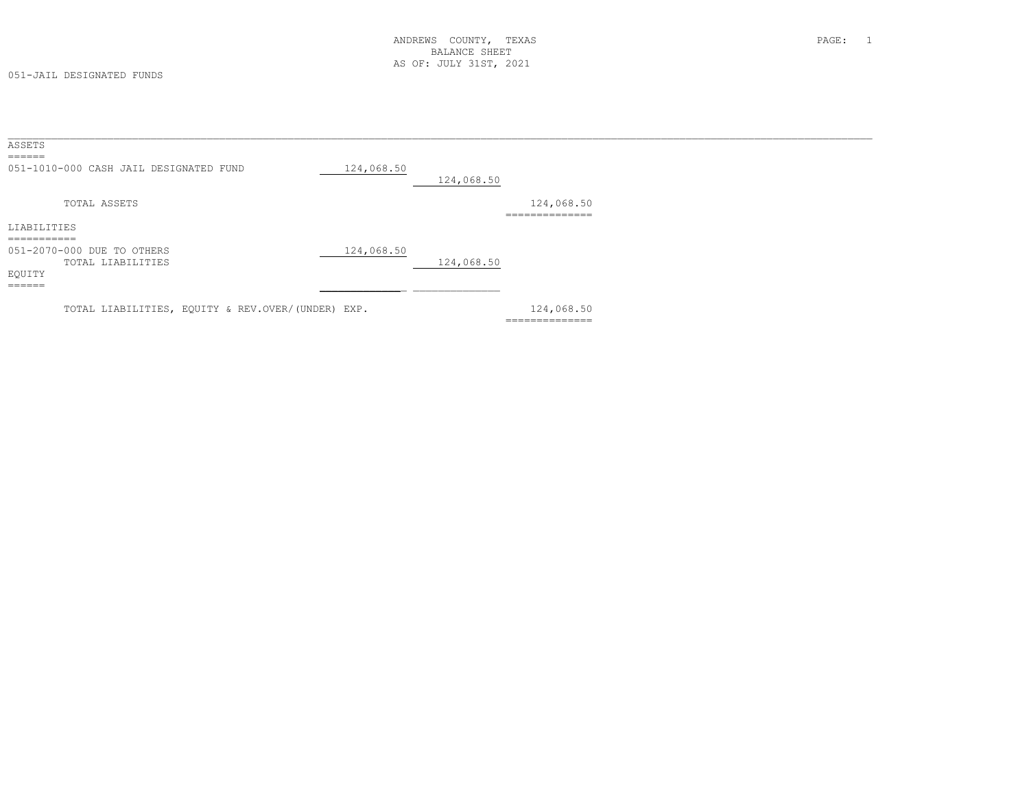ANDREWS COUNTY, TEXAS
BALANCE SHEET
AS OF: JULY 31ST, 2021

051-JAIL DESIGNATED FUNDS

| | | | |
|---|---|---|---|
| **ASSETS** | | | |
| 051-1010-000 CASH JAIL DESIGNATED FUND | 124,068.50 | | |
| | | 124,068.50 | |
| TOTAL ASSETS | | | 124,068.50 |
| **LIABILITIES** | | | |
| 051-2070-000 DUE TO OTHERS | 124,068.50 | | |
| TOTAL LIABILITIES | | 124,068.50 | |
| **EQUITY** | | | |
| TOTAL LIABILITIES, EQUITY & REV.OVER/(UNDER) EXP. | | | 124,068.50 |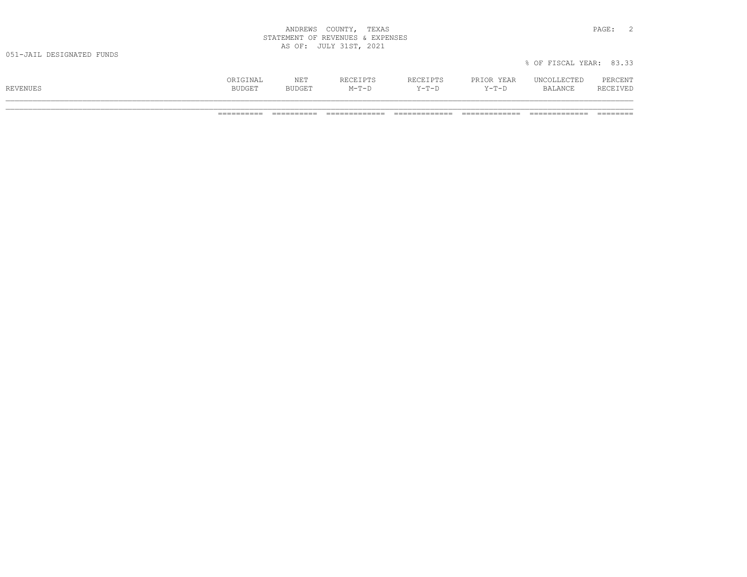ANDREWS COUNTY, TEXAS
STATEMENT OF REVENUES & EXPENSES
AS OF: JULY 31ST, 2021

051-JAIL DESIGNATED FUNDS

% OF FISCAL YEAR: 83.33

| REVENUES | ORIGINAL BUDGET | NET BUDGET | RECEIPTS M-T-D | RECEIPTS Y-T-D | PRIOR YEAR Y-T-D | UNCOLLECTED BALANCE | PERCENT RECEIVED |
|---|---|---|---|---|---|---|---|
| | | | | | | | |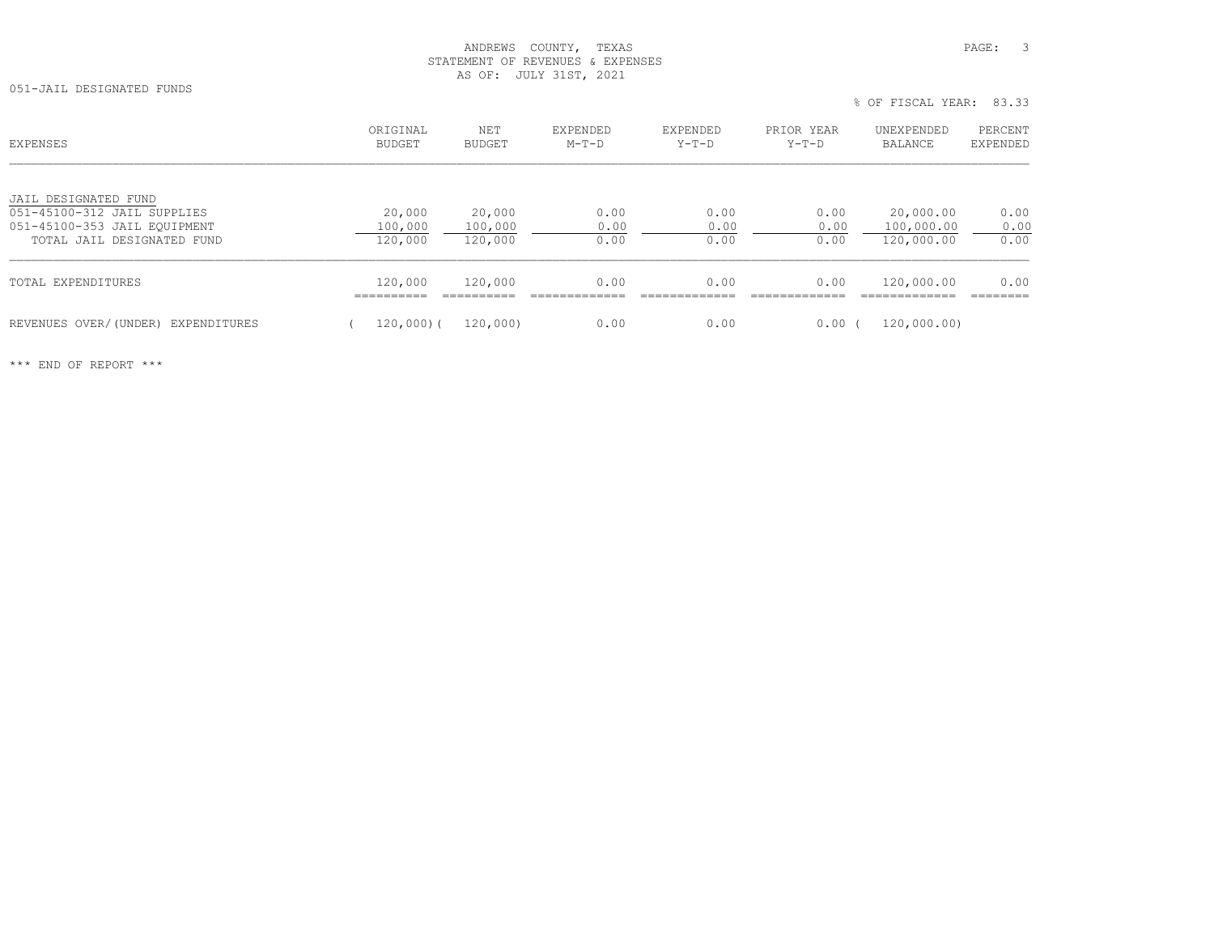ANDREWS COUNTY, TEXAS
STATEMENT OF REVENUES & EXPENSES
AS OF: JULY 31ST, 2021

051-JAIL DESIGNATED FUNDS

% OF FISCAL YEAR: 83.33

| EXPENSES | ORIGINAL BUDGET | NET BUDGET | EXPENDED M-T-D | EXPENDED Y-T-D | PRIOR YEAR Y-T-D | UNEXPENDED BALANCE | PERCENT EXPENDED |
|---|---|---|---|---|---|---|---|
| JAIL DESIGNATED FUND | | | | | | | |
| 051-45100-312 JAIL SUPPLIES | 20,000 | 20,000 | 0.00 | 0.00 | 0.00 | 20,000.00 | 0.00 |
| 051-45100-353 JAIL EQUIPMENT | 100,000 | 100,000 | 0.00 | 0.00 | 0.00 | 100,000.00 | 0.00 |
| TOTAL JAIL DESIGNATED FUND | 120,000 | 120,000 | 0.00 | 0.00 | 0.00 | 120,000.00 | 0.00 |
| TOTAL EXPENDITURES | 120,000 | 120,000 | 0.00 | 0.00 | 0.00 | 120,000.00 | 0.00 |
| REVENUES OVER/(UNDER) EXPENDITURES | ( 120,000) | ( 120,000) | 0.00 | 0.00 | 0.00 | ( 120,000.00) | |

\*\*\* END OF REPORT \*\*\*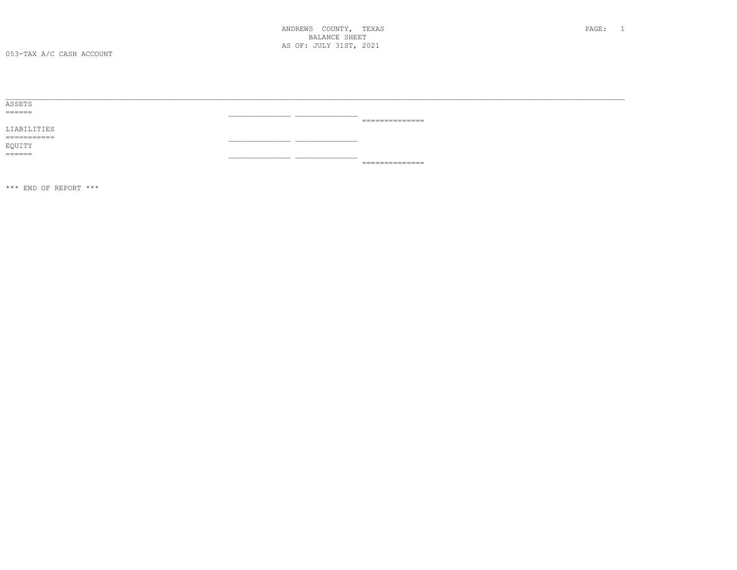ANDREWS COUNTY, TEXAS
BALANCE SHEET
AS OF: JULY 31ST, 2021

053-TAX A/C CASH ACCOUNT

ASSETS
======

LIABILITIES
===========

EQUITY
======

*** END OF REPORT ***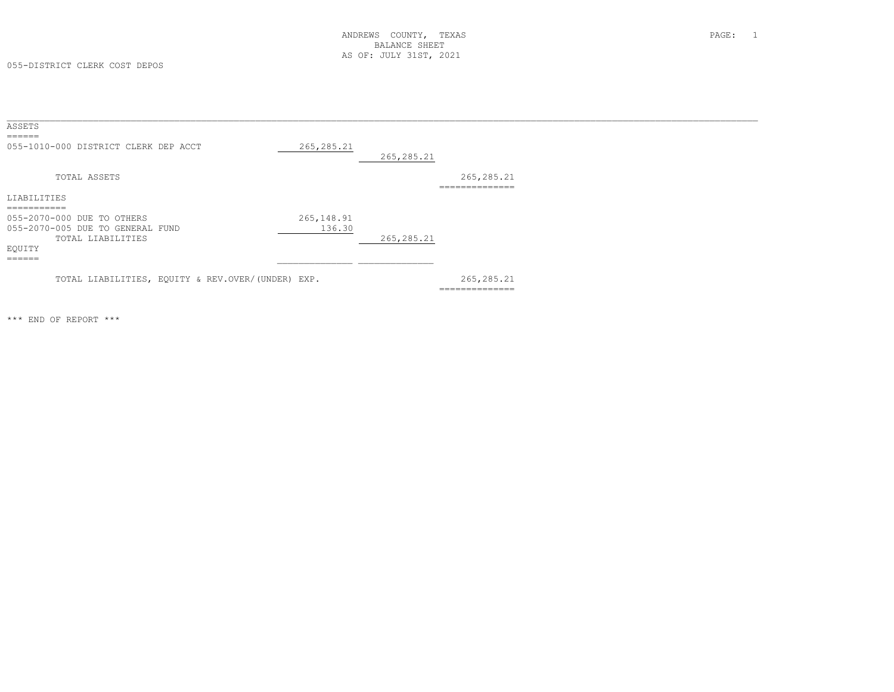ANDREWS COUNTY, TEXAS
BALANCE SHEET
AS OF: JULY 31ST, 2021

055-DISTRICT CLERK COST DEPOS

| | | | |
|---|---|---|---|
| **ASSETS** | | | |
| 055-1010-000 DISTRICT CLERK DEP ACCT | 265,285.21 | | |
| | | 265,285.21 | |
| TOTAL ASSETS | | | 265,285.21 |
| **LIABILITIES** | | | |
| 055-2070-000 DUE TO OTHERS | 265,148.91 | | |
| 055-2070-005 DUE TO GENERAL FUND | 136.30 | | |
| TOTAL LIABILITIES | | 265,285.21 | |
| **EQUITY** | | | |
| TOTAL LIABILITIES, EQUITY & REV.OVER/(UNDER) EXP. | | | 265,285.21 |

*** END OF REPORT ***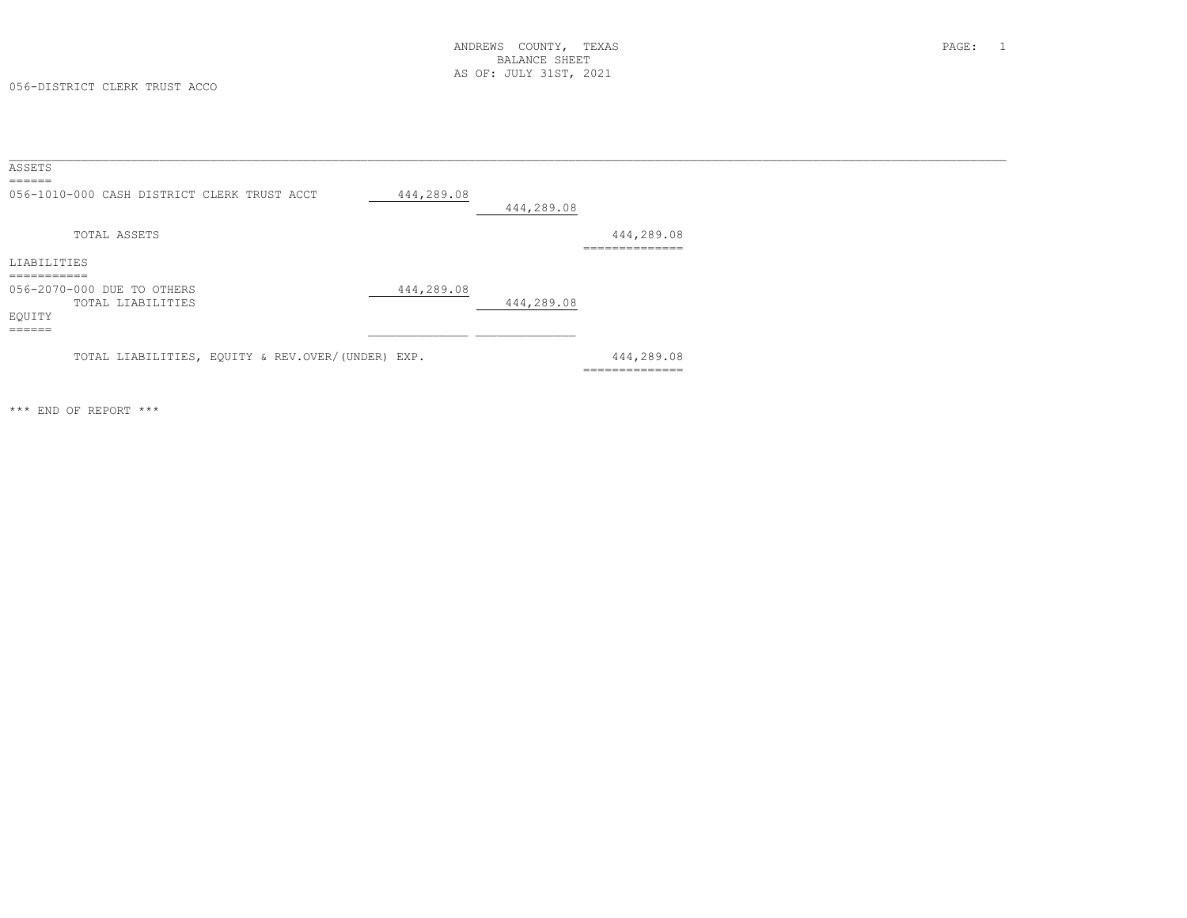ANDREWS COUNTY, TEXAS
BALANCE SHEET
AS OF: JULY 31ST, 2021

056-DISTRICT CLERK TRUST ACCO

## ASSETS

| | | | |
|---|---|---|---|
| 056-1010-000 CASH DISTRICT CLERK TRUST ACCT | 444,289.08 | | |
| | | 444,289.08 | |
| TOTAL ASSETS | | | 444,289.08 |

## LIABILITIES

| | | | |
|---|---|---|---|
| 056-2070-000 DUE TO OTHERS | 444,289.08 | | |
| TOTAL LIABILITIES | | 444,289.08 | |

## EQUITY

| | | | |
|---|---|---|---|
| TOTAL LIABILITIES, EQUITY & REV.OVER/(UNDER) EXP. | | | 444,289.08 |

*** END OF REPORT ***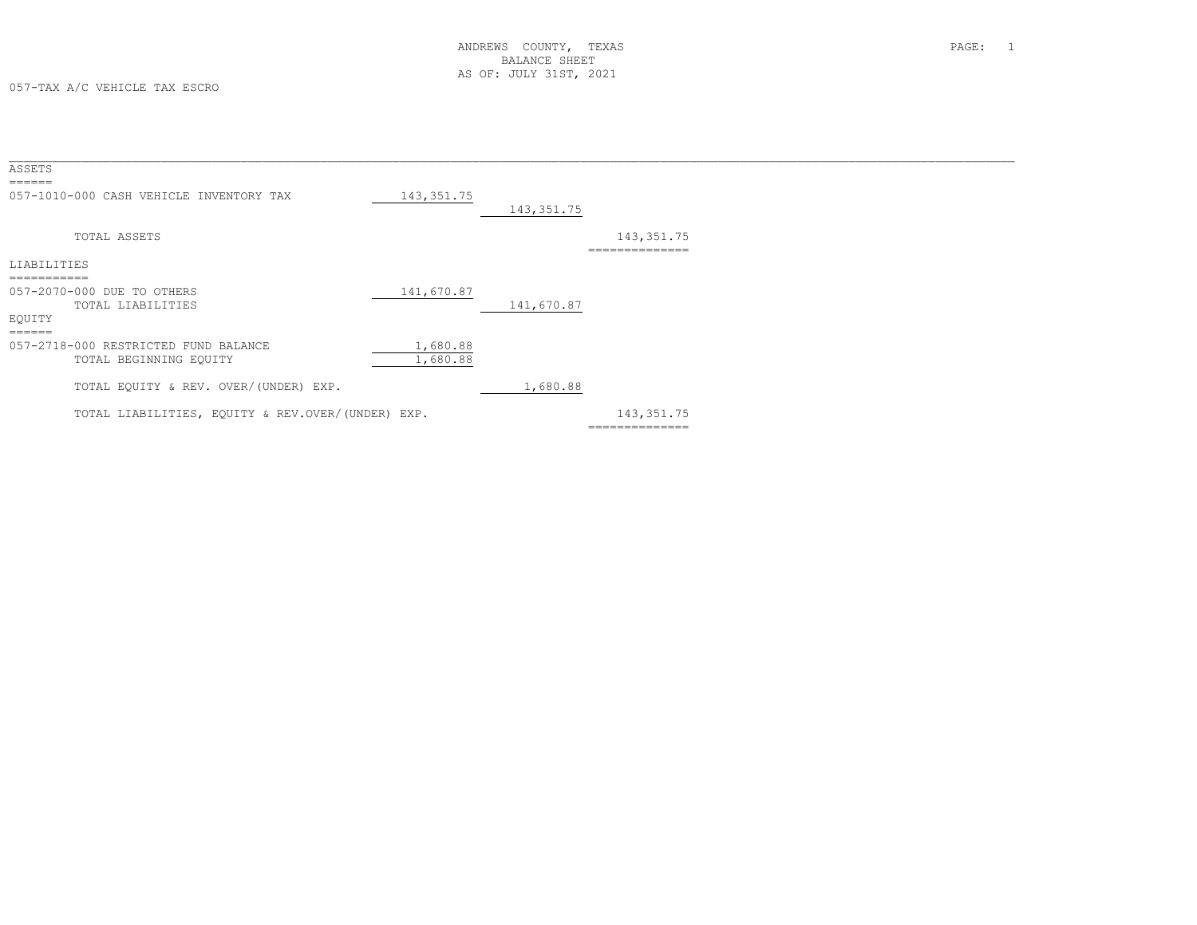ANDREWS COUNTY, TEXAS
BALANCE SHEET
AS OF: JULY 31ST, 2021

057-TAX A/C VEHICLE TAX ESCRO

| | | | |
|---|---|---|---|
| **ASSETS** | | | |
| 057-1010-000 CASH VEHICLE INVENTORY TAX | 143,351.75 | | |
| | | 143,351.75 | |
| TOTAL ASSETS | | | 143,351.75 |
| **LIABILITIES** | | | |
| 057-2070-000 DUE TO OTHERS | 141,670.87 | | |
| TOTAL LIABILITIES | | 141,670.87 | |
| **EQUITY** | | | |
| 057-2718-000 RESTRICTED FUND BALANCE | 1,680.88 | | |
| TOTAL BEGINNING EQUITY | 1,680.88 | | |
| TOTAL EQUITY & REV. OVER/(UNDER) EXP. | | 1,680.88 | |
| TOTAL LIABILITIES, EQUITY & REV.OVER/(UNDER) EXP. | | | 143,351.75 |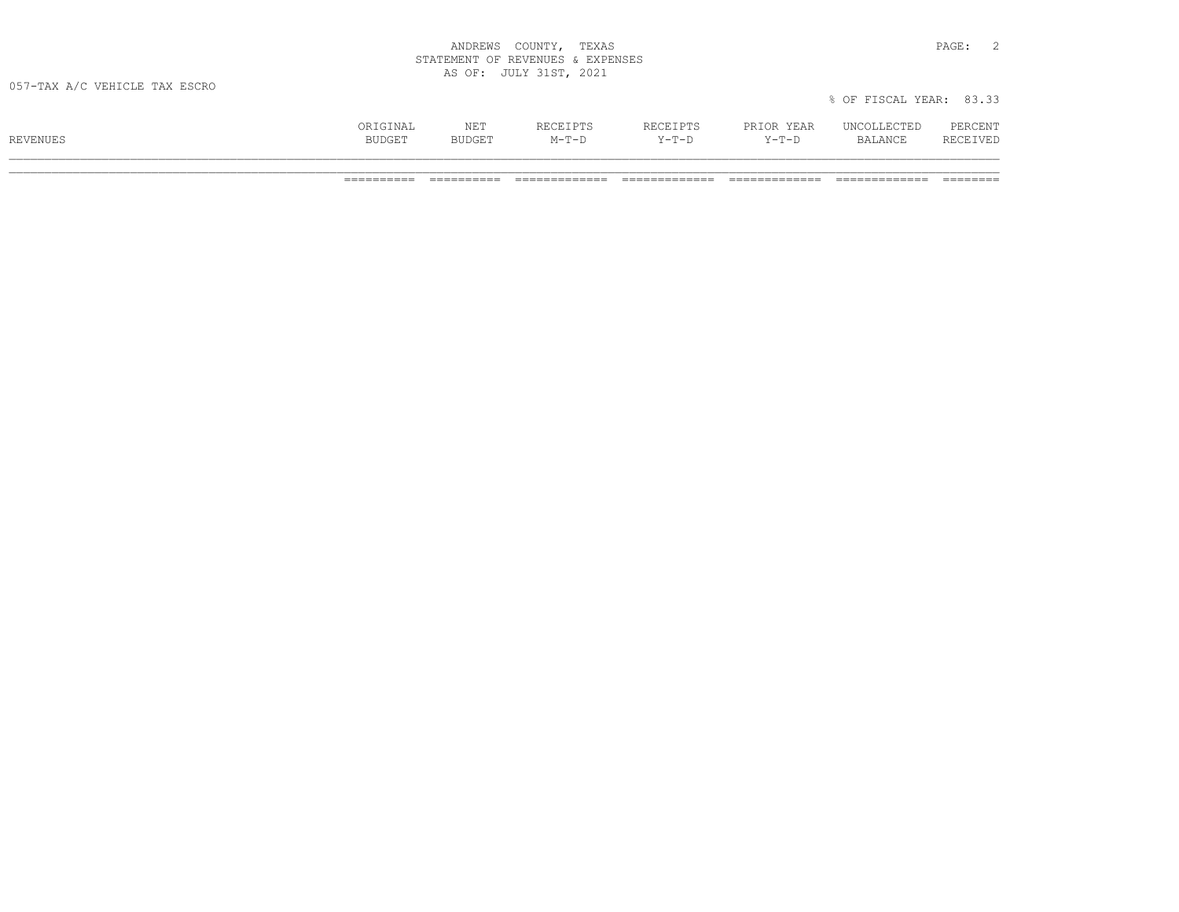ANDREWS COUNTY, TEXAS
STATEMENT OF REVENUES & EXPENSES
AS OF: JULY 31ST, 2021

057-TAX A/C VEHICLE TAX ESCRO

% OF FISCAL YEAR: 83.33

| REVENUES | ORIGINAL BUDGET | NET BUDGET | RECEIPTS M-T-D | RECEIPTS Y-T-D | PRIOR YEAR Y-T-D | UNCOLLECTED BALANCE | PERCENT RECEIVED |
|---|---|---|---|---|---|---|---|
| | ========== | ========== | ============= | ============= | ============= | ============= | ======== |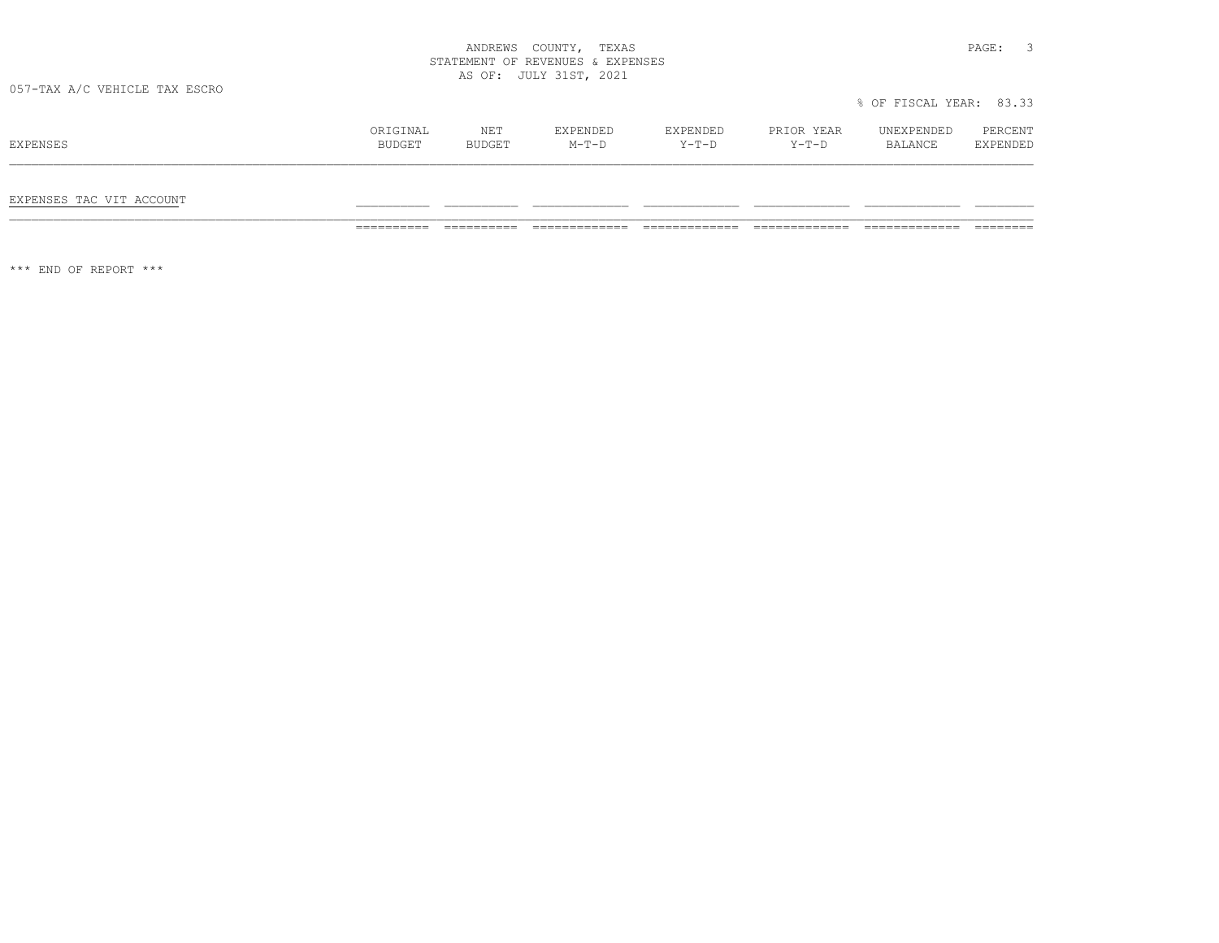ANDREWS COUNTY, TEXAS
STATEMENT OF REVENUES & EXPENSES
AS OF: JULY 31ST, 2021

057-TAX A/C VEHICLE TAX ESCRO

% OF FISCAL YEAR: 83.33

| EXPENSES | ORIGINAL BUDGET | NET BUDGET | EXPENDED M-T-D | EXPENDED Y-T-D | PRIOR YEAR Y-T-D | UNEXPENDED BALANCE | PERCENT EXPENDED |
|---|---|---|---|---|---|---|---|
| EXPENSES TAC VIT ACCOUNT | | | | | | | |

*** END OF REPORT ***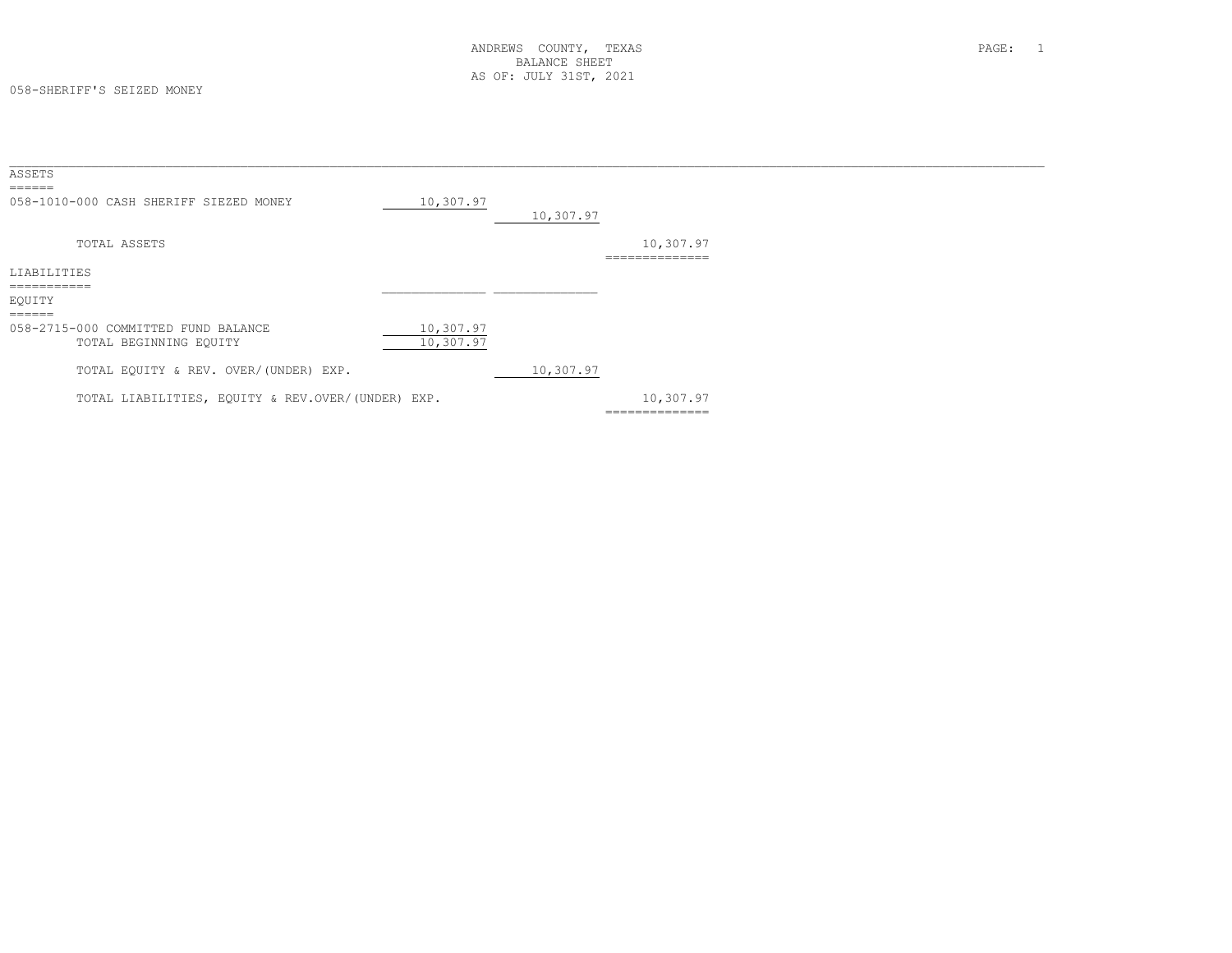ANDREWS COUNTY, TEXAS
BALANCE SHEET
AS OF: JULY 31ST, 2021

058-SHERIFF'S SEIZED MONEY

| | | | |
|---|---|---|---|
| **ASSETS** | | | |
| 058-1010-000 CASH SHERIFF SIEZED MONEY | 10,307.97 | | |
| | | 10,307.97 | |
| TOTAL ASSETS | | | 10,307.97 |
| **LIABILITIES** | | | |
| **EQUITY** | | | |
| 058-2715-000 COMMITTED FUND BALANCE | 10,307.97 | | |
| TOTAL BEGINNING EQUITY | 10,307.97 | | |
| TOTAL EQUITY & REV. OVER/(UNDER) EXP. | | 10,307.97 | |
| TOTAL LIABILITIES, EQUITY & REV.OVER/(UNDER) EXP. | | | 10,307.97 |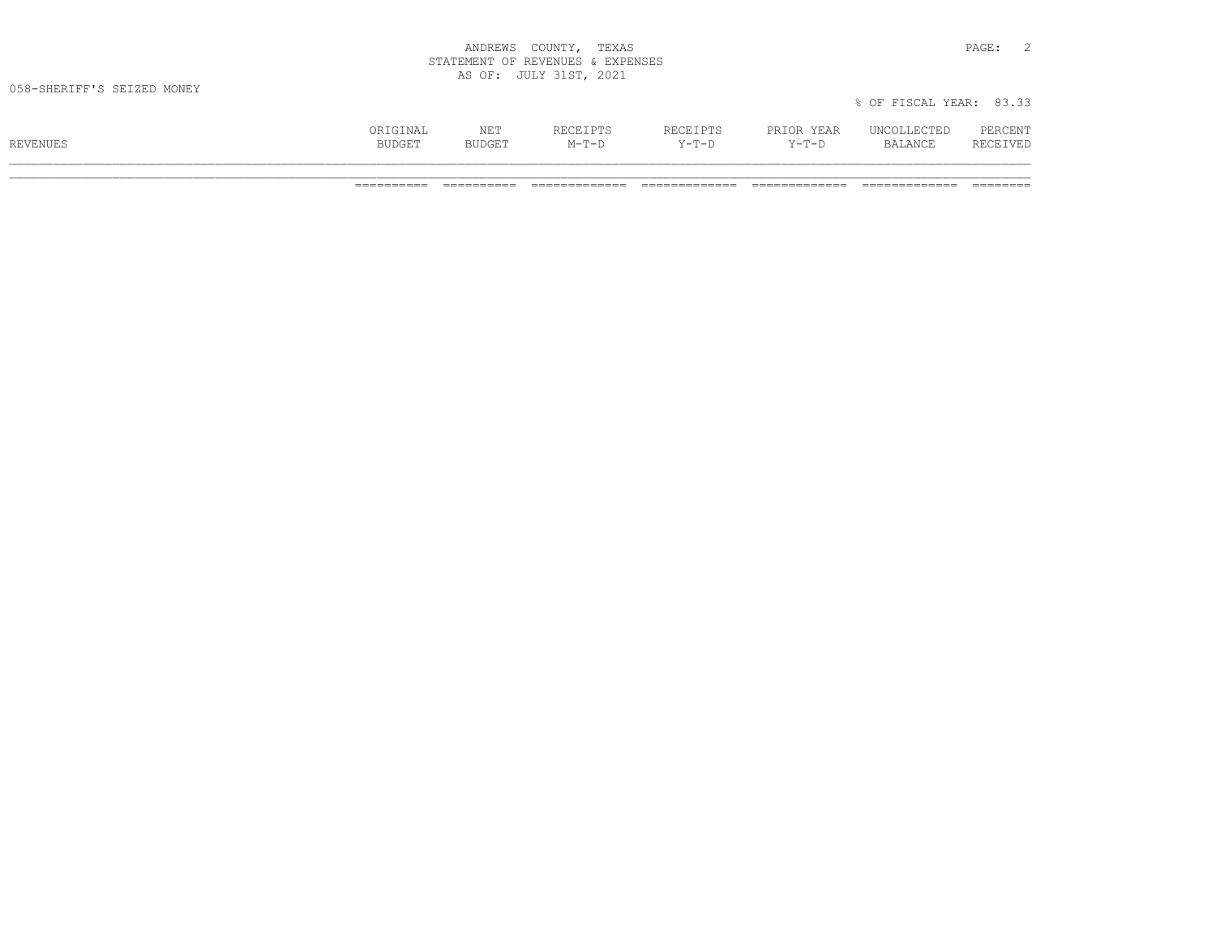ANDREWS COUNTY, TEXAS
STATEMENT OF REVENUES & EXPENSES
AS OF: JULY 31ST, 2021

058-SHERIFF'S SEIZED MONEY

% OF FISCAL YEAR: 83.33

| REVENUES | ORIGINAL BUDGET | NET BUDGET | RECEIPTS M-T-D | RECEIPTS Y-T-D | PRIOR YEAR Y-T-D | UNCOLLECTED BALANCE | PERCENT RECEIVED |
|---|---|---|---|---|---|---|---|
| | ========== | ========== | ============= | ============= | ============= | ============= | ======== |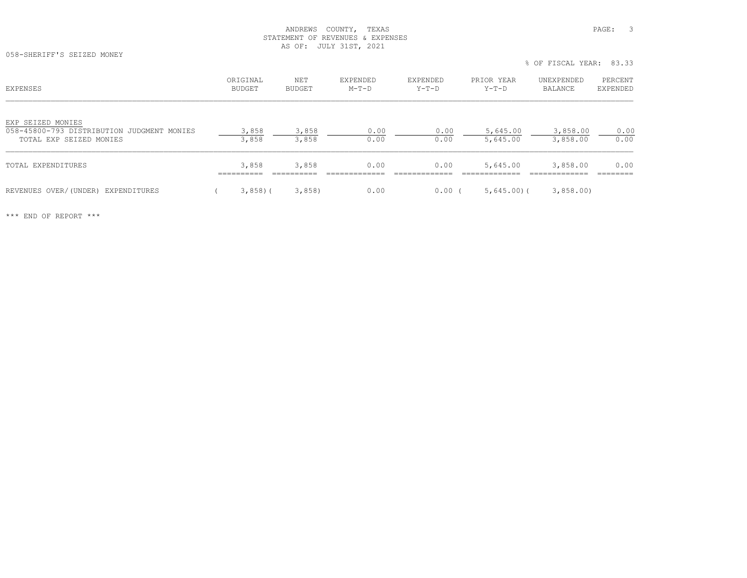ANDREWS COUNTY, TEXAS
STATEMENT OF REVENUES & EXPENSES
AS OF: JULY 31ST, 2021

058-SHERIFF'S SEIZED MONEY

% OF FISCAL YEAR: 83.33

| EXPENSES | ORIGINAL BUDGET | NET BUDGET | EXPENDED M-T-D | EXPENDED Y-T-D | PRIOR YEAR Y-T-D | UNEXPENDED BALANCE | PERCENT EXPENDED |
|---|---|---|---|---|---|---|---|
| EXP SEIZED MONIES | | | | | | | |
| 058-45800-793 DISTRIBUTION JUDGMENT MONIES | 3,858 | 3,858 | 0.00 | 0.00 | 5,645.00 | 3,858.00 | 0.00 |
| TOTAL EXP SEIZED MONIES | 3,858 | 3,858 | 0.00 | 0.00 | 5,645.00 | 3,858.00 | 0.00 |
| TOTAL EXPENDITURES | 3,858 | 3,858 | 0.00 | 0.00 | 5,645.00 | 3,858.00 | 0.00 |
| REVENUES OVER/(UNDER) EXPENDITURES | ( 3,858) | ( 3,858) | 0.00 | 0.00 | ( 5,645.00) | ( 3,858.00) | |

*** END OF REPORT ***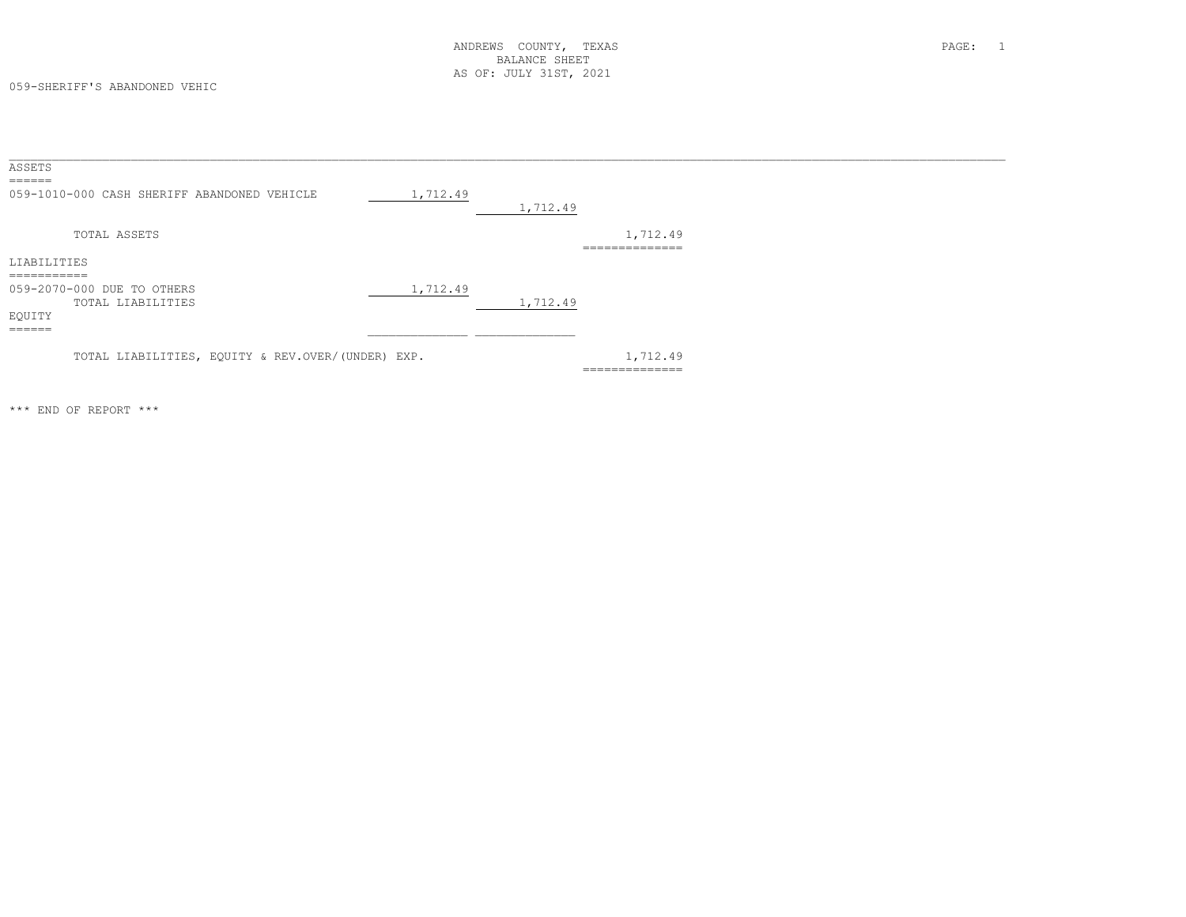ANDREWS COUNTY, TEXAS
BALANCE SHEET
AS OF: JULY 31ST, 2021

059-SHERIFF'S ABANDONED VEHIC

| | | | |
|---|---|---|---|
| **ASSETS** | | | |
| 059-1010-000 CASH SHERIFF ABANDONED VEHICLE | 1,712.49 | | |
| | | 1,712.49 | |
| TOTAL ASSETS | | | 1,712.49 |
| **LIABILITIES** | | | |
| 059-2070-000 DUE TO OTHERS | 1,712.49 | | |
| TOTAL LIABILITIES | | 1,712.49 | |
| **EQUITY** | | | |
| TOTAL LIABILITIES, EQUITY & REV.OVER/(UNDER) EXP. | | | 1,712.49 |

*** END OF REPORT ***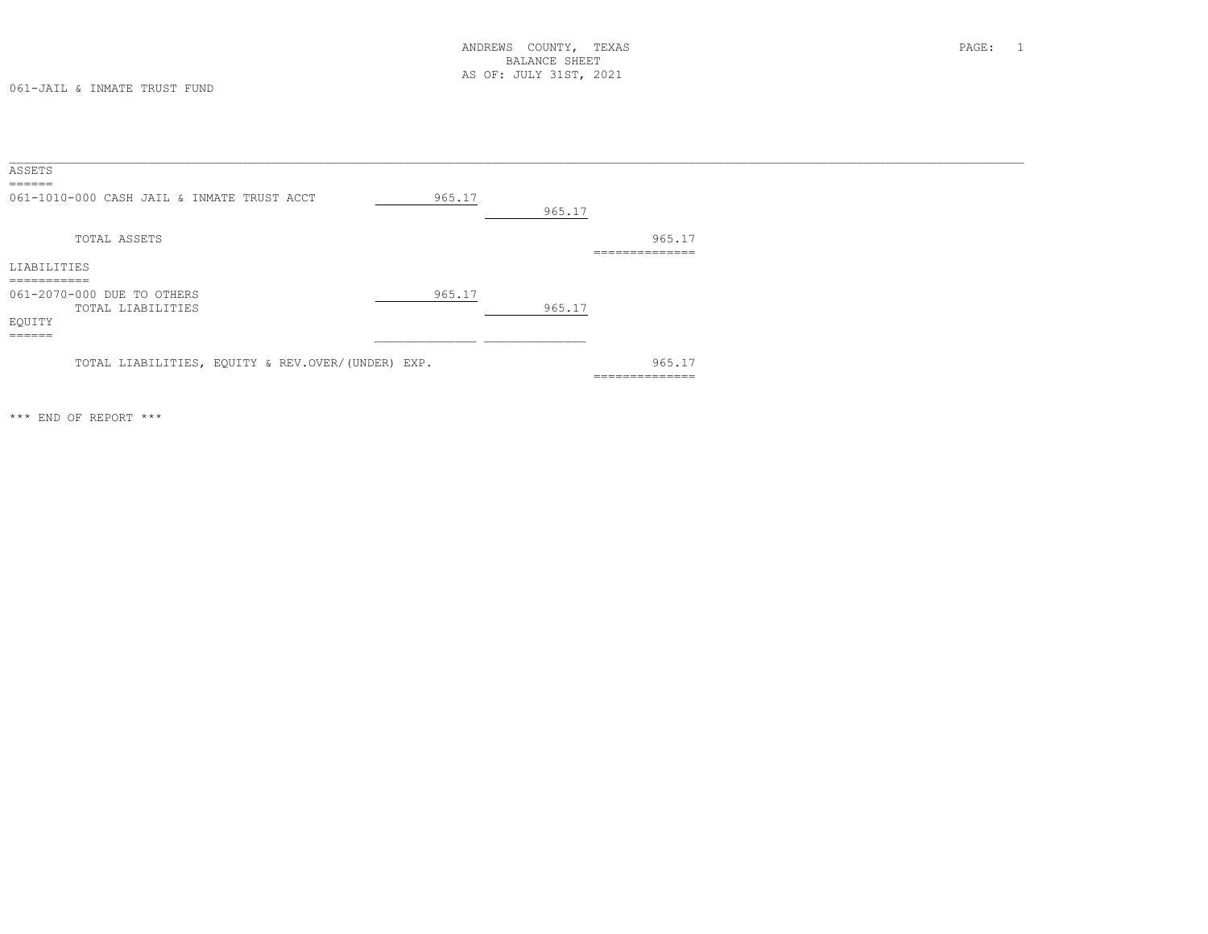ANDREWS COUNTY, TEXAS
BALANCE SHEET
AS OF: JULY 31ST, 2021

061-JAIL & INMATE TRUST FUND

| | | | |
|---|---|---|---|
| **ASSETS** | | | |
| 061-1010-000 CASH JAIL & INMATE TRUST ACCT | 965.17 | | |
| | | 965.17 | |
| TOTAL ASSETS | | | 965.17 |
| **LIABILITIES** | | | |
| 061-2070-000 DUE TO OTHERS | 965.17 | | |
| TOTAL LIABILITIES | | 965.17 | |
| **EQUITY** | | | |
| TOTAL LIABILITIES, EQUITY & REV.OVER/(UNDER) EXP. | | | 965.17 |

*** END OF REPORT ***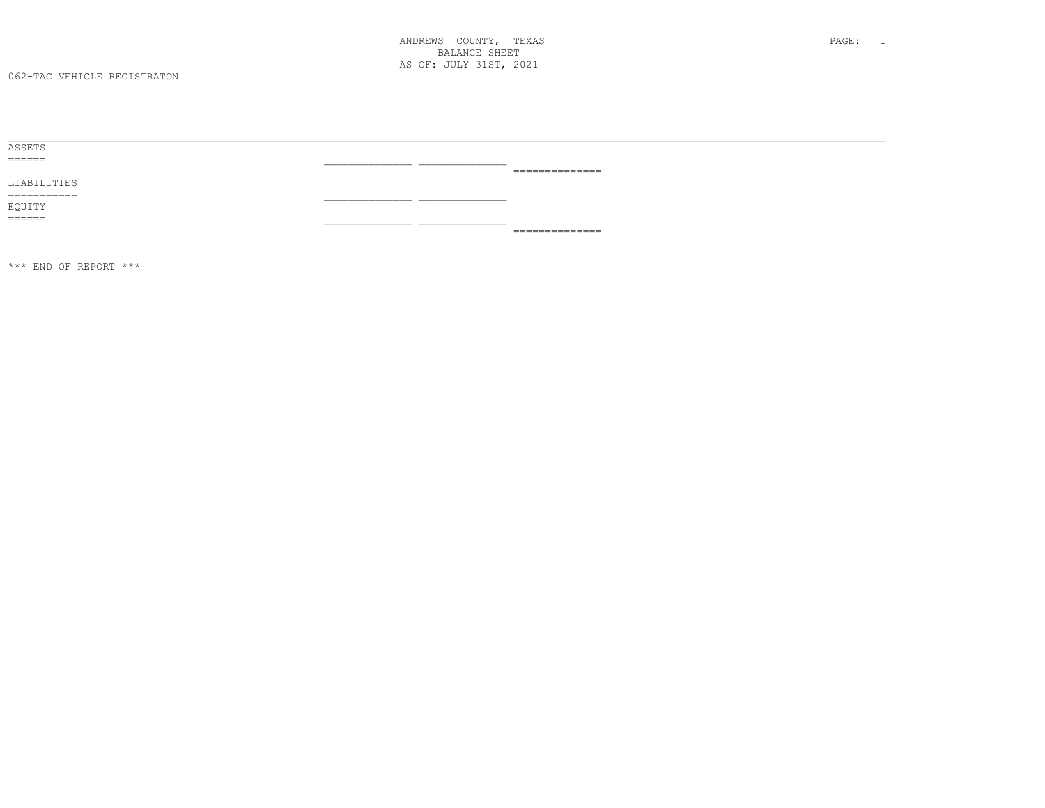ANDREWS COUNTY, TEXAS
BALANCE SHEET
AS OF: JULY 31ST, 2021

062-TAC VEHICLE REGISTRATON

ASSETS
======

LIABILITIES
===========

EQUITY
======

*** END OF REPORT ***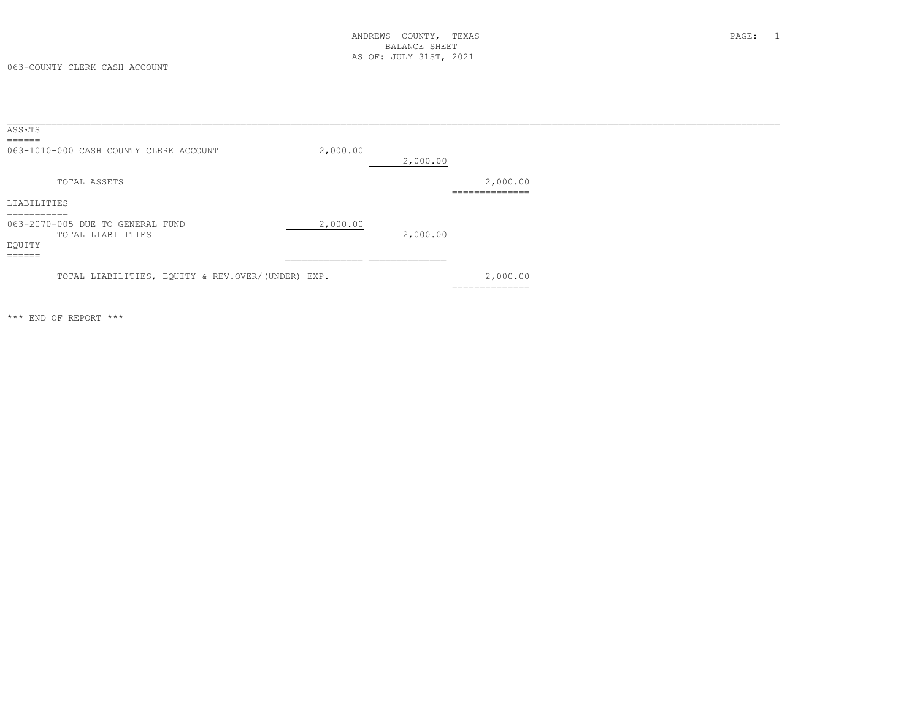ANDREWS COUNTY, TEXAS
BALANCE SHEET
AS OF: JULY 31ST, 2021

063-COUNTY CLERK CASH ACCOUNT

**ASSETS**

| | | | |
|---|---|---|---|
| 063-1010-000 CASH COUNTY CLERK ACCOUNT | 2,000.00 | | |
| | | 2,000.00 | |
| TOTAL ASSETS | | | 2,000.00 |

**LIABILITIES**

| | | | |
|---|---|---|---|
| 063-2070-005 DUE TO GENERAL FUND | 2,000.00 | | |
| TOTAL LIABILITIES | | 2,000.00 | |

**EQUITY**

| | | | |
|---|---|---|---|
| TOTAL LIABILITIES, EQUITY & REV.OVER/(UNDER) EXP. | | | 2,000.00 |

*** END OF REPORT ***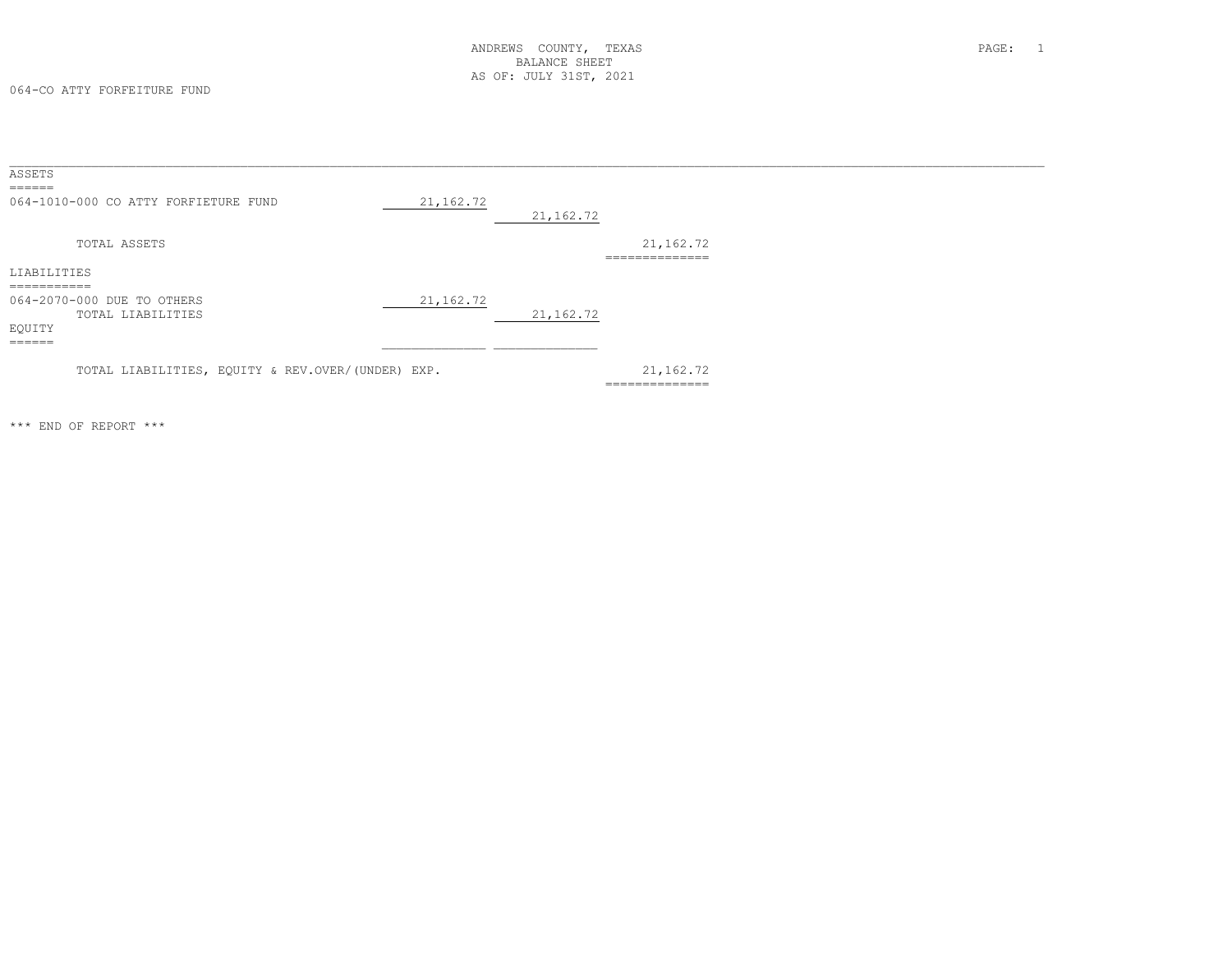ANDREWS COUNTY, TEXAS
BALANCE SHEET
AS OF: JULY 31ST, 2021

064-CO ATTY FORFEITURE FUND

| | | | |
|---|---|---|---|
| **ASSETS** | | | |
| 064-1010-000 CO ATTY FORFEITURE FUND | 21,162.72 | | |
| | | 21,162.72 | |
| TOTAL ASSETS | | | 21,162.72 |
| **LIABILITIES** | | | |
| 064-2070-000 DUE TO OTHERS | 21,162.72 | | |
| TOTAL LIABILITIES | | 21,162.72 | |
| **EQUITY** | | | |
| TOTAL LIABILITIES, EQUITY & REV.OVER/(UNDER) EXP. | | | 21,162.72 |

*** END OF REPORT ***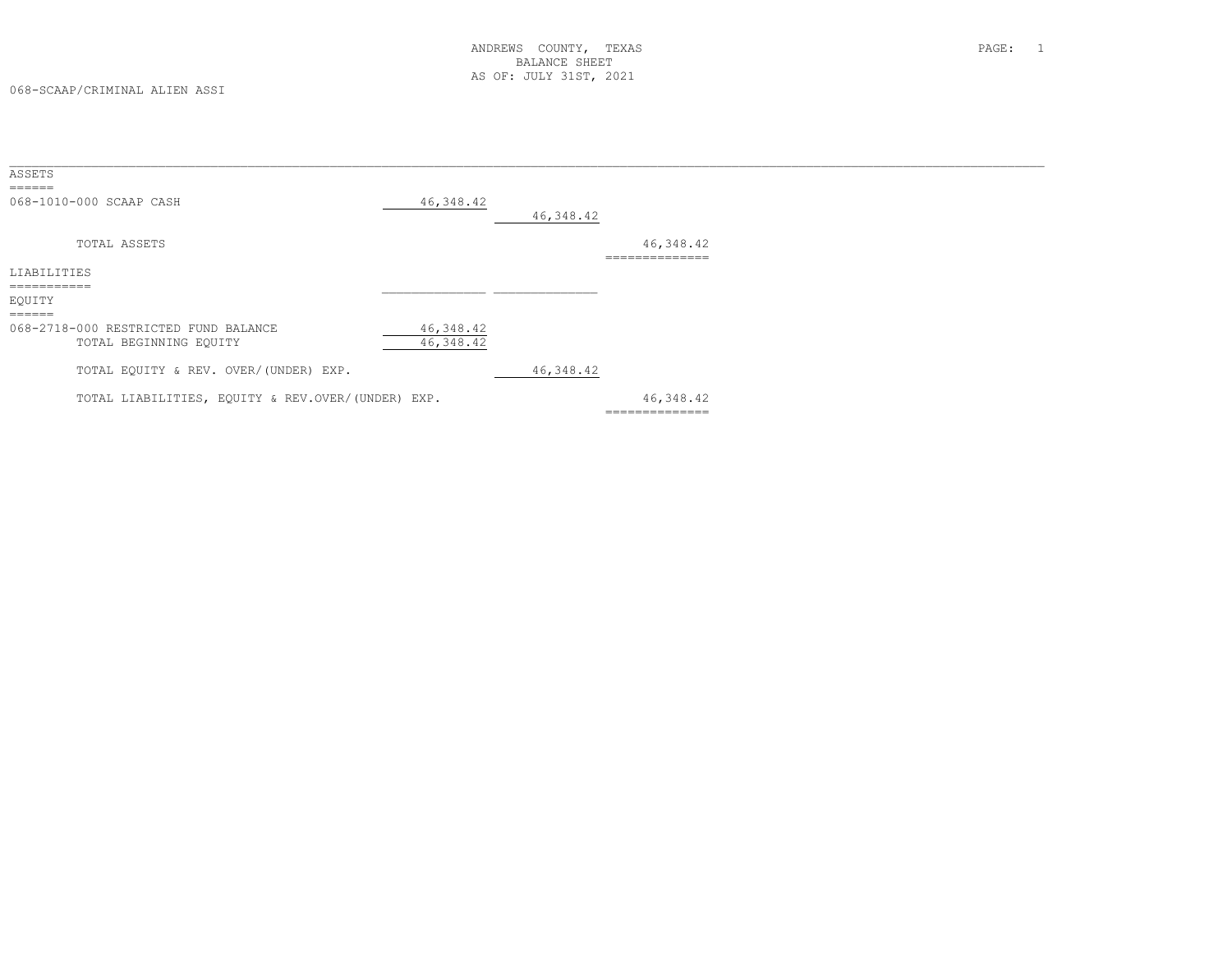ANDREWS COUNTY, TEXAS
BALANCE SHEET
AS OF: JULY 31ST, 2021

068-SCAAP/CRIMINAL ALIEN ASSI

| | | | |
|---|---|---|---|
| **ASSETS** | | | |
| 068-1010-000 SCAAP CASH | 46,348.42 | | |
| | | 46,348.42 | |
| TOTAL ASSETS | | | 46,348.42 |
| **LIABILITIES** | | | |
| **EQUITY** | | | |
| 068-2718-000 RESTRICTED FUND BALANCE | 46,348.42 | | |
| TOTAL BEGINNING EQUITY | 46,348.42 | | |
| TOTAL EQUITY & REV. OVER/(UNDER) EXP. | | 46,348.42 | |
| TOTAL LIABILITIES, EQUITY & REV.OVER/(UNDER) EXP. | | | 46,348.42 |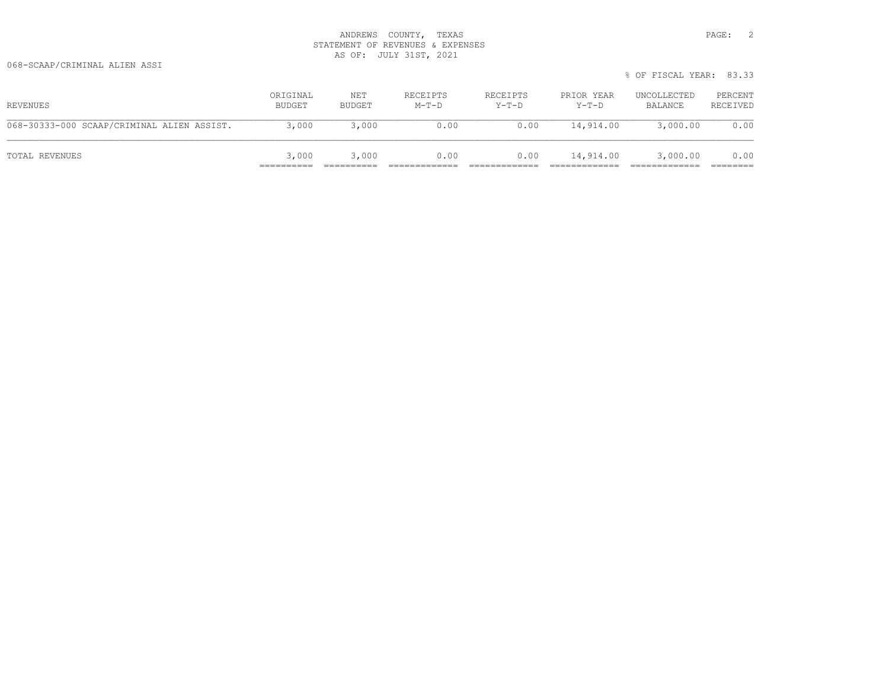ANDREWS COUNTY, TEXAS
STATEMENT OF REVENUES & EXPENSES
AS OF: JULY 31ST, 2021

068-SCAAP/CRIMINAL ALIEN ASSI

% OF FISCAL YEAR: 83.33

| REVENUES | ORIGINAL BUDGET | NET BUDGET | RECEIPTS M-T-D | RECEIPTS Y-T-D | PRIOR YEAR Y-T-D | UNCOLLECTED BALANCE | PERCENT RECEIVED |
|---|---|---|---|---|---|---|---|
| 068-30333-000 SCAAP/CRIMINAL ALIEN ASSIST. | 3,000 | 3,000 | 0.00 | 0.00 | 14,914.00 | 3,000.00 | 0.00 |
| TOTAL REVENUES | 3,000 | 3,000 | 0.00 | 0.00 | 14,914.00 | 3,000.00 | 0.00 |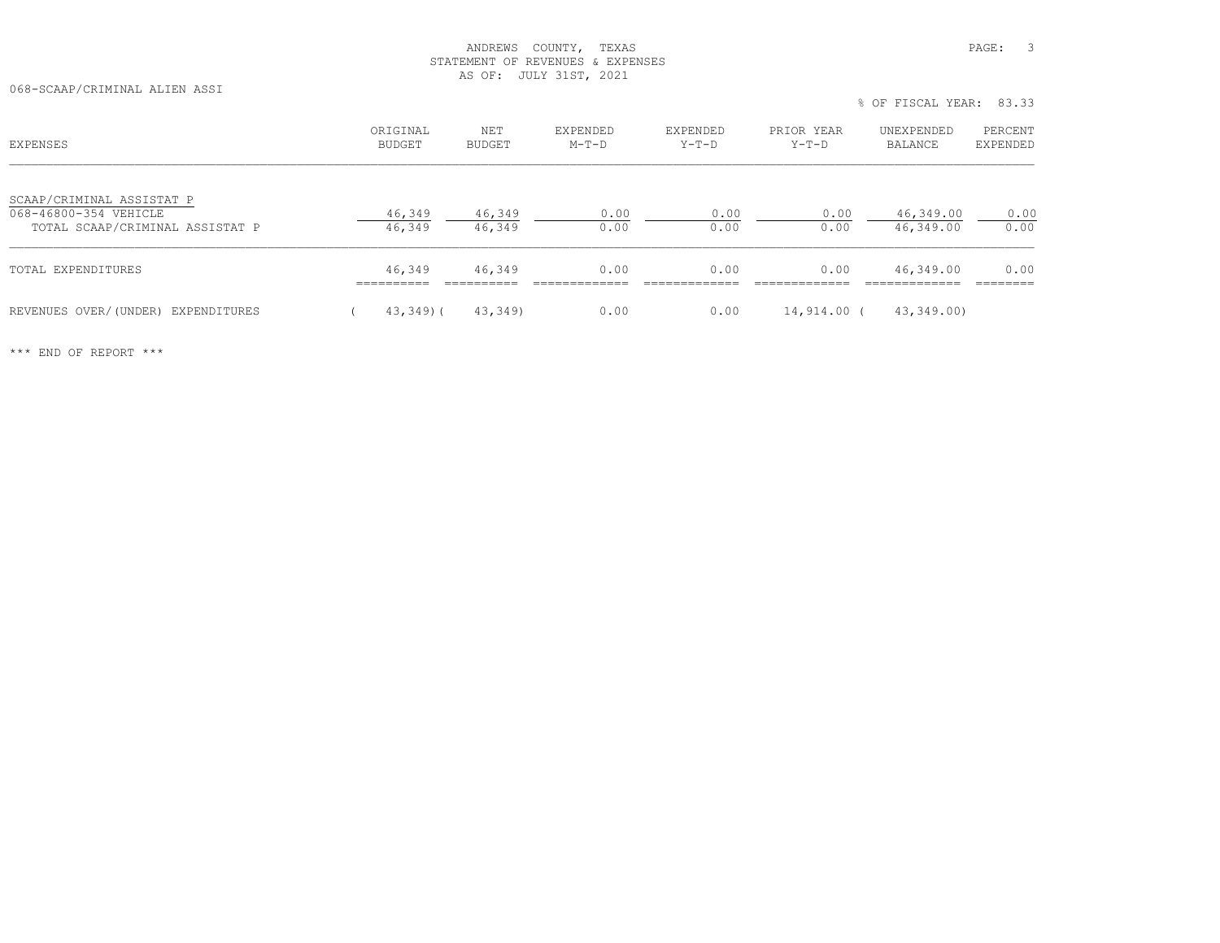ANDREWS COUNTY, TEXAS
STATEMENT OF REVENUES & EXPENSES
AS OF: JULY 31ST, 2021

068-SCAAP/CRIMINAL ALIEN ASSI

% OF FISCAL YEAR: 83.33

| EXPENSES | ORIGINAL BUDGET | NET BUDGET | EXPENDED M-T-D | EXPENDED Y-T-D | PRIOR YEAR Y-T-D | UNEXPENDED BALANCE | PERCENT EXPENDED |
|---|---|---|---|---|---|---|---|
| SCAAP/CRIMINAL ASSISTAT P | | | | | | | |
| 068-46800-354 VEHICLE | 46,349 | 46,349 | 0.00 | 0.00 | 0.00 | 46,349.00 | 0.00 |
| TOTAL SCAAP/CRIMINAL ASSISTAT P | 46,349 | 46,349 | 0.00 | 0.00 | 0.00 | 46,349.00 | 0.00 |
| TOTAL EXPENDITURES | 46,349 | 46,349 | 0.00 | 0.00 | 0.00 | 46,349.00 | 0.00 |
| REVENUES OVER/(UNDER) EXPENDITURES | ( 43,349) | ( 43,349) | 0.00 | 0.00 | 14,914.00 | ( 43,349.00) | |

*** END OF REPORT ***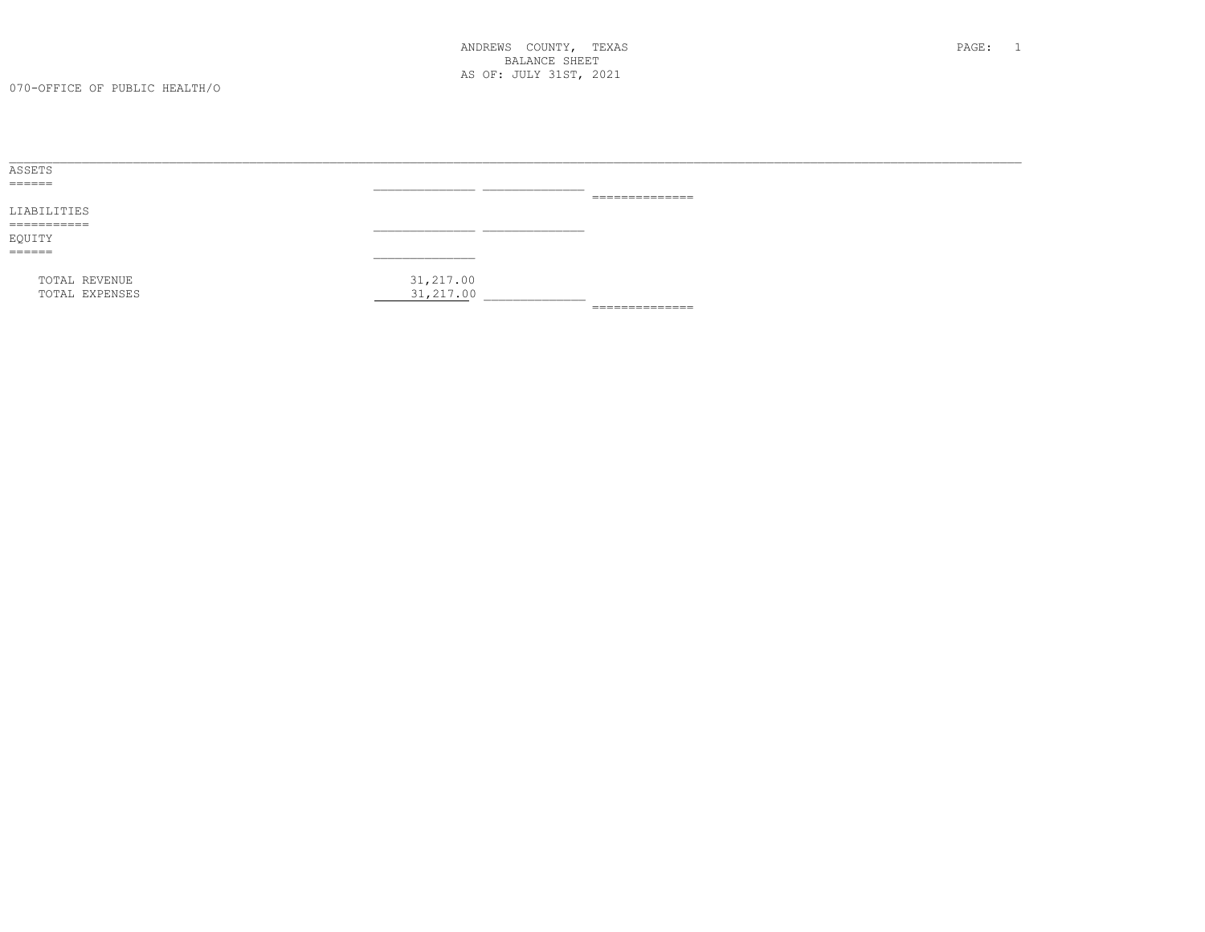ANDREWS COUNTY, TEXAS
BALANCE SHEET
AS OF: JULY 31ST, 2021

070-OFFICE OF PUBLIC HEALTH/O

ASSETS

LIABILITIES

EQUITY

| | | | |
|---|---|---|---|
| TOTAL REVENUE | 31,217.00 | | |
| TOTAL EXPENSES | 31,217.00 | | |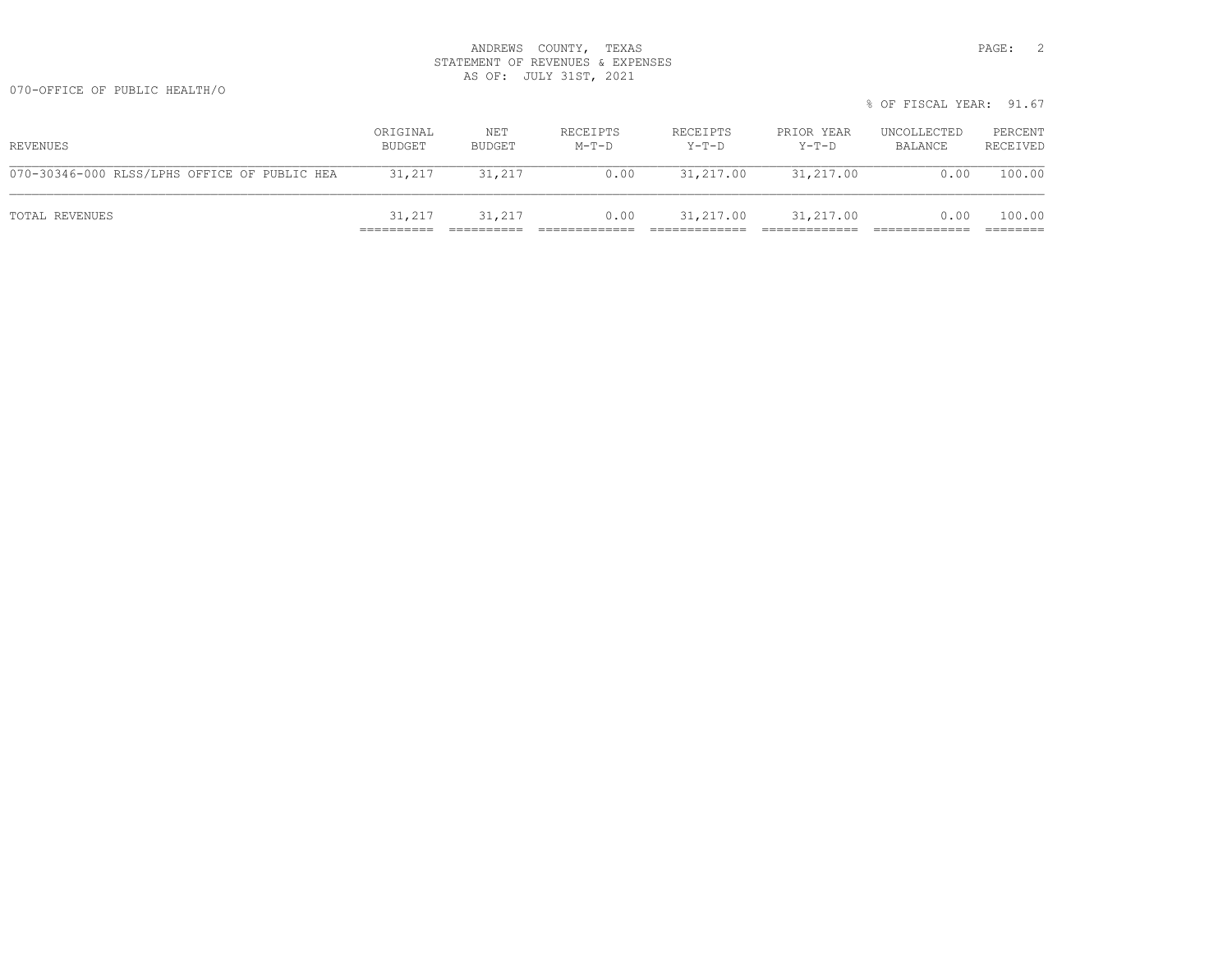ANDREWS COUNTY, TEXAS
STATEMENT OF REVENUES & EXPENSES
AS OF: JULY 31ST, 2021

070-OFFICE OF PUBLIC HEALTH/O

% OF FISCAL YEAR: 91.67

| REVENUES | ORIGINAL BUDGET | NET BUDGET | RECEIPTS M-T-D | RECEIPTS Y-T-D | PRIOR YEAR Y-T-D | UNCOLLECTED BALANCE | PERCENT RECEIVED |
|---|---|---|---|---|---|---|---|
| 070-30346-000 RLSS/LPHS OFFICE OF PUBLIC HEA | 31,217 | 31,217 | 0.00 | 31,217.00 | 31,217.00 | 0.00 | 100.00 |
| TOTAL REVENUES | 31,217 | 31,217 | 0.00 | 31,217.00 | 31,217.00 | 0.00 | 100.00 |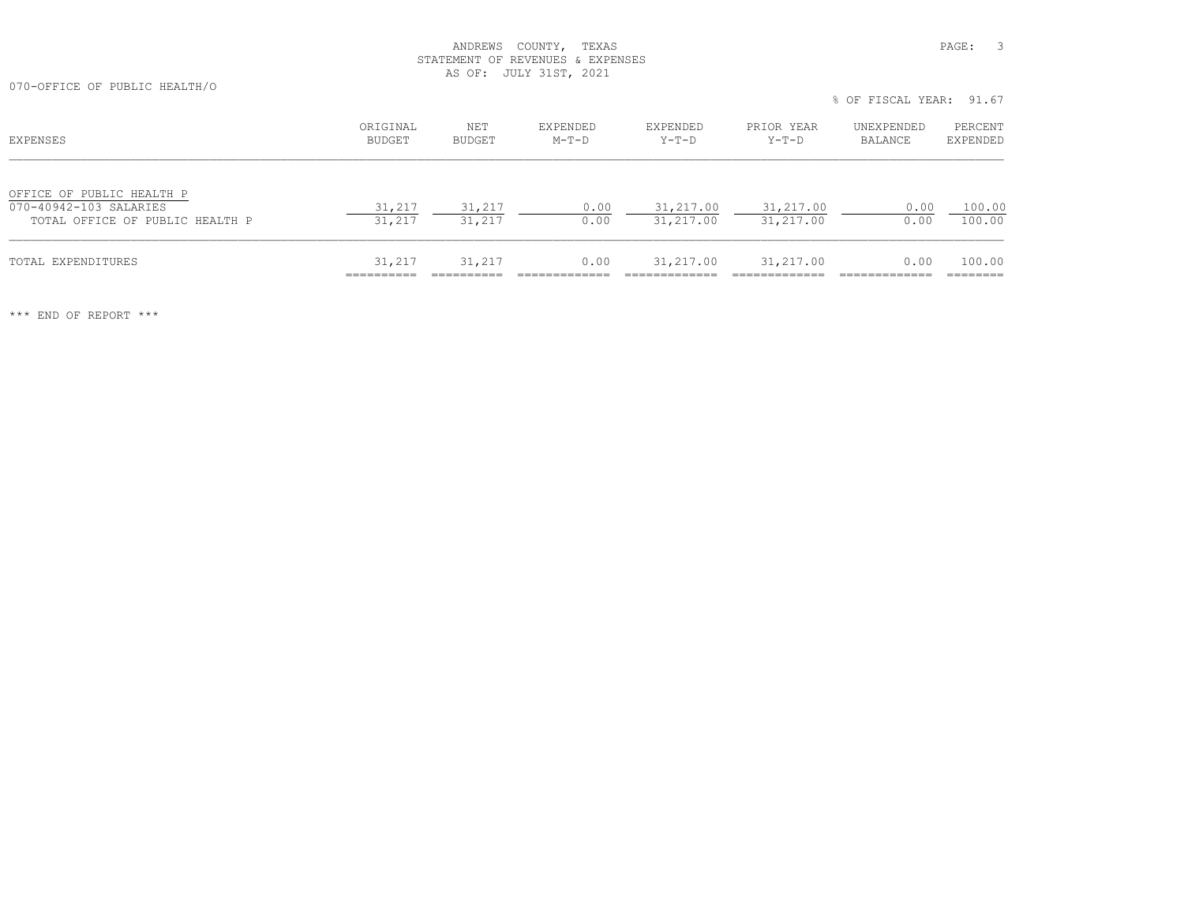ANDREWS COUNTY, TEXAS
STATEMENT OF REVENUES & EXPENSES
AS OF: JULY 31ST, 2021

070-OFFICE OF PUBLIC HEALTH/O

% OF FISCAL YEAR: 91.67

| EXPENSES | ORIGINAL BUDGET | NET BUDGET | EXPENDED M-T-D | EXPENDED Y-T-D | PRIOR YEAR Y-T-D | UNEXPENDED BALANCE | PERCENT EXPENDED |
|---|---|---|---|---|---|---|---|
| OFFICE OF PUBLIC HEALTH P | | | | | | | |
| 070-40942-103 SALARIES | 31,217 | 31,217 | 0.00 | 31,217.00 | 31,217.00 | 0.00 | 100.00 |
| TOTAL OFFICE OF PUBLIC HEALTH P | 31,217 | 31,217 | 0.00 | 31,217.00 | 31,217.00 | 0.00 | 100.00 |
| TOTAL EXPENDITURES | 31,217 | 31,217 | 0.00 | 31,217.00 | 31,217.00 | 0.00 | 100.00 |

*** END OF REPORT ***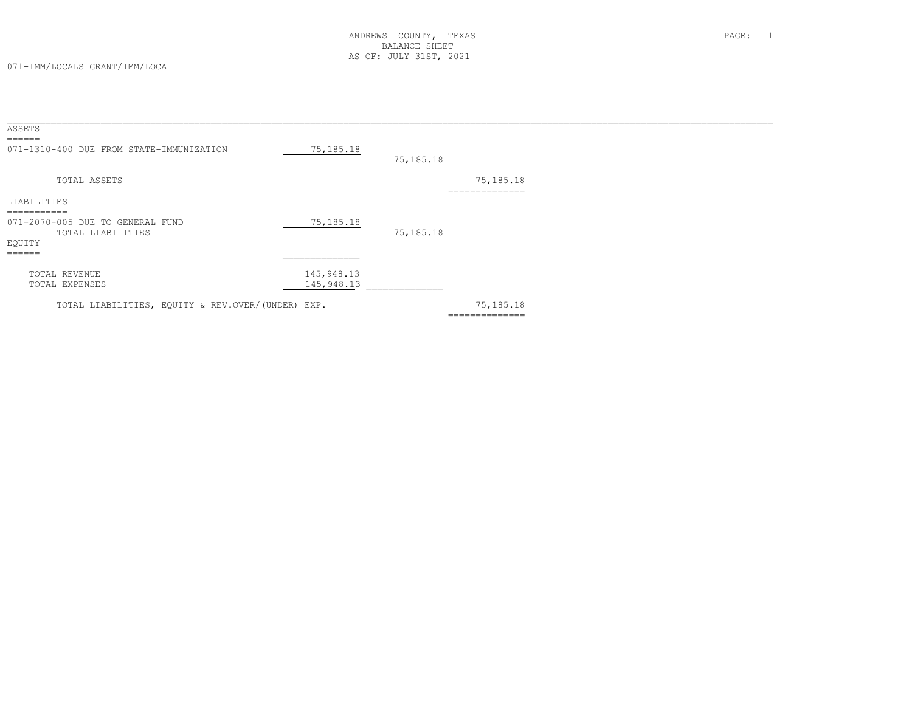ANDREWS COUNTY, TEXAS
BALANCE SHEET
AS OF: JULY 31ST, 2021

071-IMM/LOCALS GRANT/IMM/LOCA

| | | | |
|---|---|---|---|
| **ASSETS** | | | |
| 071-1310-400 DUE FROM STATE-IMMUNIZATION | 75,185.18 | | |
| | | 75,185.18 | |
| TOTAL ASSETS | | | 75,185.18 |
| **LIABILITIES** | | | |
| 071-2070-005 DUE TO GENERAL FUND | 75,185.18 | | |
| TOTAL LIABILITIES | | 75,185.18 | |
| **EQUITY** | | | |
| TOTAL REVENUE | 145,948.13 | | |
| TOTAL EXPENSES | 145,948.13 | | |
| TOTAL LIABILITIES, EQUITY & REV.OVER/(UNDER) EXP. | | | 75,185.18 |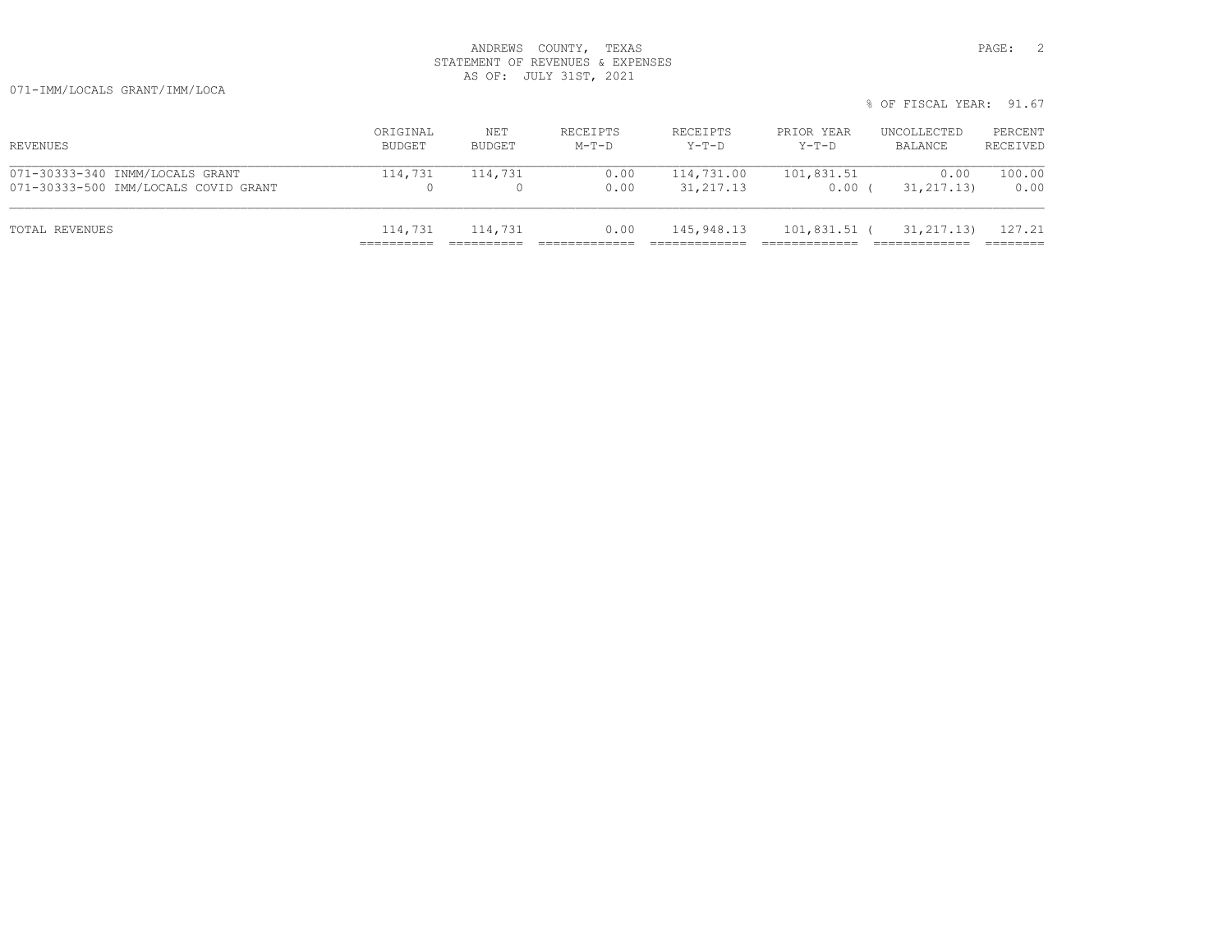ANDREWS COUNTY, TEXAS
STATEMENT OF REVENUES & EXPENSES
AS OF: JULY 31ST, 2021

071-IMM/LOCALS GRANT/IMM/LOCA

% OF FISCAL YEAR: 91.67

| REVENUES | ORIGINAL BUDGET | NET BUDGET | RECEIPTS M-T-D | RECEIPTS Y-T-D | PRIOR YEAR Y-T-D | UNCOLLECTED BALANCE | PERCENT RECEIVED |
|---|---|---|---|---|---|---|---|
| 071-30333-340 INMM/LOCALS GRANT | 114,731 | 114,731 | 0.00 | 114,731.00 | 101,831.51 | 0.00 | 100.00 |
| 071-30333-500 IMM/LOCALS COVID GRANT | 0 | 0 | 0.00 | 31,217.13 | 0.00 | ( 31,217.13) | 0.00 |
| TOTAL REVENUES | 114,731 | 114,731 | 0.00 | 145,948.13 | 101,831.51 | ( 31,217.13) | 127.21 |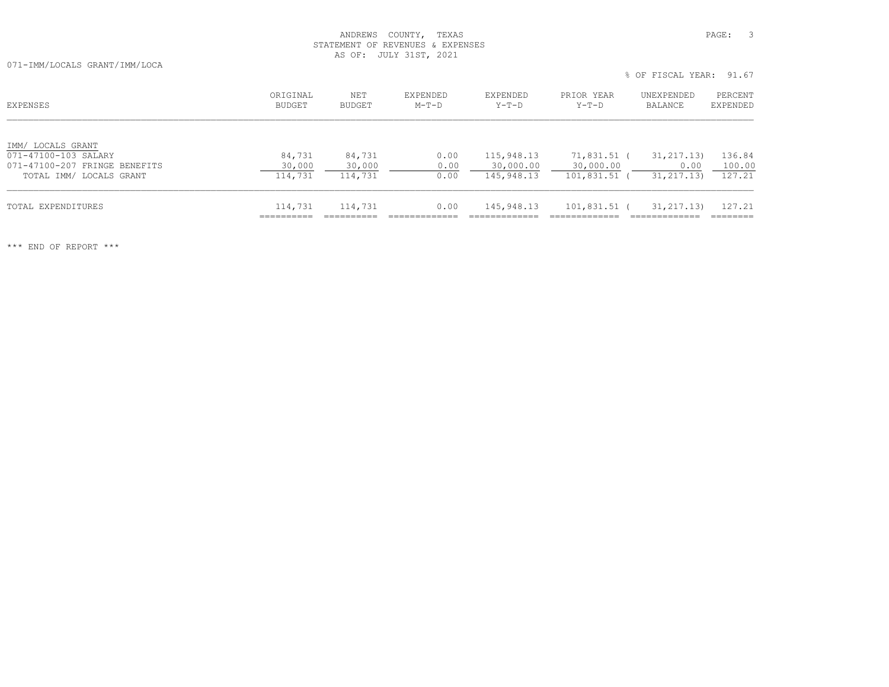ANDREWS COUNTY, TEXAS
STATEMENT OF REVENUES & EXPENSES
AS OF: JULY 31ST, 2021

071-IMM/LOCALS GRANT/IMM/LOCA

% OF FISCAL YEAR: 91.67

| EXPENSES | ORIGINAL BUDGET | NET BUDGET | EXPENDED M-T-D | EXPENDED Y-T-D | PRIOR YEAR Y-T-D | UNEXPENDED BALANCE | PERCENT EXPENDED |
|---|---|---|---|---|---|---|---|
| IMM/ LOCALS GRANT | | | | | | | |
| 071-47100-103 SALARY | 84,731 | 84,731 | 0.00 | 115,948.13 | 71,831.51 | ( 31,217.13) | 136.84 |
| 071-47100-207 FRINGE BENEFITS | 30,000 | 30,000 | 0.00 | 30,000.00 | 30,000.00 | 0.00 | 100.00 |
| TOTAL IMM/ LOCALS GRANT | 114,731 | 114,731 | 0.00 | 145,948.13 | 101,831.51 | ( 31,217.13) | 127.21 |
| TOTAL EXPENDITURES | 114,731 | 114,731 | 0.00 | 145,948.13 | 101,831.51 | ( 31,217.13) | 127.21 |

\*\*\* END OF REPORT \*\*\*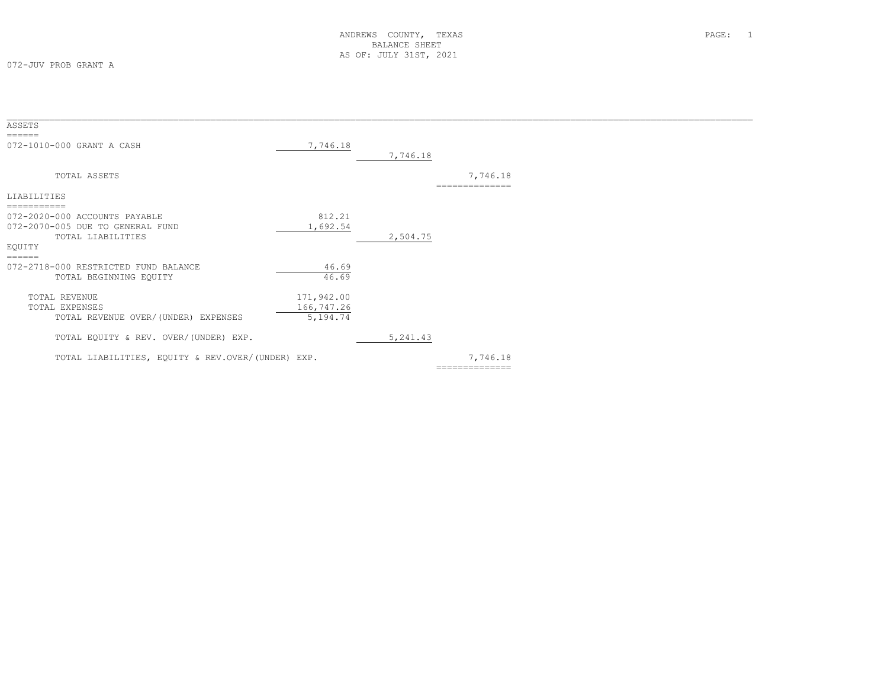ANDREWS COUNTY, TEXAS
BALANCE SHEET
AS OF: JULY 31ST, 2021

072-JUV PROB GRANT A

| | | | |
|---|---|---|---|
| **ASSETS** | | | |
| 072-1010-000 GRANT A CASH | 7,746.18 | | |
| | | 7,746.18 | |
| TOTAL ASSETS | | | 7,746.18 |
| **LIABILITIES** | | | |
| 072-2020-000 ACCOUNTS PAYABLE | 812.21 | | |
| 072-2070-005 DUE TO GENERAL FUND | 1,692.54 | | |
| TOTAL LIABILITIES | | 2,504.75 | |
| **EQUITY** | | | |
| 072-2718-000 RESTRICTED FUND BALANCE | 46.69 | | |
| TOTAL BEGINNING EQUITY | 46.69 | | |
| TOTAL REVENUE | 171,942.00 | | |
| TOTAL EXPENSES | 166,747.26 | | |
| TOTAL REVENUE OVER/(UNDER) EXPENSES | 5,194.74 | | |
| TOTAL EQUITY & REV. OVER/(UNDER) EXP. | | 5,241.43 | |
| TOTAL LIABILITIES, EQUITY & REV.OVER/(UNDER) EXP. | | | 7,746.18 |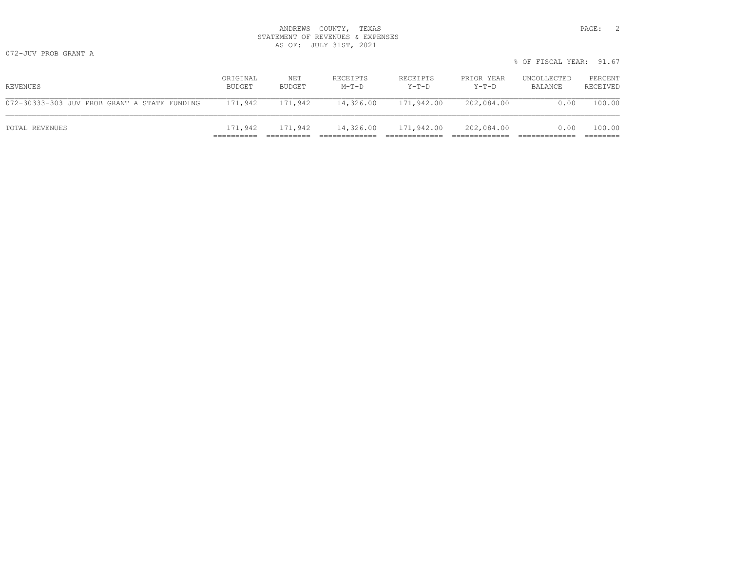ANDREWS COUNTY, TEXAS
STATEMENT OF REVENUES & EXPENSES
AS OF: JULY 31ST, 2021

072-JUV PROB GRANT A

% OF FISCAL YEAR: 91.67

| REVENUES | ORIGINAL BUDGET | NET BUDGET | RECEIPTS M-T-D | RECEIPTS Y-T-D | PRIOR YEAR Y-T-D | UNCOLLECTED BALANCE | PERCENT RECEIVED |
|---|---|---|---|---|---|---|---|
| 072-30333-303 JUV PROB GRANT A STATE FUNDING | 171,942 | 171,942 | 14,326.00 | 171,942.00 | 202,084.00 | 0.00 | 100.00 |
| TOTAL REVENUES | 171,942 | 171,942 | 14,326.00 | 171,942.00 | 202,084.00 | 0.00 | 100.00 |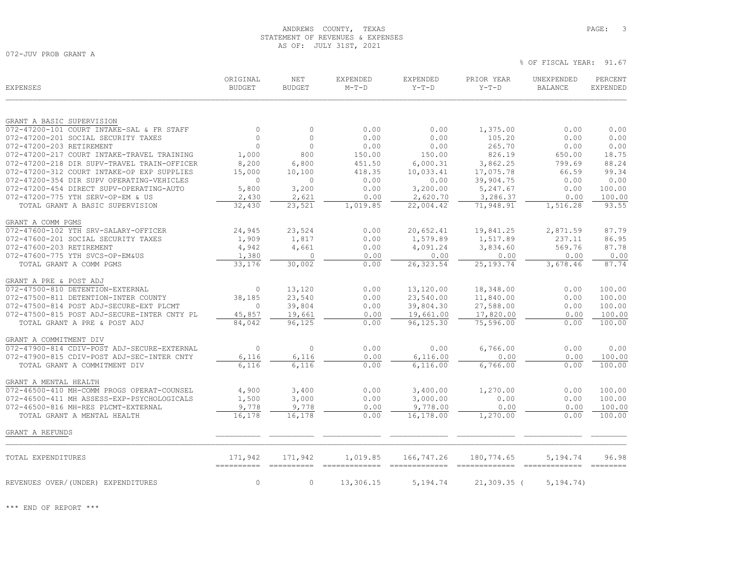ANDREWS COUNTY, TEXAS
STATEMENT OF REVENUES & EXPENSES
AS OF: JULY 31ST, 2021

072-JUV PROB GRANT A

% OF FISCAL YEAR: 91.67

| EXPENSES | ORIGINAL BUDGET | NET BUDGET | EXPENDED M-T-D | EXPENDED Y-T-D | PRIOR YEAR Y-T-D | UNEXPENDED BALANCE | PERCENT EXPENDED |
|---|---|---|---|---|---|---|---|
| **GRANT A BASIC SUPERVISION** | | | | | | | |
| 072-47200-101 COURT INTAKE-SAL & FR STAFF | 0 | 0 | 0.00 | 0.00 | 1,375.00 | 0.00 | 0.00 |
| 072-47200-201 SOCIAL SECURITY TAXES | 0 | 0 | 0.00 | 0.00 | 105.20 | 0.00 | 0.00 |
| 072-47200-203 RETIREMENT | 0 | 0 | 0.00 | 0.00 | 265.70 | 0.00 | 0.00 |
| 072-47200-217 COURT INTAKE-TRAVEL TRAINING | 1,000 | 800 | 150.00 | 150.00 | 826.19 | 650.00 | 18.75 |
| 072-47200-218 DIR SUPV-TRAVEL TRAIN-OFFICER | 8,200 | 6,800 | 451.50 | 6,000.31 | 3,862.25 | 799.69 | 88.24 |
| 072-47200-312 COURT INTAKE-OP EXP SUPPLIES | 15,000 | 10,100 | 418.35 | 10,033.41 | 17,075.78 | 66.59 | 99.34 |
| 072-47200-354 DIR SUPV OPERATING-VEHICLES | 0 | 0 | 0.00 | 0.00 | 39,904.75 | 0.00 | 0.00 |
| 072-47200-454 DIRECT SUPV-OPERATING-AUTO | 5,800 | 3,200 | 0.00 | 3,200.00 | 5,247.67 | 0.00 | 100.00 |
| 072-47200-775 YTH SERV-OP-EM & US | 2,430 | 2,621 | 0.00 | 2,620.70 | 3,286.37 | 0.00 | 100.00 |
| TOTAL GRANT A BASIC SUPERVISION | 32,430 | 23,521 | 1,019.85 | 22,004.42 | 71,948.91 | 1,516.28 | 93.55 |
| **GRANT A COMM PGMS** | | | | | | | |
| 072-47600-102 YTH SRV-SALARY-OFFICER | 24,945 | 23,524 | 0.00 | 20,652.41 | 19,841.25 | 2,871.59 | 87.79 |
| 072-47600-201 SOCIAL SECURITY TAXES | 1,909 | 1,817 | 0.00 | 1,579.89 | 1,517.89 | 237.11 | 86.95 |
| 072-47600-203 RETIREMENT | 4,942 | 4,661 | 0.00 | 4,091.24 | 3,834.60 | 569.76 | 87.78 |
| 072-47600-775 YTH SVCS-OP-EM&US | 1,380 | 0 | 0.00 | 0.00 | 0.00 | 0.00 | 0.00 |
| TOTAL GRANT A COMM PGMS | 33,176 | 30,002 | 0.00 | 26,323.54 | 25,193.74 | 3,678.46 | 87.74 |
| **GRANT A PRE & POST ADJ** | | | | | | | |
| 072-47500-810 DETENTION-EXTERNAL | 0 | 13,120 | 0.00 | 13,120.00 | 18,348.00 | 0.00 | 100.00 |
| 072-47500-811 DETENTION-INTER COUNTY | 38,185 | 23,540 | 0.00 | 23,540.00 | 11,840.00 | 0.00 | 100.00 |
| 072-47500-814 POST ADJ-SECURE-EXT PLCMT | 0 | 39,804 | 0.00 | 39,804.30 | 27,588.00 | 0.00 | 100.00 |
| 072-47500-815 POST ADJ-SECURE-INTER CNTY PL | 45,857 | 19,661 | 0.00 | 19,661.00 | 17,820.00 | 0.00 | 100.00 |
| TOTAL GRANT A PRE & POST ADJ | 84,042 | 96,125 | 0.00 | 96,125.30 | 75,596.00 | 0.00 | 100.00 |
| **GRANT A COMMITMENT DIV** | | | | | | | |
| 072-47900-814 CDIV-POST ADJ-SECURE-EXTERNAL | 0 | 0 | 0.00 | 0.00 | 6,766.00 | 0.00 | 0.00 |
| 072-47900-815 CDIV-POST ADJ-SEC-INTER CNTY | 6,116 | 6,116 | 0.00 | 6,116.00 | 0.00 | 0.00 | 100.00 |
| TOTAL GRANT A COMMITMENT DIV | 6,116 | 6,116 | 0.00 | 6,116.00 | 6,766.00 | 0.00 | 100.00 |
| **GRANT A MENTAL HEALTH** | | | | | | | |
| 072-46500-410 MH-COMM PROGS OPERAT-COUNSEL | 4,900 | 3,400 | 0.00 | 3,400.00 | 1,270.00 | 0.00 | 100.00 |
| 072-46500-411 MH ASSESS-EXP-PSYCHOLOGICALS | 1,500 | 3,000 | 0.00 | 3,000.00 | 0.00 | 0.00 | 100.00 |
| 072-46500-816 MH-RES PLCMT-EXTERNAL | 9,778 | 9,778 | 0.00 | 9,778.00 | 0.00 | 0.00 | 100.00 |
| TOTAL GRANT A MENTAL HEALTH | 16,178 | 16,178 | 0.00 | 16,178.00 | 1,270.00 | 0.00 | 100.00 |
| **GRANT A REFUNDS** | | | | | | | |
| TOTAL EXPENDITURES | 171,942 | 171,942 | 1,019.85 | 166,747.26 | 180,774.65 | 5,194.74 | 96.98 |
| REVENUES OVER/(UNDER) EXPENDITURES | 0 | 0 | 13,306.15 | 5,194.74 | 21,309.35 | (5,194.74) | |

*** END OF REPORT ***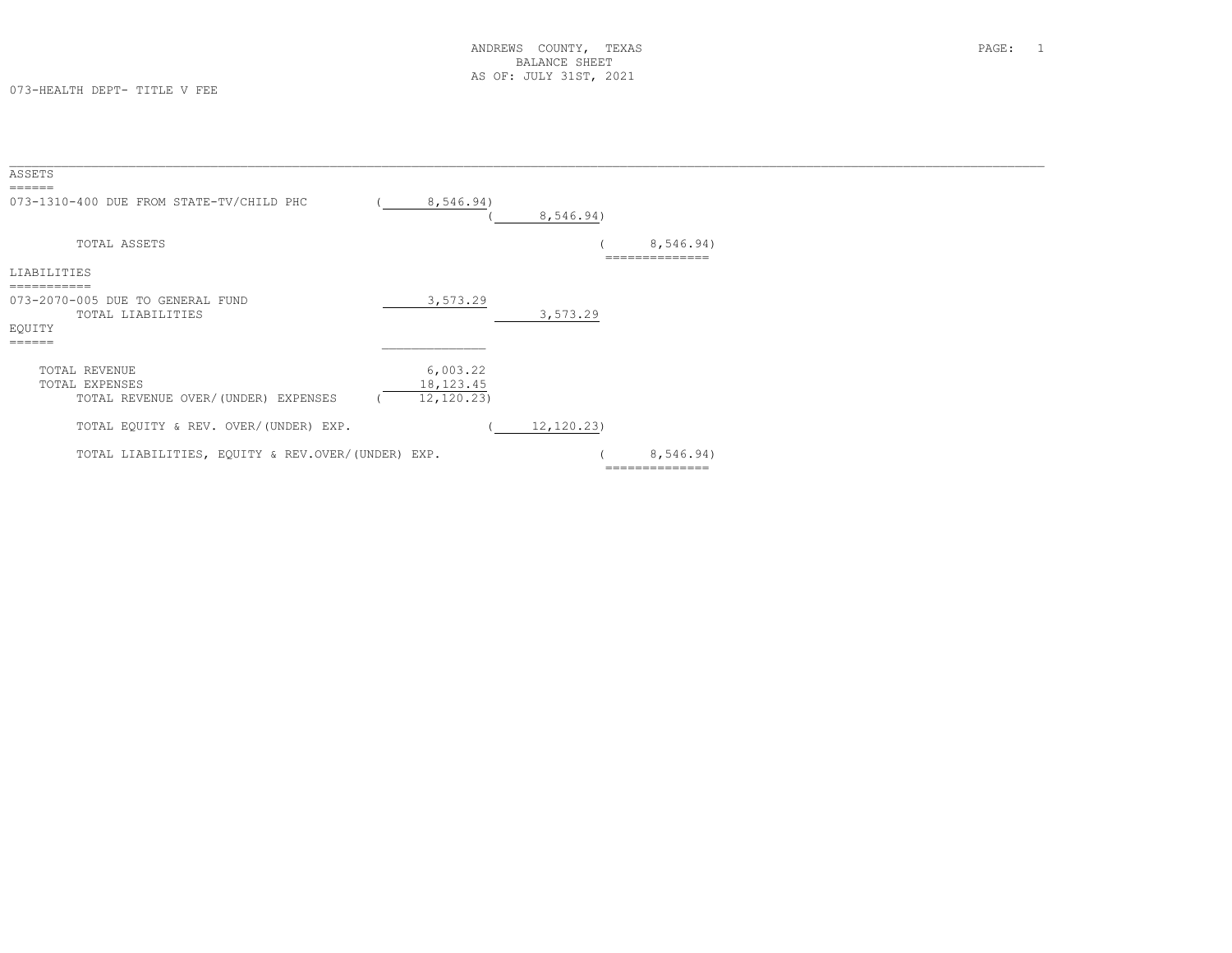ANDREWS COUNTY, TEXAS
BALANCE SHEET
AS OF: JULY 31ST, 2021

073-HEALTH DEPT- TITLE V FEE

| | | | |
|---|---|---|---|
| **ASSETS** | | | |
| 073-1310-400 DUE FROM STATE-TV/CHILD PHC | ( 8,546.94) | | |
| | | ( 8,546.94) | |
| TOTAL ASSETS | | | ( 8,546.94) |
| **LIABILITIES** | | | |
| 073-2070-005 DUE TO GENERAL FUND | 3,573.29 | | |
| TOTAL LIABILITIES | | 3,573.29 | |
| **EQUITY** | | | |
| TOTAL REVENUE | 6,003.22 | | |
| TOTAL EXPENSES | 18,123.45 | | |
| TOTAL REVENUE OVER/(UNDER) EXPENSES | ( 12,120.23) | | |
| TOTAL EQUITY & REV. OVER/(UNDER) EXP. | | ( 12,120.23) | |
| TOTAL LIABILITIES, EQUITY & REV.OVER/(UNDER) EXP. | | | ( 8,546.94) |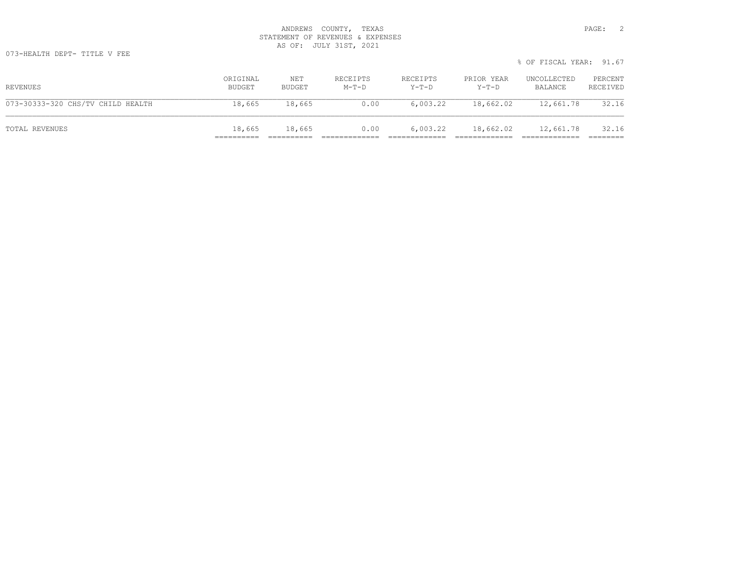ANDREWS COUNTY, TEXAS
STATEMENT OF REVENUES & EXPENSES
AS OF: JULY 31ST, 2021

073-HEALTH DEPT- TITLE V FEE

% OF FISCAL YEAR: 91.67

| REVENUES | ORIGINAL BUDGET | NET BUDGET | RECEIPTS M-T-D | RECEIPTS Y-T-D | PRIOR YEAR Y-T-D | UNCOLLECTED BALANCE | PERCENT RECEIVED |
|---|---|---|---|---|---|---|---|
| 073-30333-320 CHS/TV CHILD HEALTH | 18,665 | 18,665 | 0.00 | 6,003.22 | 18,662.02 | 12,661.78 | 32.16 |
| TOTAL REVENUES | 18,665 | 18,665 | 0.00 | 6,003.22 | 18,662.02 | 12,661.78 | 32.16 |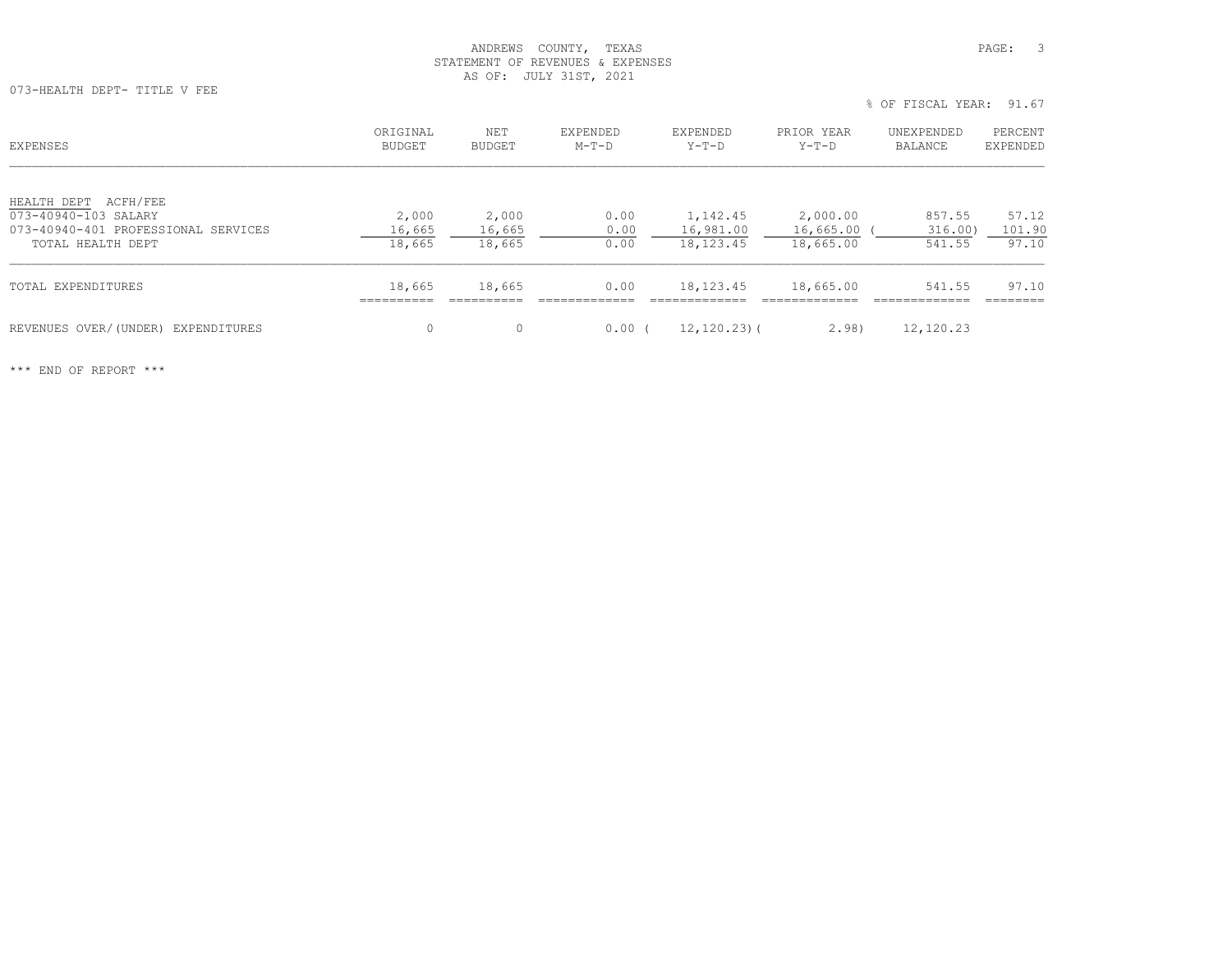ANDREWS COUNTY, TEXAS
STATEMENT OF REVENUES & EXPENSES
AS OF: JULY 31ST, 2021

073-HEALTH DEPT- TITLE V FEE

% OF FISCAL YEAR: 91.67

| EXPENSES | ORIGINAL BUDGET | NET BUDGET | EXPENDED M-T-D | EXPENDED Y-T-D | PRIOR YEAR Y-T-D | UNEXPENDED BALANCE | PERCENT EXPENDED |
|---|---|---|---|---|---|---|---|
| HEALTH DEPT ACFH/FEE | | | | | | | |
| 073-40940-103 SALARY | 2,000 | 2,000 | 0.00 | 1,142.45 | 2,000.00 | 857.55 | 57.12 |
| 073-40940-401 PROFESSIONAL SERVICES | 16,665 | 16,665 | 0.00 | 16,981.00 | 16,665.00 | ( 316.00) | 101.90 |
| TOTAL HEALTH DEPT | 18,665 | 18,665 | 0.00 | 18,123.45 | 18,665.00 | 541.55 | 97.10 |
| TOTAL EXPENDITURES | 18,665 | 18,665 | 0.00 | 18,123.45 | 18,665.00 | 541.55 | 97.10 |
| REVENUES OVER/(UNDER) EXPENDITURES | 0 | 0 | 0.00 | ( 12,120.23) | ( 2.98) | 12,120.23 | |

*** END OF REPORT ***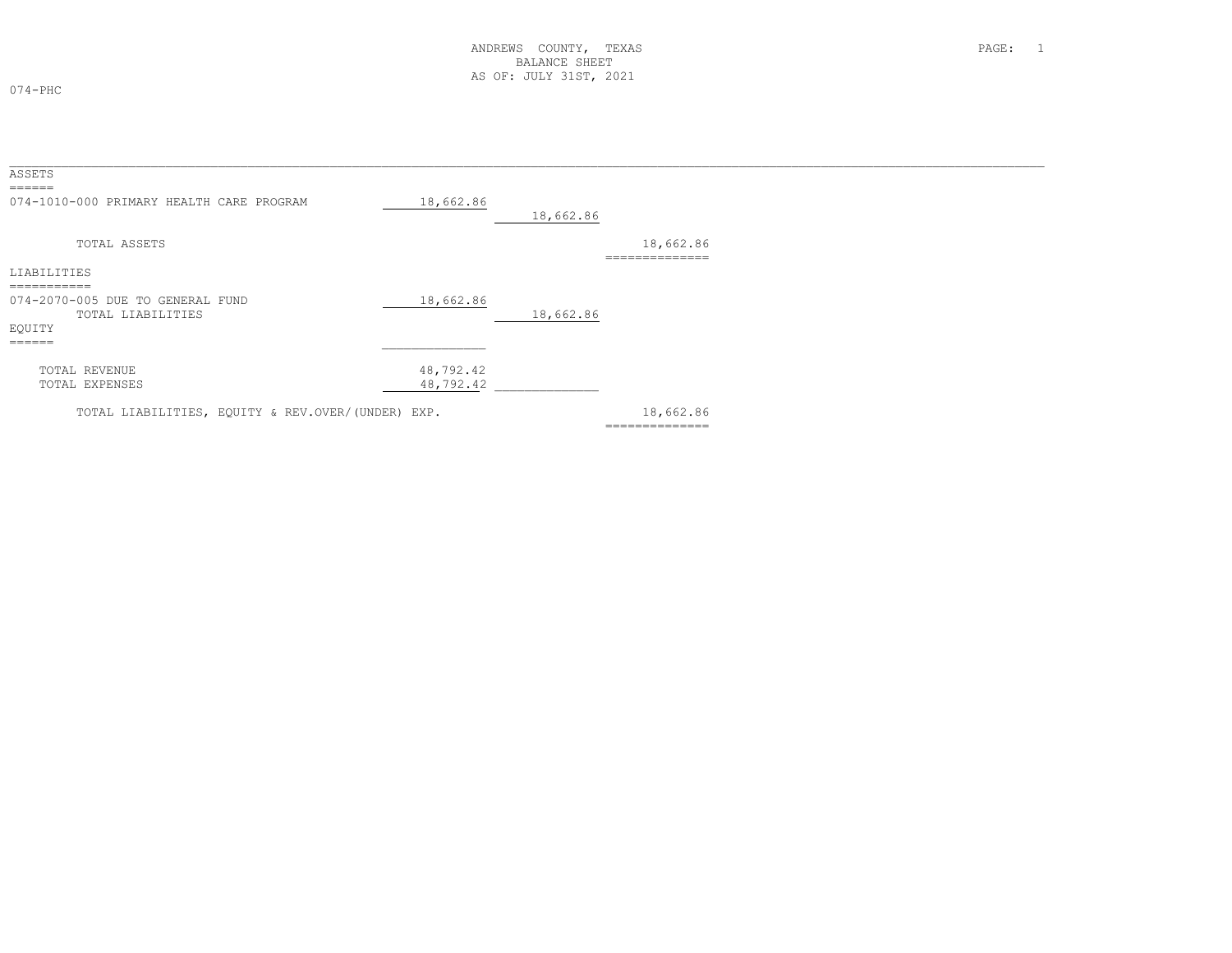ANDREWS COUNTY, TEXAS
BALANCE SHEET
AS OF: JULY 31ST, 2021

074-PHC

| | | | |
|---|---|---|---|
| **ASSETS** | | | |
| 074-1010-000 PRIMARY HEALTH CARE PROGRAM | 18,662.86 | | |
| | | 18,662.86 | |
| TOTAL ASSETS | | | 18,662.86 |
| **LIABILITIES** | | | |
| 074-2070-005 DUE TO GENERAL FUND | 18,662.86 | | |
| TOTAL LIABILITIES | | 18,662.86 | |
| **EQUITY** | | | |
| TOTAL REVENUE | 48,792.42 | | |
| TOTAL EXPENSES | 48,792.42 | | |
| TOTAL LIABILITIES, EQUITY & REV.OVER/(UNDER) EXP. | | | 18,662.86 |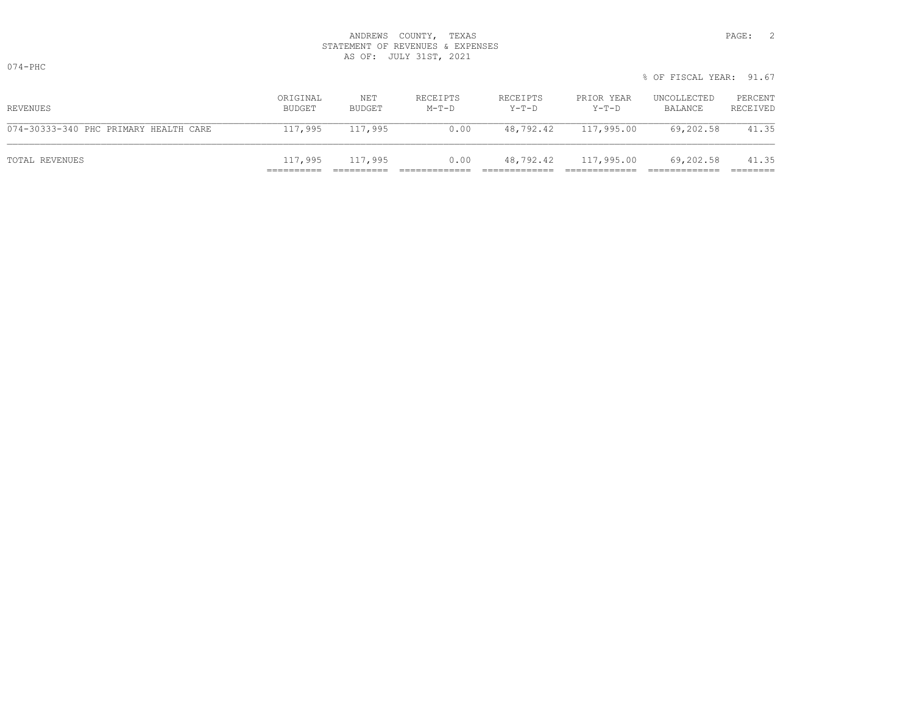ANDREWS COUNTY, TEXAS
STATEMENT OF REVENUES & EXPENSES
AS OF: JULY 31ST, 2021

074-PHC

% OF FISCAL YEAR: 91.67

| REVENUES | ORIGINAL BUDGET | NET BUDGET | RECEIPTS M-T-D | RECEIPTS Y-T-D | PRIOR YEAR Y-T-D | UNCOLLECTED BALANCE | PERCENT RECEIVED |
|---|---|---|---|---|---|---|---|
| 074-30333-340 PHC PRIMARY HEALTH CARE | 117,995 | 117,995 | 0.00 | 48,792.42 | 117,995.00 | 69,202.58 | 41.35 |
| TOTAL REVENUES | 117,995 | 117,995 | 0.00 | 48,792.42 | 117,995.00 | 69,202.58 | 41.35 |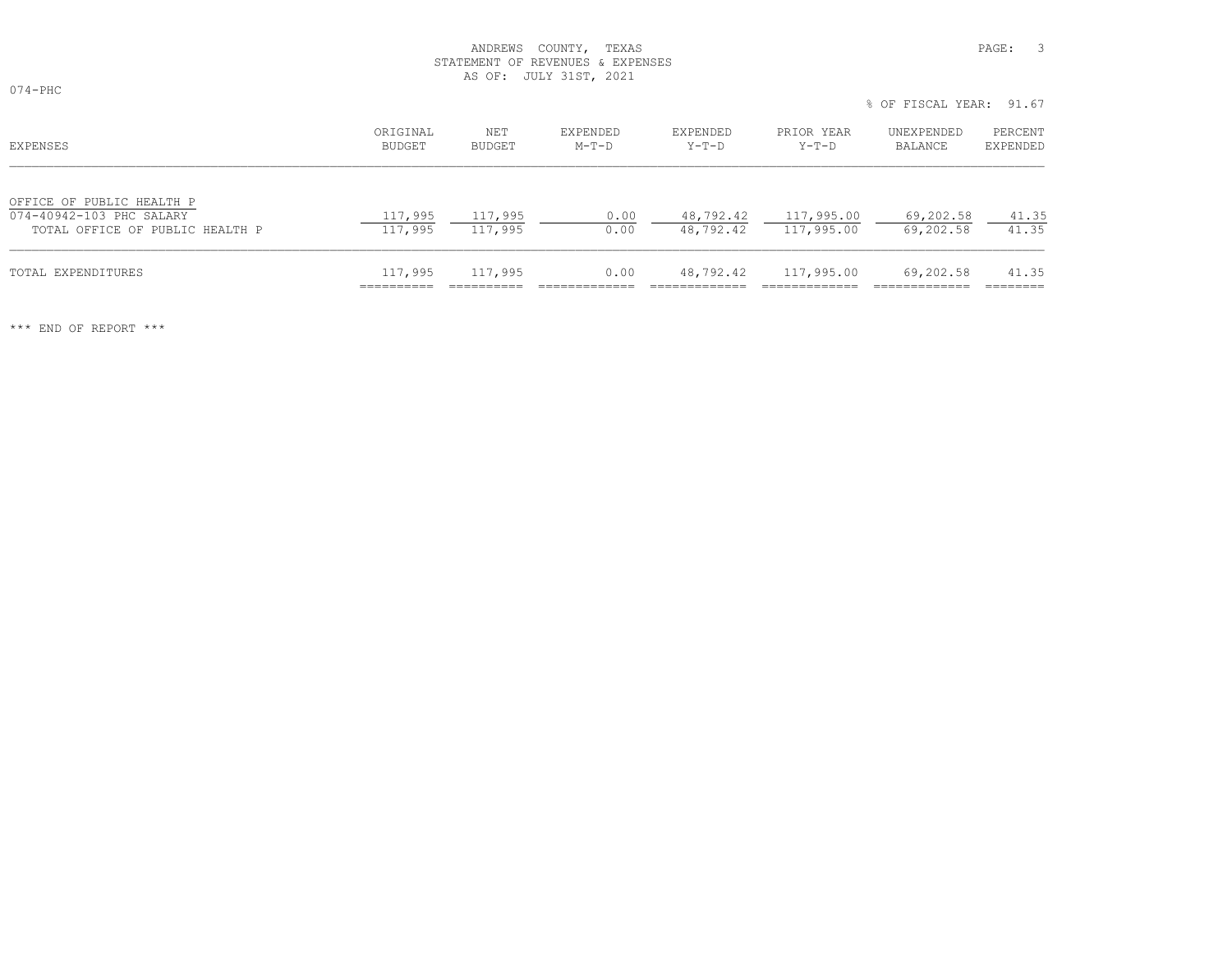ANDREWS COUNTY, TEXAS
STATEMENT OF REVENUES & EXPENSES
AS OF: JULY 31ST, 2021

074-PHC

% OF FISCAL YEAR: 91.67

| EXPENSES | ORIGINAL BUDGET | NET BUDGET | EXPENDED M-T-D | EXPENDED Y-T-D | PRIOR YEAR Y-T-D | UNEXPENDED BALANCE | PERCENT EXPENDED |
|---|---|---|---|---|---|---|---|
| OFFICE OF PUBLIC HEALTH P | | | | | | | |
| 074-40942-103 PHC SALARY | 117,995 | 117,995 | 0.00 | 48,792.42 | 117,995.00 | 69,202.58 | 41.35 |
| TOTAL OFFICE OF PUBLIC HEALTH P | 117,995 | 117,995 | 0.00 | 48,792.42 | 117,995.00 | 69,202.58 | 41.35 |
| TOTAL EXPENDITURES | 117,995 | 117,995 | 0.00 | 48,792.42 | 117,995.00 | 69,202.58 | 41.35 |

*** END OF REPORT ***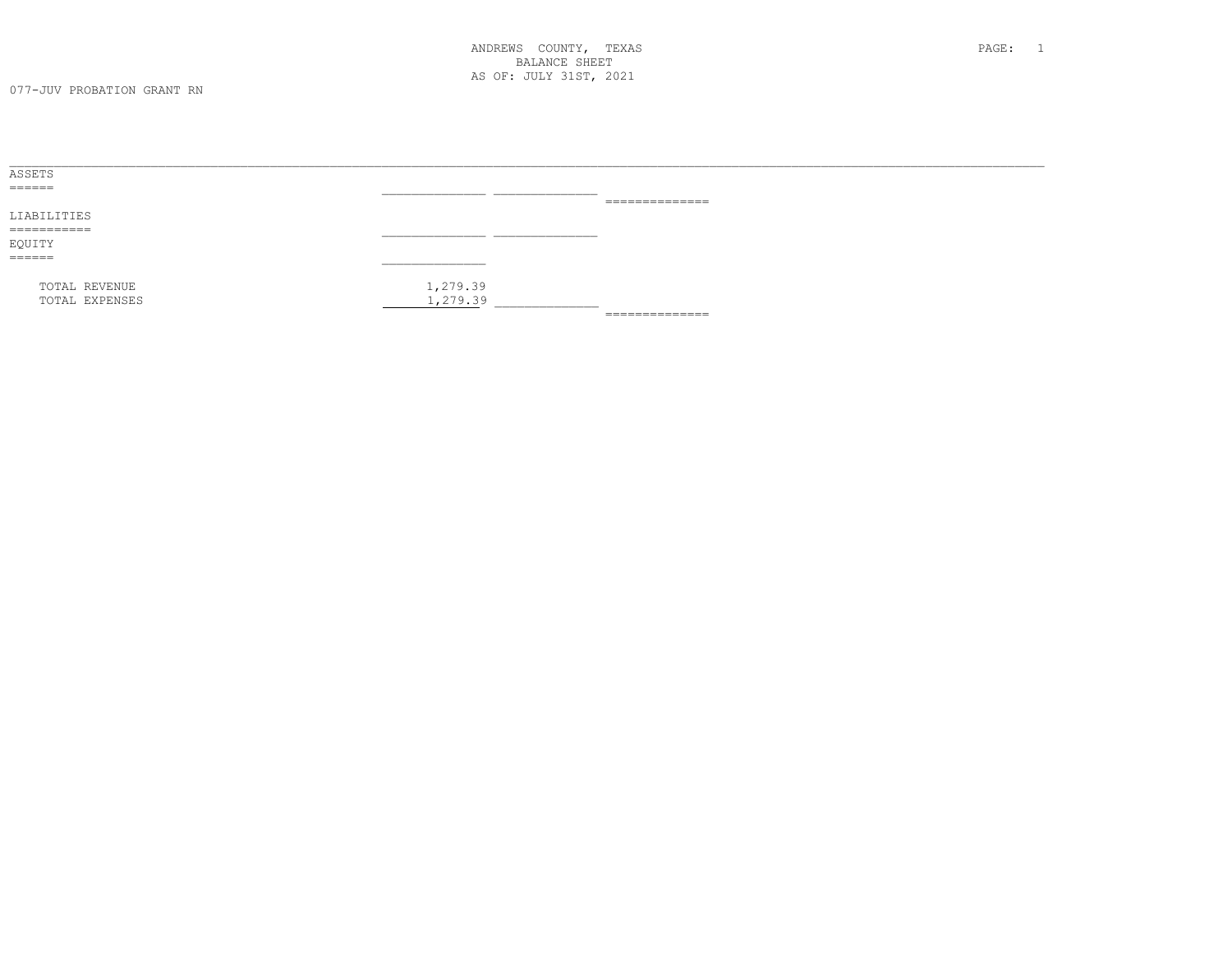ANDREWS COUNTY, TEXAS
BALANCE SHEET
AS OF: JULY 31ST, 2021

077-JUV PROBATION GRANT RN

ASSETS

LIABILITIES

EQUITY

| | | | |
|---|---|---|---|
| TOTAL REVENUE | 1,279.39 | | |
| TOTAL EXPENSES | 1,279.39 | | |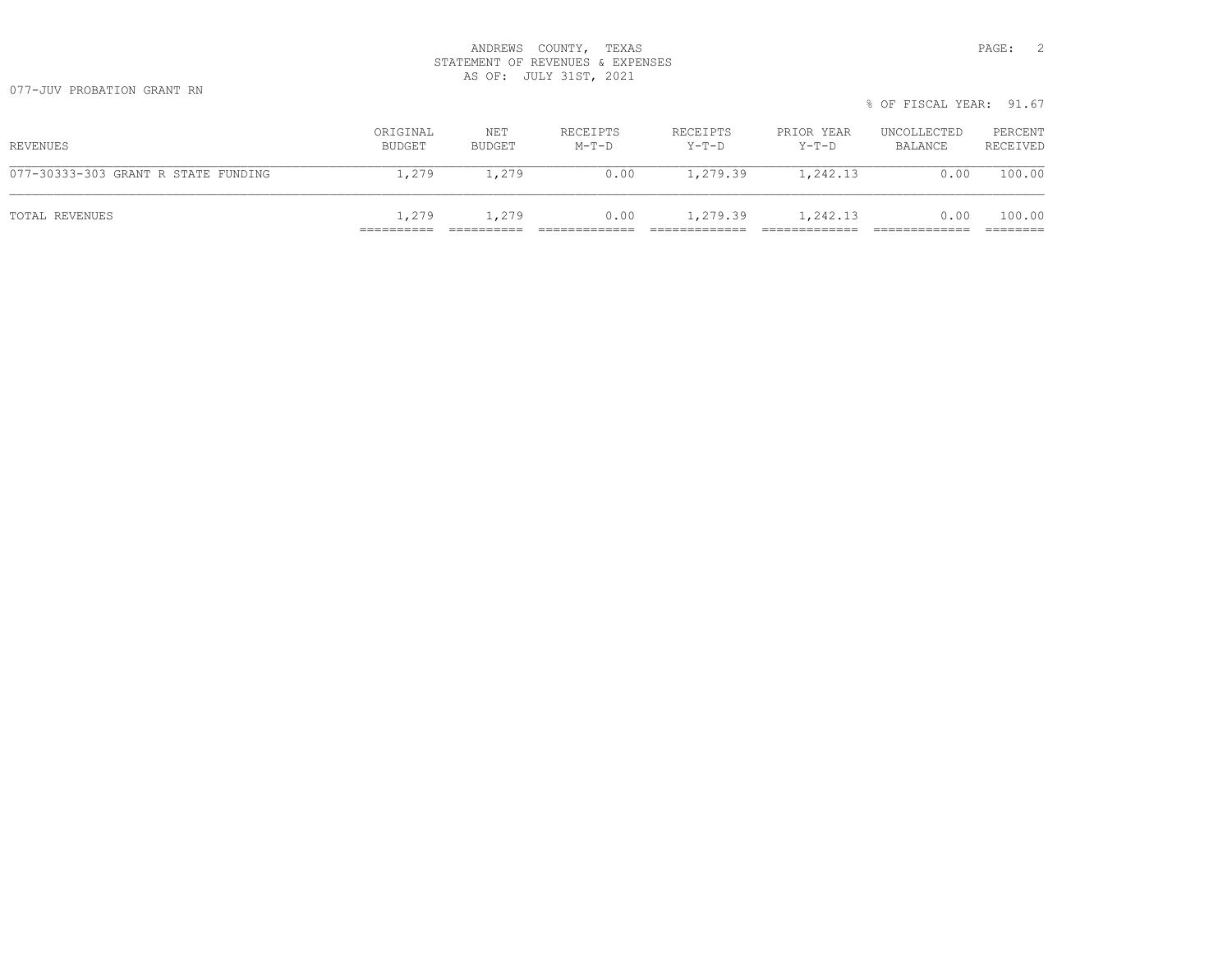ANDREWS COUNTY, TEXAS
STATEMENT OF REVENUES & EXPENSES
AS OF: JULY 31ST, 2021

077-JUV PROBATION GRANT RN

% OF FISCAL YEAR: 91.67

| REVENUES | ORIGINAL BUDGET | NET BUDGET | RECEIPTS M-T-D | RECEIPTS Y-T-D | PRIOR YEAR Y-T-D | UNCOLLECTED BALANCE | PERCENT RECEIVED |
|---|---|---|---|---|---|---|---|
| 077-30333-303 GRANT R STATE FUNDING | 1,279 | 1,279 | 0.00 | 1,279.39 | 1,242.13 | 0.00 | 100.00 |
| TOTAL REVENUES | 1,279 | 1,279 | 0.00 | 1,279.39 | 1,242.13 | 0.00 | 100.00 |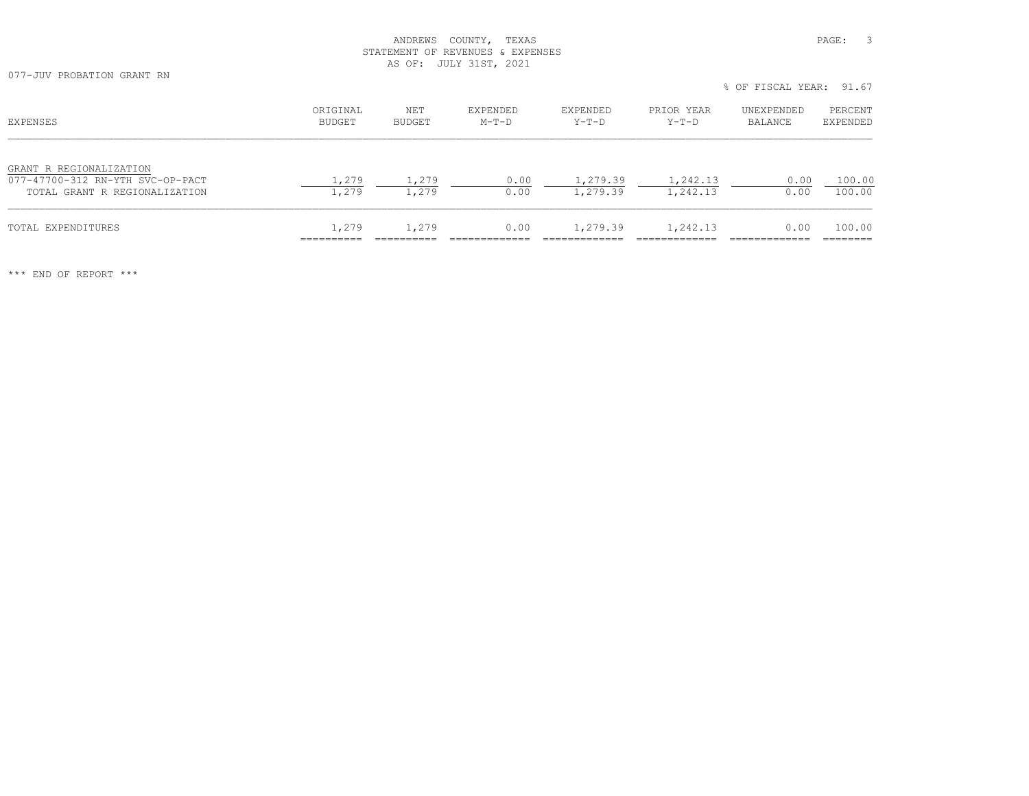ANDREWS COUNTY, TEXAS
STATEMENT OF REVENUES & EXPENSES
AS OF: JULY 31ST, 2021

077-JUV PROBATION GRANT RN

% OF FISCAL YEAR: 91.67

| EXPENSES | ORIGINAL BUDGET | NET BUDGET | EXPENDED M-T-D | EXPENDED Y-T-D | PRIOR YEAR Y-T-D | UNEXPENDED BALANCE | PERCENT EXPENDED |
|---|---|---|---|---|---|---|---|
| GRANT R REGIONALIZATION | | | | | | | |
| 077-47700-312 RN-YTH SVC-OP-PACT | 1,279 | 1,279 | 0.00 | 1,279.39 | 1,242.13 | 0.00 | 100.00 |
| TOTAL GRANT R REGIONALIZATION | 1,279 | 1,279 | 0.00 | 1,279.39 | 1,242.13 | 0.00 | 100.00 |
| TOTAL EXPENDITURES | 1,279 | 1,279 | 0.00 | 1,279.39 | 1,242.13 | 0.00 | 100.00 |

*** END OF REPORT ***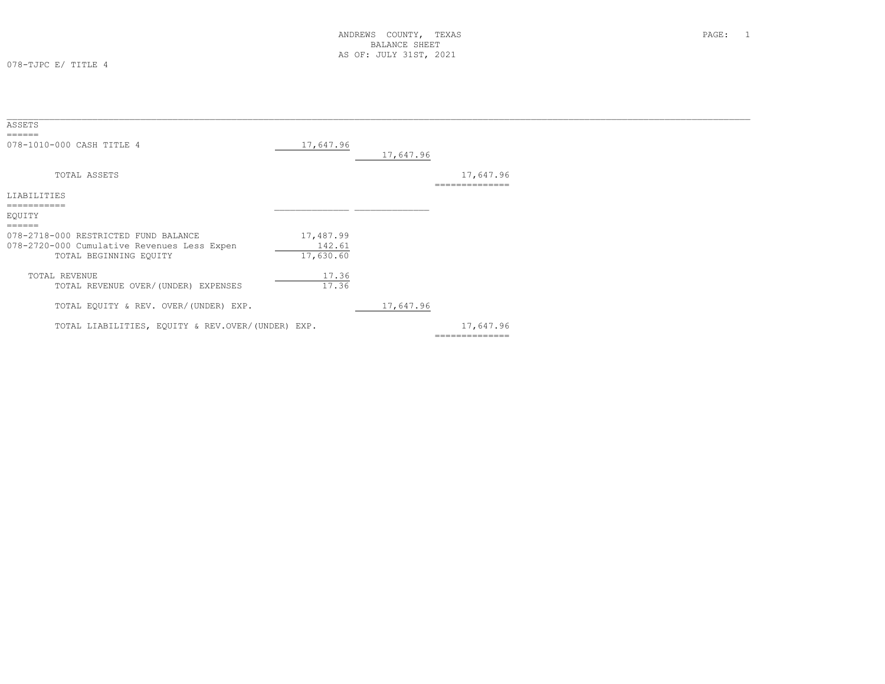ANDREWS COUNTY, TEXAS
BALANCE SHEET
AS OF: JULY 31ST, 2021

078-TJPC E/ TITLE 4

| | | | |
|---|---|---|---|
| **ASSETS** | | | |
| 078-1010-000 CASH TITLE 4 | 17,647.96 | | |
| | | 17,647.96 | |
| TOTAL ASSETS | | | 17,647.96 |
| **LIABILITIES** | | | |
| **EQUITY** | | | |
| 078-2718-000 RESTRICTED FUND BALANCE | 17,487.99 | | |
| 078-2720-000 Cumulative Revenues Less Expen | 142.61 | | |
| TOTAL BEGINNING EQUITY | 17,630.60 | | |
| TOTAL REVENUE | 17.36 | | |
| TOTAL REVENUE OVER/(UNDER) EXPENSES | 17.36 | | |
| TOTAL EQUITY & REV. OVER/(UNDER) EXP. | | 17,647.96 | |
| TOTAL LIABILITIES, EQUITY & REV.OVER/(UNDER) EXP. | | | 17,647.96 |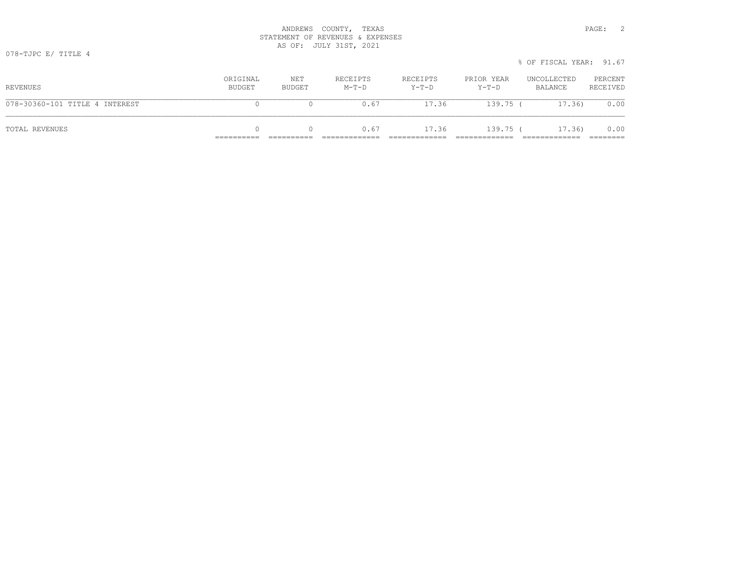ANDREWS COUNTY, TEXAS
STATEMENT OF REVENUES & EXPENSES
AS OF: JULY 31ST, 2021

078-TJPC E/ TITLE 4

% OF FISCAL YEAR: 91.67

| REVENUES | ORIGINAL BUDGET | NET BUDGET | RECEIPTS M-T-D | RECEIPTS Y-T-D | PRIOR YEAR Y-T-D | UNCOLLECTED BALANCE | PERCENT RECEIVED |
|---|---|---|---|---|---|---|---|
| 078-30360-101 TITLE 4 INTEREST | 0 | 0 | 0.67 | 17.36 | 139.75 | ( 17.36) | 0.00 |
| TOTAL REVENUES | 0 | 0 | 0.67 | 17.36 | 139.75 | ( 17.36) | 0.00 |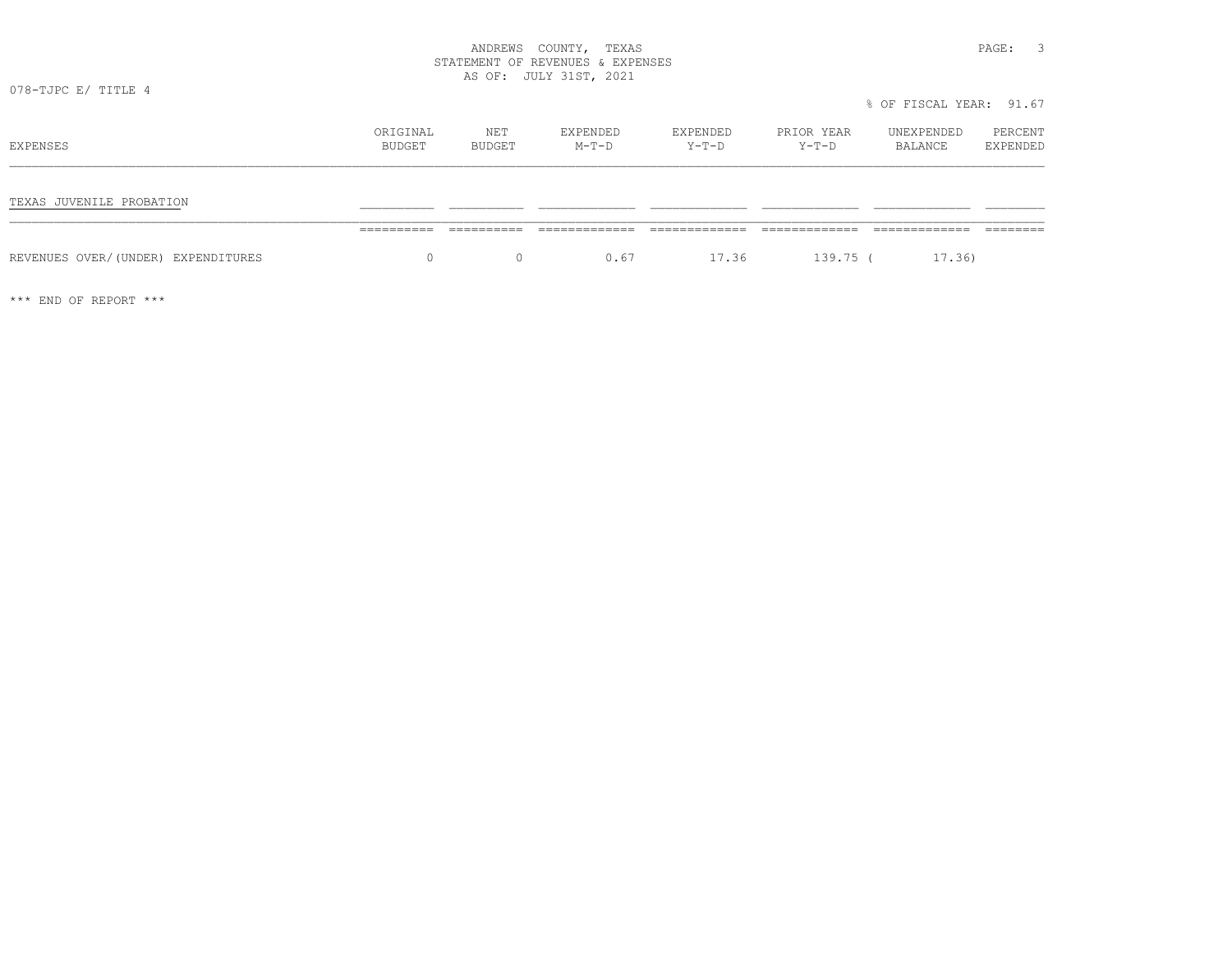ANDREWS COUNTY, TEXAS
STATEMENT OF REVENUES & EXPENSES
AS OF: JULY 31ST, 2021

078-TJPC E/ TITLE 4

% OF FISCAL YEAR: 91.67

| EXPENSES | ORIGINAL BUDGET | NET BUDGET | EXPENDED M-T-D | EXPENDED Y-T-D | PRIOR YEAR Y-T-D | UNEXPENDED BALANCE | PERCENT EXPENDED |
|---|---|---|---|---|---|---|---|
| TEXAS JUVENILE PROBATION | | | | | | | |
| REVENUES OVER/(UNDER) EXPENDITURES | 0 | 0 | 0.67 | 17.36 | 139.75 | ( 17.36) | |

*** END OF REPORT ***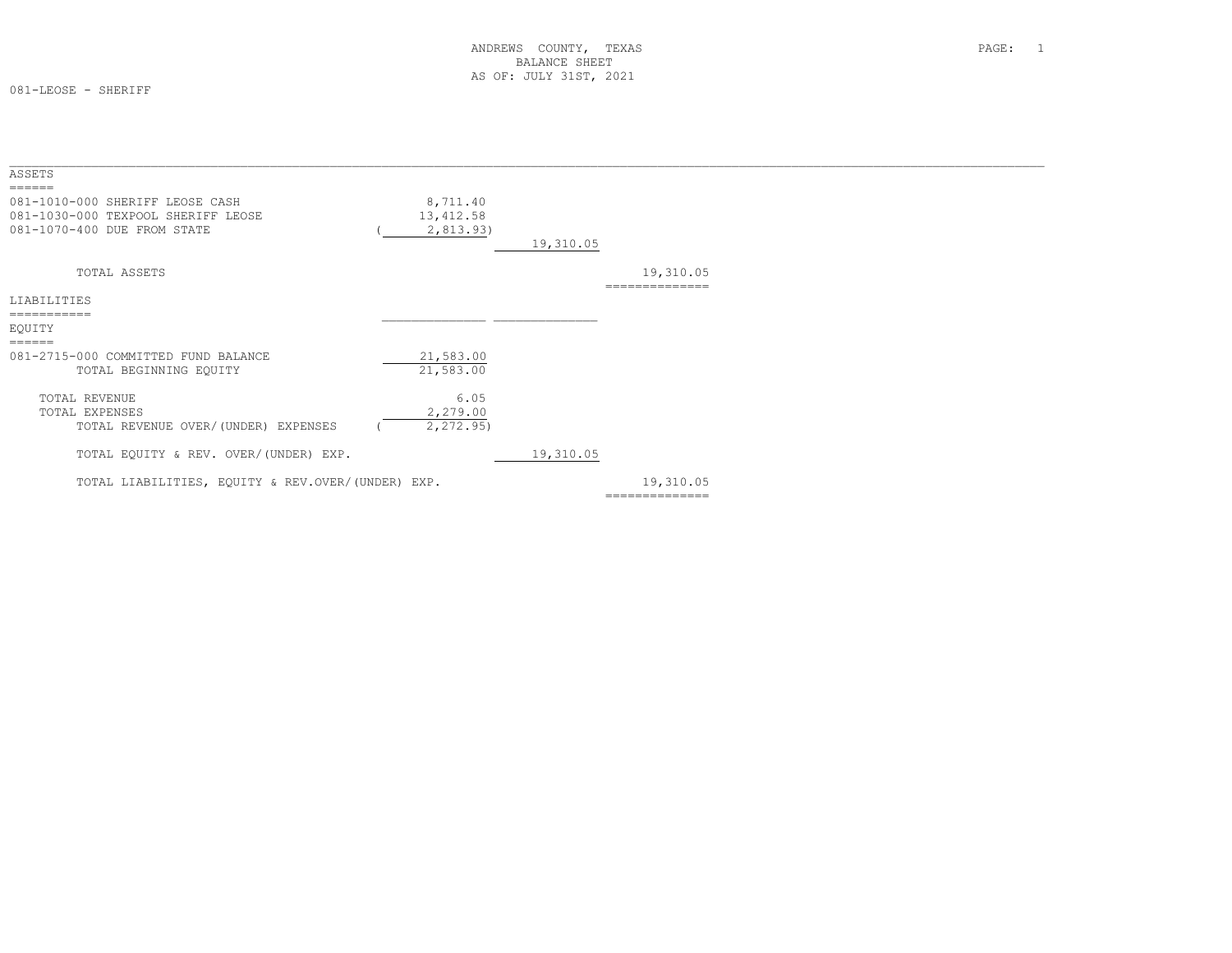ANDREWS COUNTY, TEXAS
BALANCE SHEET
AS OF: JULY 31ST, 2021

081-LEOSE - SHERIFF

## ASSETS

| Account | | | |
|---|---|---|---|
| 081-1010-000 SHERIFF LEOSE CASH | 8,711.40 | | |
| 081-1030-000 TEXPOOL SHERIFF LEOSE | 13,412.58 | | |
| 081-1070-400 DUE FROM STATE | ( 2,813.93) | | |
| | | 19,310.05 | |
| TOTAL ASSETS | | | 19,310.05 |

## LIABILITIES

## EQUITY

| Account | | | |
|---|---|---|---|
| 081-2715-000 COMMITTED FUND BALANCE | 21,583.00 | | |
| TOTAL BEGINNING EQUITY | 21,583.00 | | |
| TOTAL REVENUE | 6.05 | | |
| TOTAL EXPENSES | 2,279.00 | | |
| TOTAL REVENUE OVER/(UNDER) EXPENSES | ( 2,272.95) | | |
| TOTAL EQUITY & REV. OVER/(UNDER) EXP. | | 19,310.05 | |
| TOTAL LIABILITIES, EQUITY & REV.OVER/(UNDER) EXP. | | | 19,310.05 |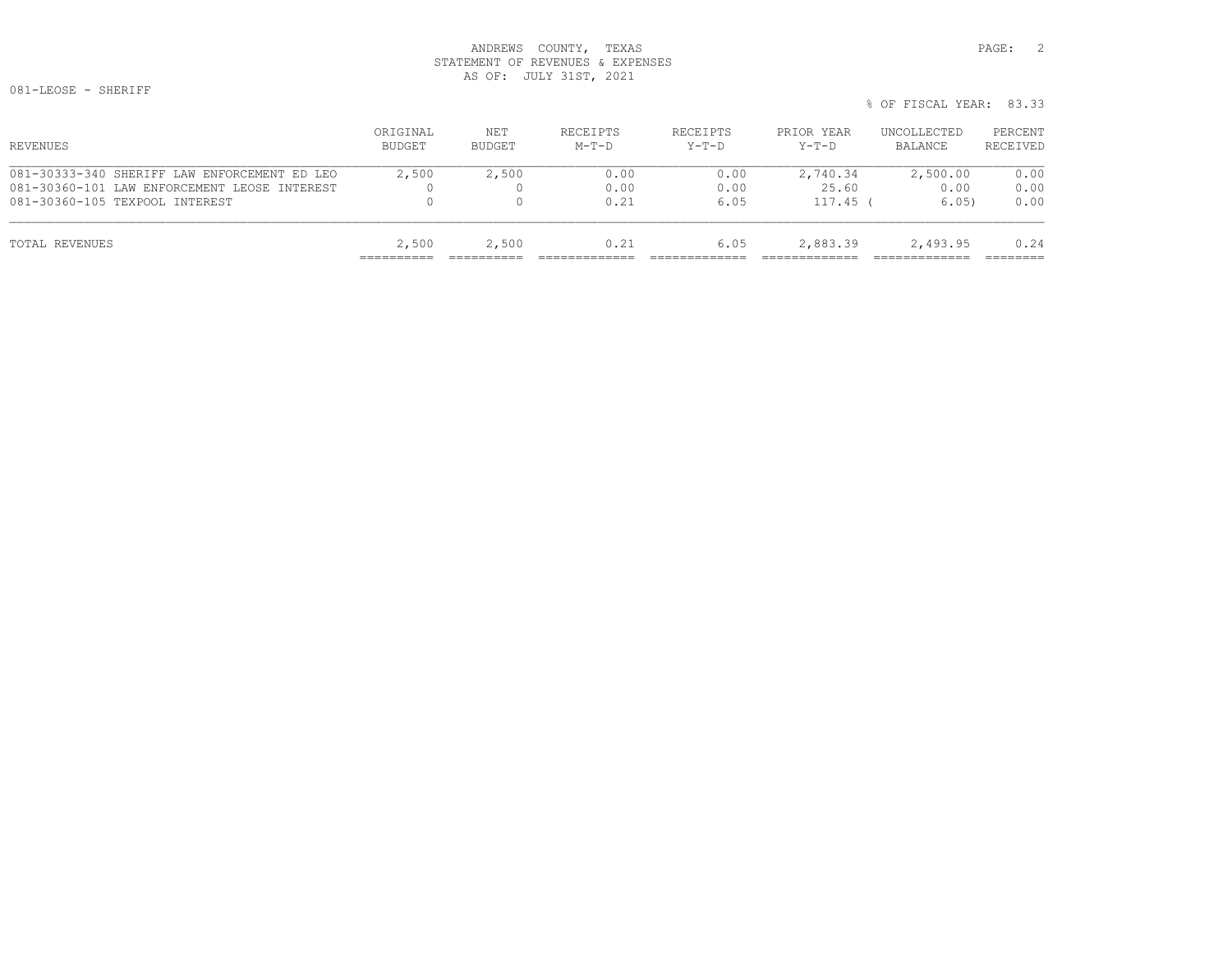ANDREWS COUNTY, TEXAS
STATEMENT OF REVENUES & EXPENSES
AS OF: JULY 31ST, 2021

081-LEOSE - SHERIFF

% OF FISCAL YEAR: 83.33

| REVENUES | ORIGINAL BUDGET | NET BUDGET | RECEIPTS M-T-D | RECEIPTS Y-T-D | PRIOR YEAR Y-T-D | UNCOLLECTED BALANCE | PERCENT RECEIVED |
|---|---|---|---|---|---|---|---|
| 081-30333-340 SHERIFF LAW ENFORCEMENT ED LEO | 2,500 | 2,500 | 0.00 | 0.00 | 2,740.34 | 2,500.00 | 0.00 |
| 081-30360-101 LAW ENFORCEMENT LEOSE INTEREST | 0 | 0 | 0.00 | 0.00 | 25.60 | 0.00 | 0.00 |
| 081-30360-105 TEXPOOL INTEREST | 0 | 0 | 0.21 | 6.05 | 117.45 | ( 6.05) | 0.00 |
| TOTAL REVENUES | 2,500 | 2,500 | 0.21 | 6.05 | 2,883.39 | 2,493.95 | 0.24 |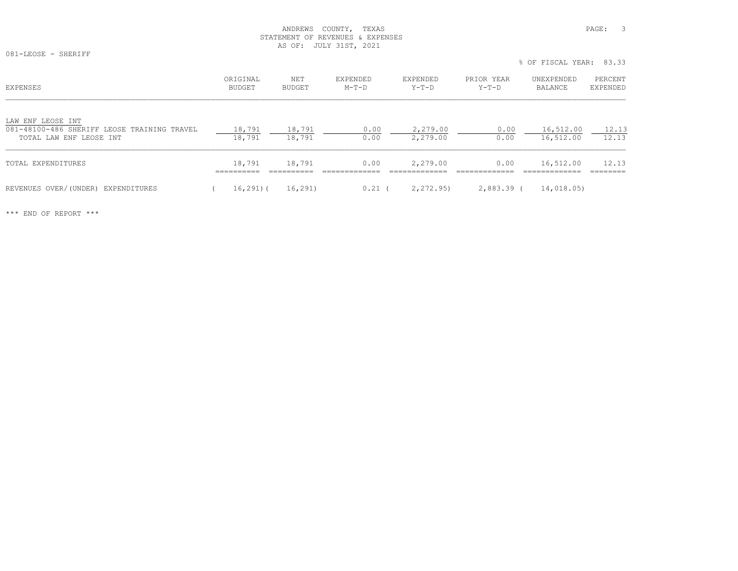ANDREWS COUNTY, TEXAS
STATEMENT OF REVENUES & EXPENSES
AS OF: JULY 31ST, 2021

081-LEOSE - SHERIFF

% OF FISCAL YEAR: 83.33

| EXPENSES | ORIGINAL BUDGET | NET BUDGET | EXPENDED M-T-D | EXPENDED Y-T-D | PRIOR YEAR Y-T-D | UNEXPENDED BALANCE | PERCENT EXPENDED |
|---|---|---|---|---|---|---|---|
| LAW ENF LEOSE INT | | | | | | | |
| 081-48100-486 SHERIFF LEOSE TRAINING TRAVEL | 18,791 | 18,791 | 0.00 | 2,279.00 | 0.00 | 16,512.00 | 12.13 |
| TOTAL LAW ENF LEOSE INT | 18,791 | 18,791 | 0.00 | 2,279.00 | 0.00 | 16,512.00 | 12.13 |
| TOTAL EXPENDITURES | 18,791 | 18,791 | 0.00 | 2,279.00 | 0.00 | 16,512.00 | 12.13 |
| REVENUES OVER/(UNDER) EXPENDITURES | ( 16,291) | ( 16,291) | 0.21 | ( 2,272.95) | 2,883.39 | ( 14,018.05) | |

*** END OF REPORT ***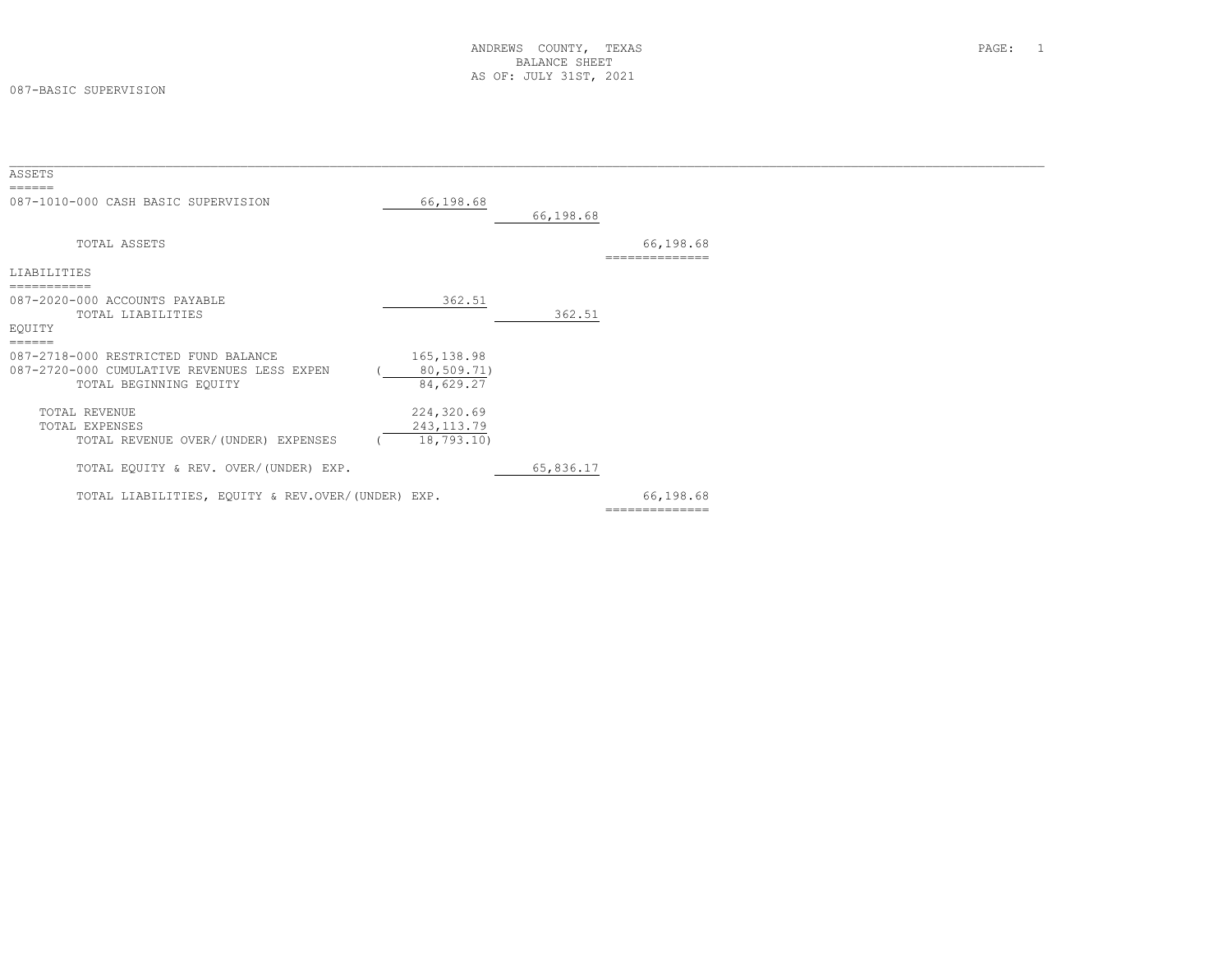ANDREWS COUNTY, TEXAS
BALANCE SHEET
AS OF: JULY 31ST, 2021

087-BASIC SUPERVISION

| | | | |
|---|---|---|---|
| **ASSETS** | | | |
| 087-1010-000 CASH BASIC SUPERVISION | 66,198.68 | | |
| | | 66,198.68 | |
| TOTAL ASSETS | | | 66,198.68 |
| **LIABILITIES** | | | |
| 087-2020-000 ACCOUNTS PAYABLE | 362.51 | | |
| TOTAL LIABILITIES | | 362.51 | |
| **EQUITY** | | | |
| 087-2718-000 RESTRICTED FUND BALANCE | 165,138.98 | | |
| 087-2720-000 CUMULATIVE REVENUES LESS EXPEN | ( 80,509.71) | | |
| TOTAL BEGINNING EQUITY | 84,629.27 | | |
| TOTAL REVENUE | 224,320.69 | | |
| TOTAL EXPENSES | 243,113.79 | | |
| TOTAL REVENUE OVER/(UNDER) EXPENSES | ( 18,793.10) | | |
| TOTAL EQUITY & REV. OVER/(UNDER) EXP. | | 65,836.17 | |
| TOTAL LIABILITIES, EQUITY & REV.OVER/(UNDER) EXP. | | | 66,198.68 |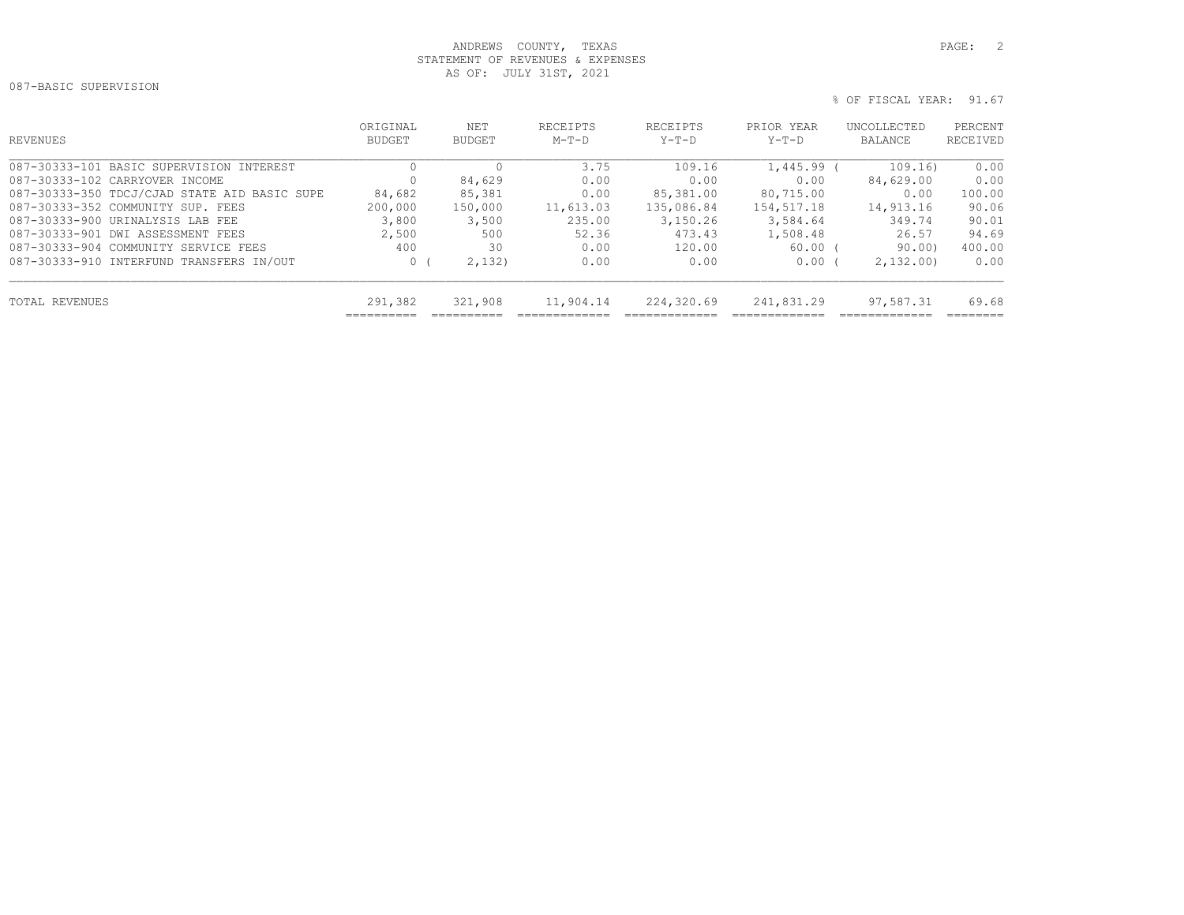ANDREWS COUNTY, TEXAS
STATEMENT OF REVENUES & EXPENSES
AS OF: JULY 31ST, 2021

087-BASIC SUPERVISION

% OF FISCAL YEAR: 91.67

| REVENUES | ORIGINAL BUDGET | NET BUDGET | RECEIPTS M-T-D | RECEIPTS Y-T-D | PRIOR YEAR Y-T-D | UNCOLLECTED BALANCE | PERCENT RECEIVED |
|---|---|---|---|---|---|---|---|
| 087-30333-101 BASIC SUPERVISION INTEREST | 0 | 0 | 3.75 | 109.16 | 1,445.99 | ( 109.16) | 0.00 |
| 087-30333-102 CARRYOVER INCOME | 0 | 84,629 | 0.00 | 0.00 | 0.00 | 84,629.00 | 0.00 |
| 087-30333-350 TDCJ/CJAD STATE AID BASIC SUPE | 84,682 | 85,381 | 0.00 | 85,381.00 | 80,715.00 | 0.00 | 100.00 |
| 087-30333-352 COMMUNITY SUP. FEES | 200,000 | 150,000 | 11,613.03 | 135,086.84 | 154,517.18 | 14,913.16 | 90.06 |
| 087-30333-900 URINALYSIS LAB FEE | 3,800 | 3,500 | 235.00 | 3,150.26 | 3,584.64 | 349.74 | 90.01 |
| 087-30333-901 DWI ASSESSMENT FEES | 2,500 | 500 | 52.36 | 473.43 | 1,508.48 | 26.57 | 94.69 |
| 087-30333-904 COMMUNITY SERVICE FEES | 400 | 30 | 0.00 | 120.00 | 60.00 | ( 90.00) | 400.00 |
| 087-30333-910 INTERFUND TRANSFERS IN/OUT | 0 | ( 2,132) | 0.00 | 0.00 | 0.00 | ( 2,132.00) | 0.00 |
| TOTAL REVENUES | 291,382 | 321,908 | 11,904.14 | 224,320.69 | 241,831.29 | 97,587.31 | 69.68 |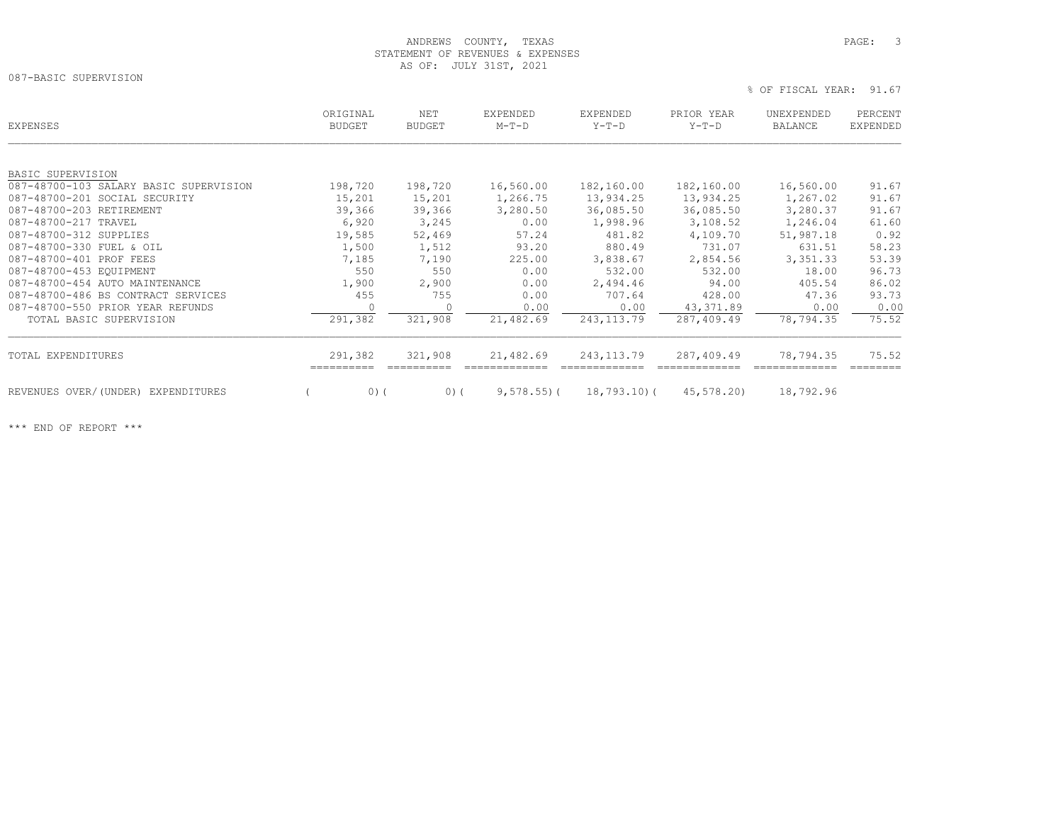ANDREWS COUNTY, TEXAS
STATEMENT OF REVENUES & EXPENSES
AS OF: JULY 31ST, 2021

087-BASIC SUPERVISION

% OF FISCAL YEAR: 91.67

| EXPENSES | ORIGINAL BUDGET | NET BUDGET | EXPENDED M-T-D | EXPENDED Y-T-D | PRIOR YEAR Y-T-D | UNEXPENDED BALANCE | PERCENT EXPENDED |
|---|---|---|---|---|---|---|---|
| BASIC SUPERVISION | | | | | | | |
| 087-48700-103 SALARY BASIC SUPERVISION | 198,720 | 198,720 | 16,560.00 | 182,160.00 | 182,160.00 | 16,560.00 | 91.67 |
| 087-48700-201 SOCIAL SECURITY | 15,201 | 15,201 | 1,266.75 | 13,934.25 | 13,934.25 | 1,267.02 | 91.67 |
| 087-48700-203 RETIREMENT | 39,366 | 39,366 | 3,280.50 | 36,085.50 | 36,085.50 | 3,280.37 | 91.67 |
| 087-48700-217 TRAVEL | 6,920 | 3,245 | 0.00 | 1,998.96 | 3,108.52 | 1,246.04 | 61.60 |
| 087-48700-312 SUPPLIES | 19,585 | 52,469 | 57.24 | 481.82 | 4,109.70 | 51,987.18 | 0.92 |
| 087-48700-330 FUEL & OIL | 1,500 | 1,512 | 93.20 | 880.49 | 731.07 | 631.51 | 58.23 |
| 087-48700-401 PROF FEES | 7,185 | 7,190 | 225.00 | 3,838.67 | 2,854.56 | 3,351.33 | 53.39 |
| 087-48700-453 EQUIPMENT | 550 | 550 | 0.00 | 532.00 | 532.00 | 18.00 | 96.73 |
| 087-48700-454 AUTO MAINTENANCE | 1,900 | 2,900 | 0.00 | 2,494.46 | 94.00 | 405.54 | 86.02 |
| 087-48700-486 BS CONTRACT SERVICES | 455 | 755 | 0.00 | 707.64 | 428.00 | 47.36 | 93.73 |
| 087-48700-550 PRIOR YEAR REFUNDS | 0 | 0 | 0.00 | 0.00 | 43,371.89 | 0.00 | 0.00 |
| TOTAL BASIC SUPERVISION | 291,382 | 321,908 | 21,482.69 | 243,113.79 | 287,409.49 | 78,794.35 | 75.52 |
| TOTAL EXPENDITURES | 291,382 | 321,908 | 21,482.69 | 243,113.79 | 287,409.49 | 78,794.35 | 75.52 |
| REVENUES OVER/(UNDER) EXPENDITURES | ( 0) | ( 0) | ( 9,578.55) | ( 18,793.10) | ( 45,578.20) | 18,792.96 | |

*** END OF REPORT ***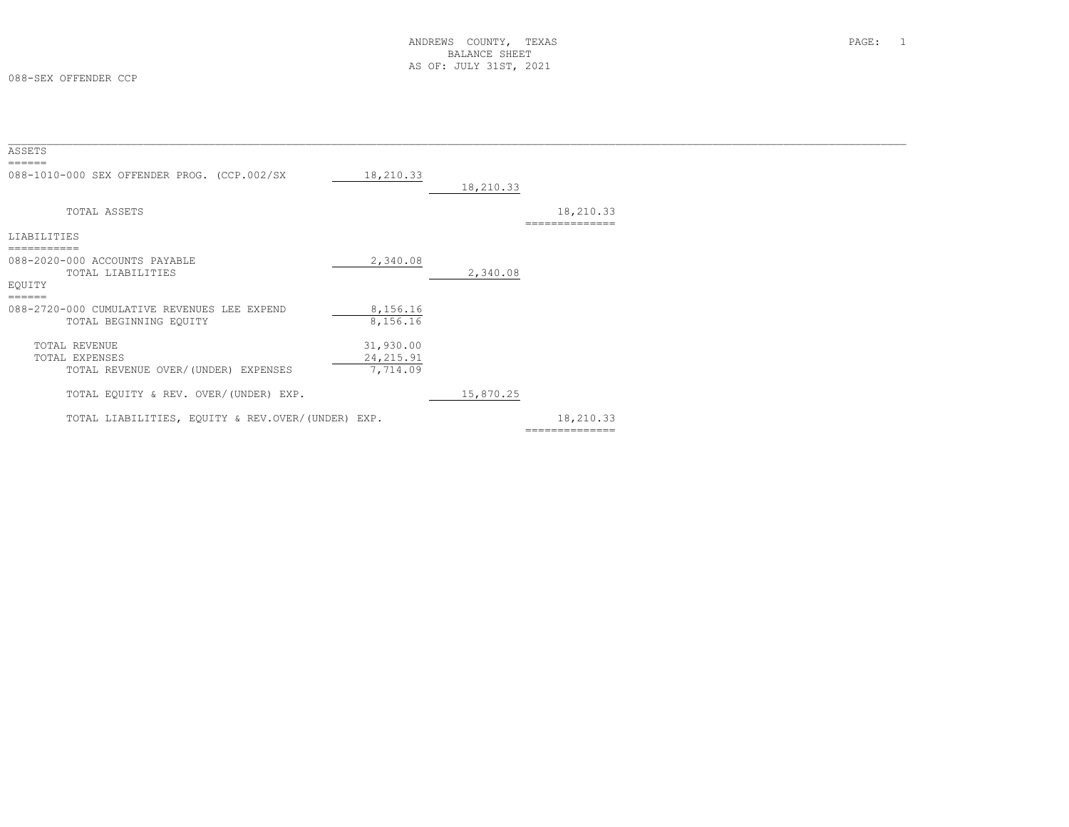ANDREWS COUNTY, TEXAS
BALANCE SHEET
AS OF: JULY 31ST, 2021

088-SEX OFFENDER CCP

| | | | |
|---|---|---|---|
| **ASSETS** | | | |
| 088-1010-000 SEX OFFENDER PROG. (CCP.002/SX | 18,210.33 | | |
| | | 18,210.33 | |
| TOTAL ASSETS | | | 18,210.33 |
| **LIABILITIES** | | | |
| 088-2020-000 ACCOUNTS PAYABLE | 2,340.08 | | |
| TOTAL LIABILITIES | | 2,340.08 | |
| **EQUITY** | | | |
| 088-2720-000 CUMULATIVE REVENUES LEE EXPEND | 8,156.16 | | |
| TOTAL BEGINNING EQUITY | 8,156.16 | | |
| TOTAL REVENUE | 31,930.00 | | |
| TOTAL EXPENSES | 24,215.91 | | |
| TOTAL REVENUE OVER/(UNDER) EXPENSES | 7,714.09 | | |
| TOTAL EQUITY & REV. OVER/(UNDER) EXP. | | 15,870.25 | |
| TOTAL LIABILITIES, EQUITY & REV.OVER/(UNDER) EXP. | | | 18,210.33 |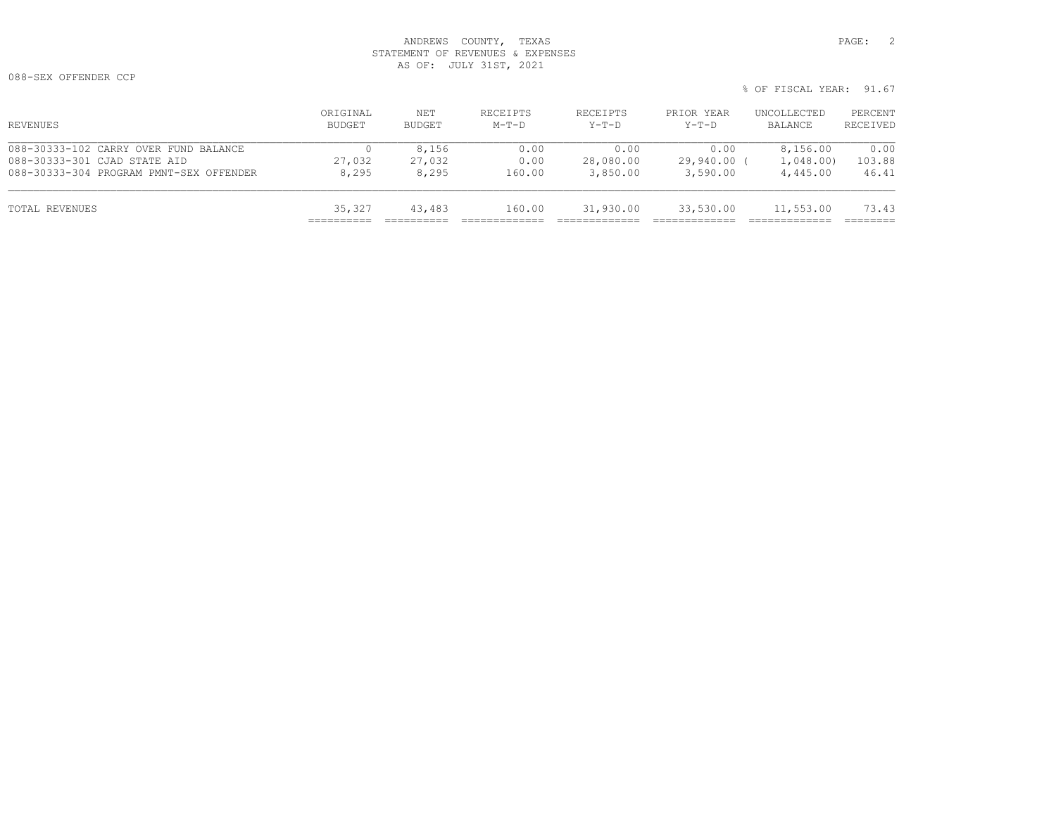# ANDREWS COUNTY, TEXAS
## STATEMENT OF REVENUES & EXPENSES
### AS OF: JULY 31ST, 2021

088-SEX OFFENDER CCP

% OF FISCAL YEAR: 91.67

| REVENUES | ORIGINAL BUDGET | NET BUDGET | RECEIPTS M-T-D | RECEIPTS Y-T-D | PRIOR YEAR Y-T-D | UNCOLLECTED BALANCE | PERCENT RECEIVED |
|---|---|---|---|---|---|---|---|
| 088-30333-102 CARRY OVER FUND BALANCE | 0 | 8,156 | 0.00 | 0.00 | 0.00 | 8,156.00 | 0.00 |
| 088-30333-301 CJAD STATE AID | 27,032 | 27,032 | 0.00 | 28,080.00 | 29,940.00 | ( 1,048.00) | 103.88 |
| 088-30333-304 PROGRAM PMNT-SEX OFFENDER | 8,295 | 8,295 | 160.00 | 3,850.00 | 3,590.00 | 4,445.00 | 46.41 |
| TOTAL REVENUES | 35,327 | 43,483 | 160.00 | 31,930.00 | 33,530.00 | 11,553.00 | 73.43 |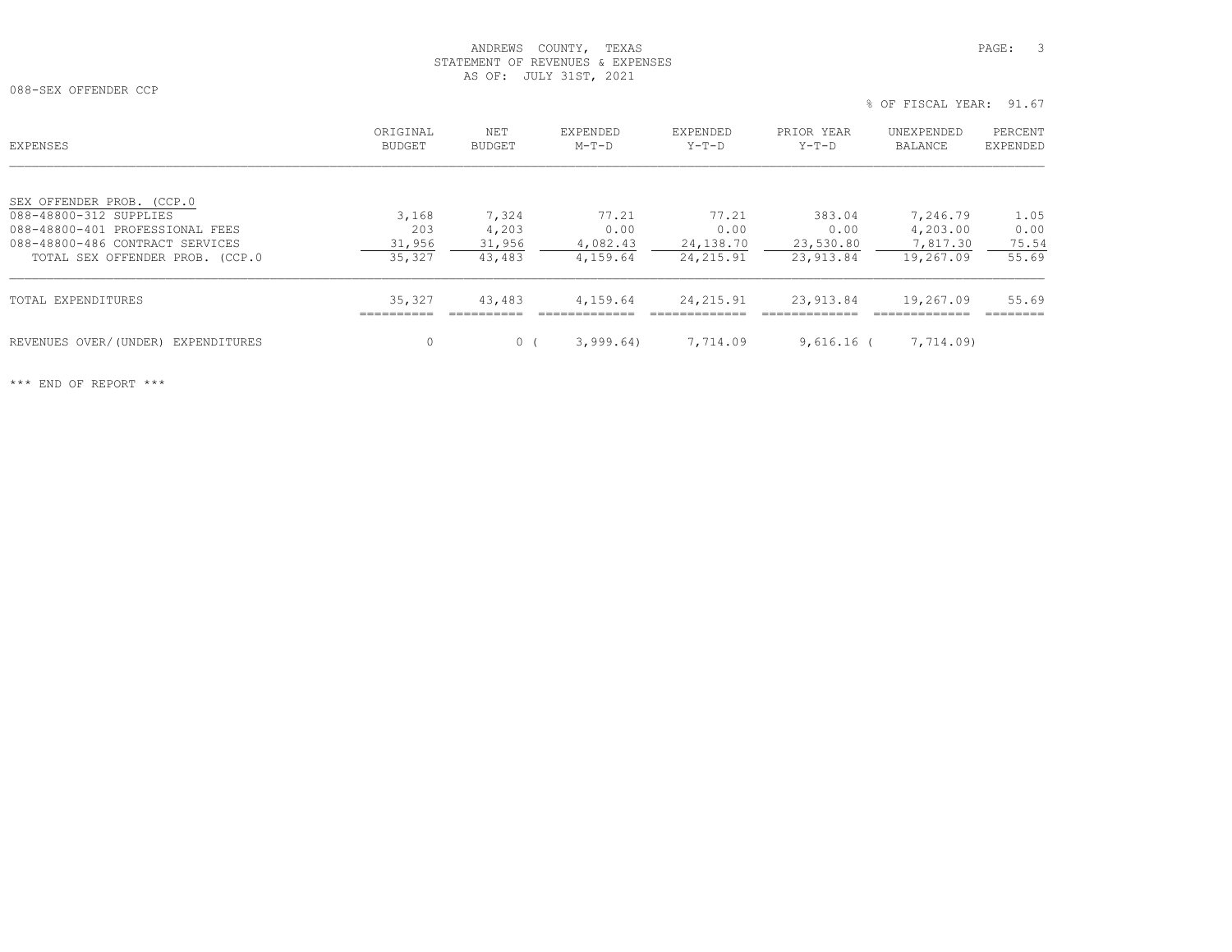ANDREWS COUNTY, TEXAS
STATEMENT OF REVENUES & EXPENSES
AS OF: JULY 31ST, 2021

088-SEX OFFENDER CCP

% OF FISCAL YEAR: 91.67

| EXPENSES | ORIGINAL BUDGET | NET BUDGET | EXPENDED M-T-D | EXPENDED Y-T-D | PRIOR YEAR Y-T-D | UNEXPENDED BALANCE | PERCENT EXPENDED |
|---|---|---|---|---|---|---|---|
| SEX OFFENDER PROB. (CCP.0 | | | | | | | |
| 088-48800-312 SUPPLIES | 3,168 | 7,324 | 77.21 | 77.21 | 383.04 | 7,246.79 | 1.05 |
| 088-48800-401 PROFESSIONAL FEES | 203 | 4,203 | 0.00 | 0.00 | 0.00 | 4,203.00 | 0.00 |
| 088-48800-486 CONTRACT SERVICES | 31,956 | 31,956 | 4,082.43 | 24,138.70 | 23,530.80 | 7,817.30 | 75.54 |
| TOTAL SEX OFFENDER PROB. (CCP.0 | 35,327 | 43,483 | 4,159.64 | 24,215.91 | 23,913.84 | 19,267.09 | 55.69 |
| TOTAL EXPENDITURES | 35,327 | 43,483 | 4,159.64 | 24,215.91 | 23,913.84 | 19,267.09 | 55.69 |
| REVENUES OVER/(UNDER) EXPENDITURES | 0 | 0 | ( 3,999.64) | 7,714.09 | 9,616.16 | ( 7,714.09) | |

*** END OF REPORT ***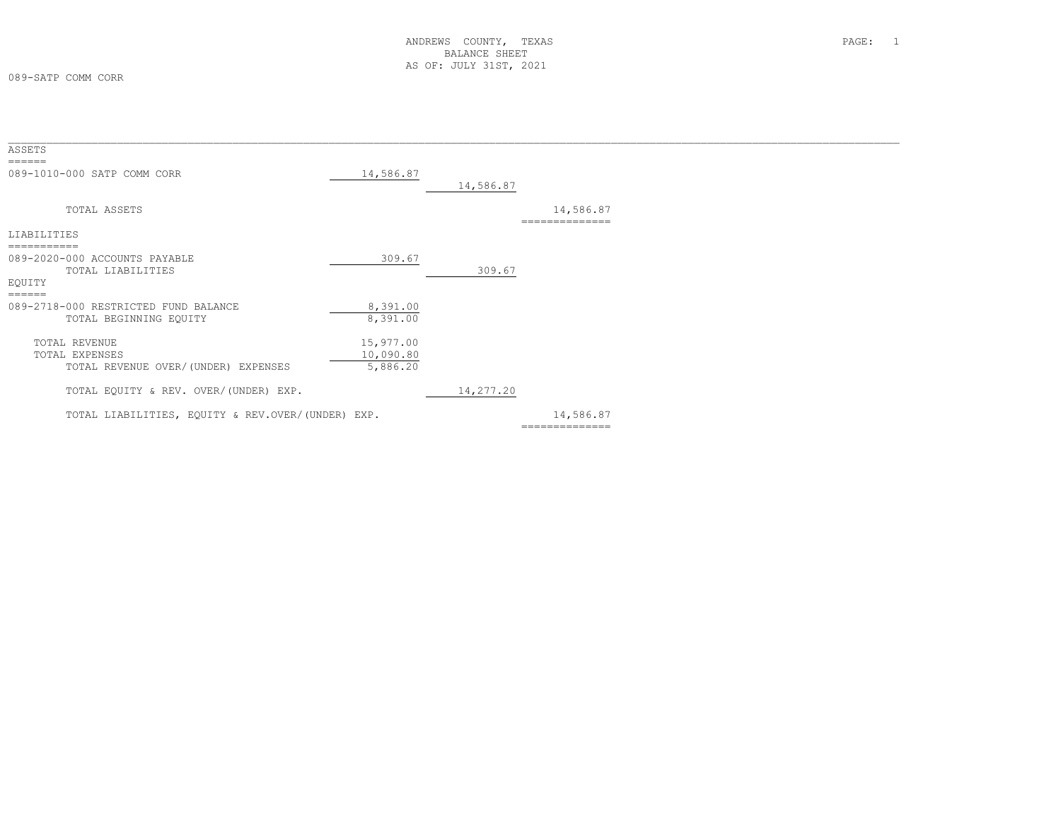ANDREWS COUNTY, TEXAS
BALANCE SHEET
AS OF: JULY 31ST, 2021

089-SATP COMM CORR

| | | | |
|---|---|---|---|
| **ASSETS** | | | |
| 089-1010-000 SATP COMM CORR | 14,586.87 | | |
| | | 14,586.87 | |
| TOTAL ASSETS | | | 14,586.87 |
| **LIABILITIES** | | | |
| 089-2020-000 ACCOUNTS PAYABLE | 309.67 | | |
| TOTAL LIABILITIES | | 309.67 | |
| **EQUITY** | | | |
| 089-2718-000 RESTRICTED FUND BALANCE | 8,391.00 | | |
| TOTAL BEGINNING EQUITY | 8,391.00 | | |
| TOTAL REVENUE | 15,977.00 | | |
| TOTAL EXPENSES | 10,090.80 | | |
| TOTAL REVENUE OVER/(UNDER) EXPENSES | 5,886.20 | | |
| TOTAL EQUITY & REV. OVER/(UNDER) EXP. | | 14,277.20 | |
| TOTAL LIABILITIES, EQUITY & REV.OVER/(UNDER) EXP. | | | 14,586.87 |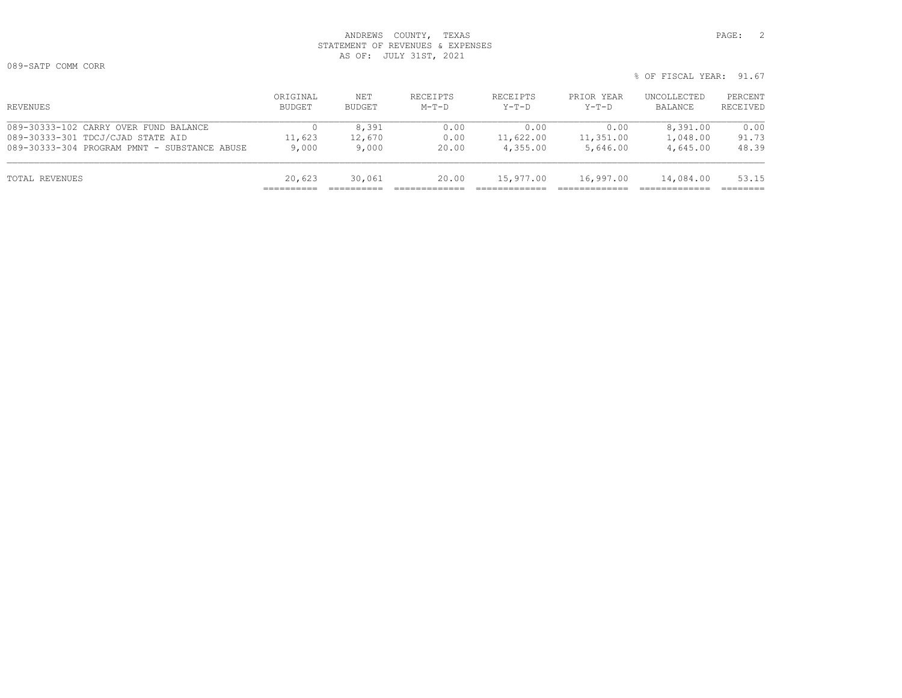ANDREWS COUNTY, TEXAS
STATEMENT OF REVENUES & EXPENSES
AS OF: JULY 31ST, 2021

089-SATP COMM CORR

% OF FISCAL YEAR: 91.67

| REVENUES | ORIGINAL BUDGET | NET BUDGET | RECEIPTS M-T-D | RECEIPTS Y-T-D | PRIOR YEAR Y-T-D | UNCOLLECTED BALANCE | PERCENT RECEIVED |
|---|---|---|---|---|---|---|---|
| 089-30333-102 CARRY OVER FUND BALANCE | 0 | 8,391 | 0.00 | 0.00 | 0.00 | 8,391.00 | 0.00 |
| 089-30333-301 TDCJ/CJAD STATE AID | 11,623 | 12,670 | 0.00 | 11,622.00 | 11,351.00 | 1,048.00 | 91.73 |
| 089-30333-304 PROGRAM PMNT - SUBSTANCE ABUSE | 9,000 | 9,000 | 20.00 | 4,355.00 | 5,646.00 | 4,645.00 | 48.39 |
| TOTAL REVENUES | 20,623 | 30,061 | 20.00 | 15,977.00 | 16,997.00 | 14,084.00 | 53.15 |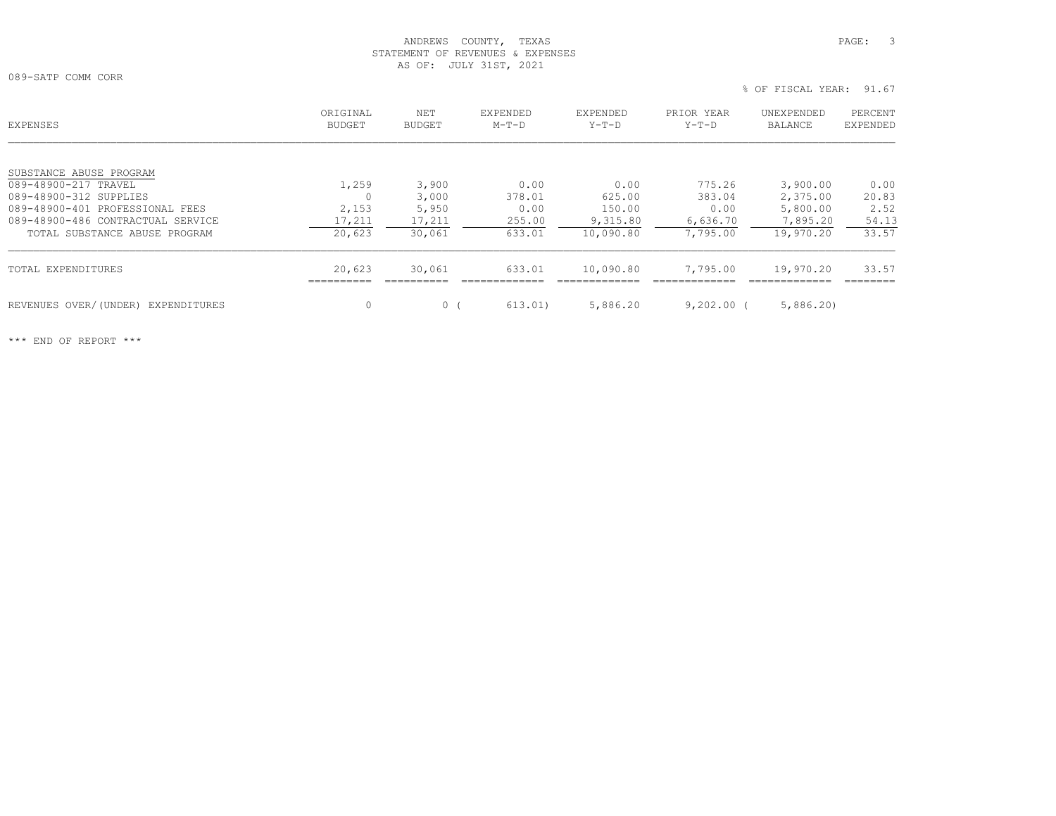ANDREWS COUNTY, TEXAS
STATEMENT OF REVENUES & EXPENSES
AS OF: JULY 31ST, 2021

089-SATP COMM CORR

% OF FISCAL YEAR: 91.67

| EXPENSES | ORIGINAL BUDGET | NET BUDGET | EXPENDED M-T-D | EXPENDED Y-T-D | PRIOR YEAR Y-T-D | UNEXPENDED BALANCE | PERCENT EXPENDED |
|---|---|---|---|---|---|---|---|
| SUBSTANCE ABUSE PROGRAM | | | | | | | |
| 089-48900-217 TRAVEL | 1,259 | 3,900 | 0.00 | 0.00 | 775.26 | 3,900.00 | 0.00 |
| 089-48900-312 SUPPLIES | 0 | 3,000 | 378.01 | 625.00 | 383.04 | 2,375.00 | 20.83 |
| 089-48900-401 PROFESSIONAL FEES | 2,153 | 5,950 | 0.00 | 150.00 | 0.00 | 5,800.00 | 2.52 |
| 089-48900-486 CONTRACTUAL SERVICE | 17,211 | 17,211 | 255.00 | 9,315.80 | 6,636.70 | 7,895.20 | 54.13 |
| TOTAL SUBSTANCE ABUSE PROGRAM | 20,623 | 30,061 | 633.01 | 10,090.80 | 7,795.00 | 19,970.20 | 33.57 |
| TOTAL EXPENDITURES | 20,623 | 30,061 | 633.01 | 10,090.80 | 7,795.00 | 19,970.20 | 33.57 |
| REVENUES OVER/(UNDER) EXPENDITURES | 0 | 0 | (613.01) | 5,886.20 | 9,202.00 | (5,886.20) | |

*** END OF REPORT ***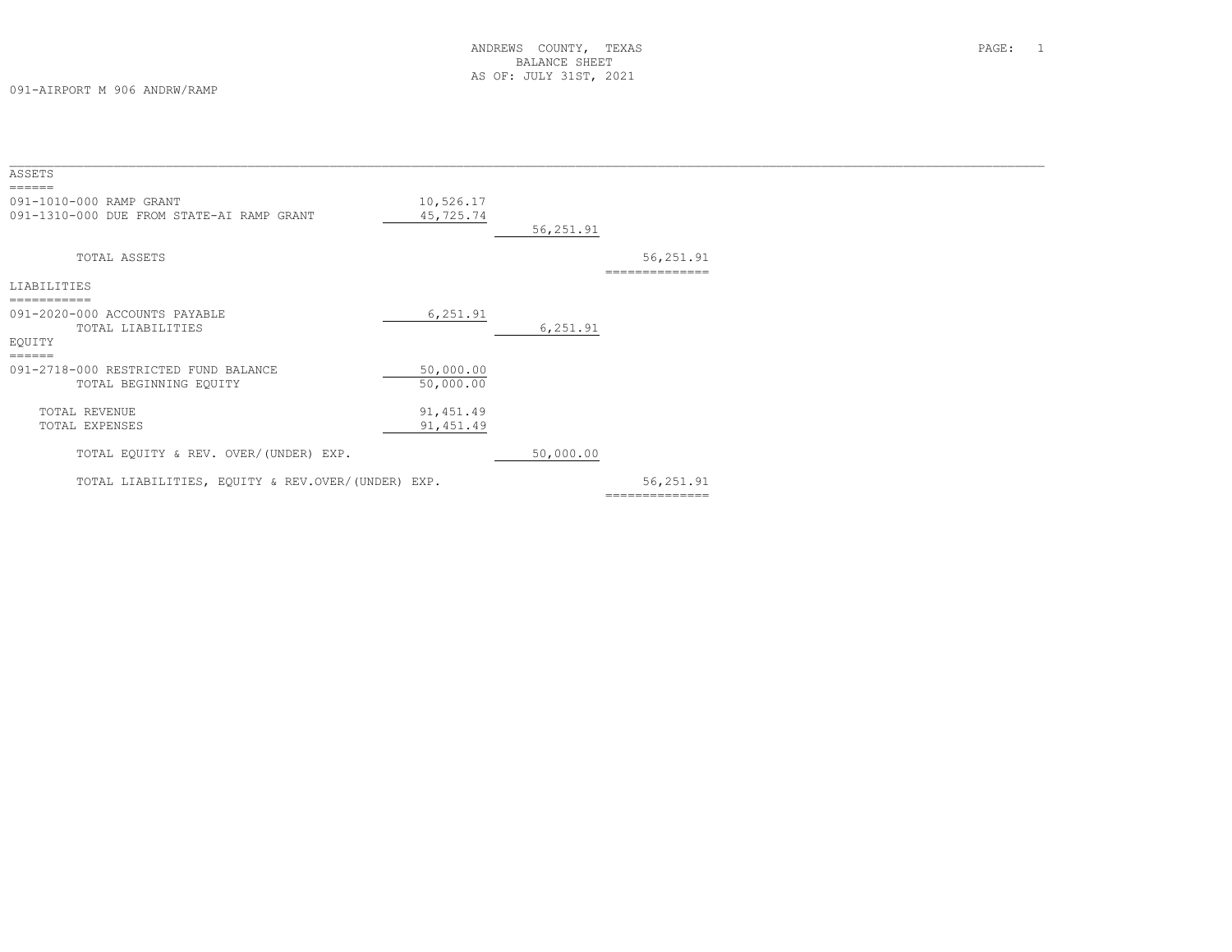ANDREWS COUNTY, TEXAS
BALANCE SHEET
AS OF: JULY 31ST, 2021

091-AIRPORT M 906 ANDRW/RAMP

| | | | |
|---|---|---|---|
| **ASSETS** | | | |
| 091-1010-000 RAMP GRANT | 10,526.17 | | |
| 091-1310-000 DUE FROM STATE-AI RAMP GRANT | 45,725.74 | | |
| | | 56,251.91 | |
| TOTAL ASSETS | | | 56,251.91 |
| **LIABILITIES** | | | |
| 091-2020-000 ACCOUNTS PAYABLE | 6,251.91 | | |
| TOTAL LIABILITIES | | 6,251.91 | |
| **EQUITY** | | | |
| 091-2718-000 RESTRICTED FUND BALANCE | 50,000.00 | | |
| TOTAL BEGINNING EQUITY | 50,000.00 | | |
| TOTAL REVENUE | 91,451.49 | | |
| TOTAL EXPENSES | 91,451.49 | | |
| TOTAL EQUITY & REV. OVER/(UNDER) EXP. | | 50,000.00 | |
| TOTAL LIABILITIES, EQUITY & REV.OVER/(UNDER) EXP. | | | 56,251.91 |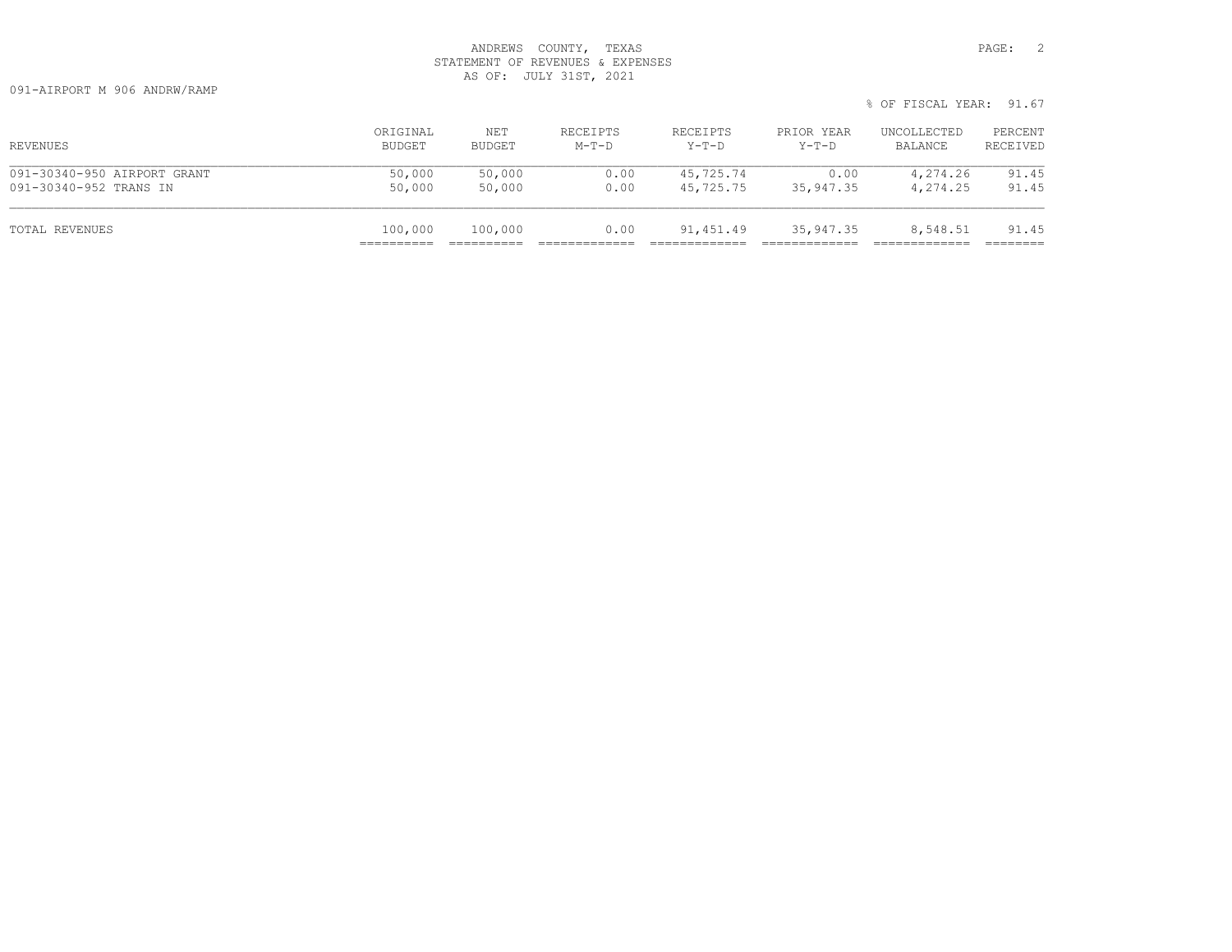ANDREWS COUNTY, TEXAS
STATEMENT OF REVENUES & EXPENSES
AS OF: JULY 31ST, 2021

091-AIRPORT M 906 ANDRW/RAMP

% OF FISCAL YEAR: 91.67

| REVENUES | ORIGINAL BUDGET | NET BUDGET | RECEIPTS M-T-D | RECEIPTS Y-T-D | PRIOR YEAR Y-T-D | UNCOLLECTED BALANCE | PERCENT RECEIVED |
|---|---|---|---|---|---|---|---|
| 091-30340-950 AIRPORT GRANT | 50,000 | 50,000 | 0.00 | 45,725.74 | 0.00 | 4,274.26 | 91.45 |
| 091-30340-952 TRANS IN | 50,000 | 50,000 | 0.00 | 45,725.75 | 35,947.35 | 4,274.25 | 91.45 |
| TOTAL REVENUES | 100,000 | 100,000 | 0.00 | 91,451.49 | 35,947.35 | 8,548.51 | 91.45 |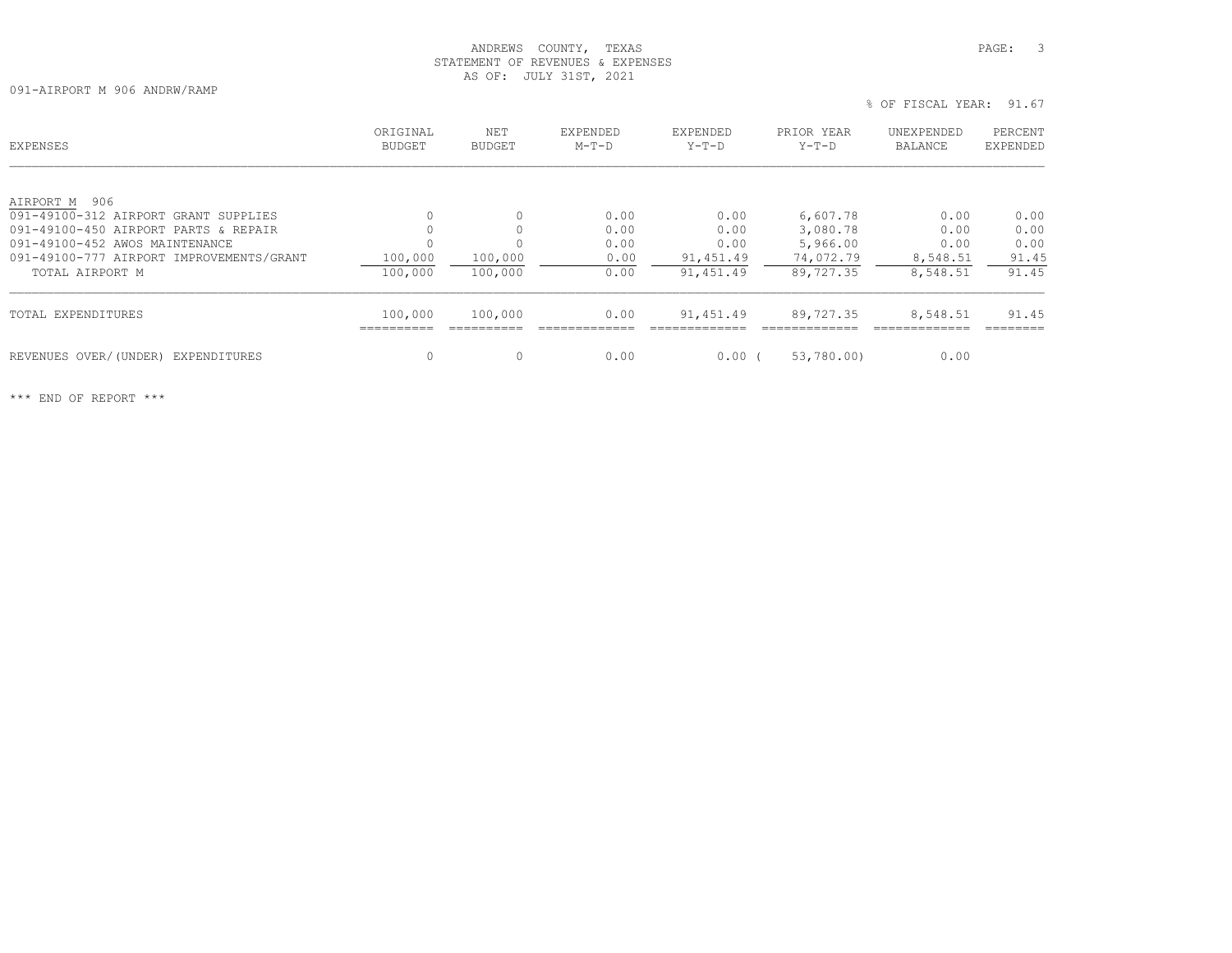ANDREWS COUNTY, TEXAS
STATEMENT OF REVENUES & EXPENSES
AS OF: JULY 31ST, 2021

091-AIRPORT M 906 ANDRW/RAMP

% OF FISCAL YEAR: 91.67

| EXPENSES | ORIGINAL BUDGET | NET BUDGET | EXPENDED M-T-D | EXPENDED Y-T-D | PRIOR YEAR Y-T-D | UNEXPENDED BALANCE | PERCENT EXPENDED |
|---|---|---|---|---|---|---|---|
| AIRPORT M 906 | | | | | | | |
| 091-49100-312 AIRPORT GRANT SUPPLIES | 0 | 0 | 0.00 | 0.00 | 6,607.78 | 0.00 | 0.00 |
| 091-49100-450 AIRPORT PARTS & REPAIR | 0 | 0 | 0.00 | 0.00 | 3,080.78 | 0.00 | 0.00 |
| 091-49100-452 AWOS MAINTENANCE | 0 | 0 | 0.00 | 0.00 | 5,966.00 | 0.00 | 0.00 |
| 091-49100-777 AIRPORT IMPROVEMENTS/GRANT | 100,000 | 100,000 | 0.00 | 91,451.49 | 74,072.79 | 8,548.51 | 91.45 |
| TOTAL AIRPORT M | 100,000 | 100,000 | 0.00 | 91,451.49 | 89,727.35 | 8,548.51 | 91.45 |
| TOTAL EXPENDITURES | 100,000 | 100,000 | 0.00 | 91,451.49 | 89,727.35 | 8,548.51 | 91.45 |
| REVENUES OVER/(UNDER) EXPENDITURES | 0 | 0 | 0.00 | 0.00 | (53,780.00) | 0.00 | |

*** END OF REPORT ***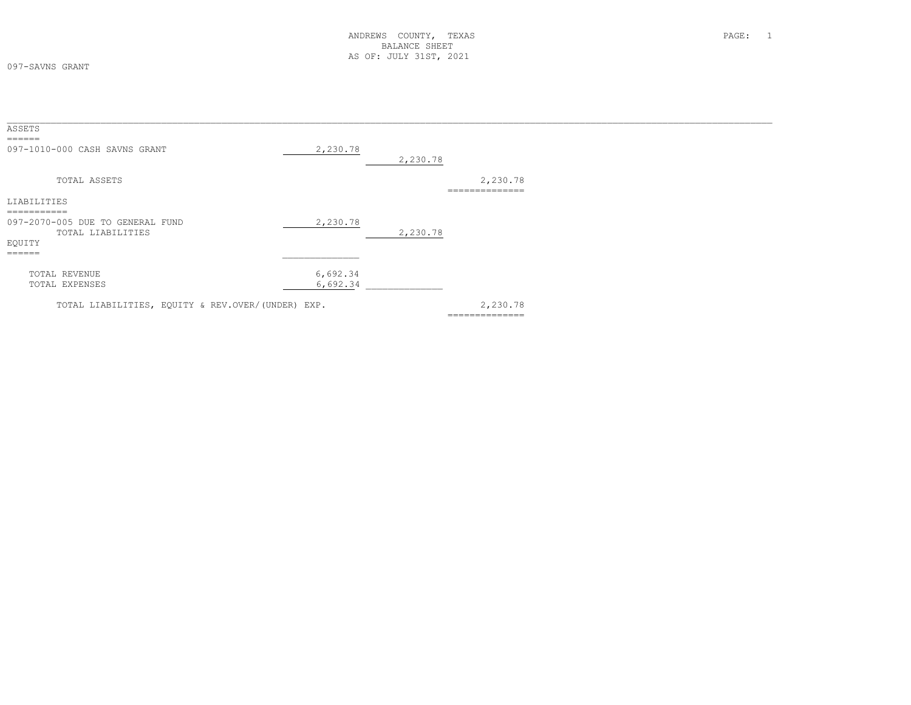ANDREWS COUNTY, TEXAS
BALANCE SHEET
AS OF: JULY 31ST, 2021

097-SAVNS GRANT

| | | | |
|---|---|---|---|
| **ASSETS** | | | |
| 097-1010-000 CASH SAVNS GRANT | 2,230.78 | | |
| | | 2,230.78 | |
| TOTAL ASSETS | | | 2,230.78 |
| **LIABILITIES** | | | |
| 097-2070-005 DUE TO GENERAL FUND | 2,230.78 | | |
| TOTAL LIABILITIES | | 2,230.78 | |
| **EQUITY** | | | |
| TOTAL REVENUE | 6,692.34 | | |
| TOTAL EXPENSES | 6,692.34 | | |
| TOTAL LIABILITIES, EQUITY & REV.OVER/(UNDER) EXP. | | | 2,230.78 |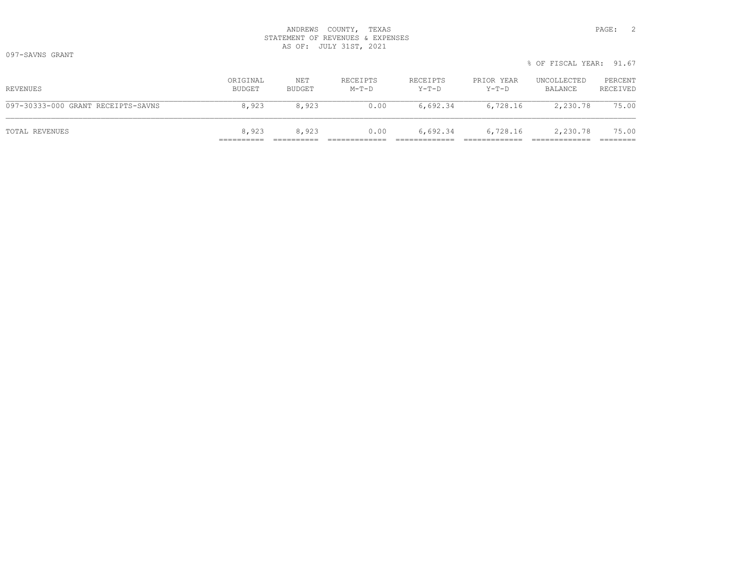ANDREWS COUNTY, TEXAS
STATEMENT OF REVENUES & EXPENSES
AS OF: JULY 31ST, 2021

097-SAVNS GRANT

% OF FISCAL YEAR: 91.67

| REVENUES | ORIGINAL BUDGET | NET BUDGET | RECEIPTS M-T-D | RECEIPTS Y-T-D | PRIOR YEAR Y-T-D | UNCOLLECTED BALANCE | PERCENT RECEIVED |
|---|---|---|---|---|---|---|---|
| 097-30333-000 GRANT RECEIPTS-SAVNS | 8,923 | 8,923 | 0.00 | 6,692.34 | 6,728.16 | 2,230.78 | 75.00 |
| TOTAL REVENUES | 8,923 | 8,923 | 0.00 | 6,692.34 | 6,728.16 | 2,230.78 | 75.00 |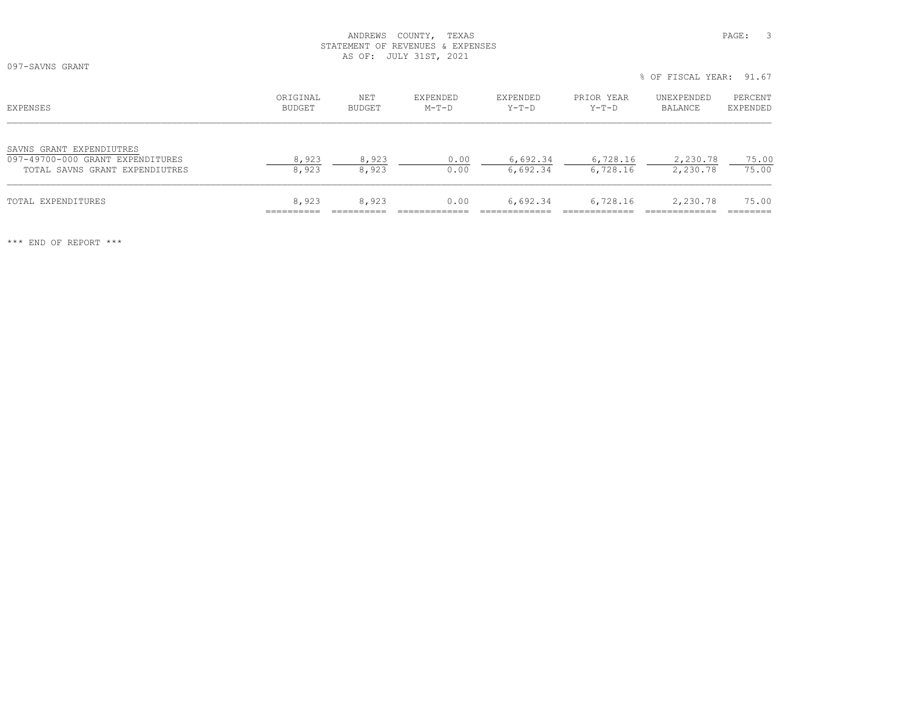ANDREWS COUNTY, TEXAS
STATEMENT OF REVENUES & EXPENSES
AS OF: JULY 31ST, 2021

097-SAVNS GRANT

% OF FISCAL YEAR: 91.67

| EXPENSES | ORIGINAL BUDGET | NET BUDGET | EXPENDED M-T-D | EXPENDED Y-T-D | PRIOR YEAR Y-T-D | UNEXPENDED BALANCE | PERCENT EXPENDED |
|---|---|---|---|---|---|---|---|
| SAVNS GRANT EXPENDIUTRES | | | | | | | |
| 097-49700-000 GRANT EXPENDITURES | 8,923 | 8,923 | 0.00 | 6,692.34 | 6,728.16 | 2,230.78 | 75.00 |
| TOTAL SAVNS GRANT EXPENDIUTRES | 8,923 | 8,923 | 0.00 | 6,692.34 | 6,728.16 | 2,230.78 | 75.00 |
| TOTAL EXPENDITURES | 8,923 | 8,923 | 0.00 | 6,692.34 | 6,728.16 | 2,230.78 | 75.00 |

*** END OF REPORT ***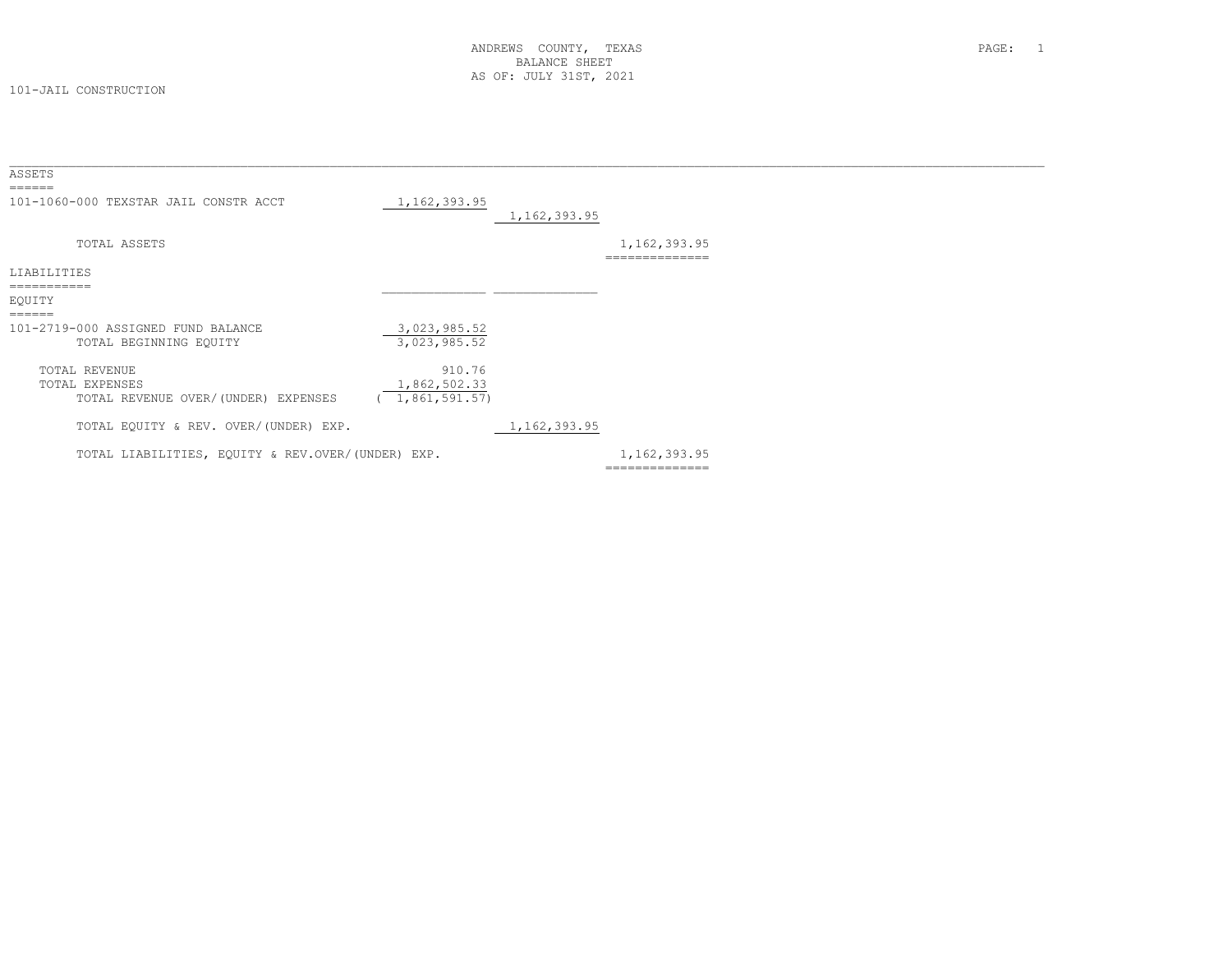ANDREWS COUNTY, TEXAS
BALANCE SHEET
AS OF: JULY 31ST, 2021

101-JAIL CONSTRUCTION

| | | | |
|---|---|---|---|
| **ASSETS** | | | |
| 101-1060-000 TEXSTAR JAIL CONSTR ACCT | 1,162,393.95 | | |
| | | 1,162,393.95 | |
| TOTAL ASSETS | | | 1,162,393.95 |
| **LIABILITIES** | | | |
| **EQUITY** | | | |
| 101-2719-000 ASSIGNED FUND BALANCE | 3,023,985.52 | | |
| TOTAL BEGINNING EQUITY | 3,023,985.52 | | |
| TOTAL REVENUE | 910.76 | | |
| TOTAL EXPENSES | 1,862,502.33 | | |
| TOTAL REVENUE OVER/(UNDER) EXPENSES | ( 1,861,591.57) | | |
| TOTAL EQUITY & REV. OVER/(UNDER) EXP. | | 1,162,393.95 | |
| TOTAL LIABILITIES, EQUITY & REV.OVER/(UNDER) EXP. | | | 1,162,393.95 |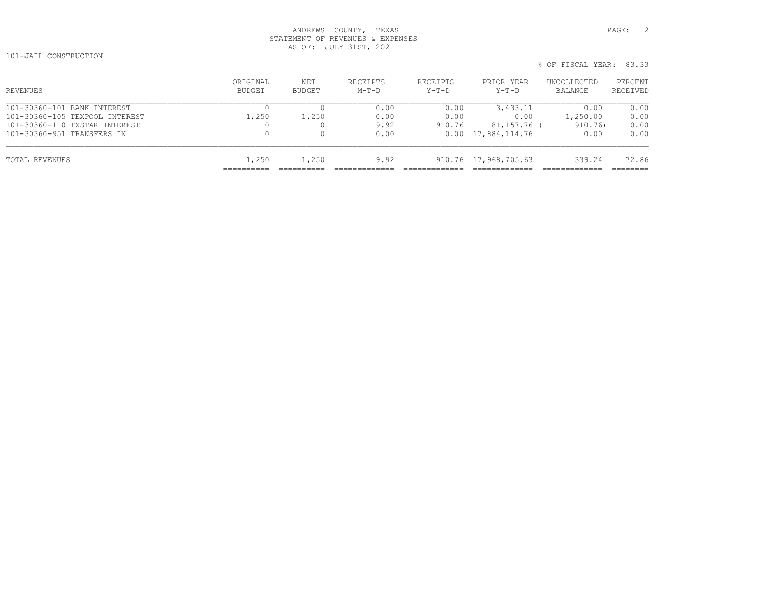ANDREWS COUNTY, TEXAS
STATEMENT OF REVENUES & EXPENSES
AS OF: JULY 31ST, 2021

101-JAIL CONSTRUCTION

% OF FISCAL YEAR: 83.33

| REVENUES | ORIGINAL BUDGET | NET BUDGET | RECEIPTS M-T-D | RECEIPTS Y-T-D | PRIOR YEAR Y-T-D | UNCOLLECTED BALANCE | PERCENT RECEIVED |
|---|---|---|---|---|---|---|---|
| 101-30360-101 BANK INTEREST | 0 | 0 | 0.00 | 0.00 | 3,433.11 | 0.00 | 0.00 |
| 101-30360-105 TEXPOOL INTEREST | 1,250 | 1,250 | 0.00 | 0.00 | 0.00 | 1,250.00 | 0.00 |
| 101-30360-110 TXSTAR INTEREST | 0 | 0 | 9.92 | 910.76 | 81,157.76 | ( 910.76) | 0.00 |
| 101-30360-951 TRANSFERS IN | 0 | 0 | 0.00 | 0.00 | 17,884,114.76 | 0.00 | 0.00 |
| TOTAL REVENUES | 1,250 | 1,250 | 9.92 | 910.76 | 17,968,705.63 | 339.24 | 72.86 |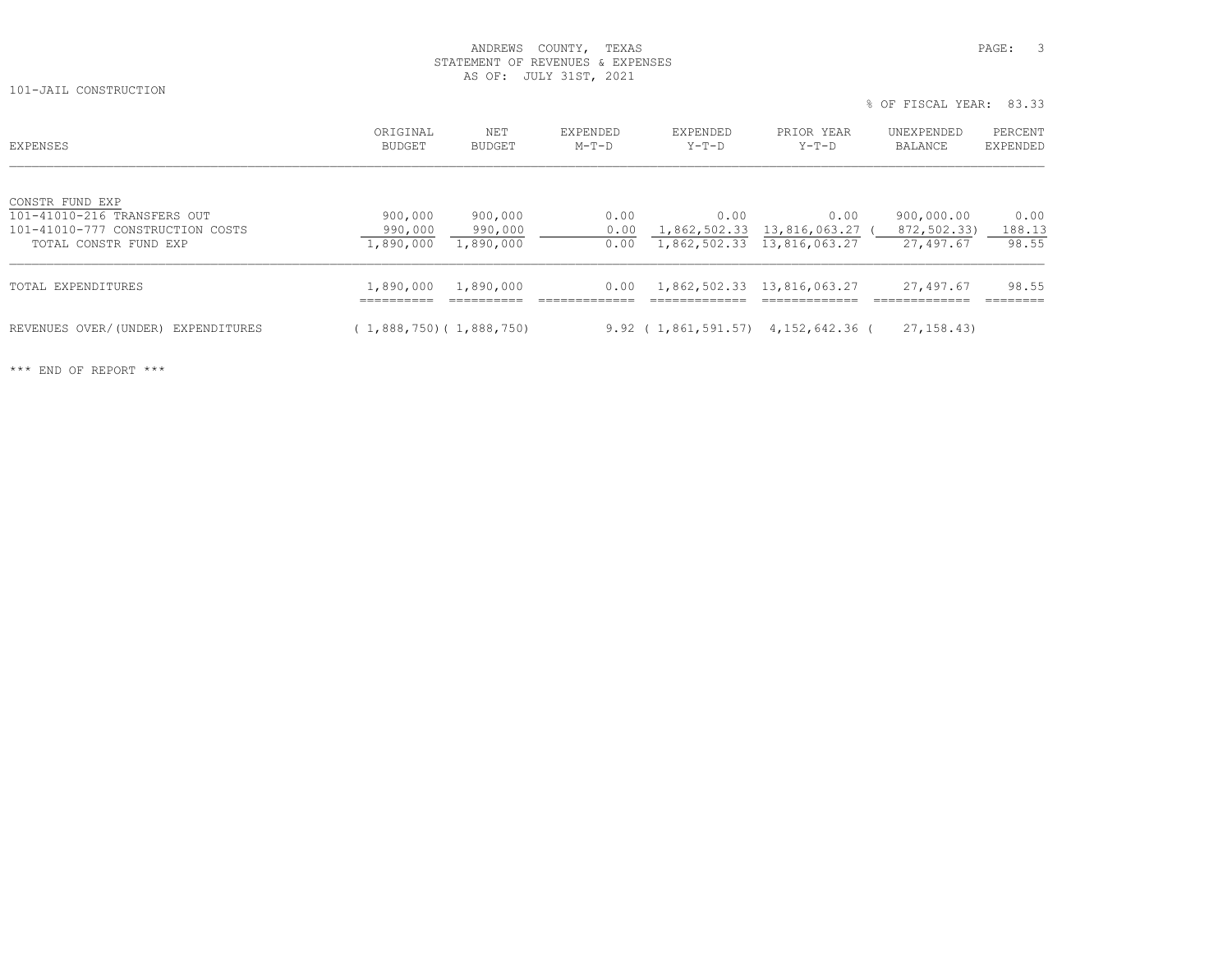ANDREWS COUNTY, TEXAS
STATEMENT OF REVENUES & EXPENSES
AS OF: JULY 31ST, 2021

101-JAIL CONSTRUCTION

% OF FISCAL YEAR: 83.33

| EXPENSES | ORIGINAL BUDGET | NET BUDGET | EXPENDED M-T-D | EXPENDED Y-T-D | PRIOR YEAR Y-T-D | UNEXPENDED BALANCE | PERCENT EXPENDED |
|---|---|---|---|---|---|---|---|
| CONSTR FUND EXP | | | | | | | |
| 101-41010-216 TRANSFERS OUT | 900,000 | 900,000 | 0.00 | 0.00 | 0.00 | 900,000.00 | 0.00 |
| 101-41010-777 CONSTRUCTION COSTS | 990,000 | 990,000 | 0.00 | 1,862,502.33 | 13,816,063.27 | ( 872,502.33) | 188.13 |
| TOTAL CONSTR FUND EXP | 1,890,000 | 1,890,000 | 0.00 | 1,862,502.33 | 13,816,063.27 | 27,497.67 | 98.55 |
| TOTAL EXPENDITURES | 1,890,000 | 1,890,000 | 0.00 | 1,862,502.33 | 13,816,063.27 | 27,497.67 | 98.55 |
| REVENUES OVER/(UNDER) EXPENDITURES | ( 1,888,750) | ( 1,888,750) | 9.92 | ( 1,861,591.57) | 4,152,642.36 | ( 27,158.43) | |

*** END OF REPORT ***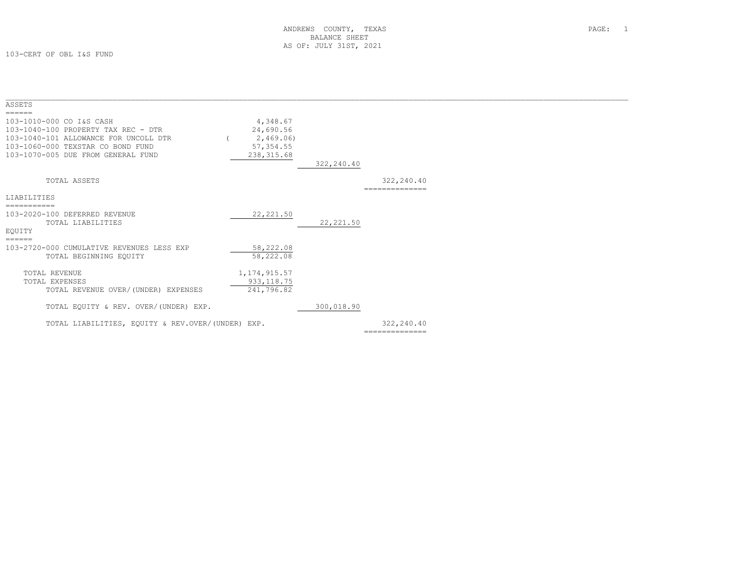ANDREWS COUNTY, TEXAS
BALANCE SHEET
AS OF: JULY 31ST, 2021

103-CERT OF OBL I&S FUND

| Account | | | |
|---|---|---|---|
| **ASSETS** | | | |
| 103-1010-000 CO I&S CASH | 4,348.67 | | |
| 103-1040-100 PROPERTY TAX REC - DTR | 24,690.56 | | |
| 103-1040-101 ALLOWANCE FOR UNCOLL DTR | ( 2,469.06) | | |
| 103-1060-000 TEXSTAR CO BOND FUND | 57,354.55 | | |
| 103-1070-005 DUE FROM GENERAL FUND | 238,315.68 | | |
| | | 322,240.40 | |
| TOTAL ASSETS | | | 322,240.40 |
| **LIABILITIES** | | | |
| 103-2020-100 DEFERRED REVENUE | 22,221.50 | | |
| TOTAL LIABILITIES | | 22,221.50 | |
| **EQUITY** | | | |
| 103-2720-000 CUMULATIVE REVENUES LESS EXP | 58,222.08 | | |
| TOTAL BEGINNING EQUITY | 58,222.08 | | |
| TOTAL REVENUE | 1,174,915.57 | | |
| TOTAL EXPENSES | 933,118.75 | | |
| TOTAL REVENUE OVER/(UNDER) EXPENSES | 241,796.82 | | |
| TOTAL EQUITY & REV. OVER/(UNDER) EXP. | | 300,018.90 | |
| TOTAL LIABILITIES, EQUITY & REV.OVER/(UNDER) EXP. | | | 322,240.40 |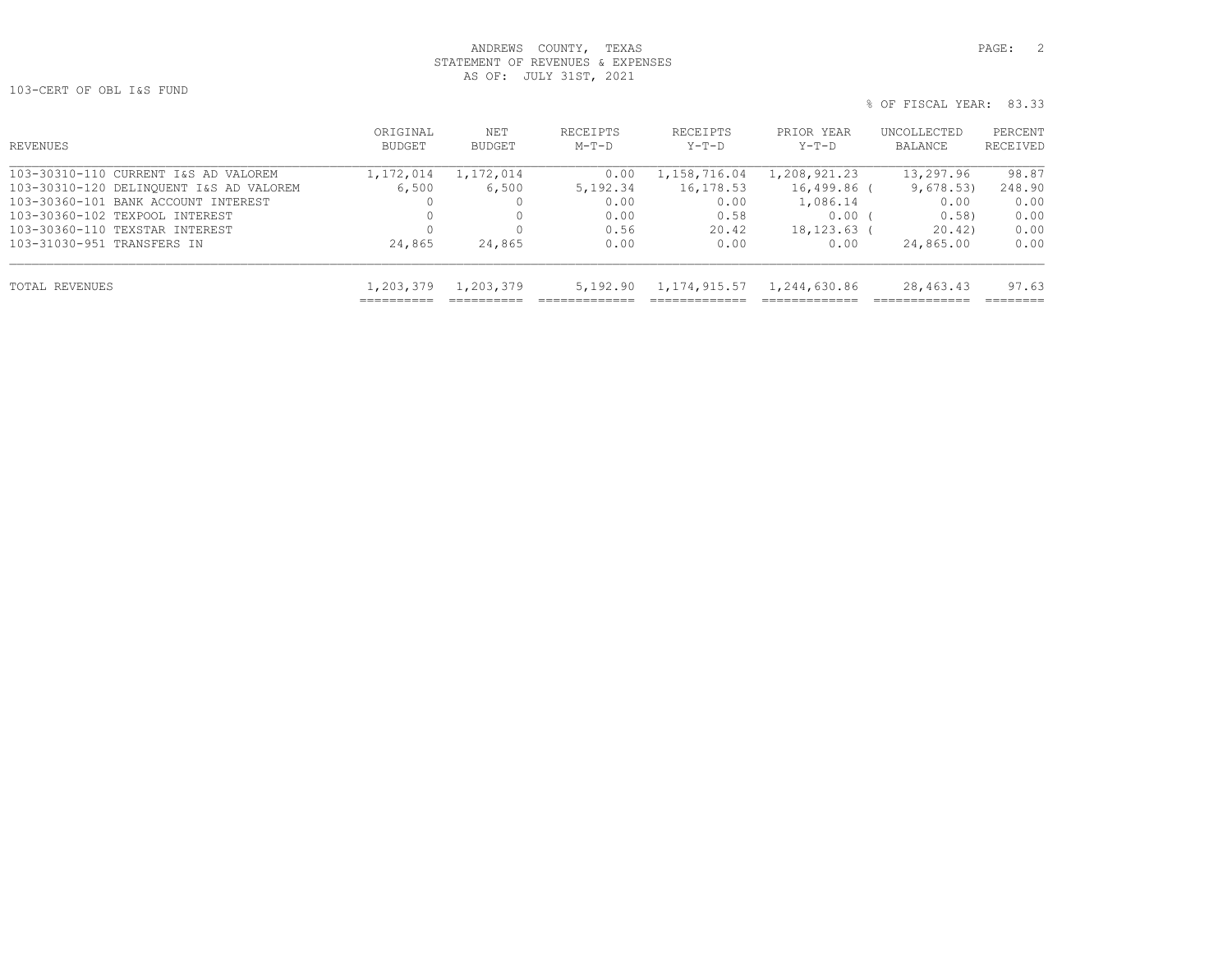ANDREWS COUNTY, TEXAS
STATEMENT OF REVENUES & EXPENSES
AS OF: JULY 31ST, 2021

103-CERT OF OBL I&S FUND

% OF FISCAL YEAR: 83.33

| REVENUES | ORIGINAL BUDGET | NET BUDGET | RECEIPTS M-T-D | RECEIPTS Y-T-D | PRIOR YEAR Y-T-D | UNCOLLECTED BALANCE | PERCENT RECEIVED |
|---|---|---|---|---|---|---|---|
| 103-30310-110 CURRENT I&S AD VALOREM | 1,172,014 | 1,172,014 | 0.00 | 1,158,716.04 | 1,208,921.23 | 13,297.96 | 98.87 |
| 103-30310-120 DELINQUENT I&S AD VALOREM | 6,500 | 6,500 | 5,192.34 | 16,178.53 | 16,499.86 | ( 9,678.53) | 248.90 |
| 103-30360-101 BANK ACCOUNT INTEREST | 0 | 0 | 0.00 | 0.00 | 1,086.14 | 0.00 | 0.00 |
| 103-30360-102 TEXPOOL INTEREST | 0 | 0 | 0.00 | 0.58 | 0.00 | ( 0.58) | 0.00 |
| 103-30360-110 TEXSTAR INTEREST | 0 | 0 | 0.56 | 20.42 | 18,123.63 | ( 20.42) | 0.00 |
| 103-31030-951 TRANSFERS IN | 24,865 | 24,865 | 0.00 | 0.00 | 0.00 | 24,865.00 | 0.00 |
| TOTAL REVENUES | 1,203,379 | 1,203,379 | 5,192.90 | 1,174,915.57 | 1,244,630.86 | 28,463.43 | 97.63 |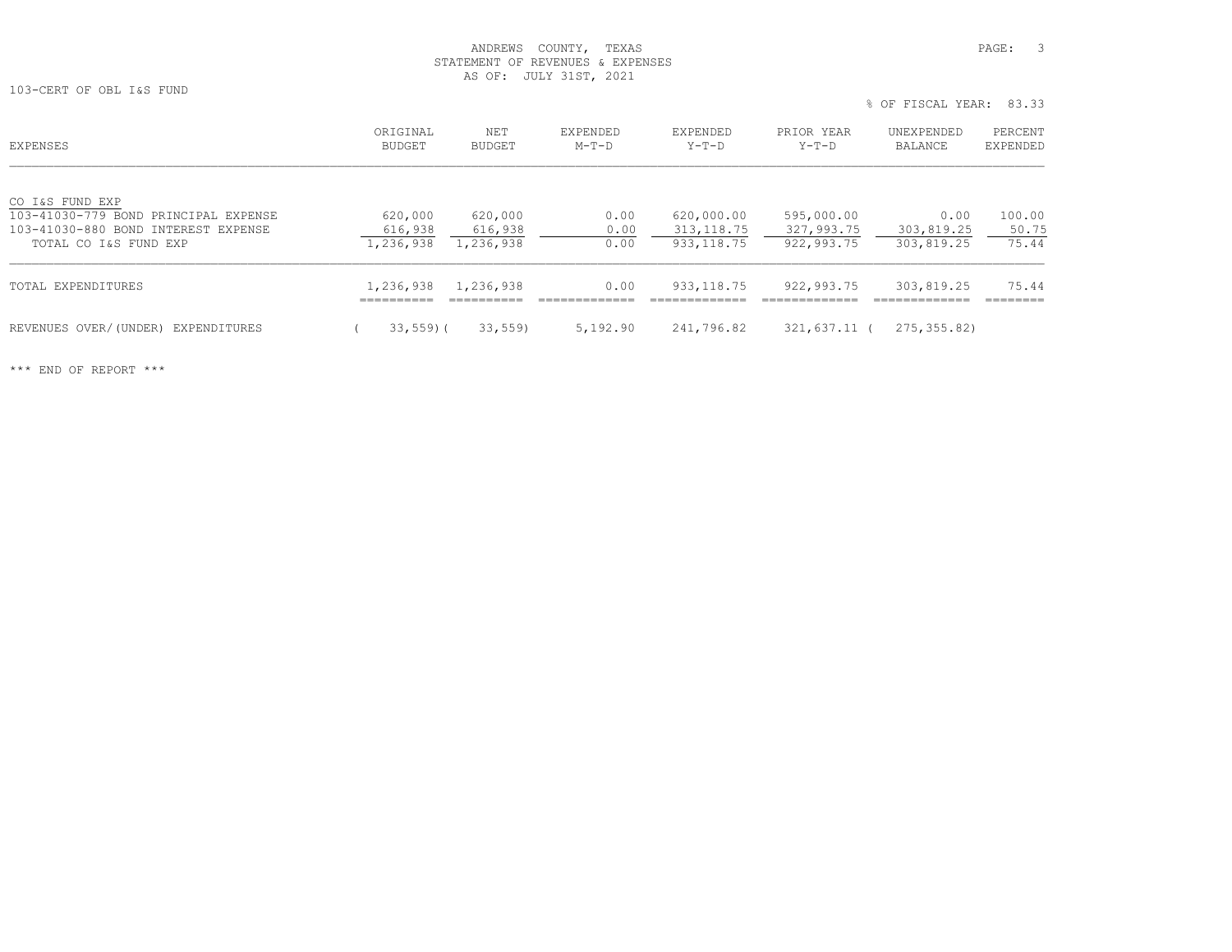ANDREWS COUNTY, TEXAS
STATEMENT OF REVENUES & EXPENSES
AS OF: JULY 31ST, 2021

103-CERT OF OBL I&S FUND

% OF FISCAL YEAR: 83.33

| EXPENSES | ORIGINAL BUDGET | NET BUDGET | EXPENDED M-T-D | EXPENDED Y-T-D | PRIOR YEAR Y-T-D | UNEXPENDED BALANCE | PERCENT EXPENDED |
|---|---|---|---|---|---|---|---|
| CO I&S FUND EXP | | | | | | | |
| 103-41030-779 BOND PRINCIPAL EXPENSE | 620,000 | 620,000 | 0.00 | 620,000.00 | 595,000.00 | 0.00 | 100.00 |
| 103-41030-880 BOND INTEREST EXPENSE | 616,938 | 616,938 | 0.00 | 313,118.75 | 327,993.75 | 303,819.25 | 50.75 |
| TOTAL CO I&S FUND EXP | 1,236,938 | 1,236,938 | 0.00 | 933,118.75 | 922,993.75 | 303,819.25 | 75.44 |
| TOTAL EXPENDITURES | 1,236,938 | 1,236,938 | 0.00 | 933,118.75 | 922,993.75 | 303,819.25 | 75.44 |
| REVENUES OVER/(UNDER) EXPENDITURES | ( 33,559) | ( 33,559) | 5,192.90 | 241,796.82 | 321,637.11 | ( 275,355.82) | |

*** END OF REPORT ***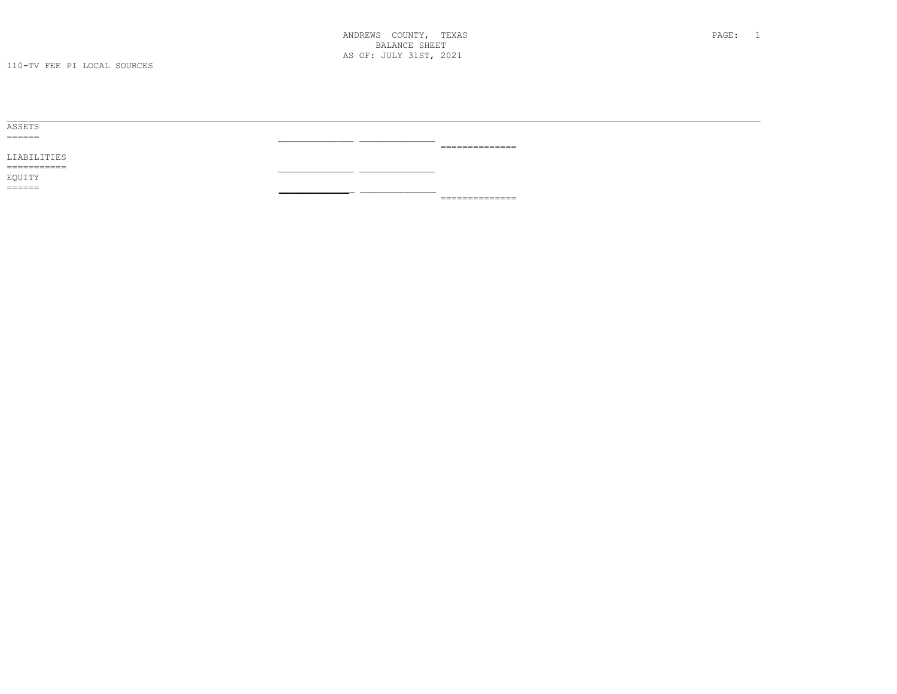ANDREWS COUNTY, TEXAS
BALANCE SHEET
AS OF: JULY 31ST, 2021

110-TV FEE PI LOCAL SOURCES

ASSETS
======

LIABILITIES
===========

EQUITY
======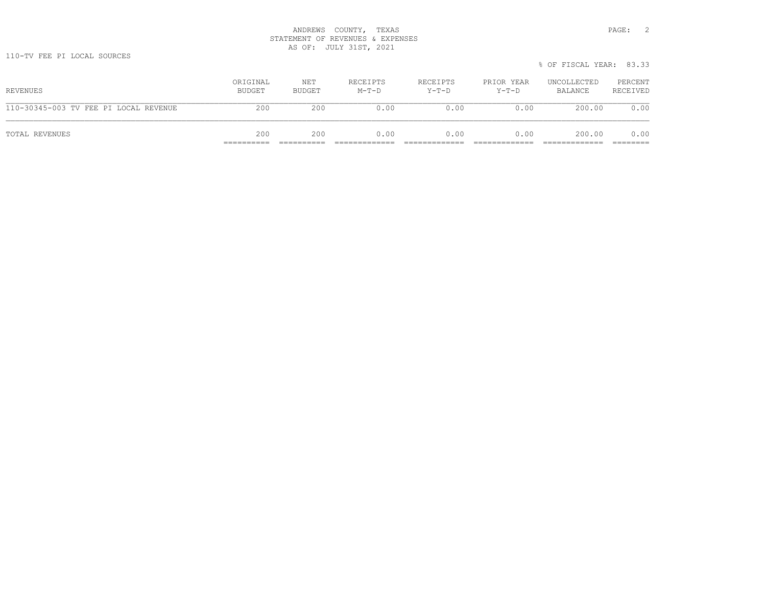ANDREWS COUNTY, TEXAS
STATEMENT OF REVENUES & EXPENSES
AS OF: JULY 31ST, 2021

110-TV FEE PI LOCAL SOURCES

% OF FISCAL YEAR: 83.33

| REVENUES | ORIGINAL BUDGET | NET BUDGET | RECEIPTS M-T-D | RECEIPTS Y-T-D | PRIOR YEAR Y-T-D | UNCOLLECTED BALANCE | PERCENT RECEIVED |
|---|---|---|---|---|---|---|---|
| 110-30345-003 TV FEE PI LOCAL REVENUE | 200 | 200 | 0.00 | 0.00 | 0.00 | 200.00 | 0.00 |
| TOTAL REVENUES | 200 | 200 | 0.00 | 0.00 | 0.00 | 200.00 | 0.00 |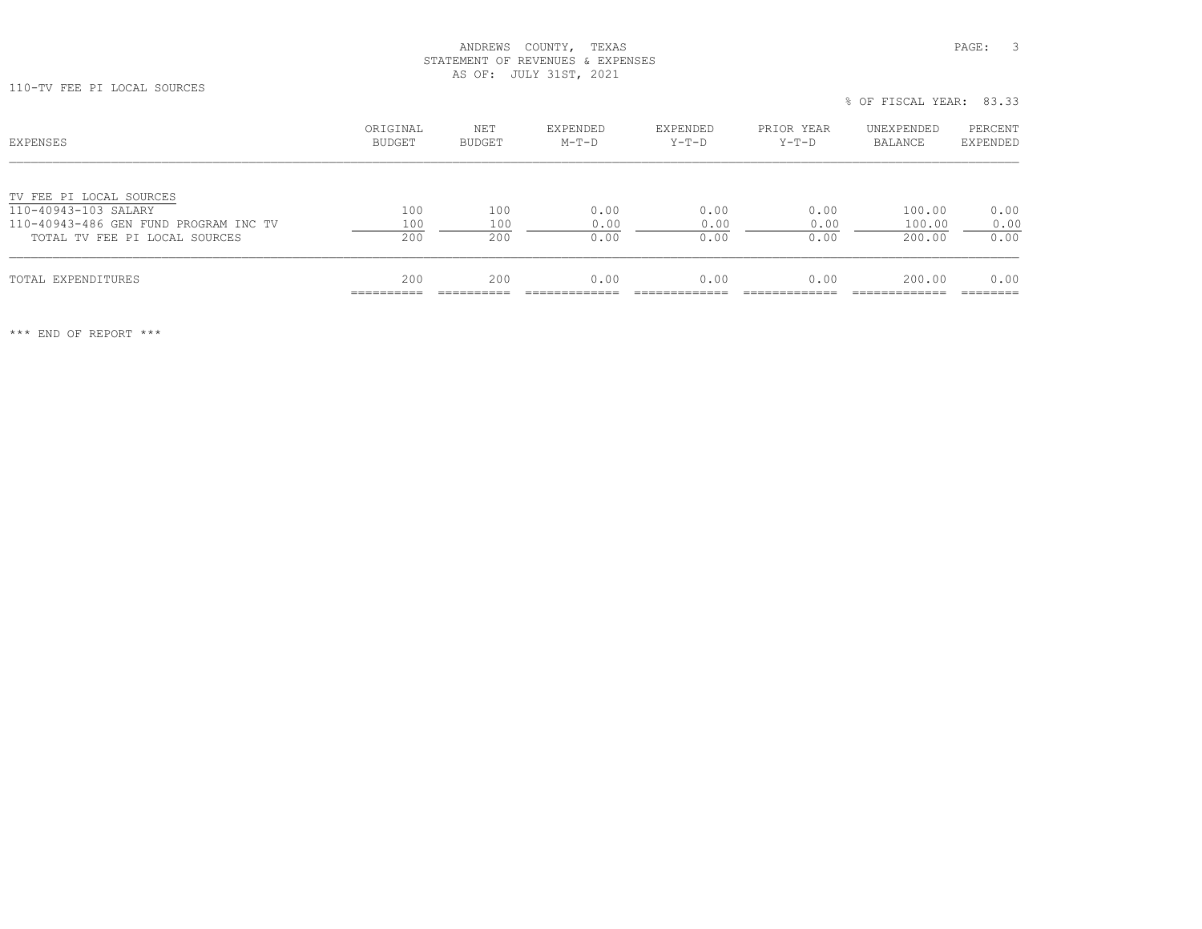ANDREWS COUNTY, TEXAS
STATEMENT OF REVENUES & EXPENSES
AS OF: JULY 31ST, 2021

110-TV FEE PI LOCAL SOURCES

% OF FISCAL YEAR: 83.33

| EXPENSES | ORIGINAL BUDGET | NET BUDGET | EXPENDED M-T-D | EXPENDED Y-T-D | PRIOR YEAR Y-T-D | UNEXPENDED BALANCE | PERCENT EXPENDED |
|---|---|---|---|---|---|---|---|
| TV FEE PI LOCAL SOURCES | | | | | | | |
| 110-40943-103 SALARY | 100 | 100 | 0.00 | 0.00 | 0.00 | 100.00 | 0.00 |
| 110-40943-486 GEN FUND PROGRAM INC TV | 100 | 100 | 0.00 | 0.00 | 0.00 | 100.00 | 0.00 |
| TOTAL TV FEE PI LOCAL SOURCES | 200 | 200 | 0.00 | 0.00 | 0.00 | 200.00 | 0.00 |
| TOTAL EXPENDITURES | 200 | 200 | 0.00 | 0.00 | 0.00 | 200.00 | 0.00 |

*** END OF REPORT ***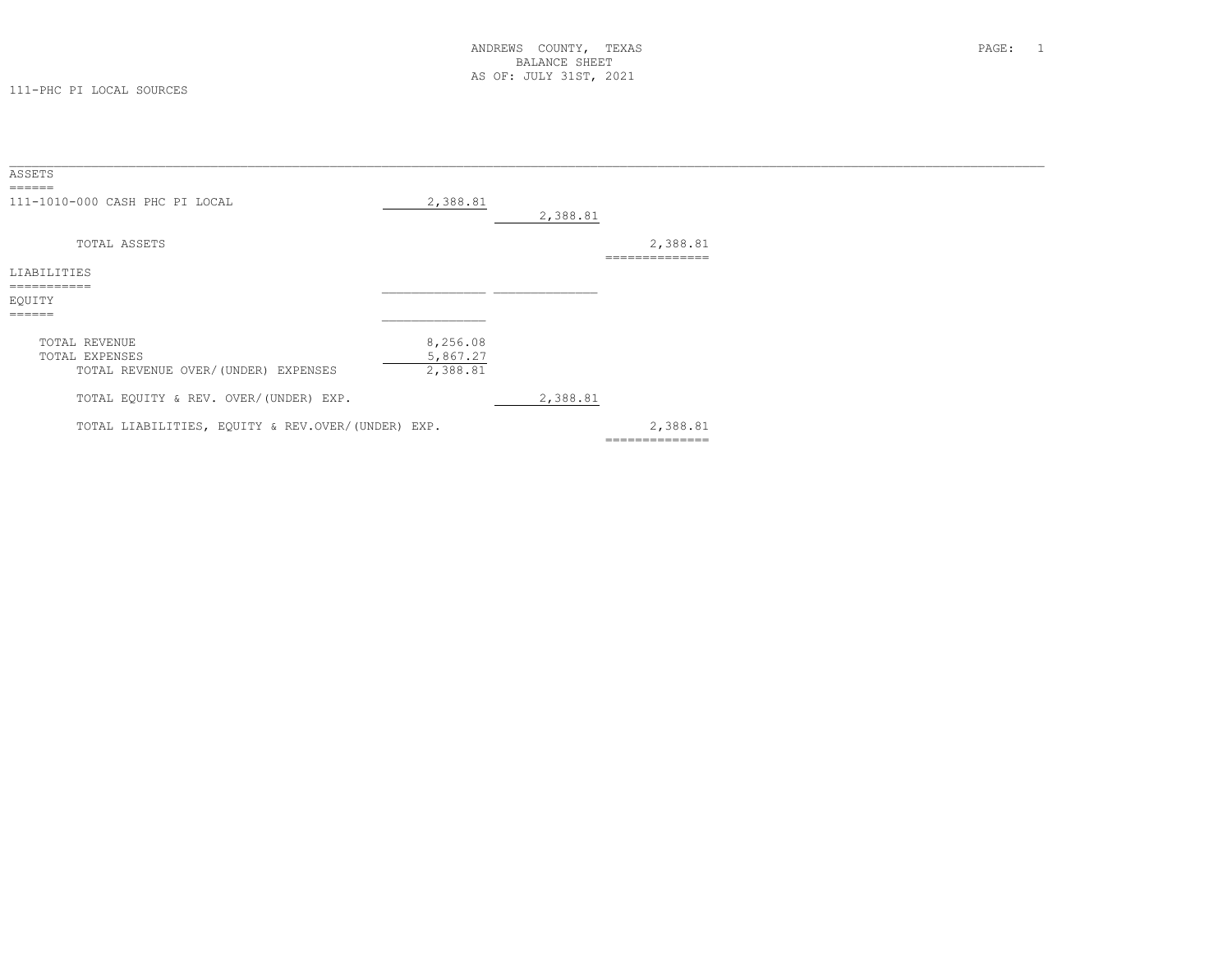# ANDREWS COUNTY, TEXAS
## BALANCE SHEET
### AS OF: JULY 31ST, 2021

111-PHC PI LOCAL SOURCES

**ASSETS**

| | | | |
|---|---|---|---|
| 111-1010-000 CASH PHC PI LOCAL | 2,388.81 | | |
| | | 2,388.81 | |
| TOTAL ASSETS | | | 2,388.81 |

**LIABILITIES**

**EQUITY**

| | | | |
|---|---|---|---|
| TOTAL REVENUE | 8,256.08 | | |
| TOTAL EXPENSES | 5,867.27 | | |
| TOTAL REVENUE OVER/(UNDER) EXPENSES | 2,388.81 | | |
| TOTAL EQUITY & REV. OVER/(UNDER) EXP. | | 2,388.81 | |
| TOTAL LIABILITIES, EQUITY & REV.OVER/(UNDER) EXP. | | | 2,388.81 |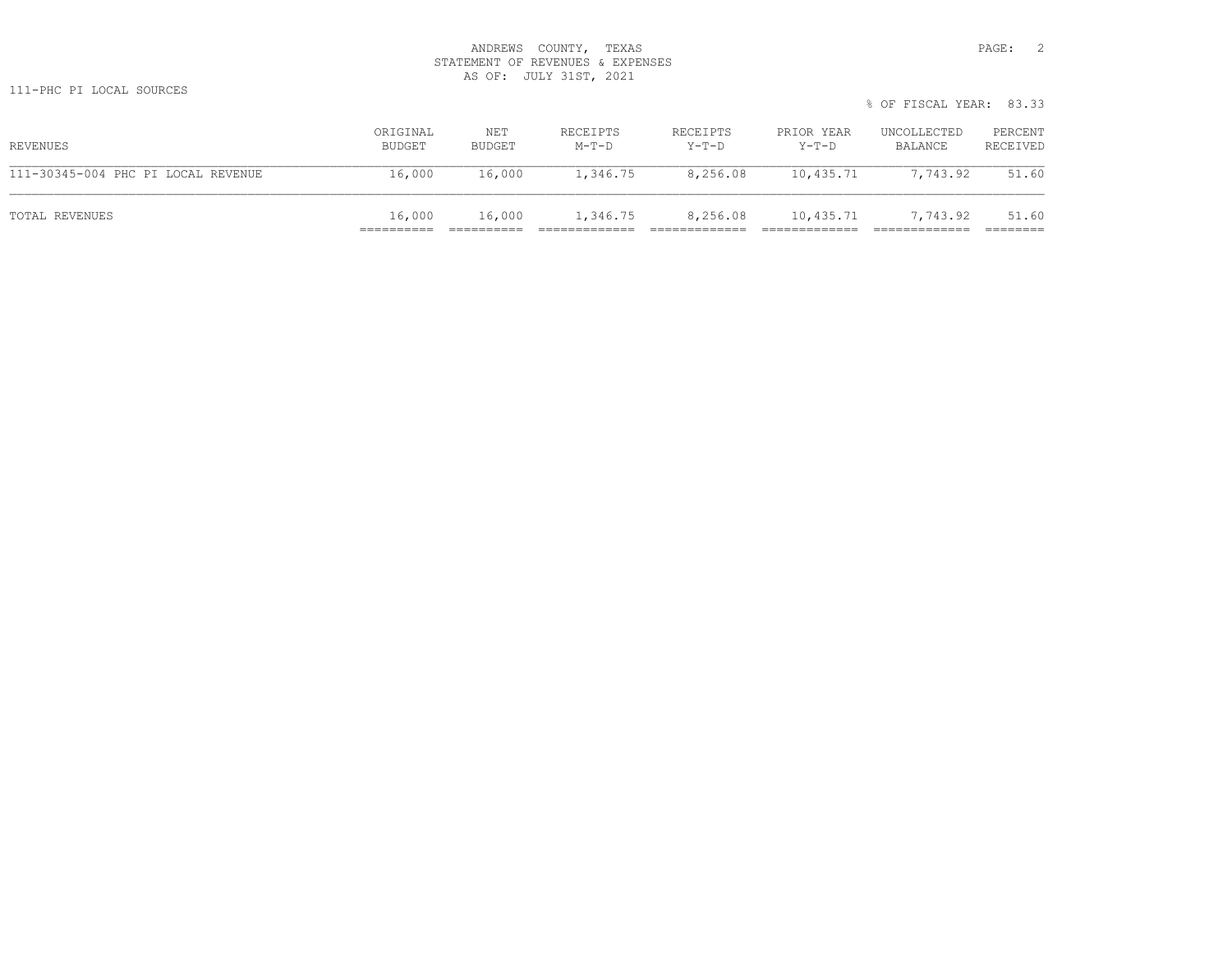ANDREWS COUNTY, TEXAS
STATEMENT OF REVENUES & EXPENSES
AS OF: JULY 31ST, 2021

111-PHC PI LOCAL SOURCES

% OF FISCAL YEAR: 83.33

| REVENUES | ORIGINAL BUDGET | NET BUDGET | RECEIPTS M-T-D | RECEIPTS Y-T-D | PRIOR YEAR Y-T-D | UNCOLLECTED BALANCE | PERCENT RECEIVED |
|---|---|---|---|---|---|---|---|
| 111-30345-004 PHC PI LOCAL REVENUE | 16,000 | 16,000 | 1,346.75 | 8,256.08 | 10,435.71 | 7,743.92 | 51.60 |
| TOTAL REVENUES | 16,000 | 16,000 | 1,346.75 | 8,256.08 | 10,435.71 | 7,743.92 | 51.60 |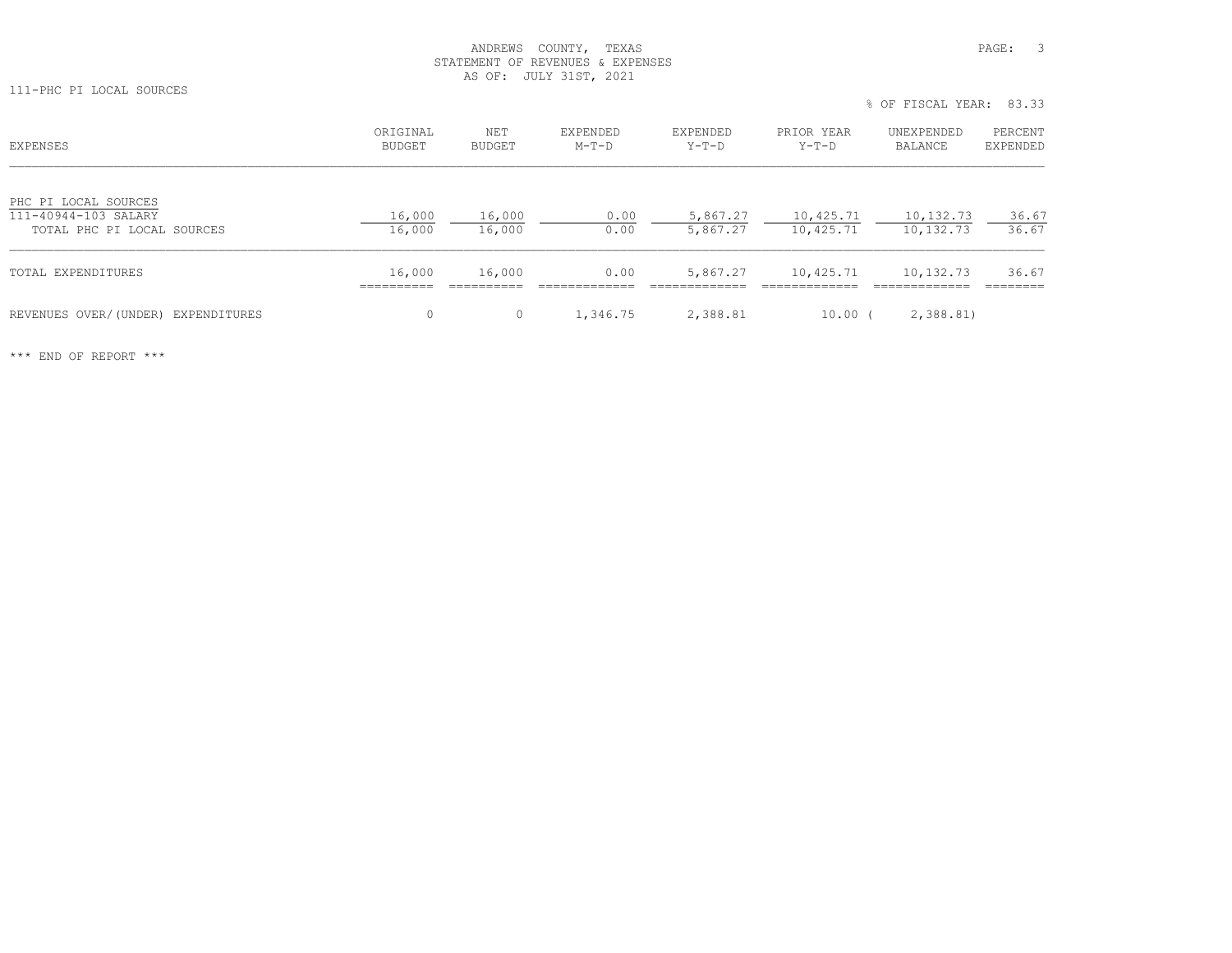ANDREWS COUNTY, TEXAS
STATEMENT OF REVENUES & EXPENSES
AS OF: JULY 31ST, 2021

111-PHC PI LOCAL SOURCES

% OF FISCAL YEAR: 83.33

| EXPENSES | ORIGINAL BUDGET | NET BUDGET | EXPENDED M-T-D | EXPENDED Y-T-D | PRIOR YEAR Y-T-D | UNEXPENDED BALANCE | PERCENT EXPENDED |
|---|---|---|---|---|---|---|---|
| PHC PI LOCAL SOURCES | | | | | | | |
| 111-40944-103 SALARY | 16,000 | 16,000 | 0.00 | 5,867.27 | 10,425.71 | 10,132.73 | 36.67 |
| TOTAL PHC PI LOCAL SOURCES | 16,000 | 16,000 | 0.00 | 5,867.27 | 10,425.71 | 10,132.73 | 36.67 |
| TOTAL EXPENDITURES | 16,000 | 16,000 | 0.00 | 5,867.27 | 10,425.71 | 10,132.73 | 36.67 |
| REVENUES OVER/(UNDER) EXPENDITURES | 0 | 0 | 1,346.75 | 2,388.81 | 10.00 | ( 2,388.81) | |

*** END OF REPORT ***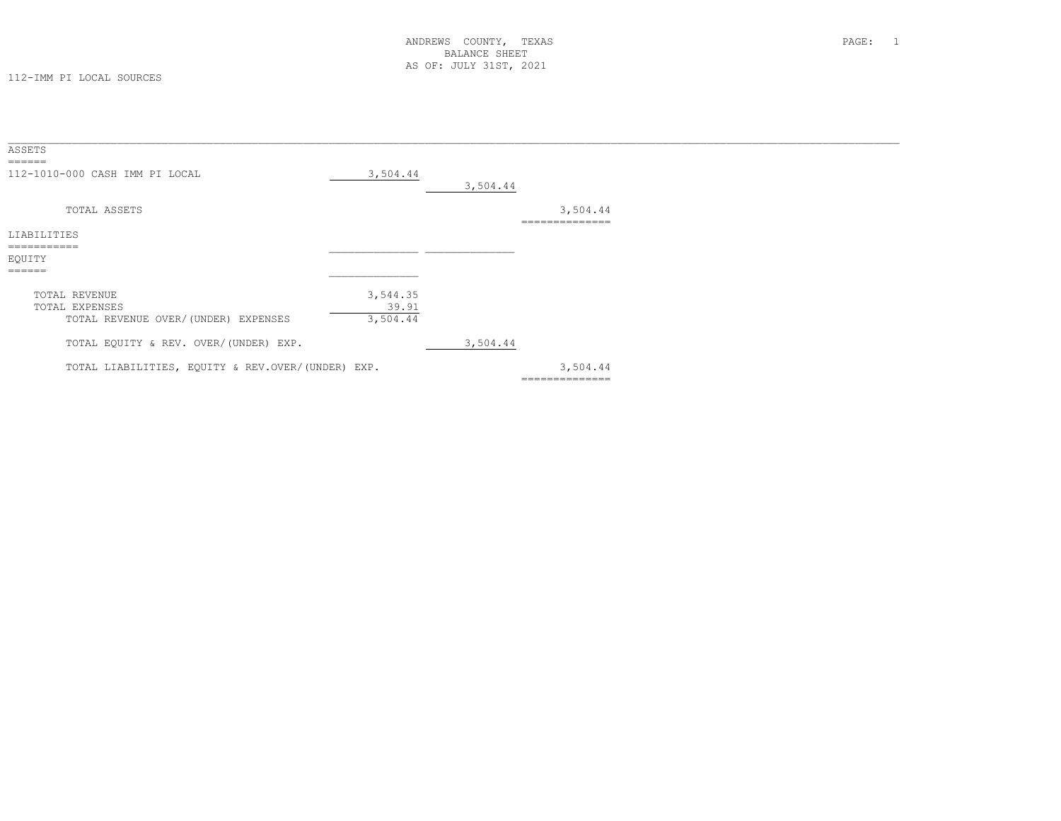ANDREWS COUNTY, TEXAS
BALANCE SHEET
AS OF: JULY 31ST, 2021

112-IMM PI LOCAL SOURCES

| | | | |
|---|---|---|---|
| **ASSETS** | | | |
| 112-1010-000 CASH IMM PI LOCAL | 3,504.44 | | |
| | | 3,504.44 | |
| TOTAL ASSETS | | | 3,504.44 |
| **LIABILITIES** | | | |
| **EQUITY** | | | |
| TOTAL REVENUE | 3,544.35 | | |
| TOTAL EXPENSES | 39.91 | | |
| TOTAL REVENUE OVER/(UNDER) EXPENSES | 3,504.44 | | |
| TOTAL EQUITY & REV. OVER/(UNDER) EXP. | | 3,504.44 | |
| TOTAL LIABILITIES, EQUITY & REV.OVER/(UNDER) EXP. | | | 3,504.44 |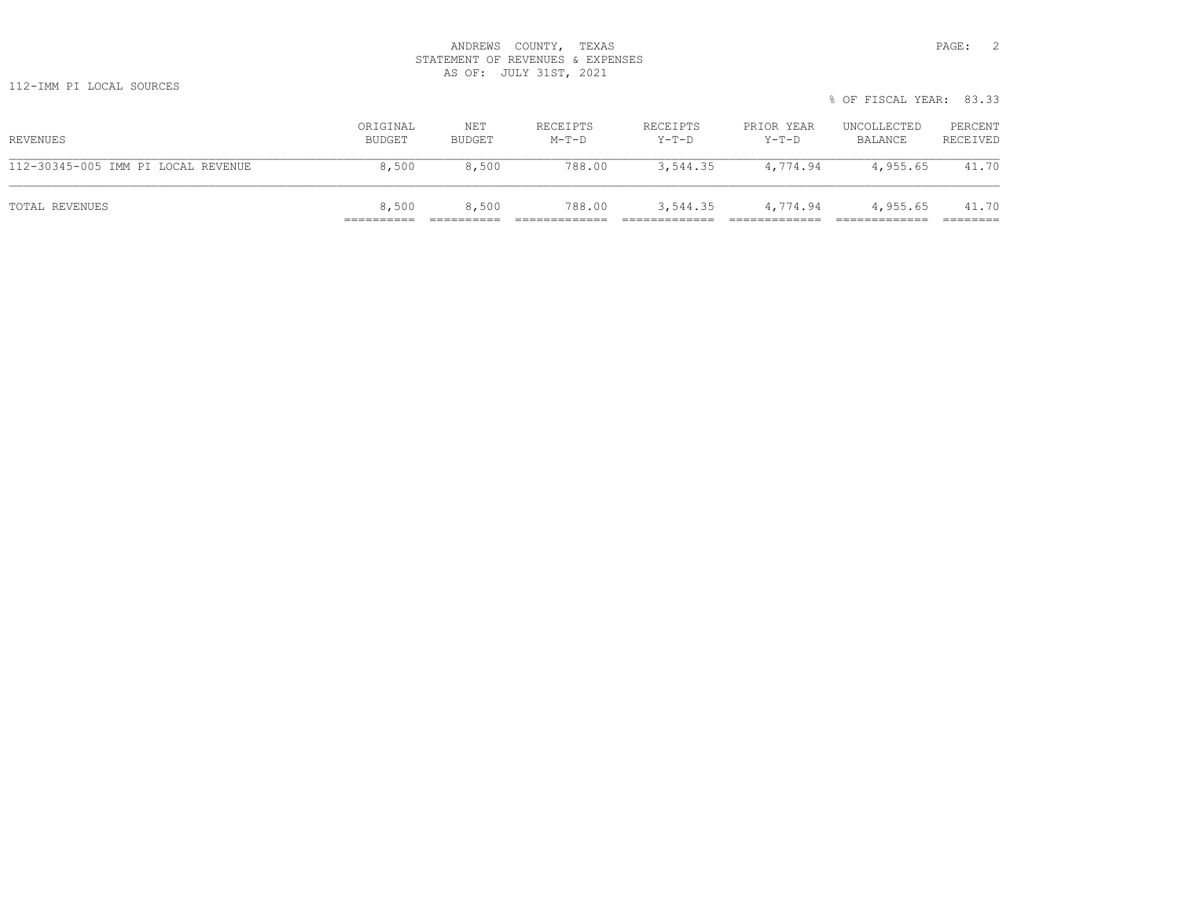ANDREWS COUNTY, TEXAS
STATEMENT OF REVENUES & EXPENSES
AS OF: JULY 31ST, 2021

112-IMM PI LOCAL SOURCES

% OF FISCAL YEAR: 83.33

| REVENUES | ORIGINAL BUDGET | NET BUDGET | RECEIPTS M-T-D | RECEIPTS Y-T-D | PRIOR YEAR Y-T-D | UNCOLLECTED BALANCE | PERCENT RECEIVED |
|---|---|---|---|---|---|---|---|
| 112-30345-005 IMM PI LOCAL REVENUE | 8,500 | 8,500 | 788.00 | 3,544.35 | 4,774.94 | 4,955.65 | 41.70 |
| TOTAL REVENUES | 8,500 | 8,500 | 788.00 | 3,544.35 | 4,774.94 | 4,955.65 | 41.70 |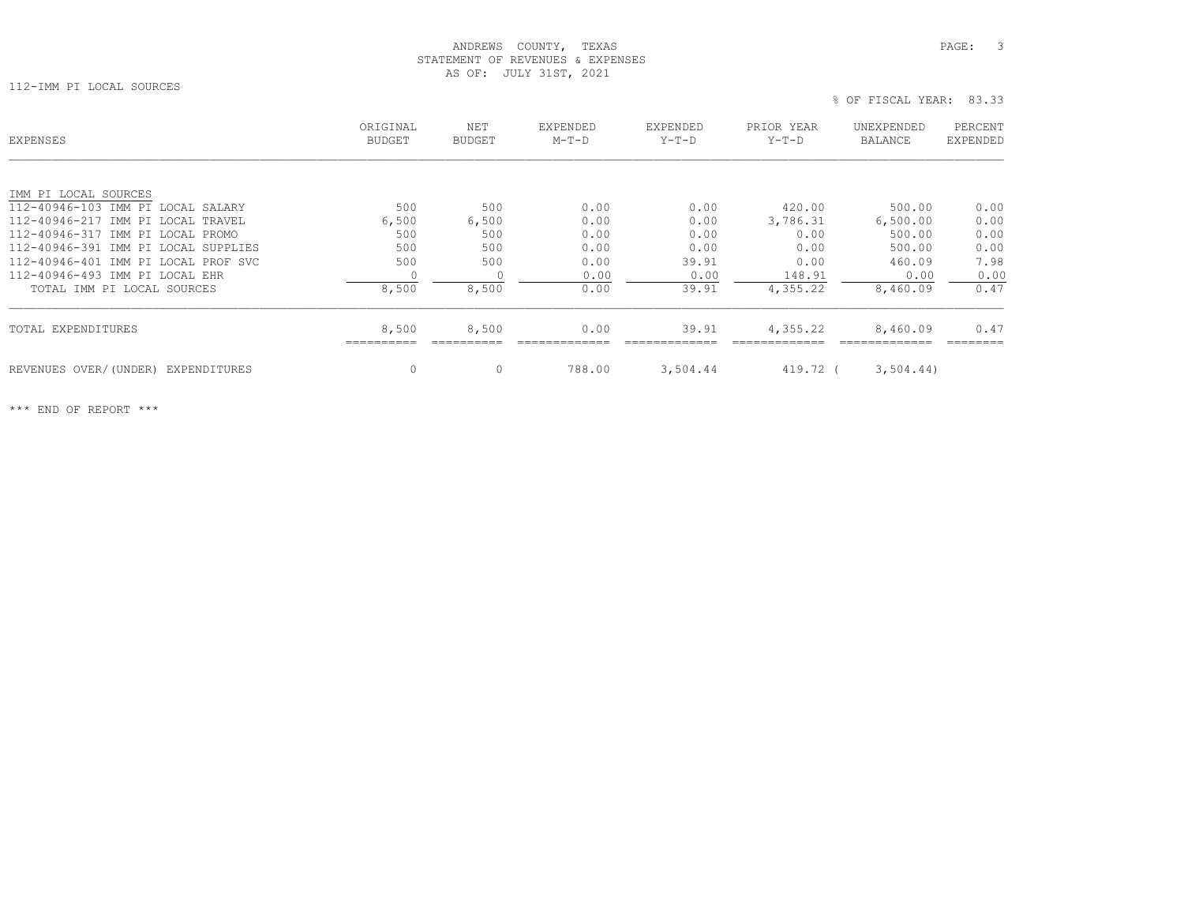ANDREWS COUNTY, TEXAS
STATEMENT OF REVENUES & EXPENSES
AS OF: JULY 31ST, 2021

112-IMM PI LOCAL SOURCES

% OF FISCAL YEAR: 83.33

| EXPENSES | ORIGINAL BUDGET | NET BUDGET | EXPENDED M-T-D | EXPENDED Y-T-D | PRIOR YEAR Y-T-D | UNEXPENDED BALANCE | PERCENT EXPENDED |
|---|---|---|---|---|---|---|---|
| IMM PI LOCAL SOURCES | | | | | | | |
| 112-40946-103 IMM PI LOCAL SALARY | 500 | 500 | 0.00 | 0.00 | 420.00 | 500.00 | 0.00 |
| 112-40946-217 IMM PI LOCAL TRAVEL | 6,500 | 6,500 | 0.00 | 0.00 | 3,786.31 | 6,500.00 | 0.00 |
| 112-40946-317 IMM PI LOCAL PROMO | 500 | 500 | 0.00 | 0.00 | 0.00 | 500.00 | 0.00 |
| 112-40946-391 IMM PI LOCAL SUPPLIES | 500 | 500 | 0.00 | 0.00 | 0.00 | 500.00 | 0.00 |
| 112-40946-401 IMM PI LOCAL PROF SVC | 500 | 500 | 0.00 | 39.91 | 0.00 | 460.09 | 7.98 |
| 112-40946-493 IMM PI LOCAL EHR | 0 | 0 | 0.00 | 0.00 | 148.91 | 0.00 | 0.00 |
| TOTAL IMM PI LOCAL SOURCES | 8,500 | 8,500 | 0.00 | 39.91 | 4,355.22 | 8,460.09 | 0.47 |
| TOTAL EXPENDITURES | 8,500 | 8,500 | 0.00 | 39.91 | 4,355.22 | 8,460.09 | 0.47 |
| REVENUES OVER/(UNDER) EXPENDITURES | 0 | 0 | 788.00 | 3,504.44 | 419.72 | ( 3,504.44) | |

*** END OF REPORT ***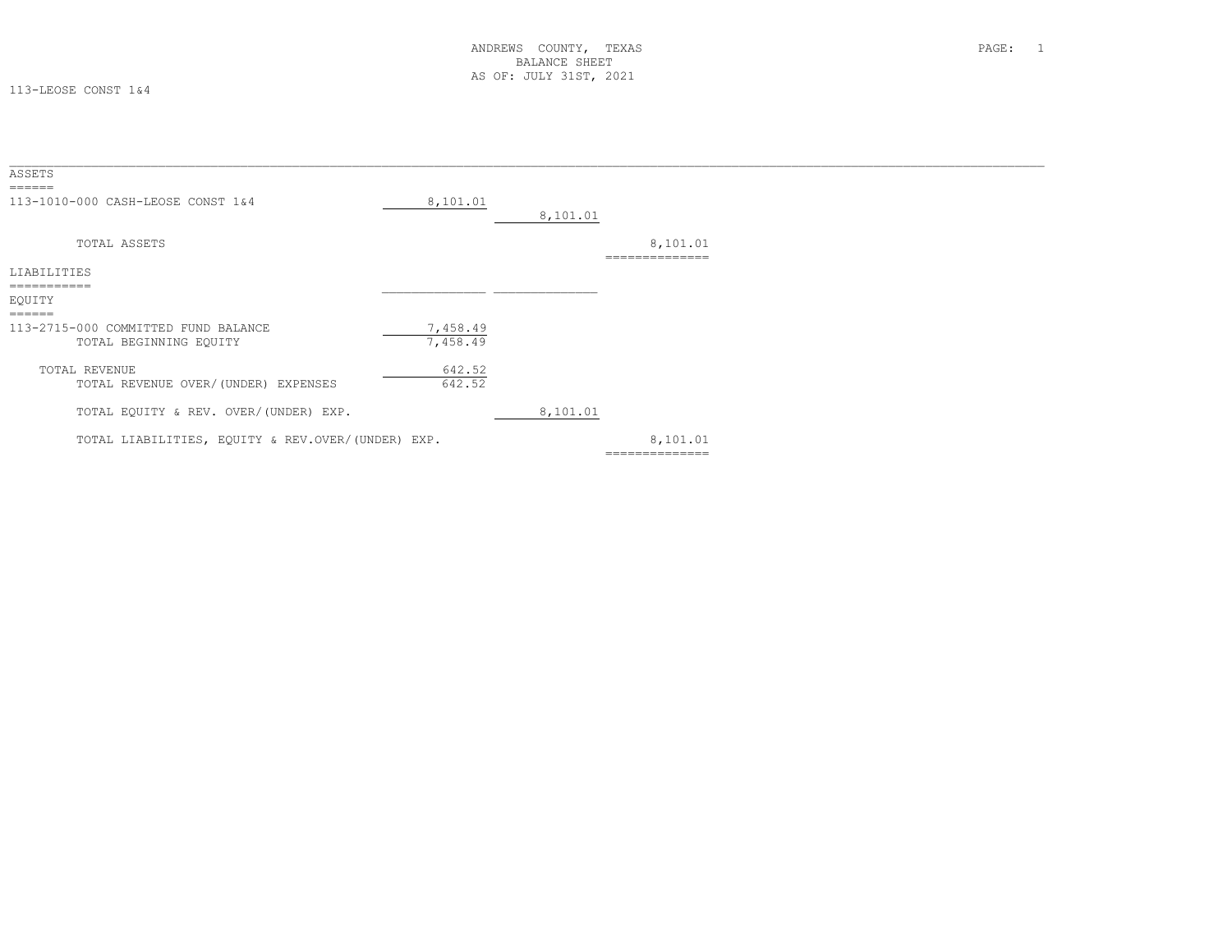ANDREWS COUNTY, TEXAS
BALANCE SHEET
AS OF: JULY 31ST, 2021

113-LEOSE CONST 1&4

| | | | |
|---|---|---|---|
| **ASSETS** | | | |
| 113-1010-000 CASH-LEOSE CONST 1&4 | 8,101.01 | | |
| | | 8,101.01 | |
| TOTAL ASSETS | | | 8,101.01 |
| **LIABILITIES** | | | |
| **EQUITY** | | | |
| 113-2715-000 COMMITTED FUND BALANCE | 7,458.49 | | |
| TOTAL BEGINNING EQUITY | 7,458.49 | | |
| TOTAL REVENUE | 642.52 | | |
| TOTAL REVENUE OVER/(UNDER) EXPENSES | 642.52 | | |
| TOTAL EQUITY & REV. OVER/(UNDER) EXP. | | 8,101.01 | |
| TOTAL LIABILITIES, EQUITY & REV.OVER/(UNDER) EXP. | | | 8,101.01 |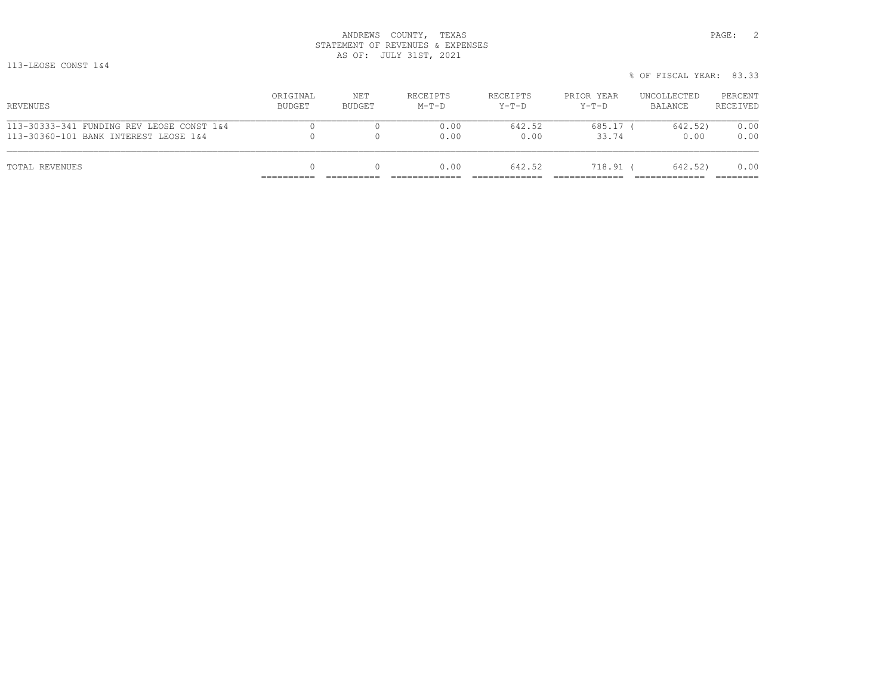ANDREWS COUNTY, TEXAS
STATEMENT OF REVENUES & EXPENSES
AS OF: JULY 31ST, 2021

113-LEOSE CONST 1&4

% OF FISCAL YEAR: 83.33

| REVENUES | ORIGINAL BUDGET | NET BUDGET | RECEIPTS M-T-D | RECEIPTS Y-T-D | PRIOR YEAR Y-T-D | UNCOLLECTED BALANCE | PERCENT RECEIVED |
|---|---|---|---|---|---|---|---|
| 113-30333-341 FUNDING REV LEOSE CONST 1&4 | 0 | 0 | 0.00 | 642.52 | 685.17 | ( 642.52) | 0.00 |
| 113-30360-101 BANK INTEREST LEOSE 1&4 | 0 | 0 | 0.00 | 0.00 | 33.74 | 0.00 | 0.00 |
| TOTAL REVENUES | 0 | 0 | 0.00 | 642.52 | 718.91 | ( 642.52) | 0.00 |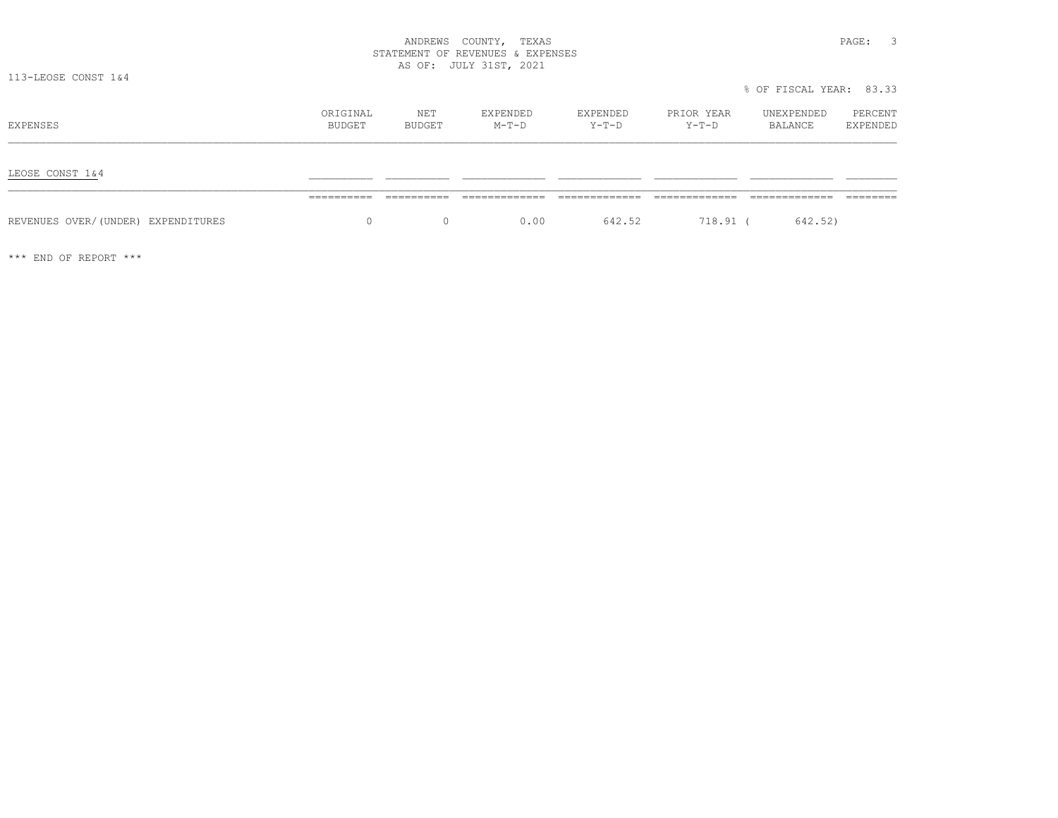ANDREWS COUNTY, TEXAS
STATEMENT OF REVENUES & EXPENSES
AS OF: JULY 31ST, 2021

113-LEOSE CONST 1&4

% OF FISCAL YEAR: 83.33

| EXPENSES | ORIGINAL BUDGET | NET BUDGET | EXPENDED M-T-D | EXPENDED Y-T-D | PRIOR YEAR Y-T-D | UNEXPENDED BALANCE | PERCENT EXPENDED |
|---|---|---|---|---|---|---|---|
| LEOSE CONST 1&4 | | | | | | | |
| REVENUES OVER/(UNDER) EXPENDITURES | 0 | 0 | 0.00 | 642.52 | 718.91 | ( 642.52) | |

*** END OF REPORT ***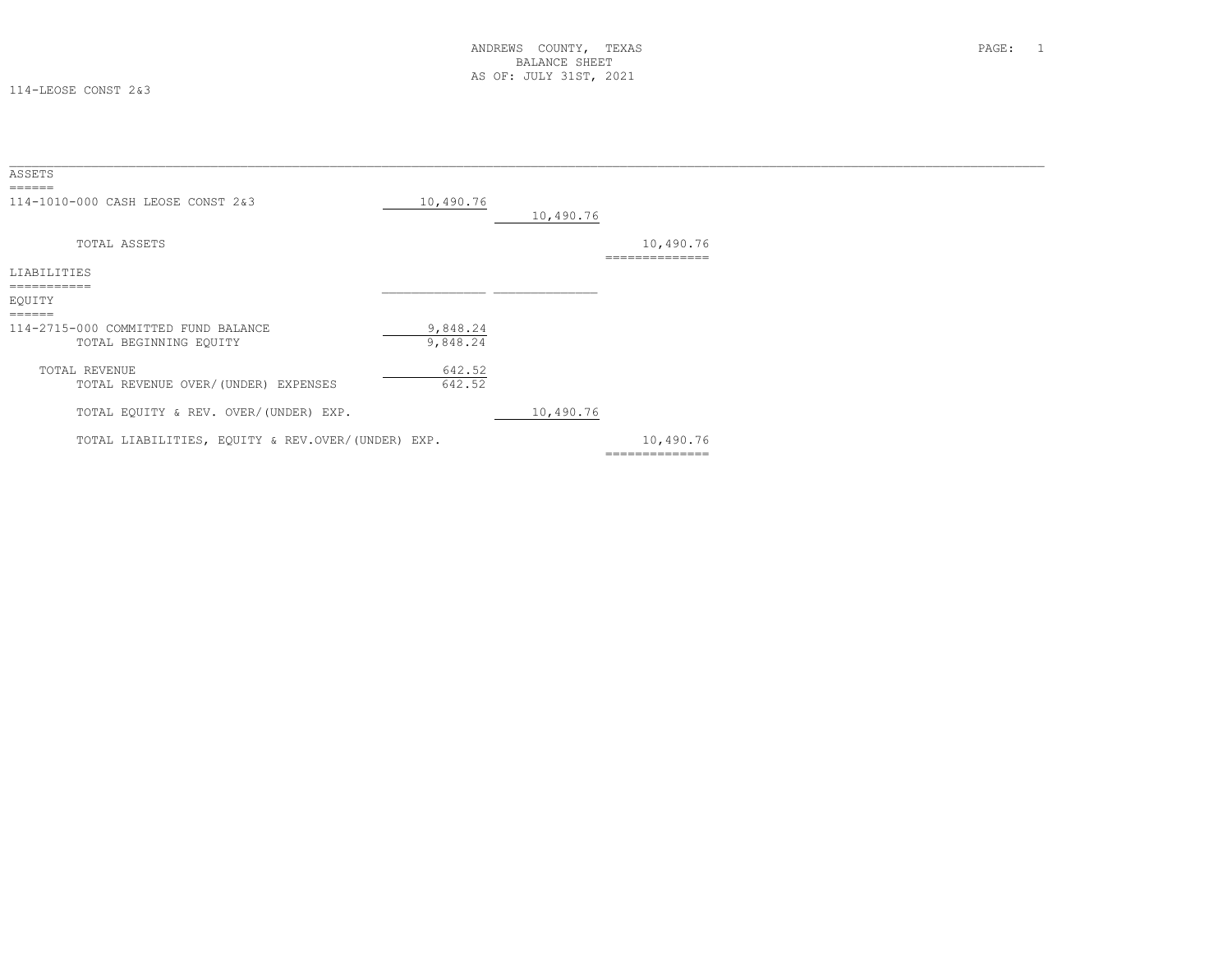ANDREWS COUNTY, TEXAS
BALANCE SHEET
AS OF: JULY 31ST, 2021

114-LEOSE CONST 2&3

| | | | |
|---|---|---|---|
| **ASSETS** | | | |
| 114-1010-000 CASH LEOSE CONST 2&3 | 10,490.76 | | |
| | | 10,490.76 | |
| TOTAL ASSETS | | | 10,490.76 |
| **LIABILITIES** | | | |
| **EQUITY** | | | |
| 114-2715-000 COMMITTED FUND BALANCE | 9,848.24 | | |
| TOTAL BEGINNING EQUITY | 9,848.24 | | |
| TOTAL REVENUE | 642.52 | | |
| TOTAL REVENUE OVER/(UNDER) EXPENSES | 642.52 | | |
| TOTAL EQUITY & REV. OVER/(UNDER) EXP. | | 10,490.76 | |
| TOTAL LIABILITIES, EQUITY & REV.OVER/(UNDER) EXP. | | | 10,490.76 |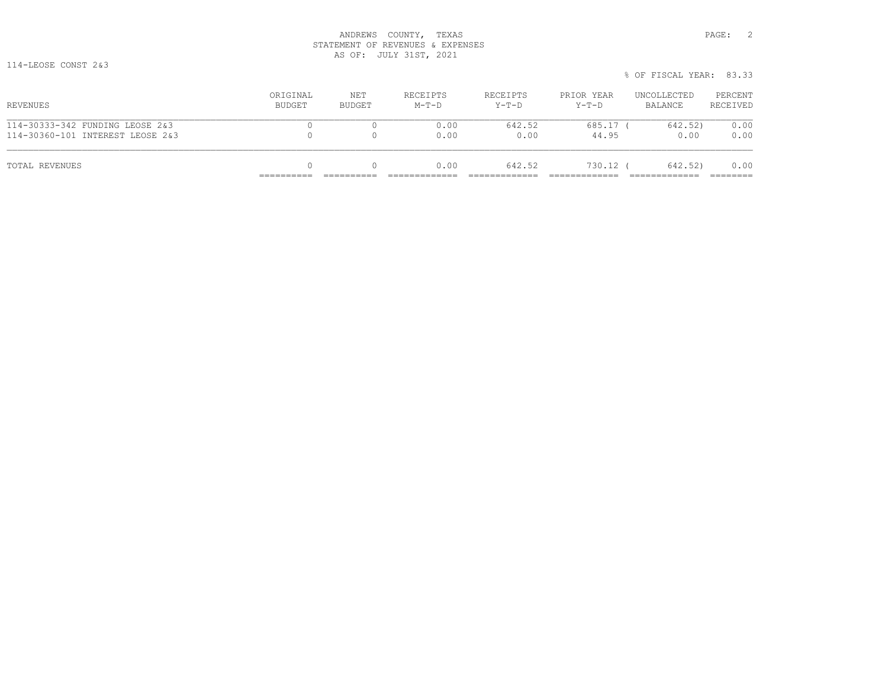ANDREWS COUNTY, TEXAS
STATEMENT OF REVENUES & EXPENSES
AS OF: JULY 31ST, 2021

114-LEOSE CONST 2&3

% OF FISCAL YEAR: 83.33

| REVENUES | ORIGINAL BUDGET | NET BUDGET | RECEIPTS M-T-D | RECEIPTS Y-T-D | PRIOR YEAR Y-T-D | UNCOLLECTED BALANCE | PERCENT RECEIVED |
|---|---|---|---|---|---|---|---|
| 114-30333-342 FUNDING LEOSE 2&3 | 0 | 0 | 0.00 | 642.52 | 685.17 | ( 642.52) | 0.00 |
| 114-30360-101 INTEREST LEOSE 2&3 | 0 | 0 | 0.00 | 0.00 | 44.95 | 0.00 | 0.00 |
| TOTAL REVENUES | 0 | 0 | 0.00 | 642.52 | 730.12 | ( 642.52) | 0.00 |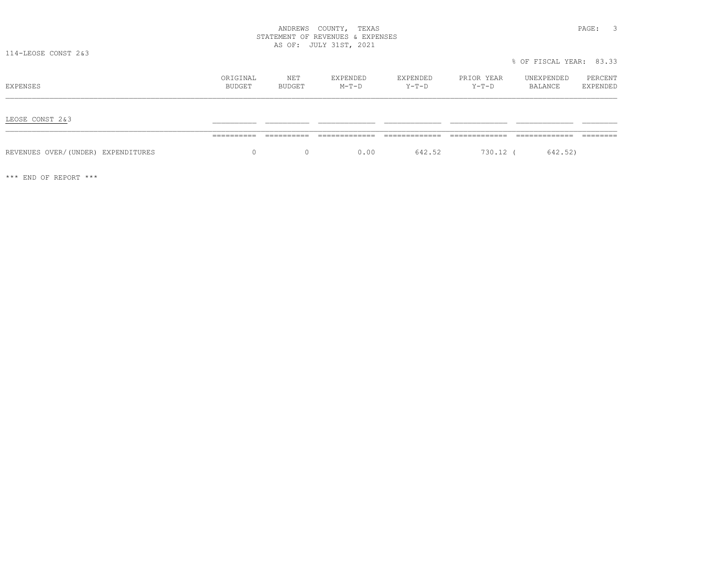ANDREWS COUNTY, TEXAS
STATEMENT OF REVENUES & EXPENSES
AS OF: JULY 31ST, 2021

114-LEOSE CONST 2&3

% OF FISCAL YEAR: 83.33

| EXPENSES | ORIGINAL BUDGET | NET BUDGET | EXPENDED M-T-D | EXPENDED Y-T-D | PRIOR YEAR Y-T-D | UNEXPENDED BALANCE | PERCENT EXPENDED |
|---|---|---|---|---|---|---|---|
| LEOSE CONST 2&3 | | | | | | | |
| REVENUES OVER/(UNDER) EXPENDITURES | 0 | 0 | 0.00 | 642.52 | 730.12 | ( 642.52) | |

*** END OF REPORT ***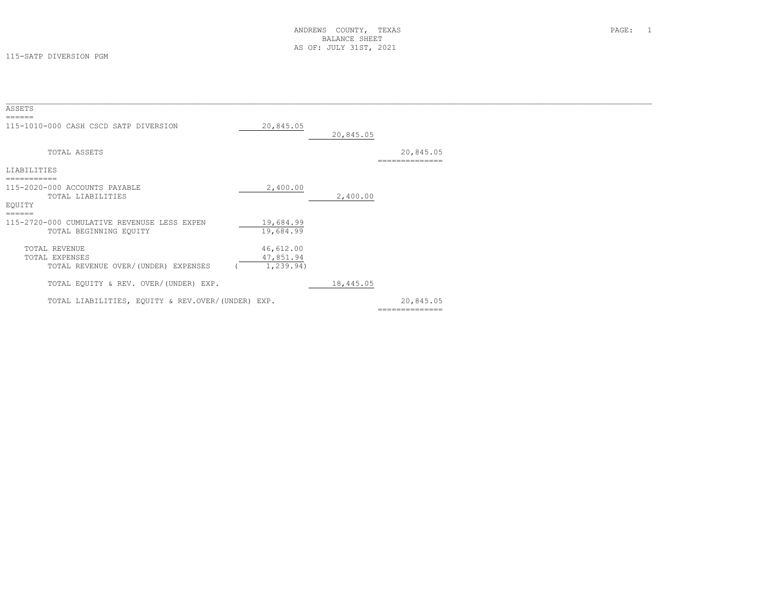# ANDREWS COUNTY, TEXAS
## BALANCE SHEET
### AS OF: JULY 31ST, 2021

115-SATP DIVERSION PGM

| | | | |
|---|---|---|---|
| **ASSETS** | | | |
| 115-1010-000 CASH CSCD SATP DIVERSION | 20,845.05 | | |
| | | 20,845.05 | |
| TOTAL ASSETS | | | 20,845.05 |
| **LIABILITIES** | | | |
| 115-2020-000 ACCOUNTS PAYABLE | 2,400.00 | | |
| TOTAL LIABILITIES | | 2,400.00 | |
| **EQUITY** | | | |
| 115-2720-000 CUMULATIVE REVENUSE LESS EXPEN | 19,684.99 | | |
| TOTAL BEGINNING EQUITY | 19,684.99 | | |
| TOTAL REVENUE | 46,612.00 | | |
| TOTAL EXPENSES | 47,851.94 | | |
| TOTAL REVENUE OVER/(UNDER) EXPENSES | ( 1,239.94) | | |
| TOTAL EQUITY & REV. OVER/(UNDER) EXP. | | 18,445.05 | |
| TOTAL LIABILITIES, EQUITY & REV.OVER/(UNDER) EXP. | | | 20,845.05 |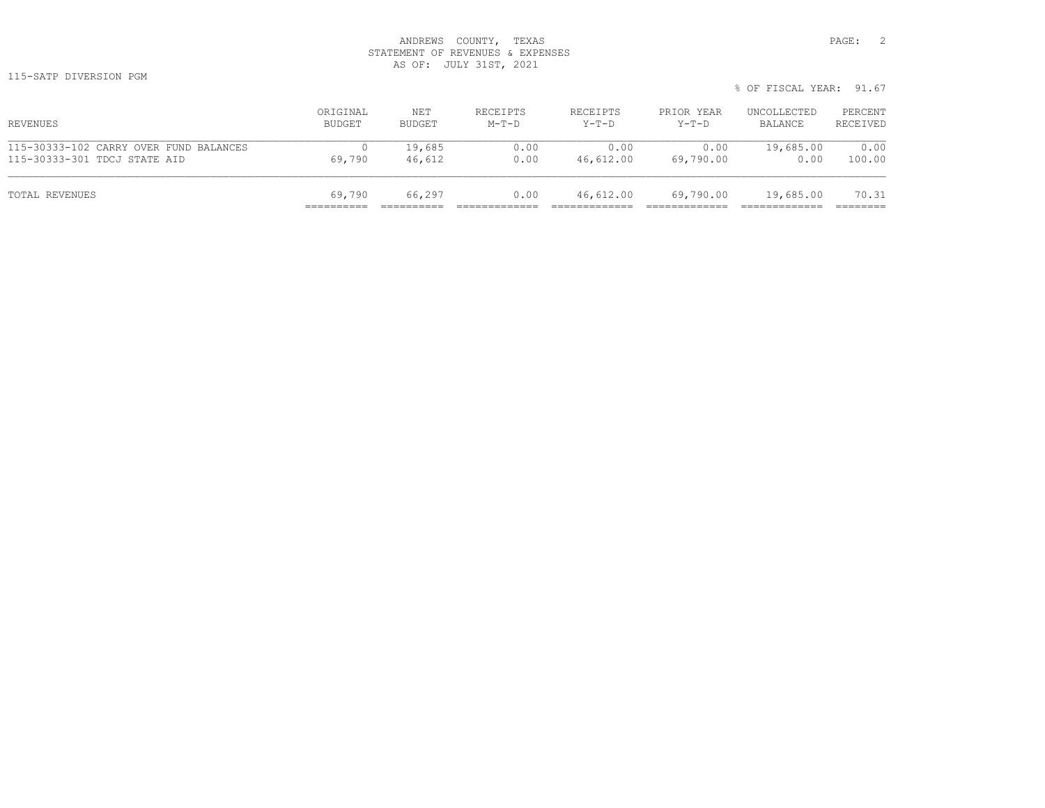ANDREWS COUNTY, TEXAS
STATEMENT OF REVENUES & EXPENSES
AS OF: JULY 31ST, 2021

115-SATP DIVERSION PGM

% OF FISCAL YEAR: 91.67

| REVENUES | ORIGINAL BUDGET | NET BUDGET | RECEIPTS M-T-D | RECEIPTS Y-T-D | PRIOR YEAR Y-T-D | UNCOLLECTED BALANCE | PERCENT RECEIVED |
|---|---|---|---|---|---|---|---|
| 115-30333-102 CARRY OVER FUND BALANCES | 0 | 19,685 | 0.00 | 0.00 | 0.00 | 19,685.00 | 0.00 |
| 115-30333-301 TDCJ STATE AID | 69,790 | 46,612 | 0.00 | 46,612.00 | 69,790.00 | 0.00 | 100.00 |
| TOTAL REVENUES | 69,790 | 66,297 | 0.00 | 46,612.00 | 69,790.00 | 19,685.00 | 70.31 |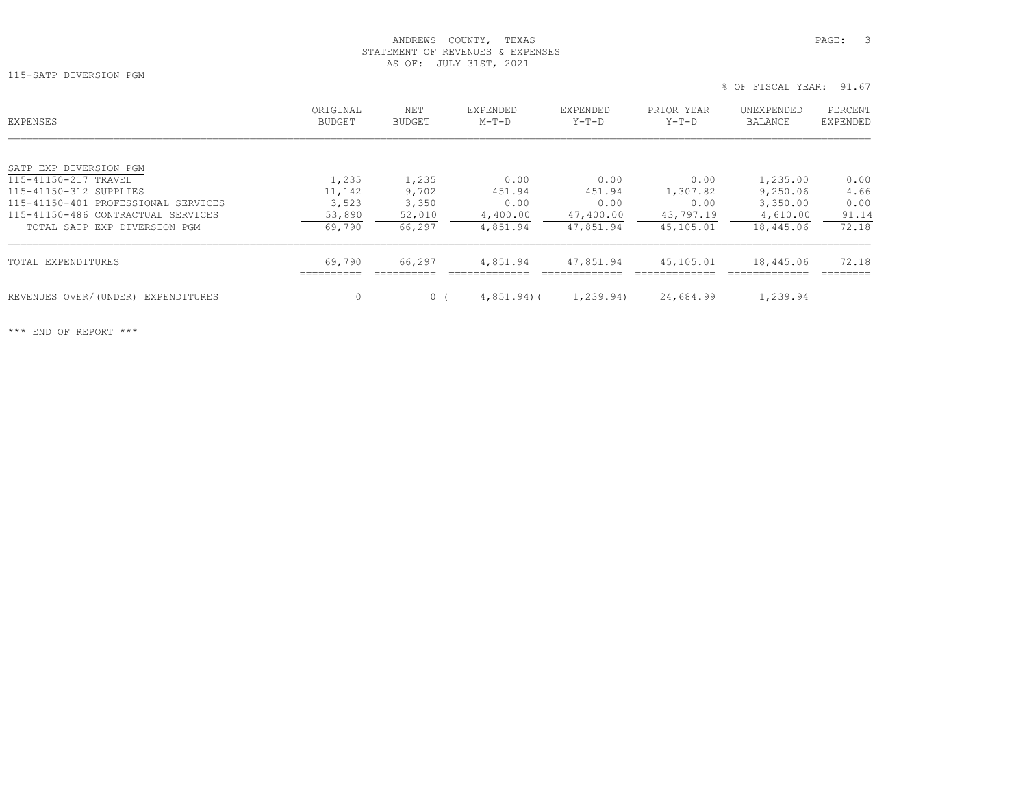ANDREWS COUNTY, TEXAS
STATEMENT OF REVENUES & EXPENSES
AS OF: JULY 31ST, 2021

115-SATP DIVERSION PGM

% OF FISCAL YEAR: 91.67

| EXPENSES | ORIGINAL BUDGET | NET BUDGET | EXPENDED M-T-D | EXPENDED Y-T-D | PRIOR YEAR Y-T-D | UNEXPENDED BALANCE | PERCENT EXPENDED |
|---|---|---|---|---|---|---|---|
| SATP EXP DIVERSION PGM | | | | | | | |
| 115-41150-217 TRAVEL | 1,235 | 1,235 | 0.00 | 0.00 | 0.00 | 1,235.00 | 0.00 |
| 115-41150-312 SUPPLIES | 11,142 | 9,702 | 451.94 | 451.94 | 1,307.82 | 9,250.06 | 4.66 |
| 115-41150-401 PROFESSIONAL SERVICES | 3,523 | 3,350 | 0.00 | 0.00 | 0.00 | 3,350.00 | 0.00 |
| 115-41150-486 CONTRACTUAL SERVICES | 53,890 | 52,010 | 4,400.00 | 47,400.00 | 43,797.19 | 4,610.00 | 91.14 |
| TOTAL SATP EXP DIVERSION PGM | 69,790 | 66,297 | 4,851.94 | 47,851.94 | 45,105.01 | 18,445.06 | 72.18 |
| TOTAL EXPENDITURES | 69,790 | 66,297 | 4,851.94 | 47,851.94 | 45,105.01 | 18,445.06 | 72.18 |
| REVENUES OVER/(UNDER) EXPENDITURES | 0 | 0 | ( 4,851.94) | ( 1,239.94) | 24,684.99 | 1,239.94 | |

*** END OF REPORT ***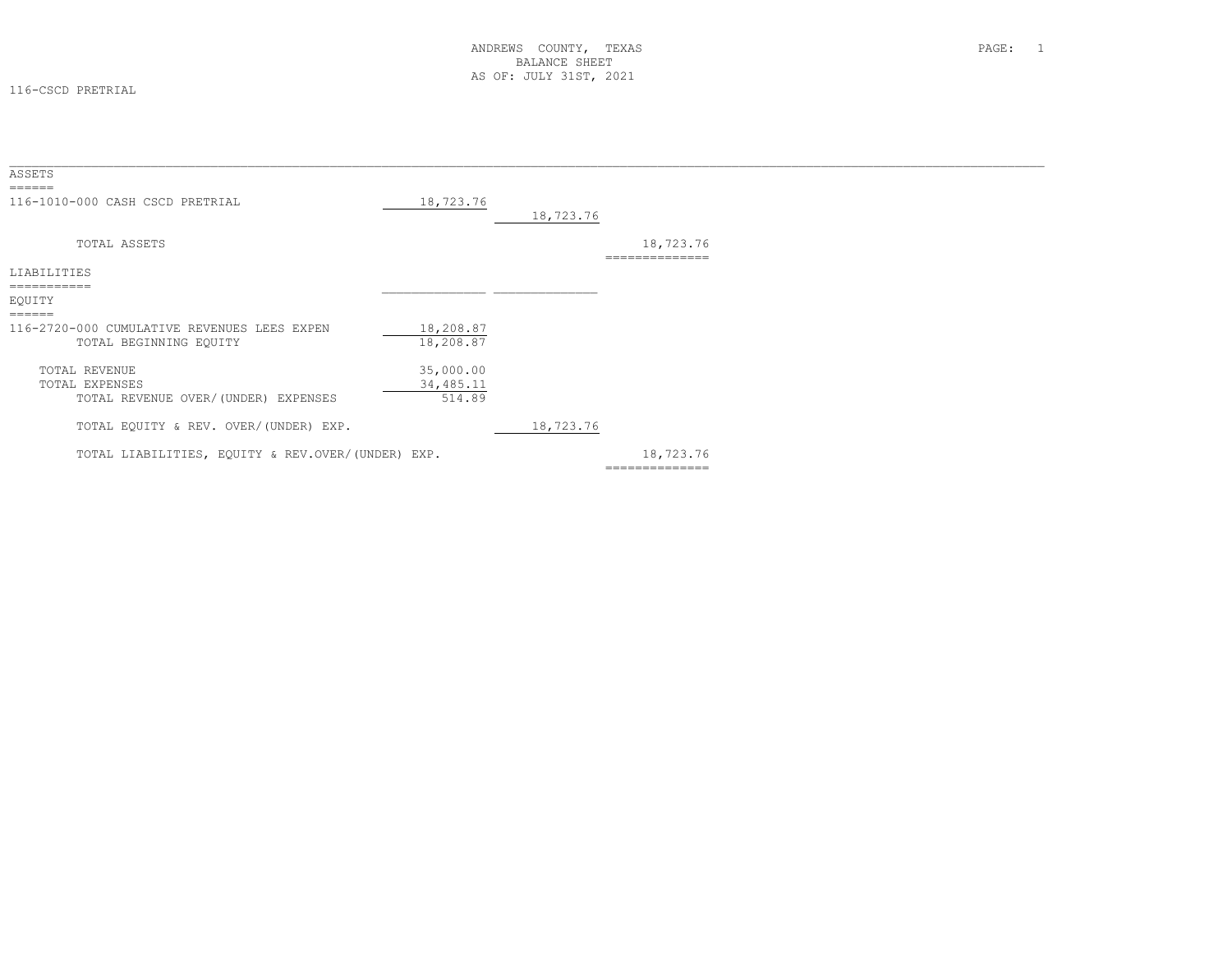ANDREWS COUNTY, TEXAS
BALANCE SHEET
AS OF: JULY 31ST, 2021

116-CSCD PRETRIAL

| | | | |
|---|---|---|---|
| **ASSETS** | | | |
| 116-1010-000 CASH CSCD PRETRIAL | 18,723.76 | | |
| | | 18,723.76 | |
| TOTAL ASSETS | | | 18,723.76 |
| **LIABILITIES** | | | |
| **EQUITY** | | | |
| 116-2720-000 CUMULATIVE REVENUES LEES EXPEN | 18,208.87 | | |
| TOTAL BEGINNING EQUITY | 18,208.87 | | |
| TOTAL REVENUE | 35,000.00 | | |
| TOTAL EXPENSES | 34,485.11 | | |
| TOTAL REVENUE OVER/(UNDER) EXPENSES | 514.89 | | |
| TOTAL EQUITY & REV. OVER/(UNDER) EXP. | | 18,723.76 | |
| TOTAL LIABILITIES, EQUITY & REV.OVER/(UNDER) EXP. | | | 18,723.76 |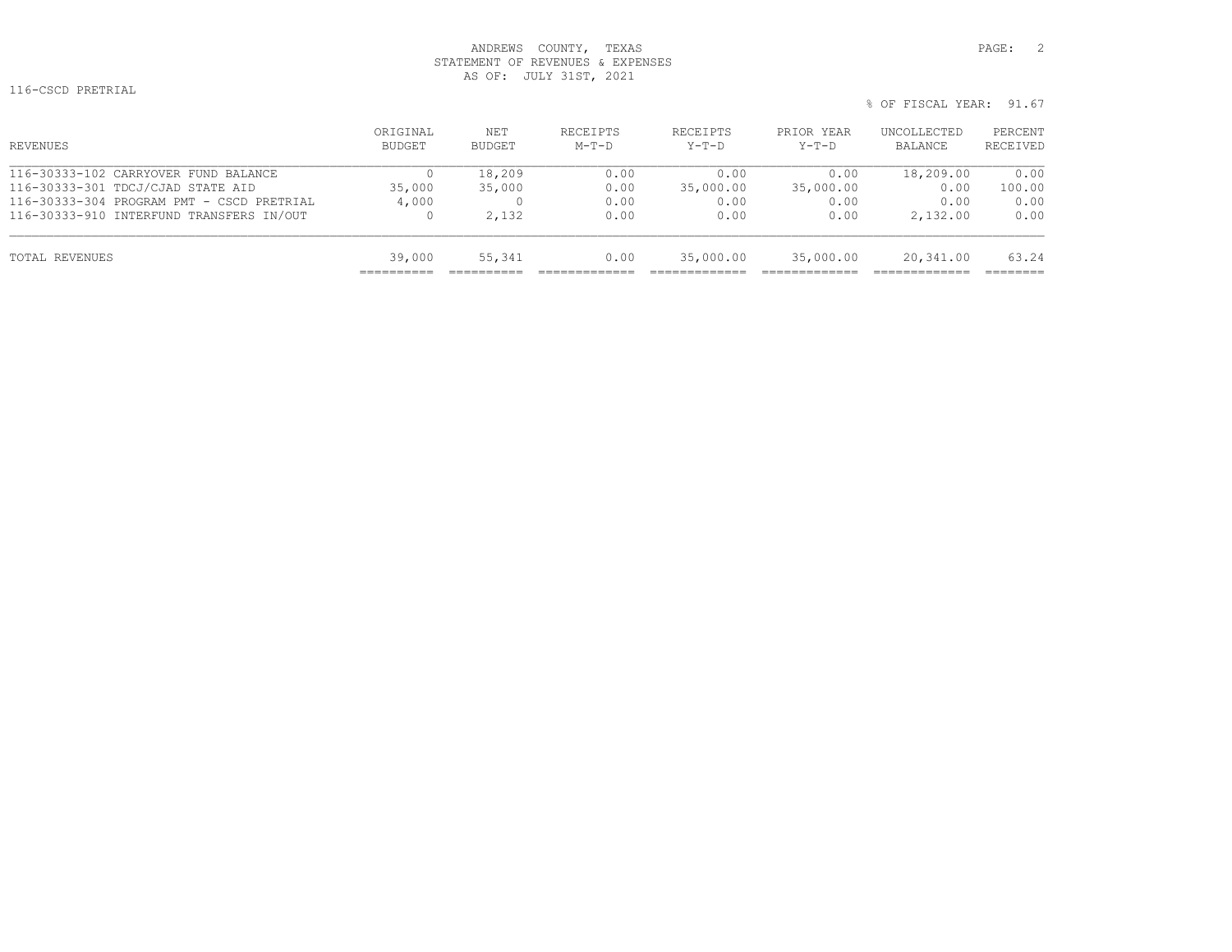ANDREWS COUNTY, TEXAS
STATEMENT OF REVENUES & EXPENSES
AS OF: JULY 31ST, 2021

116-CSCD PRETRIAL

% OF FISCAL YEAR: 91.67

| REVENUES | ORIGINAL BUDGET | NET BUDGET | RECEIPTS M-T-D | RECEIPTS Y-T-D | PRIOR YEAR Y-T-D | UNCOLLECTED BALANCE | PERCENT RECEIVED |
|---|---|---|---|---|---|---|---|
| 116-30333-102 CARRYOVER FUND BALANCE | 0 | 18,209 | 0.00 | 0.00 | 0.00 | 18,209.00 | 0.00 |
| 116-30333-301 TDCJ/CJAD STATE AID | 35,000 | 35,000 | 0.00 | 35,000.00 | 35,000.00 | 0.00 | 100.00 |
| 116-30333-304 PROGRAM PMT - CSCD PRETRIAL | 4,000 | 0 | 0.00 | 0.00 | 0.00 | 0.00 | 0.00 |
| 116-30333-910 INTERFUND TRANSFERS IN/OUT | 0 | 2,132 | 0.00 | 0.00 | 0.00 | 2,132.00 | 0.00 |
| TOTAL REVENUES | 39,000 | 55,341 | 0.00 | 35,000.00 | 35,000.00 | 20,341.00 | 63.24 |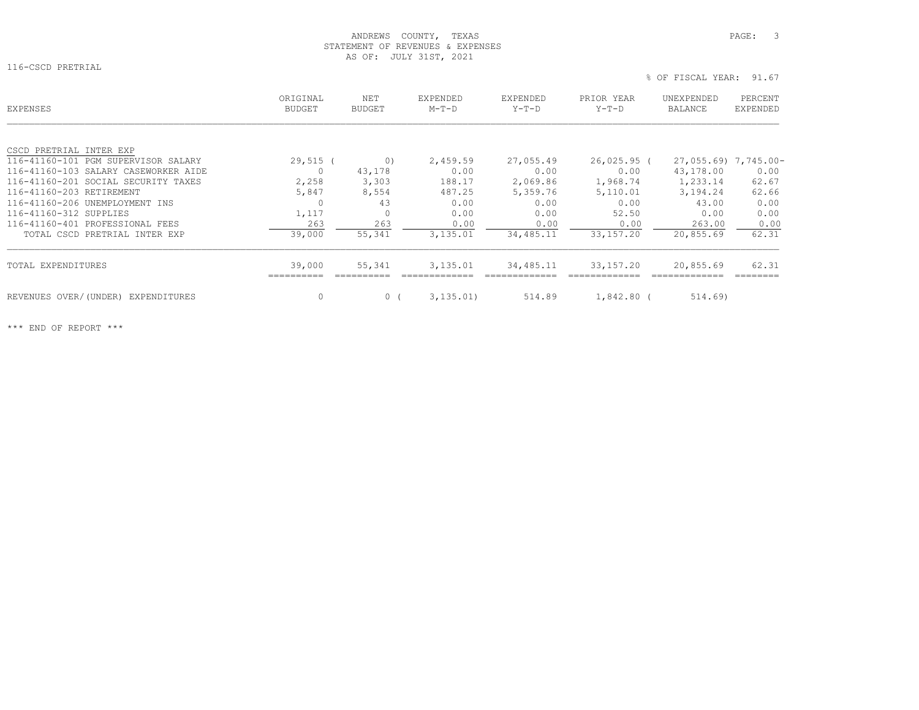ANDREWS COUNTY, TEXAS
STATEMENT OF REVENUES & EXPENSES
AS OF: JULY 31ST, 2021

116-CSCD PRETRIAL

% OF FISCAL YEAR: 91.67

| EXPENSES | ORIGINAL BUDGET | NET BUDGET | EXPENDED M-T-D | EXPENDED Y-T-D | PRIOR YEAR Y-T-D | UNEXPENDED BALANCE | PERCENT EXPENDED |
|---|---|---|---|---|---|---|---|
| CSCD PRETRIAL INTER EXP | | | | | | | |
| 116-41160-101 PGM SUPERVISOR SALARY | 29,515 | ( 0) | 2,459.59 | 27,055.49 | 26,025.95 | ( 27,055.69) | 7,745.00- |
| 116-41160-103 SALARY CASEWORKER AIDE | 0 | 43,178 | 0.00 | 0.00 | 0.00 | 43,178.00 | 0.00 |
| 116-41160-201 SOCIAL SECURITY TAXES | 2,258 | 3,303 | 188.17 | 2,069.86 | 1,968.74 | 1,233.14 | 62.67 |
| 116-41160-203 RETIREMENT | 5,847 | 8,554 | 487.25 | 5,359.76 | 5,110.01 | 3,194.24 | 62.66 |
| 116-41160-206 UNEMPLOYMENT INS | 0 | 43 | 0.00 | 0.00 | 0.00 | 43.00 | 0.00 |
| 116-41160-312 SUPPLIES | 1,117 | 0 | 0.00 | 0.00 | 52.50 | 0.00 | 0.00 |
| 116-41160-401 PROFESSIONAL FEES | 263 | 263 | 0.00 | 0.00 | 0.00 | 263.00 | 0.00 |
| TOTAL CSCD PRETRIAL INTER EXP | 39,000 | 55,341 | 3,135.01 | 34,485.11 | 33,157.20 | 20,855.69 | 62.31 |
| TOTAL EXPENDITURES | 39,000 | 55,341 | 3,135.01 | 34,485.11 | 33,157.20 | 20,855.69 | 62.31 |
| REVENUES OVER/(UNDER) EXPENDITURES | 0 | 0 | ( 3,135.01) | 514.89 | 1,842.80 | ( 514.69) | |

\*\*\* END OF REPORT \*\*\*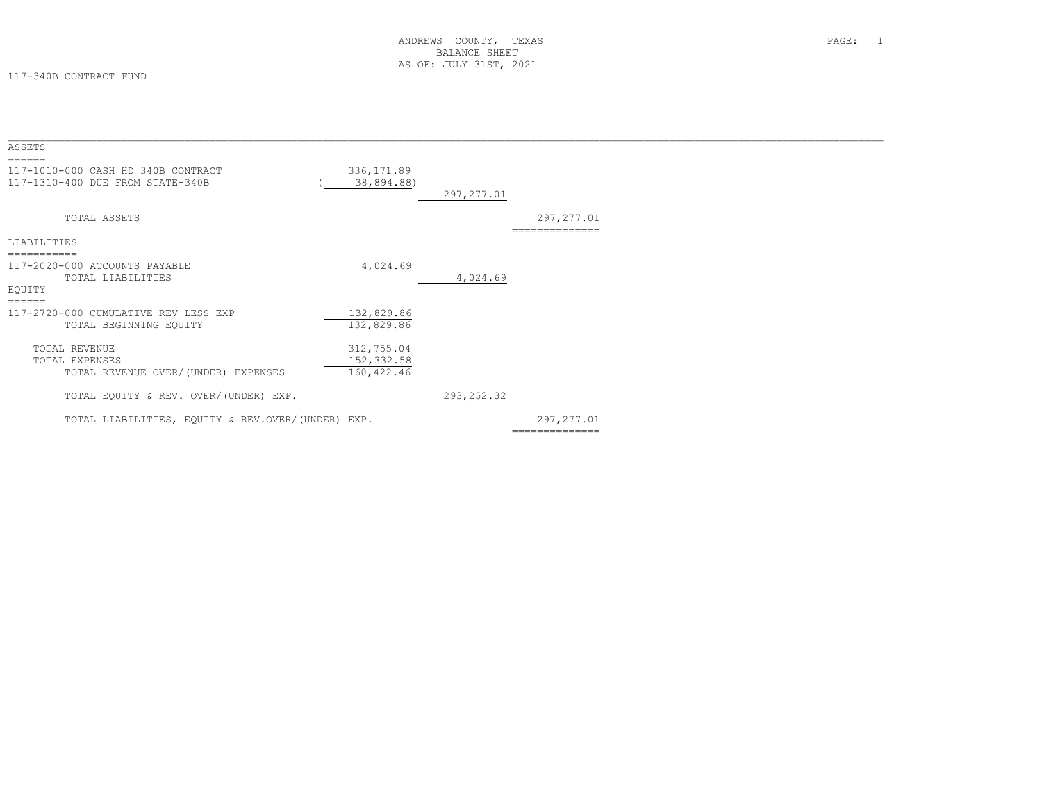ANDREWS COUNTY, TEXAS
BALANCE SHEET
AS OF: JULY 31ST, 2021

117-340B CONTRACT FUND

## ASSETS

| | | | |
|---|---|---|---|
| 117-1010-000 CASH HD 340B CONTRACT | 336,171.89 | | |
| 117-1310-400 DUE FROM STATE-340B | ( 38,894.88) | | |
| | | 297,277.01 | |
| TOTAL ASSETS | | | 297,277.01 |

## LIABILITIES

| | | | |
|---|---|---|---|
| 117-2020-000 ACCOUNTS PAYABLE | 4,024.69 | | |
| TOTAL LIABILITIES | | 4,024.69 | |

## EQUITY

| | | | |
|---|---|---|---|
| 117-2720-000 CUMULATIVE REV LESS EXP | 132,829.86 | | |
| TOTAL BEGINNING EQUITY | 132,829.86 | | |
| TOTAL REVENUE | 312,755.04 | | |
| TOTAL EXPENSES | 152,332.58 | | |
| TOTAL REVENUE OVER/(UNDER) EXPENSES | 160,422.46 | | |
| TOTAL EQUITY & REV. OVER/(UNDER) EXP. | | 293,252.32 | |
| TOTAL LIABILITIES, EQUITY & REV.OVER/(UNDER) EXP. | | | 297,277.01 |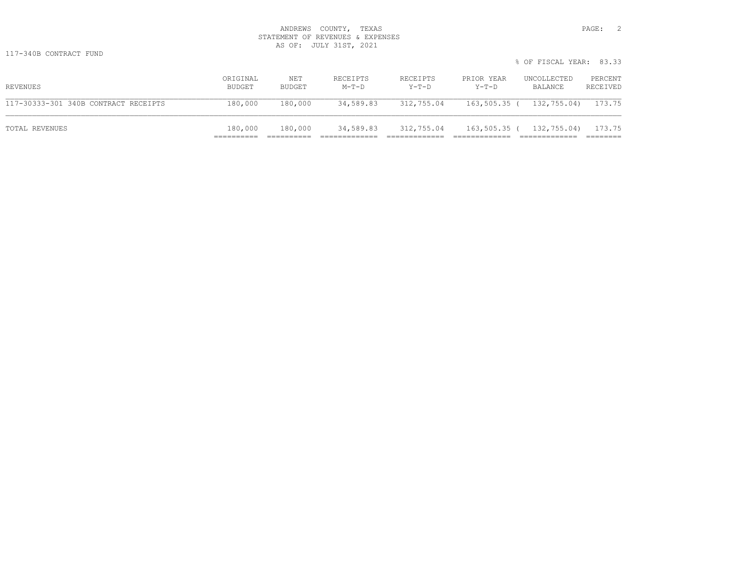ANDREWS COUNTY, TEXAS
STATEMENT OF REVENUES & EXPENSES
AS OF: JULY 31ST, 2021

117-340B CONTRACT FUND

% OF FISCAL YEAR: 83.33

| REVENUES | ORIGINAL BUDGET | NET BUDGET | RECEIPTS M-T-D | RECEIPTS Y-T-D | PRIOR YEAR Y-T-D | UNCOLLECTED BALANCE | PERCENT RECEIVED |
|---|---|---|---|---|---|---|---|
| 117-30333-301 340B CONTRACT RECEIPTS | 180,000 | 180,000 | 34,589.83 | 312,755.04 | 163,505.35 | ( 132,755.04) | 173.75 |
| TOTAL REVENUES | 180,000 | 180,000 | 34,589.83 | 312,755.04 | 163,505.35 | ( 132,755.04) | 173.75 |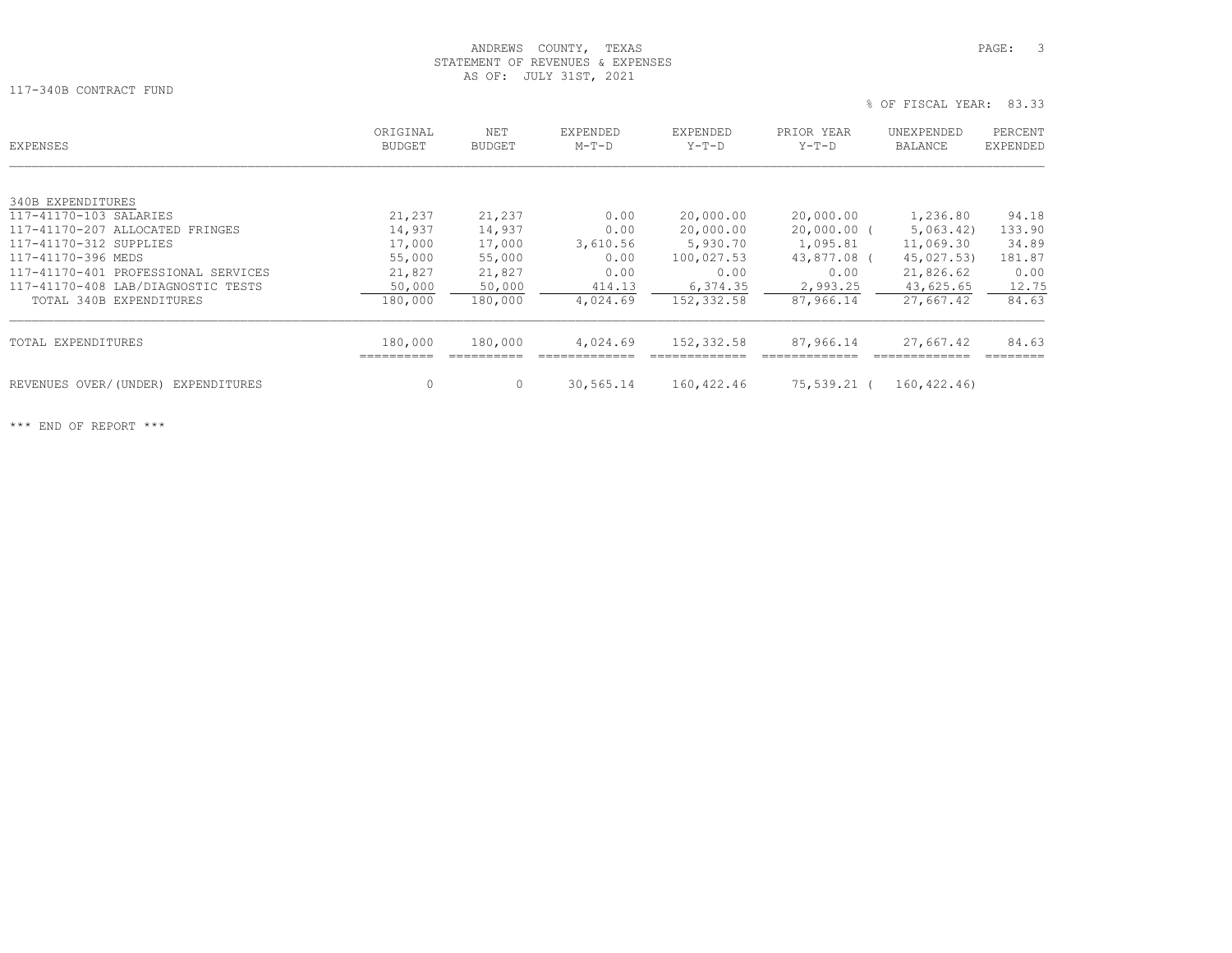ANDREWS COUNTY, TEXAS
STATEMENT OF REVENUES & EXPENSES
AS OF: JULY 31ST, 2021

117-340B CONTRACT FUND

% OF FISCAL YEAR: 83.33

| EXPENSES | ORIGINAL BUDGET | NET BUDGET | EXPENDED M-T-D | EXPENDED Y-T-D | PRIOR YEAR Y-T-D | UNEXPENDED BALANCE | PERCENT EXPENDED |
|---|---|---|---|---|---|---|---|
| 340B EXPENDITURES | | | | | | | |
| 117-41170-103 SALARIES | 21,237 | 21,237 | 0.00 | 20,000.00 | 20,000.00 | 1,236.80 | 94.18 |
| 117-41170-207 ALLOCATED FRINGES | 14,937 | 14,937 | 0.00 | 20,000.00 | 20,000.00 | ( 5,063.42) | 133.90 |
| 117-41170-312 SUPPLIES | 17,000 | 17,000 | 3,610.56 | 5,930.70 | 1,095.81 | 11,069.30 | 34.89 |
| 117-41170-396 MEDS | 55,000 | 55,000 | 0.00 | 100,027.53 | 43,877.08 | ( 45,027.53) | 181.87 |
| 117-41170-401 PROFESSIONAL SERVICES | 21,827 | 21,827 | 0.00 | 0.00 | 0.00 | 21,826.62 | 0.00 |
| 117-41170-408 LAB/DIAGNOSTIC TESTS | 50,000 | 50,000 | 414.13 | 6,374.35 | 2,993.25 | 43,625.65 | 12.75 |
| TOTAL 340B EXPENDITURES | 180,000 | 180,000 | 4,024.69 | 152,332.58 | 87,966.14 | 27,667.42 | 84.63 |
| TOTAL EXPENDITURES | 180,000 | 180,000 | 4,024.69 | 152,332.58 | 87,966.14 | 27,667.42 | 84.63 |
| REVENUES OVER/(UNDER) EXPENDITURES | 0 | 0 | 30,565.14 | 160,422.46 | 75,539.21 | ( 160,422.46) | |

*** END OF REPORT ***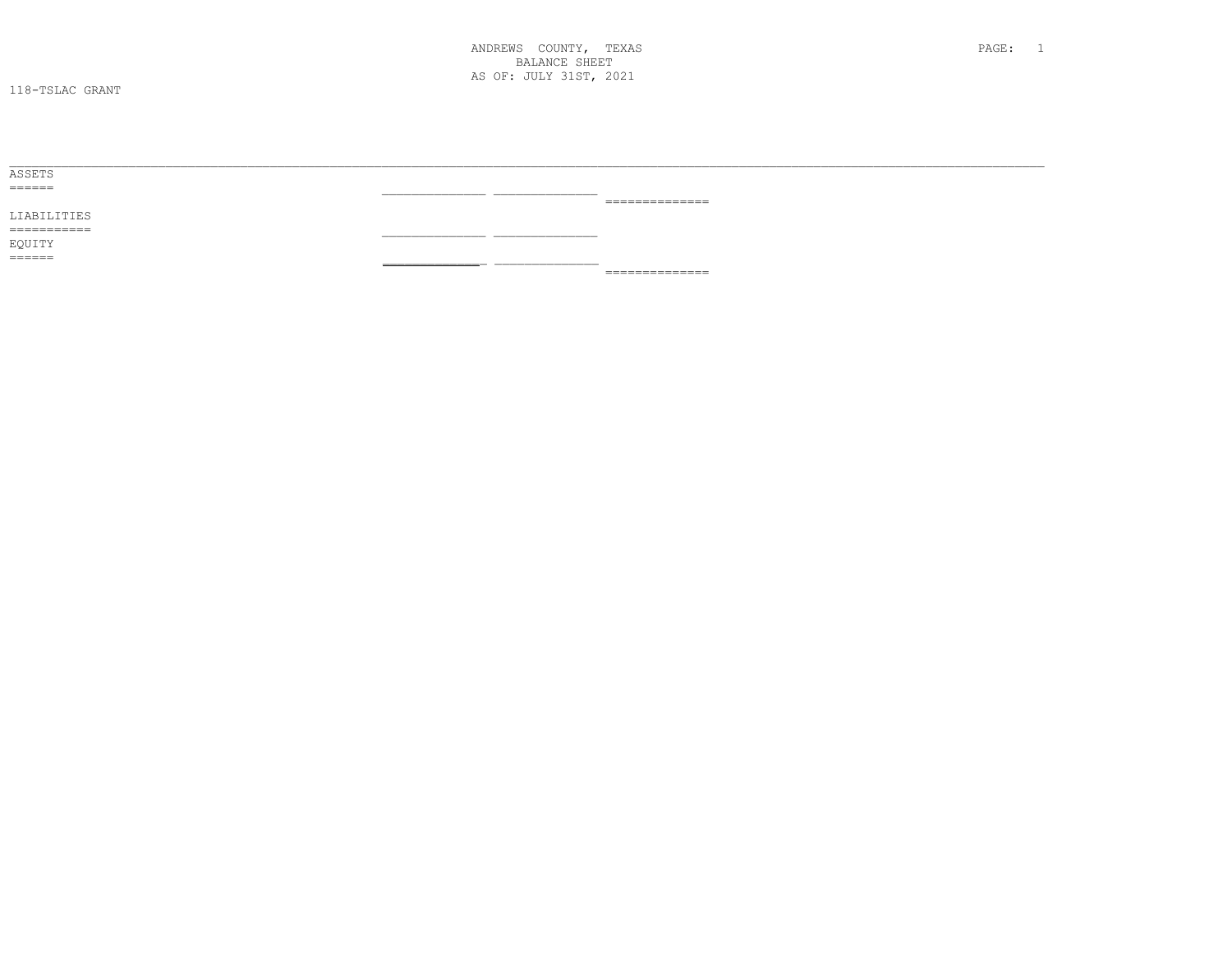ANDREWS COUNTY, TEXAS
BALANCE SHEET
AS OF: JULY 31ST, 2021

118-TSLAC GRANT

ASSETS
======

LIABILITIES
===========

EQUITY
======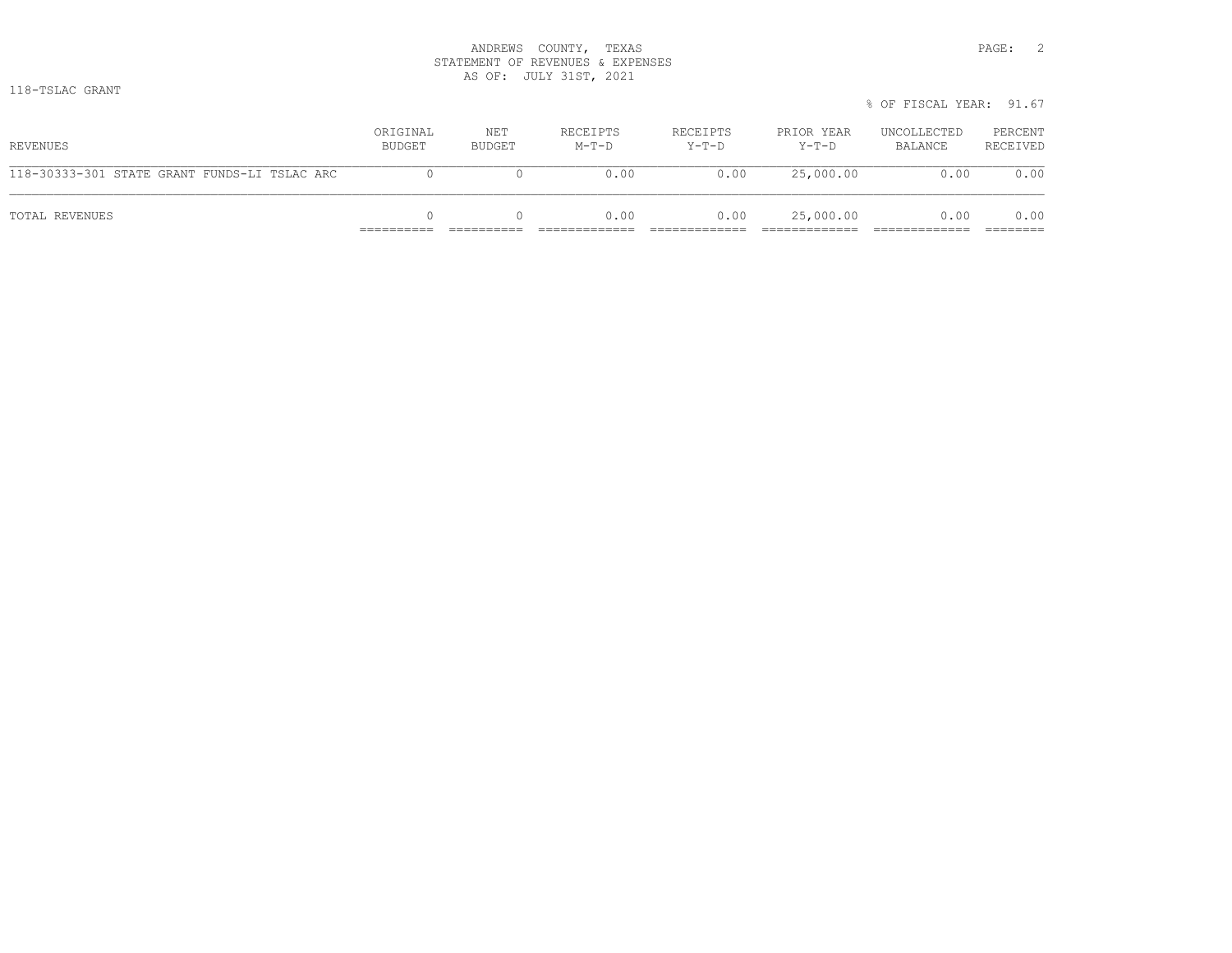ANDREWS COUNTY, TEXAS
STATEMENT OF REVENUES & EXPENSES
AS OF: JULY 31ST, 2021

118-TSLAC GRANT

% OF FISCAL YEAR: 91.67

| REVENUES | ORIGINAL BUDGET | NET BUDGET | RECEIPTS M-T-D | RECEIPTS Y-T-D | PRIOR YEAR Y-T-D | UNCOLLECTED BALANCE | PERCENT RECEIVED |
|---|---|---|---|---|---|---|---|
| 118-30333-301 STATE GRANT FUNDS-LI TSLAC ARC | 0 | 0 | 0.00 | 0.00 | 25,000.00 | 0.00 | 0.00 |
| TOTAL REVENUES | 0 | 0 | 0.00 | 0.00 | 25,000.00 | 0.00 | 0.00 |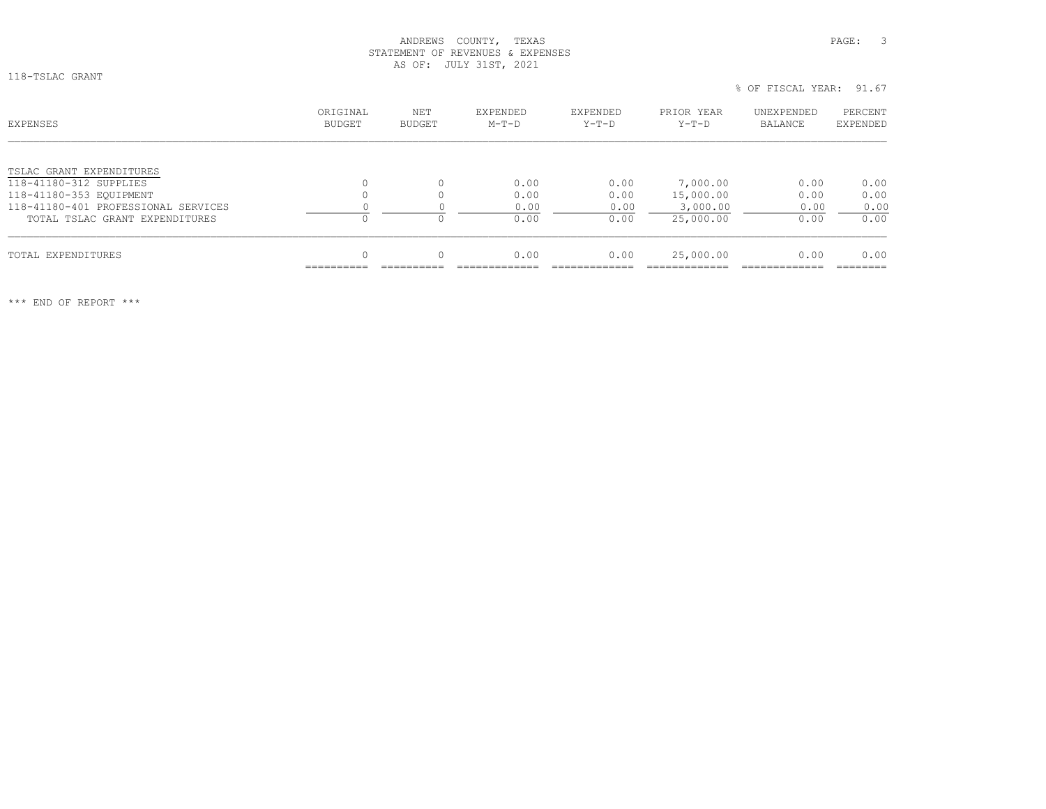ANDREWS COUNTY, TEXAS
STATEMENT OF REVENUES & EXPENSES
AS OF: JULY 31ST, 2021

118-TSLAC GRANT

% OF FISCAL YEAR: 91.67

| EXPENSES | ORIGINAL BUDGET | NET BUDGET | EXPENDED M-T-D | EXPENDED Y-T-D | PRIOR YEAR Y-T-D | UNEXPENDED BALANCE | PERCENT EXPENDED |
|---|---|---|---|---|---|---|---|
| TSLAC GRANT EXPENDITURES | | | | | | | |
| 118-41180-312 SUPPLIES | 0 | 0 | 0.00 | 0.00 | 7,000.00 | 0.00 | 0.00 |
| 118-41180-353 EQUIPMENT | 0 | 0 | 0.00 | 0.00 | 15,000.00 | 0.00 | 0.00 |
| 118-41180-401 PROFESSIONAL SERVICES | 0 | 0 | 0.00 | 0.00 | 3,000.00 | 0.00 | 0.00 |
| TOTAL TSLAC GRANT EXPENDITURES | 0 | 0 | 0.00 | 0.00 | 25,000.00 | 0.00 | 0.00 |
| TOTAL EXPENDITURES | 0 | 0 | 0.00 | 0.00 | 25,000.00 | 0.00 | 0.00 |

*** END OF REPORT ***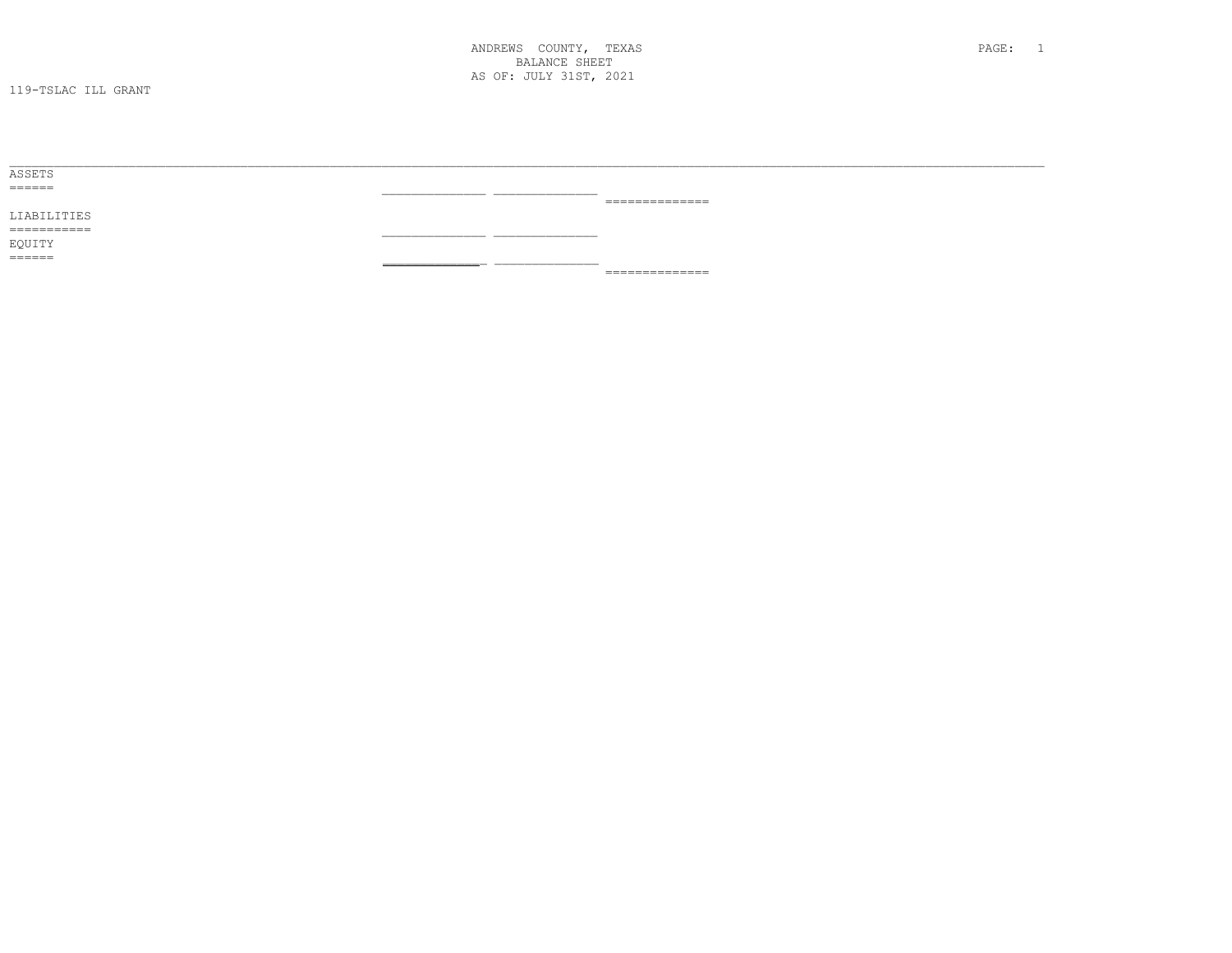ANDREWS COUNTY, TEXAS

BALANCE SHEET

AS OF: JULY 31ST, 2021

119-TSLAC ILL GRANT

ASSETS

LIABILITIES

EQUITY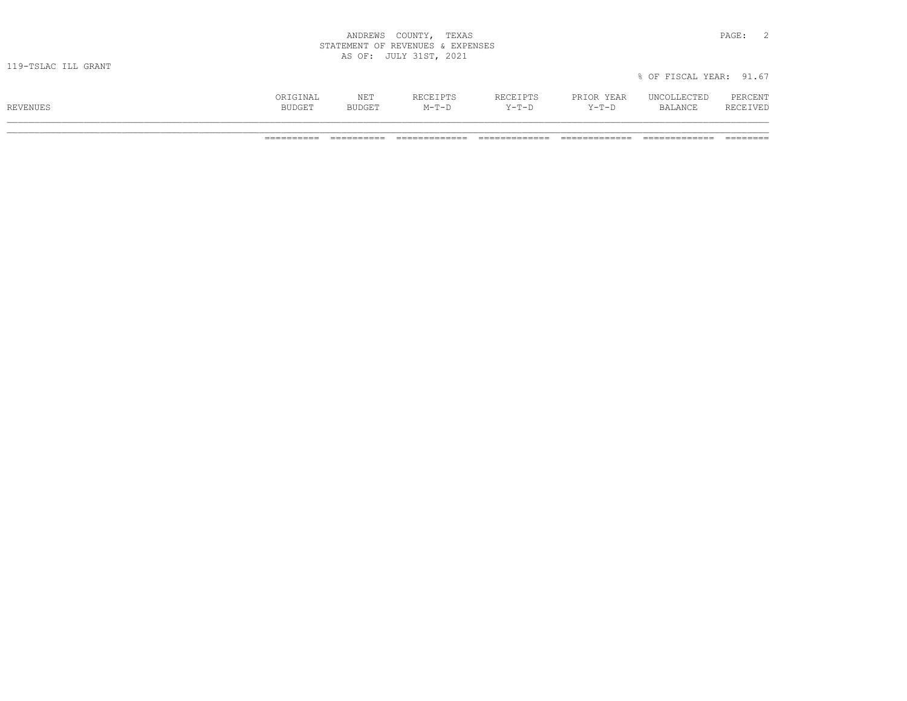ANDREWS COUNTY, TEXAS
STATEMENT OF REVENUES & EXPENSES
AS OF: JULY 31ST, 2021

119-TSLAC ILL GRANT

% OF FISCAL YEAR: 91.67

| REVENUES | ORIGINAL BUDGET | NET BUDGET | RECEIPTS M-T-D | RECEIPTS Y-T-D | PRIOR YEAR Y-T-D | UNCOLLECTED BALANCE | PERCENT RECEIVED |
|---|---|---|---|---|---|---|---|
| | ========== | ========== | ============= | ============= | ============= | ============= | ======== |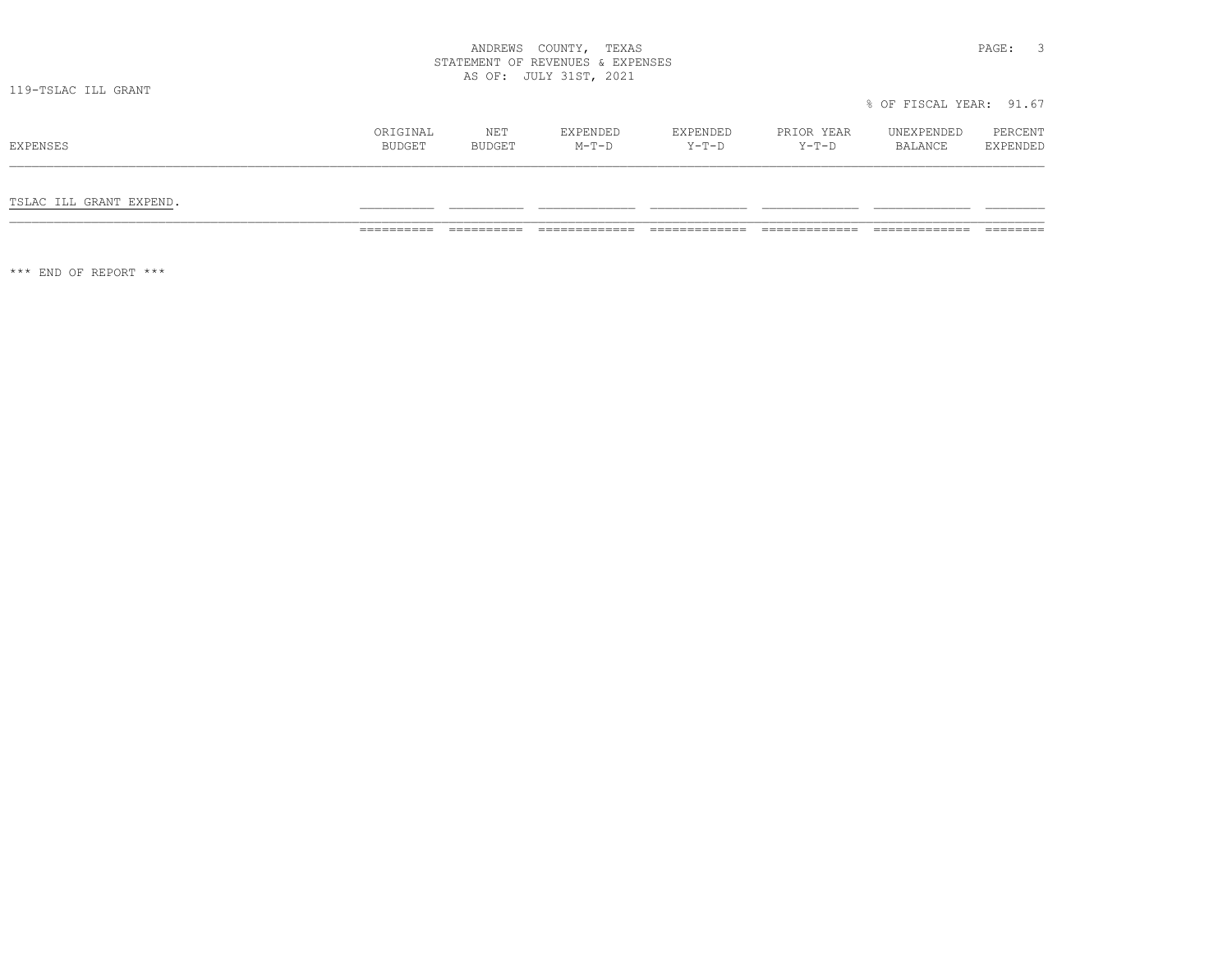ANDREWS COUNTY, TEXAS
STATEMENT OF REVENUES & EXPENSES
AS OF: JULY 31ST, 2021

119-TSLAC ILL GRANT

% OF FISCAL YEAR: 91.67

| EXPENSES | ORIGINAL BUDGET | NET BUDGET | EXPENDED M-T-D | EXPENDED Y-T-D | PRIOR YEAR Y-T-D | UNEXPENDED BALANCE | PERCENT EXPENDED |
|---|---|---|---|---|---|---|---|
| TSLAC ILL GRANT EXPEND. | | | | | | | |

*** END OF REPORT ***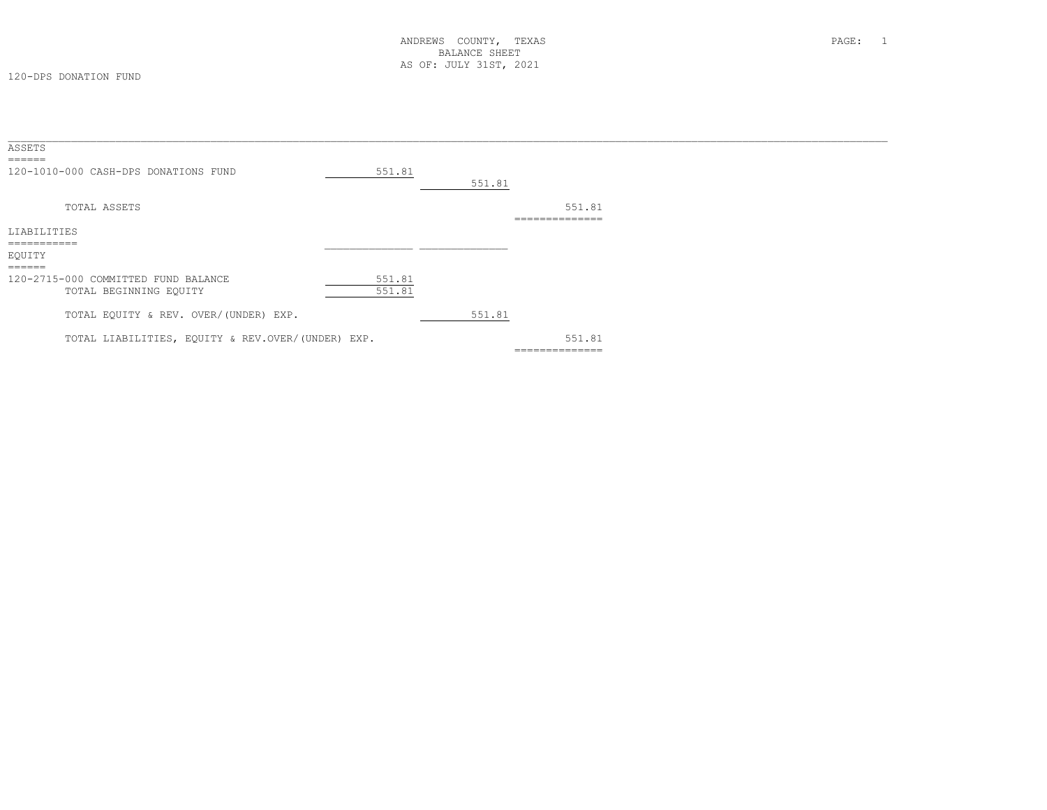ANDREWS COUNTY, TEXAS
BALANCE SHEET
AS OF: JULY 31ST, 2021

120-DPS DONATION FUND

| | | | |
|---|---|---|---|
| **ASSETS** | | | |
| 120-1010-000 CASH-DPS DONATIONS FUND | 551.81 | | |
| | | 551.81 | |
| TOTAL ASSETS | | | 551.81 |
| **LIABILITIES** | | | |
| **EQUITY** | | | |
| 120-2715-000 COMMITTED FUND BALANCE | 551.81 | | |
| TOTAL BEGINNING EQUITY | 551.81 | | |
| TOTAL EQUITY & REV. OVER/(UNDER) EXP. | | 551.81 | |
| TOTAL LIABILITIES, EQUITY & REV.OVER/(UNDER) EXP. | | | 551.81 |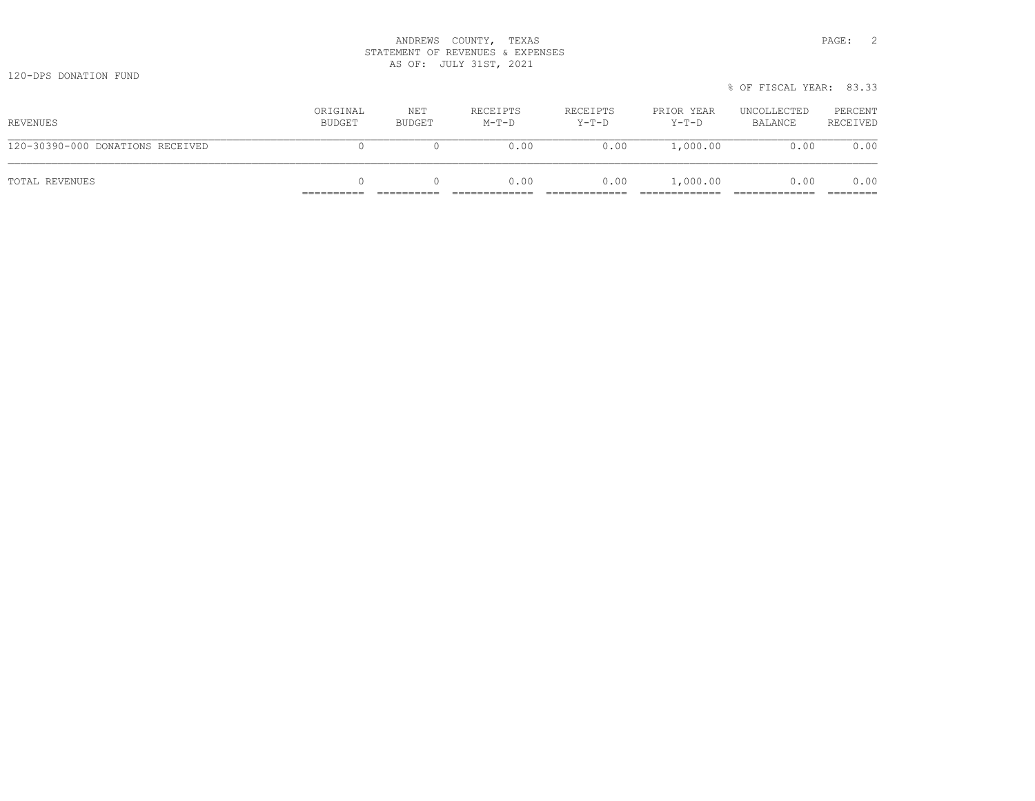ANDREWS COUNTY, TEXAS
STATEMENT OF REVENUES & EXPENSES
AS OF: JULY 31ST, 2021

120-DPS DONATION FUND

% OF FISCAL YEAR: 83.33

| REVENUES | ORIGINAL BUDGET | NET BUDGET | RECEIPTS M-T-D | RECEIPTS Y-T-D | PRIOR YEAR Y-T-D | UNCOLLECTED BALANCE | PERCENT RECEIVED |
|---|---|---|---|---|---|---|---|
| 120-30390-000 DONATIONS RECEIVED | 0 | 0 | 0.00 | 0.00 | 1,000.00 | 0.00 | 0.00 |
| TOTAL REVENUES | 0 | 0 | 0.00 | 0.00 | 1,000.00 | 0.00 | 0.00 |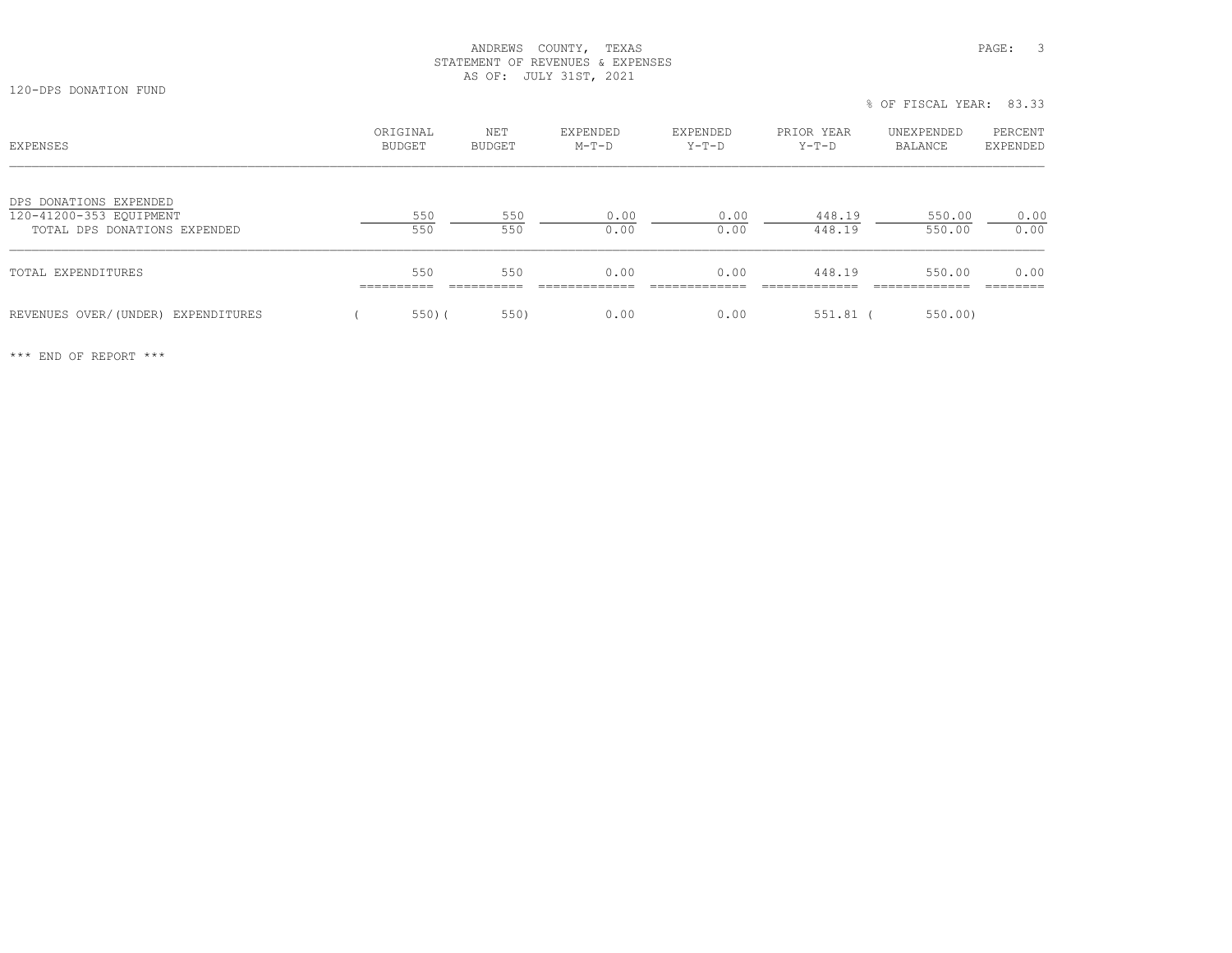ANDREWS COUNTY, TEXAS
STATEMENT OF REVENUES & EXPENSES
AS OF: JULY 31ST, 2021

120-DPS DONATION FUND

% OF FISCAL YEAR: 83.33

| EXPENSES | ORIGINAL BUDGET | NET BUDGET | EXPENDED M-T-D | EXPENDED Y-T-D | PRIOR YEAR Y-T-D | UNEXPENDED BALANCE | PERCENT EXPENDED |
|---|---|---|---|---|---|---|---|
| DPS DONATIONS EXPENDED | | | | | | | |
| 120-41200-353 EQUIPMENT | 550 | 550 | 0.00 | 0.00 | 448.19 | 550.00 | 0.00 |
| TOTAL DPS DONATIONS EXPENDED | 550 | 550 | 0.00 | 0.00 | 448.19 | 550.00 | 0.00 |
| TOTAL EXPENDITURES | 550 | 550 | 0.00 | 0.00 | 448.19 | 550.00 | 0.00 |
| REVENUES OVER/(UNDER) EXPENDITURES | ( 550) | ( 550) | 0.00 | 0.00 | 551.81 | ( 550.00) | |

*** END OF REPORT ***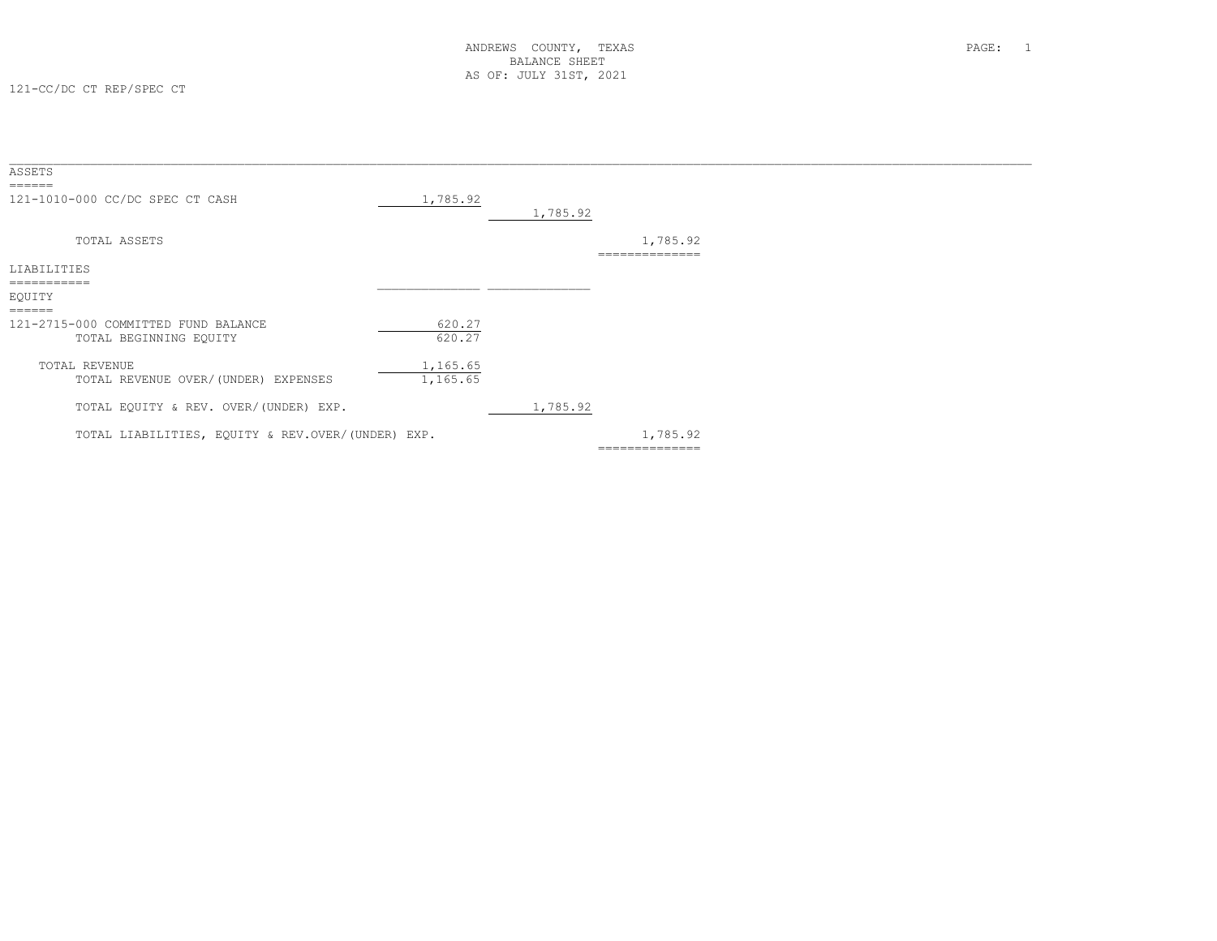ANDREWS COUNTY, TEXAS
BALANCE SHEET
AS OF: JULY 31ST, 2021

121-CC/DC CT REP/SPEC CT

| | | | |
|---|---|---|---|
| **ASSETS** | | | |
| 121-1010-000 CC/DC SPEC CT CASH | 1,785.92 | | |
| | | 1,785.92 | |
| TOTAL ASSETS | | | 1,785.92 |
| **LIABILITIES** | | | |
| **EQUITY** | | | |
| 121-2715-000 COMMITTED FUND BALANCE | 620.27 | | |
| TOTAL BEGINNING EQUITY | 620.27 | | |
| TOTAL REVENUE | 1,165.65 | | |
| TOTAL REVENUE OVER/(UNDER) EXPENSES | 1,165.65 | | |
| TOTAL EQUITY & REV. OVER/(UNDER) EXP. | | 1,785.92 | |
| TOTAL LIABILITIES, EQUITY & REV.OVER/(UNDER) EXP. | | | 1,785.92 |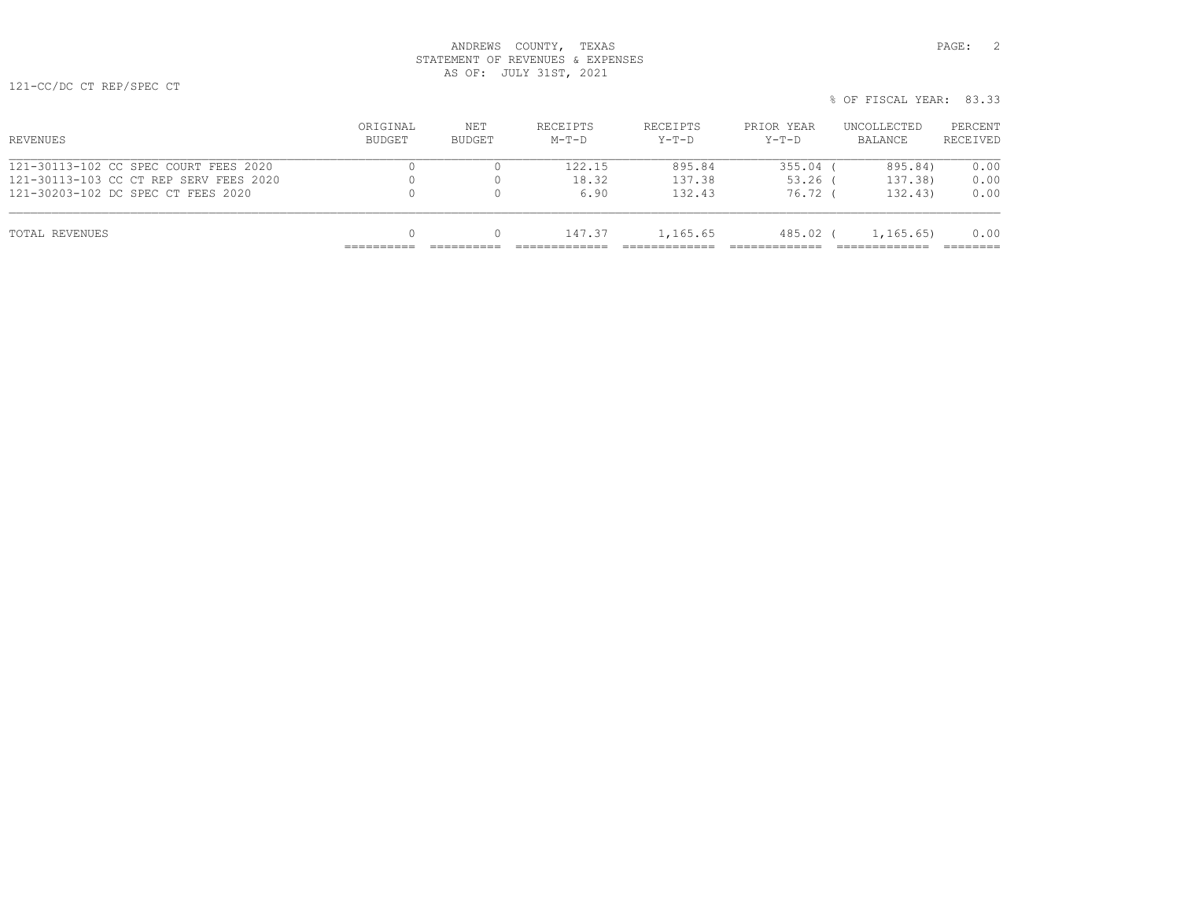ANDREWS COUNTY, TEXAS
STATEMENT OF REVENUES & EXPENSES
AS OF: JULY 31ST, 2021

121-CC/DC CT REP/SPEC CT

% OF FISCAL YEAR: 83.33

| REVENUES | ORIGINAL BUDGET | NET BUDGET | RECEIPTS M-T-D | RECEIPTS Y-T-D | PRIOR YEAR Y-T-D | UNCOLLECTED BALANCE | PERCENT RECEIVED |
|---|---|---|---|---|---|---|---|
| 121-30113-102 CC SPEC COURT FEES 2020 | 0 | 0 | 122.15 | 895.84 | 355.04 | ( 895.84) | 0.00 |
| 121-30113-103 CC CT REP SERV FEES 2020 | 0 | 0 | 18.32 | 137.38 | 53.26 | ( 137.38) | 0.00 |
| 121-30203-102 DC SPEC CT FEES 2020 | 0 | 0 | 6.90 | 132.43 | 76.72 | ( 132.43) | 0.00 |
| TOTAL REVENUES | 0 | 0 | 147.37 | 1,165.65 | 485.02 | ( 1,165.65) | 0.00 |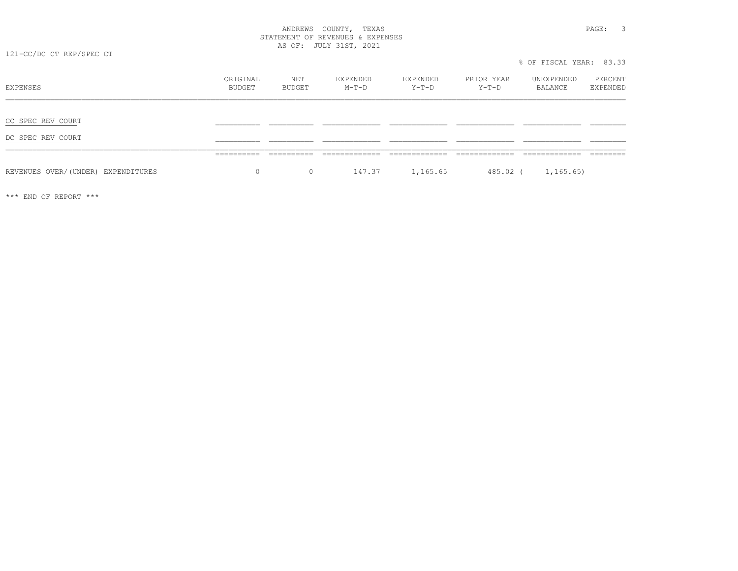ANDREWS COUNTY, TEXAS
STATEMENT OF REVENUES & EXPENSES
AS OF: JULY 31ST, 2021

121-CC/DC CT REP/SPEC CT

% OF FISCAL YEAR: 83.33

| EXPENSES | ORIGINAL BUDGET | NET BUDGET | EXPENDED M-T-D | EXPENDED Y-T-D | PRIOR YEAR Y-T-D | UNEXPENDED BALANCE | PERCENT EXPENDED |
|---|---|---|---|---|---|---|---|
| CC SPEC REV COURT | | | | | | | |
| DC SPEC REV COURT | | | | | | | |
| REVENUES OVER/(UNDER) EXPENDITURES | 0 | 0 | 147.37 | 1,165.65 | 485.02 | ( 1,165.65) | |

*** END OF REPORT ***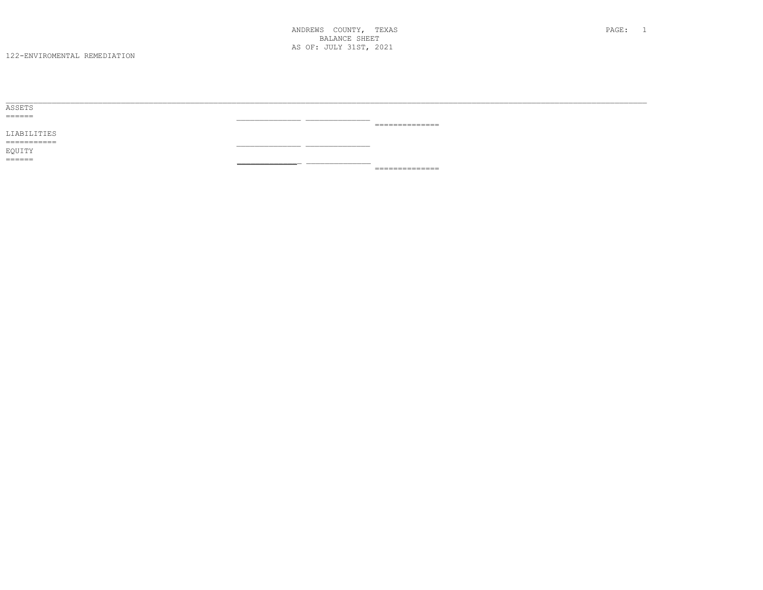ANDREWS COUNTY, TEXAS
BALANCE SHEET
AS OF: JULY 31ST, 2021

122-ENVIROMENTAL REMEDIATION

ASSETS

LIABILITIES

EQUITY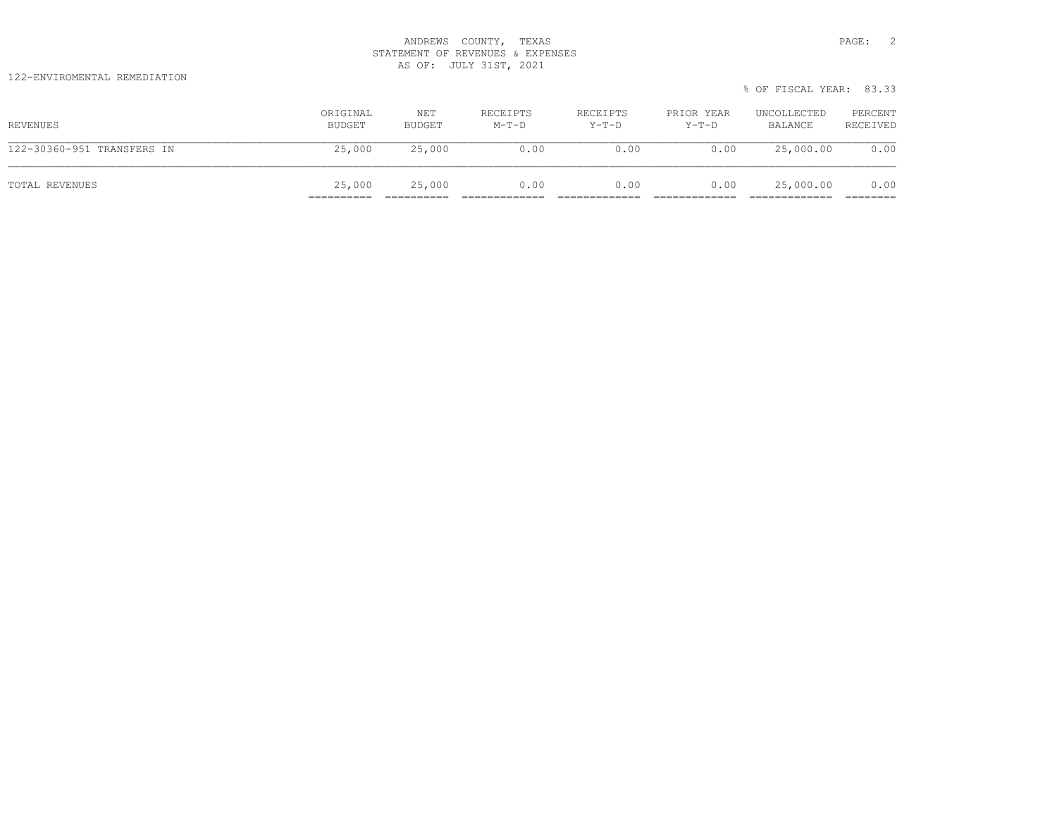ANDREWS COUNTY, TEXAS
STATEMENT OF REVENUES & EXPENSES
AS OF: JULY 31ST, 2021

122-ENVIROMENTAL REMEDIATION

% OF FISCAL YEAR: 83.33

| REVENUES | ORIGINAL BUDGET | NET BUDGET | RECEIPTS M-T-D | RECEIPTS Y-T-D | PRIOR YEAR Y-T-D | UNCOLLECTED BALANCE | PERCENT RECEIVED |
|---|---|---|---|---|---|---|---|
| 122-30360-951 TRANSFERS IN | 25,000 | 25,000 | 0.00 | 0.00 | 0.00 | 25,000.00 | 0.00 |
| TOTAL REVENUES | 25,000 | 25,000 | 0.00 | 0.00 | 0.00 | 25,000.00 | 0.00 |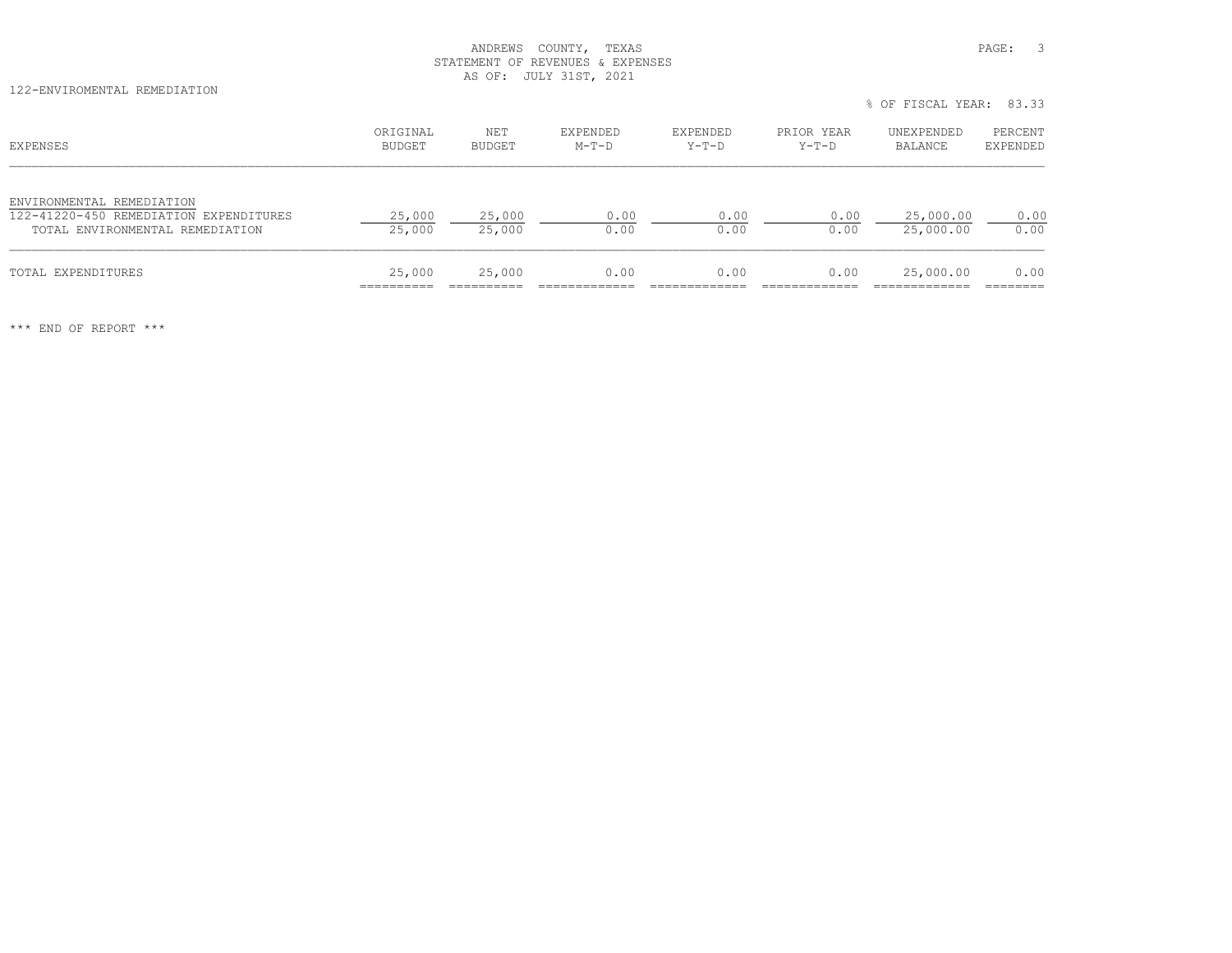ANDREWS COUNTY, TEXAS
STATEMENT OF REVENUES & EXPENSES
AS OF: JULY 31ST, 2021

122-ENVIROMENTAL REMEDIATION

% OF FISCAL YEAR: 83.33

| EXPENSES | ORIGINAL BUDGET | NET BUDGET | EXPENDED M-T-D | EXPENDED Y-T-D | PRIOR YEAR Y-T-D | UNEXPENDED BALANCE | PERCENT EXPENDED |
|---|---|---|---|---|---|---|---|
| ENVIRONMENTAL REMEDIATION | | | | | | | |
| 122-41220-450 REMEDIATION EXPENDITURES | 25,000 | 25,000 | 0.00 | 0.00 | 0.00 | 25,000.00 | 0.00 |
| TOTAL ENVIRONMENTAL REMEDIATION | 25,000 | 25,000 | 0.00 | 0.00 | 0.00 | 25,000.00 | 0.00 |
| TOTAL EXPENDITURES | 25,000 | 25,000 | 0.00 | 0.00 | 0.00 | 25,000.00 | 0.00 |

*** END OF REPORT ***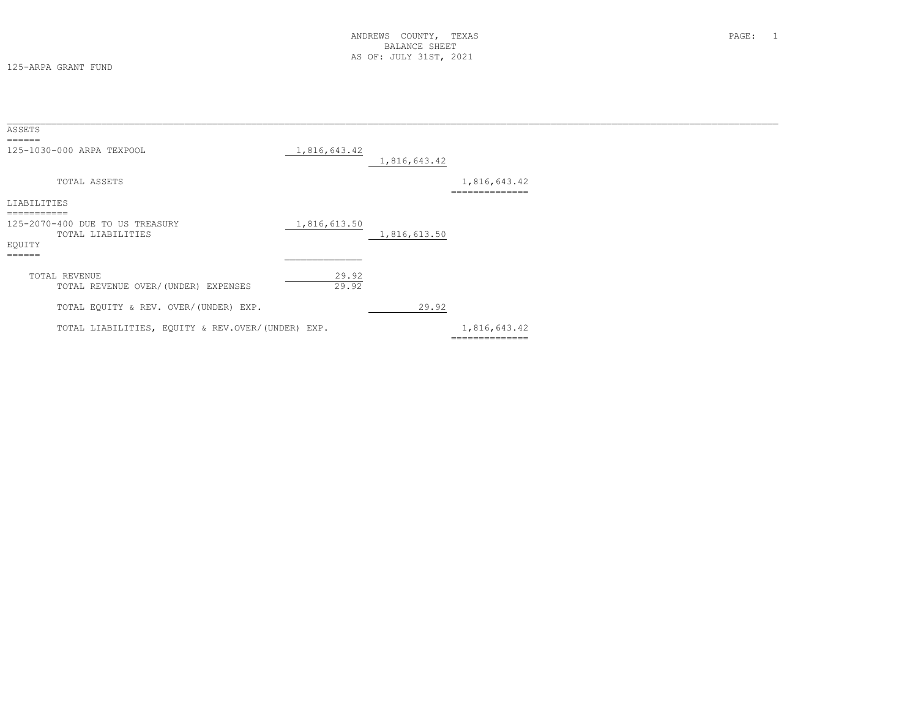ANDREWS COUNTY, TEXAS
BALANCE SHEET
AS OF: JULY 31ST, 2021

125-ARPA GRANT FUND

| | | | |
|---|---|---|---|
| **ASSETS** | | | |
| 125-1030-000 ARPA TEXPOOL | 1,816,643.42 | | |
| | | 1,816,643.42 | |
| TOTAL ASSETS | | | 1,816,643.42 |
| **LIABILITIES** | | | |
| 125-2070-400 DUE TO US TREASURY | 1,816,613.50 | | |
| TOTAL LIABILITIES | | 1,816,613.50 | |
| **EQUITY** | | | |
| TOTAL REVENUE | 29.92 | | |
| TOTAL REVENUE OVER/(UNDER) EXPENSES | 29.92 | | |
| TOTAL EQUITY & REV. OVER/(UNDER) EXP. | | 29.92 | |
| TOTAL LIABILITIES, EQUITY & REV.OVER/(UNDER) EXP. | | | 1,816,643.42 |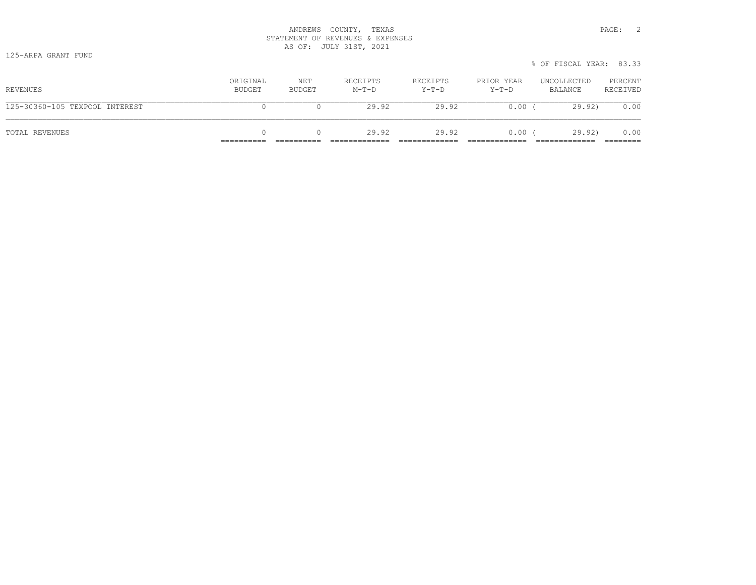ANDREWS COUNTY, TEXAS
STATEMENT OF REVENUES & EXPENSES
AS OF: JULY 31ST, 2021

125-ARPA GRANT FUND

% OF FISCAL YEAR: 83.33

| REVENUES | ORIGINAL BUDGET | NET BUDGET | RECEIPTS M-T-D | RECEIPTS Y-T-D | PRIOR YEAR Y-T-D | UNCOLLECTED BALANCE | PERCENT RECEIVED |
|---|---|---|---|---|---|---|---|
| 125-30360-105 TEXPOOL INTEREST | 0 | 0 | 29.92 | 29.92 | 0.00 | ( 29.92) | 0.00 |
| TOTAL REVENUES | 0 | 0 | 29.92 | 29.92 | 0.00 | ( 29.92) | 0.00 |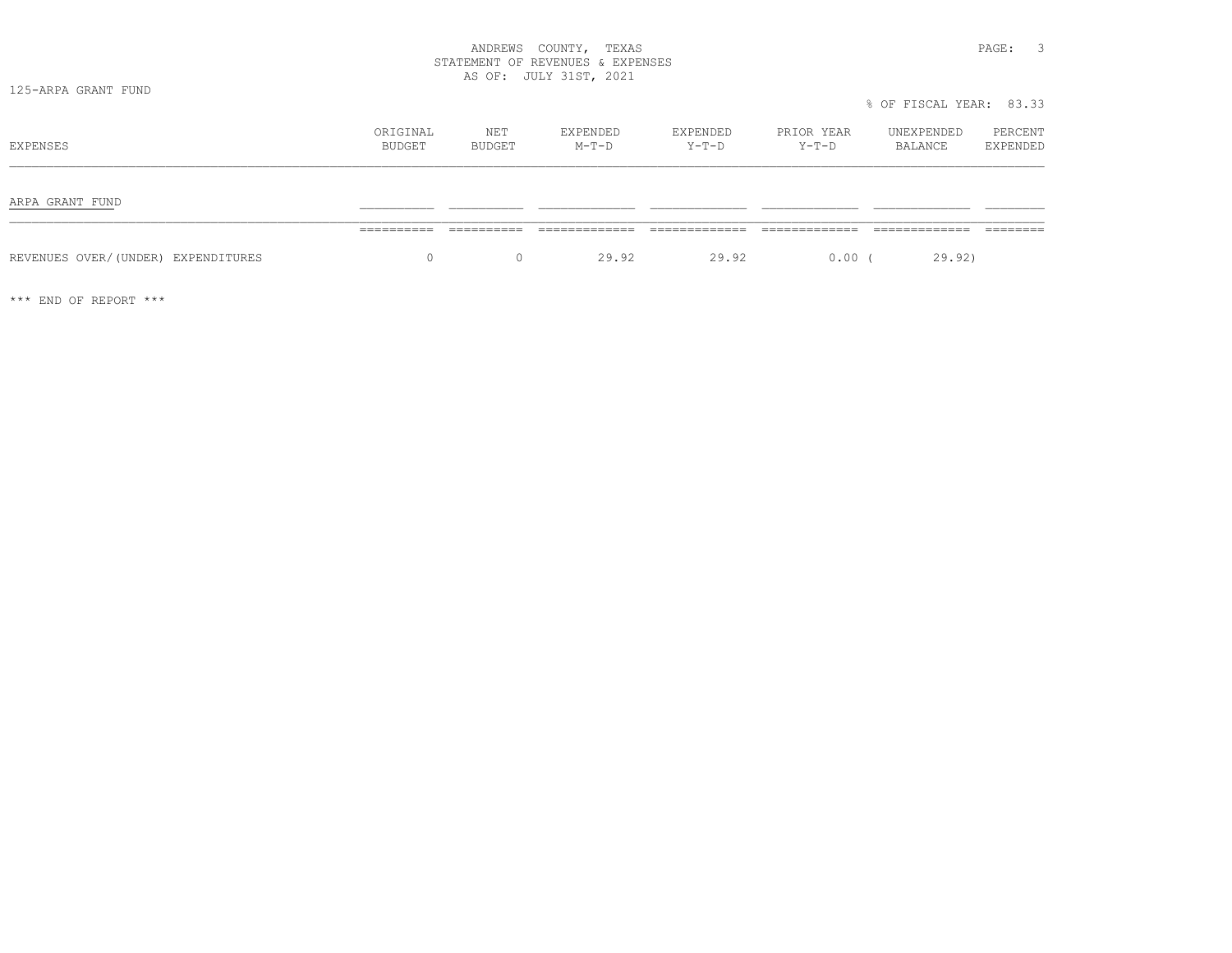ANDREWS COUNTY, TEXAS
STATEMENT OF REVENUES & EXPENSES
AS OF: JULY 31ST, 2021

125-ARPA GRANT FUND

% OF FISCAL YEAR: 83.33

| EXPENSES | ORIGINAL BUDGET | NET BUDGET | EXPENDED M-T-D | EXPENDED Y-T-D | PRIOR YEAR Y-T-D | UNEXPENDED BALANCE | PERCENT EXPENDED |
|---|---|---|---|---|---|---|---|
| ARPA GRANT FUND | | | | | | | |
| REVENUES OVER/(UNDER) EXPENDITURES | 0 | 0 | 29.92 | 29.92 | 0.00 | ( 29.92) | |

*** END OF REPORT ***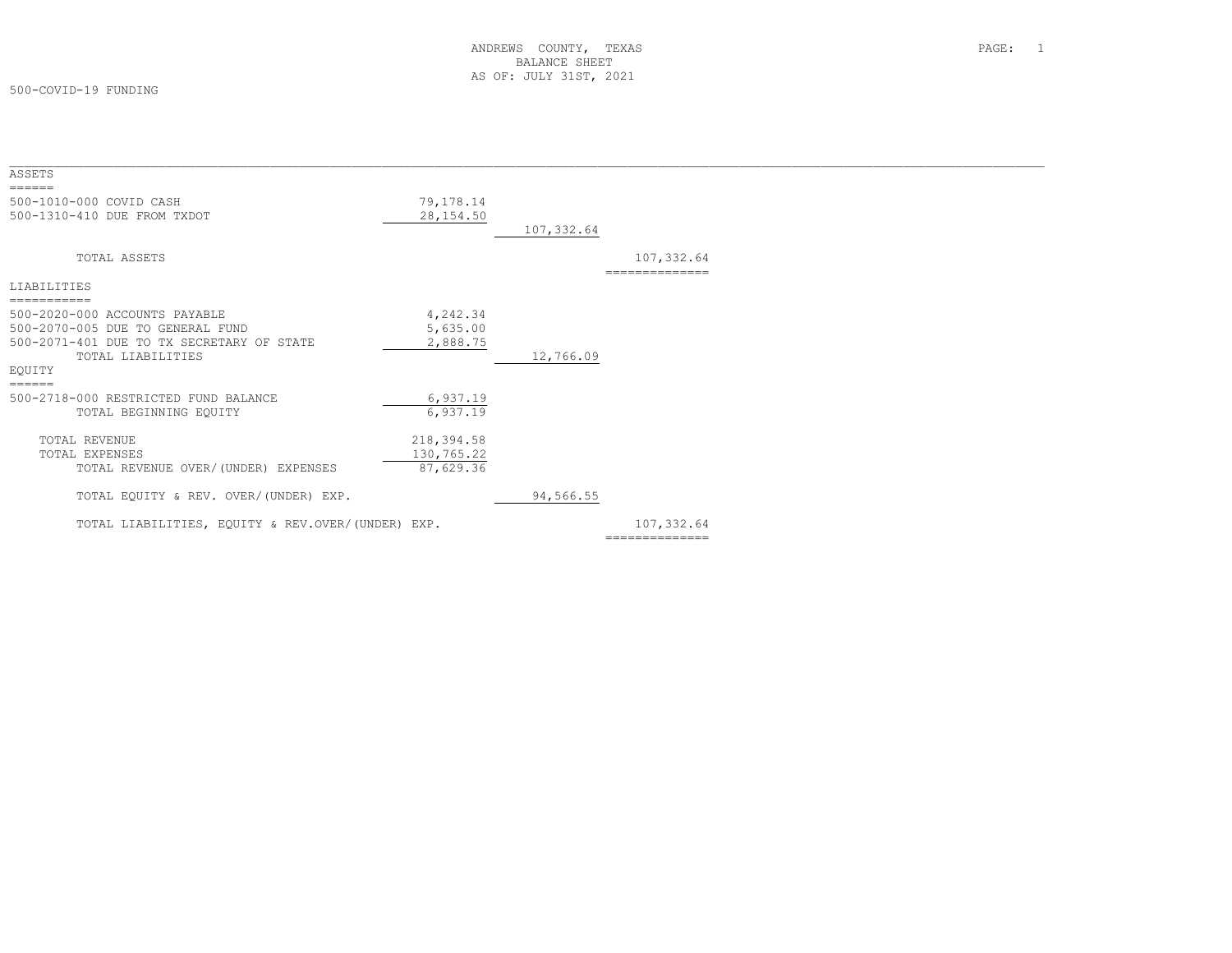# ANDREWS COUNTY, TEXAS
## BALANCE SHEET
### AS OF: JULY 31ST, 2021

500-COVID-19 FUNDING

| | | | |
|---|---|---|---|
| **ASSETS** | | | |
| 500-1010-000 COVID CASH | 79,178.14 | | |
| 500-1310-410 DUE FROM TXDOT | 28,154.50 | | |
| | | 107,332.64 | |
| TOTAL ASSETS | | | 107,332.64 |
| **LIABILITIES** | | | |
| 500-2020-000 ACCOUNTS PAYABLE | 4,242.34 | | |
| 500-2070-005 DUE TO GENERAL FUND | 5,635.00 | | |
| 500-2071-401 DUE TO TX SECRETARY OF STATE | 2,888.75 | | |
| TOTAL LIABILITIES | | 12,766.09 | |
| **EQUITY** | | | |
| 500-2718-000 RESTRICTED FUND BALANCE | 6,937.19 | | |
| TOTAL BEGINNING EQUITY | 6,937.19 | | |
| TOTAL REVENUE | 218,394.58 | | |
| TOTAL EXPENSES | 130,765.22 | | |
| TOTAL REVENUE OVER/(UNDER) EXPENSES | 87,629.36 | | |
| TOTAL EQUITY & REV. OVER/(UNDER) EXP. | | 94,566.55 | |
| TOTAL LIABILITIES, EQUITY & REV.OVER/(UNDER) EXP. | | | 107,332.64 |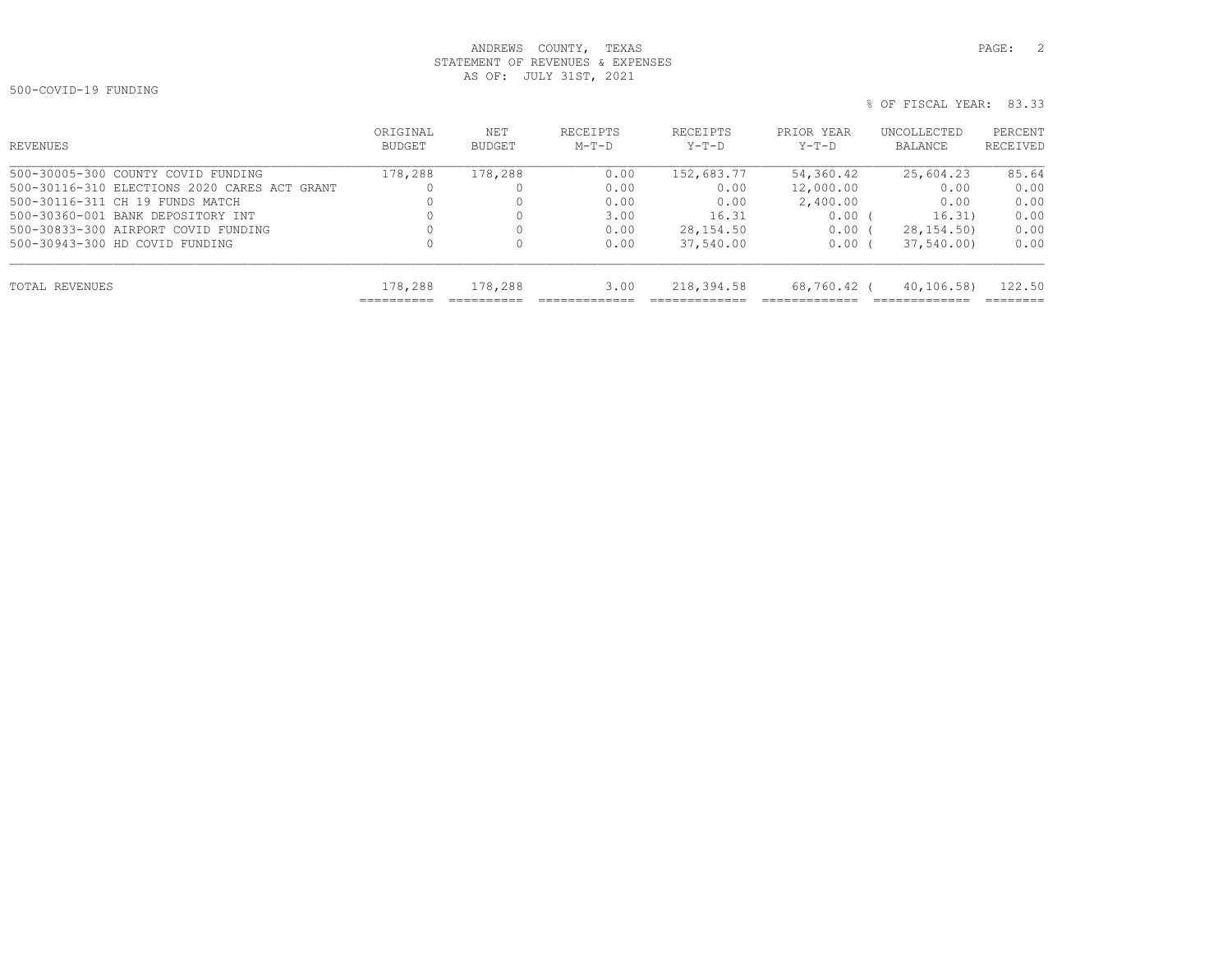ANDREWS COUNTY, TEXAS
STATEMENT OF REVENUES & EXPENSES
AS OF: JULY 31ST, 2021

500-COVID-19 FUNDING

% OF FISCAL YEAR: 83.33

| REVENUES | ORIGINAL BUDGET | NET BUDGET | RECEIPTS M-T-D | RECEIPTS Y-T-D | PRIOR YEAR Y-T-D | UNCOLLECTED BALANCE | PERCENT RECEIVED |
|---|---|---|---|---|---|---|---|
| 500-30005-300 COUNTY COVID FUNDING | 178,288 | 178,288 | 0.00 | 152,683.77 | 54,360.42 | 25,604.23 | 85.64 |
| 500-30116-310 ELECTIONS 2020 CARES ACT GRANT | 0 | 0 | 0.00 | 0.00 | 12,000.00 | 0.00 | 0.00 |
| 500-30116-311 CH 19 FUNDS MATCH | 0 | 0 | 0.00 | 0.00 | 2,400.00 | 0.00 | 0.00 |
| 500-30360-001 BANK DEPOSITORY INT | 0 | 0 | 3.00 | 16.31 | 0.00 | ( 16.31) | 0.00 |
| 500-30833-300 AIRPORT COVID FUNDING | 0 | 0 | 0.00 | 28,154.50 | 0.00 | ( 28,154.50) | 0.00 |
| 500-30943-300 HD COVID FUNDING | 0 | 0 | 0.00 | 37,540.00 | 0.00 | ( 37,540.00) | 0.00 |
| TOTAL REVENUES | 178,288 | 178,288 | 3.00 | 218,394.58 | 68,760.42 | ( 40,106.58) | 122.50 |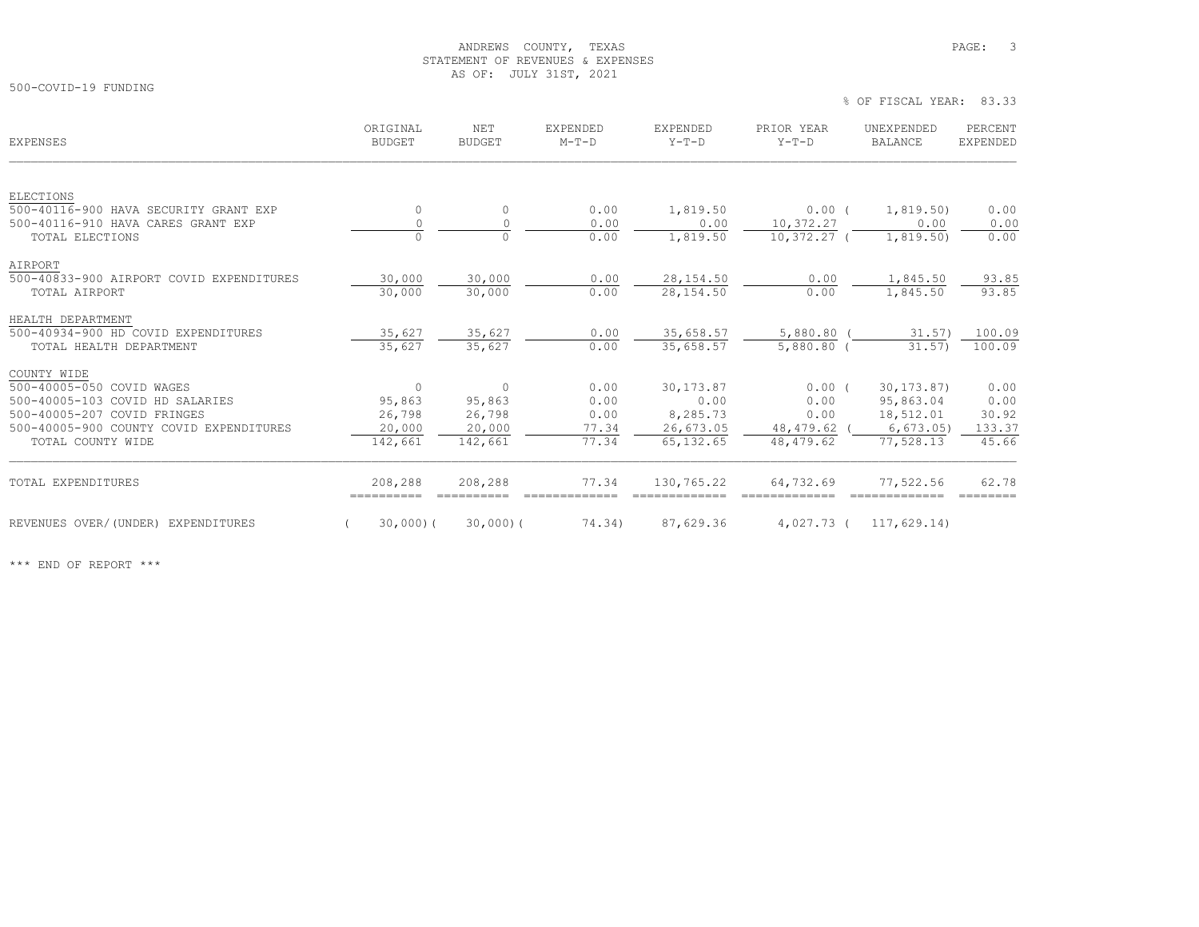ANDREWS COUNTY, TEXAS
STATEMENT OF REVENUES & EXPENSES
AS OF: JULY 31ST, 2021

500-COVID-19 FUNDING

% OF FISCAL YEAR: 83.33

| EXPENSES | ORIGINAL BUDGET | NET BUDGET | EXPENDED M-T-D | EXPENDED Y-T-D | PRIOR YEAR Y-T-D | UNEXPENDED BALANCE | PERCENT EXPENDED |
|---|---|---|---|---|---|---|---|
| ELECTIONS | | | | | | | |
| 500-40116-900 HAVA SECURITY GRANT EXP | 0 | 0 | 0.00 | 1,819.50 | 0.00 | ( 1,819.50) | 0.00 |
| 500-40116-910 HAVA CARES GRANT EXP | 0 | 0 | 0.00 | 0.00 | 10,372.27 | 0.00 | 0.00 |
| TOTAL ELECTIONS | 0 | 0 | 0.00 | 1,819.50 | 10,372.27 | ( 1,819.50) | 0.00 |
| AIRPORT | | | | | | | |
| 500-40833-900 AIRPORT COVID EXPENDITURES | 30,000 | 30,000 | 0.00 | 28,154.50 | 0.00 | 1,845.50 | 93.85 |
| TOTAL AIRPORT | 30,000 | 30,000 | 0.00 | 28,154.50 | 0.00 | 1,845.50 | 93.85 |
| HEALTH DEPARTMENT | | | | | | | |
| 500-40934-900 HD COVID EXPENDITURES | 35,627 | 35,627 | 0.00 | 35,658.57 | 5,880.80 | ( 31.57) | 100.09 |
| TOTAL HEALTH DEPARTMENT | 35,627 | 35,627 | 0.00 | 35,658.57 | 5,880.80 | ( 31.57) | 100.09 |
| COUNTY WIDE | | | | | | | |
| 500-40005-050 COVID WAGES | 0 | 0 | 0.00 | 30,173.87 | 0.00 | ( 30,173.87) | 0.00 |
| 500-40005-103 COVID HD SALARIES | 95,863 | 95,863 | 0.00 | 0.00 | 0.00 | 95,863.04 | 0.00 |
| 500-40005-207 COVID FRINGES | 26,798 | 26,798 | 0.00 | 8,285.73 | 0.00 | 18,512.01 | 30.92 |
| 500-40005-900 COUNTY COVID EXPENDITURES | 20,000 | 20,000 | 77.34 | 26,673.05 | 48,479.62 | ( 6,673.05) | 133.37 |
| TOTAL COUNTY WIDE | 142,661 | 142,661 | 77.34 | 65,132.65 | 48,479.62 | 77,528.13 | 45.66 |
| TOTAL EXPENDITURES | 208,288 | 208,288 | 77.34 | 130,765.22 | 64,732.69 | 77,522.56 | 62.78 |
| REVENUES OVER/(UNDER) EXPENDITURES | ( 30,000) | ( 30,000) | ( 74.34) | 87,629.36 | 4,027.73 | ( 117,629.14) | |

*** END OF REPORT ***